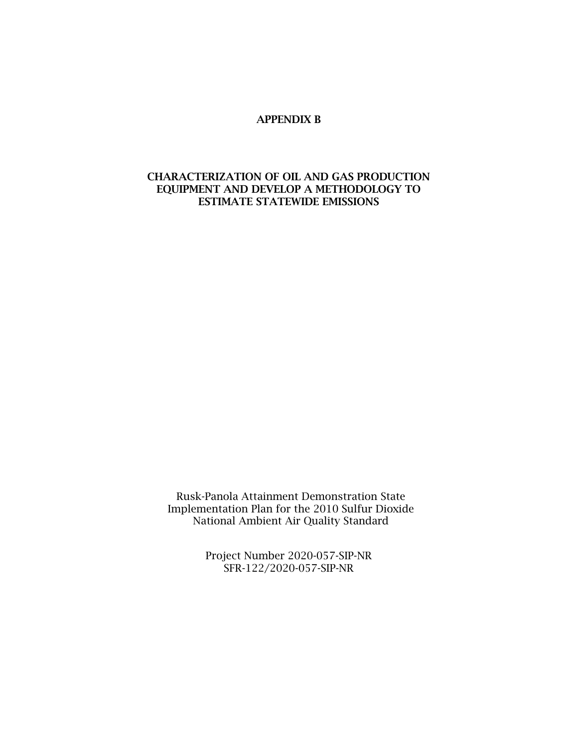# APPENDIX B

## CHARACTERIZATION OF OIL AND GAS PRODUCTION EQUIPMENT AND DEVELOP A METHODOLOGY TO ESTIMATE STATEWIDE EMISSIONS

Rusk-Panola Attainment Demonstration State Implementation Plan for the 2010 Sulfur Dioxide National Ambient Air Quality Standard

Project Number 2020-057-SIP-NR
SFR-122/2020-057-SIP-NR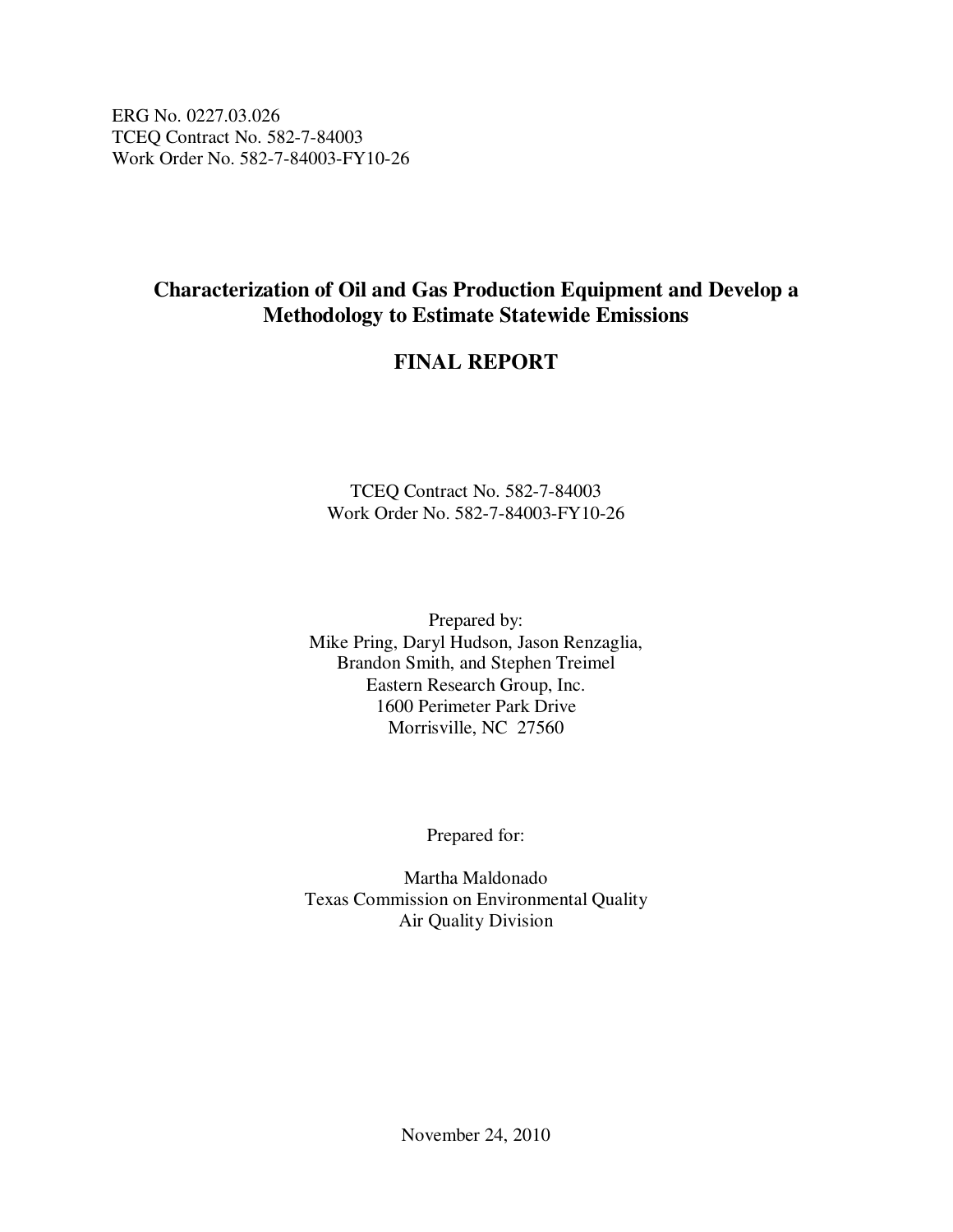ERG No. 0227.03.026
TCEQ Contract No. 582-7-84003
Work Order No. 582-7-84003-FY10-26

# Characterization of Oil and Gas Production Equipment and Develop a Methodology to Estimate Statewide Emissions

## FINAL REPORT

TCEQ Contract No. 582-7-84003
Work Order No. 582-7-84003-FY10-26

Prepared by:
Mike Pring, Daryl Hudson, Jason Renzaglia,
Brandon Smith, and Stephen Treimel
Eastern Research Group, Inc.
1600 Perimeter Park Drive
Morrisville, NC 27560

Prepared for:

Martha Maldonado
Texas Commission on Environmental Quality
Air Quality Division

November 24, 2010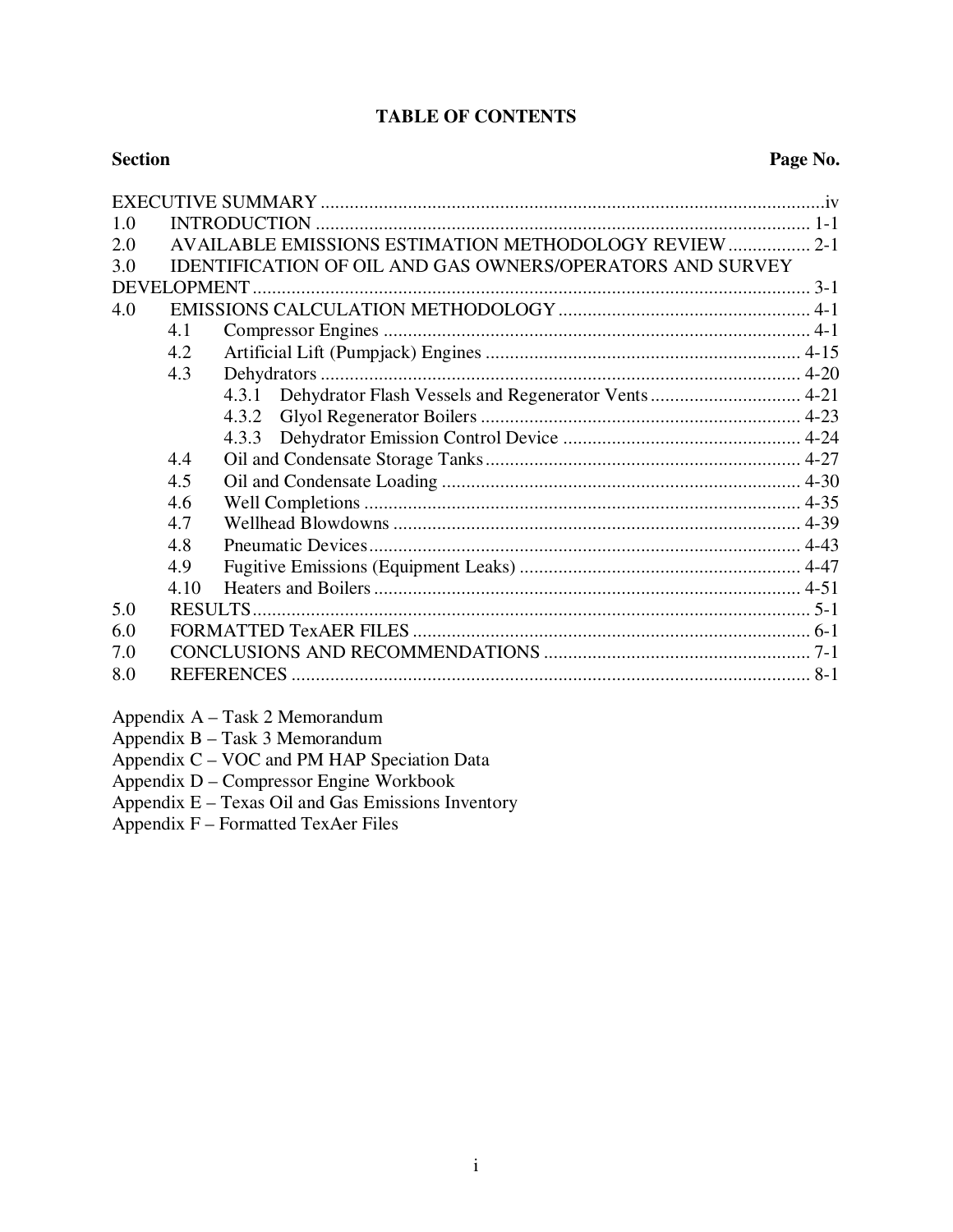# TABLE OF CONTENTS

| Section | | | Page No. |
|---|---|---|---|
| EXECUTIVE SUMMARY | | | iv |
| 1.0 | INTRODUCTION | | 1-1 |
| 2.0 | AVAILABLE EMISSIONS ESTIMATION METHODOLOGY REVIEW | | 2-1 |
| 3.0 | IDENTIFICATION OF OIL AND GAS OWNERS/OPERATORS AND SURVEY DEVELOPMENT | | 3-1 |
| 4.0 | EMISSIONS CALCULATION METHODOLOGY | | 4-1 |
| | 4.1 | Compressor Engines | 4-1 |
| | 4.2 | Artificial Lift (Pumpjack) Engines | 4-15 |
| | 4.3 | Dehydrators | 4-20 |
| | | 4.3.1 Dehydrator Flash Vessels and Regenerator Vents | 4-21 |
| | | 4.3.2 Glyol Regenerator Boilers | 4-23 |
| | | 4.3.3 Dehydrator Emission Control Device | 4-24 |
| | 4.4 | Oil and Condensate Storage Tanks | 4-27 |
| | 4.5 | Oil and Condensate Loading | 4-30 |
| | 4.6 | Well Completions | 4-35 |
| | 4.7 | Wellhead Blowdowns | 4-39 |
| | 4.8 | Pneumatic Devices | 4-43 |
| | 4.9 | Fugitive Emissions (Equipment Leaks) | 4-47 |
| | 4.10 | Heaters and Boilers | 4-51 |
| 5.0 | RESULTS | | 5-1 |
| 6.0 | FORMATTED TexAER FILES | | 6-1 |
| 7.0 | CONCLUSIONS AND RECOMMENDATIONS | | 7-1 |
| 8.0 | REFERENCES | | 8-1 |

Appendix A – Task 2 Memorandum  
Appendix B – Task 3 Memorandum  
Appendix C – VOC and PM HAP Speciation Data  
Appendix D – Compressor Engine Workbook  
Appendix E – Texas Oil and Gas Emissions Inventory  
Appendix F – Formatted TexAer Files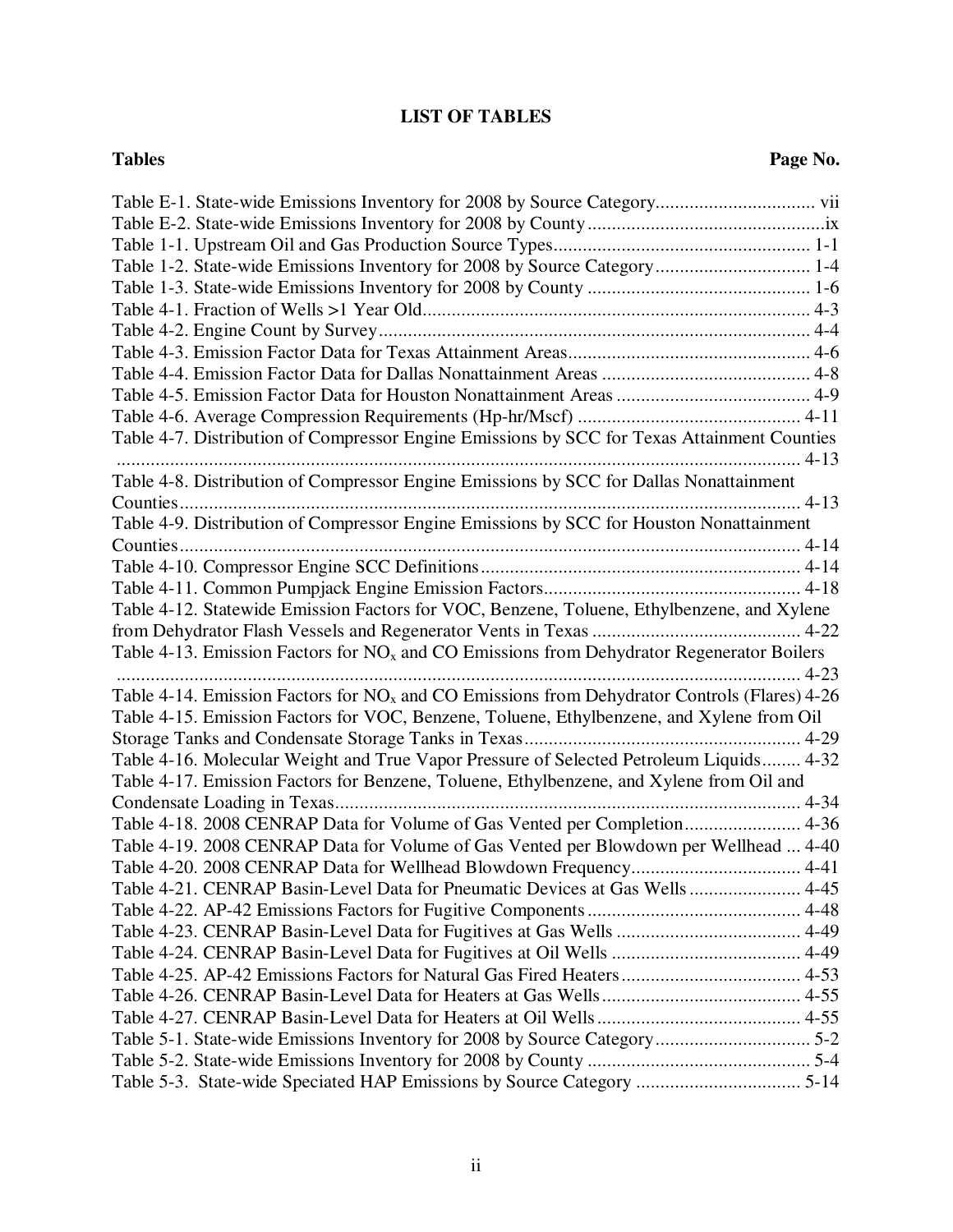## LIST OF TABLES

| Tables | Page No. |
|---|---|
| Table E-1. State-wide Emissions Inventory for 2008 by Source Category | vii |
| Table E-2. State-wide Emissions Inventory for 2008 by County | ix |
| Table 1-1. Upstream Oil and Gas Production Source Types | 1-1 |
| Table 1-2. State-wide Emissions Inventory for 2008 by Source Category | 1-4 |
| Table 1-3. State-wide Emissions Inventory for 2008 by County | 1-6 |
| Table 4-1. Fraction of Wells >1 Year Old | 4-3 |
| Table 4-2. Engine Count by Survey | 4-4 |
| Table 4-3. Emission Factor Data for Texas Attainment Areas | 4-6 |
| Table 4-4. Emission Factor Data for Dallas Nonattainment Areas | 4-8 |
| Table 4-5. Emission Factor Data for Houston Nonattainment Areas | 4-9 |
| Table 4-6. Average Compression Requirements (Hp-hr/Mscf) | 4-11 |
| Table 4-7. Distribution of Compressor Engine Emissions by SCC for Texas Attainment Counties | 4-13 |
| Table 4-8. Distribution of Compressor Engine Emissions by SCC for Dallas Nonattainment Counties | 4-13 |
| Table 4-9. Distribution of Compressor Engine Emissions by SCC for Houston Nonattainment Counties | 4-14 |
| Table 4-10. Compressor Engine SCC Definitions | 4-14 |
| Table 4-11. Common Pumpjack Engine Emission Factors | 4-18 |
| Table 4-12. Statewide Emission Factors for VOC, Benzene, Toluene, Ethylbenzene, and Xylene from Dehydrator Flash Vessels and Regenerator Vents in Texas | 4-22 |
| Table 4-13. Emission Factors for $NO_x$ and CO Emissions from Dehydrator Regenerator Boilers | 4-23 |
| Table 4-14. Emission Factors for $NO_x$ and CO Emissions from Dehydrator Controls (Flares) | 4-26 |
| Table 4-15. Emission Factors for VOC, Benzene, Toluene, Ethylbenzene, and Xylene from Oil Storage Tanks and Condensate Storage Tanks in Texas | 4-29 |
| Table 4-16. Molecular Weight and True Vapor Pressure of Selected Petroleum Liquids | 4-32 |
| Table 4-17. Emission Factors for Benzene, Toluene, Ethylbenzene, and Xylene from Oil and Condensate Loading in Texas | 4-34 |
| Table 4-18. 2008 CENRAP Data for Volume of Gas Vented per Completion | 4-36 |
| Table 4-19. 2008 CENRAP Data for Volume of Gas Vented per Blowdown per Wellhead | 4-40 |
| Table 4-20. 2008 CENRAP Data for Wellhead Blowdown Frequency | 4-41 |
| Table 4-21. CENRAP Basin-Level Data for Pneumatic Devices at Gas Wells | 4-45 |
| Table 4-22. AP-42 Emissions Factors for Fugitive Components | 4-48 |
| Table 4-23. CENRAP Basin-Level Data for Fugitives at Gas Wells | 4-49 |
| Table 4-24. CENRAP Basin-Level Data for Fugitives at Oil Wells | 4-49 |
| Table 4-25. AP-42 Emissions Factors for Natural Gas Fired Heaters | 4-53 |
| Table 4-26. CENRAP Basin-Level Data for Heaters at Gas Wells | 4-55 |
| Table 4-27. CENRAP Basin-Level Data for Heaters at Oil Wells | 4-55 |
| Table 5-1. State-wide Emissions Inventory for 2008 by Source Category | 5-2 |
| Table 5-2. State-wide Emissions Inventory for 2008 by County | 5-4 |
| Table 5-3. State-wide Speciated HAP Emissions by Source Category | 5-14 |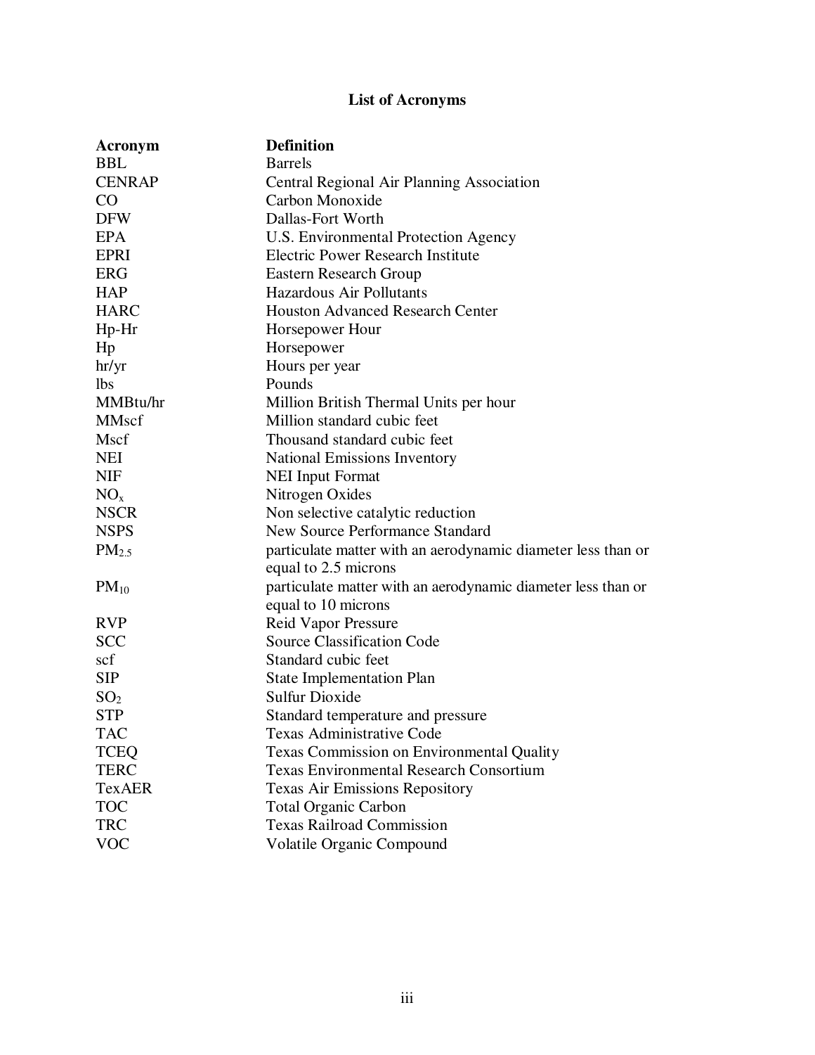# List of Acronyms

| Acronym | Definition |
|---|---|
| BBL | Barrels |
| CENRAP | Central Regional Air Planning Association |
| CO | Carbon Monoxide |
| DFW | Dallas-Fort Worth |
| EPA | U.S. Environmental Protection Agency |
| EPRI | Electric Power Research Institute |
| ERG | Eastern Research Group |
| HAP | Hazardous Air Pollutants |
| HARC | Houston Advanced Research Center |
| Hp-Hr | Horsepower Hour |
| Hp | Horsepower |
| hr/yr | Hours per year |
| lbs | Pounds |
| MMBtu/hr | Million British Thermal Units per hour |
| MMscf | Million standard cubic feet |
| Mscf | Thousand standard cubic feet |
| NEI | National Emissions Inventory |
| NIF | NEI Input Format |
| $NO_x$ | Nitrogen Oxides |
| NSCR | Non selective catalytic reduction |
| NSPS | New Source Performance Standard |
| $PM_{2.5}$ | particulate matter with an aerodynamic diameter less than or equal to 2.5 microns |
| $PM_{10}$ | particulate matter with an aerodynamic diameter less than or equal to 10 microns |
| RVP | Reid Vapor Pressure |
| SCC | Source Classification Code |
| scf | Standard cubic feet |
| SIP | State Implementation Plan |
| $SO_2$ | Sulfur Dioxide |
| STP | Standard temperature and pressure |
| TAC | Texas Administrative Code |
| TCEQ | Texas Commission on Environmental Quality |
| TERC | Texas Environmental Research Consortium |
| TexAER | Texas Air Emissions Repository |
| TOC | Total Organic Carbon |
| TRC | Texas Railroad Commission |
| VOC | Volatile Organic Compound |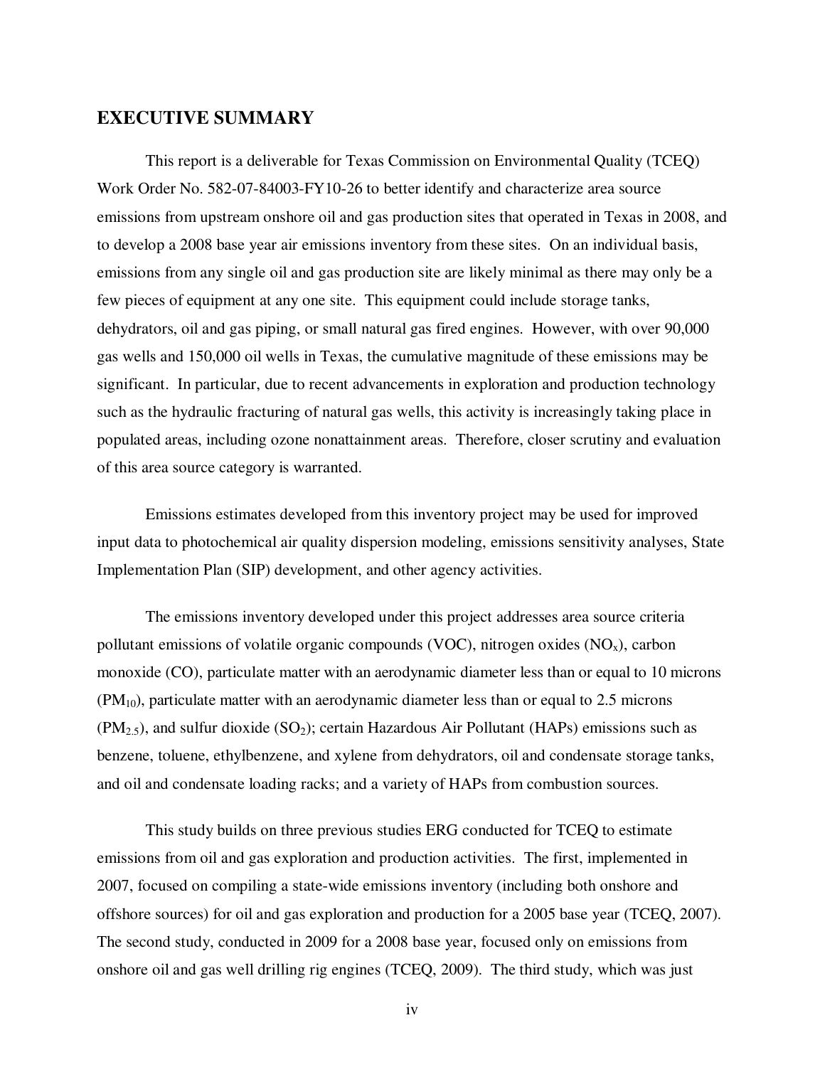## EXECUTIVE SUMMARY

This report is a deliverable for Texas Commission on Environmental Quality (TCEQ) Work Order No. 582-07-84003-FY10-26 to better identify and characterize area source emissions from upstream onshore oil and gas production sites that operated in Texas in 2008, and to develop a 2008 base year air emissions inventory from these sites. On an individual basis, emissions from any single oil and gas production site are likely minimal as there may only be a few pieces of equipment at any one site. This equipment could include storage tanks, dehydrators, oil and gas piping, or small natural gas fired engines. However, with over 90,000 gas wells and 150,000 oil wells in Texas, the cumulative magnitude of these emissions may be significant. In particular, due to recent advancements in exploration and production technology such as the hydraulic fracturing of natural gas wells, this activity is increasingly taking place in populated areas, including ozone nonattainment areas. Therefore, closer scrutiny and evaluation of this area source category is warranted.

Emissions estimates developed from this inventory project may be used for improved input data to photochemical air quality dispersion modeling, emissions sensitivity analyses, State Implementation Plan (SIP) development, and other agency activities.

The emissions inventory developed under this project addresses area source criteria pollutant emissions of volatile organic compounds (VOC), nitrogen oxides ($NO_x$), carbon monoxide (CO), particulate matter with an aerodynamic diameter less than or equal to 10 microns ($PM_{10}$), particulate matter with an aerodynamic diameter less than or equal to 2.5 microns ($PM_{2.5}$), and sulfur dioxide ($SO_2$); certain Hazardous Air Pollutant (HAPs) emissions such as benzene, toluene, ethylbenzene, and xylene from dehydrators, oil and condensate storage tanks, and oil and condensate loading racks; and a variety of HAPs from combustion sources.

This study builds on three previous studies ERG conducted for TCEQ to estimate emissions from oil and gas exploration and production activities. The first, implemented in 2007, focused on compiling a state-wide emissions inventory (including both onshore and offshore sources) for oil and gas exploration and production for a 2005 base year (TCEQ, 2007). The second study, conducted in 2009 for a 2008 base year, focused only on emissions from onshore oil and gas well drilling rig engines (TCEQ, 2009). The third study, which was just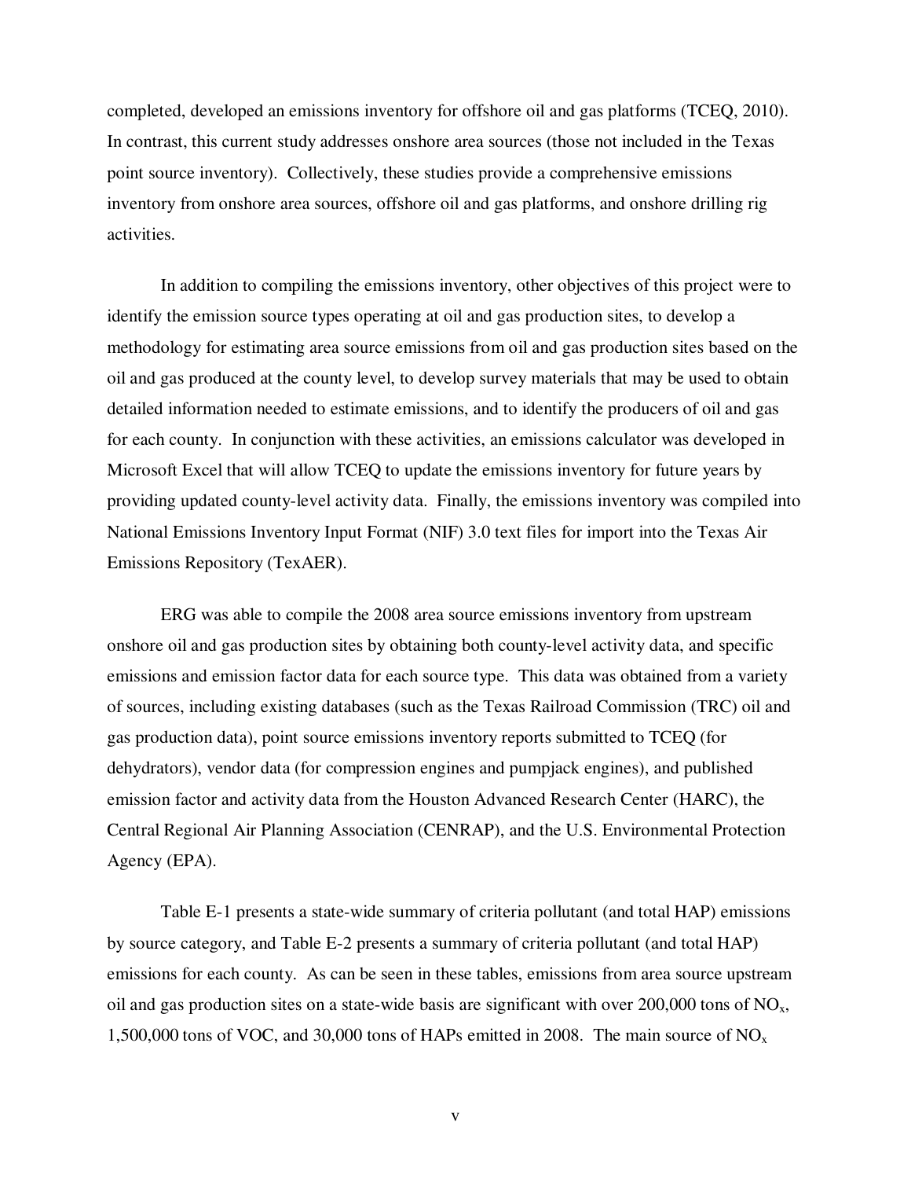completed, developed an emissions inventory for offshore oil and gas platforms (TCEQ, 2010). In contrast, this current study addresses onshore area sources (those not included in the Texas point source inventory). Collectively, these studies provide a comprehensive emissions inventory from onshore area sources, offshore oil and gas platforms, and onshore drilling rig activities.

In addition to compiling the emissions inventory, other objectives of this project were to identify the emission source types operating at oil and gas production sites, to develop a methodology for estimating area source emissions from oil and gas production sites based on the oil and gas produced at the county level, to develop survey materials that may be used to obtain detailed information needed to estimate emissions, and to identify the producers of oil and gas for each county. In conjunction with these activities, an emissions calculator was developed in Microsoft Excel that will allow TCEQ to update the emissions inventory for future years by providing updated county-level activity data. Finally, the emissions inventory was compiled into National Emissions Inventory Input Format (NIF) 3.0 text files for import into the Texas Air Emissions Repository (TexAER).

ERG was able to compile the 2008 area source emissions inventory from upstream onshore oil and gas production sites by obtaining both county-level activity data, and specific emissions and emission factor data for each source type. This data was obtained from a variety of sources, including existing databases (such as the Texas Railroad Commission (TRC) oil and gas production data), point source emissions inventory reports submitted to TCEQ (for dehydrators), vendor data (for compression engines and pumpjack engines), and published emission factor and activity data from the Houston Advanced Research Center (HARC), the Central Regional Air Planning Association (CENRAP), and the U.S. Environmental Protection Agency (EPA).

Table E-1 presents a state-wide summary of criteria pollutant (and total HAP) emissions by source category, and Table E-2 presents a summary of criteria pollutant (and total HAP) emissions for each county. As can be seen in these tables, emissions from area source upstream oil and gas production sites on a state-wide basis are significant with over 200,000 tons of $NO_x$, 1,500,000 tons of VOC, and 30,000 tons of HAPs emitted in 2008. The main source of $NO_x$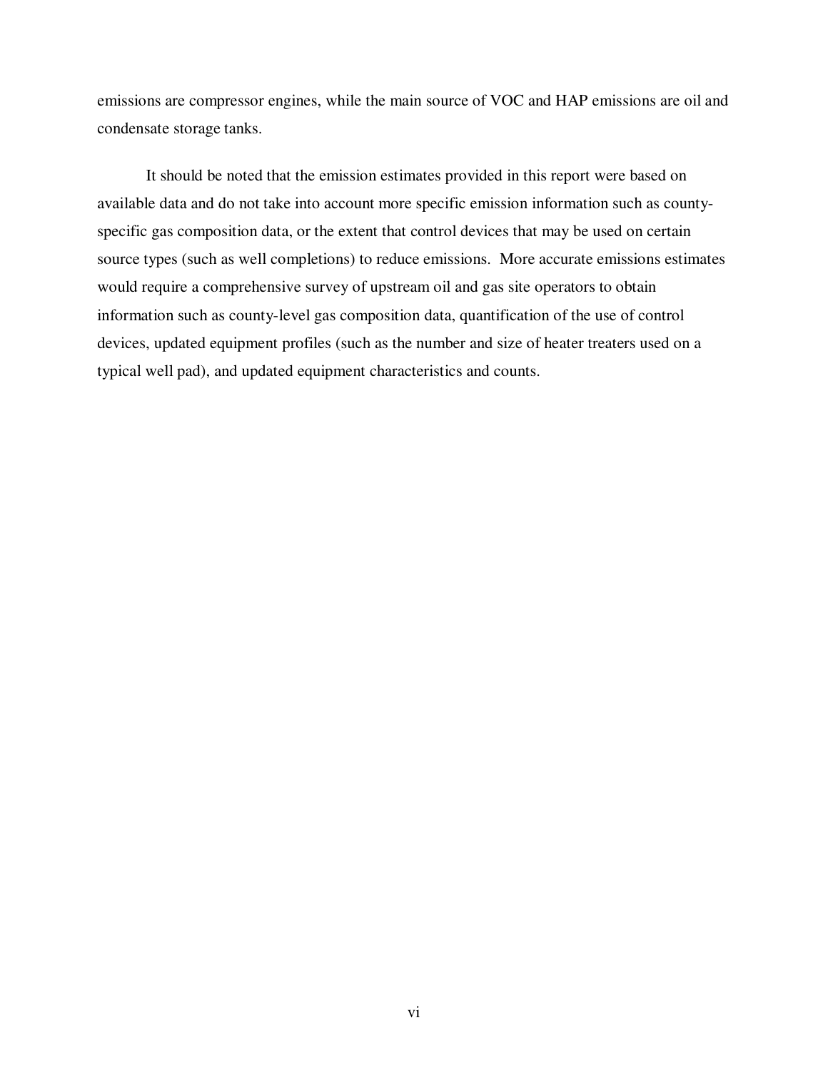emissions are compressor engines, while the main source of VOC and HAP emissions are oil and condensate storage tanks.

It should be noted that the emission estimates provided in this report were based on available data and do not take into account more specific emission information such as county-specific gas composition data, or the extent that control devices that may be used on certain source types (such as well completions) to reduce emissions. More accurate emissions estimates would require a comprehensive survey of upstream oil and gas site operators to obtain information such as county-level gas composition data, quantification of the use of control devices, updated equipment profiles (such as the number and size of heater treaters used on a typical well pad), and updated equipment characteristics and counts.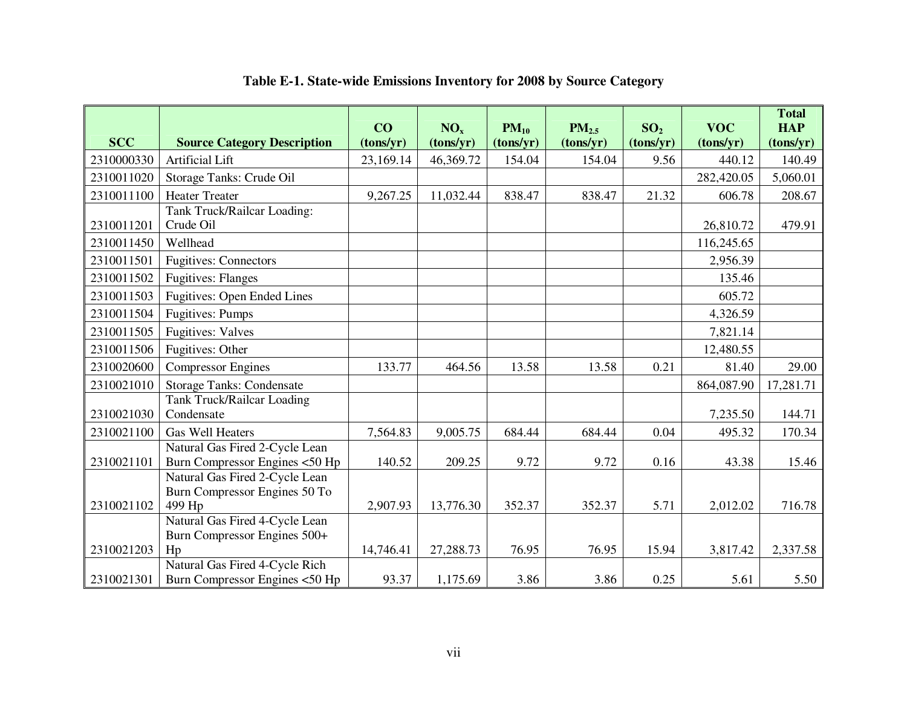**Table E-1. State-wide Emissions Inventory for 2008 by Source Category**

| SCC | Source Category Description | CO (tons/yr) | $NO_x$ (tons/yr) | $PM_{10}$ (tons/yr) | $PM_{2.5}$ (tons/yr) | $SO_2$ (tons/yr) | VOC (tons/yr) | Total HAP (tons/yr) |
|---|---|---|---|---|---|---|---|---|
| 2310000330 | Artificial Lift | 23,169.14 | 46,369.72 | 154.04 | 154.04 | 9.56 | 440.12 | 140.49 |
| 2310011020 | Storage Tanks: Crude Oil | | | | | | 282,420.05 | 5,060.01 |
| 2310011100 | Heater Treater | 9,267.25 | 11,032.44 | 838.47 | 838.47 | 21.32 | 606.78 | 208.67 |
| 2310011201 | Tank Truck/Railcar Loading: Crude Oil | | | | | | 26,810.72 | 479.91 |
| 2310011450 | Wellhead | | | | | | 116,245.65 | |
| 2310011501 | Fugitives: Connectors | | | | | | 2,956.39 | |
| 2310011502 | Fugitives: Flanges | | | | | | 135.46 | |
| 2310011503 | Fugitives: Open Ended Lines | | | | | | 605.72 | |
| 2310011504 | Fugitives: Pumps | | | | | | 4,326.59 | |
| 2310011505 | Fugitives: Valves | | | | | | 7,821.14 | |
| 2310011506 | Fugitives: Other | | | | | | 12,480.55 | |
| 2310020600 | Compressor Engines | 133.77 | 464.56 | 13.58 | 13.58 | 0.21 | 81.40 | 29.00 |
| 2310021010 | Storage Tanks: Condensate | | | | | | 864,087.90 | 17,281.71 |
| 2310021030 | Tank Truck/Railcar Loading Condensate | | | | | | 7,235.50 | 144.71 |
| 2310021100 | Gas Well Heaters | 7,564.83 | 9,005.75 | 684.44 | 684.44 | 0.04 | 495.32 | 170.34 |
| 2310021101 | Natural Gas Fired 2-Cycle Lean Burn Compressor Engines <50 Hp | 140.52 | 209.25 | 9.72 | 9.72 | 0.16 | 43.38 | 15.46 |
| 2310021102 | Natural Gas Fired 2-Cycle Lean Burn Compressor Engines 50 To 499 Hp | 2,907.93 | 13,776.30 | 352.37 | 352.37 | 5.71 | 2,012.02 | 716.78 |
| 2310021203 | Natural Gas Fired 4-Cycle Lean Burn Compressor Engines 500+ Hp | 14,746.41 | 27,288.73 | 76.95 | 76.95 | 15.94 | 3,817.42 | 2,337.58 |
| 2310021301 | Natural Gas Fired 4-Cycle Rich Burn Compressor Engines <50 Hp | 93.37 | 1,175.69 | 3.86 | 3.86 | 0.25 | 5.61 | 5.50 |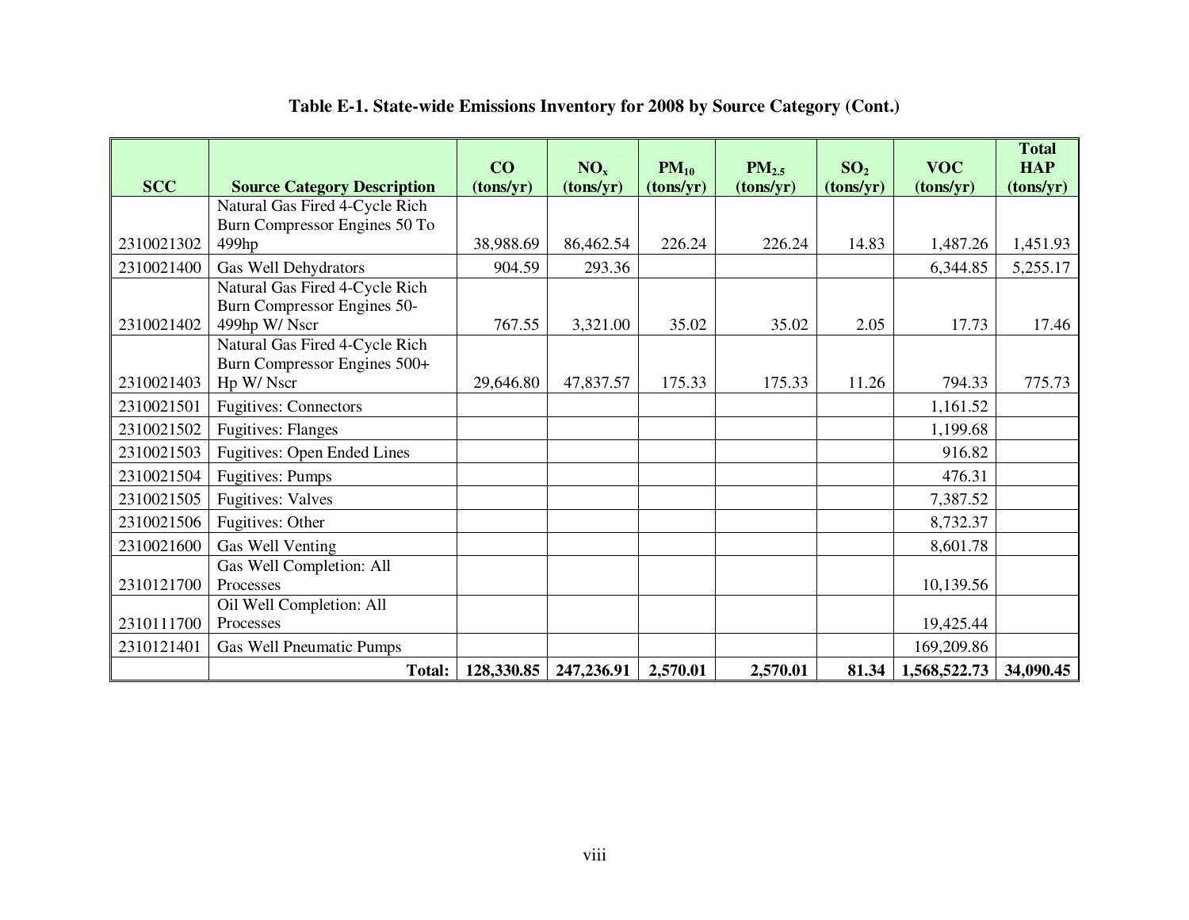**Table E-1. State-wide Emissions Inventory for 2008 by Source Category (Cont.)**

| SCC | Source Category Description | CO (tons/yr) | $NO_x$ (tons/yr) | $PM_{10}$ (tons/yr) | $PM_{2.5}$ (tons/yr) | $SO_2$ (tons/yr) | VOC (tons/yr) | Total HAP (tons/yr) |
|---|---|---|---|---|---|---|---|---|
| 2310021302 | Natural Gas Fired 4-Cycle Rich Burn Compressor Engines 50 To 499hp | 38,988.69 | 86,462.54 | 226.24 | 226.24 | 14.83 | 1,487.26 | 1,451.93 |
| 2310021400 | Gas Well Dehydrators | 904.59 | 293.36 | | | | 6,344.85 | 5,255.17 |
| 2310021402 | Natural Gas Fired 4-Cycle Rich Burn Compressor Engines 50-499hp W/ Nscr | 767.55 | 3,321.00 | 35.02 | 35.02 | 2.05 | 17.73 | 17.46 |
| 2310021403 | Natural Gas Fired 4-Cycle Rich Burn Compressor Engines 500+ Hp W/ Nscr | 29,646.80 | 47,837.57 | 175.33 | 175.33 | 11.26 | 794.33 | 775.73 |
| 2310021501 | Fugitives: Connectors | | | | | | 1,161.52 | |
| 2310021502 | Fugitives: Flanges | | | | | | 1,199.68 | |
| 2310021503 | Fugitives: Open Ended Lines | | | | | | 916.82 | |
| 2310021504 | Fugitives: Pumps | | | | | | 476.31 | |
| 2310021505 | Fugitives: Valves | | | | | | 7,387.52 | |
| 2310021506 | Fugitives: Other | | | | | | 8,732.37 | |
| 2310021600 | Gas Well Venting | | | | | | 8,601.78 | |
| 2310121700 | Gas Well Completion: All Processes | | | | | | 10,139.56 | |
| 2310111700 | Oil Well Completion: All Processes | | | | | | 19,425.44 | |
| 2310121401 | Gas Well Pneumatic Pumps | | | | | | 169,209.86 | |
| | **Total:** | **128,330.85** | **247,236.91** | **2,570.01** | **2,570.01** | **81.34** | **1,568,522.73** | **34,090.45** |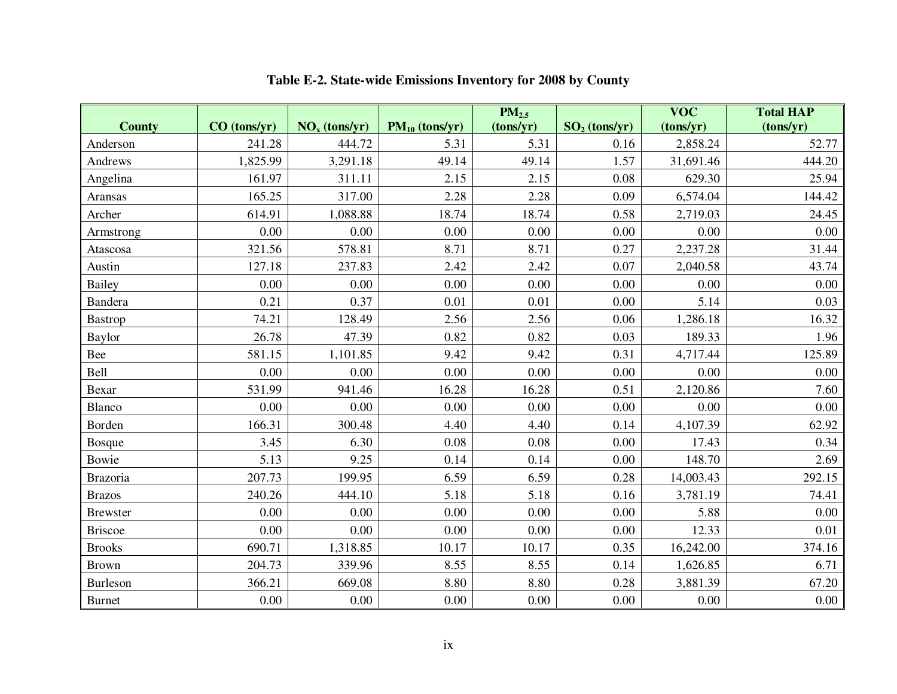**Table E-2. State-wide Emissions Inventory for 2008 by County**

| County | CO (tons/yr) | $NO_x$ (tons/yr) | $PM_{10}$ (tons/yr) | $PM_{2.5}$ (tons/yr) | $SO_2$ (tons/yr) | VOC (tons/yr) | Total HAP (tons/yr) |
|---|---|---|---|---|---|---|---|
| Anderson | 241.28 | 444.72 | 5.31 | 5.31 | 0.16 | 2,858.24 | 52.77 |
| Andrews | 1,825.99 | 3,291.18 | 49.14 | 49.14 | 1.57 | 31,691.46 | 444.20 |
| Angelina | 161.97 | 311.11 | 2.15 | 2.15 | 0.08 | 629.30 | 25.94 |
| Aransas | 165.25 | 317.00 | 2.28 | 2.28 | 0.09 | 6,574.04 | 144.42 |
| Archer | 614.91 | 1,088.88 | 18.74 | 18.74 | 0.58 | 2,719.03 | 24.45 |
| Armstrong | 0.00 | 0.00 | 0.00 | 0.00 | 0.00 | 0.00 | 0.00 |
| Atascosa | 321.56 | 578.81 | 8.71 | 8.71 | 0.27 | 2,237.28 | 31.44 |
| Austin | 127.18 | 237.83 | 2.42 | 2.42 | 0.07 | 2,040.58 | 43.74 |
| Bailey | 0.00 | 0.00 | 0.00 | 0.00 | 0.00 | 0.00 | 0.00 |
| Bandera | 0.21 | 0.37 | 0.01 | 0.01 | 0.00 | 5.14 | 0.03 |
| Bastrop | 74.21 | 128.49 | 2.56 | 2.56 | 0.06 | 1,286.18 | 16.32 |
| Baylor | 26.78 | 47.39 | 0.82 | 0.82 | 0.03 | 189.33 | 1.96 |
| Bee | 581.15 | 1,101.85 | 9.42 | 9.42 | 0.31 | 4,717.44 | 125.89 |
| Bell | 0.00 | 0.00 | 0.00 | 0.00 | 0.00 | 0.00 | 0.00 |
| Bexar | 531.99 | 941.46 | 16.28 | 16.28 | 0.51 | 2,120.86 | 7.60 |
| Blanco | 0.00 | 0.00 | 0.00 | 0.00 | 0.00 | 0.00 | 0.00 |
| Borden | 166.31 | 300.48 | 4.40 | 4.40 | 0.14 | 4,107.39 | 62.92 |
| Bosque | 3.45 | 6.30 | 0.08 | 0.08 | 0.00 | 17.43 | 0.34 |
| Bowie | 5.13 | 9.25 | 0.14 | 0.14 | 0.00 | 148.70 | 2.69 |
| Brazoria | 207.73 | 199.95 | 6.59 | 6.59 | 0.28 | 14,003.43 | 292.15 |
| Brazos | 240.26 | 444.10 | 5.18 | 5.18 | 0.16 | 3,781.19 | 74.41 |
| Brewster | 0.00 | 0.00 | 0.00 | 0.00 | 0.00 | 5.88 | 0.00 |
| Briscoe | 0.00 | 0.00 | 0.00 | 0.00 | 0.00 | 12.33 | 0.01 |
| Brooks | 690.71 | 1,318.85 | 10.17 | 10.17 | 0.35 | 16,242.00 | 374.16 |
| Brown | 204.73 | 339.96 | 8.55 | 8.55 | 0.14 | 1,626.85 | 6.71 |
| Burleson | 366.21 | 669.08 | 8.80 | 8.80 | 0.28 | 3,881.39 | 67.20 |
| Burnet | 0.00 | 0.00 | 0.00 | 0.00 | 0.00 | 0.00 | 0.00 |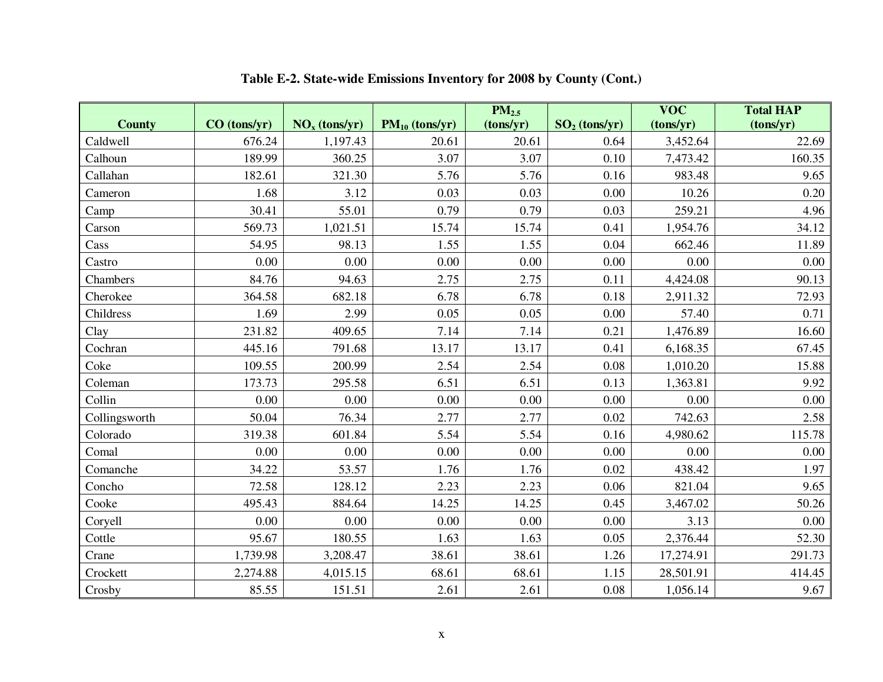**Table E-2. State-wide Emissions Inventory for 2008 by County (Cont.)**

| County | CO (tons/yr) | $NO_x$ (tons/yr) | $PM_{10}$ (tons/yr) | $PM_{2.5}$ (tons/yr) | $SO_2$ (tons/yr) | VOC (tons/yr) | Total HAP (tons/yr) |
|---|---|---|---|---|---|---|---|
| Caldwell | 676.24 | 1,197.43 | 20.61 | 20.61 | 0.64 | 3,452.64 | 22.69 |
| Calhoun | 189.99 | 360.25 | 3.07 | 3.07 | 0.10 | 7,473.42 | 160.35 |
| Callahan | 182.61 | 321.30 | 5.76 | 5.76 | 0.16 | 983.48 | 9.65 |
| Cameron | 1.68 | 3.12 | 0.03 | 0.03 | 0.00 | 10.26 | 0.20 |
| Camp | 30.41 | 55.01 | 0.79 | 0.79 | 0.03 | 259.21 | 4.96 |
| Carson | 569.73 | 1,021.51 | 15.74 | 15.74 | 0.41 | 1,954.76 | 34.12 |
| Cass | 54.95 | 98.13 | 1.55 | 1.55 | 0.04 | 662.46 | 11.89 |
| Castro | 0.00 | 0.00 | 0.00 | 0.00 | 0.00 | 0.00 | 0.00 |
| Chambers | 84.76 | 94.63 | 2.75 | 2.75 | 0.11 | 4,424.08 | 90.13 |
| Cherokee | 364.58 | 682.18 | 6.78 | 6.78 | 0.18 | 2,911.32 | 72.93 |
| Childress | 1.69 | 2.99 | 0.05 | 0.05 | 0.00 | 57.40 | 0.71 |
| Clay | 231.82 | 409.65 | 7.14 | 7.14 | 0.21 | 1,476.89 | 16.60 |
| Cochran | 445.16 | 791.68 | 13.17 | 13.17 | 0.41 | 6,168.35 | 67.45 |
| Coke | 109.55 | 200.99 | 2.54 | 2.54 | 0.08 | 1,010.20 | 15.88 |
| Coleman | 173.73 | 295.58 | 6.51 | 6.51 | 0.13 | 1,363.81 | 9.92 |
| Collin | 0.00 | 0.00 | 0.00 | 0.00 | 0.00 | 0.00 | 0.00 |
| Collingsworth | 50.04 | 76.34 | 2.77 | 2.77 | 0.02 | 742.63 | 2.58 |
| Colorado | 319.38 | 601.84 | 5.54 | 5.54 | 0.16 | 4,980.62 | 115.78 |
| Comal | 0.00 | 0.00 | 0.00 | 0.00 | 0.00 | 0.00 | 0.00 |
| Comanche | 34.22 | 53.57 | 1.76 | 1.76 | 0.02 | 438.42 | 1.97 |
| Concho | 72.58 | 128.12 | 2.23 | 2.23 | 0.06 | 821.04 | 9.65 |
| Cooke | 495.43 | 884.64 | 14.25 | 14.25 | 0.45 | 3,467.02 | 50.26 |
| Coryell | 0.00 | 0.00 | 0.00 | 0.00 | 0.00 | 3.13 | 0.00 |
| Cottle | 95.67 | 180.55 | 1.63 | 1.63 | 0.05 | 2,376.44 | 52.30 |
| Crane | 1,739.98 | 3,208.47 | 38.61 | 38.61 | 1.26 | 17,274.91 | 291.73 |
| Crockett | 2,274.88 | 4,015.15 | 68.61 | 68.61 | 1.15 | 28,501.91 | 414.45 |
| Crosby | 85.55 | 151.51 | 2.61 | 2.61 | 0.08 | 1,056.14 | 9.67 |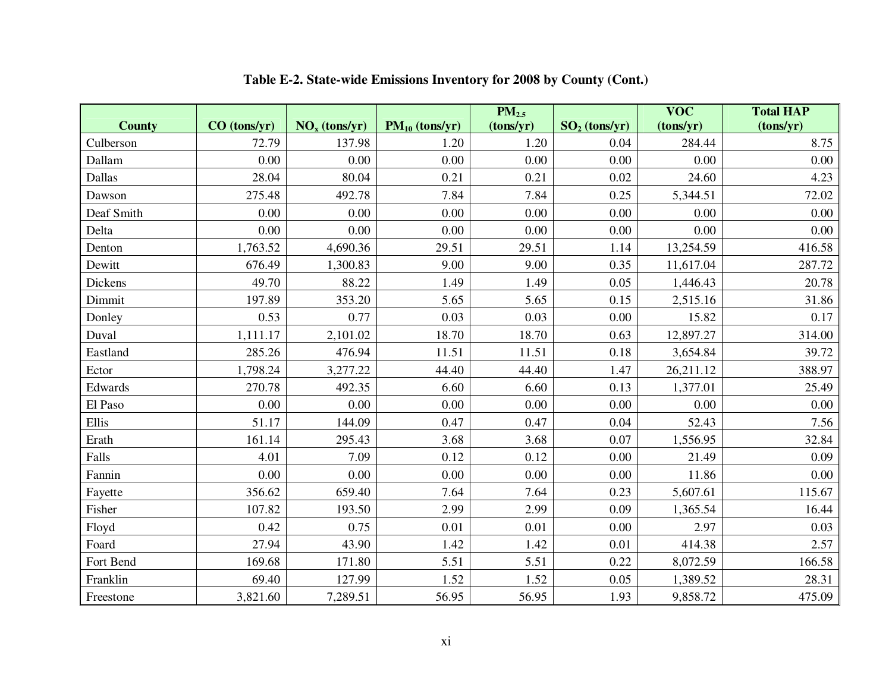**Table E-2. State-wide Emissions Inventory for 2008 by County (Cont.)**

| County | CO (tons/yr) | $NO_x$ (tons/yr) | $PM_{10}$ (tons/yr) | $PM_{2.5}$ (tons/yr) | $SO_2$ (tons/yr) | VOC (tons/yr) | Total HAP (tons/yr) |
|---|---|---|---|---|---|---|---|
| Culberson | 72.79 | 137.98 | 1.20 | 1.20 | 0.04 | 284.44 | 8.75 |
| Dallam | 0.00 | 0.00 | 0.00 | 0.00 | 0.00 | 0.00 | 0.00 |
| Dallas | 28.04 | 80.04 | 0.21 | 0.21 | 0.02 | 24.60 | 4.23 |
| Dawson | 275.48 | 492.78 | 7.84 | 7.84 | 0.25 | 5,344.51 | 72.02 |
| Deaf Smith | 0.00 | 0.00 | 0.00 | 0.00 | 0.00 | 0.00 | 0.00 |
| Delta | 0.00 | 0.00 | 0.00 | 0.00 | 0.00 | 0.00 | 0.00 |
| Denton | 1,763.52 | 4,690.36 | 29.51 | 29.51 | 1.14 | 13,254.59 | 416.58 |
| Dewitt | 676.49 | 1,300.83 | 9.00 | 9.00 | 0.35 | 11,617.04 | 287.72 |
| Dickens | 49.70 | 88.22 | 1.49 | 1.49 | 0.05 | 1,446.43 | 20.78 |
| Dimmit | 197.89 | 353.20 | 5.65 | 5.65 | 0.15 | 2,515.16 | 31.86 |
| Donley | 0.53 | 0.77 | 0.03 | 0.03 | 0.00 | 15.82 | 0.17 |
| Duval | 1,111.17 | 2,101.02 | 18.70 | 18.70 | 0.63 | 12,897.27 | 314.00 |
| Eastland | 285.26 | 476.94 | 11.51 | 11.51 | 0.18 | 3,654.84 | 39.72 |
| Ector | 1,798.24 | 3,277.22 | 44.40 | 44.40 | 1.47 | 26,211.12 | 388.97 |
| Edwards | 270.78 | 492.35 | 6.60 | 6.60 | 0.13 | 1,377.01 | 25.49 |
| El Paso | 0.00 | 0.00 | 0.00 | 0.00 | 0.00 | 0.00 | 0.00 |
| Ellis | 51.17 | 144.09 | 0.47 | 0.47 | 0.04 | 52.43 | 7.56 |
| Erath | 161.14 | 295.43 | 3.68 | 3.68 | 0.07 | 1,556.95 | 32.84 |
| Falls | 4.01 | 7.09 | 0.12 | 0.12 | 0.00 | 21.49 | 0.09 |
| Fannin | 0.00 | 0.00 | 0.00 | 0.00 | 0.00 | 11.86 | 0.00 |
| Fayette | 356.62 | 659.40 | 7.64 | 7.64 | 0.23 | 5,607.61 | 115.67 |
| Fisher | 107.82 | 193.50 | 2.99 | 2.99 | 0.09 | 1,365.54 | 16.44 |
| Floyd | 0.42 | 0.75 | 0.01 | 0.01 | 0.00 | 2.97 | 0.03 |
| Foard | 27.94 | 43.90 | 1.42 | 1.42 | 0.01 | 414.38 | 2.57 |
| Fort Bend | 169.68 | 171.80 | 5.51 | 5.51 | 0.22 | 8,072.59 | 166.58 |
| Franklin | 69.40 | 127.99 | 1.52 | 1.52 | 0.05 | 1,389.52 | 28.31 |
| Freestone | 3,821.60 | 7,289.51 | 56.95 | 56.95 | 1.93 | 9,858.72 | 475.09 |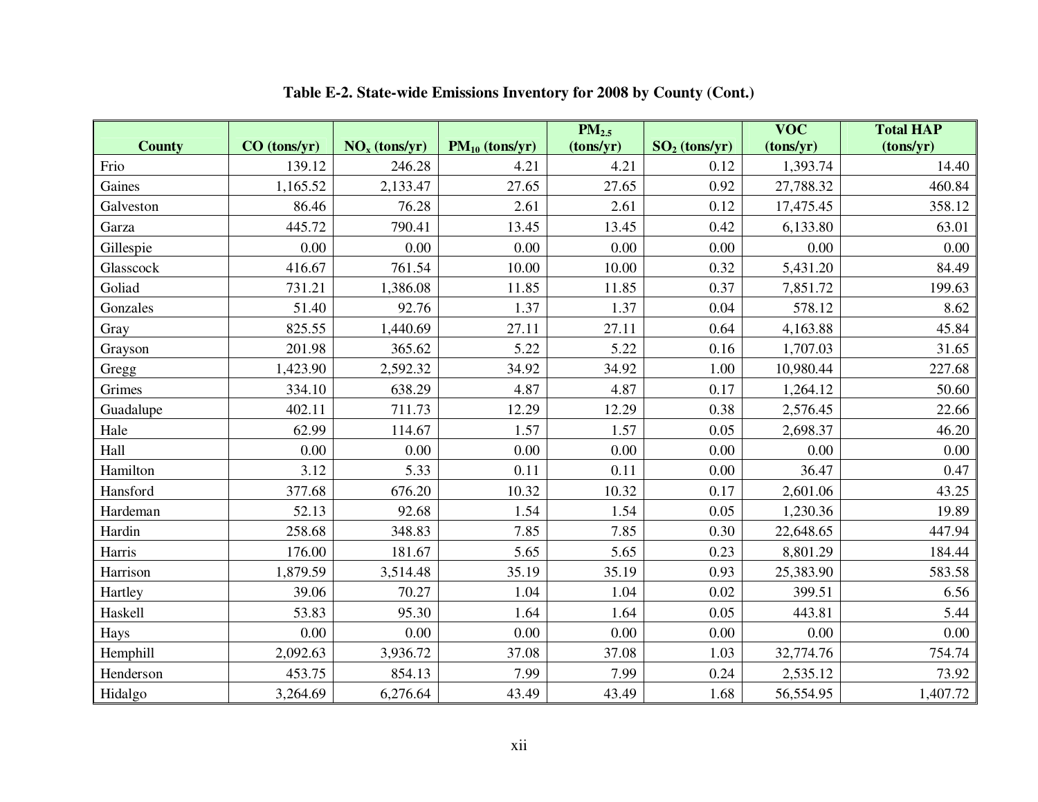**Table E-2. State-wide Emissions Inventory for 2008 by County (Cont.)**

| County | CO (tons/yr) | $NO_x$ (tons/yr) | $PM_{10}$ (tons/yr) | $PM_{2.5}$ (tons/yr) | $SO_2$ (tons/yr) | VOC (tons/yr) | Total HAP (tons/yr) |
|---|---|---|---|---|---|---|---|
| Frio | 139.12 | 246.28 | 4.21 | 4.21 | 0.12 | 1,393.74 | 14.40 |
| Gaines | 1,165.52 | 2,133.47 | 27.65 | 27.65 | 0.92 | 27,788.32 | 460.84 |
| Galveston | 86.46 | 76.28 | 2.61 | 2.61 | 0.12 | 17,475.45 | 358.12 |
| Garza | 445.72 | 790.41 | 13.45 | 13.45 | 0.42 | 6,133.80 | 63.01 |
| Gillespie | 0.00 | 0.00 | 0.00 | 0.00 | 0.00 | 0.00 | 0.00 |
| Glasscock | 416.67 | 761.54 | 10.00 | 10.00 | 0.32 | 5,431.20 | 84.49 |
| Goliad | 731.21 | 1,386.08 | 11.85 | 11.85 | 0.37 | 7,851.72 | 199.63 |
| Gonzales | 51.40 | 92.76 | 1.37 | 1.37 | 0.04 | 578.12 | 8.62 |
| Gray | 825.55 | 1,440.69 | 27.11 | 27.11 | 0.64 | 4,163.88 | 45.84 |
| Grayson | 201.98 | 365.62 | 5.22 | 5.22 | 0.16 | 1,707.03 | 31.65 |
| Gregg | 1,423.90 | 2,592.32 | 34.92 | 34.92 | 1.00 | 10,980.44 | 227.68 |
| Grimes | 334.10 | 638.29 | 4.87 | 4.87 | 0.17 | 1,264.12 | 50.60 |
| Guadalupe | 402.11 | 711.73 | 12.29 | 12.29 | 0.38 | 2,576.45 | 22.66 |
| Hale | 62.99 | 114.67 | 1.57 | 1.57 | 0.05 | 2,698.37 | 46.20 |
| Hall | 0.00 | 0.00 | 0.00 | 0.00 | 0.00 | 0.00 | 0.00 |
| Hamilton | 3.12 | 5.33 | 0.11 | 0.11 | 0.00 | 36.47 | 0.47 |
| Hansford | 377.68 | 676.20 | 10.32 | 10.32 | 0.17 | 2,601.06 | 43.25 |
| Hardeman | 52.13 | 92.68 | 1.54 | 1.54 | 0.05 | 1,230.36 | 19.89 |
| Hardin | 258.68 | 348.83 | 7.85 | 7.85 | 0.30 | 22,648.65 | 447.94 |
| Harris | 176.00 | 181.67 | 5.65 | 5.65 | 0.23 | 8,801.29 | 184.44 |
| Harrison | 1,879.59 | 3,514.48 | 35.19 | 35.19 | 0.93 | 25,383.90 | 583.58 |
| Hartley | 39.06 | 70.27 | 1.04 | 1.04 | 0.02 | 399.51 | 6.56 |
| Haskell | 53.83 | 95.30 | 1.64 | 1.64 | 0.05 | 443.81 | 5.44 |
| Hays | 0.00 | 0.00 | 0.00 | 0.00 | 0.00 | 0.00 | 0.00 |
| Hemphill | 2,092.63 | 3,936.72 | 37.08 | 37.08 | 1.03 | 32,774.76 | 754.74 |
| Henderson | 453.75 | 854.13 | 7.99 | 7.99 | 0.24 | 2,535.12 | 73.92 |
| Hidalgo | 3,264.69 | 6,276.64 | 43.49 | 43.49 | 1.68 | 56,554.95 | 1,407.72 |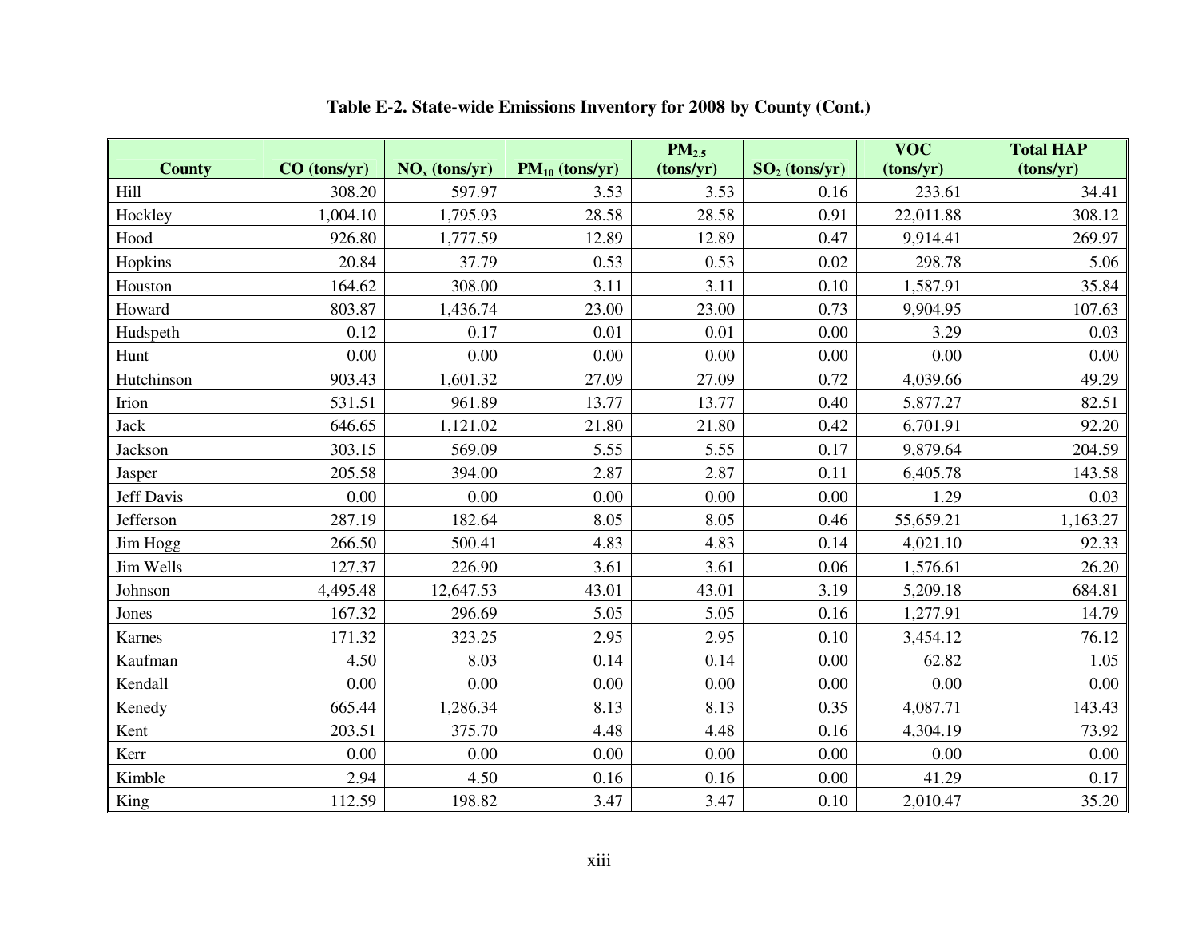**Table E-2. State-wide Emissions Inventory for 2008 by County (Cont.)**

| County | CO (tons/yr) | $NO_x$ (tons/yr) | $PM_{10}$ (tons/yr) | $PM_{2.5}$ (tons/yr) | $SO_2$ (tons/yr) | VOC (tons/yr) | Total HAP (tons/yr) |
|---|---|---|---|---|---|---|---|
| Hill | 308.20 | 597.97 | 3.53 | 3.53 | 0.16 | 233.61 | 34.41 |
| Hockley | 1,004.10 | 1,795.93 | 28.58 | 28.58 | 0.91 | 22,011.88 | 308.12 |
| Hood | 926.80 | 1,777.59 | 12.89 | 12.89 | 0.47 | 9,914.41 | 269.97 |
| Hopkins | 20.84 | 37.79 | 0.53 | 0.53 | 0.02 | 298.78 | 5.06 |
| Houston | 164.62 | 308.00 | 3.11 | 3.11 | 0.10 | 1,587.91 | 35.84 |
| Howard | 803.87 | 1,436.74 | 23.00 | 23.00 | 0.73 | 9,904.95 | 107.63 |
| Hudspeth | 0.12 | 0.17 | 0.01 | 0.01 | 0.00 | 3.29 | 0.03 |
| Hunt | 0.00 | 0.00 | 0.00 | 0.00 | 0.00 | 0.00 | 0.00 |
| Hutchinson | 903.43 | 1,601.32 | 27.09 | 27.09 | 0.72 | 4,039.66 | 49.29 |
| Irion | 531.51 | 961.89 | 13.77 | 13.77 | 0.40 | 5,877.27 | 82.51 |
| Jack | 646.65 | 1,121.02 | 21.80 | 21.80 | 0.42 | 6,701.91 | 92.20 |
| Jackson | 303.15 | 569.09 | 5.55 | 5.55 | 0.17 | 9,879.64 | 204.59 |
| Jasper | 205.58 | 394.00 | 2.87 | 2.87 | 0.11 | 6,405.78 | 143.58 |
| Jeff Davis | 0.00 | 0.00 | 0.00 | 0.00 | 0.00 | 1.29 | 0.03 |
| Jefferson | 287.19 | 182.64 | 8.05 | 8.05 | 0.46 | 55,659.21 | 1,163.27 |
| Jim Hogg | 266.50 | 500.41 | 4.83 | 4.83 | 0.14 | 4,021.10 | 92.33 |
| Jim Wells | 127.37 | 226.90 | 3.61 | 3.61 | 0.06 | 1,576.61 | 26.20 |
| Johnson | 4,495.48 | 12,647.53 | 43.01 | 43.01 | 3.19 | 5,209.18 | 684.81 |
| Jones | 167.32 | 296.69 | 5.05 | 5.05 | 0.16 | 1,277.91 | 14.79 |
| Karnes | 171.32 | 323.25 | 2.95 | 2.95 | 0.10 | 3,454.12 | 76.12 |
| Kaufman | 4.50 | 8.03 | 0.14 | 0.14 | 0.00 | 62.82 | 1.05 |
| Kendall | 0.00 | 0.00 | 0.00 | 0.00 | 0.00 | 0.00 | 0.00 |
| Kenedy | 665.44 | 1,286.34 | 8.13 | 8.13 | 0.35 | 4,087.71 | 143.43 |
| Kent | 203.51 | 375.70 | 4.48 | 4.48 | 0.16 | 4,304.19 | 73.92 |
| Kerr | 0.00 | 0.00 | 0.00 | 0.00 | 0.00 | 0.00 | 0.00 |
| Kimble | 2.94 | 4.50 | 0.16 | 0.16 | 0.00 | 41.29 | 0.17 |
| King | 112.59 | 198.82 | 3.47 | 3.47 | 0.10 | 2,010.47 | 35.20 |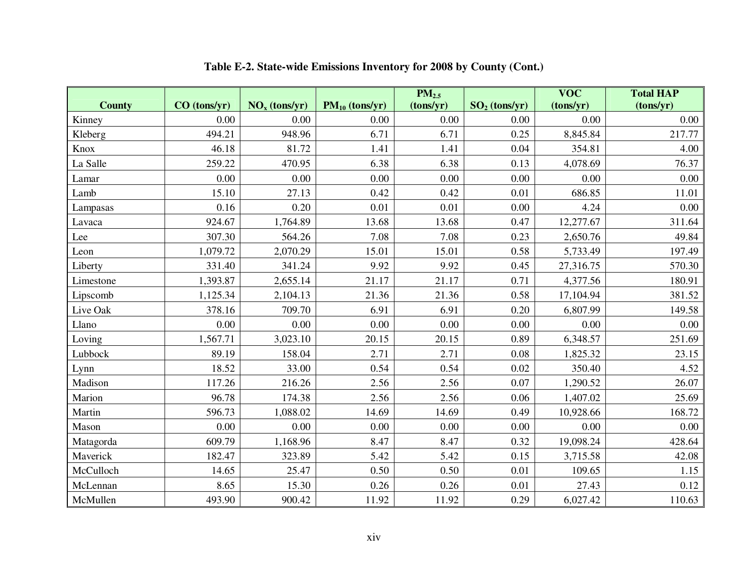**Table E-2. State-wide Emissions Inventory for 2008 by County (Cont.)**

| County | CO (tons/yr) | $NO_x$ (tons/yr) | $PM_{10}$ (tons/yr) | $PM_{2.5}$ (tons/yr) | $SO_2$ (tons/yr) | VOC (tons/yr) | Total HAP (tons/yr) |
|---|---|---|---|---|---|---|---|
| Kinney | 0.00 | 0.00 | 0.00 | 0.00 | 0.00 | 0.00 | 0.00 |
| Kleberg | 494.21 | 948.96 | 6.71 | 6.71 | 0.25 | 8,845.84 | 217.77 |
| Knox | 46.18 | 81.72 | 1.41 | 1.41 | 0.04 | 354.81 | 4.00 |
| La Salle | 259.22 | 470.95 | 6.38 | 6.38 | 0.13 | 4,078.69 | 76.37 |
| Lamar | 0.00 | 0.00 | 0.00 | 0.00 | 0.00 | 0.00 | 0.00 |
| Lamb | 15.10 | 27.13 | 0.42 | 0.42 | 0.01 | 686.85 | 11.01 |
| Lampasas | 0.16 | 0.20 | 0.01 | 0.01 | 0.00 | 4.24 | 0.00 |
| Lavaca | 924.67 | 1,764.89 | 13.68 | 13.68 | 0.47 | 12,277.67 | 311.64 |
| Lee | 307.30 | 564.26 | 7.08 | 7.08 | 0.23 | 2,650.76 | 49.84 |
| Leon | 1,079.72 | 2,070.29 | 15.01 | 15.01 | 0.58 | 5,733.49 | 197.49 |
| Liberty | 331.40 | 341.24 | 9.92 | 9.92 | 0.45 | 27,316.75 | 570.30 |
| Limestone | 1,393.87 | 2,655.14 | 21.17 | 21.17 | 0.71 | 4,377.56 | 180.91 |
| Lipscomb | 1,125.34 | 2,104.13 | 21.36 | 21.36 | 0.58 | 17,104.94 | 381.52 |
| Live Oak | 378.16 | 709.70 | 6.91 | 6.91 | 0.20 | 6,807.99 | 149.58 |
| Llano | 0.00 | 0.00 | 0.00 | 0.00 | 0.00 | 0.00 | 0.00 |
| Loving | 1,567.71 | 3,023.10 | 20.15 | 20.15 | 0.89 | 6,348.57 | 251.69 |
| Lubbock | 89.19 | 158.04 | 2.71 | 2.71 | 0.08 | 1,825.32 | 23.15 |
| Lynn | 18.52 | 33.00 | 0.54 | 0.54 | 0.02 | 350.40 | 4.52 |
| Madison | 117.26 | 216.26 | 2.56 | 2.56 | 0.07 | 1,290.52 | 26.07 |
| Marion | 96.78 | 174.38 | 2.56 | 2.56 | 0.06 | 1,407.02 | 25.69 |
| Martin | 596.73 | 1,088.02 | 14.69 | 14.69 | 0.49 | 10,928.66 | 168.72 |
| Mason | 0.00 | 0.00 | 0.00 | 0.00 | 0.00 | 0.00 | 0.00 |
| Matagorda | 609.79 | 1,168.96 | 8.47 | 8.47 | 0.32 | 19,098.24 | 428.64 |
| Maverick | 182.47 | 323.89 | 5.42 | 5.42 | 0.15 | 3,715.58 | 42.08 |
| McCulloch | 14.65 | 25.47 | 0.50 | 0.50 | 0.01 | 109.65 | 1.15 |
| McLennan | 8.65 | 15.30 | 0.26 | 0.26 | 0.01 | 27.43 | 0.12 |
| McMullen | 493.90 | 900.42 | 11.92 | 11.92 | 0.29 | 6,027.42 | 110.63 |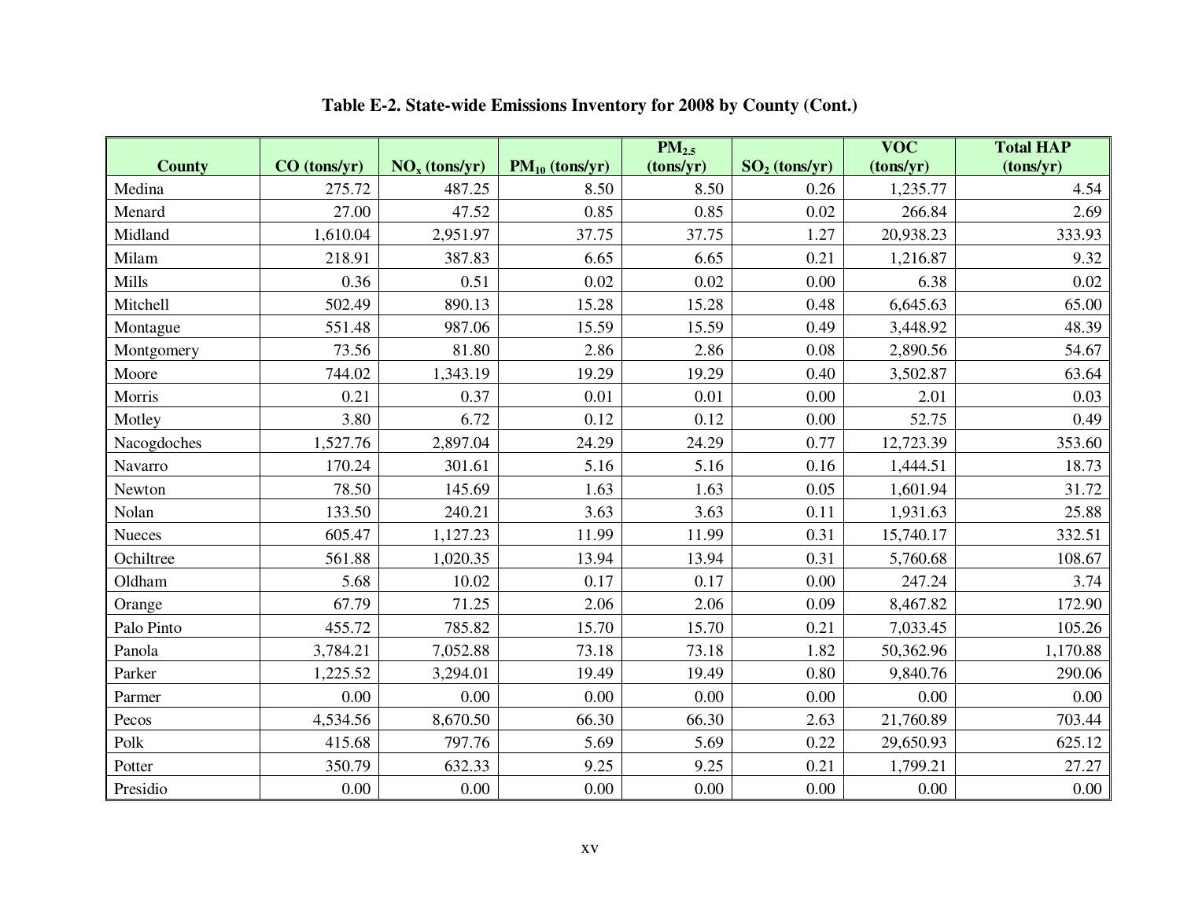**Table E-2. State-wide Emissions Inventory for 2008 by County (Cont.)**

| County | CO (tons/yr) | $NO_x$ (tons/yr) | $PM_{10}$ (tons/yr) | $PM_{2.5}$ (tons/yr) | $SO_2$ (tons/yr) | VOC (tons/yr) | Total HAP (tons/yr) |
|---|---|---|---|---|---|---|---|
| Medina | 275.72 | 487.25 | 8.50 | 8.50 | 0.26 | 1,235.77 | 4.54 |
| Menard | 27.00 | 47.52 | 0.85 | 0.85 | 0.02 | 266.84 | 2.69 |
| Midland | 1,610.04 | 2,951.97 | 37.75 | 37.75 | 1.27 | 20,938.23 | 333.93 |
| Milam | 218.91 | 387.83 | 6.65 | 6.65 | 0.21 | 1,216.87 | 9.32 |
| Mills | 0.36 | 0.51 | 0.02 | 0.02 | 0.00 | 6.38 | 0.02 |
| Mitchell | 502.49 | 890.13 | 15.28 | 15.28 | 0.48 | 6,645.63 | 65.00 |
| Montague | 551.48 | 987.06 | 15.59 | 15.59 | 0.49 | 3,448.92 | 48.39 |
| Montgomery | 73.56 | 81.80 | 2.86 | 2.86 | 0.08 | 2,890.56 | 54.67 |
| Moore | 744.02 | 1,343.19 | 19.29 | 19.29 | 0.40 | 3,502.87 | 63.64 |
| Morris | 0.21 | 0.37 | 0.01 | 0.01 | 0.00 | 2.01 | 0.03 |
| Motley | 3.80 | 6.72 | 0.12 | 0.12 | 0.00 | 52.75 | 0.49 |
| Nacogdoches | 1,527.76 | 2,897.04 | 24.29 | 24.29 | 0.77 | 12,723.39 | 353.60 |
| Navarro | 170.24 | 301.61 | 5.16 | 5.16 | 0.16 | 1,444.51 | 18.73 |
| Newton | 78.50 | 145.69 | 1.63 | 1.63 | 0.05 | 1,601.94 | 31.72 |
| Nolan | 133.50 | 240.21 | 3.63 | 3.63 | 0.11 | 1,931.63 | 25.88 |
| Nueces | 605.47 | 1,127.23 | 11.99 | 11.99 | 0.31 | 15,740.17 | 332.51 |
| Ochiltree | 561.88 | 1,020.35 | 13.94 | 13.94 | 0.31 | 5,760.68 | 108.67 |
| Oldham | 5.68 | 10.02 | 0.17 | 0.17 | 0.00 | 247.24 | 3.74 |
| Orange | 67.79 | 71.25 | 2.06 | 2.06 | 0.09 | 8,467.82 | 172.90 |
| Palo Pinto | 455.72 | 785.82 | 15.70 | 15.70 | 0.21 | 7,033.45 | 105.26 |
| Panola | 3,784.21 | 7,052.88 | 73.18 | 73.18 | 1.82 | 50,362.96 | 1,170.88 |
| Parker | 1,225.52 | 3,294.01 | 19.49 | 19.49 | 0.80 | 9,840.76 | 290.06 |
| Parmer | 0.00 | 0.00 | 0.00 | 0.00 | 0.00 | 0.00 | 0.00 |
| Pecos | 4,534.56 | 8,670.50 | 66.30 | 66.30 | 2.63 | 21,760.89 | 703.44 |
| Polk | 415.68 | 797.76 | 5.69 | 5.69 | 0.22 | 29,650.93 | 625.12 |
| Potter | 350.79 | 632.33 | 9.25 | 9.25 | 0.21 | 1,799.21 | 27.27 |
| Presidio | 0.00 | 0.00 | 0.00 | 0.00 | 0.00 | 0.00 | 0.00 |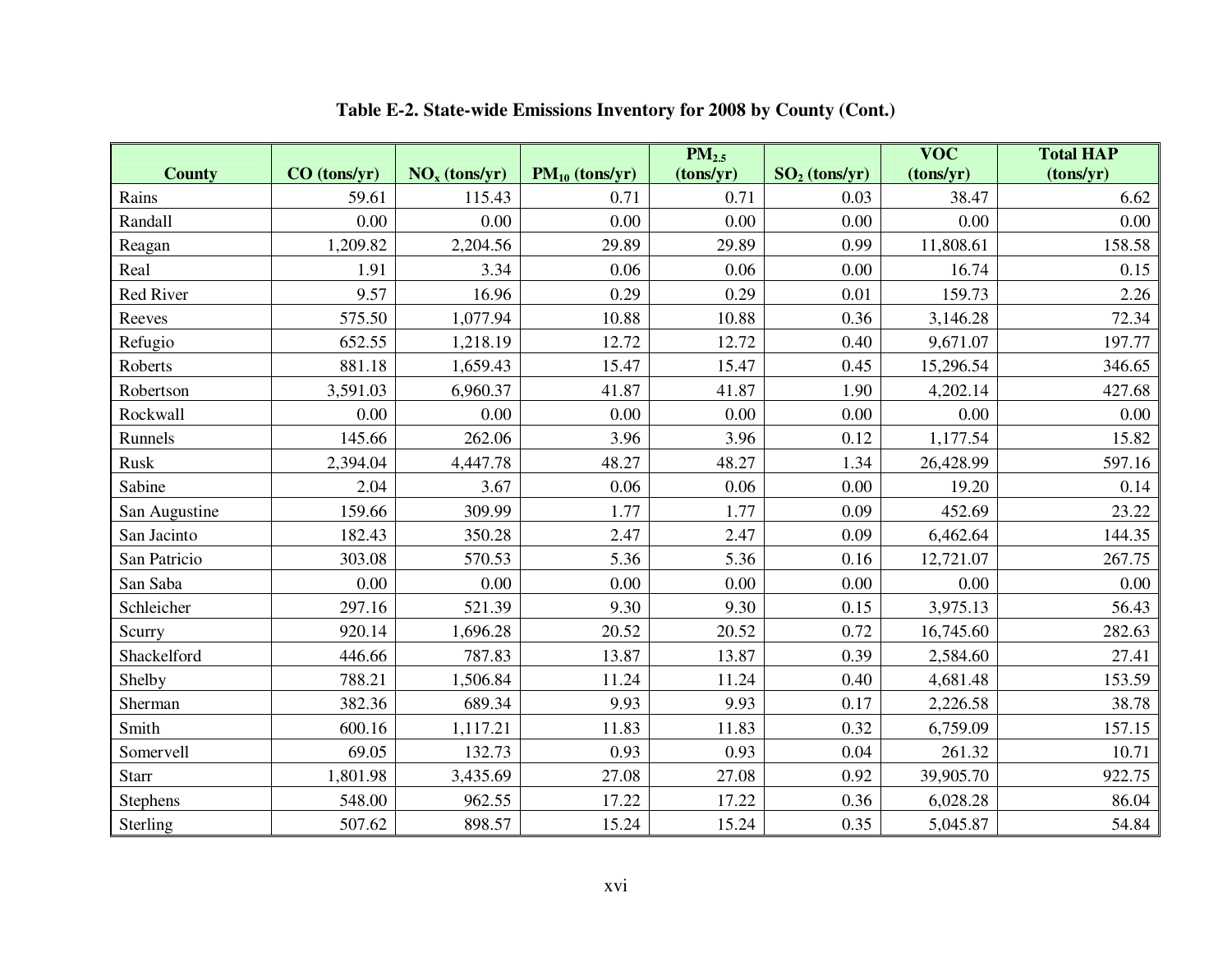**Table E-2. State-wide Emissions Inventory for 2008 by County (Cont.)**

| County | CO (tons/yr) | $NO_x$ (tons/yr) | $PM_{10}$ (tons/yr) | $PM_{2.5}$ (tons/yr) | $SO_2$ (tons/yr) | VOC (tons/yr) | Total HAP (tons/yr) |
|---|---|---|---|---|---|---|---|
| Rains | 59.61 | 115.43 | 0.71 | 0.71 | 0.03 | 38.47 | 6.62 |
| Randall | 0.00 | 0.00 | 0.00 | 0.00 | 0.00 | 0.00 | 0.00 |
| Reagan | 1,209.82 | 2,204.56 | 29.89 | 29.89 | 0.99 | 11,808.61 | 158.58 |
| Real | 1.91 | 3.34 | 0.06 | 0.06 | 0.00 | 16.74 | 0.15 |
| Red River | 9.57 | 16.96 | 0.29 | 0.29 | 0.01 | 159.73 | 2.26 |
| Reeves | 575.50 | 1,077.94 | 10.88 | 10.88 | 0.36 | 3,146.28 | 72.34 |
| Refugio | 652.55 | 1,218.19 | 12.72 | 12.72 | 0.40 | 9,671.07 | 197.77 |
| Roberts | 881.18 | 1,659.43 | 15.47 | 15.47 | 0.45 | 15,296.54 | 346.65 |
| Robertson | 3,591.03 | 6,960.37 | 41.87 | 41.87 | 1.90 | 4,202.14 | 427.68 |
| Rockwall | 0.00 | 0.00 | 0.00 | 0.00 | 0.00 | 0.00 | 0.00 |
| Runnels | 145.66 | 262.06 | 3.96 | 3.96 | 0.12 | 1,177.54 | 15.82 |
| Rusk | 2,394.04 | 4,447.78 | 48.27 | 48.27 | 1.34 | 26,428.99 | 597.16 |
| Sabine | 2.04 | 3.67 | 0.06 | 0.06 | 0.00 | 19.20 | 0.14 |
| San Augustine | 159.66 | 309.99 | 1.77 | 1.77 | 0.09 | 452.69 | 23.22 |
| San Jacinto | 182.43 | 350.28 | 2.47 | 2.47 | 0.09 | 6,462.64 | 144.35 |
| San Patricio | 303.08 | 570.53 | 5.36 | 5.36 | 0.16 | 12,721.07 | 267.75 |
| San Saba | 0.00 | 0.00 | 0.00 | 0.00 | 0.00 | 0.00 | 0.00 |
| Schleicher | 297.16 | 521.39 | 9.30 | 9.30 | 0.15 | 3,975.13 | 56.43 |
| Scurry | 920.14 | 1,696.28 | 20.52 | 20.52 | 0.72 | 16,745.60 | 282.63 |
| Shackelford | 446.66 | 787.83 | 13.87 | 13.87 | 0.39 | 2,584.60 | 27.41 |
| Shelby | 788.21 | 1,506.84 | 11.24 | 11.24 | 0.40 | 4,681.48 | 153.59 |
| Sherman | 382.36 | 689.34 | 9.93 | 9.93 | 0.17 | 2,226.58 | 38.78 |
| Smith | 600.16 | 1,117.21 | 11.83 | 11.83 | 0.32 | 6,759.09 | 157.15 |
| Somervell | 69.05 | 132.73 | 0.93 | 0.93 | 0.04 | 261.32 | 10.71 |
| Starr | 1,801.98 | 3,435.69 | 27.08 | 27.08 | 0.92 | 39,905.70 | 922.75 |
| Stephens | 548.00 | 962.55 | 17.22 | 17.22 | 0.36 | 6,028.28 | 86.04 |
| Sterling | 507.62 | 898.57 | 15.24 | 15.24 | 0.35 | 5,045.87 | 54.84 |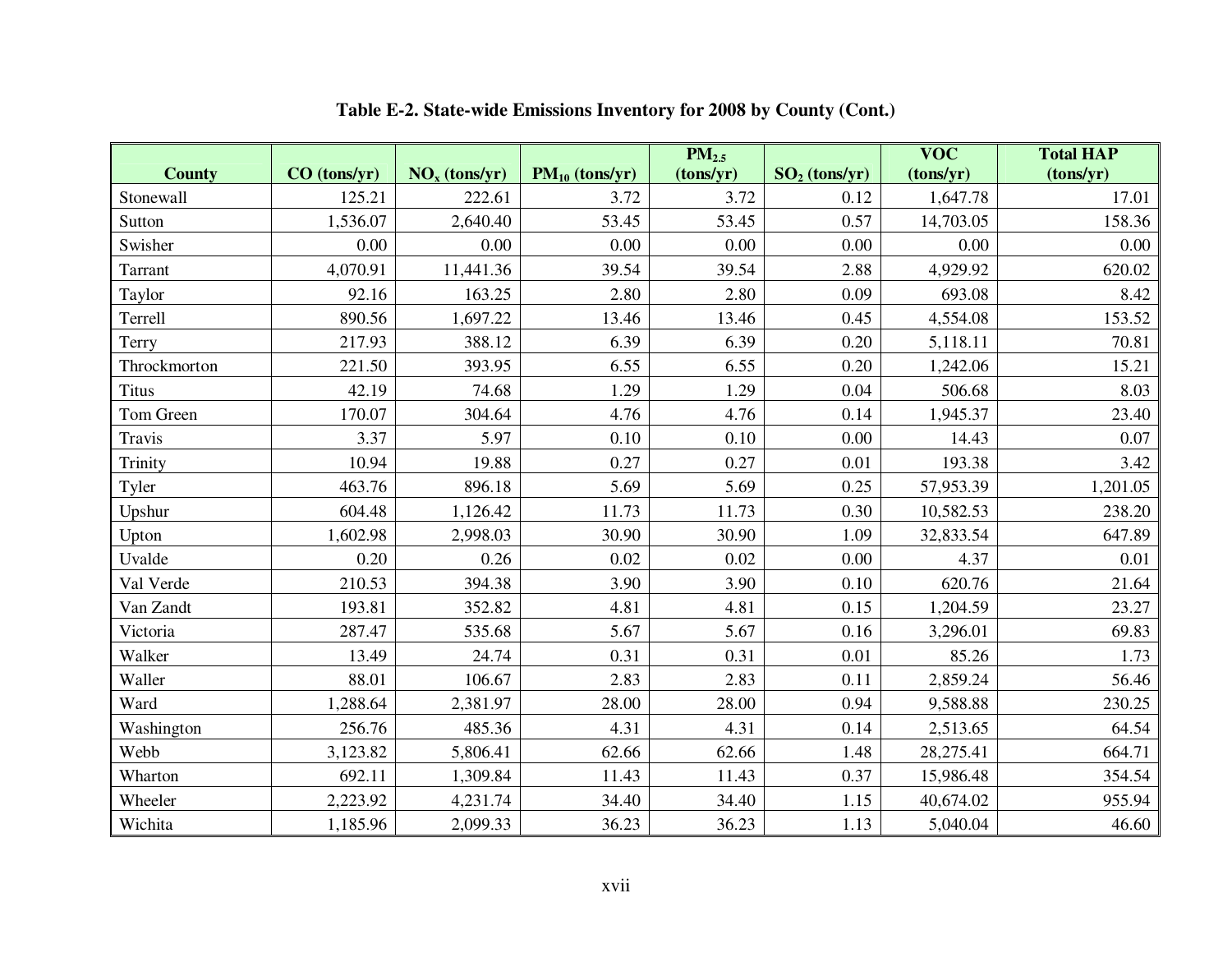**Table E-2. State-wide Emissions Inventory for 2008 by County (Cont.)**

| County | CO (tons/yr) | $NO_x$ (tons/yr) | $PM_{10}$ (tons/yr) | $PM_{2.5}$ (tons/yr) | $SO_2$ (tons/yr) | VOC (tons/yr) | Total HAP (tons/yr) |
|---|---|---|---|---|---|---|---|
| Stonewall | 125.21 | 222.61 | 3.72 | 3.72 | 0.12 | 1,647.78 | 17.01 |
| Sutton | 1,536.07 | 2,640.40 | 53.45 | 53.45 | 0.57 | 14,703.05 | 158.36 |
| Swisher | 0.00 | 0.00 | 0.00 | 0.00 | 0.00 | 0.00 | 0.00 |
| Tarrant | 4,070.91 | 11,441.36 | 39.54 | 39.54 | 2.88 | 4,929.92 | 620.02 |
| Taylor | 92.16 | 163.25 | 2.80 | 2.80 | 0.09 | 693.08 | 8.42 |
| Terrell | 890.56 | 1,697.22 | 13.46 | 13.46 | 0.45 | 4,554.08 | 153.52 |
| Terry | 217.93 | 388.12 | 6.39 | 6.39 | 0.20 | 5,118.11 | 70.81 |
| Throckmorton | 221.50 | 393.95 | 6.55 | 6.55 | 0.20 | 1,242.06 | 15.21 |
| Titus | 42.19 | 74.68 | 1.29 | 1.29 | 0.04 | 506.68 | 8.03 |
| Tom Green | 170.07 | 304.64 | 4.76 | 4.76 | 0.14 | 1,945.37 | 23.40 |
| Travis | 3.37 | 5.97 | 0.10 | 0.10 | 0.00 | 14.43 | 0.07 |
| Trinity | 10.94 | 19.88 | 0.27 | 0.27 | 0.01 | 193.38 | 3.42 |
| Tyler | 463.76 | 896.18 | 5.69 | 5.69 | 0.25 | 57,953.39 | 1,201.05 |
| Upshur | 604.48 | 1,126.42 | 11.73 | 11.73 | 0.30 | 10,582.53 | 238.20 |
| Upton | 1,602.98 | 2,998.03 | 30.90 | 30.90 | 1.09 | 32,833.54 | 647.89 |
| Uvalde | 0.20 | 0.26 | 0.02 | 0.02 | 0.00 | 4.37 | 0.01 |
| Val Verde | 210.53 | 394.38 | 3.90 | 3.90 | 0.10 | 620.76 | 21.64 |
| Van Zandt | 193.81 | 352.82 | 4.81 | 4.81 | 0.15 | 1,204.59 | 23.27 |
| Victoria | 287.47 | 535.68 | 5.67 | 5.67 | 0.16 | 3,296.01 | 69.83 |
| Walker | 13.49 | 24.74 | 0.31 | 0.31 | 0.01 | 85.26 | 1.73 |
| Waller | 88.01 | 106.67 | 2.83 | 2.83 | 0.11 | 2,859.24 | 56.46 |
| Ward | 1,288.64 | 2,381.97 | 28.00 | 28.00 | 0.94 | 9,588.88 | 230.25 |
| Washington | 256.76 | 485.36 | 4.31 | 4.31 | 0.14 | 2,513.65 | 64.54 |
| Webb | 3,123.82 | 5,806.41 | 62.66 | 62.66 | 1.48 | 28,275.41 | 664.71 |
| Wharton | 692.11 | 1,309.84 | 11.43 | 11.43 | 0.37 | 15,986.48 | 354.54 |
| Wheeler | 2,223.92 | 4,231.74 | 34.40 | 34.40 | 1.15 | 40,674.02 | 955.94 |
| Wichita | 1,185.96 | 2,099.33 | 36.23 | 36.23 | 1.13 | 5,040.04 | 46.60 |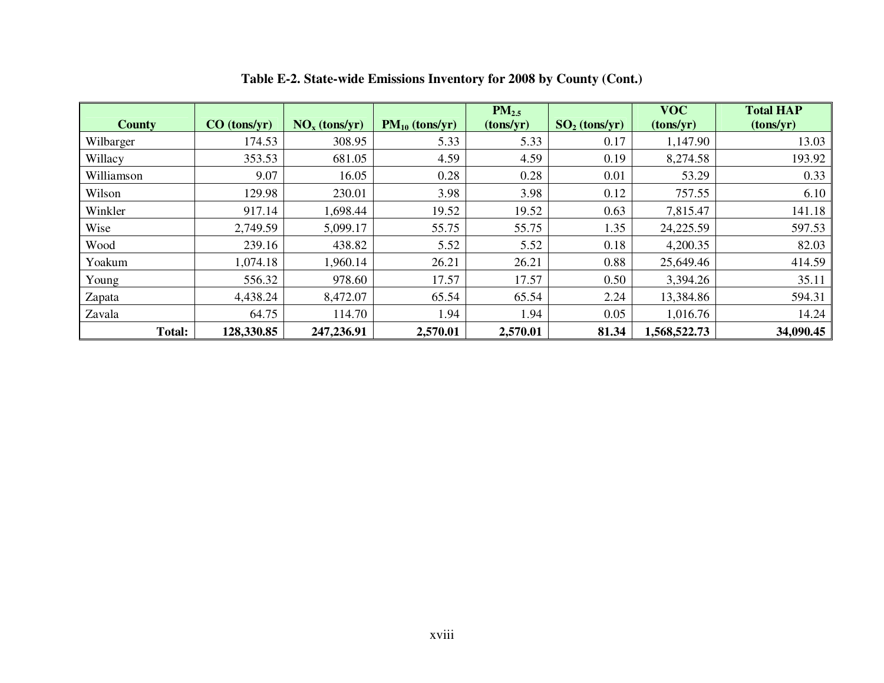**Table E-2. State-wide Emissions Inventory for 2008 by County (Cont.)**

| County | CO (tons/yr) | $NO_x$ (tons/yr) | $PM_{10}$ (tons/yr) | $PM_{2.5}$ (tons/yr) | $SO_2$ (tons/yr) | VOC (tons/yr) | Total HAP (tons/yr) |
|---|---|---|---|---|---|---|---|
| Wilbarger | 174.53 | 308.95 | 5.33 | 5.33 | 0.17 | 1,147.90 | 13.03 |
| Willacy | 353.53 | 681.05 | 4.59 | 4.59 | 0.19 | 8,274.58 | 193.92 |
| Williamson | 9.07 | 16.05 | 0.28 | 0.28 | 0.01 | 53.29 | 0.33 |
| Wilson | 129.98 | 230.01 | 3.98 | 3.98 | 0.12 | 757.55 | 6.10 |
| Winkler | 917.14 | 1,698.44 | 19.52 | 19.52 | 0.63 | 7,815.47 | 141.18 |
| Wise | 2,749.59 | 5,099.17 | 55.75 | 55.75 | 1.35 | 24,225.59 | 597.53 |
| Wood | 239.16 | 438.82 | 5.52 | 5.52 | 0.18 | 4,200.35 | 82.03 |
| Yoakum | 1,074.18 | 1,960.14 | 26.21 | 26.21 | 0.88 | 25,649.46 | 414.59 |
| Young | 556.32 | 978.60 | 17.57 | 17.57 | 0.50 | 3,394.26 | 35.11 |
| Zapata | 4,438.24 | 8,472.07 | 65.54 | 65.54 | 2.24 | 13,384.86 | 594.31 |
| Zavala | 64.75 | 114.70 | 1.94 | 1.94 | 0.05 | 1,016.76 | 14.24 |
| **Total:** | **128,330.85** | **247,236.91** | **2,570.01** | **2,570.01** | **81.34** | **1,568,522.73** | **34,090.45** |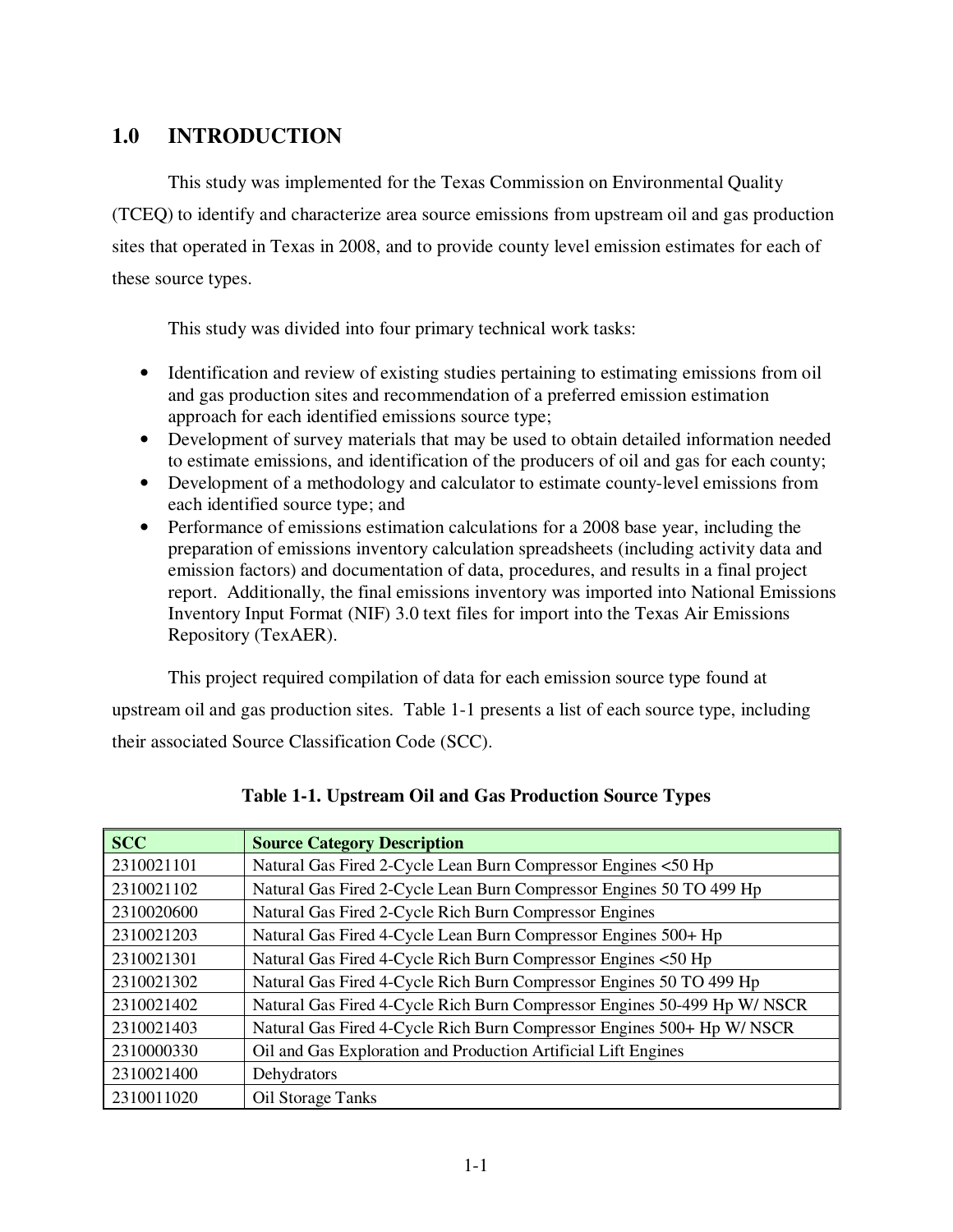# 1.0 INTRODUCTION

This study was implemented for the Texas Commission on Environmental Quality (TCEQ) to identify and characterize area source emissions from upstream oil and gas production sites that operated in Texas in 2008, and to provide county level emission estimates for each of these source types.

This study was divided into four primary technical work tasks:

- Identification and review of existing studies pertaining to estimating emissions from oil and gas production sites and recommendation of a preferred emission estimation approach for each identified emissions source type;
- Development of survey materials that may be used to obtain detailed information needed to estimate emissions, and identification of the producers of oil and gas for each county;
- Development of a methodology and calculator to estimate county-level emissions from each identified source type; and
- Performance of emissions estimation calculations for a 2008 base year, including the preparation of emissions inventory calculation spreadsheets (including activity data and emission factors) and documentation of data, procedures, and results in a final project report. Additionally, the final emissions inventory was imported into National Emissions Inventory Input Format (NIF) 3.0 text files for import into the Texas Air Emissions Repository (TexAER).

This project required compilation of data for each emission source type found at upstream oil and gas production sites. Table 1-1 presents a list of each source type, including their associated Source Classification Code (SCC).

**Table 1-1. Upstream Oil and Gas Production Source Types**

| SCC | Source Category Description |
|---|---|
| 2310021101 | Natural Gas Fired 2-Cycle Lean Burn Compressor Engines <50 Hp |
| 2310021102 | Natural Gas Fired 2-Cycle Lean Burn Compressor Engines 50 TO 499 Hp |
| 2310020600 | Natural Gas Fired 2-Cycle Rich Burn Compressor Engines |
| 2310021203 | Natural Gas Fired 4-Cycle Lean Burn Compressor Engines 500+ Hp |
| 2310021301 | Natural Gas Fired 4-Cycle Rich Burn Compressor Engines <50 Hp |
| 2310021302 | Natural Gas Fired 4-Cycle Rich Burn Compressor Engines 50 TO 499 Hp |
| 2310021402 | Natural Gas Fired 4-Cycle Rich Burn Compressor Engines 50-499 Hp W/ NSCR |
| 2310021403 | Natural Gas Fired 4-Cycle Rich Burn Compressor Engines 500+ Hp W/ NSCR |
| 2310000330 | Oil and Gas Exploration and Production Artificial Lift Engines |
| 2310021400 | Dehydrators |
| 2310011020 | Oil Storage Tanks |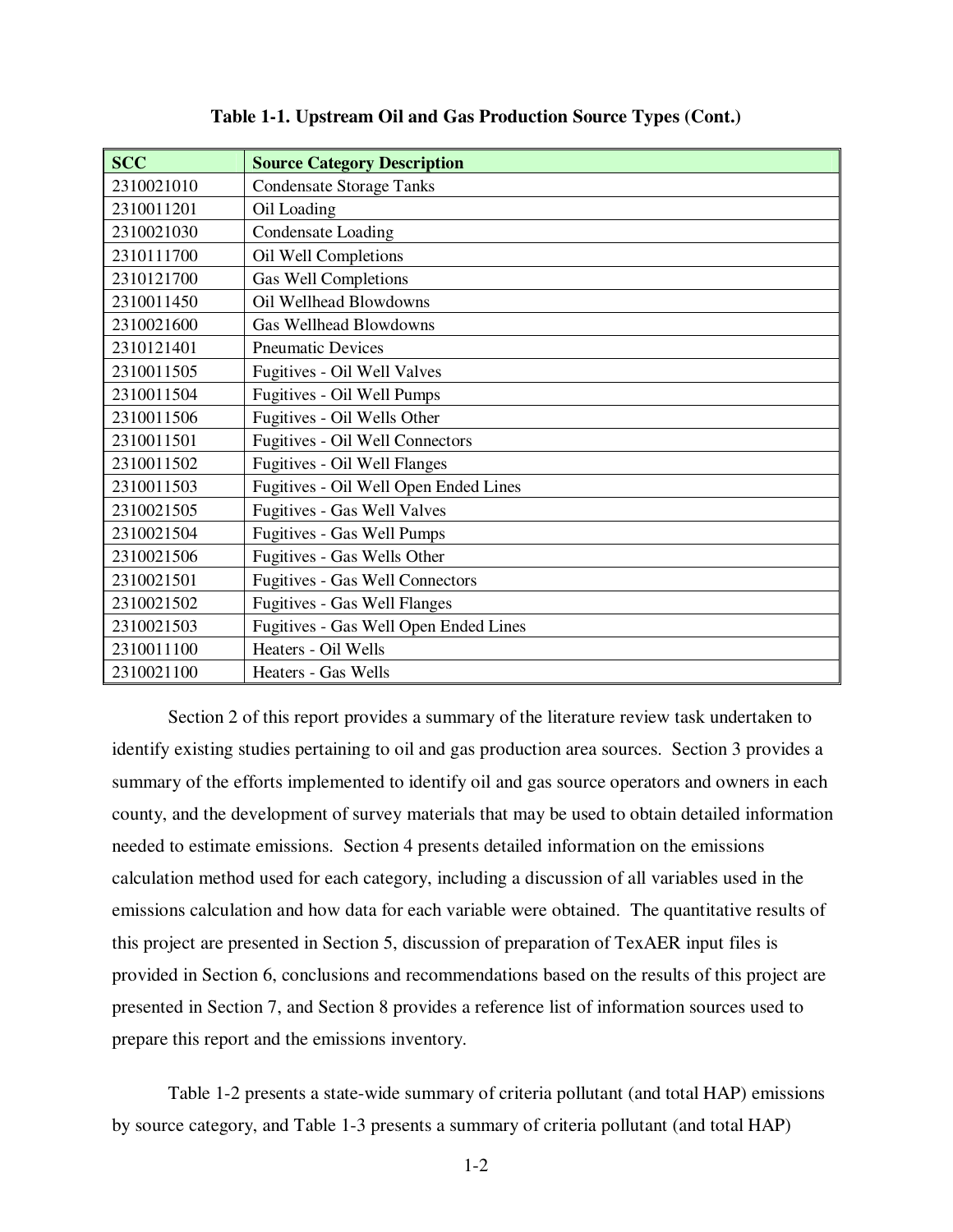**Table 1-1. Upstream Oil and Gas Production Source Types (Cont.)**

| SCC | Source Category Description |
|---|---|
| 2310021010 | Condensate Storage Tanks |
| 2310011201 | Oil Loading |
| 2310021030 | Condensate Loading |
| 2310111700 | Oil Well Completions |
| 2310121700 | Gas Well Completions |
| 2310011450 | Oil Wellhead Blowdowns |
| 2310021600 | Gas Wellhead Blowdowns |
| 2310121401 | Pneumatic Devices |
| 2310011505 | Fugitives - Oil Well Valves |
| 2310011504 | Fugitives - Oil Well Pumps |
| 2310011506 | Fugitives - Oil Wells Other |
| 2310011501 | Fugitives - Oil Well Connectors |
| 2310011502 | Fugitives - Oil Well Flanges |
| 2310011503 | Fugitives - Oil Well Open Ended Lines |
| 2310021505 | Fugitives - Gas Well Valves |
| 2310021504 | Fugitives - Gas Well Pumps |
| 2310021506 | Fugitives - Gas Wells Other |
| 2310021501 | Fugitives - Gas Well Connectors |
| 2310021502 | Fugitives - Gas Well Flanges |
| 2310021503 | Fugitives - Gas Well Open Ended Lines |
| 2310011100 | Heaters - Oil Wells |
| 2310021100 | Heaters - Gas Wells |

Section 2 of this report provides a summary of the literature review task undertaken to identify existing studies pertaining to oil and gas production area sources. Section 3 provides a summary of the efforts implemented to identify oil and gas source operators and owners in each county, and the development of survey materials that may be used to obtain detailed information needed to estimate emissions. Section 4 presents detailed information on the emissions calculation method used for each category, including a discussion of all variables used in the emissions calculation and how data for each variable were obtained. The quantitative results of this project are presented in Section 5, discussion of preparation of TexAER input files is provided in Section 6, conclusions and recommendations based on the results of this project are presented in Section 7, and Section 8 provides a reference list of information sources used to prepare this report and the emissions inventory.

Table 1-2 presents a state-wide summary of criteria pollutant (and total HAP) emissions by source category, and Table 1-3 presents a summary of criteria pollutant (and total HAP)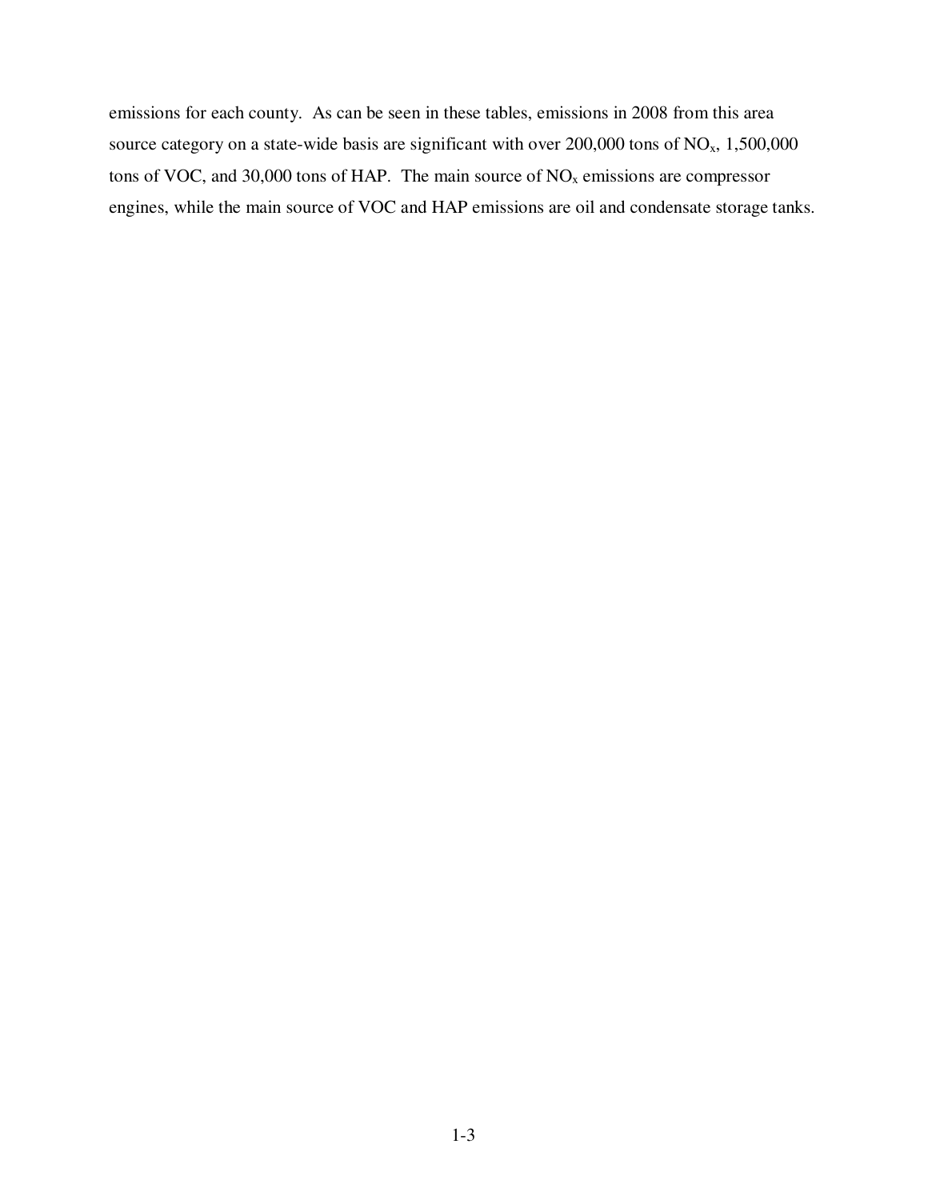emissions for each county. As can be seen in these tables, emissions in 2008 from this area source category on a state-wide basis are significant with over 200,000 tons of $NO_x$, 1,500,000 tons of VOC, and 30,000 tons of HAP. The main source of $NO_x$ emissions are compressor engines, while the main source of VOC and HAP emissions are oil and condensate storage tanks.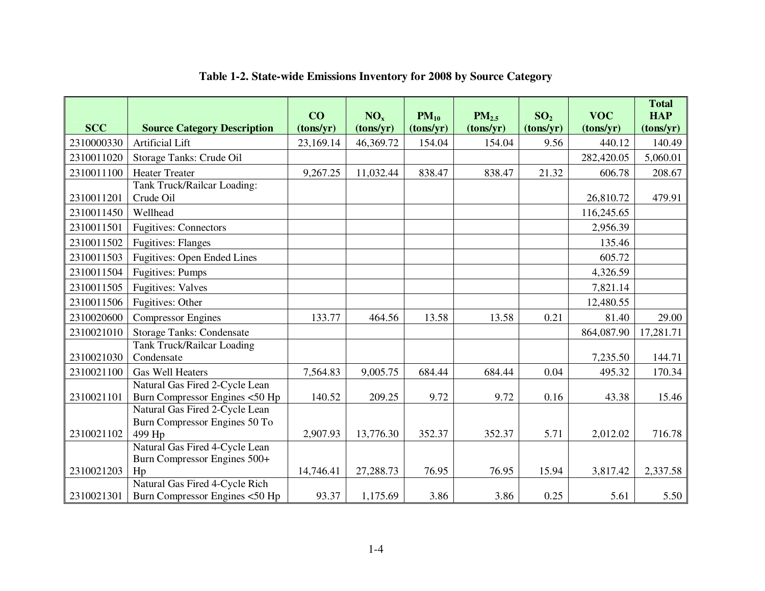**Table 1-2. State-wide Emissions Inventory for 2008 by Source Category**

| SCC | Source Category Description | CO (tons/yr) | $NO_x$ (tons/yr) | $PM_{10}$ (tons/yr) | $PM_{2.5}$ (tons/yr) | $SO_2$ (tons/yr) | VOC (tons/yr) | Total HAP (tons/yr) |
|---|---|---|---|---|---|---|---|---|
| 2310000330 | Artificial Lift | 23,169.14 | 46,369.72 | 154.04 | 154.04 | 9.56 | 440.12 | 140.49 |
| 2310011020 | Storage Tanks: Crude Oil | | | | | | 282,420.05 | 5,060.01 |
| 2310011100 | Heater Treater | 9,267.25 | 11,032.44 | 838.47 | 838.47 | 21.32 | 606.78 | 208.67 |
| 2310011201 | Tank Truck/Railcar Loading: Crude Oil | | | | | | 26,810.72 | 479.91 |
| 2310011450 | Wellhead | | | | | | 116,245.65 | |
| 2310011501 | Fugitives: Connectors | | | | | | 2,956.39 | |
| 2310011502 | Fugitives: Flanges | | | | | | 135.46 | |
| 2310011503 | Fugitives: Open Ended Lines | | | | | | 605.72 | |
| 2310011504 | Fugitives: Pumps | | | | | | 4,326.59 | |
| 2310011505 | Fugitives: Valves | | | | | | 7,821.14 | |
| 2310011506 | Fugitives: Other | | | | | | 12,480.55 | |
| 2310020600 | Compressor Engines | 133.77 | 464.56 | 13.58 | 13.58 | 0.21 | 81.40 | 29.00 |
| 2310021010 | Storage Tanks: Condensate | | | | | | 864,087.90 | 17,281.71 |
| 2310021030 | Tank Truck/Railcar Loading Condensate | | | | | | 7,235.50 | 144.71 |
| 2310021100 | Gas Well Heaters | 7,564.83 | 9,005.75 | 684.44 | 684.44 | 0.04 | 495.32 | 170.34 |
| 2310021101 | Natural Gas Fired 2-Cycle Lean Burn Compressor Engines <50 Hp | 140.52 | 209.25 | 9.72 | 9.72 | 0.16 | 43.38 | 15.46 |
| 2310021102 | Natural Gas Fired 2-Cycle Lean Burn Compressor Engines 50 To 499 Hp | 2,907.93 | 13,776.30 | 352.37 | 352.37 | 5.71 | 2,012.02 | 716.78 |
| 2310021203 | Natural Gas Fired 4-Cycle Lean Burn Compressor Engines 500+ Hp | 14,746.41 | 27,288.73 | 76.95 | 76.95 | 15.94 | 3,817.42 | 2,337.58 |
| 2310021301 | Natural Gas Fired 4-Cycle Rich Burn Compressor Engines <50 Hp | 93.37 | 1,175.69 | 3.86 | 3.86 | 0.25 | 5.61 | 5.50 |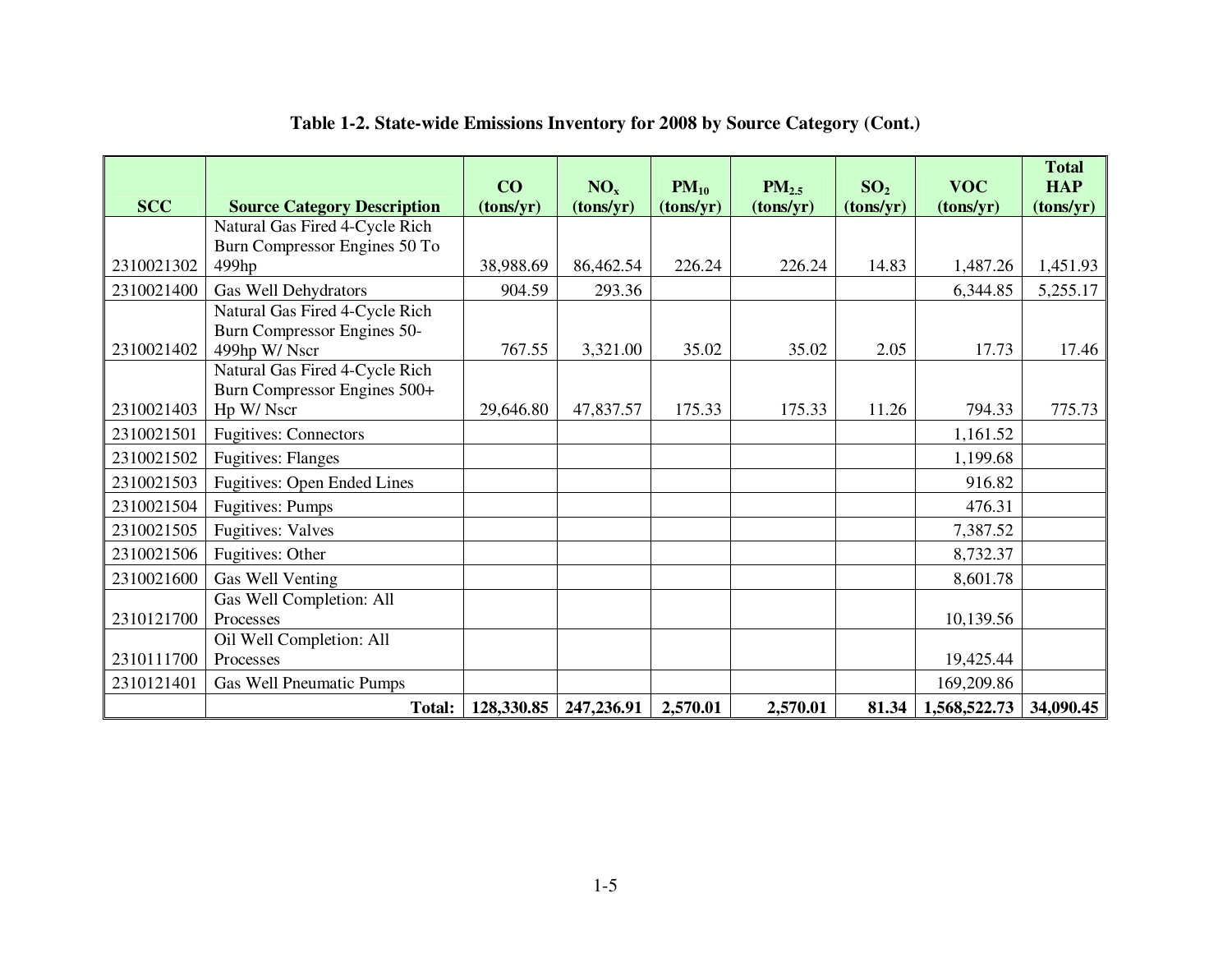**Table 1-2. State-wide Emissions Inventory for 2008 by Source Category (Cont.)**

| SCC | Source Category Description | CO (tons/yr) | $NO_x$ (tons/yr) | $PM_{10}$ (tons/yr) | $PM_{2.5}$ (tons/yr) | $SO_2$ (tons/yr) | VOC (tons/yr) | Total HAP (tons/yr) |
|---|---|---|---|---|---|---|---|---|
| 2310021302 | Natural Gas Fired 4-Cycle Rich Burn Compressor Engines 50 To 499hp | 38,988.69 | 86,462.54 | 226.24 | 226.24 | 14.83 | 1,487.26 | 1,451.93 |
| 2310021400 | Gas Well Dehydrators | 904.59 | 293.36 | | | | 6,344.85 | 5,255.17 |
| 2310021402 | Natural Gas Fired 4-Cycle Rich Burn Compressor Engines 50-499hp W/ Nscr | 767.55 | 3,321.00 | 35.02 | 35.02 | 2.05 | 17.73 | 17.46 |
| 2310021403 | Natural Gas Fired 4-Cycle Rich Burn Compressor Engines 500+ Hp W/ Nscr | 29,646.80 | 47,837.57 | 175.33 | 175.33 | 11.26 | 794.33 | 775.73 |
| 2310021501 | Fugitives: Connectors | | | | | | 1,161.52 | |
| 2310021502 | Fugitives: Flanges | | | | | | 1,199.68 | |
| 2310021503 | Fugitives: Open Ended Lines | | | | | | 916.82 | |
| 2310021504 | Fugitives: Pumps | | | | | | 476.31 | |
| 2310021505 | Fugitives: Valves | | | | | | 7,387.52 | |
| 2310021506 | Fugitives: Other | | | | | | 8,732.37 | |
| 2310021600 | Gas Well Venting | | | | | | 8,601.78 | |
| 2310121700 | Gas Well Completion: All Processes | | | | | | 10,139.56 | |
| 2310111700 | Oil Well Completion: All Processes | | | | | | 19,425.44 | |
| 2310121401 | Gas Well Pneumatic Pumps | | | | | | 169,209.86 | |
| | **Total:** | **128,330.85** | **247,236.91** | **2,570.01** | **2,570.01** | **81.34** | **1,568,522.73** | **34,090.45** |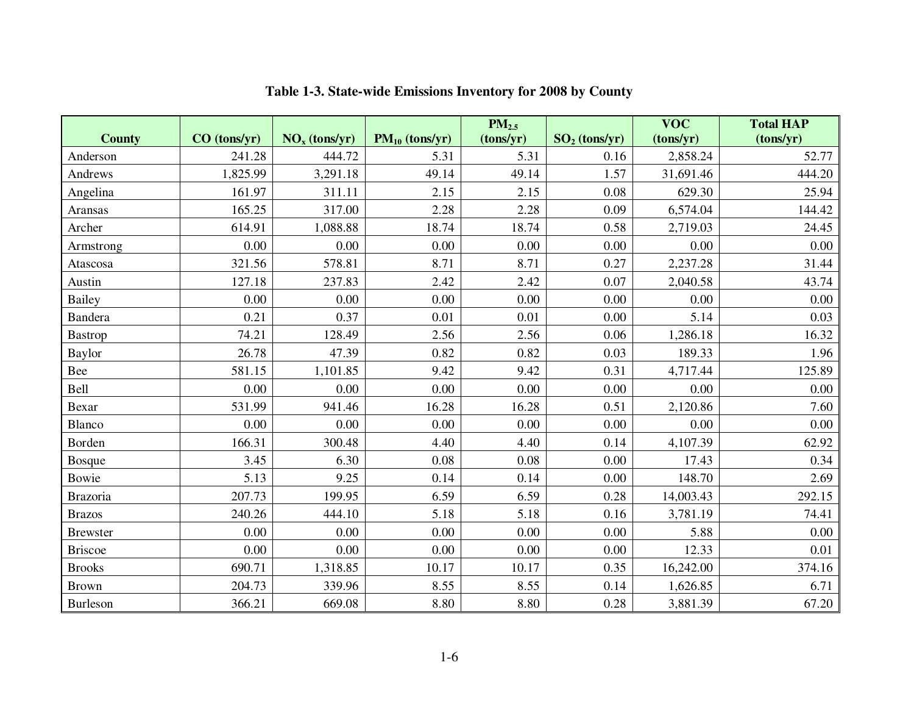**Table 1-3. State-wide Emissions Inventory for 2008 by County**

| County | CO (tons/yr) | $NO_x$ (tons/yr) | $PM_{10}$ (tons/yr) | $PM_{2.5}$ (tons/yr) | $SO_2$ (tons/yr) | VOC (tons/yr) | Total HAP (tons/yr) |
|---|---|---|---|---|---|---|---|
| Anderson | 241.28 | 444.72 | 5.31 | 5.31 | 0.16 | 2,858.24 | 52.77 |
| Andrews | 1,825.99 | 3,291.18 | 49.14 | 49.14 | 1.57 | 31,691.46 | 444.20 |
| Angelina | 161.97 | 311.11 | 2.15 | 2.15 | 0.08 | 629.30 | 25.94 |
| Aransas | 165.25 | 317.00 | 2.28 | 2.28 | 0.09 | 6,574.04 | 144.42 |
| Archer | 614.91 | 1,088.88 | 18.74 | 18.74 | 0.58 | 2,719.03 | 24.45 |
| Armstrong | 0.00 | 0.00 | 0.00 | 0.00 | 0.00 | 0.00 | 0.00 |
| Atascosa | 321.56 | 578.81 | 8.71 | 8.71 | 0.27 | 2,237.28 | 31.44 |
| Austin | 127.18 | 237.83 | 2.42 | 2.42 | 0.07 | 2,040.58 | 43.74 |
| Bailey | 0.00 | 0.00 | 0.00 | 0.00 | 0.00 | 0.00 | 0.00 |
| Bandera | 0.21 | 0.37 | 0.01 | 0.01 | 0.00 | 5.14 | 0.03 |
| Bastrop | 74.21 | 128.49 | 2.56 | 2.56 | 0.06 | 1,286.18 | 16.32 |
| Baylor | 26.78 | 47.39 | 0.82 | 0.82 | 0.03 | 189.33 | 1.96 |
| Bee | 581.15 | 1,101.85 | 9.42 | 9.42 | 0.31 | 4,717.44 | 125.89 |
| Bell | 0.00 | 0.00 | 0.00 | 0.00 | 0.00 | 0.00 | 0.00 |
| Bexar | 531.99 | 941.46 | 16.28 | 16.28 | 0.51 | 2,120.86 | 7.60 |
| Blanco | 0.00 | 0.00 | 0.00 | 0.00 | 0.00 | 0.00 | 0.00 |
| Borden | 166.31 | 300.48 | 4.40 | 4.40 | 0.14 | 4,107.39 | 62.92 |
| Bosque | 3.45 | 6.30 | 0.08 | 0.08 | 0.00 | 17.43 | 0.34 |
| Bowie | 5.13 | 9.25 | 0.14 | 0.14 | 0.00 | 148.70 | 2.69 |
| Brazoria | 207.73 | 199.95 | 6.59 | 6.59 | 0.28 | 14,003.43 | 292.15 |
| Brazos | 240.26 | 444.10 | 5.18 | 5.18 | 0.16 | 3,781.19 | 74.41 |
| Brewster | 0.00 | 0.00 | 0.00 | 0.00 | 0.00 | 5.88 | 0.00 |
| Briscoe | 0.00 | 0.00 | 0.00 | 0.00 | 0.00 | 12.33 | 0.01 |
| Brooks | 690.71 | 1,318.85 | 10.17 | 10.17 | 0.35 | 16,242.00 | 374.16 |
| Brown | 204.73 | 339.96 | 8.55 | 8.55 | 0.14 | 1,626.85 | 6.71 |
| Burleson | 366.21 | 669.08 | 8.80 | 8.80 | 0.28 | 3,881.39 | 67.20 |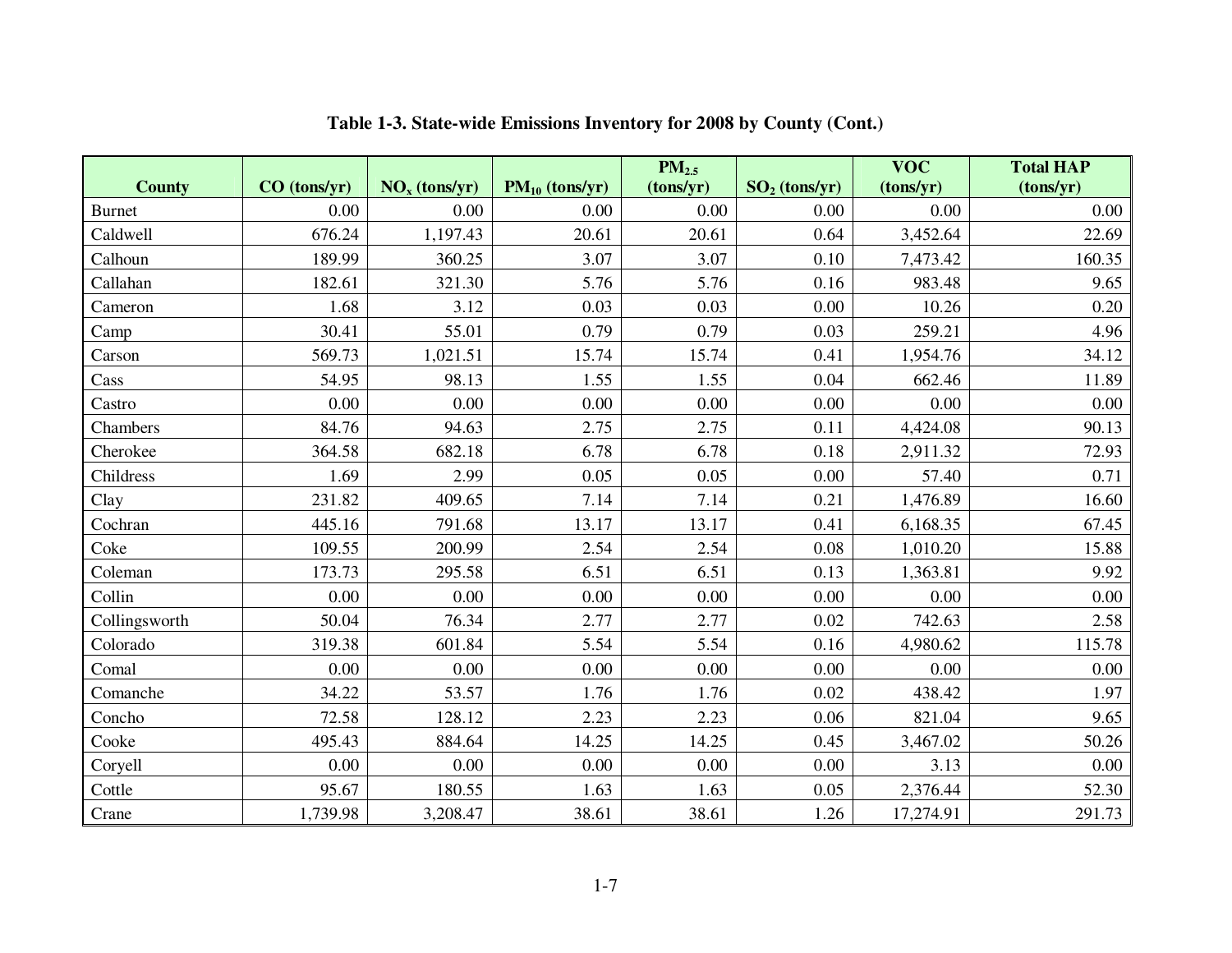**Table 1-3. State-wide Emissions Inventory for 2008 by County (Cont.)**

| County | CO (tons/yr) | $NO_x$ (tons/yr) | $PM_{10}$ (tons/yr) | $PM_{2.5}$ (tons/yr) | $SO_2$ (tons/yr) | VOC (tons/yr) | Total HAP (tons/yr) |
|---|---|---|---|---|---|---|---|
| Burnet | 0.00 | 0.00 | 0.00 | 0.00 | 0.00 | 0.00 | 0.00 |
| Caldwell | 676.24 | 1,197.43 | 20.61 | 20.61 | 0.64 | 3,452.64 | 22.69 |
| Calhoun | 189.99 | 360.25 | 3.07 | 3.07 | 0.10 | 7,473.42 | 160.35 |
| Callahan | 182.61 | 321.30 | 5.76 | 5.76 | 0.16 | 983.48 | 9.65 |
| Cameron | 1.68 | 3.12 | 0.03 | 0.03 | 0.00 | 10.26 | 0.20 |
| Camp | 30.41 | 55.01 | 0.79 | 0.79 | 0.03 | 259.21 | 4.96 |
| Carson | 569.73 | 1,021.51 | 15.74 | 15.74 | 0.41 | 1,954.76 | 34.12 |
| Cass | 54.95 | 98.13 | 1.55 | 1.55 | 0.04 | 662.46 | 11.89 |
| Castro | 0.00 | 0.00 | 0.00 | 0.00 | 0.00 | 0.00 | 0.00 |
| Chambers | 84.76 | 94.63 | 2.75 | 2.75 | 0.11 | 4,424.08 | 90.13 |
| Cherokee | 364.58 | 682.18 | 6.78 | 6.78 | 0.18 | 2,911.32 | 72.93 |
| Childress | 1.69 | 2.99 | 0.05 | 0.05 | 0.00 | 57.40 | 0.71 |
| Clay | 231.82 | 409.65 | 7.14 | 7.14 | 0.21 | 1,476.89 | 16.60 |
| Cochran | 445.16 | 791.68 | 13.17 | 13.17 | 0.41 | 6,168.35 | 67.45 |
| Coke | 109.55 | 200.99 | 2.54 | 2.54 | 0.08 | 1,010.20 | 15.88 |
| Coleman | 173.73 | 295.58 | 6.51 | 6.51 | 0.13 | 1,363.81 | 9.92 |
| Collin | 0.00 | 0.00 | 0.00 | 0.00 | 0.00 | 0.00 | 0.00 |
| Collingsworth | 50.04 | 76.34 | 2.77 | 2.77 | 0.02 | 742.63 | 2.58 |
| Colorado | 319.38 | 601.84 | 5.54 | 5.54 | 0.16 | 4,980.62 | 115.78 |
| Comal | 0.00 | 0.00 | 0.00 | 0.00 | 0.00 | 0.00 | 0.00 |
| Comanche | 34.22 | 53.57 | 1.76 | 1.76 | 0.02 | 438.42 | 1.97 |
| Concho | 72.58 | 128.12 | 2.23 | 2.23 | 0.06 | 821.04 | 9.65 |
| Cooke | 495.43 | 884.64 | 14.25 | 14.25 | 0.45 | 3,467.02 | 50.26 |
| Coryell | 0.00 | 0.00 | 0.00 | 0.00 | 0.00 | 3.13 | 0.00 |
| Cottle | 95.67 | 180.55 | 1.63 | 1.63 | 0.05 | 2,376.44 | 52.30 |
| Crane | 1,739.98 | 3,208.47 | 38.61 | 38.61 | 1.26 | 17,274.91 | 291.73 |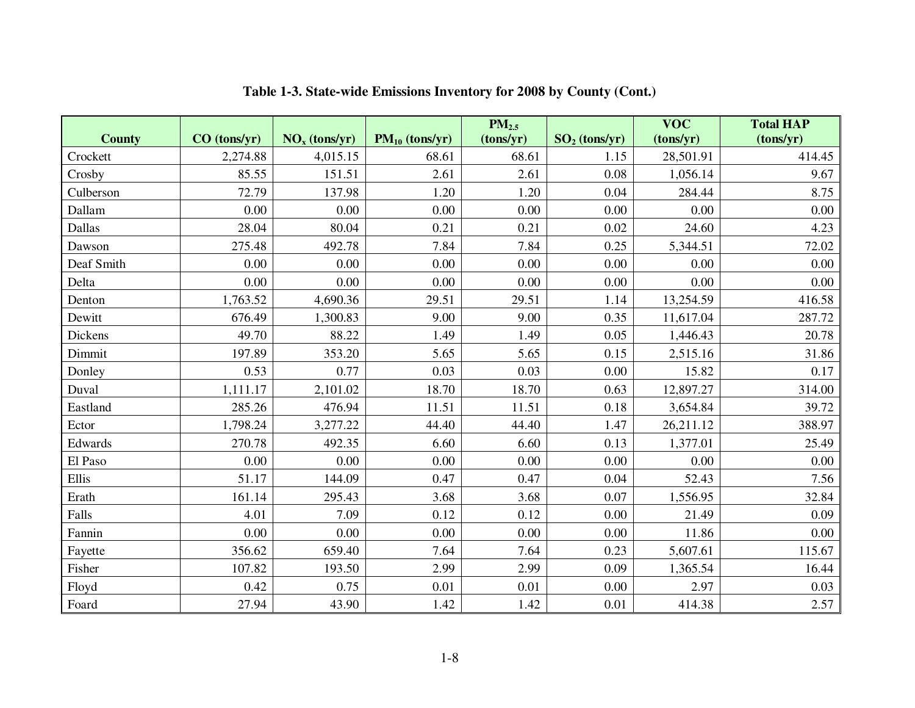**Table 1-3. State-wide Emissions Inventory for 2008 by County (Cont.)**

| County | CO (tons/yr) | $NO_x$ (tons/yr) | $PM_{10}$ (tons/yr) | $PM_{2.5}$ (tons/yr) | $SO_2$ (tons/yr) | VOC (tons/yr) | Total HAP (tons/yr) |
|---|---|---|---|---|---|---|---|
| Crockett | 2,274.88 | 4,015.15 | 68.61 | 68.61 | 1.15 | 28,501.91 | 414.45 |
| Crosby | 85.55 | 151.51 | 2.61 | 2.61 | 0.08 | 1,056.14 | 9.67 |
| Culberson | 72.79 | 137.98 | 1.20 | 1.20 | 0.04 | 284.44 | 8.75 |
| Dallam | 0.00 | 0.00 | 0.00 | 0.00 | 0.00 | 0.00 | 0.00 |
| Dallas | 28.04 | 80.04 | 0.21 | 0.21 | 0.02 | 24.60 | 4.23 |
| Dawson | 275.48 | 492.78 | 7.84 | 7.84 | 0.25 | 5,344.51 | 72.02 |
| Deaf Smith | 0.00 | 0.00 | 0.00 | 0.00 | 0.00 | 0.00 | 0.00 |
| Delta | 0.00 | 0.00 | 0.00 | 0.00 | 0.00 | 0.00 | 0.00 |
| Denton | 1,763.52 | 4,690.36 | 29.51 | 29.51 | 1.14 | 13,254.59 | 416.58 |
| Dewitt | 676.49 | 1,300.83 | 9.00 | 9.00 | 0.35 | 11,617.04 | 287.72 |
| Dickens | 49.70 | 88.22 | 1.49 | 1.49 | 0.05 | 1,446.43 | 20.78 |
| Dimmit | 197.89 | 353.20 | 5.65 | 5.65 | 0.15 | 2,515.16 | 31.86 |
| Donley | 0.53 | 0.77 | 0.03 | 0.03 | 0.00 | 15.82 | 0.17 |
| Duval | 1,111.17 | 2,101.02 | 18.70 | 18.70 | 0.63 | 12,897.27 | 314.00 |
| Eastland | 285.26 | 476.94 | 11.51 | 11.51 | 0.18 | 3,654.84 | 39.72 |
| Ector | 1,798.24 | 3,277.22 | 44.40 | 44.40 | 1.47 | 26,211.12 | 388.97 |
| Edwards | 270.78 | 492.35 | 6.60 | 6.60 | 0.13 | 1,377.01 | 25.49 |
| El Paso | 0.00 | 0.00 | 0.00 | 0.00 | 0.00 | 0.00 | 0.00 |
| Ellis | 51.17 | 144.09 | 0.47 | 0.47 | 0.04 | 52.43 | 7.56 |
| Erath | 161.14 | 295.43 | 3.68 | 3.68 | 0.07 | 1,556.95 | 32.84 |
| Falls | 4.01 | 7.09 | 0.12 | 0.12 | 0.00 | 21.49 | 0.09 |
| Fannin | 0.00 | 0.00 | 0.00 | 0.00 | 0.00 | 11.86 | 0.00 |
| Fayette | 356.62 | 659.40 | 7.64 | 7.64 | 0.23 | 5,607.61 | 115.67 |
| Fisher | 107.82 | 193.50 | 2.99 | 2.99 | 0.09 | 1,365.54 | 16.44 |
| Floyd | 0.42 | 0.75 | 0.01 | 0.01 | 0.00 | 2.97 | 0.03 |
| Foard | 27.94 | 43.90 | 1.42 | 1.42 | 0.01 | 414.38 | 2.57 |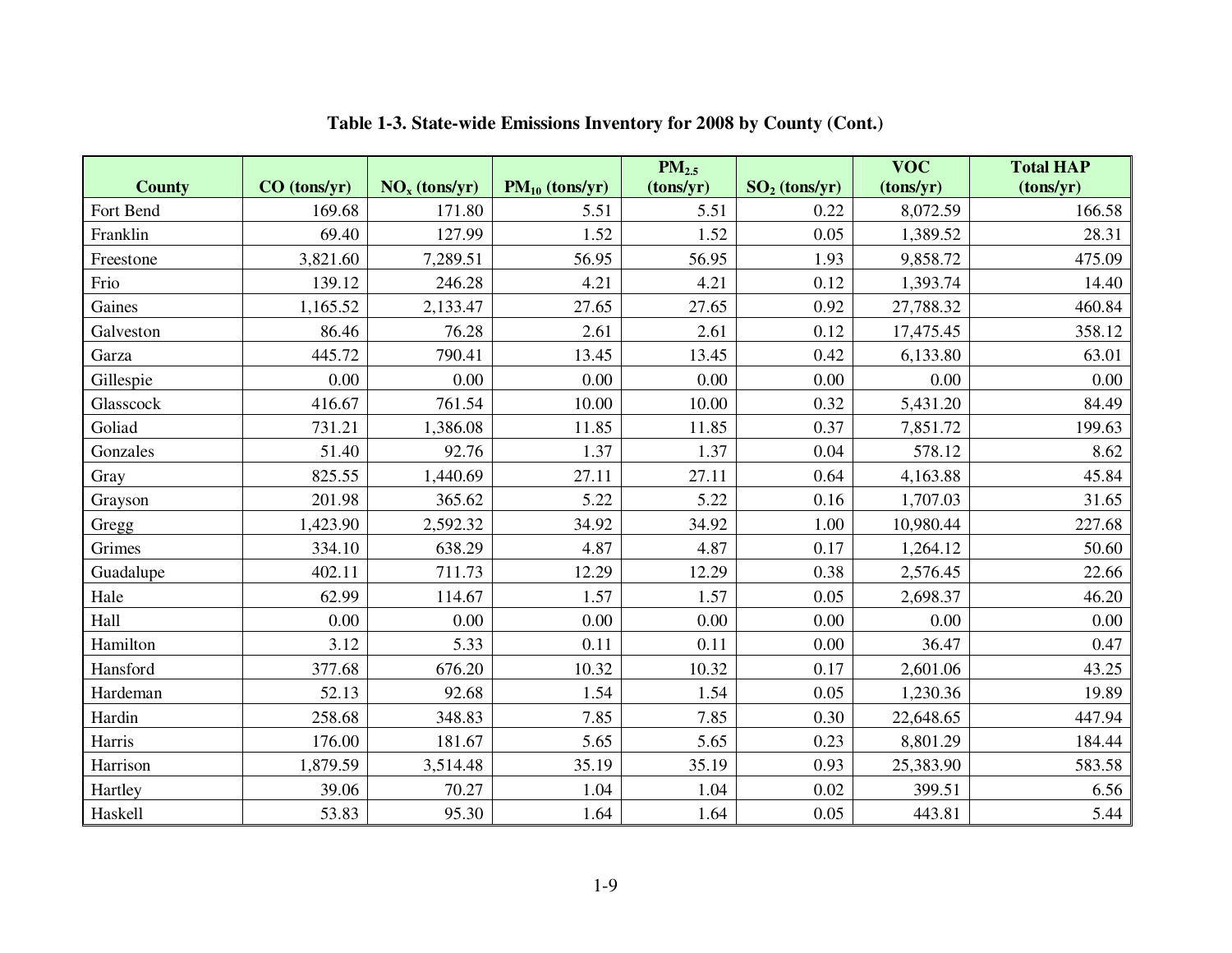**Table 1-3. State-wide Emissions Inventory for 2008 by County (Cont.)**

| County | CO (tons/yr) | $NO_x$ (tons/yr) | $PM_{10}$ (tons/yr) | $PM_{2.5}$ (tons/yr) | $SO_2$ (tons/yr) | VOC (tons/yr) | Total HAP (tons/yr) |
|---|---|---|---|---|---|---|---|
| Fort Bend | 169.68 | 171.80 | 5.51 | 5.51 | 0.22 | 8,072.59 | 166.58 |
| Franklin | 69.40 | 127.99 | 1.52 | 1.52 | 0.05 | 1,389.52 | 28.31 |
| Freestone | 3,821.60 | 7,289.51 | 56.95 | 56.95 | 1.93 | 9,858.72 | 475.09 |
| Frio | 139.12 | 246.28 | 4.21 | 4.21 | 0.12 | 1,393.74 | 14.40 |
| Gaines | 1,165.52 | 2,133.47 | 27.65 | 27.65 | 0.92 | 27,788.32 | 460.84 |
| Galveston | 86.46 | 76.28 | 2.61 | 2.61 | 0.12 | 17,475.45 | 358.12 |
| Garza | 445.72 | 790.41 | 13.45 | 13.45 | 0.42 | 6,133.80 | 63.01 |
| Gillespie | 0.00 | 0.00 | 0.00 | 0.00 | 0.00 | 0.00 | 0.00 |
| Glasscock | 416.67 | 761.54 | 10.00 | 10.00 | 0.32 | 5,431.20 | 84.49 |
| Goliad | 731.21 | 1,386.08 | 11.85 | 11.85 | 0.37 | 7,851.72 | 199.63 |
| Gonzales | 51.40 | 92.76 | 1.37 | 1.37 | 0.04 | 578.12 | 8.62 |
| Gray | 825.55 | 1,440.69 | 27.11 | 27.11 | 0.64 | 4,163.88 | 45.84 |
| Grayson | 201.98 | 365.62 | 5.22 | 5.22 | 0.16 | 1,707.03 | 31.65 |
| Gregg | 1,423.90 | 2,592.32 | 34.92 | 34.92 | 1.00 | 10,980.44 | 227.68 |
| Grimes | 334.10 | 638.29 | 4.87 | 4.87 | 0.17 | 1,264.12 | 50.60 |
| Guadalupe | 402.11 | 711.73 | 12.29 | 12.29 | 0.38 | 2,576.45 | 22.66 |
| Hale | 62.99 | 114.67 | 1.57 | 1.57 | 0.05 | 2,698.37 | 46.20 |
| Hall | 0.00 | 0.00 | 0.00 | 0.00 | 0.00 | 0.00 | 0.00 |
| Hamilton | 3.12 | 5.33 | 0.11 | 0.11 | 0.00 | 36.47 | 0.47 |
| Hansford | 377.68 | 676.20 | 10.32 | 10.32 | 0.17 | 2,601.06 | 43.25 |
| Hardeman | 52.13 | 92.68 | 1.54 | 1.54 | 0.05 | 1,230.36 | 19.89 |
| Hardin | 258.68 | 348.83 | 7.85 | 7.85 | 0.30 | 22,648.65 | 447.94 |
| Harris | 176.00 | 181.67 | 5.65 | 5.65 | 0.23 | 8,801.29 | 184.44 |
| Harrison | 1,879.59 | 3,514.48 | 35.19 | 35.19 | 0.93 | 25,383.90 | 583.58 |
| Hartley | 39.06 | 70.27 | 1.04 | 1.04 | 0.02 | 399.51 | 6.56 |
| Haskell | 53.83 | 95.30 | 1.64 | 1.64 | 0.05 | 443.81 | 5.44 |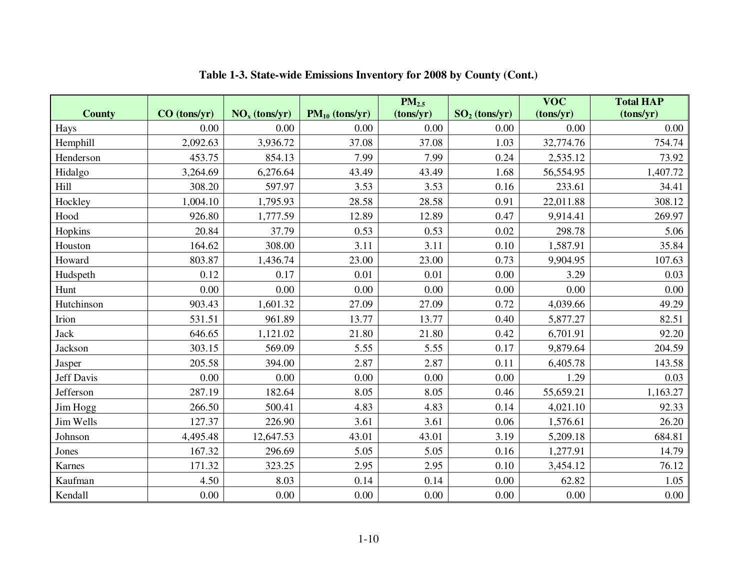**Table 1-3. State-wide Emissions Inventory for 2008 by County (Cont.)**

| County | CO (tons/yr) | $NO_x$ (tons/yr) | $PM_{10}$ (tons/yr) | $PM_{2.5}$ (tons/yr) | $SO_2$ (tons/yr) | VOC (tons/yr) | Total HAP (tons/yr) |
|---|---|---|---|---|---|---|---|
| Hays | 0.00 | 0.00 | 0.00 | 0.00 | 0.00 | 0.00 | 0.00 |
| Hemphill | 2,092.63 | 3,936.72 | 37.08 | 37.08 | 1.03 | 32,774.76 | 754.74 |
| Henderson | 453.75 | 854.13 | 7.99 | 7.99 | 0.24 | 2,535.12 | 73.92 |
| Hidalgo | 3,264.69 | 6,276.64 | 43.49 | 43.49 | 1.68 | 56,554.95 | 1,407.72 |
| Hill | 308.20 | 597.97 | 3.53 | 3.53 | 0.16 | 233.61 | 34.41 |
| Hockley | 1,004.10 | 1,795.93 | 28.58 | 28.58 | 0.91 | 22,011.88 | 308.12 |
| Hood | 926.80 | 1,777.59 | 12.89 | 12.89 | 0.47 | 9,914.41 | 269.97 |
| Hopkins | 20.84 | 37.79 | 0.53 | 0.53 | 0.02 | 298.78 | 5.06 |
| Houston | 164.62 | 308.00 | 3.11 | 3.11 | 0.10 | 1,587.91 | 35.84 |
| Howard | 803.87 | 1,436.74 | 23.00 | 23.00 | 0.73 | 9,904.95 | 107.63 |
| Hudspeth | 0.12 | 0.17 | 0.01 | 0.01 | 0.00 | 3.29 | 0.03 |
| Hunt | 0.00 | 0.00 | 0.00 | 0.00 | 0.00 | 0.00 | 0.00 |
| Hutchinson | 903.43 | 1,601.32 | 27.09 | 27.09 | 0.72 | 4,039.66 | 49.29 |
| Irion | 531.51 | 961.89 | 13.77 | 13.77 | 0.40 | 5,877.27 | 82.51 |
| Jack | 646.65 | 1,121.02 | 21.80 | 21.80 | 0.42 | 6,701.91 | 92.20 |
| Jackson | 303.15 | 569.09 | 5.55 | 5.55 | 0.17 | 9,879.64 | 204.59 |
| Jasper | 205.58 | 394.00 | 2.87 | 2.87 | 0.11 | 6,405.78 | 143.58 |
| Jeff Davis | 0.00 | 0.00 | 0.00 | 0.00 | 0.00 | 1.29 | 0.03 |
| Jefferson | 287.19 | 182.64 | 8.05 | 8.05 | 0.46 | 55,659.21 | 1,163.27 |
| Jim Hogg | 266.50 | 500.41 | 4.83 | 4.83 | 0.14 | 4,021.10 | 92.33 |
| Jim Wells | 127.37 | 226.90 | 3.61 | 3.61 | 0.06 | 1,576.61 | 26.20 |
| Johnson | 4,495.48 | 12,647.53 | 43.01 | 43.01 | 3.19 | 5,209.18 | 684.81 |
| Jones | 167.32 | 296.69 | 5.05 | 5.05 | 0.16 | 1,277.91 | 14.79 |
| Karnes | 171.32 | 323.25 | 2.95 | 2.95 | 0.10 | 3,454.12 | 76.12 |
| Kaufman | 4.50 | 8.03 | 0.14 | 0.14 | 0.00 | 62.82 | 1.05 |
| Kendall | 0.00 | 0.00 | 0.00 | 0.00 | 0.00 | 0.00 | 0.00 |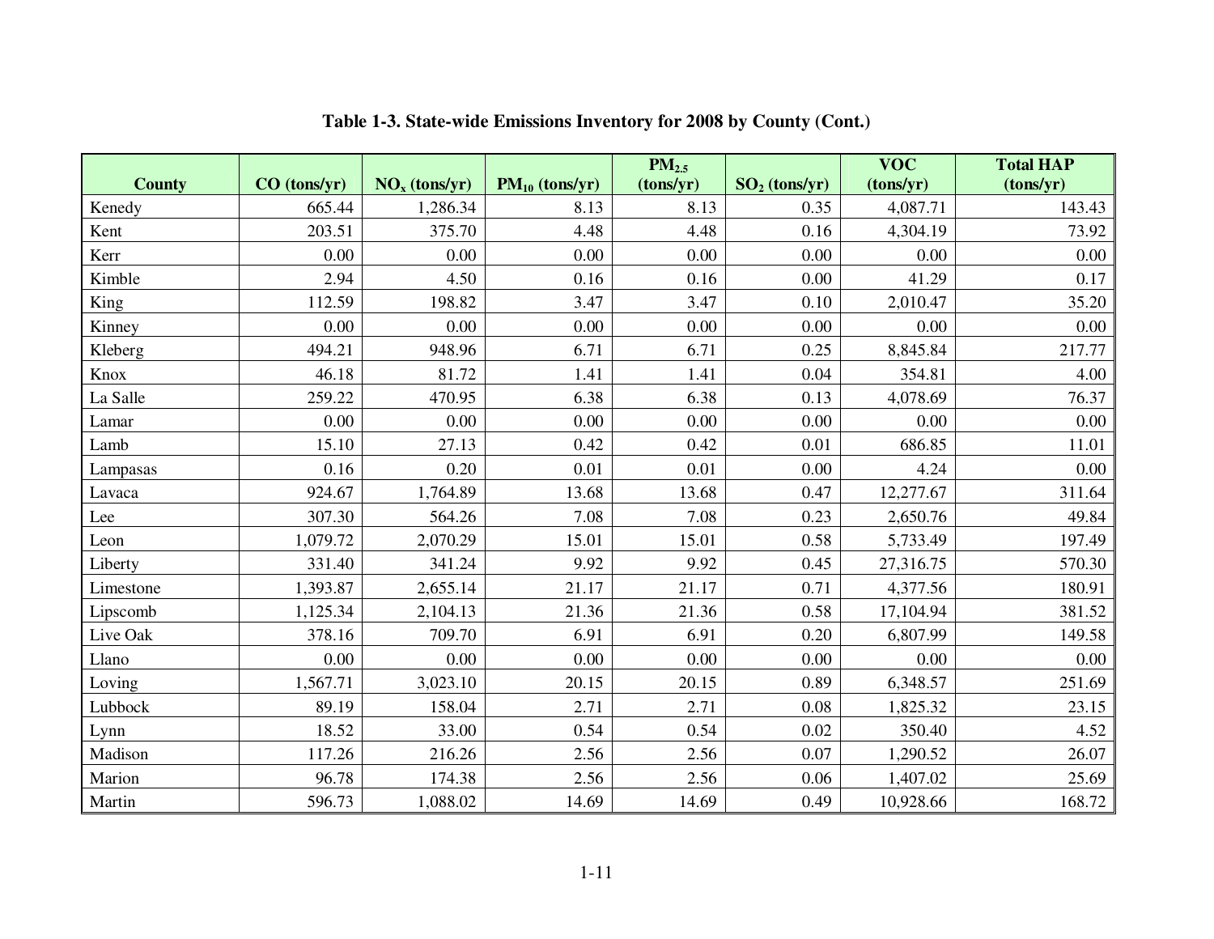**Table 1-3. State-wide Emissions Inventory for 2008 by County (Cont.)**

| County | CO (tons/yr) | $NO_x$ (tons/yr) | $PM_{10}$ (tons/yr) | $PM_{2.5}$ (tons/yr) | $SO_2$ (tons/yr) | VOC (tons/yr) | Total HAP (tons/yr) |
|---|---|---|---|---|---|---|---|
| Kenedy | 665.44 | 1,286.34 | 8.13 | 8.13 | 0.35 | 4,087.71 | 143.43 |
| Kent | 203.51 | 375.70 | 4.48 | 4.48 | 0.16 | 4,304.19 | 73.92 |
| Kerr | 0.00 | 0.00 | 0.00 | 0.00 | 0.00 | 0.00 | 0.00 |
| Kimble | 2.94 | 4.50 | 0.16 | 0.16 | 0.00 | 41.29 | 0.17 |
| King | 112.59 | 198.82 | 3.47 | 3.47 | 0.10 | 2,010.47 | 35.20 |
| Kinney | 0.00 | 0.00 | 0.00 | 0.00 | 0.00 | 0.00 | 0.00 |
| Kleberg | 494.21 | 948.96 | 6.71 | 6.71 | 0.25 | 8,845.84 | 217.77 |
| Knox | 46.18 | 81.72 | 1.41 | 1.41 | 0.04 | 354.81 | 4.00 |
| La Salle | 259.22 | 470.95 | 6.38 | 6.38 | 0.13 | 4,078.69 | 76.37 |
| Lamar | 0.00 | 0.00 | 0.00 | 0.00 | 0.00 | 0.00 | 0.00 |
| Lamb | 15.10 | 27.13 | 0.42 | 0.42 | 0.01 | 686.85 | 11.01 |
| Lampasas | 0.16 | 0.20 | 0.01 | 0.01 | 0.00 | 4.24 | 0.00 |
| Lavaca | 924.67 | 1,764.89 | 13.68 | 13.68 | 0.47 | 12,277.67 | 311.64 |
| Lee | 307.30 | 564.26 | 7.08 | 7.08 | 0.23 | 2,650.76 | 49.84 |
| Leon | 1,079.72 | 2,070.29 | 15.01 | 15.01 | 0.58 | 5,733.49 | 197.49 |
| Liberty | 331.40 | 341.24 | 9.92 | 9.92 | 0.45 | 27,316.75 | 570.30 |
| Limestone | 1,393.87 | 2,655.14 | 21.17 | 21.17 | 0.71 | 4,377.56 | 180.91 |
| Lipscomb | 1,125.34 | 2,104.13 | 21.36 | 21.36 | 0.58 | 17,104.94 | 381.52 |
| Live Oak | 378.16 | 709.70 | 6.91 | 6.91 | 0.20 | 6,807.99 | 149.58 |
| Llano | 0.00 | 0.00 | 0.00 | 0.00 | 0.00 | 0.00 | 0.00 |
| Loving | 1,567.71 | 3,023.10 | 20.15 | 20.15 | 0.89 | 6,348.57 | 251.69 |
| Lubbock | 89.19 | 158.04 | 2.71 | 2.71 | 0.08 | 1,825.32 | 23.15 |
| Lynn | 18.52 | 33.00 | 0.54 | 0.54 | 0.02 | 350.40 | 4.52 |
| Madison | 117.26 | 216.26 | 2.56 | 2.56 | 0.07 | 1,290.52 | 26.07 |
| Marion | 96.78 | 174.38 | 2.56 | 2.56 | 0.06 | 1,407.02 | 25.69 |
| Martin | 596.73 | 1,088.02 | 14.69 | 14.69 | 0.49 | 10,928.66 | 168.72 |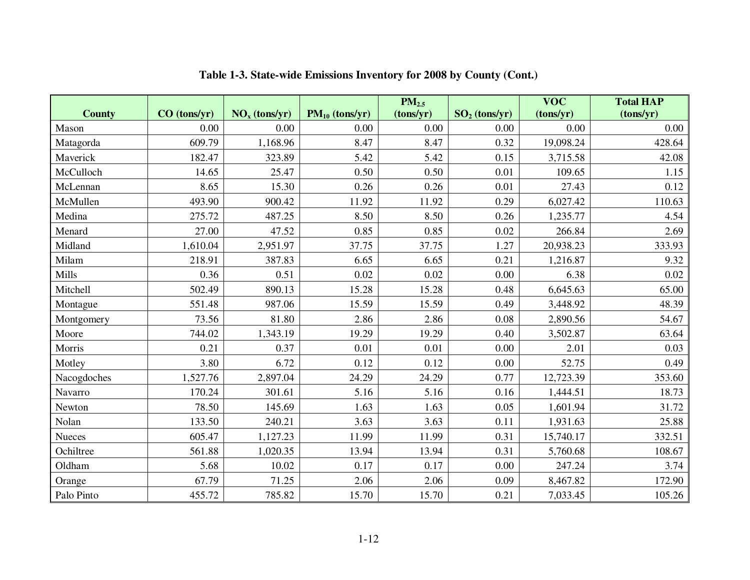**Table 1-3. State-wide Emissions Inventory for 2008 by County (Cont.)**

| County | CO (tons/yr) | $NO_x$ (tons/yr) | $PM_{10}$ (tons/yr) | $PM_{2.5}$ (tons/yr) | $SO_2$ (tons/yr) | VOC (tons/yr) | Total HAP (tons/yr) |
|---|---|---|---|---|---|---|---|
| Mason | 0.00 | 0.00 | 0.00 | 0.00 | 0.00 | 0.00 | 0.00 |
| Matagorda | 609.79 | 1,168.96 | 8.47 | 8.47 | 0.32 | 19,098.24 | 428.64 |
| Maverick | 182.47 | 323.89 | 5.42 | 5.42 | 0.15 | 3,715.58 | 42.08 |
| McCulloch | 14.65 | 25.47 | 0.50 | 0.50 | 0.01 | 109.65 | 1.15 |
| McLennan | 8.65 | 15.30 | 0.26 | 0.26 | 0.01 | 27.43 | 0.12 |
| McMullen | 493.90 | 900.42 | 11.92 | 11.92 | 0.29 | 6,027.42 | 110.63 |
| Medina | 275.72 | 487.25 | 8.50 | 8.50 | 0.26 | 1,235.77 | 4.54 |
| Menard | 27.00 | 47.52 | 0.85 | 0.85 | 0.02 | 266.84 | 2.69 |
| Midland | 1,610.04 | 2,951.97 | 37.75 | 37.75 | 1.27 | 20,938.23 | 333.93 |
| Milam | 218.91 | 387.83 | 6.65 | 6.65 | 0.21 | 1,216.87 | 9.32 |
| Mills | 0.36 | 0.51 | 0.02 | 0.02 | 0.00 | 6.38 | 0.02 |
| Mitchell | 502.49 | 890.13 | 15.28 | 15.28 | 0.48 | 6,645.63 | 65.00 |
| Montague | 551.48 | 987.06 | 15.59 | 15.59 | 0.49 | 3,448.92 | 48.39 |
| Montgomery | 73.56 | 81.80 | 2.86 | 2.86 | 0.08 | 2,890.56 | 54.67 |
| Moore | 744.02 | 1,343.19 | 19.29 | 19.29 | 0.40 | 3,502.87 | 63.64 |
| Morris | 0.21 | 0.37 | 0.01 | 0.01 | 0.00 | 2.01 | 0.03 |
| Motley | 3.80 | 6.72 | 0.12 | 0.12 | 0.00 | 52.75 | 0.49 |
| Nacogdoches | 1,527.76 | 2,897.04 | 24.29 | 24.29 | 0.77 | 12,723.39 | 353.60 |
| Navarro | 170.24 | 301.61 | 5.16 | 5.16 | 0.16 | 1,444.51 | 18.73 |
| Newton | 78.50 | 145.69 | 1.63 | 1.63 | 0.05 | 1,601.94 | 31.72 |
| Nolan | 133.50 | 240.21 | 3.63 | 3.63 | 0.11 | 1,931.63 | 25.88 |
| Nueces | 605.47 | 1,127.23 | 11.99 | 11.99 | 0.31 | 15,740.17 | 332.51 |
| Ochiltree | 561.88 | 1,020.35 | 13.94 | 13.94 | 0.31 | 5,760.68 | 108.67 |
| Oldham | 5.68 | 10.02 | 0.17 | 0.17 | 0.00 | 247.24 | 3.74 |
| Orange | 67.79 | 71.25 | 2.06 | 2.06 | 0.09 | 8,467.82 | 172.90 |
| Palo Pinto | 455.72 | 785.82 | 15.70 | 15.70 | 0.21 | 7,033.45 | 105.26 |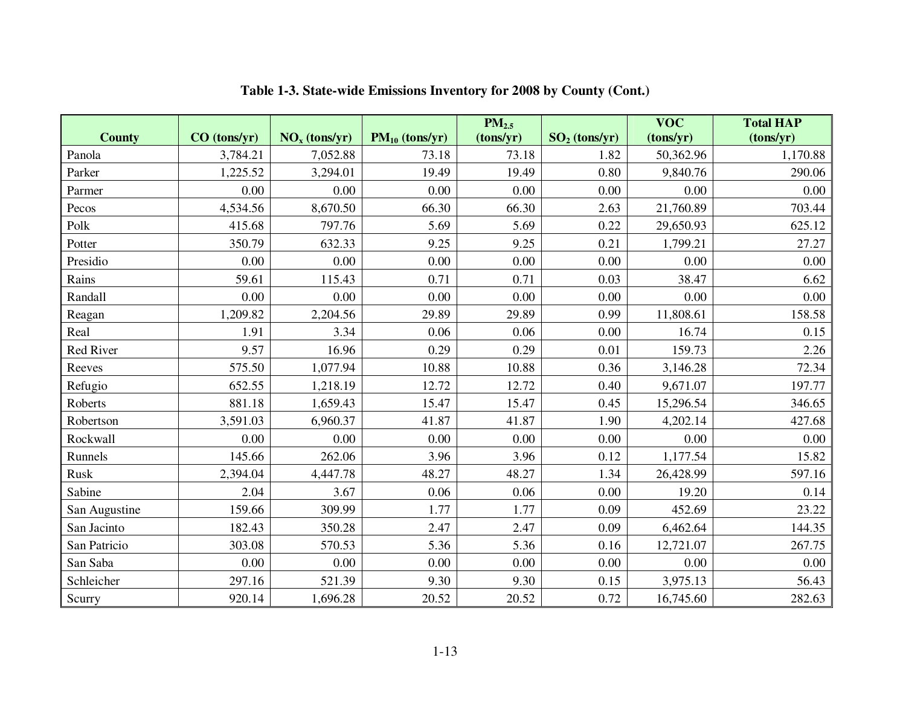**Table 1-3. State-wide Emissions Inventory for 2008 by County (Cont.)**

| County | CO (tons/yr) | $NO_x$ (tons/yr) | $PM_{10}$ (tons/yr) | $PM_{2.5}$ (tons/yr) | $SO_2$ (tons/yr) | VOC (tons/yr) | Total HAP (tons/yr) |
|---|---|---|---|---|---|---|---|
| Panola | 3,784.21 | 7,052.88 | 73.18 | 73.18 | 1.82 | 50,362.96 | 1,170.88 |
| Parker | 1,225.52 | 3,294.01 | 19.49 | 19.49 | 0.80 | 9,840.76 | 290.06 |
| Parmer | 0.00 | 0.00 | 0.00 | 0.00 | 0.00 | 0.00 | 0.00 |
| Pecos | 4,534.56 | 8,670.50 | 66.30 | 66.30 | 2.63 | 21,760.89 | 703.44 |
| Polk | 415.68 | 797.76 | 5.69 | 5.69 | 0.22 | 29,650.93 | 625.12 |
| Potter | 350.79 | 632.33 | 9.25 | 9.25 | 0.21 | 1,799.21 | 27.27 |
| Presidio | 0.00 | 0.00 | 0.00 | 0.00 | 0.00 | 0.00 | 0.00 |
| Rains | 59.61 | 115.43 | 0.71 | 0.71 | 0.03 | 38.47 | 6.62 |
| Randall | 0.00 | 0.00 | 0.00 | 0.00 | 0.00 | 0.00 | 0.00 |
| Reagan | 1,209.82 | 2,204.56 | 29.89 | 29.89 | 0.99 | 11,808.61 | 158.58 |
| Real | 1.91 | 3.34 | 0.06 | 0.06 | 0.00 | 16.74 | 0.15 |
| Red River | 9.57 | 16.96 | 0.29 | 0.29 | 0.01 | 159.73 | 2.26 |
| Reeves | 575.50 | 1,077.94 | 10.88 | 10.88 | 0.36 | 3,146.28 | 72.34 |
| Refugio | 652.55 | 1,218.19 | 12.72 | 12.72 | 0.40 | 9,671.07 | 197.77 |
| Roberts | 881.18 | 1,659.43 | 15.47 | 15.47 | 0.45 | 15,296.54 | 346.65 |
| Robertson | 3,591.03 | 6,960.37 | 41.87 | 41.87 | 1.90 | 4,202.14 | 427.68 |
| Rockwall | 0.00 | 0.00 | 0.00 | 0.00 | 0.00 | 0.00 | 0.00 |
| Runnels | 145.66 | 262.06 | 3.96 | 3.96 | 0.12 | 1,177.54 | 15.82 |
| Rusk | 2,394.04 | 4,447.78 | 48.27 | 48.27 | 1.34 | 26,428.99 | 597.16 |
| Sabine | 2.04 | 3.67 | 0.06 | 0.06 | 0.00 | 19.20 | 0.14 |
| San Augustine | 159.66 | 309.99 | 1.77 | 1.77 | 0.09 | 452.69 | 23.22 |
| San Jacinto | 182.43 | 350.28 | 2.47 | 2.47 | 0.09 | 6,462.64 | 144.35 |
| San Patricio | 303.08 | 570.53 | 5.36 | 5.36 | 0.16 | 12,721.07 | 267.75 |
| San Saba | 0.00 | 0.00 | 0.00 | 0.00 | 0.00 | 0.00 | 0.00 |
| Schleicher | 297.16 | 521.39 | 9.30 | 9.30 | 0.15 | 3,975.13 | 56.43 |
| Scurry | 920.14 | 1,696.28 | 20.52 | 20.52 | 0.72 | 16,745.60 | 282.63 |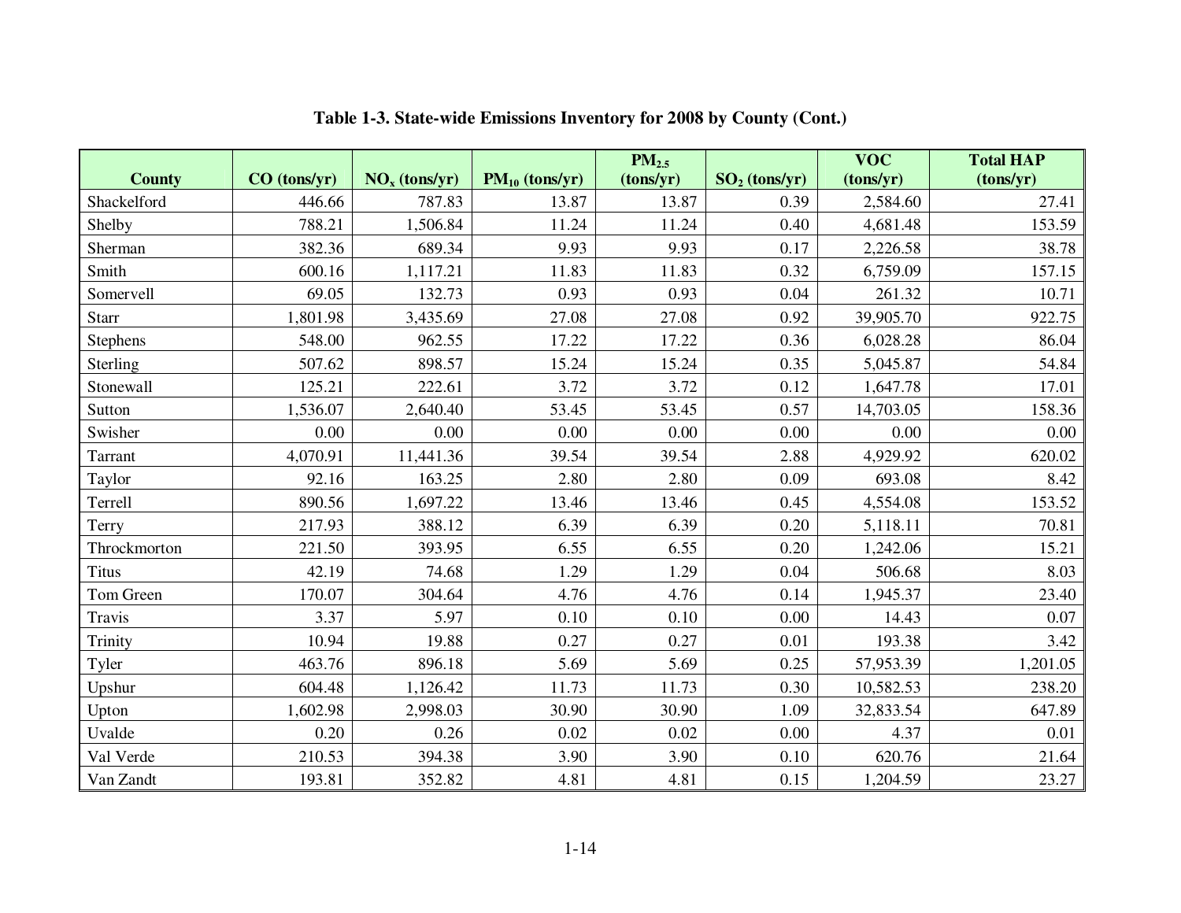**Table 1-3. State-wide Emissions Inventory for 2008 by County (Cont.)**

| County | CO (tons/yr) | $NO_x$ (tons/yr) | $PM_{10}$ (tons/yr) | $PM_{2.5}$ (tons/yr) | $SO_2$ (tons/yr) | VOC (tons/yr) | Total HAP (tons/yr) |
|---|---|---|---|---|---|---|---|
| Shackelford | 446.66 | 787.83 | 13.87 | 13.87 | 0.39 | 2,584.60 | 27.41 |
| Shelby | 788.21 | 1,506.84 | 11.24 | 11.24 | 0.40 | 4,681.48 | 153.59 |
| Sherman | 382.36 | 689.34 | 9.93 | 9.93 | 0.17 | 2,226.58 | 38.78 |
| Smith | 600.16 | 1,117.21 | 11.83 | 11.83 | 0.32 | 6,759.09 | 157.15 |
| Somervell | 69.05 | 132.73 | 0.93 | 0.93 | 0.04 | 261.32 | 10.71 |
| Starr | 1,801.98 | 3,435.69 | 27.08 | 27.08 | 0.92 | 39,905.70 | 922.75 |
| Stephens | 548.00 | 962.55 | 17.22 | 17.22 | 0.36 | 6,028.28 | 86.04 |
| Sterling | 507.62 | 898.57 | 15.24 | 15.24 | 0.35 | 5,045.87 | 54.84 |
| Stonewall | 125.21 | 222.61 | 3.72 | 3.72 | 0.12 | 1,647.78 | 17.01 |
| Sutton | 1,536.07 | 2,640.40 | 53.45 | 53.45 | 0.57 | 14,703.05 | 158.36 |
| Swisher | 0.00 | 0.00 | 0.00 | 0.00 | 0.00 | 0.00 | 0.00 |
| Tarrant | 4,070.91 | 11,441.36 | 39.54 | 39.54 | 2.88 | 4,929.92 | 620.02 |
| Taylor | 92.16 | 163.25 | 2.80 | 2.80 | 0.09 | 693.08 | 8.42 |
| Terrell | 890.56 | 1,697.22 | 13.46 | 13.46 | 0.45 | 4,554.08 | 153.52 |
| Terry | 217.93 | 388.12 | 6.39 | 6.39 | 0.20 | 5,118.11 | 70.81 |
| Throckmorton | 221.50 | 393.95 | 6.55 | 6.55 | 0.20 | 1,242.06 | 15.21 |
| Titus | 42.19 | 74.68 | 1.29 | 1.29 | 0.04 | 506.68 | 8.03 |
| Tom Green | 170.07 | 304.64 | 4.76 | 4.76 | 0.14 | 1,945.37 | 23.40 |
| Travis | 3.37 | 5.97 | 0.10 | 0.10 | 0.00 | 14.43 | 0.07 |
| Trinity | 10.94 | 19.88 | 0.27 | 0.27 | 0.01 | 193.38 | 3.42 |
| Tyler | 463.76 | 896.18 | 5.69 | 5.69 | 0.25 | 57,953.39 | 1,201.05 |
| Upshur | 604.48 | 1,126.42 | 11.73 | 11.73 | 0.30 | 10,582.53 | 238.20 |
| Upton | 1,602.98 | 2,998.03 | 30.90 | 30.90 | 1.09 | 32,833.54 | 647.89 |
| Uvalde | 0.20 | 0.26 | 0.02 | 0.02 | 0.00 | 4.37 | 0.01 |
| Val Verde | 210.53 | 394.38 | 3.90 | 3.90 | 0.10 | 620.76 | 21.64 |
| Van Zandt | 193.81 | 352.82 | 4.81 | 4.81 | 0.15 | 1,204.59 | 23.27 |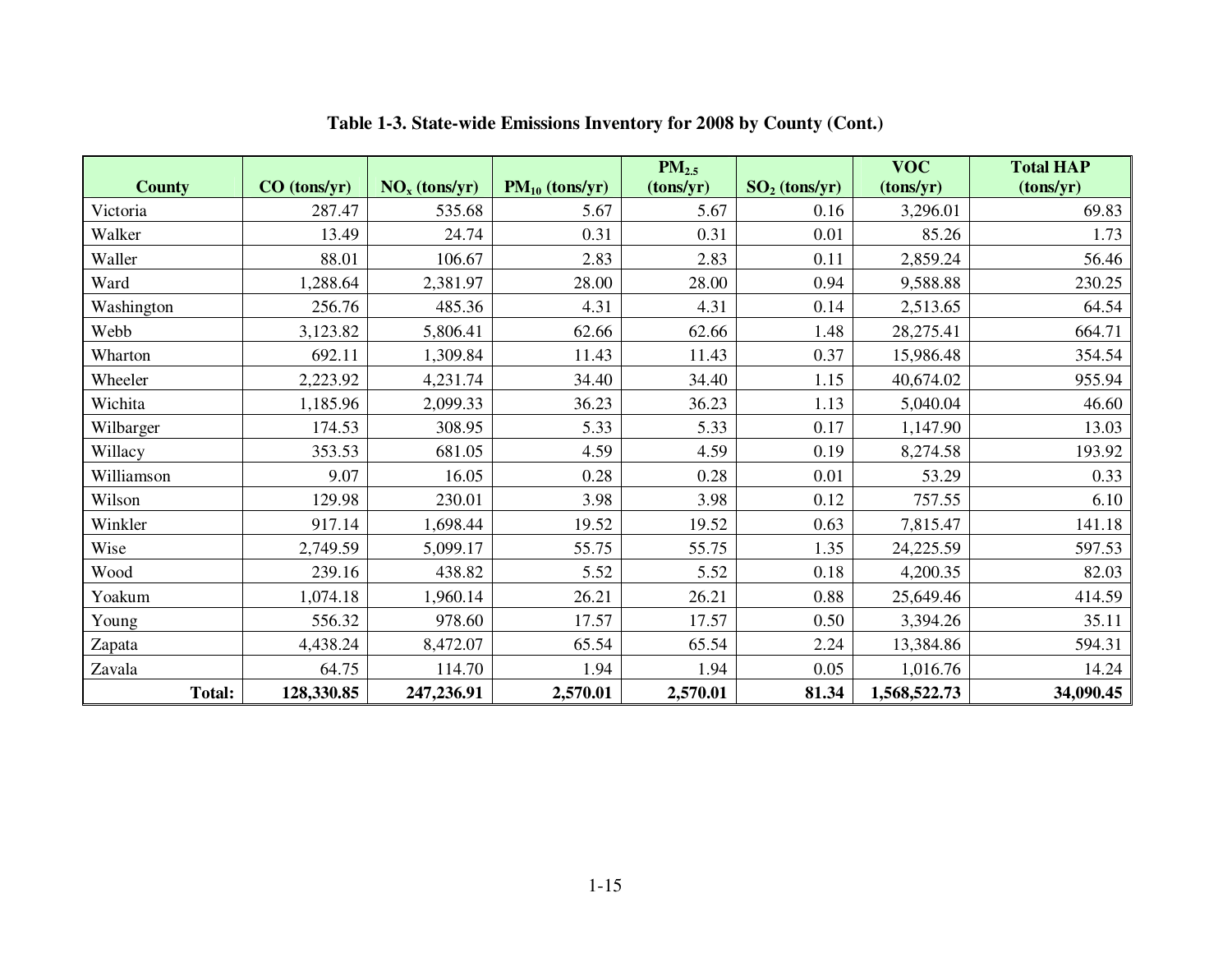**Table 1-3. State-wide Emissions Inventory for 2008 by County (Cont.)**

| County | CO (tons/yr) | $NO_x$ (tons/yr) | $PM_{10}$ (tons/yr) | $PM_{2.5}$ (tons/yr) | $SO_2$ (tons/yr) | VOC (tons/yr) | Total HAP (tons/yr) |
|---|---|---|---|---|---|---|---|
| Victoria | 287.47 | 535.68 | 5.67 | 5.67 | 0.16 | 3,296.01 | 69.83 |
| Walker | 13.49 | 24.74 | 0.31 | 0.31 | 0.01 | 85.26 | 1.73 |
| Waller | 88.01 | 106.67 | 2.83 | 2.83 | 0.11 | 2,859.24 | 56.46 |
| Ward | 1,288.64 | 2,381.97 | 28.00 | 28.00 | 0.94 | 9,588.88 | 230.25 |
| Washington | 256.76 | 485.36 | 4.31 | 4.31 | 0.14 | 2,513.65 | 64.54 |
| Webb | 3,123.82 | 5,806.41 | 62.66 | 62.66 | 1.48 | 28,275.41 | 664.71 |
| Wharton | 692.11 | 1,309.84 | 11.43 | 11.43 | 0.37 | 15,986.48 | 354.54 |
| Wheeler | 2,223.92 | 4,231.74 | 34.40 | 34.40 | 1.15 | 40,674.02 | 955.94 |
| Wichita | 1,185.96 | 2,099.33 | 36.23 | 36.23 | 1.13 | 5,040.04 | 46.60 |
| Wilbarger | 174.53 | 308.95 | 5.33 | 5.33 | 0.17 | 1,147.90 | 13.03 |
| Willacy | 353.53 | 681.05 | 4.59 | 4.59 | 0.19 | 8,274.58 | 193.92 |
| Williamson | 9.07 | 16.05 | 0.28 | 0.28 | 0.01 | 53.29 | 0.33 |
| Wilson | 129.98 | 230.01 | 3.98 | 3.98 | 0.12 | 757.55 | 6.10 |
| Winkler | 917.14 | 1,698.44 | 19.52 | 19.52 | 0.63 | 7,815.47 | 141.18 |
| Wise | 2,749.59 | 5,099.17 | 55.75 | 55.75 | 1.35 | 24,225.59 | 597.53 |
| Wood | 239.16 | 438.82 | 5.52 | 5.52 | 0.18 | 4,200.35 | 82.03 |
| Yoakum | 1,074.18 | 1,960.14 | 26.21 | 26.21 | 0.88 | 25,649.46 | 414.59 |
| Young | 556.32 | 978.60 | 17.57 | 17.57 | 0.50 | 3,394.26 | 35.11 |
| Zapata | 4,438.24 | 8,472.07 | 65.54 | 65.54 | 2.24 | 13,384.86 | 594.31 |
| Zavala | 64.75 | 114.70 | 1.94 | 1.94 | 0.05 | 1,016.76 | 14.24 |
| **Total:** | **128,330.85** | **247,236.91** | **2,570.01** | **2,570.01** | **81.34** | **1,568,522.73** | **34,090.45** |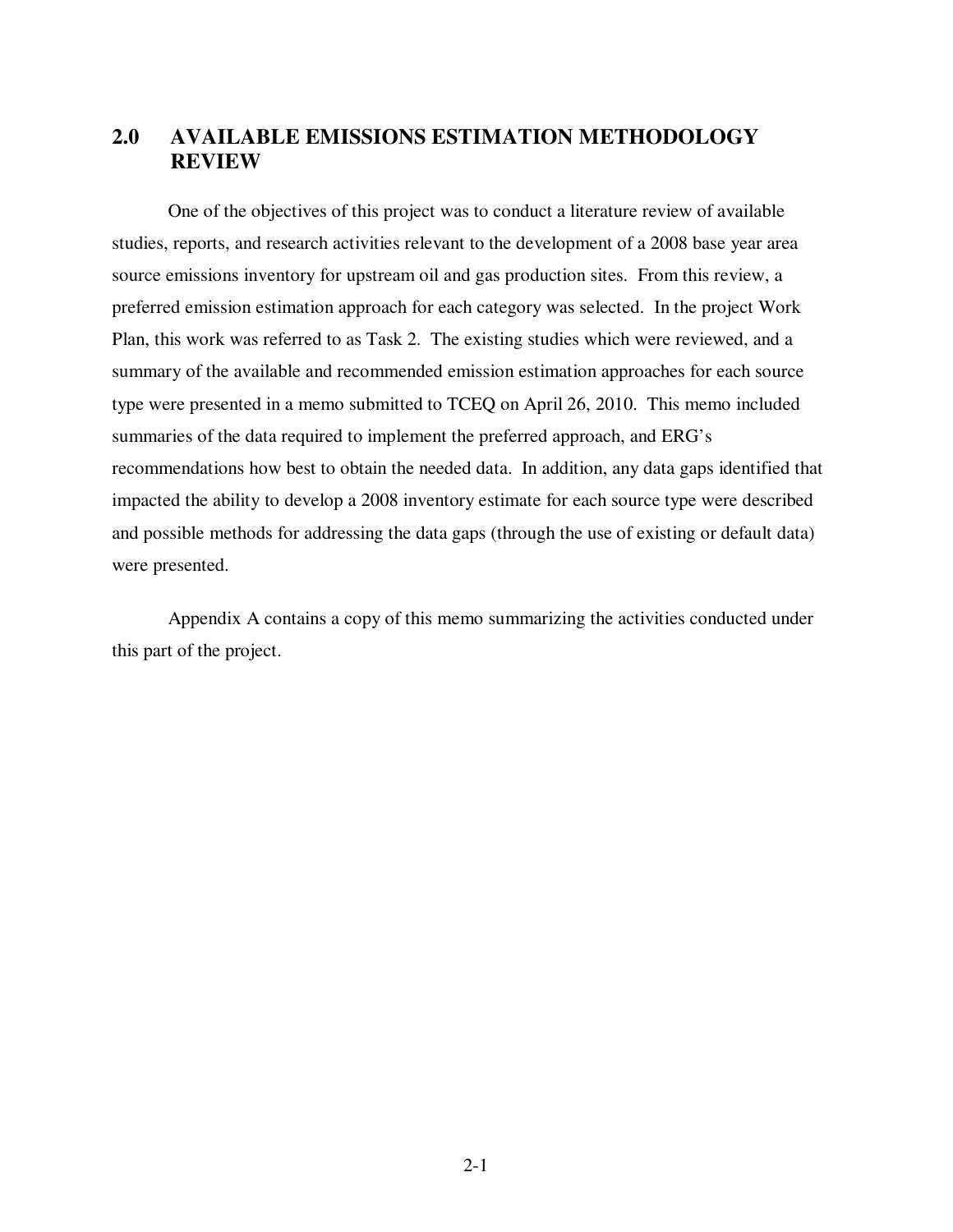## 2.0 AVAILABLE EMISSIONS ESTIMATION METHODOLOGY REVIEW

One of the objectives of this project was to conduct a literature review of available studies, reports, and research activities relevant to the development of a 2008 base year area source emissions inventory for upstream oil and gas production sites. From this review, a preferred emission estimation approach for each category was selected. In the project Work Plan, this work was referred to as Task 2. The existing studies which were reviewed, and a summary of the available and recommended emission estimation approaches for each source type were presented in a memo submitted to TCEQ on April 26, 2010. This memo included summaries of the data required to implement the preferred approach, and ERG's recommendations how best to obtain the needed data. In addition, any data gaps identified that impacted the ability to develop a 2008 inventory estimate for each source type were described and possible methods for addressing the data gaps (through the use of existing or default data) were presented.

Appendix A contains a copy of this memo summarizing the activities conducted under this part of the project.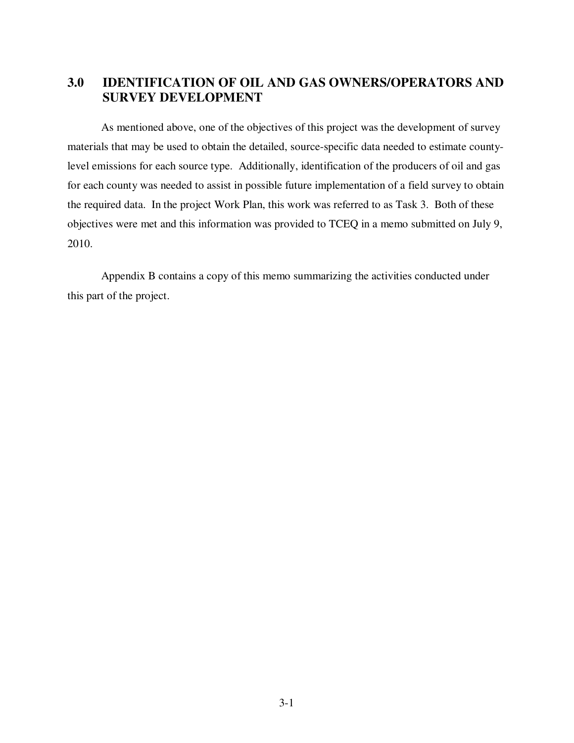# 3.0 IDENTIFICATION OF OIL AND GAS OWNERS/OPERATORS AND SURVEY DEVELOPMENT

As mentioned above, one of the objectives of this project was the development of survey materials that may be used to obtain the detailed, source-specific data needed to estimate county-level emissions for each source type. Additionally, identification of the producers of oil and gas for each county was needed to assist in possible future implementation of a field survey to obtain the required data. In the project Work Plan, this work was referred to as Task 3. Both of these objectives were met and this information was provided to TCEQ in a memo submitted on July 9, 2010.

Appendix B contains a copy of this memo summarizing the activities conducted under this part of the project.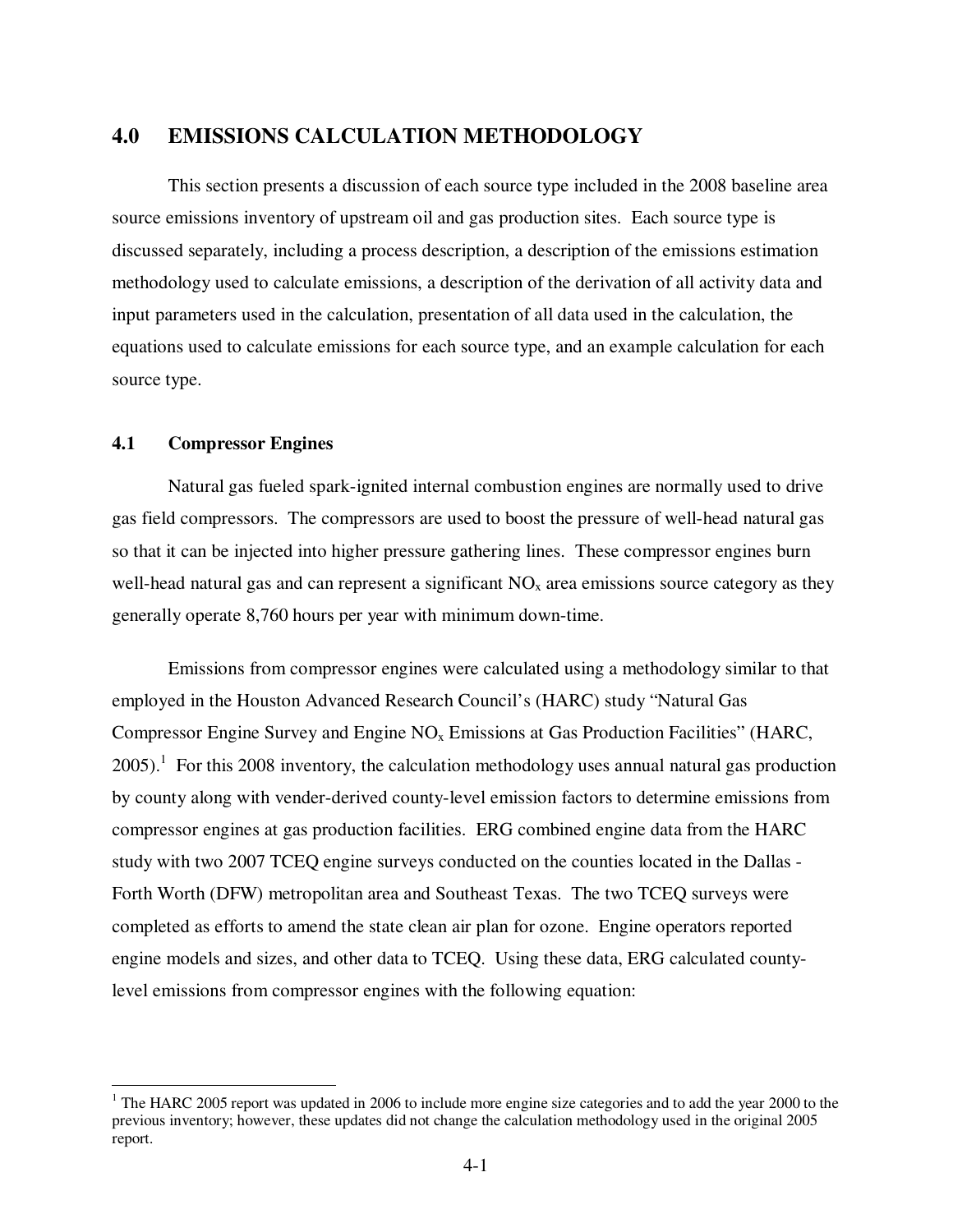# 4.0 EMISSIONS CALCULATION METHODOLOGY

This section presents a discussion of each source type included in the 2008 baseline area source emissions inventory of upstream oil and gas production sites. Each source type is discussed separately, including a process description, a description of the emissions estimation methodology used to calculate emissions, a description of the derivation of all activity data and input parameters used in the calculation, presentation of all data used in the calculation, the equations used to calculate emissions for each source type, and an example calculation for each source type.

## 4.1 Compressor Engines

Natural gas fueled spark-ignited internal combustion engines are normally used to drive gas field compressors. The compressors are used to boost the pressure of well-head natural gas so that it can be injected into higher pressure gathering lines. These compressor engines burn well-head natural gas and can represent a significant $NO_x$ area emissions source category as they generally operate 8,760 hours per year with minimum down-time.

Emissions from compressor engines were calculated using a methodology similar to that employed in the Houston Advanced Research Council's (HARC) study "Natural Gas Compressor Engine Survey and Engine $NO_x$ Emissions at Gas Production Facilities" (HARC, 2005).[1] For this 2008 inventory, the calculation methodology uses annual natural gas production by county along with vender-derived county-level emission factors to determine emissions from compressor engines at gas production facilities. ERG combined engine data from the HARC study with two 2007 TCEQ engine surveys conducted on the counties located in the Dallas - Forth Worth (DFW) metropolitan area and Southeast Texas. The two TCEQ surveys were completed as efforts to amend the state clean air plan for ozone. Engine operators reported engine models and sizes, and other data to TCEQ. Using these data, ERG calculated county-level emissions from compressor engines with the following equation:

[1] The HARC 2005 report was updated in 2006 to include more engine size categories and to add the year 2000 to the previous inventory; however, these updates did not change the calculation methodology used in the original 2005 report.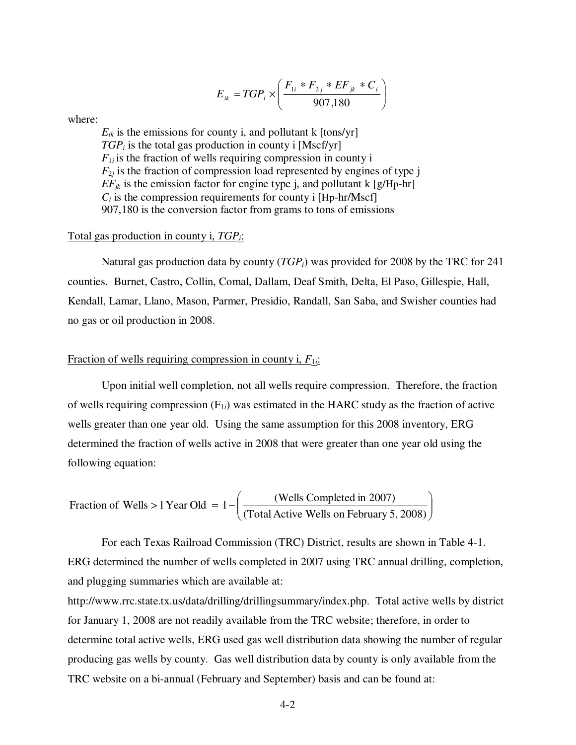$$E_{ik} = TGP_i \times \left( \frac{F_{1i} * F_{2j} * EF_{jk} * C_i}{907{,}180} \right)$$

where:

$E_{ik}$ is the emissions for county i, and pollutant k [tons/yr]
$TGP_i$ is the total gas production in county i [Mscf/yr]
$F_{1i}$ is the fraction of wells requiring compression in county i
$F_{2j}$ is the fraction of compression load represented by engines of type j
$EF_{jk}$ is the emission factor for engine type j, and pollutant k [g/Hp-hr]
$C_i$ is the compression requirements for county i [Hp-hr/Mscf]
907,180 is the conversion factor from grams to tons of emissions

Total gas production in county i, $TGP_i$:

Natural gas production data by county ($TGP_i$) was provided for 2008 by the TRC for 241 counties. Burnet, Castro, Collin, Comal, Dallam, Deaf Smith, Delta, El Paso, Gillespie, Hall, Kendall, Lamar, Llano, Mason, Parmer, Presidio, Randall, San Saba, and Swisher counties had no gas or oil production in 2008.

Fraction of wells requiring compression in county i, $F_{1i}$:

Upon initial well completion, not all wells require compression. Therefore, the fraction of wells requiring compression ($F_{1i}$) was estimated in the HARC study as the fraction of active wells greater than one year old. Using the same assumption for this 2008 inventory, ERG determined the fraction of wells active in 2008 that were greater than one year old using the following equation:

$$\text{Fraction of Wells} > 1 \text{ Year Old } = 1 - \left( \frac{\text{(Wells Completed in 2007)}}{\text{(Total Active Wells on February 5, 2008)}} \right)$$

For each Texas Railroad Commission (TRC) District, results are shown in Table 4-1. ERG determined the number of wells completed in 2007 using TRC annual drilling, completion, and plugging summaries which are available at: http://www.rrc.state.tx.us/data/drilling/drillingsummary/index.php. Total active wells by district for January 1, 2008 are not readily available from the TRC website; therefore, in order to determine total active wells, ERG used gas well distribution data showing the number of regular producing gas wells by county. Gas well distribution data by county is only available from the TRC website on a bi-annual (February and September) basis and can be found at: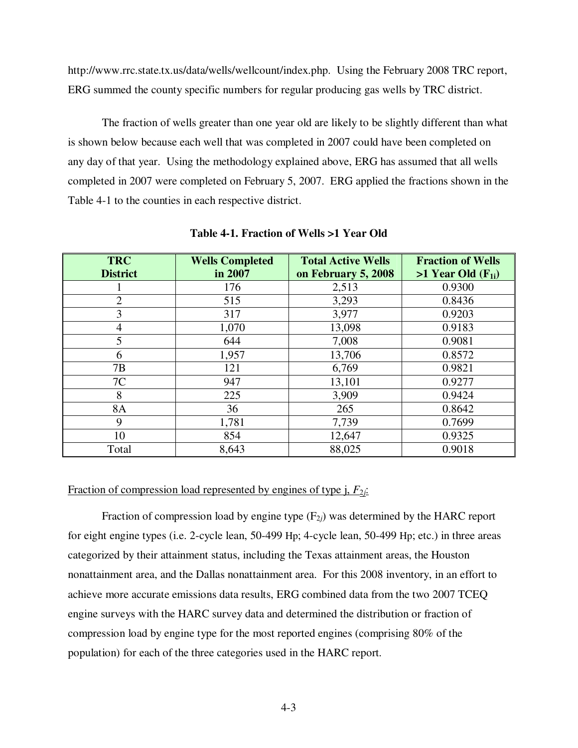http://www.rrc.state.tx.us/data/wells/wellcount/index.php. Using the February 2008 TRC report, ERG summed the county specific numbers for regular producing gas wells by TRC district.

The fraction of wells greater than one year old are likely to be slightly different than what is shown below because each well that was completed in 2007 could have been completed on any day of that year. Using the methodology explained above, ERG has assumed that all wells completed in 2007 were completed on February 5, 2007. ERG applied the fractions shown in the Table 4-1 to the counties in each respective district.

**Table 4-1. Fraction of Wells >1 Year Old**

| TRC District | Wells Completed in 2007 | Total Active Wells on February 5, 2008 | Fraction of Wells >1 Year Old ($F_{1i}$) |
|---|---|---|---|
| 1 | 176 | 2,513 | 0.9300 |
| 2 | 515 | 3,293 | 0.8436 |
| 3 | 317 | 3,977 | 0.9203 |
| 4 | 1,070 | 13,098 | 0.9183 |
| 5 | 644 | 7,008 | 0.9081 |
| 6 | 1,957 | 13,706 | 0.8572 |
| 7B | 121 | 6,769 | 0.9821 |
| 7C | 947 | 13,101 | 0.9277 |
| 8 | 225 | 3,909 | 0.9424 |
| 8A | 36 | 265 | 0.8642 |
| 9 | 1,781 | 7,739 | 0.7699 |
| 10 | 854 | 12,647 | 0.9325 |
| Total | 8,643 | 88,025 | 0.9018 |

Fraction of compression load represented by engines of type j, $F_{2j}$:

Fraction of compression load by engine type ($F_{2j}$) was determined by the HARC report for eight engine types (i.e. 2-cycle lean, 50-499 Hp; 4-cycle lean, 50-499 Hp; etc.) in three areas categorized by their attainment status, including the Texas attainment areas, the Houston nonattainment area, and the Dallas nonattainment area. For this 2008 inventory, in an effort to achieve more accurate emissions data results, ERG combined data from the two 2007 TCEQ engine surveys with the HARC survey data and determined the distribution or fraction of compression load by engine type for the most reported engines (comprising 80% of the population) for each of the three categories used in the HARC report.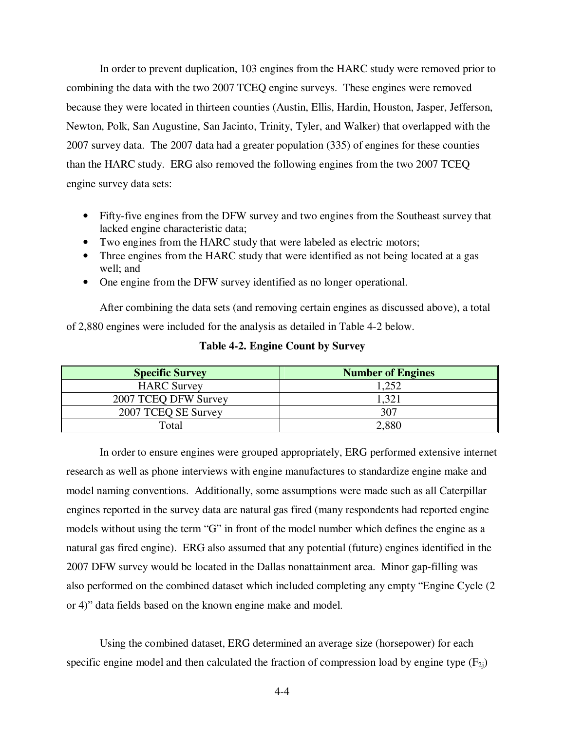In order to prevent duplication, 103 engines from the HARC study were removed prior to combining the data with the two 2007 TCEQ engine surveys. These engines were removed because they were located in thirteen counties (Austin, Ellis, Hardin, Houston, Jasper, Jefferson, Newton, Polk, San Augustine, San Jacinto, Trinity, Tyler, and Walker) that overlapped with the 2007 survey data. The 2007 data had a greater population (335) of engines for these counties than the HARC study. ERG also removed the following engines from the two 2007 TCEQ engine survey data sets:

- Fifty-five engines from the DFW survey and two engines from the Southeast survey that lacked engine characteristic data;
- Two engines from the HARC study that were labeled as electric motors;
- Three engines from the HARC study that were identified as not being located at a gas well; and
- One engine from the DFW survey identified as no longer operational.

After combining the data sets (and removing certain engines as discussed above), a total of 2,880 engines were included for the analysis as detailed in Table 4-2 below.

**Table 4-2. Engine Count by Survey**

| Specific Survey | Number of Engines |
|---|---|
| HARC Survey | 1,252 |
| 2007 TCEQ DFW Survey | 1,321 |
| 2007 TCEQ SE Survey | 307 |
| Total | 2,880 |

In order to ensure engines were grouped appropriately, ERG performed extensive internet research as well as phone interviews with engine manufactures to standardize engine make and model naming conventions. Additionally, some assumptions were made such as all Caterpillar engines reported in the survey data are natural gas fired (many respondents had reported engine models without using the term "G" in front of the model number which defines the engine as a natural gas fired engine). ERG also assumed that any potential (future) engines identified in the 2007 DFW survey would be located in the Dallas nonattainment area. Minor gap-filling was also performed on the combined dataset which included completing any empty "Engine Cycle (2 or 4)" data fields based on the known engine make and model.

Using the combined dataset, ERG determined an average size (horsepower) for each specific engine model and then calculated the fraction of compression load by engine type ($F_{2j}$)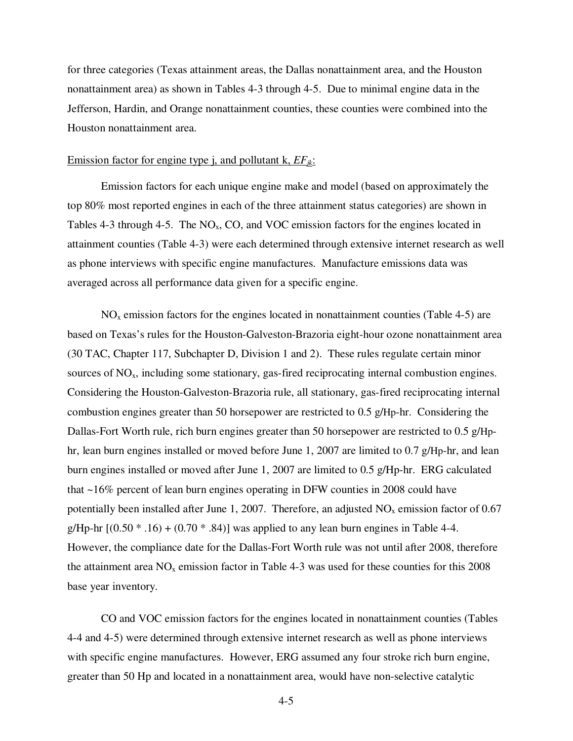for three categories (Texas attainment areas, the Dallas nonattainment area, and the Houston nonattainment area) as shown in Tables 4-3 through 4-5. Due to minimal engine data in the Jefferson, Hardin, and Orange nonattainment counties, these counties were combined into the Houston nonattainment area.

<u>Emission factor for engine type j, and pollutant k, $EF_{jk}$:</u>

Emission factors for each unique engine make and model (based on approximately the top 80% most reported engines in each of the three attainment status categories) are shown in Tables 4-3 through 4-5. The $NO_x$, CO, and VOC emission factors for the engines located in attainment counties (Table 4-3) were each determined through extensive internet research as well as phone interviews with specific engine manufactures. Manufacture emissions data was averaged across all performance data given for a specific engine.

$NO_x$ emission factors for the engines located in nonattainment counties (Table 4-5) are based on Texas's rules for the Houston-Galveston-Brazoria eight-hour ozone nonattainment area (30 TAC, Chapter 117, Subchapter D, Division 1 and 2). These rules regulate certain minor sources of $NO_x$, including some stationary, gas-fired reciprocating internal combustion engines. Considering the Houston-Galveston-Brazoria rule, all stationary, gas-fired reciprocating internal combustion engines greater than 50 horsepower are restricted to 0.5 g/Hp-hr. Considering the Dallas-Fort Worth rule, rich burn engines greater than 50 horsepower are restricted to 0.5 g/Hp-hr, lean burn engines installed or moved before June 1, 2007 are limited to 0.7 g/Hp-hr, and lean burn engines installed or moved after June 1, 2007 are limited to 0.5 g/Hp-hr. ERG calculated that ~16% percent of lean burn engines operating in DFW counties in 2008 could have potentially been installed after June 1, 2007. Therefore, an adjusted $NO_x$ emission factor of 0.67 g/Hp-hr [(0.50 * .16) + (0.70 * .84)] was applied to any lean burn engines in Table 4-4. However, the compliance date for the Dallas-Fort Worth rule was not until after 2008, therefore the attainment area $NO_x$ emission factor in Table 4-3 was used for these counties for this 2008 base year inventory.

CO and VOC emission factors for the engines located in nonattainment counties (Tables 4-4 and 4-5) were determined through extensive internet research as well as phone interviews with specific engine manufactures. However, ERG assumed any four stroke rich burn engine, greater than 50 Hp and located in a nonattainment area, would have non-selective catalytic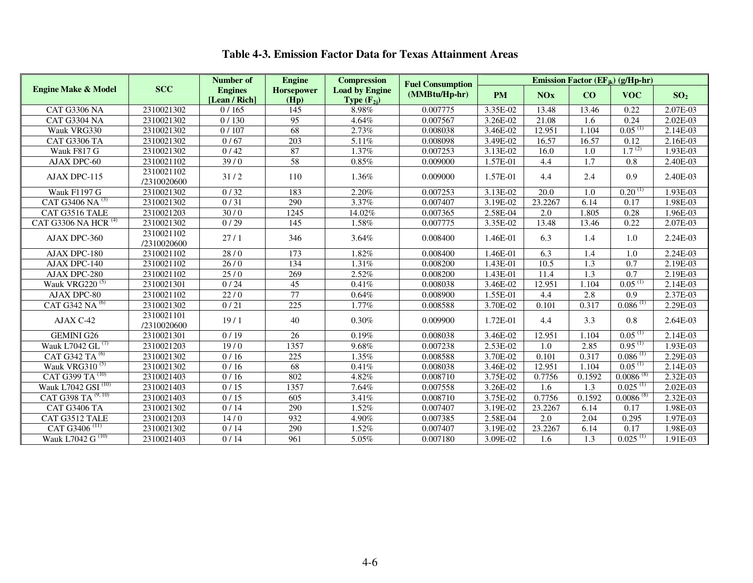# Table 4-3. Emission Factor Data for Texas Attainment Areas

| Engine Make & Model | SCC | Number of Engines [Lean / Rich] | Engine Horsepower (Hp) | Compression Load by Engine Type ($F_{2j}$) | Fuel Consumption (MMBtu/Hp-hr) | Emission Factor ($EF_{jk}$) (g/Hp-hr) | | | | |
|---|---|---|---|---|---|---|---|---|---|---|
| | | | | | | PM | NOx | CO | VOC | $SO_2$ |
| CAT G3306 NA | 2310021302 | 0 / 165 | 145 | 8.98% | 0.007775 | 3.35E-02 | 13.48 | 13.46 | 0.22 | 2.07E-03 |
| CAT G3304 NA | 2310021302 | 0 / 130 | 95 | 4.64% | 0.007567 | 3.26E-02 | 21.08 | 1.6 | 0.24 | 2.02E-03 |
| Wauk VRG330 | 2310021302 | 0 / 107 | 68 | 2.73% | 0.008038 | 3.46E-02 | 12.951 | 1.104 | 0.05 (1) | 2.14E-03 |
| CAT G3306 TA | 2310021302 | 0 / 67 | 203 | 5.11% | 0.008098 | 3.49E-02 | 16.57 | 16.57 | 0.12 | 2.16E-03 |
| Wauk F817 G | 2310021302 | 0 / 42 | 87 | 1.37% | 0.007253 | 3.13E-02 | 16.0 | 1.0 | 1.7 (2) | 1.93E-03 |
| AJAX DPC-60 | 2310021102 | 39 / 0 | 58 | 0.85% | 0.009000 | 1.57E-01 | 4.4 | 1.7 | 0.8 | 2.40E-03 |
| AJAX DPC-115 | 2310021102 /2310020600 | 31 / 2 | 110 | 1.36% | 0.009000 | 1.57E-01 | 4.4 | 2.4 | 0.9 | 2.40E-03 |
| Wauk F1197 G | 2310021302 | 0 / 32 | 183 | 2.20% | 0.007253 | 3.13E-02 | 20.0 | 1.0 | 0.20 (1) | 1.93E-03 |
| CAT G3406 NA (3) | 2310021302 | 0 / 31 | 290 | 3.37% | 0.007407 | 3.19E-02 | 23.2267 | 6.14 | 0.17 | 1.98E-03 |
| CAT G3516 TALE | 2310021203 | 30 / 0 | 1245 | 14.02% | 0.007365 | 2.58E-04 | 2.0 | 1.805 | 0.28 | 1.96E-03 |
| CAT G3306 NA HCR (4) | 2310021302 | 0 / 29 | 145 | 1.58% | 0.007775 | 3.35E-02 | 13.48 | 13.46 | 0.22 | 2.07E-03 |
| AJAX DPC-360 | 2310021102 /2310020600 | 27 / 1 | 346 | 3.64% | 0.008400 | 1.46E-01 | 6.3 | 1.4 | 1.0 | 2.24E-03 |
| AJAX DPC-180 | 2310021102 | 28 / 0 | 173 | 1.82% | 0.008400 | 1.46E-01 | 6.3 | 1.4 | 1.0 | 2.24E-03 |
| AJAX DPC-140 | 2310021102 | 26 / 0 | 134 | 1.31% | 0.008200 | 1.43E-01 | 10.5 | 1.3 | 0.7 | 2.19E-03 |
| AJAX DPC-280 | 2310021102 | 25 / 0 | 269 | 2.52% | 0.008200 | 1.43E-01 | 11.4 | 1.3 | 0.7 | 2.19E-03 |
| Wauk VRG220 (5) | 2310021301 | 0 / 24 | 45 | 0.41% | 0.008038 | 3.46E-02 | 12.951 | 1.104 | 0.05 (1) | 2.14E-03 |
| AJAX DPC-80 | 2310021102 | 22 / 0 | 77 | 0.64% | 0.008900 | 1.55E-01 | 4.4 | 2.8 | 0.9 | 2.37E-03 |
| CAT G342 NA (6) | 2310021302 | 0 / 21 | 225 | 1.77% | 0.008588 | 3.70E-02 | 0.101 | 0.317 | 0.086 (1) | 2.29E-03 |
| AJAX C-42 | 2310021101 /2310020600 | 19 / 1 | 40 | 0.30% | 0.009900 | 1.72E-01 | 4.4 | 3.3 | 0.8 | 2.64E-03 |
| GEMINI G26 | 2310021301 | 0 / 19 | 26 | 0.19% | 0.008038 | 3.46E-02 | 12.951 | 1.104 | 0.05 (1) | 2.14E-03 |
| Wauk L7042 GL (7) | 2310021203 | 19 / 0 | 1357 | 9.68% | 0.007238 | 2.53E-02 | 1.0 | 2.85 | 0.95 (1) | 1.93E-03 |
| CAT G342 TA (6) | 2310021302 | 0 / 16 | 225 | 1.35% | 0.008588 | 3.70E-02 | 0.101 | 0.317 | 0.086 (1) | 2.29E-03 |
| Wauk VRG310 (5) | 2310021302 | 0 / 16 | 68 | 0.41% | 0.008038 | 3.46E-02 | 12.951 | 1.104 | 0.05 (1) | 2.14E-03 |
| CAT G399 TA (10) | 2310021403 | 0 / 16 | 802 | 4.82% | 0.008710 | 3.75E-02 | 0.7756 | 0.1592 | 0.0086 (8) | 2.32E-03 |
| Wauk L7042 GSI (10) | 2310021403 | 0 / 15 | 1357 | 7.64% | 0.007558 | 3.26E-02 | 1.6 | 1.3 | 0.025 (1) | 2.02E-03 |
| CAT G398 TA (9, 10) | 2310021403 | 0 / 15 | 605 | 3.41% | 0.008710 | 3.75E-02 | 0.7756 | 0.1592 | 0.0086 (8) | 2.32E-03 |
| CAT G3406 TA | 2310021302 | 0 / 14 | 290 | 1.52% | 0.007407 | 3.19E-02 | 23.2267 | 6.14 | 0.17 | 1.98E-03 |
| CAT G3512 TALE | 2310021203 | 14 / 0 | 932 | 4.90% | 0.007385 | 2.58E-04 | 2.0 | 2.04 | 0.295 | 1.97E-03 |
| CAT G3406 (11) | 2310021302 | 0 / 14 | 290 | 1.52% | 0.007407 | 3.19E-02 | 23.2267 | 6.14 | 0.17 | 1.98E-03 |
| Wauk L7042 G (10) | 2310021403 | 0 / 14 | 961 | 5.05% | 0.007180 | 3.09E-02 | 1.6 | 1.3 | 0.025 (1) | 1.91E-03 |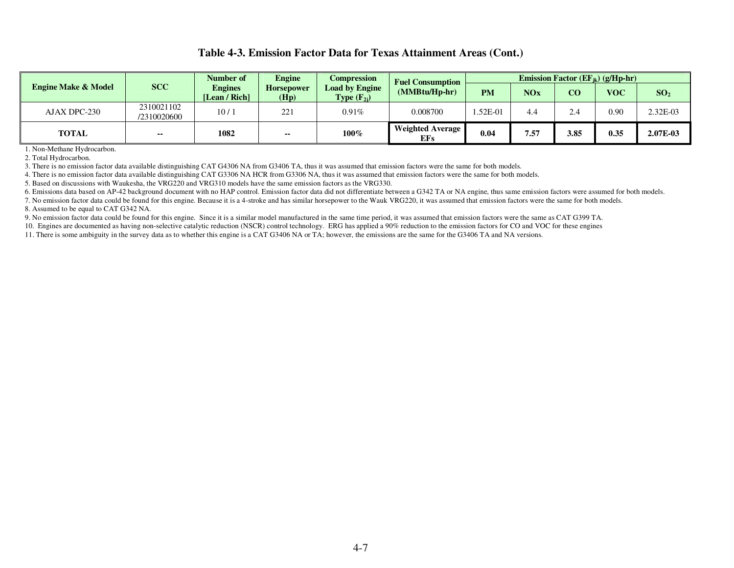## Table 4-3. Emission Factor Data for Texas Attainment Areas (Cont.)

| Engine Make & Model | SCC | Number of Engines [Lean / Rich] | Engine Horsepower (Hp) | Compression Load by Engine Type ($F_{2j}$) | Fuel Consumption (MMBtu/Hp-hr) | Emission Factor ($EF_{jk}$) (g/Hp-hr) | | | | |
|---|---|---|---|---|---|---|---|---|---|---|
| | | | | | | PM | NOx | CO | VOC | $SO_2$ |
| AJAX DPC-230 | 2310021102 /2310020600 | 10 / 1 | 221 | 0.91% | 0.008700 | 1.52E-01 | 4.4 | 2.4 | 0.90 | 2.32E-03 |
| **TOTAL** | **--** | **1082** | **--** | **100%** | **Weighted Average EFs** | **0.04** | **7.57** | **3.85** | **0.35** | **2.07E-03** |

1. Non-Methane Hydrocarbon.
2. Total Hydrocarbon.
3. There is no emission factor data available distinguishing CAT G4306 NA from G3406 TA, thus it was assumed that emission factors were the same for both models.
4. There is no emission factor data available distinguishing CAT G3306 NA HCR from G3306 NA, thus it was assumed that emission factors were the same for both models.
5. Based on discussions with Waukesha, the VRG220 and VRG310 models have the same emission factors as the VRG330.
6. Emissions data based on AP-42 background document with no HAP control. Emission factor data did not differentiate between a G342 TA or NA engine, thus same emission factors were assumed for both models.
7. No emission factor data could be found for this engine. Because it is a 4-stroke and has similar horsepower to the Wauk VRG220, it was assumed that emission factors were the same for both models.
8. Assumed to be equal to CAT G342 NA.
9. No emission factor data could be found for this engine. Since it is a similar model manufactured in the same time period, it was assumed that emission factors were the same as CAT G399 TA.
10. Engines are documented as having non-selective catalytic reduction (NSCR) control technology. ERG has applied a 90% reduction to the emission factors for CO and VOC for these engines
11. There is some ambiguity in the survey data as to whether this engine is a CAT G3406 NA or TA; however, the emissions are the same for the G3406 TA and NA versions.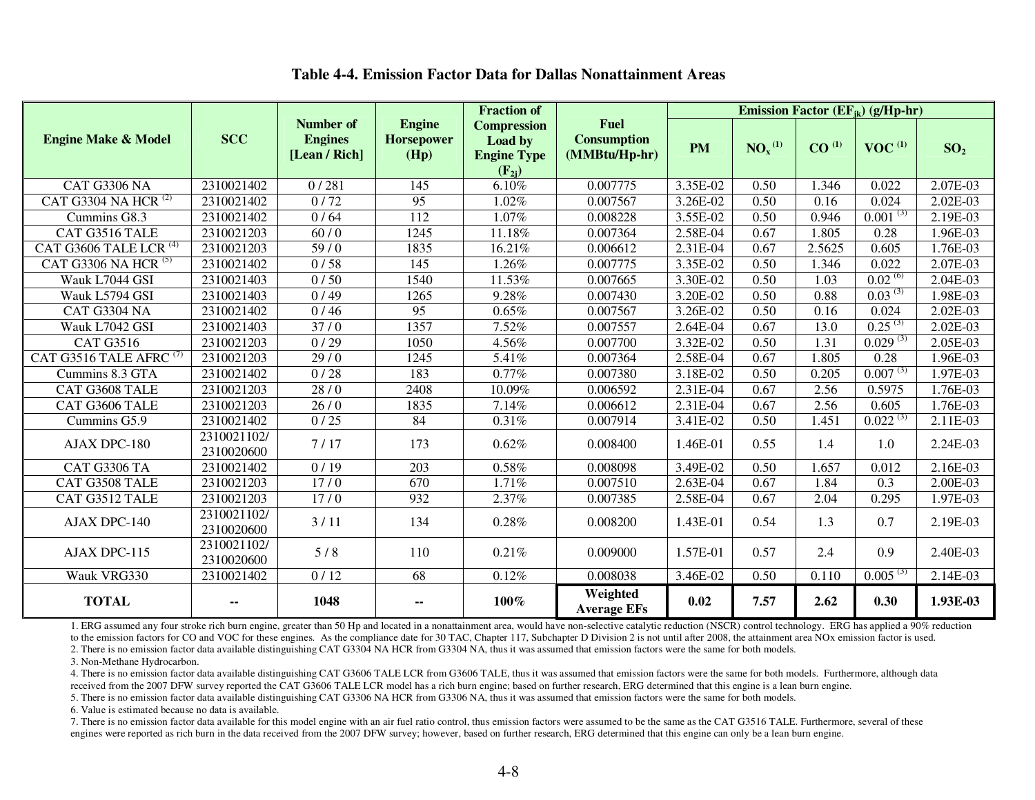## Table 4-4. Emission Factor Data for Dallas Nonattainment Areas

| Engine Make & Model | SCC | Number of Engines [Lean / Rich] | Engine Horsepower (Hp) | Fraction of Compression Load by Engine Type ($F_{2j}$) | Fuel Consumption (MMBtu/Hp-hr) | Emission Factor ($EF_{jk}$) (g/Hp-hr) | | | | |
|---|---|---|---|---|---|---|---|---|---|---|
| | | | | | | PM | $NO_x$ (1) | CO (1) | VOC (1) | $SO_2$ |
| CAT G3306 NA | 2310021402 | 0 / 281 | 145 | 6.10% | 0.007775 | 3.35E-02 | 0.50 | 1.346 | 0.022 | 2.07E-03 |
| CAT G3304 NA HCR (2) | 2310021402 | 0 / 72 | 95 | 1.02% | 0.007567 | 3.26E-02 | 0.50 | 0.16 | 0.024 | 2.02E-03 |
| Cummins G8.3 | 2310021402 | 0 / 64 | 112 | 1.07% | 0.008228 | 3.55E-02 | 0.50 | 0.946 | 0.001 (3) | 2.19E-03 |
| CAT G3516 TALE | 2310021203 | 60 / 0 | 1245 | 11.18% | 0.007364 | 2.58E-04 | 0.67 | 1.805 | 0.28 | 1.96E-03 |
| CAT G3606 TALE LCR (4) | 2310021203 | 59 / 0 | 1835 | 16.21% | 0.006612 | 2.31E-04 | 0.67 | 2.5625 | 0.605 | 1.76E-03 |
| CAT G3306 NA HCR (5) | 2310021402 | 0 / 58 | 145 | 1.26% | 0.007775 | 3.35E-02 | 0.50 | 1.346 | 0.022 | 2.07E-03 |
| Wauk L7044 GSI | 2310021403 | 0 / 50 | 1540 | 11.53% | 0.007665 | 3.30E-02 | 0.50 | 1.03 | 0.02 (6) | 2.04E-03 |
| Wauk L5794 GSI | 2310021403 | 0 / 49 | 1265 | 9.28% | 0.007430 | 3.20E-02 | 0.50 | 0.88 | 0.03 (3) | 1.98E-03 |
| CAT G3304 NA | 2310021402 | 0 / 46 | 95 | 0.65% | 0.007567 | 3.26E-02 | 0.50 | 0.16 | 0.024 | 2.02E-03 |
| Wauk L7042 GSI | 2310021403 | 37 / 0 | 1357 | 7.52% | 0.007557 | 2.64E-04 | 0.67 | 13.0 | 0.25 (3) | 2.02E-03 |
| CAT G3516 | 2310021203 | 0 / 29 | 1050 | 4.56% | 0.007700 | 3.32E-02 | 0.50 | 1.31 | 0.029 (3) | 2.05E-03 |
| CAT G3516 TALE AFRC (7) | 2310021203 | 29 / 0 | 1245 | 5.41% | 0.007364 | 2.58E-04 | 0.67 | 1.805 | 0.28 | 1.96E-03 |
| Cummins 8.3 GTA | 2310021402 | 0 / 28 | 183 | 0.77% | 0.007380 | 3.18E-02 | 0.50 | 0.205 | 0.007 (3) | 1.97E-03 |
| CAT G3608 TALE | 2310021203 | 28 / 0 | 2408 | 10.09% | 0.006592 | 2.31E-04 | 0.67 | 2.56 | 0.5975 | 1.76E-03 |
| CAT G3606 TALE | 2310021203 | 26 / 0 | 1835 | 7.14% | 0.006612 | 2.31E-04 | 0.67 | 2.56 | 0.605 | 1.76E-03 |
| Cummins G5.9 | 2310021402 | 0 / 25 | 84 | 0.31% | 0.007914 | 3.41E-02 | 0.50 | 1.451 | 0.022 (3) | 2.11E-03 |
| AJAX DPC-180 | 2310021102/ 2310020600 | 7 / 17 | 173 | 0.62% | 0.008400 | 1.46E-01 | 0.55 | 1.4 | 1.0 | 2.24E-03 |
| CAT G3306 TA | 2310021402 | 0 / 19 | 203 | 0.58% | 0.008098 | 3.49E-02 | 0.50 | 1.657 | 0.012 | 2.16E-03 |
| CAT G3508 TALE | 2310021203 | 17 / 0 | 670 | 1.71% | 0.007510 | 2.63E-04 | 0.67 | 1.84 | 0.3 | 2.00E-03 |
| CAT G3512 TALE | 2310021203 | 17 / 0 | 932 | 2.37% | 0.007385 | 2.58E-04 | 0.67 | 2.04 | 0.295 | 1.97E-03 |
| AJAX DPC-140 | 2310021102/ 2310020600 | 3 / 11 | 134 | 0.28% | 0.008200 | 1.43E-01 | 0.54 | 1.3 | 0.7 | 2.19E-03 |
| AJAX DPC-115 | 2310021102/ 2310020600 | 5 / 8 | 110 | 0.21% | 0.009000 | 1.57E-01 | 0.57 | 2.4 | 0.9 | 2.40E-03 |
| Wauk VRG330 | 2310021402 | 0 / 12 | 68 | 0.12% | 0.008038 | 3.46E-02 | 0.50 | 0.110 | 0.005 (3) | 2.14E-03 |
| **TOTAL** | -- | **1048** | -- | **100%** | **Weighted Average EFs** | **0.02** | **7.57** | **2.62** | **0.30** | **1.93E-03** |

1. ERG assumed any four stroke rich burn engine, greater than 50 Hp and located in a nonattainment area, would have non-selective catalytic reduction (NSCR) control technology. ERG has applied a 90% reduction to the emission factors for CO and VOC for these engines. As the compliance date for 30 TAC, Chapter 117, Subchapter D Division 2 is not until after 2008, the attainment area NOx emission factor is used.
2. There is no emission factor data available distinguishing CAT G3304 NA HCR from G3304 NA, thus it was assumed that emission factors were the same for both models.
3. Non-Methane Hydrocarbon.
4. There is no emission factor data available distinguishing CAT G3606 TALE LCR from G3606 TALE, thus it was assumed that emission factors were the same for both models. Furthermore, although data received from the 2007 DFW survey reported the CAT G3606 TALE LCR model has a rich burn engine; based on further research, ERG determined that this engine is a lean burn engine.
5. There is no emission factor data available distinguishing CAT G3306 NA HCR from G3306 NA, thus it was assumed that emission factors were the same for both models.
6. Value is estimated because no data is available.
7. There is no emission factor data available for this model engine with an air fuel ratio control, thus emission factors were assumed to be the same as the CAT G3516 TALE. Furthermore, several of these engines were reported as rich burn in the data received from the 2007 DFW survey; however, based on further research, ERG determined that this engine can only be a lean burn engine.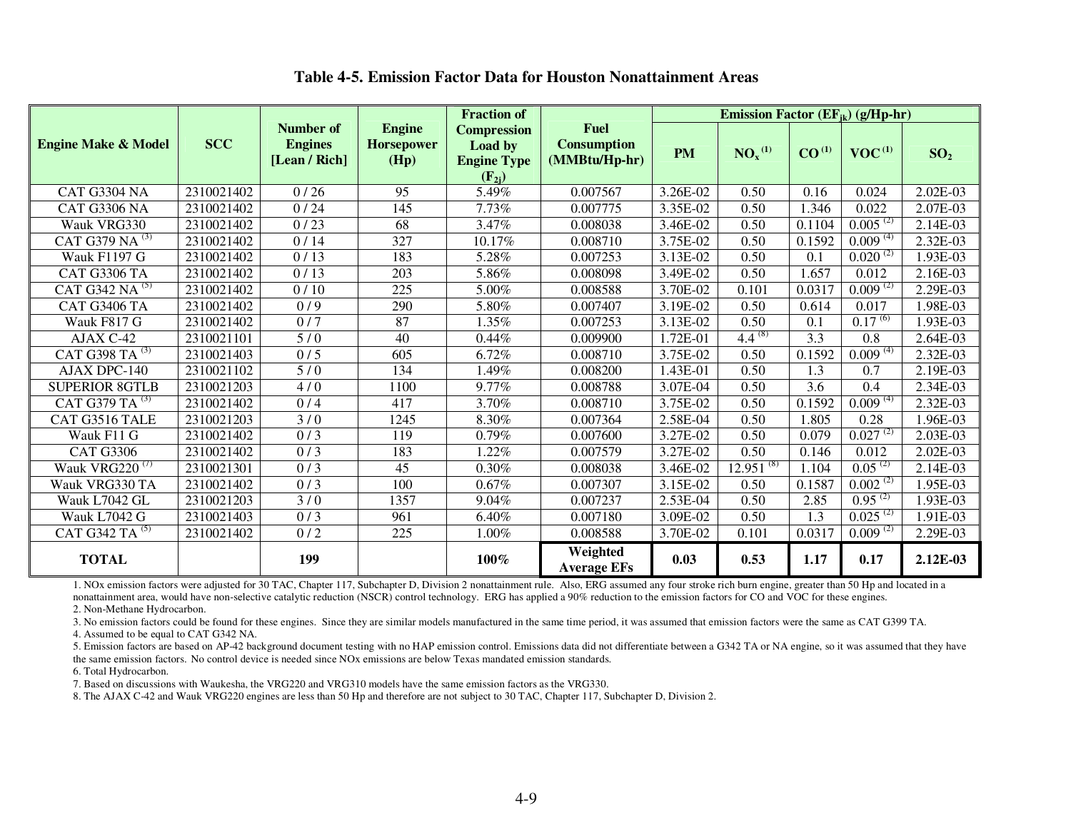**Table 4-5. Emission Factor Data for Houston Nonattainment Areas**

| Engine Make & Model | SCC | Number of Engines [Lean / Rich] | Engine Horsepower (Hp) | Fraction of Compression Load by Engine Type ($F_{2j}$) | Fuel Consumption (MMBtu/Hp-hr) | Emission Factor ($EF_{jk}$) (g/Hp-hr) | | | | |
|---|---|---|---|---|---|---|---|---|---|---|
| | | | | | | PM | $NO_x$ [(1)] | CO [(1)] | VOC [(1)] | $SO_2$ |
| CAT G3304 NA | 2310021402 | 0 / 26 | 95 | 5.49% | 0.007567 | 3.26E-02 | 0.50 | 0.16 | 0.024 | 2.02E-03 |
| CAT G3306 NA | 2310021402 | 0 / 24 | 145 | 7.73% | 0.007775 | 3.35E-02 | 0.50 | 1.346 | 0.022 | 2.07E-03 |
| Wauk VRG330 | 2310021402 | 0 / 23 | 68 | 3.47% | 0.008038 | 3.46E-02 | 0.50 | 0.1104 | 0.005 [(2)] | 2.14E-03 |
| CAT G379 NA [(3)] | 2310021402 | 0 / 14 | 327 | 10.17% | 0.008710 | 3.75E-02 | 0.50 | 0.1592 | 0.009 [(4)] | 2.32E-03 |
| Wauk F1197 G | 2310021402 | 0 / 13 | 183 | 5.28% | 0.007253 | 3.13E-02 | 0.50 | 0.1 | 0.020 [(2)] | 1.93E-03 |
| CAT G3306 TA | 2310021402 | 0 / 13 | 203 | 5.86% | 0.008098 | 3.49E-02 | 0.50 | 1.657 | 0.012 | 2.16E-03 |
| CAT G342 NA [(5)] | 2310021402 | 0 / 10 | 225 | 5.00% | 0.008588 | 3.70E-02 | 0.101 | 0.0317 | 0.009 [(2)] | 2.29E-03 |
| CAT G3406 TA | 2310021402 | 0 / 9 | 290 | 5.80% | 0.007407 | 3.19E-02 | 0.50 | 0.614 | 0.017 | 1.98E-03 |
| Wauk F817 G | 2310021402 | 0 / 7 | 87 | 1.35% | 0.007253 | 3.13E-02 | 0.50 | 0.1 | 0.17 [(6)] | 1.93E-03 |
| AJAX C-42 | 2310021101 | 5 / 0 | 40 | 0.44% | 0.009900 | 1.72E-01 | 4.4 [(8)] | 3.3 | 0.8 | 2.64E-03 |
| CAT G398 TA [(3)] | 2310021403 | 0 / 5 | 605 | 6.72% | 0.008710 | 3.75E-02 | 0.50 | 0.1592 | 0.009 [(4)] | 2.32E-03 |
| AJAX DPC-140 | 2310021102 | 5 / 0 | 134 | 1.49% | 0.008200 | 1.43E-01 | 0.50 | 1.3 | 0.7 | 2.19E-03 |
| SUPERIOR 8GTLB | 2310021203 | 4 / 0 | 1100 | 9.77% | 0.008788 | 3.07E-04 | 0.50 | 3.6 | 0.4 | 2.34E-03 |
| CAT G379 TA [(3)] | 2310021402 | 0 / 4 | 417 | 3.70% | 0.008710 | 3.75E-02 | 0.50 | 0.1592 | 0.009 [(4)] | 2.32E-03 |
| CAT G3516 TALE | 2310021203 | 3 / 0 | 1245 | 8.30% | 0.007364 | 2.58E-04 | 0.50 | 1.805 | 0.28 | 1.96E-03 |
| Wauk F11 G | 2310021402 | 0 / 3 | 119 | 0.79% | 0.007600 | 3.27E-02 | 0.50 | 0.079 | 0.027 [(2)] | 2.03E-03 |
| CAT G3306 | 2310021402 | 0 / 3 | 183 | 1.22% | 0.007579 | 3.27E-02 | 0.50 | 0.146 | 0.012 | 2.02E-03 |
| Wauk VRG220 [(7)] | 2310021301 | 0 / 3 | 45 | 0.30% | 0.008038 | 3.46E-02 | 12.951 [(8)] | 1.104 | 0.05 [(2)] | 2.14E-03 |
| Wauk VRG330 TA | 2310021402 | 0 / 3 | 100 | 0.67% | 0.007307 | 3.15E-02 | 0.50 | 0.1587 | 0.002 [(2)] | 1.95E-03 |
| Wauk L7042 GL | 2310021203 | 3 / 0 | 1357 | 9.04% | 0.007237 | 2.53E-04 | 0.50 | 2.85 | 0.95 [(2)] | 1.93E-03 |
| Wauk L7042 G | 2310021403 | 0 / 3 | 961 | 6.40% | 0.007180 | 3.09E-02 | 0.50 | 1.3 | 0.025 [(2)] | 1.91E-03 |
| CAT G342 TA [(5)] | 2310021402 | 0 / 2 | 225 | 1.00% | 0.008588 | 3.70E-02 | 0.101 | 0.0317 | 0.009 [(2)] | 2.29E-03 |
| **TOTAL** | | **199** | | **100%** | **Weighted Average EFs** | **0.03** | **0.53** | **1.17** | **0.17** | **2.12E-03** |

1. NOx emission factors were adjusted for 30 TAC, Chapter 117, Subchapter D, Division 2 nonattainment rule. Also, ERG assumed any four stroke rich burn engine, greater than 50 Hp and located in a nonattainment area, would have non-selective catalytic reduction (NSCR) control technology. ERG has applied a 90% reduction to the emission factors for CO and VOC for these engines.
2. Non-Methane Hydrocarbon.
3. No emission factors could be found for these engines. Since they are similar models manufactured in the same time period, it was assumed that emission factors were the same as CAT G399 TA.
4. Assumed to be equal to CAT G342 NA.
5. Emission factors are based on AP-42 background document testing with no HAP emission control. Emissions data did not differentiate between a G342 TA or NA engine, so it was assumed that they have the same emission factors. No control device is needed since NOx emissions are below Texas mandated emission standards.
6. Total Hydrocarbon.
7. Based on discussions with Waukesha, the VRG220 and VRG310 models have the same emission factors as the VRG330.
8. The AJAX C-42 and Wauk VRG220 engines are less than 50 Hp and therefore are not subject to 30 TAC, Chapter 117, Subchapter D, Division 2.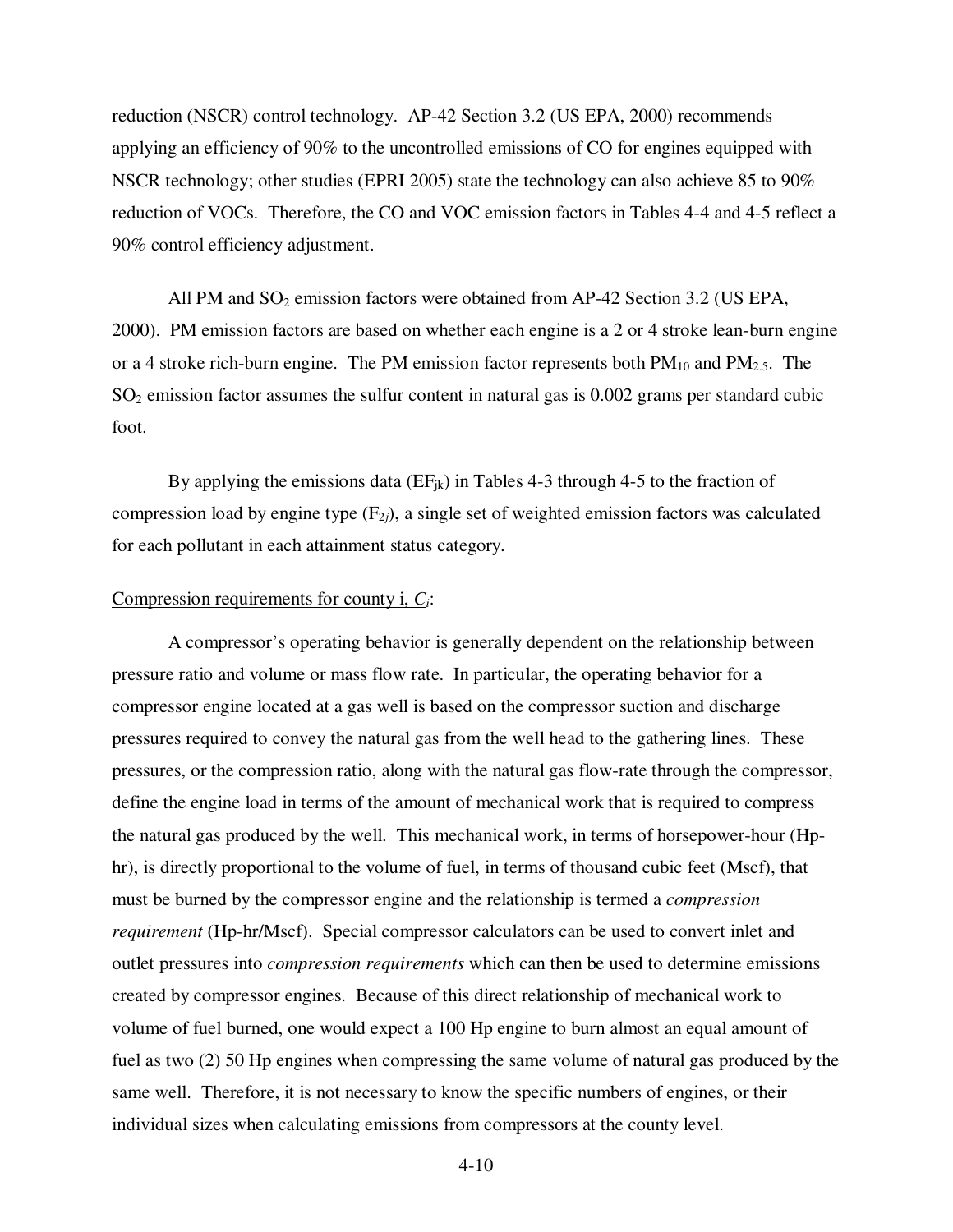reduction (NSCR) control technology. AP-42 Section 3.2 (US EPA, 2000) recommends applying an efficiency of 90% to the uncontrolled emissions of CO for engines equipped with NSCR technology; other studies (EPRI 2005) state the technology can also achieve 85 to 90% reduction of VOCs. Therefore, the CO and VOC emission factors in Tables 4-4 and 4-5 reflect a 90% control efficiency adjustment.

All PM and $SO_2$ emission factors were obtained from AP-42 Section 3.2 (US EPA, 2000). PM emission factors are based on whether each engine is a 2 or 4 stroke lean-burn engine or a 4 stroke rich-burn engine. The PM emission factor represents both $PM_{10}$ and $PM_{2.5}$. The $SO_2$ emission factor assumes the sulfur content in natural gas is 0.002 grams per standard cubic foot.

By applying the emissions data ($EF_{jk}$) in Tables 4-3 through 4-5 to the fraction of compression load by engine type ($F_{2j}$), a single set of weighted emission factors was calculated for each pollutant in each attainment status category.

<u>Compression requirements for county i, $C_i$:</u>

A compressor's operating behavior is generally dependent on the relationship between pressure ratio and volume or mass flow rate. In particular, the operating behavior for a compressor engine located at a gas well is based on the compressor suction and discharge pressures required to convey the natural gas from the well head to the gathering lines. These pressures, or the compression ratio, along with the natural gas flow-rate through the compressor, define the engine load in terms of the amount of mechanical work that is required to compress the natural gas produced by the well. This mechanical work, in terms of horsepower-hour (Hp-hr), is directly proportional to the volume of fuel, in terms of thousand cubic feet (Mscf), that must be burned by the compressor engine and the relationship is termed a *compression requirement* (Hp-hr/Mscf). Special compressor calculators can be used to convert inlet and outlet pressures into *compression requirements* which can then be used to determine emissions created by compressor engines. Because of this direct relationship of mechanical work to volume of fuel burned, one would expect a 100 Hp engine to burn almost an equal amount of fuel as two (2) 50 Hp engines when compressing the same volume of natural gas produced by the same well. Therefore, it is not necessary to know the specific numbers of engines, or their individual sizes when calculating emissions from compressors at the county level.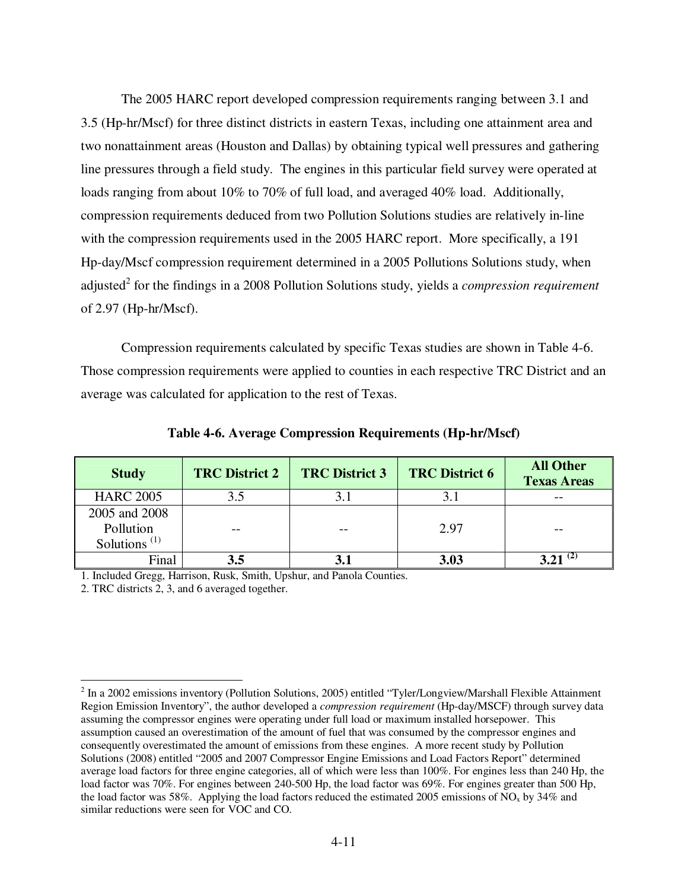The 2005 HARC report developed compression requirements ranging between 3.1 and 3.5 (Hp-hr/Mscf) for three distinct districts in eastern Texas, including one attainment area and two nonattainment areas (Houston and Dallas) by obtaining typical well pressures and gathering line pressures through a field study. The engines in this particular field survey were operated at loads ranging from about 10% to 70% of full load, and averaged 40% load. Additionally, compression requirements deduced from two Pollution Solutions studies are relatively in-line with the compression requirements used in the 2005 HARC report. More specifically, a 191 Hp-day/Mscf compression requirement determined in a 2005 Pollutions Solutions study, when adjusted[2] for the findings in a 2008 Pollution Solutions study, yields a *compression requirement* of 2.97 (Hp-hr/Mscf).

Compression requirements calculated by specific Texas studies are shown in Table 4-6. Those compression requirements were applied to counties in each respective TRC District and an average was calculated for application to the rest of Texas.

**Table 4-6. Average Compression Requirements (Hp-hr/Mscf)**

| Study | TRC District 2 | TRC District 3 | TRC District 6 | All Other Texas Areas |
|---|---|---|---|---|
| HARC 2005 | 3.5 | 3.1 | 3.1 | -- |
| 2005 and 2008 Pollution Solutions [(1)] | -- | -- | 2.97 | -- |
| Final | **3.5** | **3.1** | **3.03** | **3.21** [(2)] |

1. Included Gregg, Harrison, Rusk, Smith, Upshur, and Panola Counties.
2. TRC districts 2, 3, and 6 averaged together.

---

[2] In a 2002 emissions inventory (Pollution Solutions, 2005) entitled "Tyler/Longview/Marshall Flexible Attainment Region Emission Inventory", the author developed a *compression requirement* (Hp-day/MSCF) through survey data assuming the compressor engines were operating under full load or maximum installed horsepower. This assumption caused an overestimation of the amount of fuel that was consumed by the compressor engines and consequently overestimated the amount of emissions from these engines. A more recent study by Pollution Solutions (2008) entitled "2005 and 2007 Compressor Engine Emissions and Load Factors Report" determined average load factors for three engine categories, all of which were less than 100%. For engines less than 240 Hp, the load factor was 70%. For engines between 240-500 Hp, the load factor was 69%. For engines greater than 500 Hp, the load factor was 58%. Applying the load factors reduced the estimated 2005 emissions of $NO_x$ by 34% and similar reductions were seen for VOC and CO.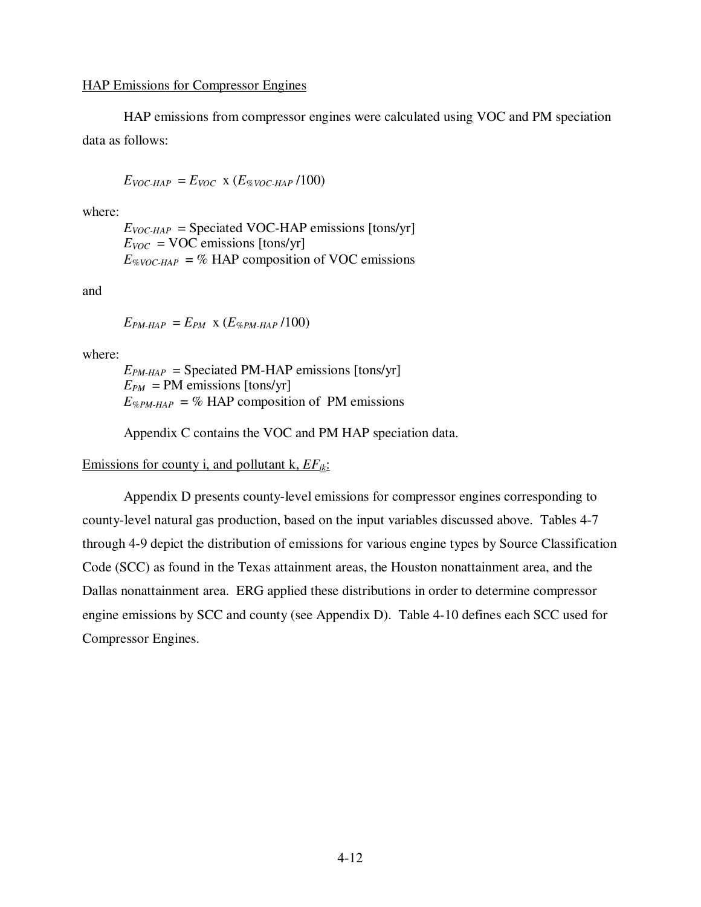HAP Emissions for Compressor Engines

HAP emissions from compressor engines were calculated using VOC and PM speciation data as follows:

$$E_{VOC\text{-}HAP} = E_{VOC} \text{ x } (E_{\%VOC\text{-}HAP}/100)$$

where:

$E_{VOC\text{-}HAP}$ = Speciated VOC-HAP emissions [tons/yr]
$E_{VOC}$ = VOC emissions [tons/yr]
$E_{\%VOC\text{-}HAP}$ = % HAP composition of VOC emissions

and

$$E_{PM\text{-}HAP} = E_{PM} \text{ x } (E_{\%PM\text{-}HAP}/100)$$

where:

$E_{PM\text{-}HAP}$ = Speciated PM-HAP emissions [tons/yr]
$E_{PM}$ = PM emissions [tons/yr]
$E_{\%PM\text{-}HAP}$ = % HAP composition of PM emissions

Appendix C contains the VOC and PM HAP speciation data.

Emissions for county i, and pollutant k, $EF_{ik}$:

Appendix D presents county-level emissions for compressor engines corresponding to county-level natural gas production, based on the input variables discussed above. Tables 4-7 through 4-9 depict the distribution of emissions for various engine types by Source Classification Code (SCC) as found in the Texas attainment areas, the Houston nonattainment area, and the Dallas nonattainment area. ERG applied these distributions in order to determine compressor engine emissions by SCC and county (see Appendix D). Table 4-10 defines each SCC used for Compressor Engines.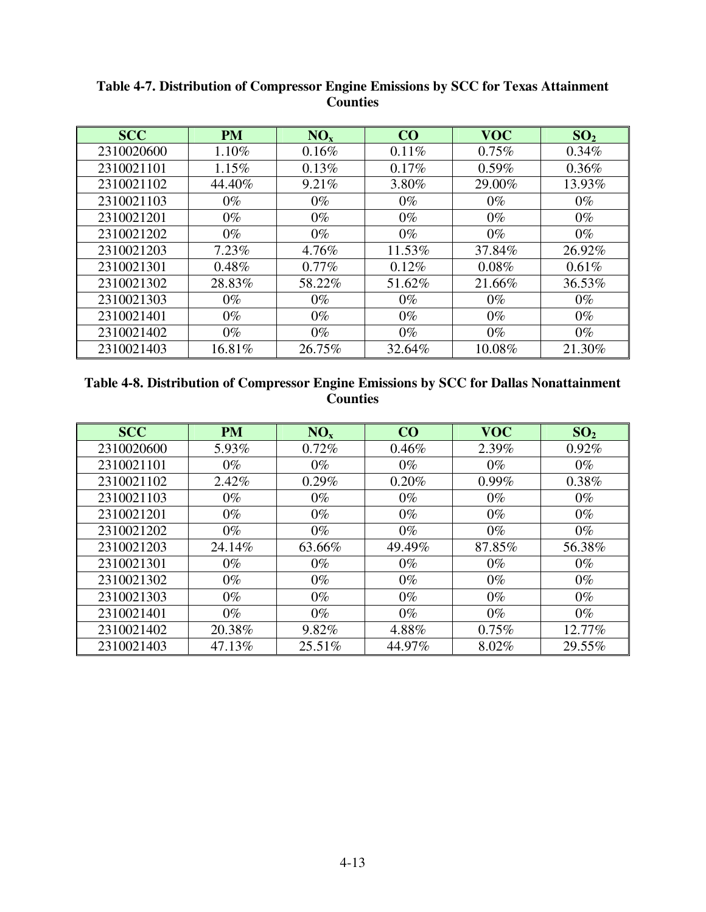**Table 4-7. Distribution of Compressor Engine Emissions by SCC for Texas Attainment Counties**

| SCC | PM | $NO_x$ | CO | VOC | $SO_2$ |
|---|---|---|---|---|---|
| 2310020600 | 1.10% | 0.16% | 0.11% | 0.75% | 0.34% |
| 2310021101 | 1.15% | 0.13% | 0.17% | 0.59% | 0.36% |
| 2310021102 | 44.40% | 9.21% | 3.80% | 29.00% | 13.93% |
| 2310021103 | 0% | 0% | 0% | 0% | 0% |
| 2310021201 | 0% | 0% | 0% | 0% | 0% |
| 2310021202 | 0% | 0% | 0% | 0% | 0% |
| 2310021203 | 7.23% | 4.76% | 11.53% | 37.84% | 26.92% |
| 2310021301 | 0.48% | 0.77% | 0.12% | 0.08% | 0.61% |
| 2310021302 | 28.83% | 58.22% | 51.62% | 21.66% | 36.53% |
| 2310021303 | 0% | 0% | 0% | 0% | 0% |
| 2310021401 | 0% | 0% | 0% | 0% | 0% |
| 2310021402 | 0% | 0% | 0% | 0% | 0% |
| 2310021403 | 16.81% | 26.75% | 32.64% | 10.08% | 21.30% |

**Table 4-8. Distribution of Compressor Engine Emissions by SCC for Dallas Nonattainment Counties**

| SCC | PM | $NO_x$ | CO | VOC | $SO_2$ |
|---|---|---|---|---|---|
| 2310020600 | 5.93% | 0.72% | 0.46% | 2.39% | 0.92% |
| 2310021101 | 0% | 0% | 0% | 0% | 0% |
| 2310021102 | 2.42% | 0.29% | 0.20% | 0.99% | 0.38% |
| 2310021103 | 0% | 0% | 0% | 0% | 0% |
| 2310021201 | 0% | 0% | 0% | 0% | 0% |
| 2310021202 | 0% | 0% | 0% | 0% | 0% |
| 2310021203 | 24.14% | 63.66% | 49.49% | 87.85% | 56.38% |
| 2310021301 | 0% | 0% | 0% | 0% | 0% |
| 2310021302 | 0% | 0% | 0% | 0% | 0% |
| 2310021303 | 0% | 0% | 0% | 0% | 0% |
| 2310021401 | 0% | 0% | 0% | 0% | 0% |
| 2310021402 | 20.38% | 9.82% | 4.88% | 0.75% | 12.77% |
| 2310021403 | 47.13% | 25.51% | 44.97% | 8.02% | 29.55% |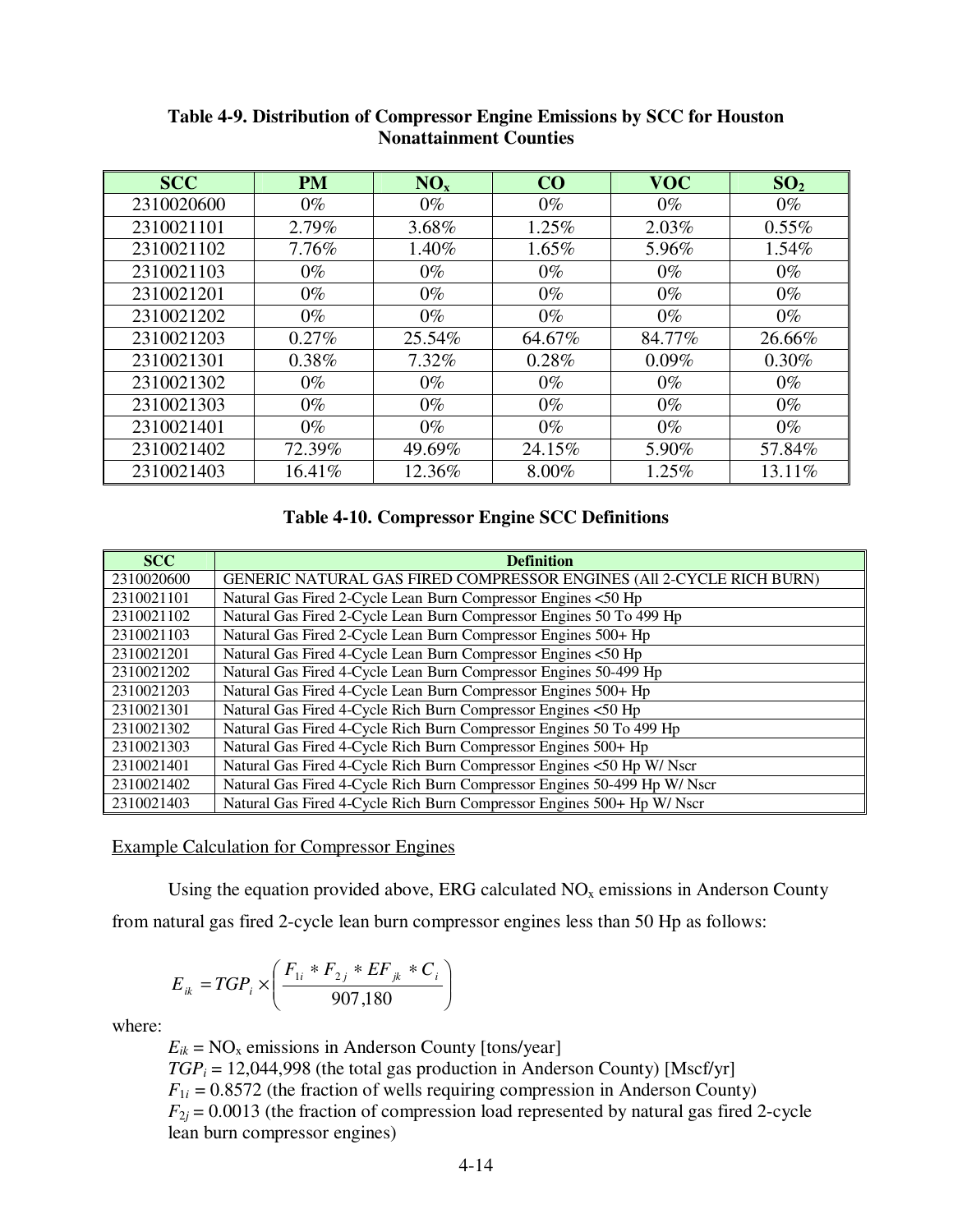**Table 4-9. Distribution of Compressor Engine Emissions by SCC for Houston Nonattainment Counties**

| SCC | PM | $NO_x$ | CO | VOC | $SO_2$ |
|---|---|---|---|---|---|
| 2310020600 | 0% | 0% | 0% | 0% | 0% |
| 2310021101 | 2.79% | 3.68% | 1.25% | 2.03% | 0.55% |
| 2310021102 | 7.76% | 1.40% | 1.65% | 5.96% | 1.54% |
| 2310021103 | 0% | 0% | 0% | 0% | 0% |
| 2310021201 | 0% | 0% | 0% | 0% | 0% |
| 2310021202 | 0% | 0% | 0% | 0% | 0% |
| 2310021203 | 0.27% | 25.54% | 64.67% | 84.77% | 26.66% |
| 2310021301 | 0.38% | 7.32% | 0.28% | 0.09% | 0.30% |
| 2310021302 | 0% | 0% | 0% | 0% | 0% |
| 2310021303 | 0% | 0% | 0% | 0% | 0% |
| 2310021401 | 0% | 0% | 0% | 0% | 0% |
| 2310021402 | 72.39% | 49.69% | 24.15% | 5.90% | 57.84% |
| 2310021403 | 16.41% | 12.36% | 8.00% | 1.25% | 13.11% |

**Table 4-10. Compressor Engine SCC Definitions**

| SCC | Definition |
|---|---|
| 2310020600 | GENERIC NATURAL GAS FIRED COMPRESSOR ENGINES (All 2-CYCLE RICH BURN) |
| 2310021101 | Natural Gas Fired 2-Cycle Lean Burn Compressor Engines <50 Hp |
| 2310021102 | Natural Gas Fired 2-Cycle Lean Burn Compressor Engines 50 To 499 Hp |
| 2310021103 | Natural Gas Fired 2-Cycle Lean Burn Compressor Engines 500+ Hp |
| 2310021201 | Natural Gas Fired 4-Cycle Lean Burn Compressor Engines <50 Hp |
| 2310021202 | Natural Gas Fired 4-Cycle Lean Burn Compressor Engines 50-499 Hp |
| 2310021203 | Natural Gas Fired 4-Cycle Lean Burn Compressor Engines 500+ Hp |
| 2310021301 | Natural Gas Fired 4-Cycle Rich Burn Compressor Engines <50 Hp |
| 2310021302 | Natural Gas Fired 4-Cycle Rich Burn Compressor Engines 50 To 499 Hp |
| 2310021303 | Natural Gas Fired 4-Cycle Rich Burn Compressor Engines 500+ Hp |
| 2310021401 | Natural Gas Fired 4-Cycle Rich Burn Compressor Engines <50 Hp W/ Nscr |
| 2310021402 | Natural Gas Fired 4-Cycle Rich Burn Compressor Engines 50-499 Hp W/ Nscr |
| 2310021403 | Natural Gas Fired 4-Cycle Rich Burn Compressor Engines 500+ Hp W/ Nscr |

Example Calculation for Compressor Engines

Using the equation provided above, ERG calculated $NO_x$ emissions in Anderson County from natural gas fired 2-cycle lean burn compressor engines less than 50 Hp as follows:

$$E_{ik} = TGP_i \times \left( \frac{F_{1i} * F_{2j} * EF_{jk} * C_i}{907{,}180} \right)$$

where:

$E_{ik}$ = $NO_x$ emissions in Anderson County [tons/year]
$TGP_i$ = 12,044,998 (the total gas production in Anderson County) [Mscf/yr]
$F_{1i}$ = 0.8572 (the fraction of wells requiring compression in Anderson County)
$F_{2j}$ = 0.0013 (the fraction of compression load represented by natural gas fired 2-cycle lean burn compressor engines)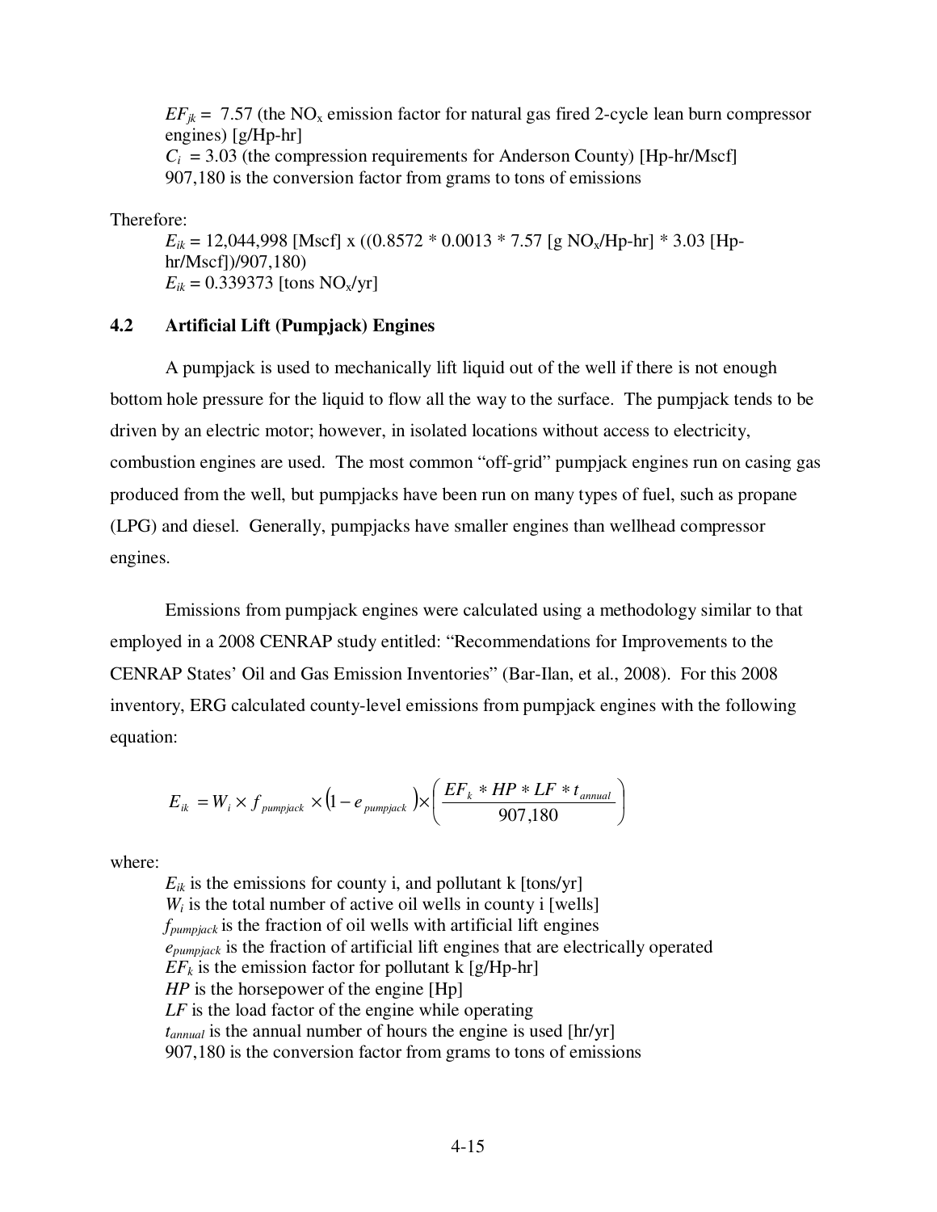$EF_{jk}$ = 7.57 (the $NO_x$ emission factor for natural gas fired 2-cycle lean burn compressor engines) [g/Hp-hr]
$C_i$ = 3.03 (the compression requirements for Anderson County) [Hp-hr/Mscf]
907,180 is the conversion factor from grams to tons of emissions

Therefore:

$E_{ik}$ = 12,044,998 [Mscf] x ((0.8572 * 0.0013 * 7.57 [g $NO_x$/Hp-hr] * 3.03 [Hp-hr/Mscf])/907,180)
$E_{ik}$ = 0.339373 [tons $NO_x$/yr]

## 4.2 Artificial Lift (Pumpjack) Engines

A pumpjack is used to mechanically lift liquid out of the well if there is not enough bottom hole pressure for the liquid to flow all the way to the surface. The pumpjack tends to be driven by an electric motor; however, in isolated locations without access to electricity, combustion engines are used. The most common "off-grid" pumpjack engines run on casing gas produced from the well, but pumpjacks have been run on many types of fuel, such as propane (LPG) and diesel. Generally, pumpjacks have smaller engines than wellhead compressor engines.

Emissions from pumpjack engines were calculated using a methodology similar to that employed in a 2008 CENRAP study entitled: "Recommendations for Improvements to the CENRAP States' Oil and Gas Emission Inventories" (Bar-Ilan, et al., 2008). For this 2008 inventory, ERG calculated county-level emissions from pumpjack engines with the following equation:

$$E_{ik} = W_i \times f_{pumpjack} \times (1 - e_{pumpjack}) \times \left( \frac{EF_k * HP * LF * t_{annual}}{907{,}180} \right)$$

where:

$E_{ik}$ is the emissions for county i, and pollutant k [tons/yr]
$W_i$ is the total number of active oil wells in county i [wells]
$f_{pumpjack}$ is the fraction of oil wells with artificial lift engines
$e_{pumpjack}$ is the fraction of artificial lift engines that are electrically operated
$EF_k$ is the emission factor for pollutant k [g/Hp-hr]
$HP$ is the horsepower of the engine [Hp]
$LF$ is the load factor of the engine while operating
$t_{annual}$ is the annual number of hours the engine is used [hr/yr]
907,180 is the conversion factor from grams to tons of emissions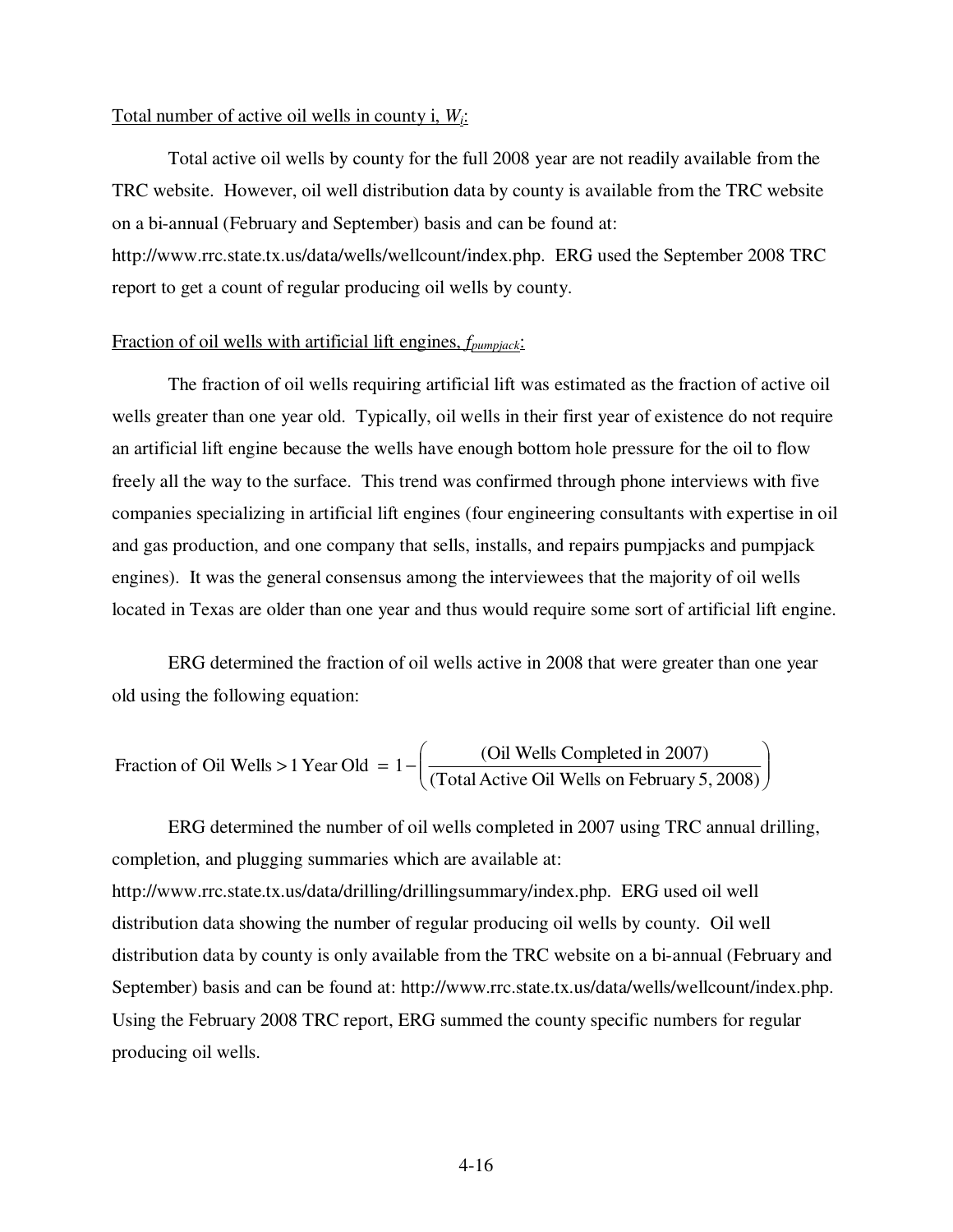<u>Total number of active oil wells in county i, $W_i$:</u>

Total active oil wells by county for the full 2008 year are not readily available from the TRC website. However, oil well distribution data by county is available from the TRC website on a bi-annual (February and September) basis and can be found at: http://www.rrc.state.tx.us/data/wells/wellcount/index.php. ERG used the September 2008 TRC report to get a count of regular producing oil wells by county.

<u>Fraction of oil wells with artificial lift engines, $f_{pumpjack}$:</u>

The fraction of oil wells requiring artificial lift was estimated as the fraction of active oil wells greater than one year old. Typically, oil wells in their first year of existence do not require an artificial lift engine because the wells have enough bottom hole pressure for the oil to flow freely all the way to the surface. This trend was confirmed through phone interviews with five companies specializing in artificial lift engines (four engineering consultants with expertise in oil and gas production, and one company that sells, installs, and repairs pumpjacks and pumpjack engines). It was the general consensus among the interviewees that the majority of oil wells located in Texas are older than one year and thus would require some sort of artificial lift engine.

ERG determined the fraction of oil wells active in 2008 that were greater than one year old using the following equation:

$$\text{Fraction of Oil Wells} > 1\text{ Year Old } = 1 - \left( \frac{\text{(Oil Wells Completed in 2007)}}{\text{(Total Active Oil Wells on February 5, 2008)}} \right)$$

ERG determined the number of oil wells completed in 2007 using TRC annual drilling, completion, and plugging summaries which are available at: http://www.rrc.state.tx.us/data/drilling/drillingsummary/index.php. ERG used oil well distribution data showing the number of regular producing oil wells by county. Oil well distribution data by county is only available from the TRC website on a bi-annual (February and September) basis and can be found at: http://www.rrc.state.tx.us/data/wells/wellcount/index.php. Using the February 2008 TRC report, ERG summed the county specific numbers for regular producing oil wells.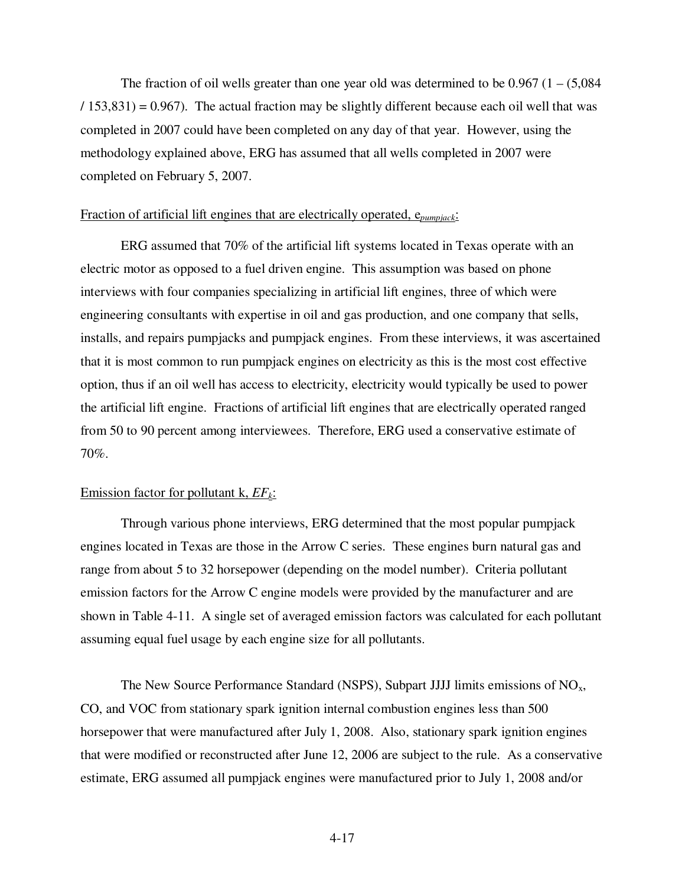The fraction of oil wells greater than one year old was determined to be 0.967 (1 – (5,084 / 153,831) = 0.967). The actual fraction may be slightly different because each oil well that was completed in 2007 could have been completed on any day of that year. However, using the methodology explained above, ERG has assumed that all wells completed in 2007 were completed on February 5, 2007.

Fraction of artificial lift engines that are electrically operated, $e_{pumpjack}$:

ERG assumed that 70% of the artificial lift systems located in Texas operate with an electric motor as opposed to a fuel driven engine. This assumption was based on phone interviews with four companies specializing in artificial lift engines, three of which were engineering consultants with expertise in oil and gas production, and one company that sells, installs, and repairs pumpjacks and pumpjack engines. From these interviews, it was ascertained that it is most common to run pumpjack engines on electricity as this is the most cost effective option, thus if an oil well has access to electricity, electricity would typically be used to power the artificial lift engine. Fractions of artificial lift engines that are electrically operated ranged from 50 to 90 percent among interviewees. Therefore, ERG used a conservative estimate of 70%.

Emission factor for pollutant k, $EF_k$:

Through various phone interviews, ERG determined that the most popular pumpjack engines located in Texas are those in the Arrow C series. These engines burn natural gas and range from about 5 to 32 horsepower (depending on the model number). Criteria pollutant emission factors for the Arrow C engine models were provided by the manufacturer and are shown in Table 4-11. A single set of averaged emission factors was calculated for each pollutant assuming equal fuel usage by each engine size for all pollutants.

The New Source Performance Standard (NSPS), Subpart JJJJ limits emissions of $NO_x$, CO, and VOC from stationary spark ignition internal combustion engines less than 500 horsepower that were manufactured after July 1, 2008. Also, stationary spark ignition engines that were modified or reconstructed after June 12, 2006 are subject to the rule. As a conservative estimate, ERG assumed all pumpjack engines were manufactured prior to July 1, 2008 and/or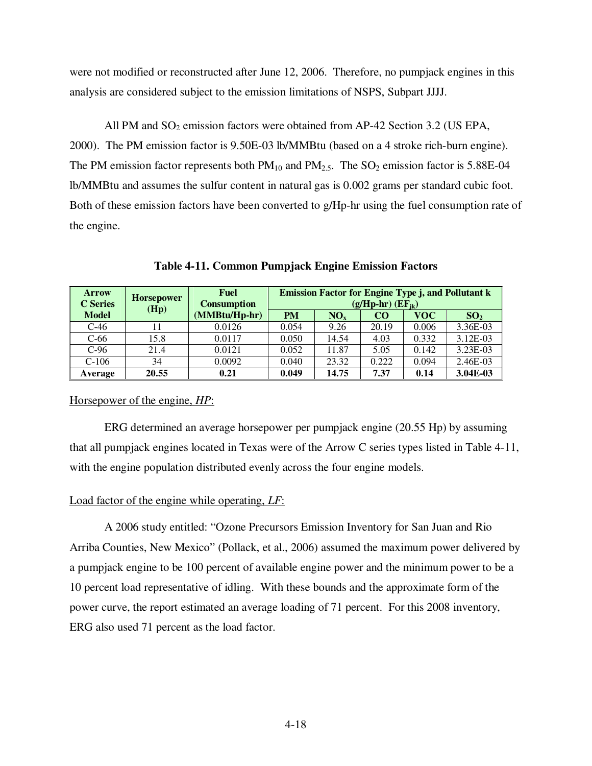were not modified or reconstructed after June 12, 2006. Therefore, no pumpjack engines in this analysis are considered subject to the emission limitations of NSPS, Subpart JJJJ.

All PM and $SO_2$ emission factors were obtained from AP-42 Section 3.2 (US EPA, 2000). The PM emission factor is 9.50E-03 lb/MMBtu (based on a 4 stroke rich-burn engine). The PM emission factor represents both $PM_{10}$ and $PM_{2.5}$. The $SO_2$ emission factor is 5.88E-04 lb/MMBtu and assumes the sulfur content in natural gas is 0.002 grams per standard cubic foot. Both of these emission factors have been converted to g/Hp-hr using the fuel consumption rate of the engine.

**Table 4-11. Common Pumpjack Engine Emission Factors**

| Arrow C Series Model | Horsepower (Hp) | Fuel Consumption (MMBtu/Hp-hr) | Emission Factor for Engine Type j, and Pollutant k (g/Hp-hr) ($EF_{jk}$) | | | | |
|---|---|---|---|---|---|---|---|
| | | | PM | $NO_x$ | CO | VOC | $SO_2$ |
| C-46 | 11 | 0.0126 | 0.054 | 9.26 | 20.19 | 0.006 | 3.36E-03 |
| C-66 | 15.8 | 0.0117 | 0.050 | 14.54 | 4.03 | 0.332 | 3.12E-03 |
| C-96 | 21.4 | 0.0121 | 0.052 | 11.87 | 5.05 | 0.142 | 3.23E-03 |
| C-106 | 34 | 0.0092 | 0.040 | 23.32 | 0.222 | 0.094 | 2.46E-03 |
| **Average** | **20.55** | **0.21** | **0.049** | **14.75** | **7.37** | **0.14** | **3.04E-03** |

Horsepower of the engine, *HP*:

ERG determined an average horsepower per pumpjack engine (20.55 Hp) by assuming that all pumpjack engines located in Texas were of the Arrow C series types listed in Table 4-11, with the engine population distributed evenly across the four engine models.

Load factor of the engine while operating, *LF*:

A 2006 study entitled: "Ozone Precursors Emission Inventory for San Juan and Rio Arriba Counties, New Mexico" (Pollack, et al., 2006) assumed the maximum power delivered by a pumpjack engine to be 100 percent of available engine power and the minimum power to be a 10 percent load representative of idling. With these bounds and the approximate form of the power curve, the report estimated an average loading of 71 percent. For this 2008 inventory, ERG also used 71 percent as the load factor.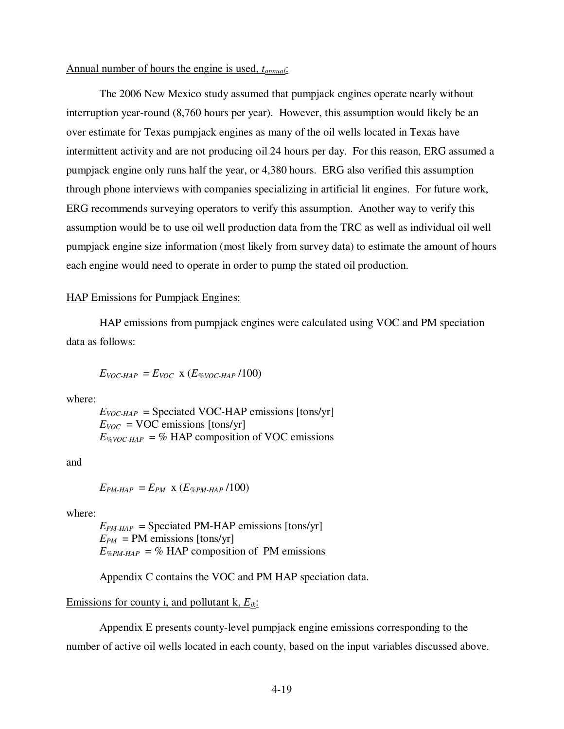Annual number of hours the engine is used, $t_{annual}$:

The 2006 New Mexico study assumed that pumpjack engines operate nearly without interruption year-round (8,760 hours per year). However, this assumption would likely be an over estimate for Texas pumpjack engines as many of the oil wells located in Texas have intermittent activity and are not producing oil 24 hours per day. For this reason, ERG assumed a pumpjack engine only runs half the year, or 4,380 hours. ERG also verified this assumption through phone interviews with companies specializing in artificial lit engines. For future work, ERG recommends surveying operators to verify this assumption. Another way to verify this assumption would be to use oil well production data from the TRC as well as individual oil well pumpjack engine size information (most likely from survey data) to estimate the amount of hours each engine would need to operate in order to pump the stated oil production.

HAP Emissions for Pumpjack Engines:

HAP emissions from pumpjack engines were calculated using VOC and PM speciation data as follows:

$$E_{VOC\text{-}HAP} = E_{VOC} \times (E_{\%VOC\text{-}HAP} / 100)$$

where:

$E_{VOC\text{-}HAP}$ = Speciated VOC-HAP emissions [tons/yr]
$E_{VOC}$ = VOC emissions [tons/yr]
$E_{\%VOC\text{-}HAP}$ = % HAP composition of VOC emissions

and

$$E_{PM\text{-}HAP} = E_{PM} \times (E_{\%PM\text{-}HAP} / 100)$$

where:

$E_{PM\text{-}HAP}$ = Speciated PM-HAP emissions [tons/yr]
$E_{PM}$ = PM emissions [tons/yr]
$E_{\%PM\text{-}HAP}$ = % HAP composition of PM emissions

Appendix C contains the VOC and PM HAP speciation data.

Emissions for county i, and pollutant k, $E_{ik}$:

Appendix E presents county-level pumpjack engine emissions corresponding to the number of active oil wells located in each county, based on the input variables discussed above.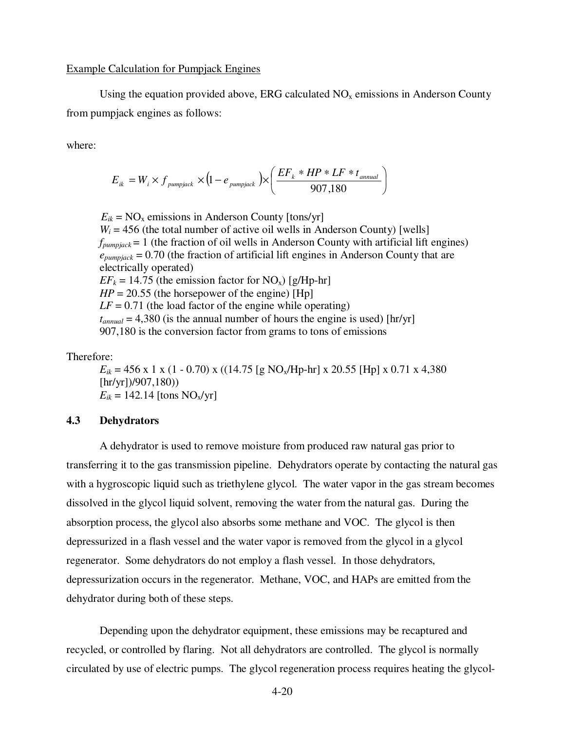Example Calculation for Pumpjack Engines

Using the equation provided above, ERG calculated $NO_x$ emissions in Anderson County from pumpjack engines as follows:

where:

$$E_{ik} = W_i \times f_{pumpjack} \times \left(1 - e_{pumpjack}\right) \times \left( \frac{EF_k * HP * LF * t_{annual}}{907{,}180} \right)$$

$E_{ik}$ = $NO_x$ emissions in Anderson County [tons/yr]
$W_i$ = 456 (the total number of active oil wells in Anderson County) [wells]
$f_{pumpjack}$ = 1 (the fraction of oil wells in Anderson County with artificial lift engines)
$e_{pumpjack}$ = 0.70 (the fraction of artificial lift engines in Anderson County that are electrically operated)
$EF_k$ = 14.75 (the emission factor for $NO_x$) [g/Hp-hr]
$HP$ = 20.55 (the horsepower of the engine) [Hp]
$LF$ = 0.71 (the load factor of the engine while operating)
$t_{annual}$ = 4,380 (is the annual number of hours the engine is used) [hr/yr]
907,180 is the conversion factor from grams to tons of emissions

Therefore:

$E_{ik}$ = 456 x 1 x (1 - 0.70) x ((14.75 [g $NO_x$/Hp-hr] x 20.55 [Hp] x 0.71 x 4,380 [hr/yr])/907,180))
$E_{ik}$ = 142.14 [tons $NO_x$/yr]

## 4.3 Dehydrators

A dehydrator is used to remove moisture from produced raw natural gas prior to transferring it to the gas transmission pipeline. Dehydrators operate by contacting the natural gas with a hygroscopic liquid such as triethylene glycol. The water vapor in the gas stream becomes dissolved in the glycol liquid solvent, removing the water from the natural gas. During the absorption process, the glycol also absorbs some methane and VOC. The glycol is then depressurized in a flash vessel and the water vapor is removed from the glycol in a glycol regenerator. Some dehydrators do not employ a flash vessel. In those dehydrators, depressurization occurs in the regenerator. Methane, VOC, and HAPs are emitted from the dehydrator during both of these steps.

Depending upon the dehydrator equipment, these emissions may be recaptured and recycled, or controlled by flaring. Not all dehydrators are controlled. The glycol is normally circulated by use of electric pumps. The glycol regeneration process requires heating the glycol-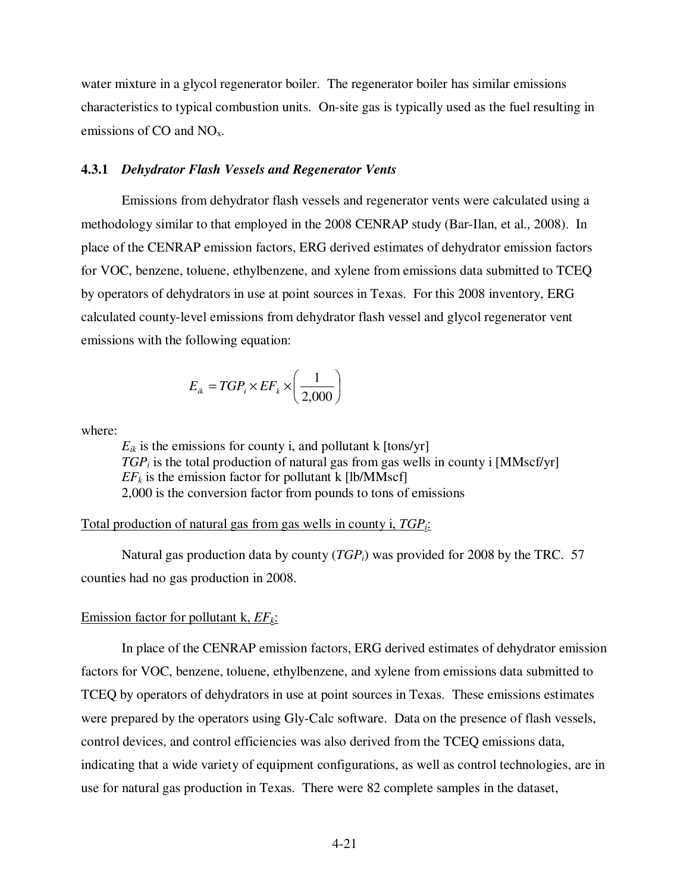water mixture in a glycol regenerator boiler. The regenerator boiler has similar emissions characteristics to typical combustion units. On-site gas is typically used as the fuel resulting in emissions of CO and $NO_x$.

### 4.3.1 *Dehydrator Flash Vessels and Regenerator Vents*

Emissions from dehydrator flash vessels and regenerator vents were calculated using a methodology similar to that employed in the 2008 CENRAP study (Bar-Ilan, et al., 2008). In place of the CENRAP emission factors, ERG derived estimates of dehydrator emission factors for VOC, benzene, toluene, ethylbenzene, and xylene from emissions data submitted to TCEQ by operators of dehydrators in use at point sources in Texas. For this 2008 inventory, ERG calculated county-level emissions from dehydrator flash vessel and glycol regenerator vent emissions with the following equation:

$$E_{ik} = TGP_i \times EF_k \times \left(\frac{1}{2{,}000}\right)$$

where:

$E_{ik}$ is the emissions for county i, and pollutant k [tons/yr]
$TGP_i$ is the total production of natural gas from gas wells in county i [MMscf/yr]
$EF_k$ is the emission factor for pollutant k [lb/MMscf]
2,000 is the conversion factor from pounds to tons of emissions

Total production of natural gas from gas wells in county i, $TGP_i$:

Natural gas production data by county ($TGP_i$) was provided for 2008 by the TRC. 57 counties had no gas production in 2008.

Emission factor for pollutant k, $EF_k$:

In place of the CENRAP emission factors, ERG derived estimates of dehydrator emission factors for VOC, benzene, toluene, ethylbenzene, and xylene from emissions data submitted to TCEQ by operators of dehydrators in use at point sources in Texas. These emissions estimates were prepared by the operators using Gly-Calc software. Data on the presence of flash vessels, control devices, and control efficiencies was also derived from the TCEQ emissions data, indicating that a wide variety of equipment configurations, as well as control technologies, are in use for natural gas production in Texas. There were 82 complete samples in the dataset,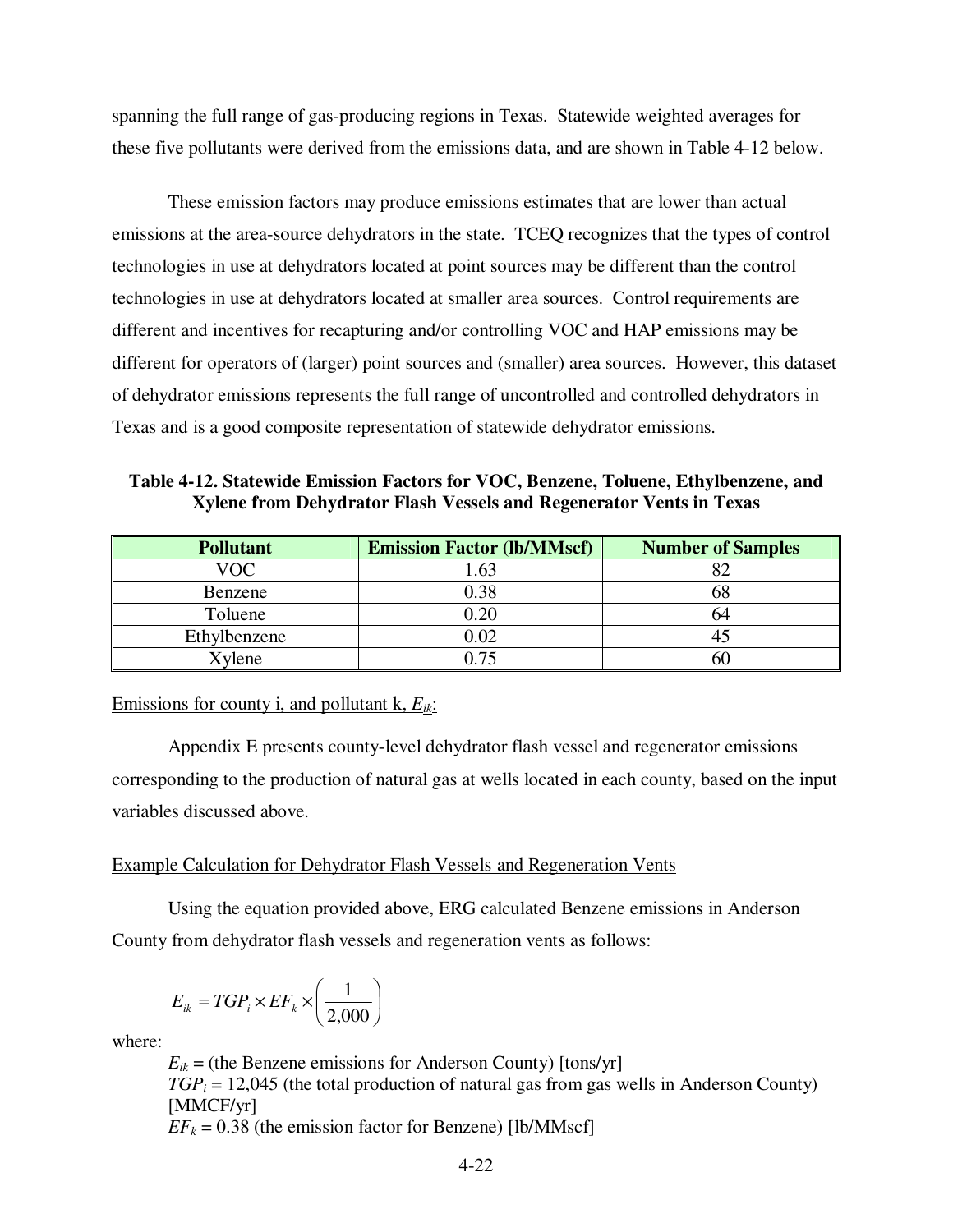spanning the full range of gas-producing regions in Texas. Statewide weighted averages for these five pollutants were derived from the emissions data, and are shown in Table 4-12 below.

These emission factors may produce emissions estimates that are lower than actual emissions at the area-source dehydrators in the state. TCEQ recognizes that the types of control technologies in use at dehydrators located at point sources may be different than the control technologies in use at dehydrators located at smaller area sources. Control requirements are different and incentives for recapturing and/or controlling VOC and HAP emissions may be different for operators of (larger) point sources and (smaller) area sources. However, this dataset of dehydrator emissions represents the full range of uncontrolled and controlled dehydrators in Texas and is a good composite representation of statewide dehydrator emissions.

**Table 4-12. Statewide Emission Factors for VOC, Benzene, Toluene, Ethylbenzene, and Xylene from Dehydrator Flash Vessels and Regenerator Vents in Texas**

| Pollutant | Emission Factor (lb/MMscf) | Number of Samples |
|---|---|---|
| VOC | 1.63 | 82 |
| Benzene | 0.38 | 68 |
| Toluene | 0.20 | 64 |
| Ethylbenzene | 0.02 | 45 |
| Xylene | 0.75 | 60 |

Emissions for county i, and pollutant k, $E_{ik}$:

Appendix E presents county-level dehydrator flash vessel and regenerator emissions corresponding to the production of natural gas at wells located in each county, based on the input variables discussed above.

Example Calculation for Dehydrator Flash Vessels and Regeneration Vents

Using the equation provided above, ERG calculated Benzene emissions in Anderson County from dehydrator flash vessels and regeneration vents as follows:

$$E_{ik} = TGP_i \times EF_k \times \left( \frac{1}{2{,}000} \right)$$

where:

$E_{ik}$ = (the Benzene emissions for Anderson County) [tons/yr]
$TGP_i$ = 12,045 (the total production of natural gas from gas wells in Anderson County) [MMCF/yr]
$EF_k$ = 0.38 (the emission factor for Benzene) [lb/MMscf]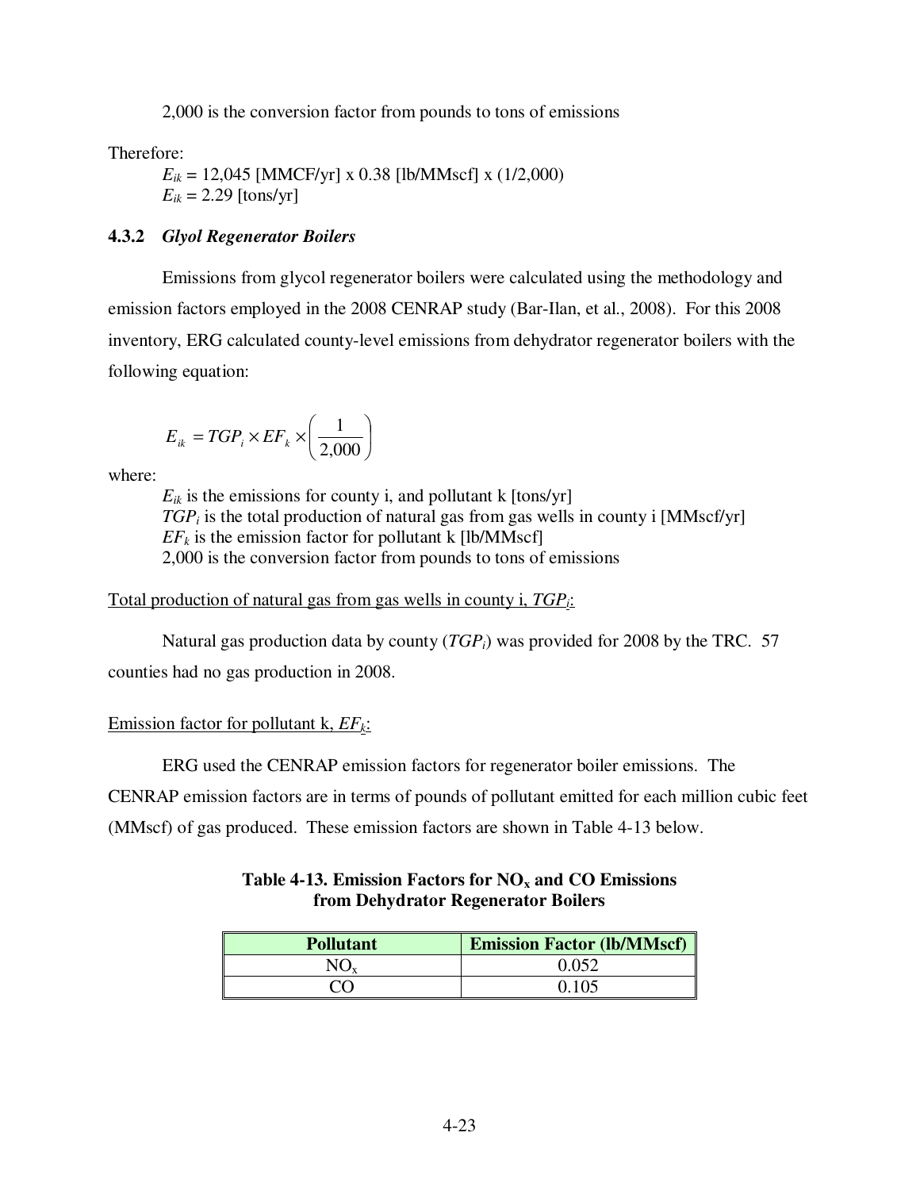2,000 is the conversion factor from pounds to tons of emissions

Therefore:

$E_{ik}$ = 12,045 [MMCF/yr] x 0.38 [lb/MMscf] x (1/2,000)

$E_{ik}$ = 2.29 [tons/yr]

### 4.3.2 *Glyol Regenerator Boilers*

Emissions from glycol regenerator boilers were calculated using the methodology and emission factors employed in the 2008 CENRAP study (Bar-Ilan, et al., 2008). For this 2008 inventory, ERG calculated county-level emissions from dehydrator regenerator boilers with the following equation:

$$E_{ik} = TGP_i \times EF_k \times \left( \frac{1}{2,000} \right)$$

where:

$E_{ik}$ is the emissions for county i, and pollutant k [tons/yr]

$TGP_i$ is the total production of natural gas from gas wells in county i [MMscf/yr]

$EF_k$ is the emission factor for pollutant k [lb/MMscf]

2,000 is the conversion factor from pounds to tons of emissions

<u>Total production of natural gas from gas wells in county i, $TGP_i$:</u>

Natural gas production data by county ($TGP_i$) was provided for 2008 by the TRC. 57 counties had no gas production in 2008.

<u>Emission factor for pollutant k, $EF_k$:</u>

ERG used the CENRAP emission factors for regenerator boiler emissions. The CENRAP emission factors are in terms of pounds of pollutant emitted for each million cubic feet (MMscf) of gas produced. These emission factors are shown in Table 4-13 below.

**Table 4-13. Emission Factors for $NO_x$ and CO Emissions from Dehydrator Regenerator Boilers**

| Pollutant | Emission Factor (lb/MMscf) |
|---|---|
| $NO_x$ | 0.052 |
| CO | 0.105 |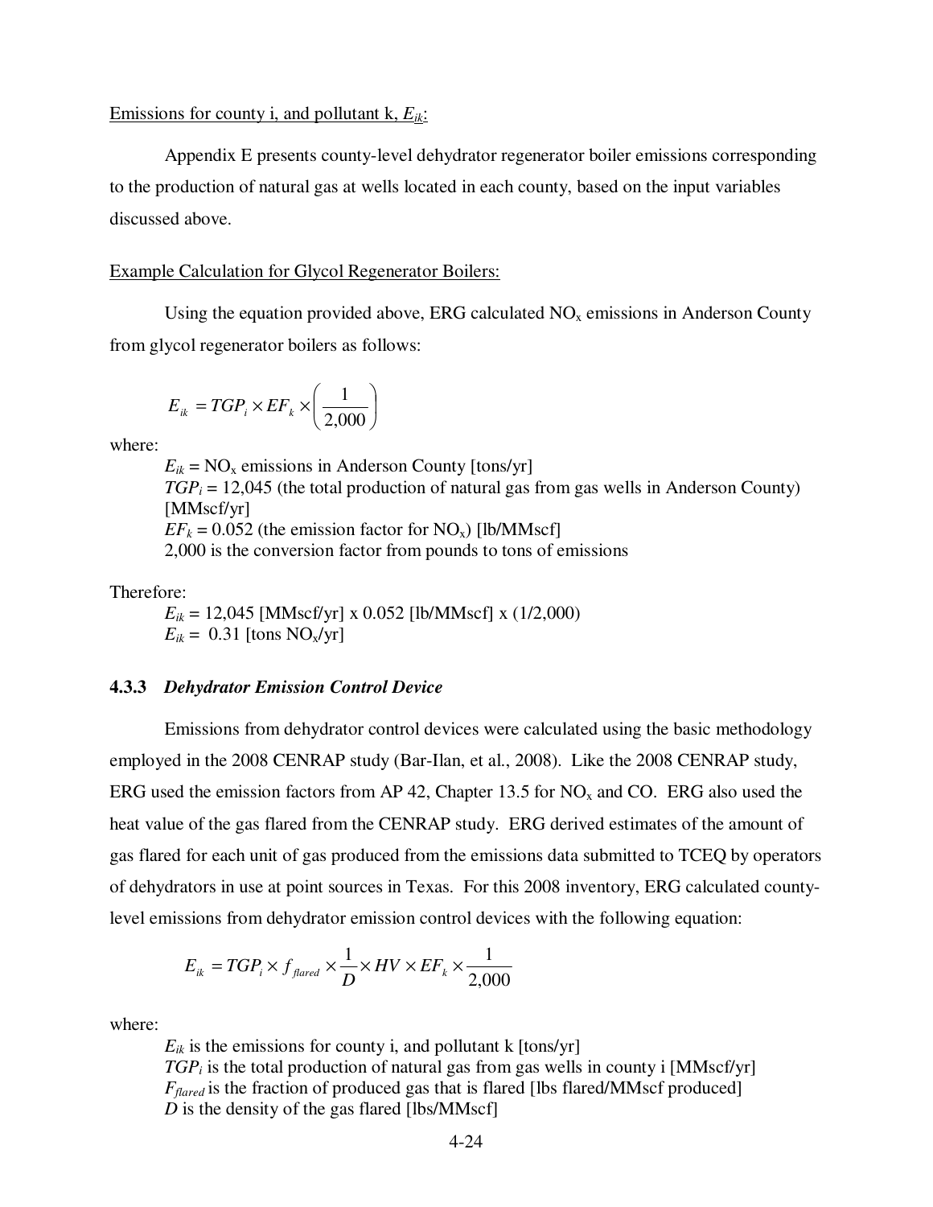Emissions for county i, and pollutant k, $E_{ik}$:

Appendix E presents county-level dehydrator regenerator boiler emissions corresponding to the production of natural gas at wells located in each county, based on the input variables discussed above.

Example Calculation for Glycol Regenerator Boilers:

Using the equation provided above, ERG calculated $NO_x$ emissions in Anderson County from glycol regenerator boilers as follows:

$$E_{ik} = TGP_i \times EF_k \times \left( \frac{1}{2{,}000} \right)$$

where:

$E_{ik}$ = $NO_x$ emissions in Anderson County [tons/yr]
$TGP_i$ = 12,045 (the total production of natural gas from gas wells in Anderson County) [MMscf/yr]
$EF_k$ = 0.052 (the emission factor for $NO_x$) [lb/MMscf]
2,000 is the conversion factor from pounds to tons of emissions

Therefore:

$E_{ik}$ = 12,045 [MMscf/yr] x 0.052 [lb/MMscf] x (1/2,000)
$E_{ik}$ = 0.31 [tons $NO_x$/yr]

### 4.3.3 *Dehydrator Emission Control Device*

Emissions from dehydrator control devices were calculated using the basic methodology employed in the 2008 CENRAP study (Bar-Ilan, et al., 2008). Like the 2008 CENRAP study, ERG used the emission factors from AP 42, Chapter 13.5 for $NO_x$ and CO. ERG also used the heat value of the gas flared from the CENRAP study. ERG derived estimates of the amount of gas flared for each unit of gas produced from the emissions data submitted to TCEQ by operators of dehydrators in use at point sources in Texas. For this 2008 inventory, ERG calculated county-level emissions from dehydrator emission control devices with the following equation:

$$E_{ik} = TGP_i \times f_{flared} \times \frac{1}{D} \times HV \times EF_k \times \frac{1}{2{,}000}$$

where:

$E_{ik}$ is the emissions for county i, and pollutant k [tons/yr]
$TGP_i$ is the total production of natural gas from gas wells in county i [MMscf/yr]
$F_{flared}$ is the fraction of produced gas that is flared [lbs flared/MMscf produced]
$D$ is the density of the gas flared [lbs/MMscf]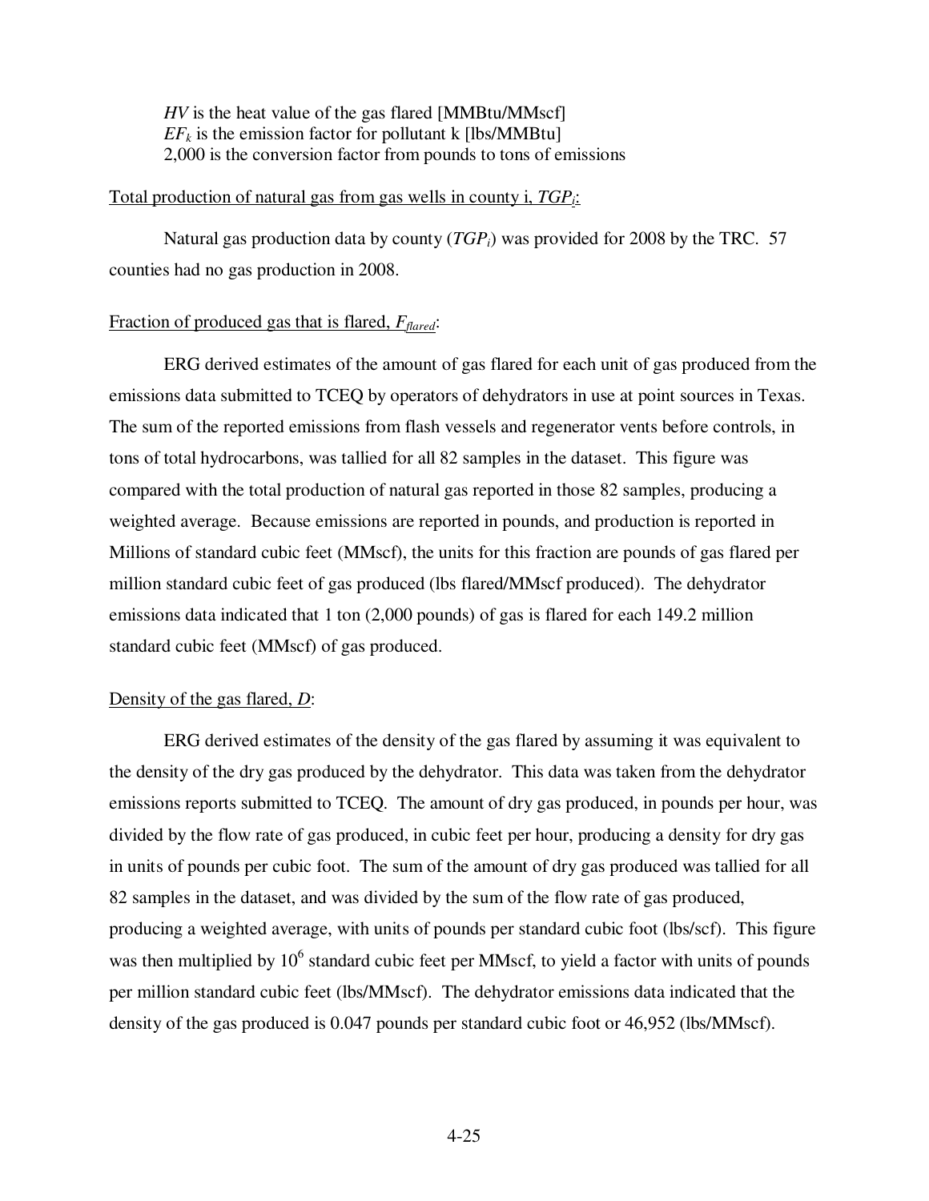$HV$ is the heat value of the gas flared [MMBtu/MMscf]
$EF_k$ is the emission factor for pollutant k [lbs/MMBtu]
2,000 is the conversion factor from pounds to tons of emissions

Total production of natural gas from gas wells in county i, $TGP_i$:

Natural gas production data by county ($TGP_i$) was provided for 2008 by the TRC. 57 counties had no gas production in 2008.

Fraction of produced gas that is flared, $F_{flared}$:

ERG derived estimates of the amount of gas flared for each unit of gas produced from the emissions data submitted to TCEQ by operators of dehydrators in use at point sources in Texas. The sum of the reported emissions from flash vessels and regenerator vents before controls, in tons of total hydrocarbons, was tallied for all 82 samples in the dataset. This figure was compared with the total production of natural gas reported in those 82 samples, producing a weighted average. Because emissions are reported in pounds, and production is reported in Millions of standard cubic feet (MMscf), the units for this fraction are pounds of gas flared per million standard cubic feet of gas produced (lbs flared/MMscf produced). The dehydrator emissions data indicated that 1 ton (2,000 pounds) of gas is flared for each 149.2 million standard cubic feet (MMscf) of gas produced.

Density of the gas flared, $D$:

ERG derived estimates of the density of the gas flared by assuming it was equivalent to the density of the dry gas produced by the dehydrator. This data was taken from the dehydrator emissions reports submitted to TCEQ. The amount of dry gas produced, in pounds per hour, was divided by the flow rate of gas produced, in cubic feet per hour, producing a density for dry gas in units of pounds per cubic foot. The sum of the amount of dry gas produced was tallied for all 82 samples in the dataset, and was divided by the sum of the flow rate of gas produced, producing a weighted average, with units of pounds per standard cubic foot (lbs/scf). This figure was then multiplied by $10^6$ standard cubic feet per MMscf, to yield a factor with units of pounds per million standard cubic feet (lbs/MMscf). The dehydrator emissions data indicated that the density of the gas produced is 0.047 pounds per standard cubic foot or 46,952 (lbs/MMscf).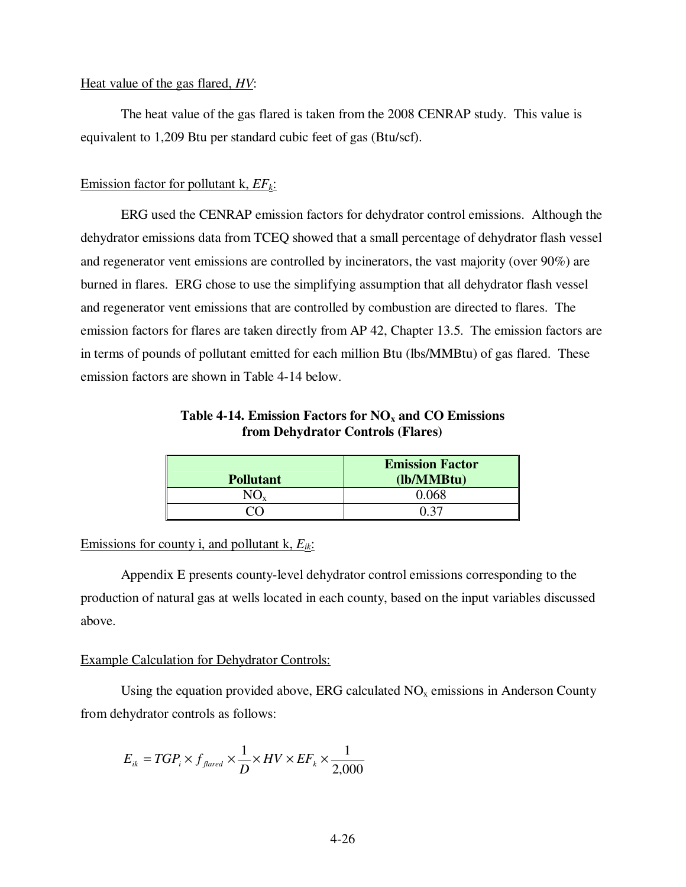Heat value of the gas flared, *HV*:

The heat value of the gas flared is taken from the 2008 CENRAP study. This value is equivalent to 1,209 Btu per standard cubic feet of gas (Btu/scf).

Emission factor for pollutant k, $EF_k$:

ERG used the CENRAP emission factors for dehydrator control emissions. Although the dehydrator emissions data from TCEQ showed that a small percentage of dehydrator flash vessel and regenerator vent emissions are controlled by incinerators, the vast majority (over 90%) are burned in flares. ERG chose to use the simplifying assumption that all dehydrator flash vessel and regenerator vent emissions that are controlled by combustion are directed to flares. The emission factors for flares are taken directly from AP 42, Chapter 13.5. The emission factors are in terms of pounds of pollutant emitted for each million Btu (lbs/MMBtu) of gas flared. These emission factors are shown in Table 4-14 below.

**Table 4-14. Emission Factors for $NO_x$ and CO Emissions from Dehydrator Controls (Flares)**

| Pollutant | Emission Factor (lb/MMBtu) |
| --- | --- |
| $NO_x$ | 0.068 |
| CO | 0.37 |

Emissions for county i, and pollutant k, $E_{ik}$:

Appendix E presents county-level dehydrator control emissions corresponding to the production of natural gas at wells located in each county, based on the input variables discussed above.

Example Calculation for Dehydrator Controls:

Using the equation provided above, ERG calculated $NO_x$ emissions in Anderson County from dehydrator controls as follows:

$$E_{ik} = TGP_i \times f_{flared} \times \frac{1}{D} \times HV \times EF_k \times \frac{1}{2{,}000}$$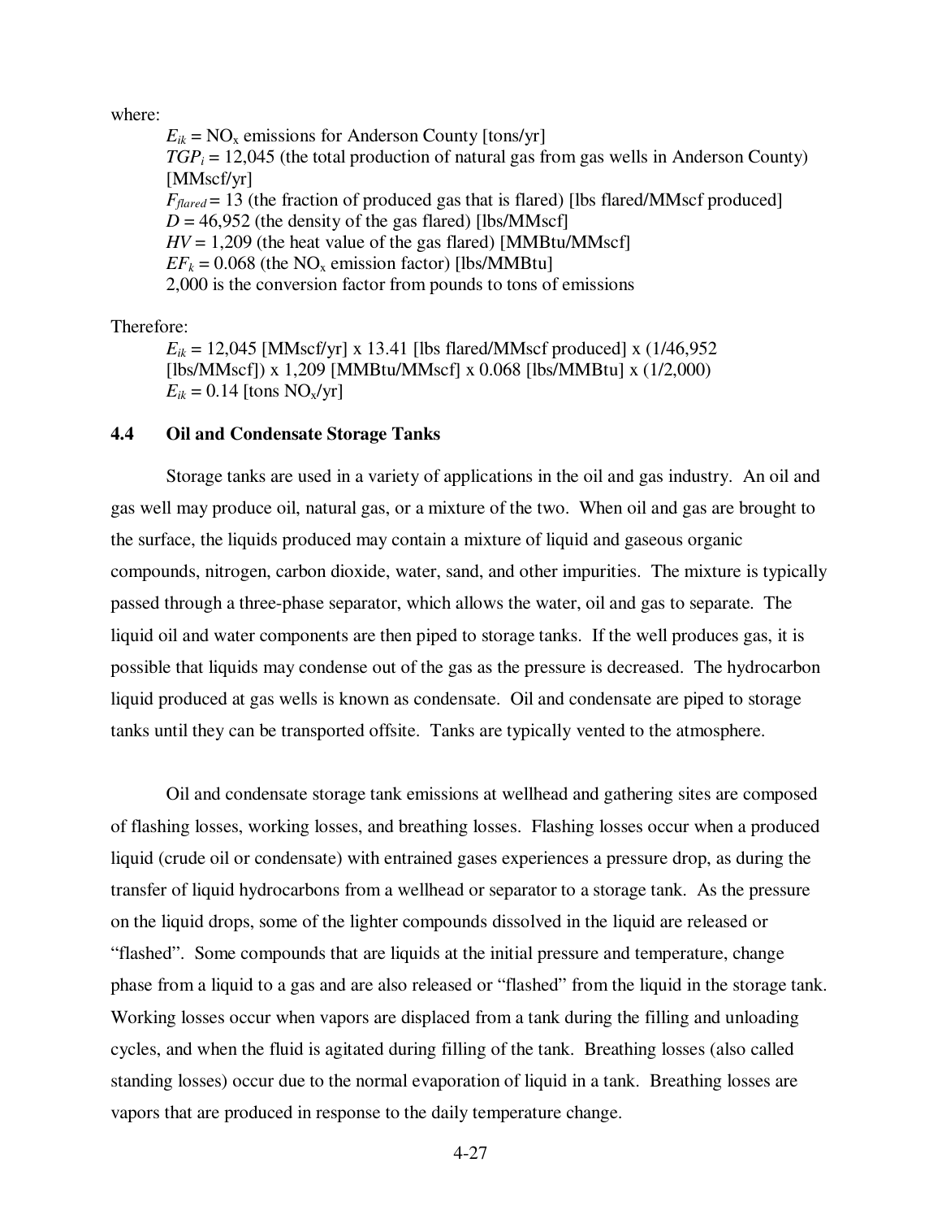where:

$E_{ik}$ = $NO_x$ emissions for Anderson County [tons/yr]
$TGP_i$ = 12,045 (the total production of natural gas from gas wells in Anderson County) [MMscf/yr]
$F_{flared}$ = 13 (the fraction of produced gas that is flared) [lbs flared/MMscf produced]
$D$ = 46,952 (the density of the gas flared) [lbs/MMscf]
$HV$ = 1,209 (the heat value of the gas flared) [MMBtu/MMscf]
$EF_k$ = 0.068 (the $NO_x$ emission factor) [lbs/MMBtu]
2,000 is the conversion factor from pounds to tons of emissions

Therefore:

$E_{ik}$ = 12,045 [MMscf/yr] x 13.41 [lbs flared/MMscf produced] x (1/46,952 [lbs/MMscf]) x 1,209 [MMBtu/MMscf] x 0.068 [lbs/MMBtu] x (1/2,000)
$E_{ik}$ = 0.14 [tons $NO_x$/yr]

## 4.4 Oil and Condensate Storage Tanks

Storage tanks are used in a variety of applications in the oil and gas industry. An oil and gas well may produce oil, natural gas, or a mixture of the two. When oil and gas are brought to the surface, the liquids produced may contain a mixture of liquid and gaseous organic compounds, nitrogen, carbon dioxide, water, sand, and other impurities. The mixture is typically passed through a three-phase separator, which allows the water, oil and gas to separate. The liquid oil and water components are then piped to storage tanks. If the well produces gas, it is possible that liquids may condense out of the gas as the pressure is decreased. The hydrocarbon liquid produced at gas wells is known as condensate. Oil and condensate are piped to storage tanks until they can be transported offsite. Tanks are typically vented to the atmosphere.

Oil and condensate storage tank emissions at wellhead and gathering sites are composed of flashing losses, working losses, and breathing losses. Flashing losses occur when a produced liquid (crude oil or condensate) with entrained gases experiences a pressure drop, as during the transfer of liquid hydrocarbons from a wellhead or separator to a storage tank. As the pressure on the liquid drops, some of the lighter compounds dissolved in the liquid are released or "flashed". Some compounds that are liquids at the initial pressure and temperature, change phase from a liquid to a gas and are also released or "flashed" from the liquid in the storage tank. Working losses occur when vapors are displaced from a tank during the filling and unloading cycles, and when the fluid is agitated during filling of the tank. Breathing losses (also called standing losses) occur due to the normal evaporation of liquid in a tank. Breathing losses are vapors that are produced in response to the daily temperature change.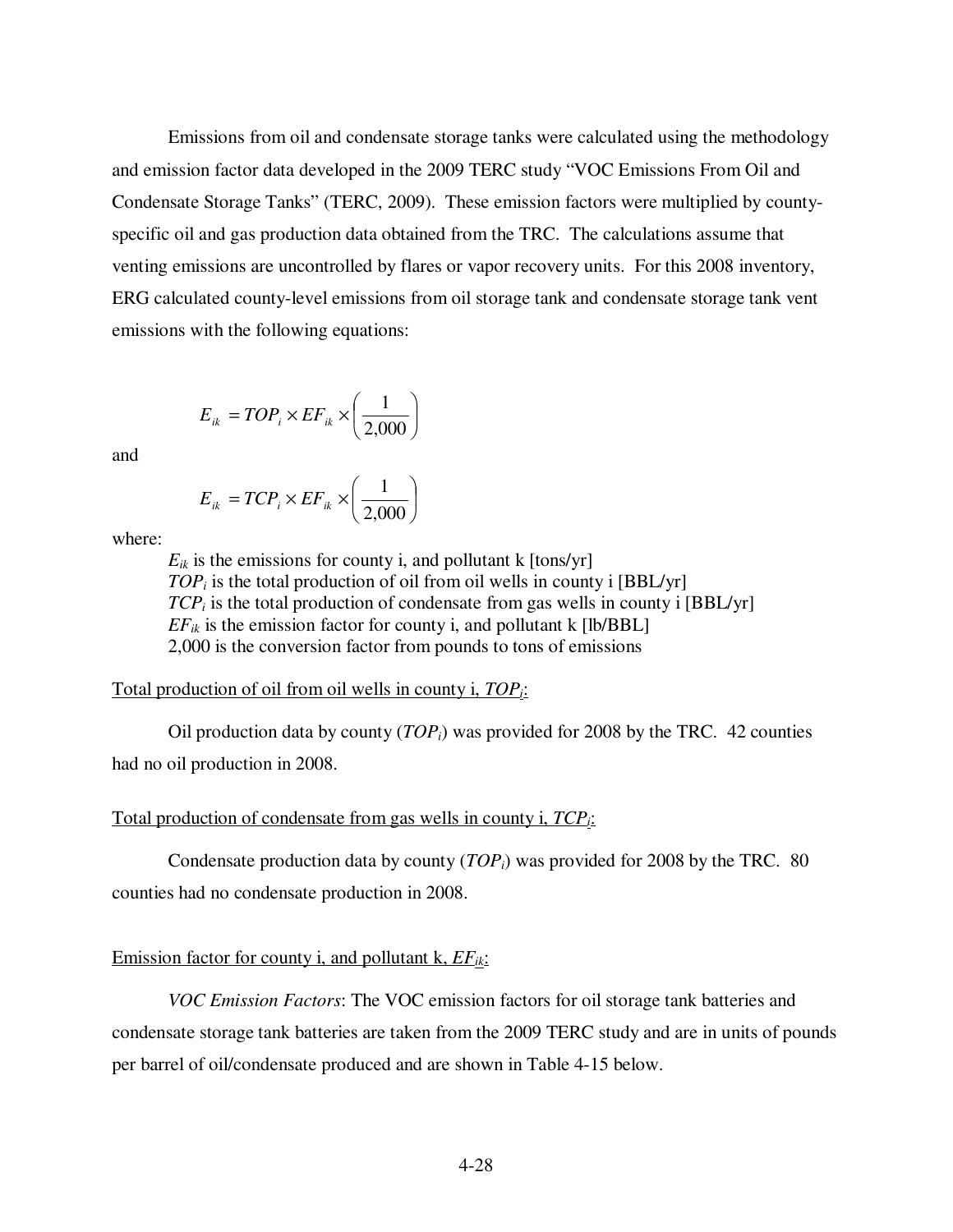Emissions from oil and condensate storage tanks were calculated using the methodology and emission factor data developed in the 2009 TERC study "VOC Emissions From Oil and Condensate Storage Tanks" (TERC, 2009). These emission factors were multiplied by county-specific oil and gas production data obtained from the TRC. The calculations assume that venting emissions are uncontrolled by flares or vapor recovery units. For this 2008 inventory, ERG calculated county-level emissions from oil storage tank and condensate storage tank vent emissions with the following equations:

$$E_{ik} = TOP_i \times EF_{ik} \times \left(\frac{1}{2{,}000}\right)$$

and

$$E_{ik} = TCP_i \times EF_{ik} \times \left(\frac{1}{2{,}000}\right)$$

where:

$E_{ik}$ is the emissions for county i, and pollutant k [tons/yr]
$TOP_i$ is the total production of oil from oil wells in county i [BBL/yr]
$TCP_i$ is the total production of condensate from gas wells in county i [BBL/yr]
$EF_{ik}$ is the emission factor for county i, and pollutant k [lb/BBL]
2,000 is the conversion factor from pounds to tons of emissions

<u>Total production of oil from oil wells in county i, $TOP_i$:</u>

Oil production data by county ($TOP_i$) was provided for 2008 by the TRC. 42 counties had no oil production in 2008.

<u>Total production of condensate from gas wells in county i, $TCP_i$:</u>

Condensate production data by county ($TOP_i$) was provided for 2008 by the TRC. 80 counties had no condensate production in 2008.

<u>Emission factor for county i, and pollutant k, $EF_{ik}$:</u>

*VOC Emission Factors*: The VOC emission factors for oil storage tank batteries and condensate storage tank batteries are taken from the 2009 TERC study and are in units of pounds per barrel of oil/condensate produced and are shown in Table 4-15 below.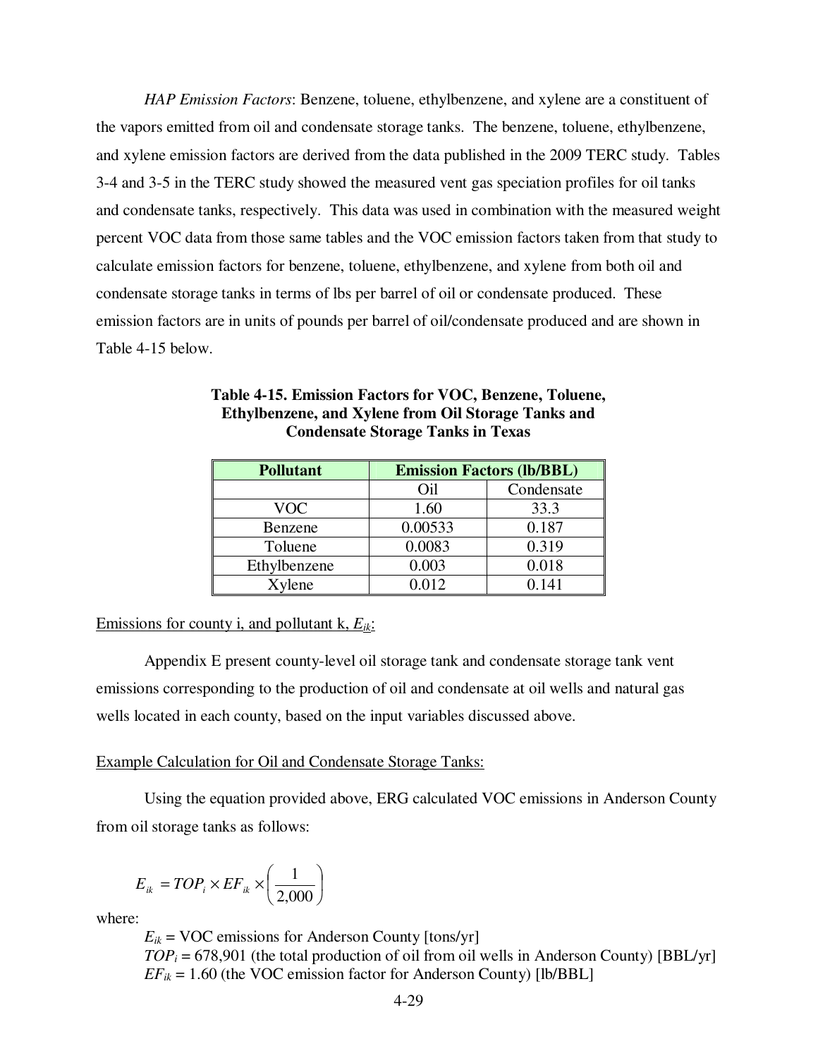*HAP Emission Factors*: Benzene, toluene, ethylbenzene, and xylene are a constituent of the vapors emitted from oil and condensate storage tanks. The benzene, toluene, ethylbenzene, and xylene emission factors are derived from the data published in the 2009 TERC study. Tables 3-4 and 3-5 in the TERC study showed the measured vent gas speciation profiles for oil tanks and condensate tanks, respectively. This data was used in combination with the measured weight percent VOC data from those same tables and the VOC emission factors taken from that study to calculate emission factors for benzene, toluene, ethylbenzene, and xylene from both oil and condensate storage tanks in terms of lbs per barrel of oil or condensate produced. These emission factors are in units of pounds per barrel of oil/condensate produced and are shown in Table 4-15 below.

**Table 4-15. Emission Factors for VOC, Benzene, Toluene, Ethylbenzene, and Xylene from Oil Storage Tanks and Condensate Storage Tanks in Texas**

| Pollutant | Emission Factors (lb/BBL) | |
|---|---|---|
| | Oil | Condensate |
| VOC | 1.60 | 33.3 |
| Benzene | 0.00533 | 0.187 |
| Toluene | 0.0083 | 0.319 |
| Ethylbenzene | 0.003 | 0.018 |
| Xylene | 0.012 | 0.141 |

Emissions for county i, and pollutant k, $E_{ik}$:

Appendix E present county-level oil storage tank and condensate storage tank vent emissions corresponding to the production of oil and condensate at oil wells and natural gas wells located in each county, based on the input variables discussed above.

Example Calculation for Oil and Condensate Storage Tanks:

Using the equation provided above, ERG calculated VOC emissions in Anderson County from oil storage tanks as follows:

$$E_{ik} = TOP_i \times EF_{ik} \times \left( \frac{1}{2{,}000} \right)$$

where:

$E_{ik}$ = VOC emissions for Anderson County [tons/yr]
$TOP_i$ = 678,901 (the total production of oil from oil wells in Anderson County) [BBL/yr]
$EF_{ik}$ = 1.60 (the VOC emission factor for Anderson County) [lb/BBL]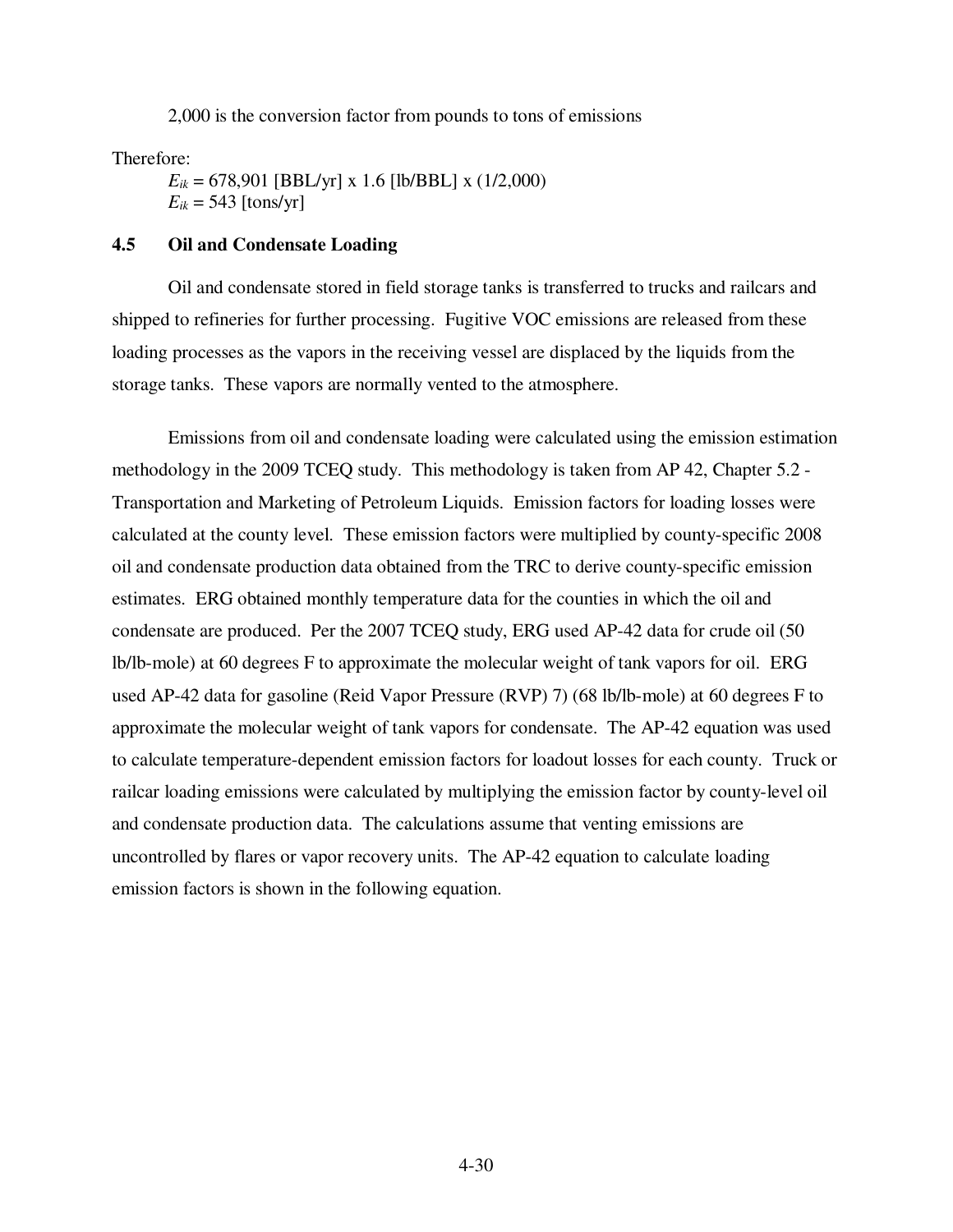2,000 is the conversion factor from pounds to tons of emissions

Therefore:

$E_{ik}$ = 678,901 [BBL/yr] x 1.6 [lb/BBL] x (1/2,000)

$E_{ik}$ = 543 [tons/yr]

### 4.5 Oil and Condensate Loading

Oil and condensate stored in field storage tanks is transferred to trucks and railcars and shipped to refineries for further processing. Fugitive VOC emissions are released from these loading processes as the vapors in the receiving vessel are displaced by the liquids from the storage tanks. These vapors are normally vented to the atmosphere.

Emissions from oil and condensate loading were calculated using the emission estimation methodology in the 2009 TCEQ study. This methodology is taken from AP 42, Chapter 5.2 - Transportation and Marketing of Petroleum Liquids. Emission factors for loading losses were calculated at the county level. These emission factors were multiplied by county-specific 2008 oil and condensate production data obtained from the TRC to derive county-specific emission estimates. ERG obtained monthly temperature data for the counties in which the oil and condensate are produced. Per the 2007 TCEQ study, ERG used AP-42 data for crude oil (50 lb/lb-mole) at 60 degrees F to approximate the molecular weight of tank vapors for oil. ERG used AP-42 data for gasoline (Reid Vapor Pressure (RVP) 7) (68 lb/lb-mole) at 60 degrees F to approximate the molecular weight of tank vapors for condensate. The AP-42 equation was used to calculate temperature-dependent emission factors for loadout losses for each county. Truck or railcar loading emissions were calculated by multiplying the emission factor by county-level oil and condensate production data. The calculations assume that venting emissions are uncontrolled by flares or vapor recovery units. The AP-42 equation to calculate loading emission factors is shown in the following equation.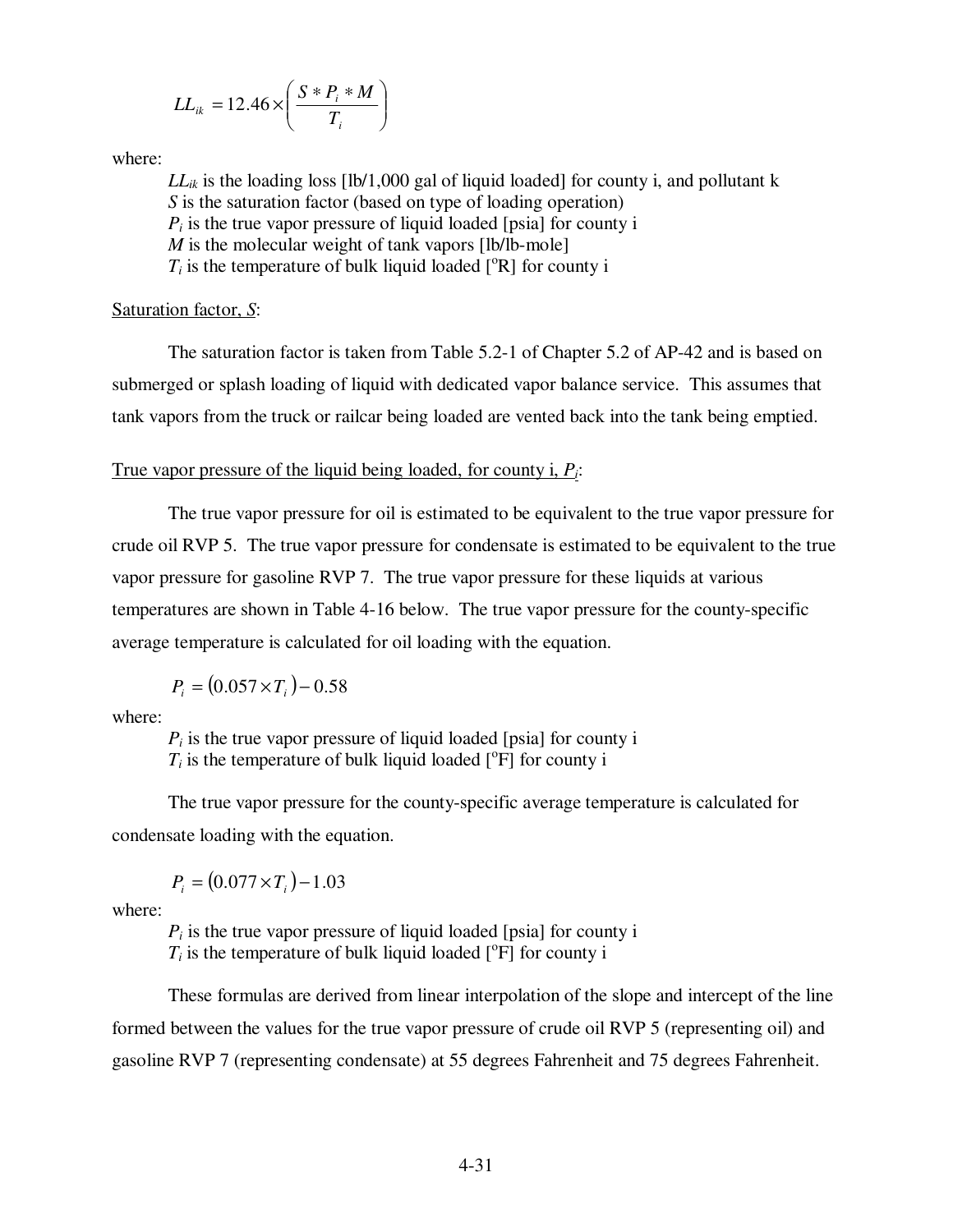$$LL_{ik} = 12.46 \times \left( \frac{S * P_i * M}{T_i} \right)$$

where:

$LL_{ik}$ is the loading loss [lb/1,000 gal of liquid loaded] for county i, and pollutant k
$S$ is the saturation factor (based on type of loading operation)
$P_i$ is the true vapor pressure of liquid loaded [psia] for county i
$M$ is the molecular weight of tank vapors [lb/lb-mole]
$T_i$ is the temperature of bulk liquid loaded [$^o$R] for county i

Saturation factor, $S$:

The saturation factor is taken from Table 5.2-1 of Chapter 5.2 of AP-42 and is based on submerged or splash loading of liquid with dedicated vapor balance service. This assumes that tank vapors from the truck or railcar being loaded are vented back into the tank being emptied.

True vapor pressure of the liquid being loaded, for county i, $P_i$:

The true vapor pressure for oil is estimated to be equivalent to the true vapor pressure for crude oil RVP 5. The true vapor pressure for condensate is estimated to be equivalent to the true vapor pressure for gasoline RVP 7. The true vapor pressure for these liquids at various temperatures are shown in Table 4-16 below. The true vapor pressure for the county-specific average temperature is calculated for oil loading with the equation.

$$P_i = (0.057 \times T_i) - 0.58$$

where:

$P_i$ is the true vapor pressure of liquid loaded [psia] for county i
$T_i$ is the temperature of bulk liquid loaded [$^o$F] for county i

The true vapor pressure for the county-specific average temperature is calculated for condensate loading with the equation.

$$P_i = (0.077 \times T_i) - 1.03$$

where:

$P_i$ is the true vapor pressure of liquid loaded [psia] for county i
$T_i$ is the temperature of bulk liquid loaded [$^o$F] for county i

These formulas are derived from linear interpolation of the slope and intercept of the line formed between the values for the true vapor pressure of crude oil RVP 5 (representing oil) and gasoline RVP 7 (representing condensate) at 55 degrees Fahrenheit and 75 degrees Fahrenheit.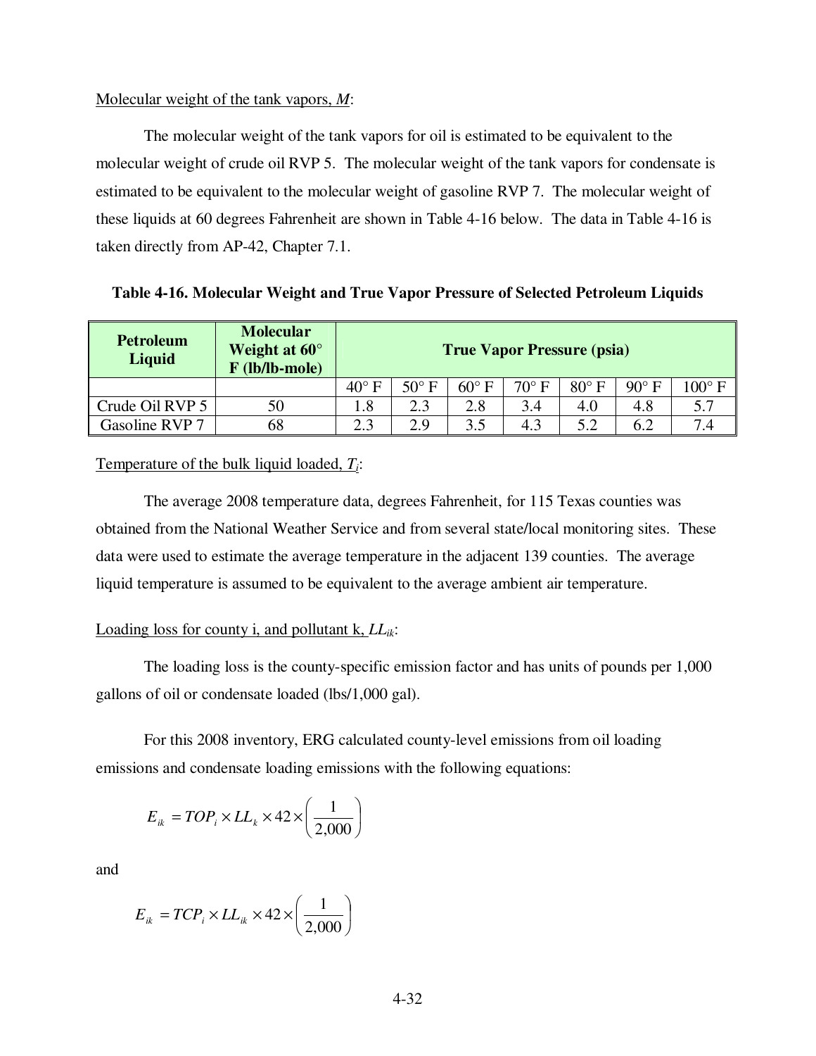Molecular weight of the tank vapors, *M*:

The molecular weight of the tank vapors for oil is estimated to be equivalent to the molecular weight of crude oil RVP 5. The molecular weight of the tank vapors for condensate is estimated to be equivalent to the molecular weight of gasoline RVP 7. The molecular weight of these liquids at 60 degrees Fahrenheit are shown in Table 4-16 below. The data in Table 4-16 is taken directly from AP-42, Chapter 7.1.

**Table 4-16. Molecular Weight and True Vapor Pressure of Selected Petroleum Liquids**

| Petroleum Liquid | Molecular Weight at 60° F (lb/lb-mole) | True Vapor Pressure (psia) | | | | | | |
|---|---|---|---|---|---|---|---|---|
| | | 40° F | 50° F | 60° F | 70° F | 80° F | 90° F | 100° F |
| Crude Oil RVP 5 | 50 | 1.8 | 2.3 | 2.8 | 3.4 | 4.0 | 4.8 | 5.7 |
| Gasoline RVP 7 | 68 | 2.3 | 2.9 | 3.5 | 4.3 | 5.2 | 6.2 | 7.4 |

Temperature of the bulk liquid loaded, $T_i$:

The average 2008 temperature data, degrees Fahrenheit, for 115 Texas counties was obtained from the National Weather Service and from several state/local monitoring sites. These data were used to estimate the average temperature in the adjacent 139 counties. The average liquid temperature is assumed to be equivalent to the average ambient air temperature.

Loading loss for county i, and pollutant k, $LL_{ik}$:

The loading loss is the county-specific emission factor and has units of pounds per 1,000 gallons of oil or condensate loaded (lbs/1,000 gal).

For this 2008 inventory, ERG calculated county-level emissions from oil loading emissions and condensate loading emissions with the following equations:

$$E_{ik} = TOP_i \times LL_k \times 42 \times \left(\frac{1}{2{,}000}\right)$$

and

$$E_{ik} = TCP_i \times LL_{ik} \times 42 \times \left(\frac{1}{2{,}000}\right)$$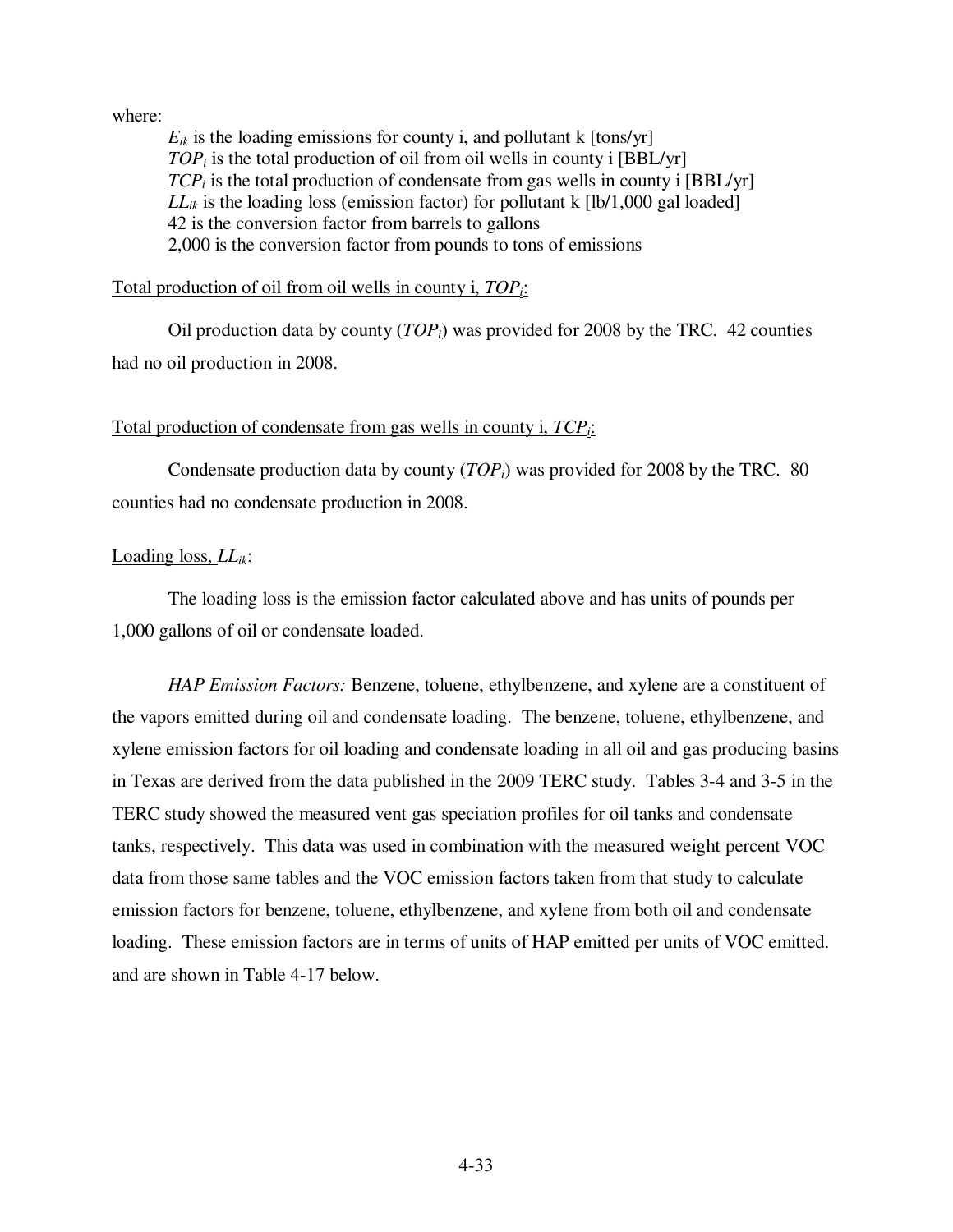where:

$E_{ik}$ is the loading emissions for county i, and pollutant k [tons/yr]
$TOP_i$ is the total production of oil from oil wells in county i [BBL/yr]
$TCP_i$ is the total production of condensate from gas wells in county i [BBL/yr]
$LL_{ik}$ is the loading loss (emission factor) for pollutant k [lb/1,000 gal loaded]
42 is the conversion factor from barrels to gallons
2,000 is the conversion factor from pounds to tons of emissions

Total production of oil from oil wells in county i, $TOP_i$:

Oil production data by county ($TOP_i$) was provided for 2008 by the TRC. 42 counties had no oil production in 2008.

Total production of condensate from gas wells in county i, $TCP_i$:

Condensate production data by county ($TOP_i$) was provided for 2008 by the TRC. 80 counties had no condensate production in 2008.

Loading loss, $LL_{ik}$:

The loading loss is the emission factor calculated above and has units of pounds per 1,000 gallons of oil or condensate loaded.

*HAP Emission Factors:* Benzene, toluene, ethylbenzene, and xylene are a constituent of the vapors emitted during oil and condensate loading. The benzene, toluene, ethylbenzene, and xylene emission factors for oil loading and condensate loading in all oil and gas producing basins in Texas are derived from the data published in the 2009 TERC study. Tables 3-4 and 3-5 in the TERC study showed the measured vent gas speciation profiles for oil tanks and condensate tanks, respectively. This data was used in combination with the measured weight percent VOC data from those same tables and the VOC emission factors taken from that study to calculate emission factors for benzene, toluene, ethylbenzene, and xylene from both oil and condensate loading. These emission factors are in terms of units of HAP emitted per units of VOC emitted. and are shown in Table 4-17 below.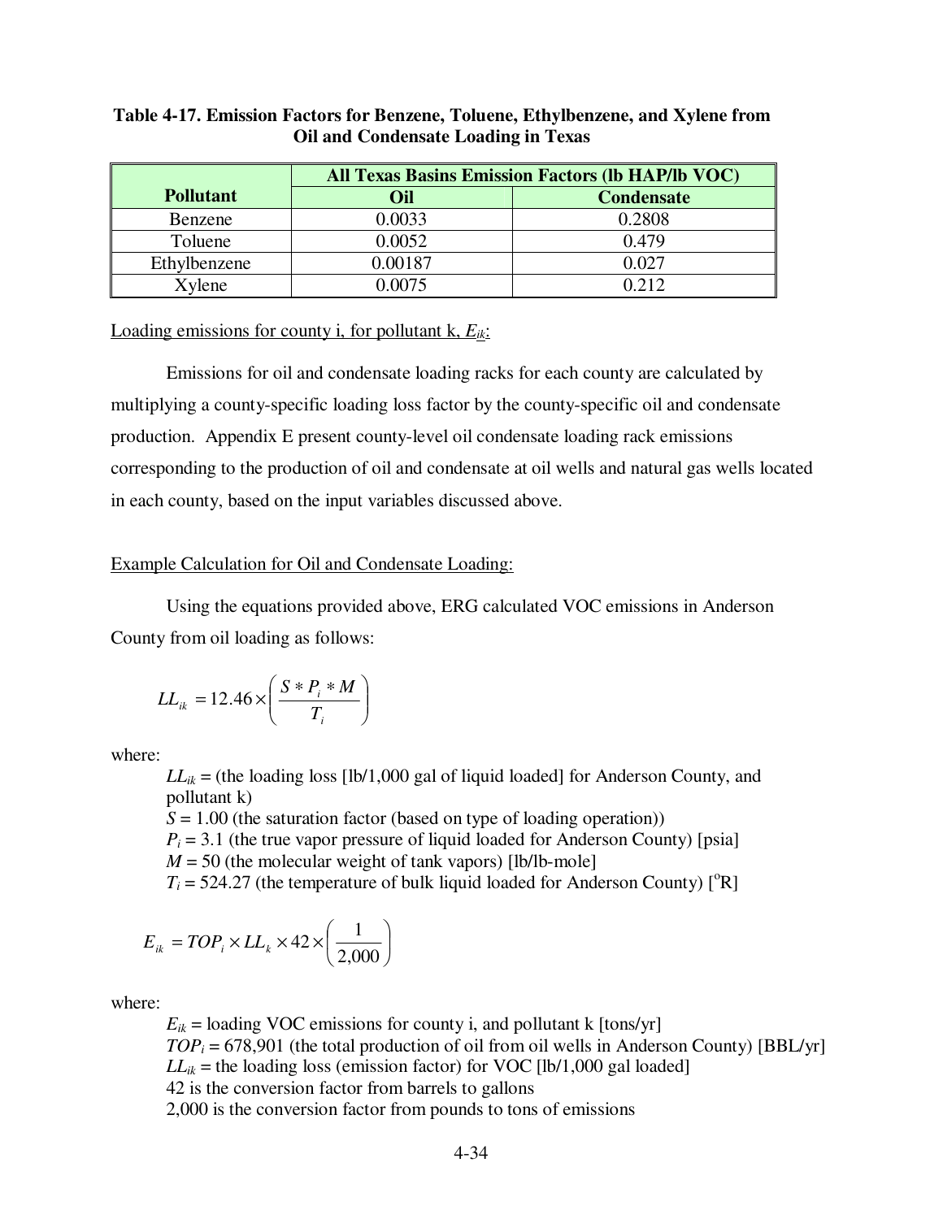**Table 4-17. Emission Factors for Benzene, Toluene, Ethylbenzene, and Xylene from Oil and Condensate Loading in Texas**

| Pollutant | All Texas Basins Emission Factors (lb HAP/lb VOC) | |
|---|---|---|
| | Oil | Condensate |
| Benzene | 0.0033 | 0.2808 |
| Toluene | 0.0052 | 0.479 |
| Ethylbenzene | 0.00187 | 0.027 |
| Xylene | 0.0075 | 0.212 |

<u>Loading emissions for county i, for pollutant k, $E_{ik}$:</u>

Emissions for oil and condensate loading racks for each county are calculated by multiplying a county-specific loading loss factor by the county-specific oil and condensate production. Appendix E present county-level oil condensate loading rack emissions corresponding to the production of oil and condensate at oil wells and natural gas wells located in each county, based on the input variables discussed above.

<u>Example Calculation for Oil and Condensate Loading:</u>

Using the equations provided above, ERG calculated VOC emissions in Anderson County from oil loading as follows:

$$LL_{ik} = 12.46 \times \left( \frac{S * P_i * M}{T_i} \right)$$

where:

$LL_{ik}$ = (the loading loss [lb/1,000 gal of liquid loaded] for Anderson County, and pollutant k)
$S$ = 1.00 (the saturation factor (based on type of loading operation))
$P_i$ = 3.1 (the true vapor pressure of liquid loaded for Anderson County) [psia]
$M$ = 50 (the molecular weight of tank vapors) [lb/lb-mole]
$T_i$ = 524.27 (the temperature of bulk liquid loaded for Anderson County) [$^o$R]

$$E_{ik} = TOP_i \times LL_k \times 42 \times \left( \frac{1}{2{,}000} \right)$$

where:

$E_{ik}$ = loading VOC emissions for county i, and pollutant k [tons/yr]
$TOP_i$ = 678,901 (the total production of oil from oil wells in Anderson County) [BBL/yr]
$LL_{ik}$ = the loading loss (emission factor) for VOC [lb/1,000 gal loaded]
42 is the conversion factor from barrels to gallons
2,000 is the conversion factor from pounds to tons of emissions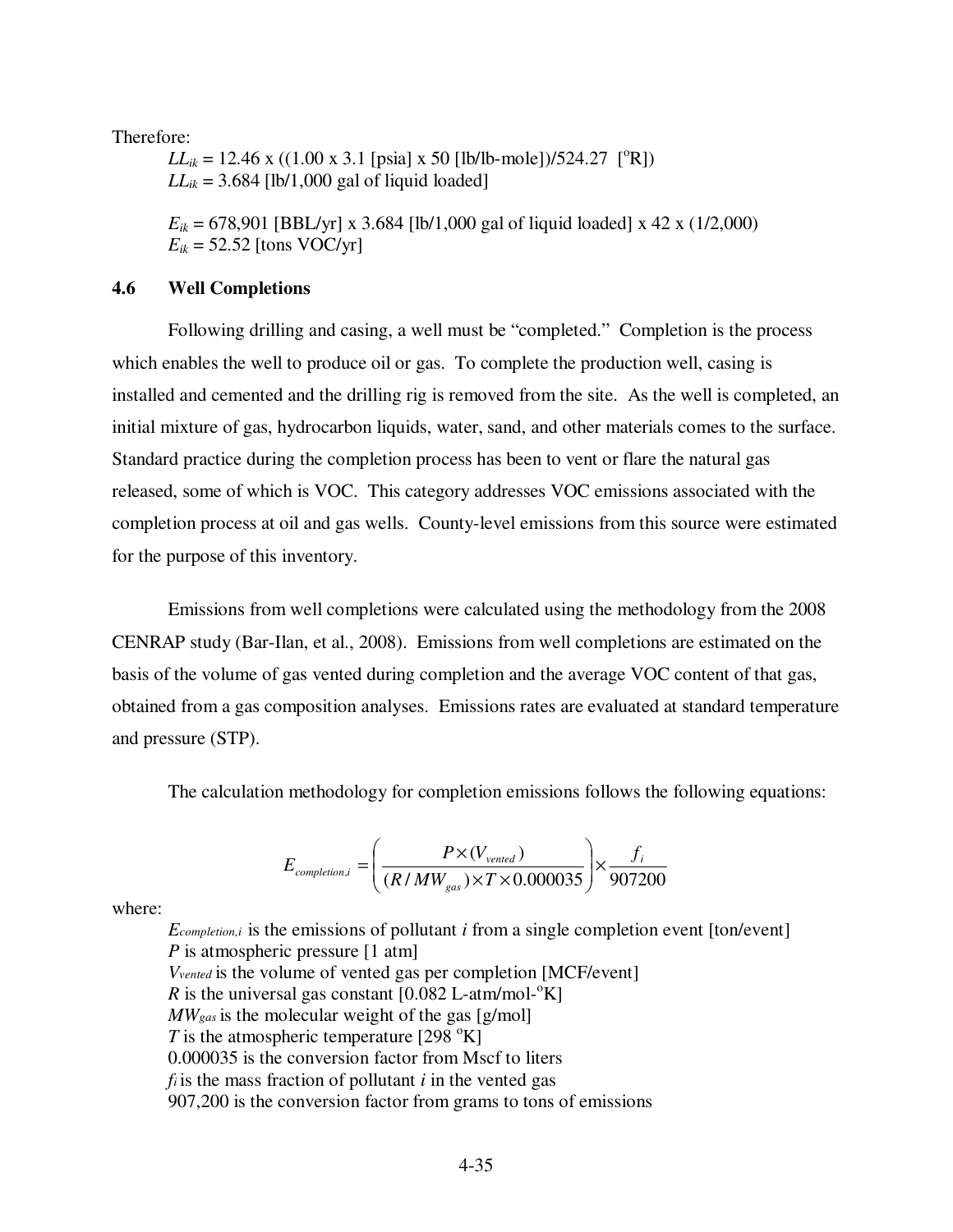Therefore:

$LL_{ik}$ = 12.46 x ((1.00 x 3.1 [psia] x 50 [lb/lb-mole])/524.27 [$^{o}$R])
$LL_{ik}$ = 3.684 [lb/1,000 gal of liquid loaded]

$E_{ik}$ = 678,901 [BBL/yr] x 3.684 [lb/1,000 gal of liquid loaded] x 42 x (1/2,000)
$E_{ik}$ = 52.52 [tons VOC/yr]

### 4.6 Well Completions

Following drilling and casing, a well must be "completed." Completion is the process which enables the well to produce oil or gas. To complete the production well, casing is installed and cemented and the drilling rig is removed from the site. As the well is completed, an initial mixture of gas, hydrocarbon liquids, water, sand, and other materials comes to the surface. Standard practice during the completion process has been to vent or flare the natural gas released, some of which is VOC. This category addresses VOC emissions associated with the completion process at oil and gas wells. County-level emissions from this source were estimated for the purpose of this inventory.

Emissions from well completions were calculated using the methodology from the 2008 CENRAP study (Bar-Ilan, et al., 2008). Emissions from well completions are estimated on the basis of the volume of gas vented during completion and the average VOC content of that gas, obtained from a gas composition analyses. Emissions rates are evaluated at standard temperature and pressure (STP).

The calculation methodology for completion emissions follows the following equations:

$$E_{completion,i} = \left( \frac{P \times (V_{vented})}{(R / MW_{gas}) \times T \times 0.000035} \right) \times \frac{f_i}{907200}$$

where:

$E_{completion,i}$ is the emissions of pollutant $i$ from a single completion event [ton/event]
$P$ is atmospheric pressure [1 atm]
$V_{vented}$ is the volume of vented gas per completion [MCF/event]
$R$ is the universal gas constant [0.082 L-atm/mol-$^{o}$K]
$MW_{gas}$ is the molecular weight of the gas [g/mol]
$T$ is the atmospheric temperature [298 $^{o}$K]
0.000035 is the conversion factor from Mscf to liters
$f_i$ is the mass fraction of pollutant $i$ in the vented gas
907,200 is the conversion factor from grams to tons of emissions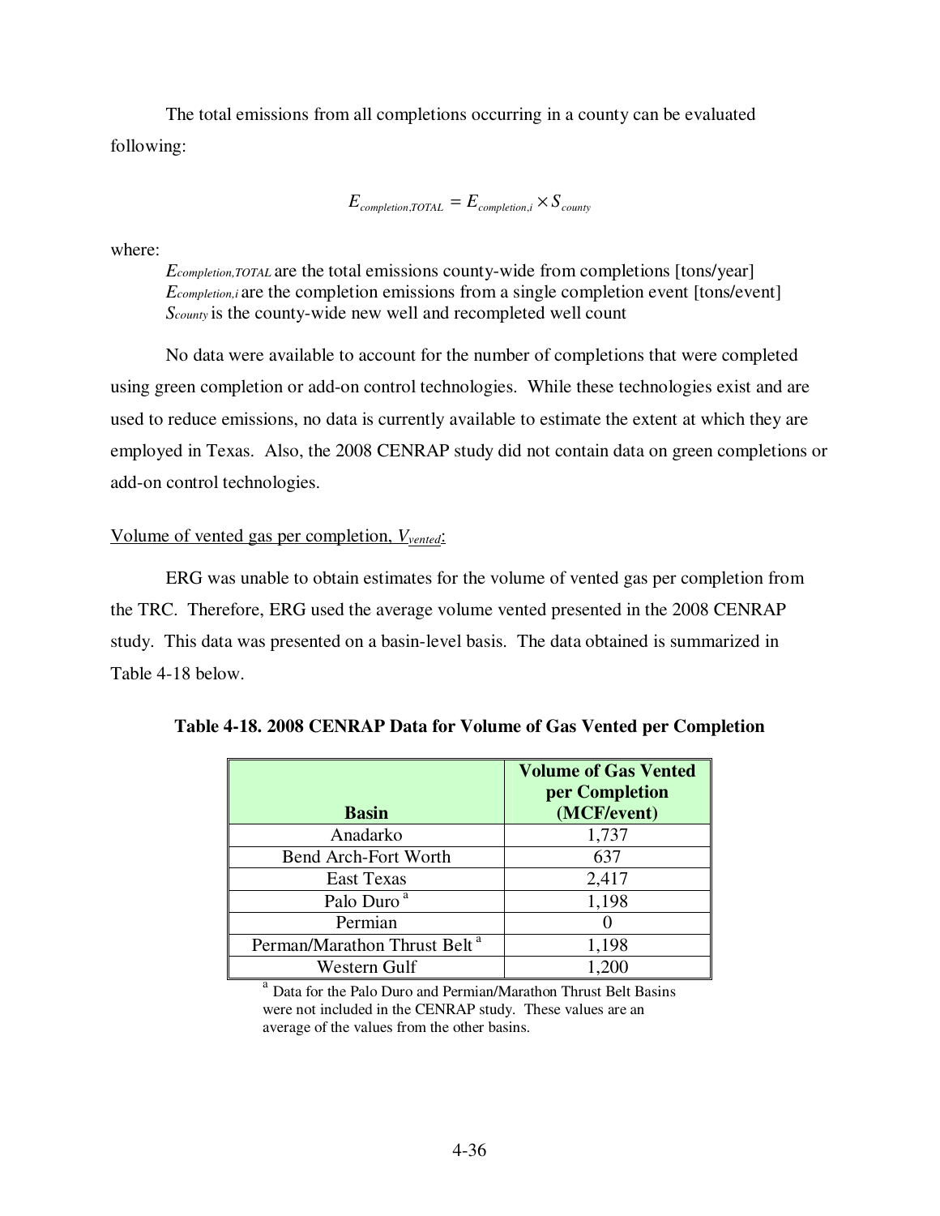The total emissions from all completions occurring in a county can be evaluated following:

$$E_{completion,TOTAL} = E_{completion,i} \times S_{county}$$

where:

$E_{completion,TOTAL}$ are the total emissions county-wide from completions [tons/year]
$E_{completion,i}$ are the completion emissions from a single completion event [tons/event]
$S_{county}$ is the county-wide new well and recompleted well count

No data were available to account for the number of completions that were completed using green completion or add-on control technologies. While these technologies exist and are used to reduce emissions, no data is currently available to estimate the extent at which they are employed in Texas. Also, the 2008 CENRAP study did not contain data on green completions or add-on control technologies.

Volume of vented gas per completion, $V_{vented}$:

ERG was unable to obtain estimates for the volume of vented gas per completion from the TRC. Therefore, ERG used the average volume vented presented in the 2008 CENRAP study. This data was presented on a basin-level basis. The data obtained is summarized in Table 4-18 below.

**Table 4-18. 2008 CENRAP Data for Volume of Gas Vented per Completion**

| Basin | Volume of Gas Vented per Completion (MCF/event) |
|---|---|
| Anadarko | 1,737 |
| Bend Arch-Fort Worth | 637 |
| East Texas | 2,417 |
| Palo Duro [a] | 1,198 |
| Permian | 0 |
| Perman/Marathon Thrust Belt [a] | 1,198 |
| Western Gulf | 1,200 |

[a] Data for the Palo Duro and Permian/Marathon Thrust Belt Basins were not included in the CENRAP study. These values are an average of the values from the other basins.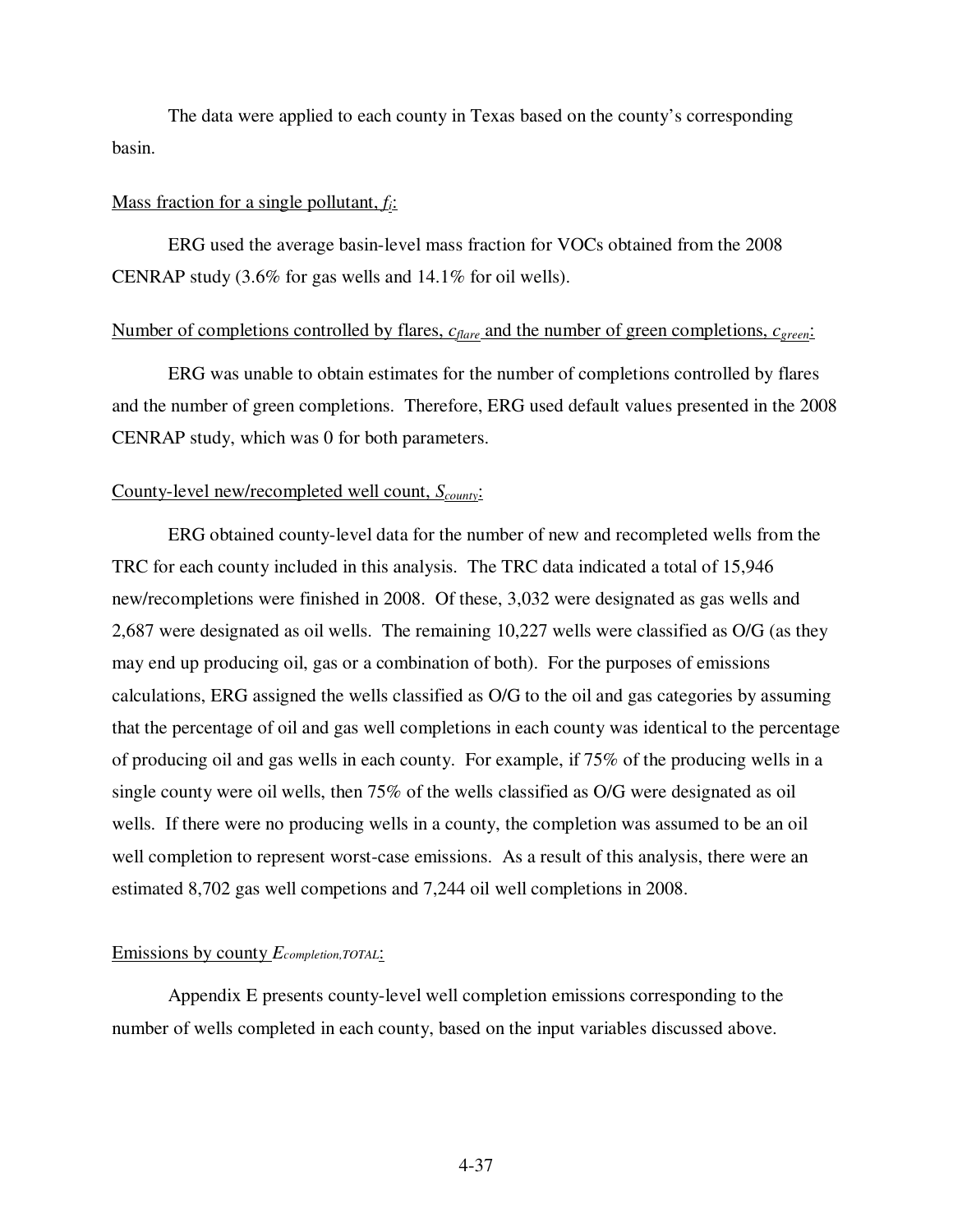The data were applied to each county in Texas based on the county's corresponding basin.

Mass fraction for a single pollutant, $f_i$:

ERG used the average basin-level mass fraction for VOCs obtained from the 2008 CENRAP study (3.6% for gas wells and 14.1% for oil wells).

Number of completions controlled by flares, $c_{flare}$ and the number of green completions, $c_{green}$:

ERG was unable to obtain estimates for the number of completions controlled by flares and the number of green completions. Therefore, ERG used default values presented in the 2008 CENRAP study, which was 0 for both parameters.

County-level new/recompleted well count, $S_{county}$:

ERG obtained county-level data for the number of new and recompleted wells from the TRC for each county included in this analysis. The TRC data indicated a total of 15,946 new/recompletions were finished in 2008. Of these, 3,032 were designated as gas wells and 2,687 were designated as oil wells. The remaining 10,227 wells were classified as O/G (as they may end up producing oil, gas or a combination of both). For the purposes of emissions calculations, ERG assigned the wells classified as O/G to the oil and gas categories by assuming that the percentage of oil and gas well completions in each county was identical to the percentage of producing oil and gas wells in each county. For example, if 75% of the producing wells in a single county were oil wells, then 75% of the wells classified as O/G were designated as oil wells. If there were no producing wells in a county, the completion was assumed to be an oil well completion to represent worst-case emissions. As a result of this analysis, there were an estimated 8,702 gas well competions and 7,244 oil well completions in 2008.

Emissions by county $E_{completion,TOTAL}$:

Appendix E presents county-level well completion emissions corresponding to the number of wells completed in each county, based on the input variables discussed above.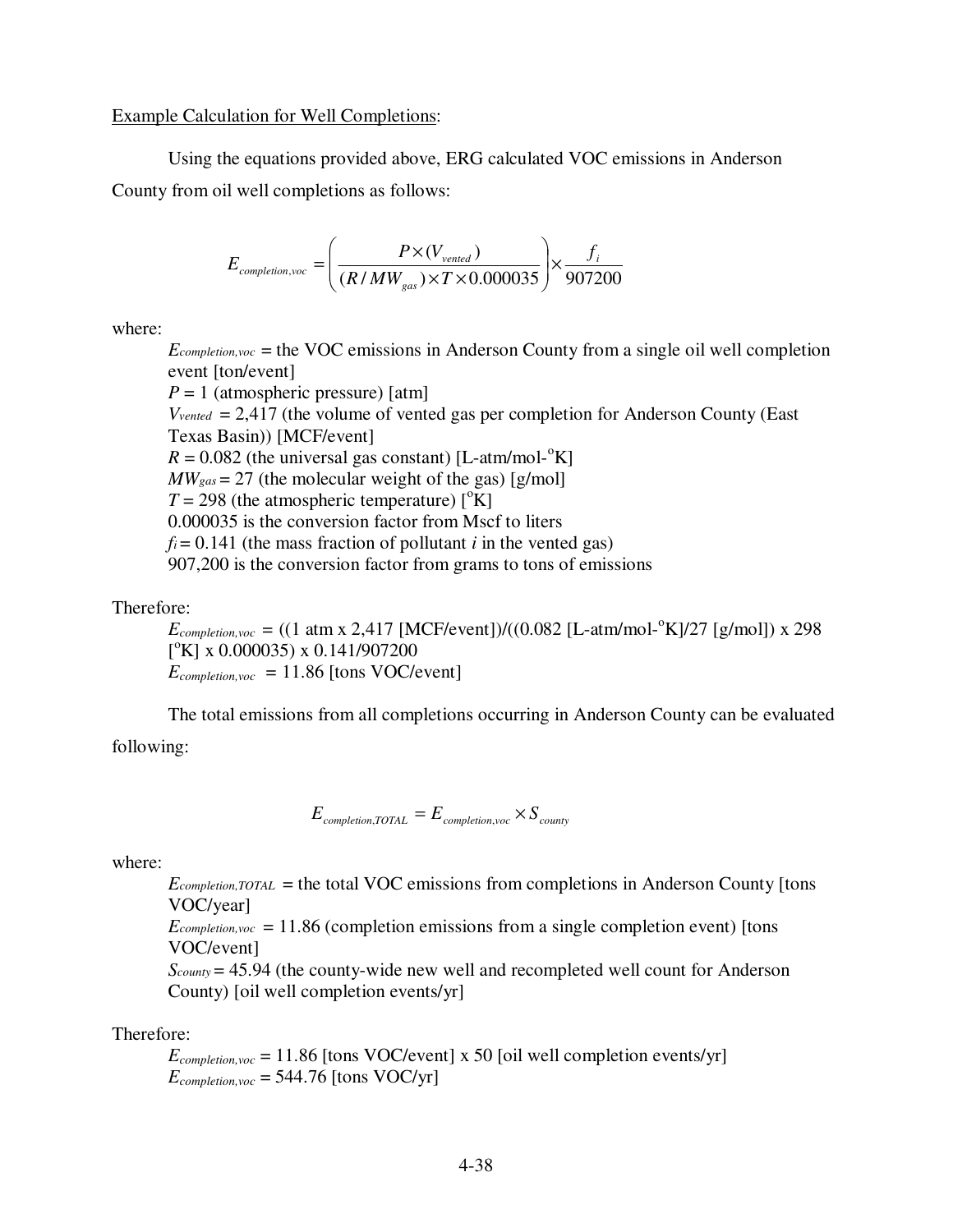<u>Example Calculation for Well Completions</u>:

Using the equations provided above, ERG calculated VOC emissions in Anderson County from oil well completions as follows:

$$E_{completion,voc} = \left( \frac{P \times (V_{vented})}{(R / MW_{gas}) \times T \times 0.000035} \right) \times \frac{f_i}{907200}$$

where:

$E_{completion,voc}$ = the VOC emissions in Anderson County from a single oil well completion event [ton/event]
$P$ = 1 (atmospheric pressure) [atm]
$V_{vented}$ = 2,417 (the volume of vented gas per completion for Anderson County (East Texas Basin)) [MCF/event]
$R$ = 0.082 (the universal gas constant) [L-atm/mol-°K]
$MW_{gas}$ = 27 (the molecular weight of the gas) [g/mol]
$T$ = 298 (the atmospheric temperature) [°K]
0.000035 is the conversion factor from Mscf to liters
$f_i$ = 0.141 (the mass fraction of pollutant $i$ in the vented gas)
907,200 is the conversion factor from grams to tons of emissions

Therefore:

$E_{completion,voc}$ = ((1 atm x 2,417 [MCF/event])/((0.082 [L-atm/mol-°K]/27 [g/mol]) x 298 [°K] x 0.000035) x 0.141/907200
$E_{completion,voc}$ = 11.86 [tons VOC/event]

The total emissions from all completions occurring in Anderson County can be evaluated following:

$$E_{completion,TOTAL} = E_{completion,voc} \times S_{county}$$

where:

$E_{completion,TOTAL}$ = the total VOC emissions from completions in Anderson County [tons VOC/year]
$E_{completion,voc}$ = 11.86 (completion emissions from a single completion event) [tons VOC/event]
$S_{county}$ = 45.94 (the county-wide new well and recompleted well count for Anderson County) [oil well completion events/yr]

Therefore:

$E_{completion,voc}$ = 11.86 [tons VOC/event] x 50 [oil well completion events/yr]
$E_{completion,voc}$ = 544.76 [tons VOC/yr]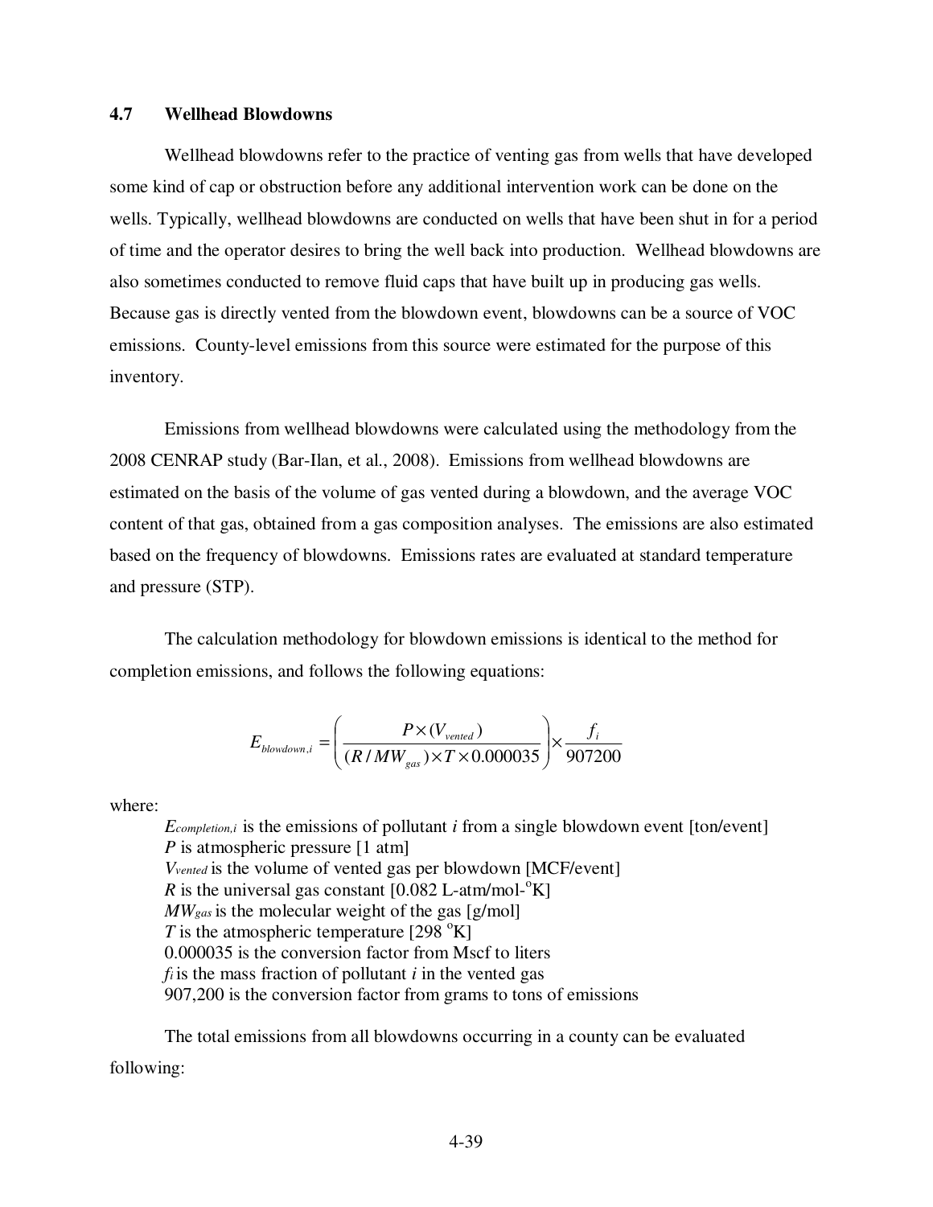## 4.7 Wellhead Blowdowns

Wellhead blowdowns refer to the practice of venting gas from wells that have developed some kind of cap or obstruction before any additional intervention work can be done on the wells. Typically, wellhead blowdowns are conducted on wells that have been shut in for a period of time and the operator desires to bring the well back into production. Wellhead blowdowns are also sometimes conducted to remove fluid caps that have built up in producing gas wells. Because gas is directly vented from the blowdown event, blowdowns can be a source of VOC emissions. County-level emissions from this source were estimated for the purpose of this inventory.

Emissions from wellhead blowdowns were calculated using the methodology from the 2008 CENRAP study (Bar-Ilan, et al., 2008). Emissions from wellhead blowdowns are estimated on the basis of the volume of gas vented during a blowdown, and the average VOC content of that gas, obtained from a gas composition analyses. The emissions are also estimated based on the frequency of blowdowns. Emissions rates are evaluated at standard temperature and pressure (STP).

The calculation methodology for blowdown emissions is identical to the method for completion emissions, and follows the following equations:

$$E_{blowdown,i} = \left( \frac{P \times (V_{vented})}{(R / MW_{gas}) \times T \times 0.000035} \right) \times \frac{f_i}{907200}$$

where:

$E_{completion,i}$ is the emissions of pollutant $i$ from a single blowdown event [ton/event]
$P$ is atmospheric pressure [1 atm]
$V_{vented}$ is the volume of vented gas per blowdown [MCF/event]
$R$ is the universal gas constant [0.082 L-atm/mol-$^{o}$K]
$MW_{gas}$ is the molecular weight of the gas [g/mol]
$T$ is the atmospheric temperature [298 $^{o}$K]
0.000035 is the conversion factor from Mscf to liters
$f_i$ is the mass fraction of pollutant $i$ in the vented gas
907,200 is the conversion factor from grams to tons of emissions

The total emissions from all blowdowns occurring in a county can be evaluated following: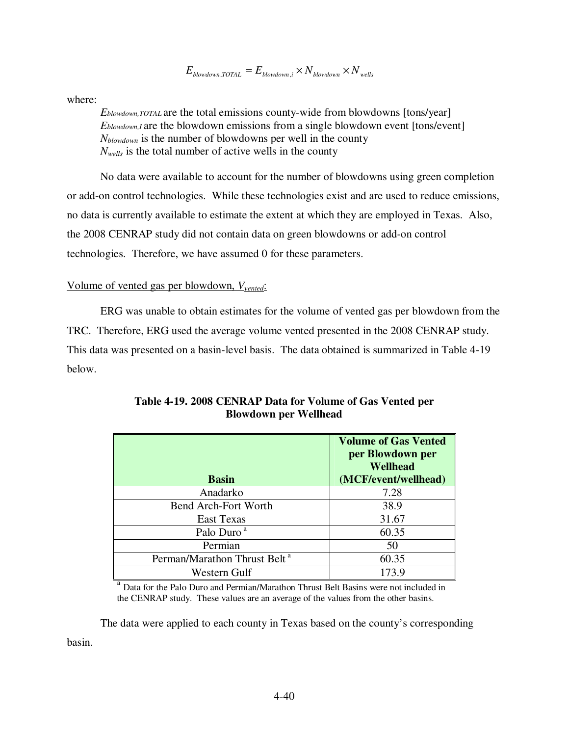$$E_{blowdown,TOTAL} = E_{blowdown,i} \times N_{blowdown} \times N_{wells}$$

where:

- $E_{blowdown,TOTAL}$ are the total emissions county-wide from blowdowns [tons/year]
- $E_{blowdown,I}$ are the blowdown emissions from a single blowdown event [tons/event]
- $N_{blowdown}$ is the number of blowdowns per well in the county
- $N_{wells}$ is the total number of active wells in the county

No data were available to account for the number of blowdowns using green completion or add-on control technologies. While these technologies exist and are used to reduce emissions, no data is currently available to estimate the extent at which they are employed in Texas. Also, the 2008 CENRAP study did not contain data on green blowdowns or add-on control technologies. Therefore, we have assumed 0 for these parameters.

Volume of vented gas per blowdown, $V_{vented}$:

ERG was unable to obtain estimates for the volume of vented gas per blowdown from the TRC. Therefore, ERG used the average volume vented presented in the 2008 CENRAP study. This data was presented on a basin-level basis. The data obtained is summarized in Table 4-19 below.

**Table 4-19. 2008 CENRAP Data for Volume of Gas Vented per Blowdown per Wellhead**

| Basin | Volume of Gas Vented per Blowdown per Wellhead (MCF/event/wellhead) |
|---|---|
| Anadarko | 7.28 |
| Bend Arch-Fort Worth | 38.9 |
| East Texas | 31.67 |
| Palo Duro [a] | 60.35 |
| Permian | 50 |
| Perman/Marathon Thrust Belt [a] | 60.35 |
| Western Gulf | 173.9 |

[a] Data for the Palo Duro and Permian/Marathon Thrust Belt Basins were not included in the CENRAP study. These values are an average of the values from the other basins.

The data were applied to each county in Texas based on the county's corresponding basin.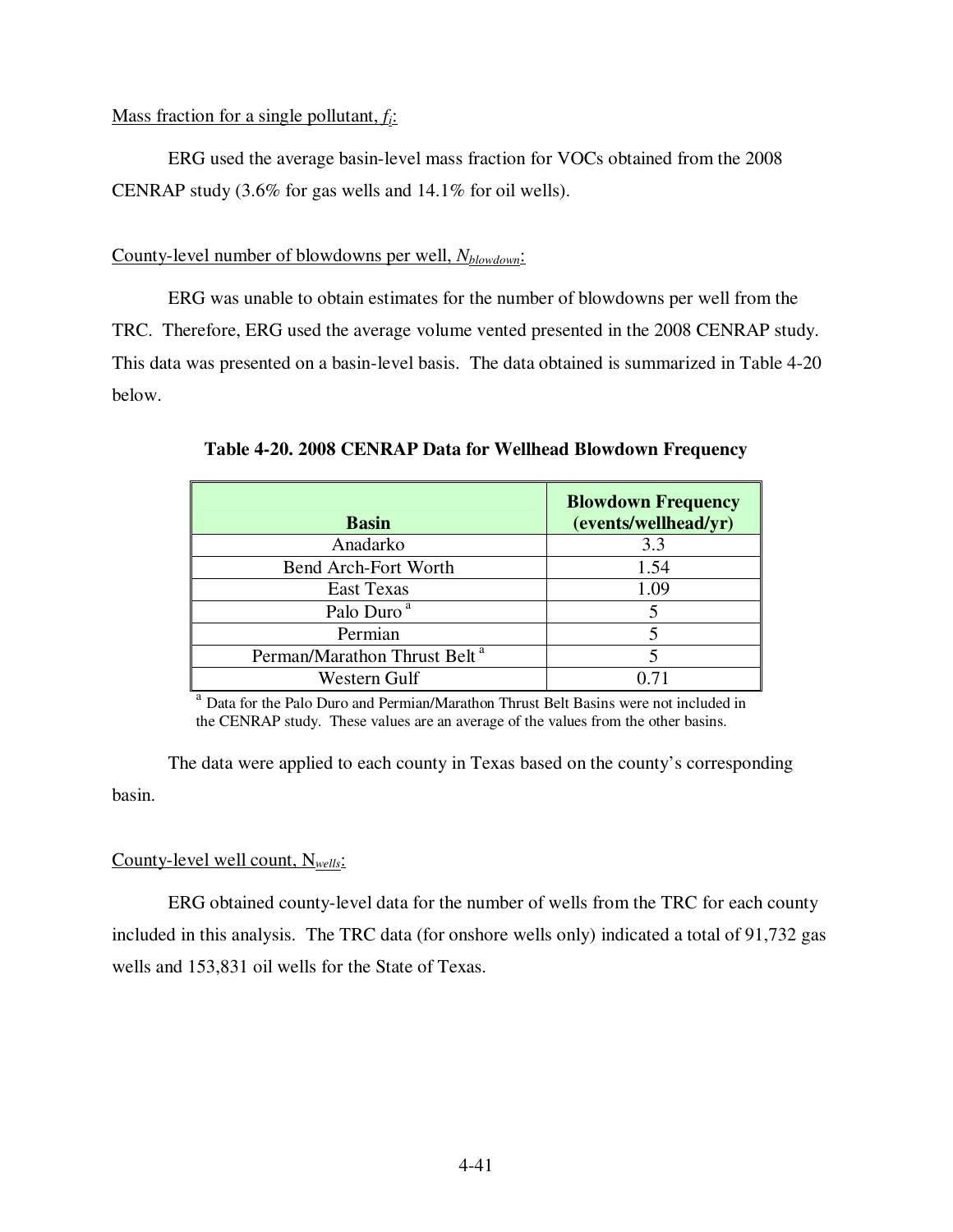Mass fraction for a single pollutant, $f_i$:

ERG used the average basin-level mass fraction for VOCs obtained from the 2008 CENRAP study (3.6% for gas wells and 14.1% for oil wells).

County-level number of blowdowns per well, $N_{blowdown}$:

ERG was unable to obtain estimates for the number of blowdowns per well from the TRC. Therefore, ERG used the average volume vented presented in the 2008 CENRAP study. This data was presented on a basin-level basis. The data obtained is summarized in Table 4-20 below.

**Table 4-20. 2008 CENRAP Data for Wellhead Blowdown Frequency**

| Basin | Blowdown Frequency (events/wellhead/yr) |
|---|---|
| Anadarko | 3.3 |
| Bend Arch-Fort Worth | 1.54 |
| East Texas | 1.09 |
| Palo Duro [a] | 5 |
| Permian | 5 |
| Perman/Marathon Thrust Belt [a] | 5 |
| Western Gulf | 0.71 |

[a] Data for the Palo Duro and Permian/Marathon Thrust Belt Basins were not included in the CENRAP study. These values are an average of the values from the other basins.

The data were applied to each county in Texas based on the county's corresponding basin.

County-level well count, $N_{wells}$:

ERG obtained county-level data for the number of wells from the TRC for each county included in this analysis. The TRC data (for onshore wells only) indicated a total of 91,732 gas wells and 153,831 oil wells for the State of Texas.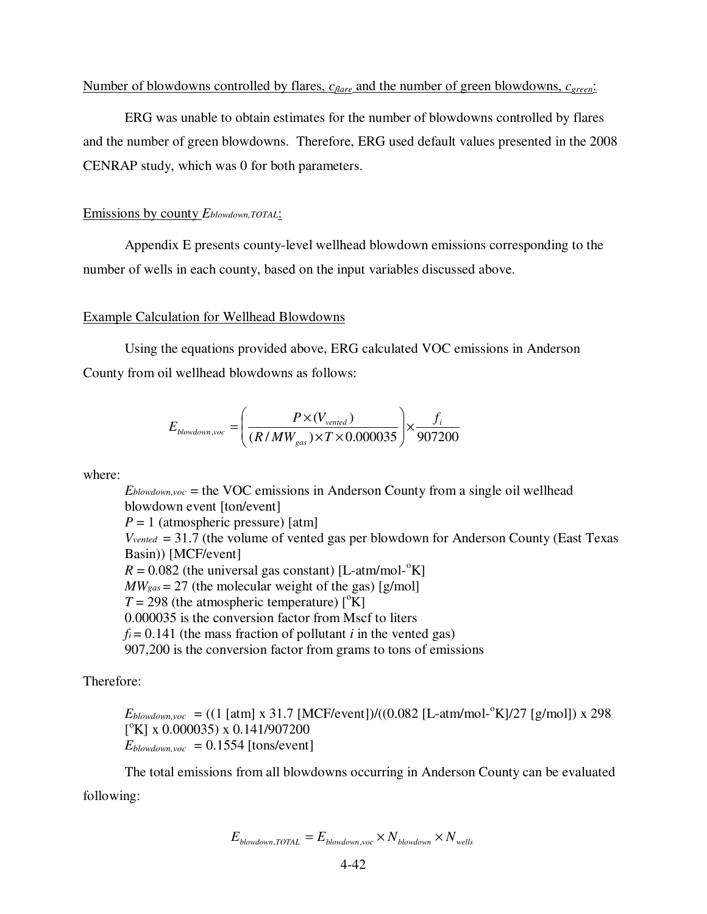Number of blowdowns controlled by flares, $c_{flare}$ and the number of green blowdowns, $c_{green}$:

ERG was unable to obtain estimates for the number of blowdowns controlled by flares and the number of green blowdowns. Therefore, ERG used default values presented in the 2008 CENRAP study, which was 0 for both parameters.

Emissions by county $E_{blowdown,TOTAL}$:

Appendix E presents county-level wellhead blowdown emissions corresponding to the number of wells in each county, based on the input variables discussed above.

Example Calculation for Wellhead Blowdowns

Using the equations provided above, ERG calculated VOC emissions in Anderson County from oil wellhead blowdowns as follows:

$$E_{blowdown,voc} = \left( \frac{P \times (V_{vented})}{(R / MW_{gas}) \times T \times 0.000035} \right) \times \frac{f_i}{907200}$$

where:

$E_{blowdown,voc}$ = the VOC emissions in Anderson County from a single oil wellhead blowdown event [ton/event]
$P$ = 1 (atmospheric pressure) [atm]
$V_{vented}$ = 31.7 (the volume of vented gas per blowdown for Anderson County (East Texas Basin)) [MCF/event]
$R$ = 0.082 (the universal gas constant) [L-atm/mol-$^{o}$K]
$MW_{gas}$ = 27 (the molecular weight of the gas) [g/mol]
$T$ = 298 (the atmospheric temperature) [$^{o}$K]
0.000035 is the conversion factor from Mscf to liters
$f_i$ = 0.141 (the mass fraction of pollutant $i$ in the vented gas)
907,200 is the conversion factor from grams to tons of emissions

Therefore:

$E_{blowdown,voc}$ = ((1 [atm] x 31.7 [MCF/event])/((0.082 [L-atm/mol-$^{o}$K]/27 [g/mol]) x 298 [$^{o}$K] x 0.000035) x 0.141/907200
$E_{blowdown,voc}$ = 0.1554 [tons/event]

The total emissions from all blowdowns occurring in Anderson County can be evaluated following:

$$E_{blowdown,TOTAL} = E_{blowdown,voc} \times N_{blowdown} \times N_{wells}$$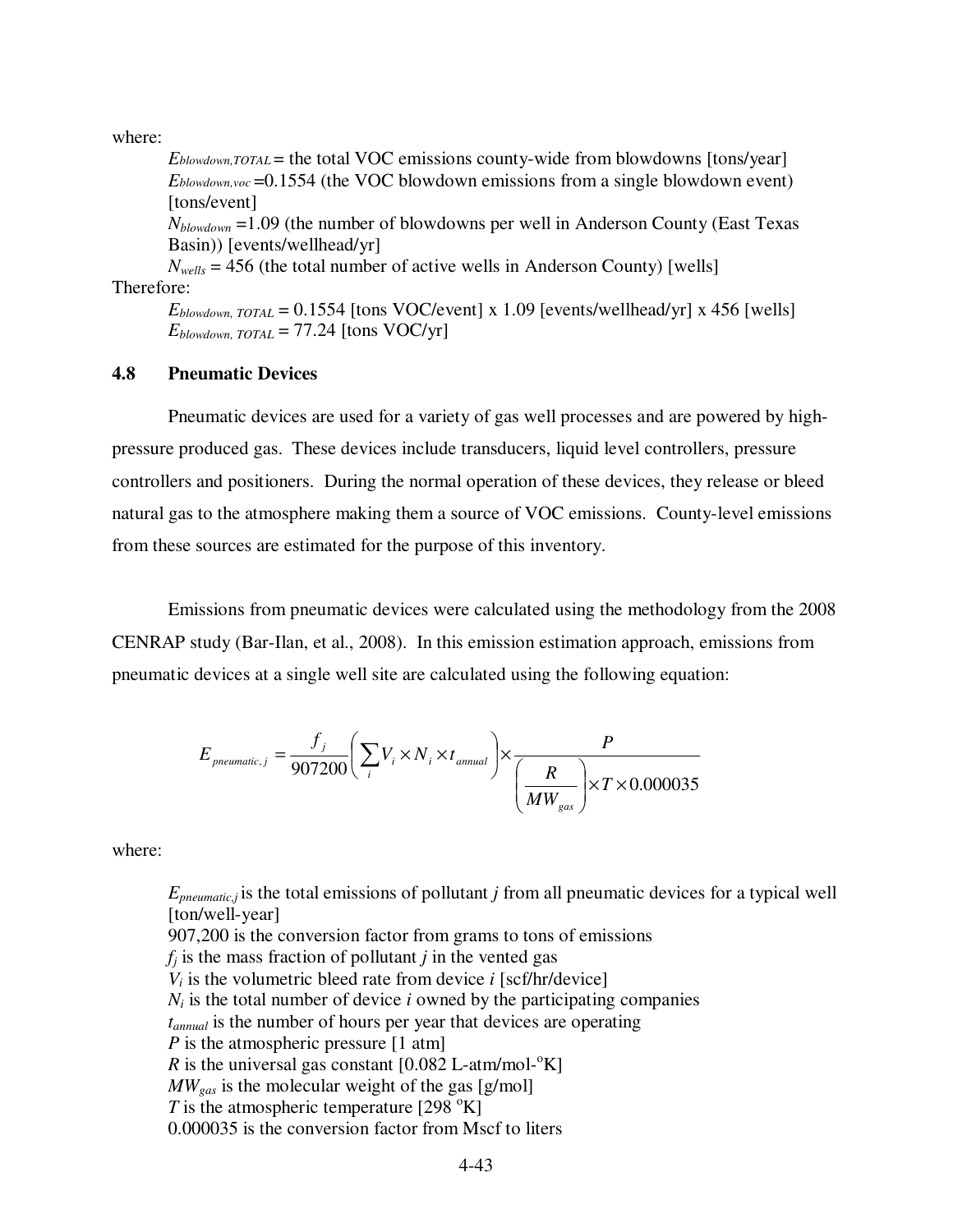where:

$E_{blowdown,TOTAL}$ = the total VOC emissions county-wide from blowdowns [tons/year]
$E_{blowdown,voc}$ =0.1554 (the VOC blowdown emissions from a single blowdown event) [tons/event]
$N_{blowdown}$ =1.09 (the number of blowdowns per well in Anderson County (East Texas Basin)) [events/wellhead/yr]
$N_{wells}$ = 456 (the total number of active wells in Anderson County) [wells]

Therefore:

$E_{blowdown,\ TOTAL}$ = 0.1554 [tons VOC/event] x 1.09 [events/wellhead/yr] x 456 [wells]
$E_{blowdown,\ TOTAL}$ = 77.24 [tons VOC/yr]

### 4.8 Pneumatic Devices

Pneumatic devices are used for a variety of gas well processes and are powered by high-pressure produced gas. These devices include transducers, liquid level controllers, pressure controllers and positioners. During the normal operation of these devices, they release or bleed natural gas to the atmosphere making them a source of VOC emissions. County-level emissions from these sources are estimated for the purpose of this inventory.

Emissions from pneumatic devices were calculated using the methodology from the 2008 CENRAP study (Bar-Ilan, et al., 2008). In this emission estimation approach, emissions from pneumatic devices at a single well site are calculated using the following equation:

$$E_{pneumatic,j} = \frac{f_j}{907200}\left(\sum_i V_i \times N_i \times t_{annual}\right) \times \frac{P}{\left(\dfrac{R}{MW_{gas}}\right) \times T \times 0.000035}$$

where:

$E_{pneumatic,j}$ is the total emissions of pollutant $j$ from all pneumatic devices for a typical well [ton/well-year]
907,200 is the conversion factor from grams to tons of emissions
$f_j$ is the mass fraction of pollutant $j$ in the vented gas
$V_i$ is the volumetric bleed rate from device $i$ [scf/hr/device]
$N_i$ is the total number of device $i$ owned by the participating companies
$t_{annual}$ is the number of hours per year that devices are operating
$P$ is the atmospheric pressure [1 atm]
$R$ is the universal gas constant [0.082 L-atm/mol-$^{o}$K]
$MW_{gas}$ is the molecular weight of the gas [g/mol]
$T$ is the atmospheric temperature [298 $^{o}$K]
0.000035 is the conversion factor from Mscf to liters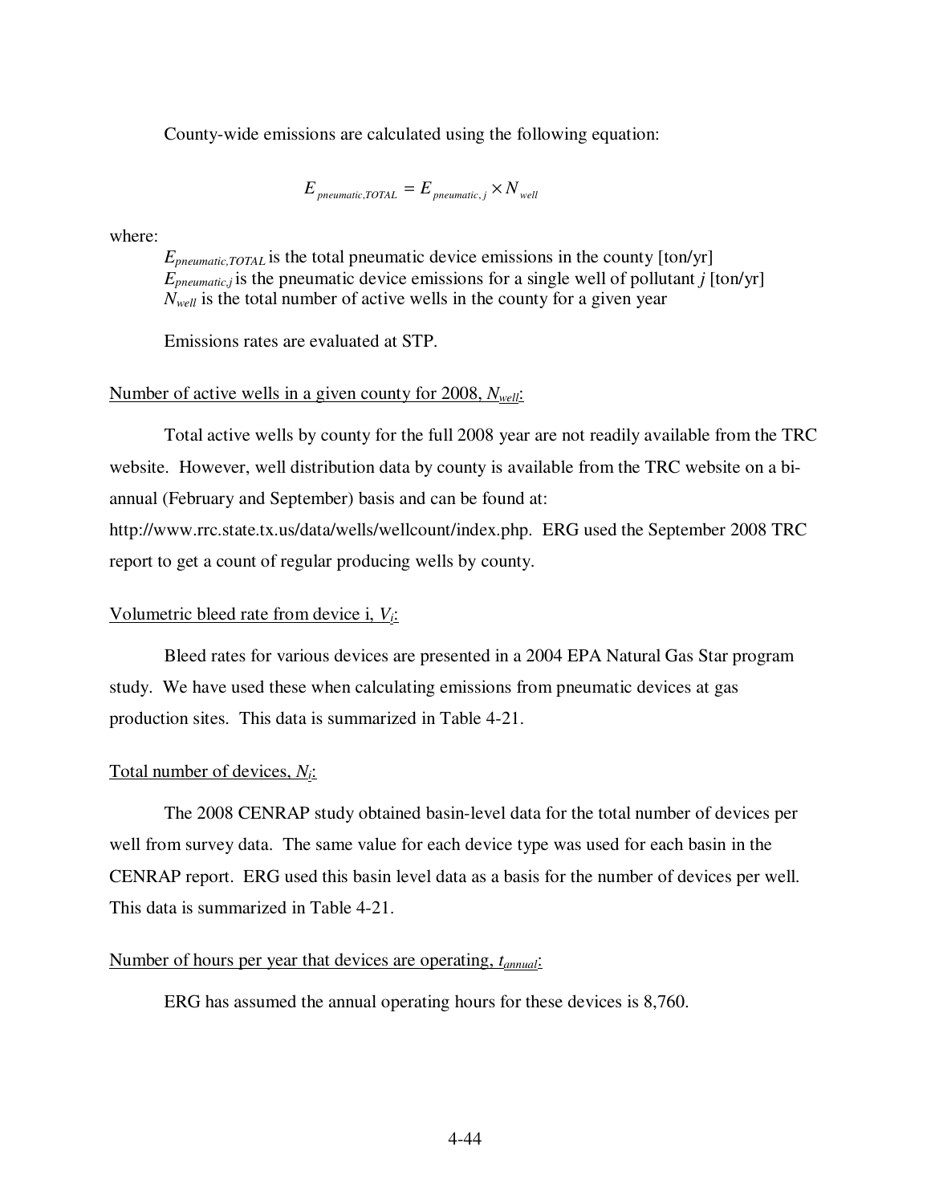County-wide emissions are calculated using the following equation:

$$E_{pneumatic,TOTAL} = E_{pneumatic,j} \times N_{well}$$

where:

$E_{pneumatic,TOTAL}$ is the total pneumatic device emissions in the county [ton/yr]
$E_{pneumatic,j}$ is the pneumatic device emissions for a single well of pollutant $j$ [ton/yr]
$N_{well}$ is the total number of active wells in the county for a given year

Emissions rates are evaluated at STP.

Number of active wells in a given county for 2008, $N_{well}$:

Total active wells by county for the full 2008 year are not readily available from the TRC website. However, well distribution data by county is available from the TRC website on a bi-annual (February and September) basis and can be found at: http://www.rrc.state.tx.us/data/wells/wellcount/index.php. ERG used the September 2008 TRC report to get a count of regular producing wells by county.

Volumetric bleed rate from device i, $V_i$:

Bleed rates for various devices are presented in a 2004 EPA Natural Gas Star program study. We have used these when calculating emissions from pneumatic devices at gas production sites. This data is summarized in Table 4-21.

Total number of devices, $N_i$:

The 2008 CENRAP study obtained basin-level data for the total number of devices per well from survey data. The same value for each device type was used for each basin in the CENRAP report. ERG used this basin level data as a basis for the number of devices per well. This data is summarized in Table 4-21.

Number of hours per year that devices are operating, $t_{annual}$:

ERG has assumed the annual operating hours for these devices is 8,760.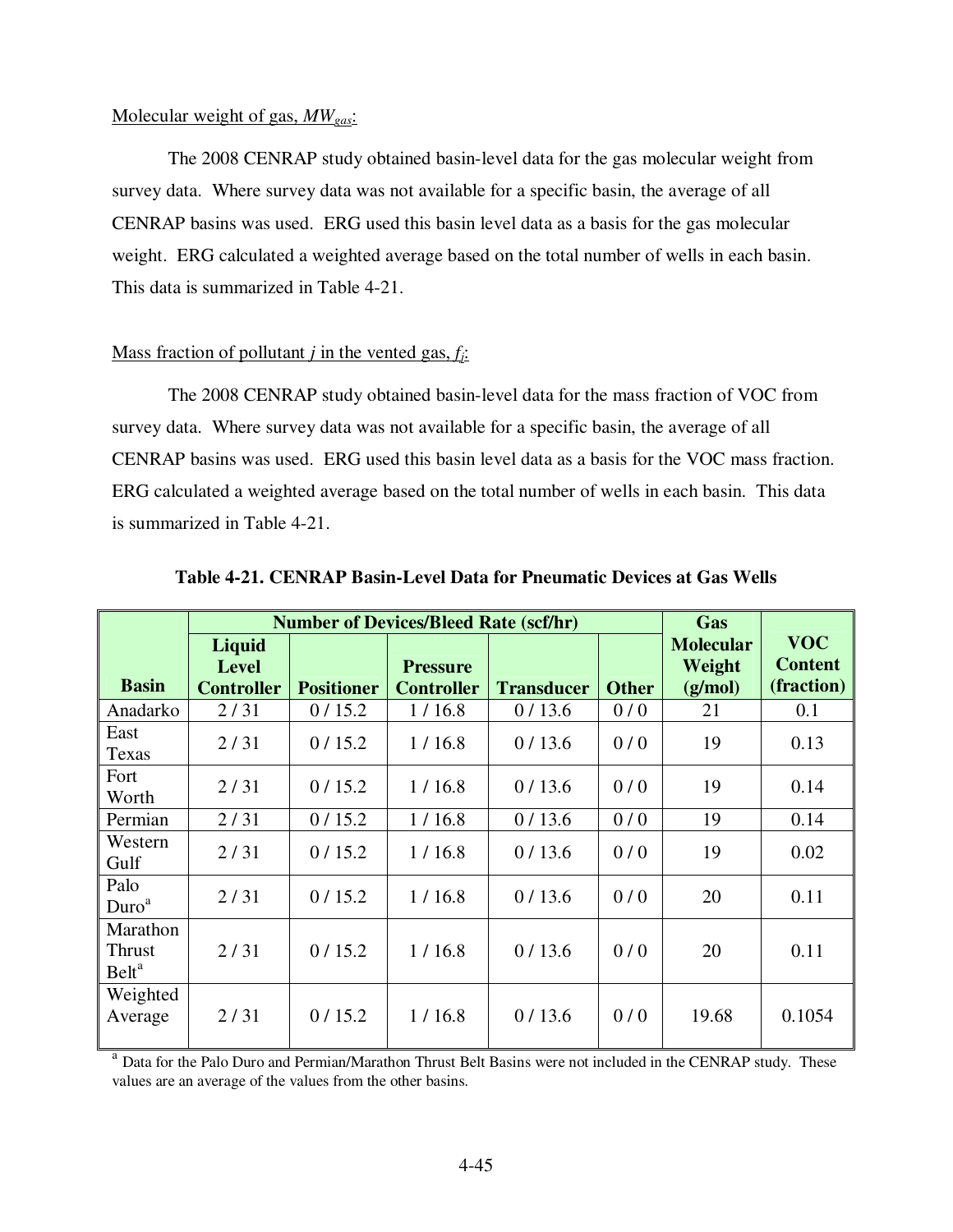Molecular weight of gas, $MW_{gas}$:

The 2008 CENRAP study obtained basin-level data for the gas molecular weight from survey data. Where survey data was not available for a specific basin, the average of all CENRAP basins was used. ERG used this basin level data as a basis for the gas molecular weight. ERG calculated a weighted average based on the total number of wells in each basin. This data is summarized in Table 4-21.

Mass fraction of pollutant *j* in the vented gas, $f_j$:

The 2008 CENRAP study obtained basin-level data for the mass fraction of VOC from survey data. Where survey data was not available for a specific basin, the average of all CENRAP basins was used. ERG used this basin level data as a basis for the VOC mass fraction. ERG calculated a weighted average based on the total number of wells in each basin. This data is summarized in Table 4-21.

**Table 4-21. CENRAP Basin-Level Data for Pneumatic Devices at Gas Wells**

| | Number of Devices/Bleed Rate (scf/hr) | | | | | Gas Molecular Weight (g/mol) | VOC Content (fraction) |
|---|---|---|---|---|---|---|---|
| **Basin** | **Liquid Level Controller** | **Positioner** | **Pressure Controller** | **Transducer** | **Other** | | |
| Anadarko | 2 / 31 | 0 / 15.2 | 1 / 16.8 | 0 / 13.6 | 0 / 0 | 21 | 0.1 |
| East Texas | 2 / 31 | 0 / 15.2 | 1 / 16.8 | 0 / 13.6 | 0 / 0 | 19 | 0.13 |
| Fort Worth | 2 / 31 | 0 / 15.2 | 1 / 16.8 | 0 / 13.6 | 0 / 0 | 19 | 0.14 |
| Permian | 2 / 31 | 0 / 15.2 | 1 / 16.8 | 0 / 13.6 | 0 / 0 | 19 | 0.14 |
| Western Gulf | 2 / 31 | 0 / 15.2 | 1 / 16.8 | 0 / 13.6 | 0 / 0 | 19 | 0.02 |
| Palo Duro[a] | 2 / 31 | 0 / 15.2 | 1 / 16.8 | 0 / 13.6 | 0 / 0 | 20 | 0.11 |
| Marathon Thrust Belt[a] | 2 / 31 | 0 / 15.2 | 1 / 16.8 | 0 / 13.6 | 0 / 0 | 20 | 0.11 |
| Weighted Average | 2 / 31 | 0 / 15.2 | 1 / 16.8 | 0 / 13.6 | 0 / 0 | 19.68 | 0.1054 |

[a] Data for the Palo Duro and Permian/Marathon Thrust Belt Basins were not included in the CENRAP study. These values are an average of the values from the other basins.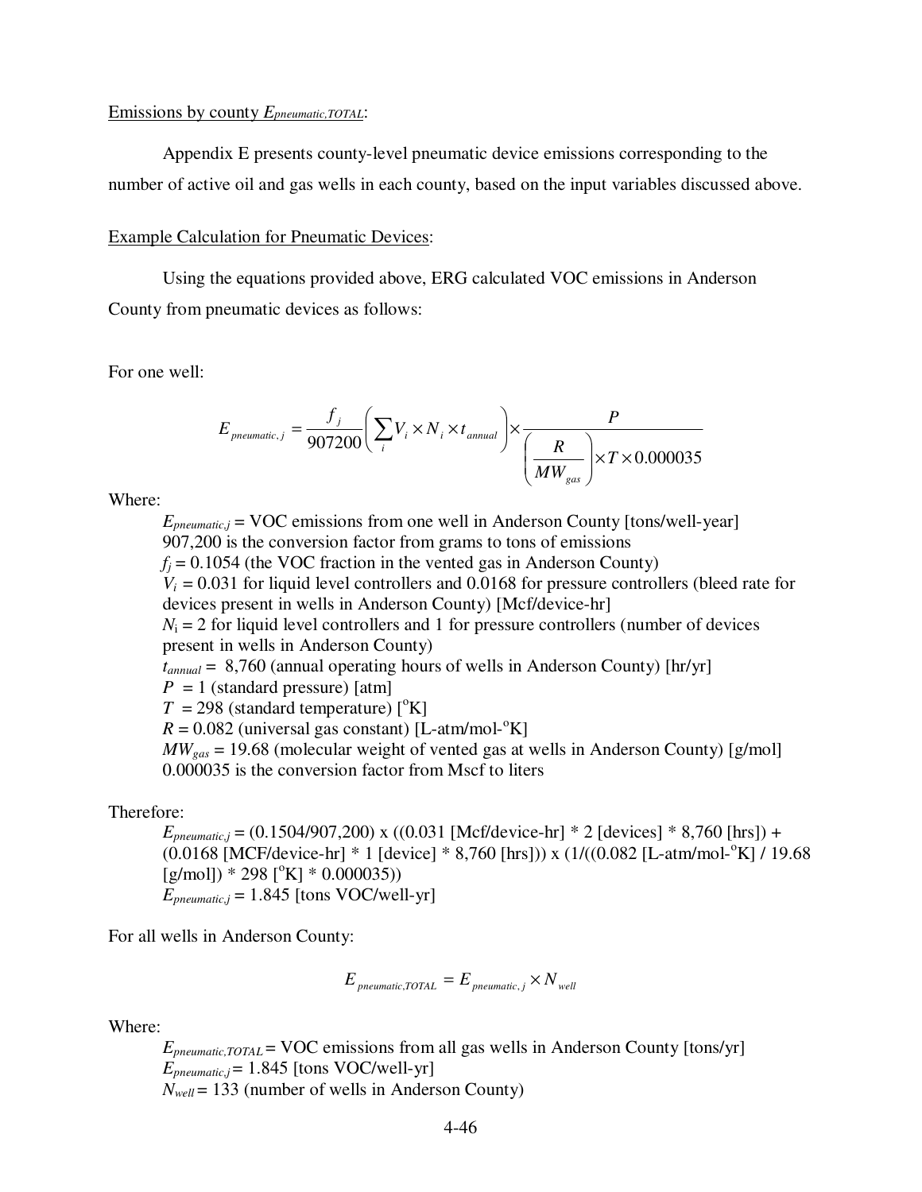Emissions by county $E_{pneumatic,TOTAL}$:

Appendix E presents county-level pneumatic device emissions corresponding to the number of active oil and gas wells in each county, based on the input variables discussed above.

Example Calculation for Pneumatic Devices:

Using the equations provided above, ERG calculated VOC emissions in Anderson County from pneumatic devices as follows:

For one well:

$$E_{pneumatic,j} = \frac{f_j}{907200}\left(\sum_i V_i \times N_i \times t_{annual}\right) \times \frac{P}{\left(\frac{R}{MW_{gas}}\right) \times T \times 0.000035}$$

Where:

- $E_{pneumatic,j}$ = VOC emissions from one well in Anderson County [tons/well-year]
- 907,200 is the conversion factor from grams to tons of emissions
- $f_j$ = 0.1054 (the VOC fraction in the vented gas in Anderson County)
- $V_i$ = 0.031 for liquid level controllers and 0.0168 for pressure controllers (bleed rate for devices present in wells in Anderson County) [Mcf/device-hr]
- $N_i$ = 2 for liquid level controllers and 1 for pressure controllers (number of devices present in wells in Anderson County)
- $t_{annual}$ = 8,760 (annual operating hours of wells in Anderson County) [hr/yr]
- $P$ = 1 (standard pressure) [atm]
- $T$ = 298 (standard temperature) [°K]
- $R$ = 0.082 (universal gas constant) [L-atm/mol-°K]
- $MW_{gas}$ = 19.68 (molecular weight of vented gas at wells in Anderson County) [g/mol]
- 0.000035 is the conversion factor from Mscf to liters

Therefore:

$E_{pneumatic,j}$ = (0.1504/907,200) x ((0.031 [Mcf/device-hr] * 2 [devices] * 8,760 [hrs]) + (0.0168 [MCF/device-hr] * 1 [device] * 8,760 [hrs])) x (1/((0.082 [L-atm/mol-°K] / 19.68 [g/mol]) * 298 [°K] * 0.000035))

$E_{pneumatic,j}$ = 1.845 [tons VOC/well-yr]

For all wells in Anderson County:

$$E_{pneumatic,TOTAL} = E_{pneumatic,j} \times N_{well}$$

Where:

- $E_{pneumatic,TOTAL}$ = VOC emissions from all gas wells in Anderson County [tons/yr]
- $E_{pneumatic,j}$ = 1.845 [tons VOC/well-yr]
- $N_{well}$ = 133 (number of wells in Anderson County)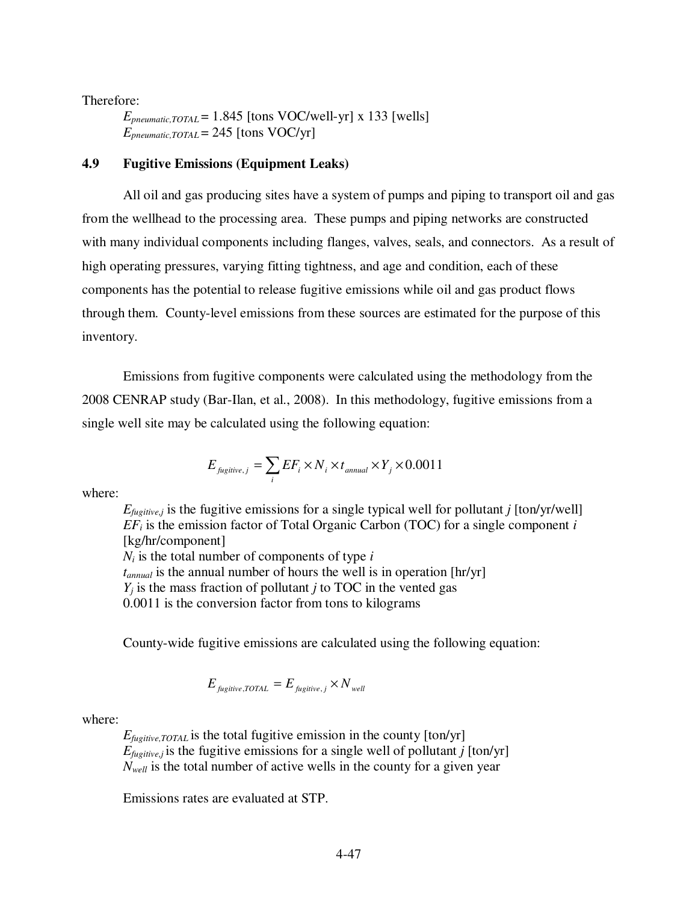Therefore:

$E_{pneumatic,TOTAL}$ = 1.845 [tons VOC/well-yr] x 133 [wells]

$E_{pneumatic,TOTAL}$ = 245 [tons VOC/yr]

## 4.9 Fugitive Emissions (Equipment Leaks)

All oil and gas producing sites have a system of pumps and piping to transport oil and gas from the wellhead to the processing area. These pumps and piping networks are constructed with many individual components including flanges, valves, seals, and connectors. As a result of high operating pressures, varying fitting tightness, and age and condition, each of these components has the potential to release fugitive emissions while oil and gas product flows through them. County-level emissions from these sources are estimated for the purpose of this inventory.

Emissions from fugitive components were calculated using the methodology from the 2008 CENRAP study (Bar-Ilan, et al., 2008). In this methodology, fugitive emissions from a single well site may be calculated using the following equation:

$$E_{fugitive,j} = \sum_i EF_i \times N_i \times t_{annual} \times Y_j \times 0.0011$$

where:

- $E_{fugitive,j}$ is the fugitive emissions for a single typical well for pollutant $j$ [ton/yr/well]
- $EF_i$ is the emission factor of Total Organic Carbon (TOC) for a single component $i$ [kg/hr/component]
- $N_i$ is the total number of components of type $i$
- $t_{annual}$ is the annual number of hours the well is in operation [hr/yr]
- $Y_j$ is the mass fraction of pollutant $j$ to TOC in the vented gas
- 0.0011 is the conversion factor from tons to kilograms

County-wide fugitive emissions are calculated using the following equation:

$$E_{fugitive,TOTAL} = E_{fugitive,j} \times N_{well}$$

where:

- $E_{fugitive,TOTAL}$ is the total fugitive emission in the county [ton/yr]
- $E_{fugitive,j}$ is the fugitive emissions for a single well of pollutant $j$ [ton/yr]
- $N_{well}$ is the total number of active wells in the county for a given year

Emissions rates are evaluated at STP.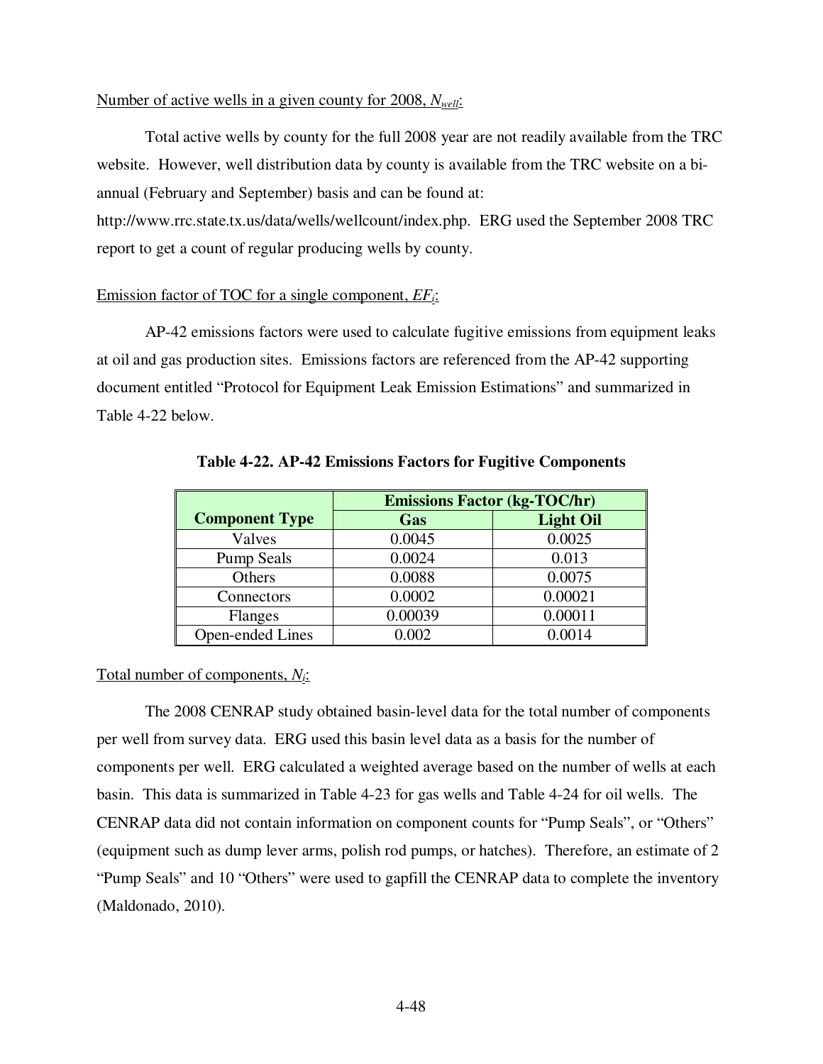Number of active wells in a given county for 2008, $N_{well}$:

Total active wells by county for the full 2008 year are not readily available from the TRC website. However, well distribution data by county is available from the TRC website on a bi-annual (February and September) basis and can be found at: http://www.rrc.state.tx.us/data/wells/wellcount/index.php. ERG used the September 2008 TRC report to get a count of regular producing wells by county.

Emission factor of TOC for a single component, $EF_i$:

AP-42 emissions factors were used to calculate fugitive emissions from equipment leaks at oil and gas production sites. Emissions factors are referenced from the AP-42 supporting document entitled "Protocol for Equipment Leak Emission Estimations" and summarized in Table 4-22 below.

**Table 4-22. AP-42 Emissions Factors for Fugitive Components**

| Component Type | Emissions Factor (kg-TOC/hr) | |
|---|---|---|
| | Gas | Light Oil |
| Valves | 0.0045 | 0.0025 |
| Pump Seals | 0.0024 | 0.013 |
| Others | 0.0088 | 0.0075 |
| Connectors | 0.0002 | 0.00021 |
| Flanges | 0.00039 | 0.00011 |
| Open-ended Lines | 0.002 | 0.0014 |

Total number of components, $N_i$:

The 2008 CENRAP study obtained basin-level data for the total number of components per well from survey data. ERG used this basin level data as a basis for the number of components per well. ERG calculated a weighted average based on the number of wells at each basin. This data is summarized in Table 4-23 for gas wells and Table 4-24 for oil wells. The CENRAP data did not contain information on component counts for "Pump Seals", or "Others" (equipment such as dump lever arms, polish rod pumps, or hatches). Therefore, an estimate of 2 "Pump Seals" and 10 "Others" were used to gapfill the CENRAP data to complete the inventory (Maldonado, 2010).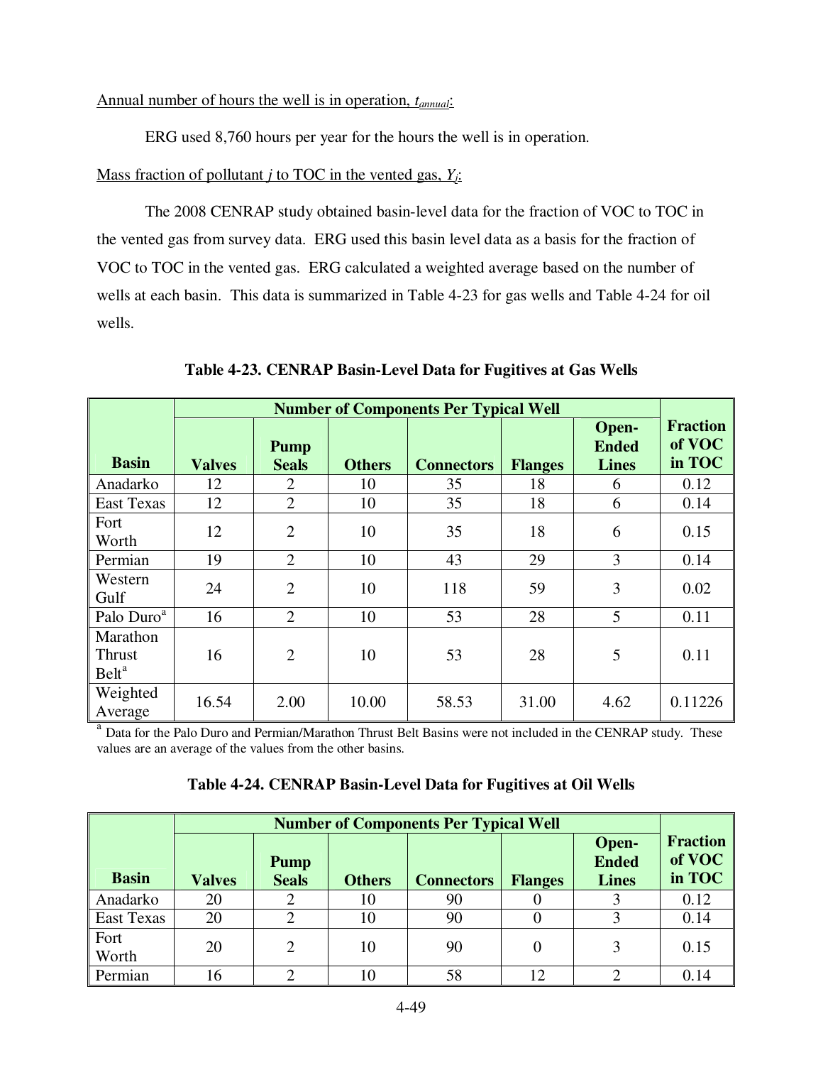Annual number of hours the well is in operation, $t_{annual}$:

ERG used 8,760 hours per year for the hours the well is in operation.

Mass fraction of pollutant $j$ to TOC in the vented gas, $Y_j$:

The 2008 CENRAP study obtained basin-level data for the fraction of VOC to TOC in the vented gas from survey data. ERG used this basin level data as a basis for the fraction of VOC to TOC in the vented gas. ERG calculated a weighted average based on the number of wells at each basin. This data is summarized in Table 4-23 for gas wells and Table 4-24 for oil wells.

**Table 4-23. CENRAP Basin-Level Data for Fugitives at Gas Wells**

| Basin | Number of Components Per Typical Well | | | | | | Fraction of VOC in TOC |
|---|---|---|---|---|---|---|---|
| | Valves | Pump Seals | Others | Connectors | Flanges | Open-Ended Lines | |
| Anadarko | 12 | 2 | 10 | 35 | 18 | 6 | 0.12 |
| East Texas | 12 | 2 | 10 | 35 | 18 | 6 | 0.14 |
| Fort Worth | 12 | 2 | 10 | 35 | 18 | 6 | 0.15 |
| Permian | 19 | 2 | 10 | 43 | 29 | 3 | 0.14 |
| Western Gulf | 24 | 2 | 10 | 118 | 59 | 3 | 0.02 |
| Palo Duro[a] | 16 | 2 | 10 | 53 | 28 | 5 | 0.11 |
| Marathon Thrust Belt[a] | 16 | 2 | 10 | 53 | 28 | 5 | 0.11 |
| Weighted Average | 16.54 | 2.00 | 10.00 | 58.53 | 31.00 | 4.62 | 0.11226 |

[a] Data for the Palo Duro and Permian/Marathon Thrust Belt Basins were not included in the CENRAP study. These values are an average of the values from the other basins.

**Table 4-24. CENRAP Basin-Level Data for Fugitives at Oil Wells**

| Basin | Number of Components Per Typical Well | | | | | | Fraction of VOC in TOC |
|---|---|---|---|---|---|---|---|
| | Valves | Pump Seals | Others | Connectors | Flanges | Open-Ended Lines | |
| Anadarko | 20 | 2 | 10 | 90 | 0 | 3 | 0.12 |
| East Texas | 20 | 2 | 10 | 90 | 0 | 3 | 0.14 |
| Fort Worth | 20 | 2 | 10 | 90 | 0 | 3 | 0.15 |
| Permian | 16 | 2 | 10 | 58 | 12 | 2 | 0.14 |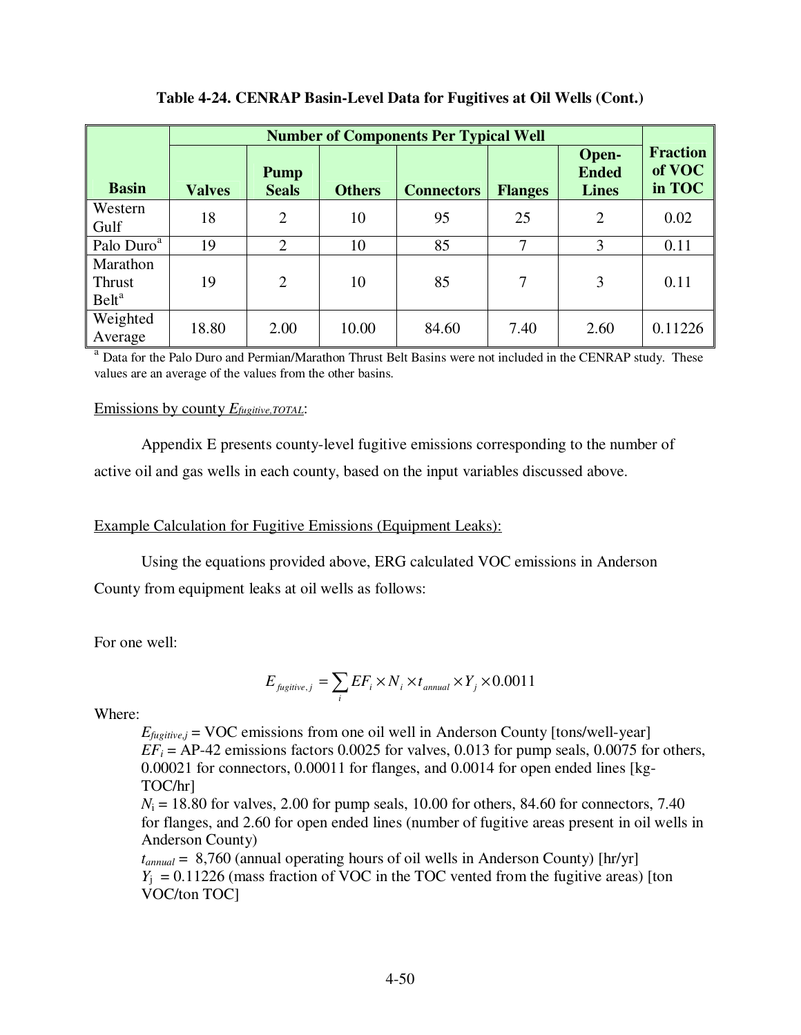**Table 4-24. CENRAP Basin-Level Data for Fugitives at Oil Wells (Cont.)**

| Basin | Number of Components Per Typical Well | | | | | | Fraction of VOC in TOC |
|---|---|---|---|---|---|---|---|
| | Valves | Pump Seals | Others | Connectors | Flanges | Open-Ended Lines | |
| Western Gulf | 18 | 2 | 10 | 95 | 25 | 2 | 0.02 |
| Palo Duro[a] | 19 | 2 | 10 | 85 | 7 | 3 | 0.11 |
| Marathon Thrust Belt[a] | 19 | 2 | 10 | 85 | 7 | 3 | 0.11 |
| Weighted Average | 18.80 | 2.00 | 10.00 | 84.60 | 7.40 | 2.60 | 0.11226 |

[a] Data for the Palo Duro and Permian/Marathon Thrust Belt Basins were not included in the CENRAP study. These values are an average of the values from the other basins.

Emissions by county $E_{fugitive,TOTAL}$:

Appendix E presents county-level fugitive emissions corresponding to the number of active oil and gas wells in each county, based on the input variables discussed above.

Example Calculation for Fugitive Emissions (Equipment Leaks):

Using the equations provided above, ERG calculated VOC emissions in Anderson County from equipment leaks at oil wells as follows:

For one well:

$$E_{fugitive,j} = \sum_{i} EF_i \times N_i \times t_{annual} \times Y_j \times 0.0011$$

Where:

$E_{fugitive,j}$ = VOC emissions from one oil well in Anderson County [tons/well-year]

$EF_i$ = AP-42 emissions factors 0.0025 for valves, 0.013 for pump seals, 0.0075 for others, 0.00021 for connectors, 0.00011 for flanges, and 0.0014 for open ended lines [kg-TOC/hr]

$N_i$ = 18.80 for valves, 2.00 for pump seals, 10.00 for others, 84.60 for connectors, 7.40 for flanges, and 2.60 for open ended lines (number of fugitive areas present in oil wells in Anderson County)

$t_{annual}$ = 8,760 (annual operating hours of oil wells in Anderson County) [hr/yr]

$Y_j$ = 0.11226 (mass fraction of VOC in the TOC vented from the fugitive areas) [ton VOC/ton TOC]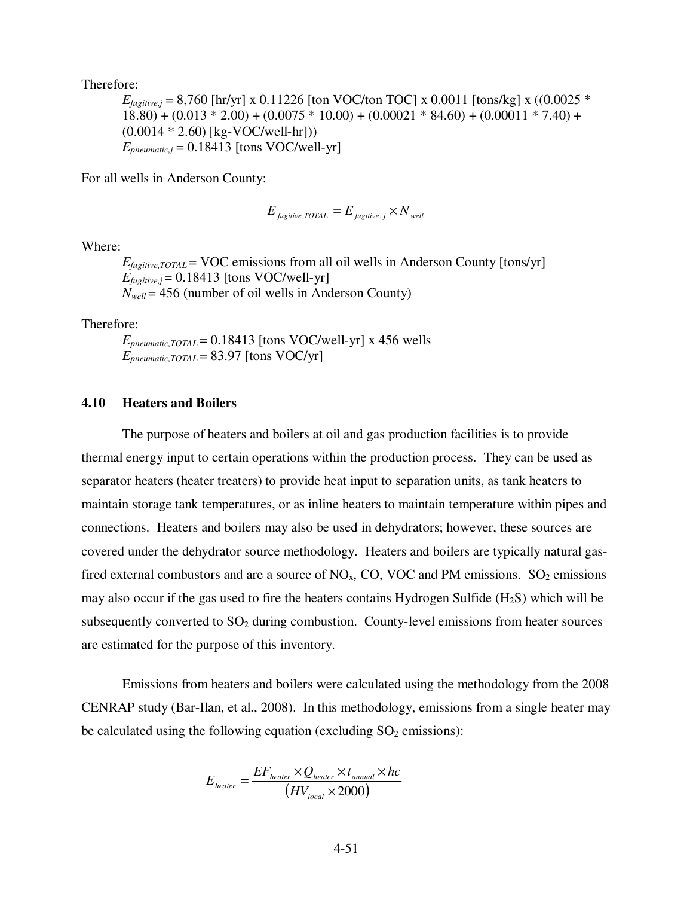Therefore:

$E_{fugitive,j}$ = 8,760 [hr/yr] x 0.11226 [ton VOC/ton TOC] x 0.0011 [tons/kg] x ((0.0025 * 18.80) + (0.013 * 2.00) + (0.0075 * 10.00) + (0.00021 * 84.60) + (0.00011 * 7.40) + (0.0014 * 2.60) [kg-VOC/well-hr]))

$E_{pneumatic,j}$ = 0.18413 [tons VOC/well-yr]

For all wells in Anderson County:

$$E_{fugitive,TOTAL} = E_{fugitive,j} \times N_{well}$$

Where:

$E_{fugitive,TOTAL}$ = VOC emissions from all oil wells in Anderson County [tons/yr]

$E_{fugitive,j}$ = 0.18413 [tons VOC/well-yr]

$N_{well}$ = 456 (number of oil wells in Anderson County)

Therefore:

$E_{pneumatic,TOTAL}$ = 0.18413 [tons VOC/well-yr] x 456 wells

$E_{pneumatic,TOTAL}$ = 83.97 [tons VOC/yr]

### 4.10 Heaters and Boilers

The purpose of heaters and boilers at oil and gas production facilities is to provide thermal energy input to certain operations within the production process. They can be used as separator heaters (heater treaters) to provide heat input to separation units, as tank heaters to maintain storage tank temperatures, or as inline heaters to maintain temperature within pipes and connections. Heaters and boilers may also be used in dehydrators; however, these sources are covered under the dehydrator source methodology. Heaters and boilers are typically natural gas-fired external combustors and are a source of $NO_x$, CO, VOC and PM emissions. $SO_2$ emissions may also occur if the gas used to fire the heaters contains Hydrogen Sulfide ($H_2S$) which will be subsequently converted to $SO_2$ during combustion. County-level emissions from heater sources are estimated for the purpose of this inventory.

Emissions from heaters and boilers were calculated using the methodology from the 2008 CENRAP study (Bar-Ilan, et al., 2008). In this methodology, emissions from a single heater may be calculated using the following equation (excluding $SO_2$ emissions):

$$E_{heater} = \frac{EF_{heater} \times Q_{heater} \times t_{annual} \times hc}{\left(HV_{local} \times 2000\right)}$$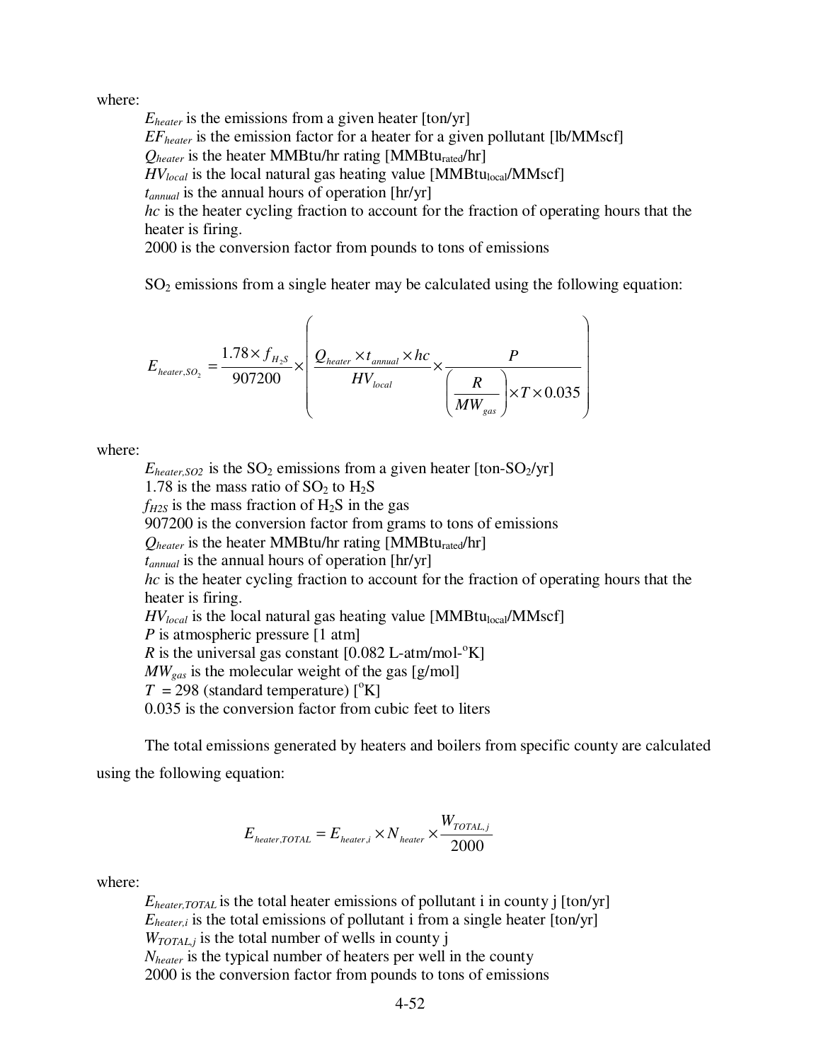where:

$E_{heater}$ is the emissions from a given heater [ton/yr]
$EF_{heater}$ is the emission factor for a heater for a given pollutant [lb/MMscf]
$Q_{heater}$ is the heater MMBtu/hr rating [$MMBtu_{rated}$/hr]
$HV_{local}$ is the local natural gas heating value [$MMBtu_{local}$/MMscf]
$t_{annual}$ is the annual hours of operation [hr/yr]
$hc$ is the heater cycling fraction to account for the fraction of operating hours that the heater is firing.
2000 is the conversion factor from pounds to tons of emissions

$SO_2$ emissions from a single heater may be calculated using the following equation:

$$E_{heater,SO_2} = \frac{1.78 \times f_{H_2S}}{907200} \times \left( \frac{Q_{heater} \times t_{annual} \times hc}{HV_{local}} \times \frac{P}{\left( \frac{R}{MW_{gas}} \right) \times T \times 0.035} \right)$$

where:

$E_{heater,SO2}$ is the $SO_2$ emissions from a given heater [ton-$SO_2$/yr]
1.78 is the mass ratio of $SO_2$ to $H_2S$
$f_{H2S}$ is the mass fraction of $H_2S$ in the gas
907200 is the conversion factor from grams to tons of emissions
$Q_{heater}$ is the heater MMBtu/hr rating [$MMBtu_{rated}$/hr]
$t_{annual}$ is the annual hours of operation [hr/yr]
$hc$ is the heater cycling fraction to account for the fraction of operating hours that the heater is firing.
$HV_{local}$ is the local natural gas heating value [$MMBtu_{local}$/MMscf]
$P$ is atmospheric pressure [1 atm]
$R$ is the universal gas constant [0.082 L-atm/mol-$^o$K]
$MW_{gas}$ is the molecular weight of the gas [g/mol]
$T$ = 298 (standard temperature) [$^o$K]
0.035 is the conversion factor from cubic feet to liters

The total emissions generated by heaters and boilers from specific county are calculated using the following equation:

$$E_{heater,TOTAL} = E_{heater,i} \times N_{heater} \times \frac{W_{TOTAL,j}}{2000}$$

where:

$E_{heater,TOTAL}$ is the total heater emissions of pollutant i in county j [ton/yr]
$E_{heater,i}$ is the total emissions of pollutant i from a single heater [ton/yr]
$W_{TOTAL,j}$ is the total number of wells in county j
$N_{heater}$ is the typical number of heaters per well in the county
2000 is the conversion factor from pounds to tons of emissions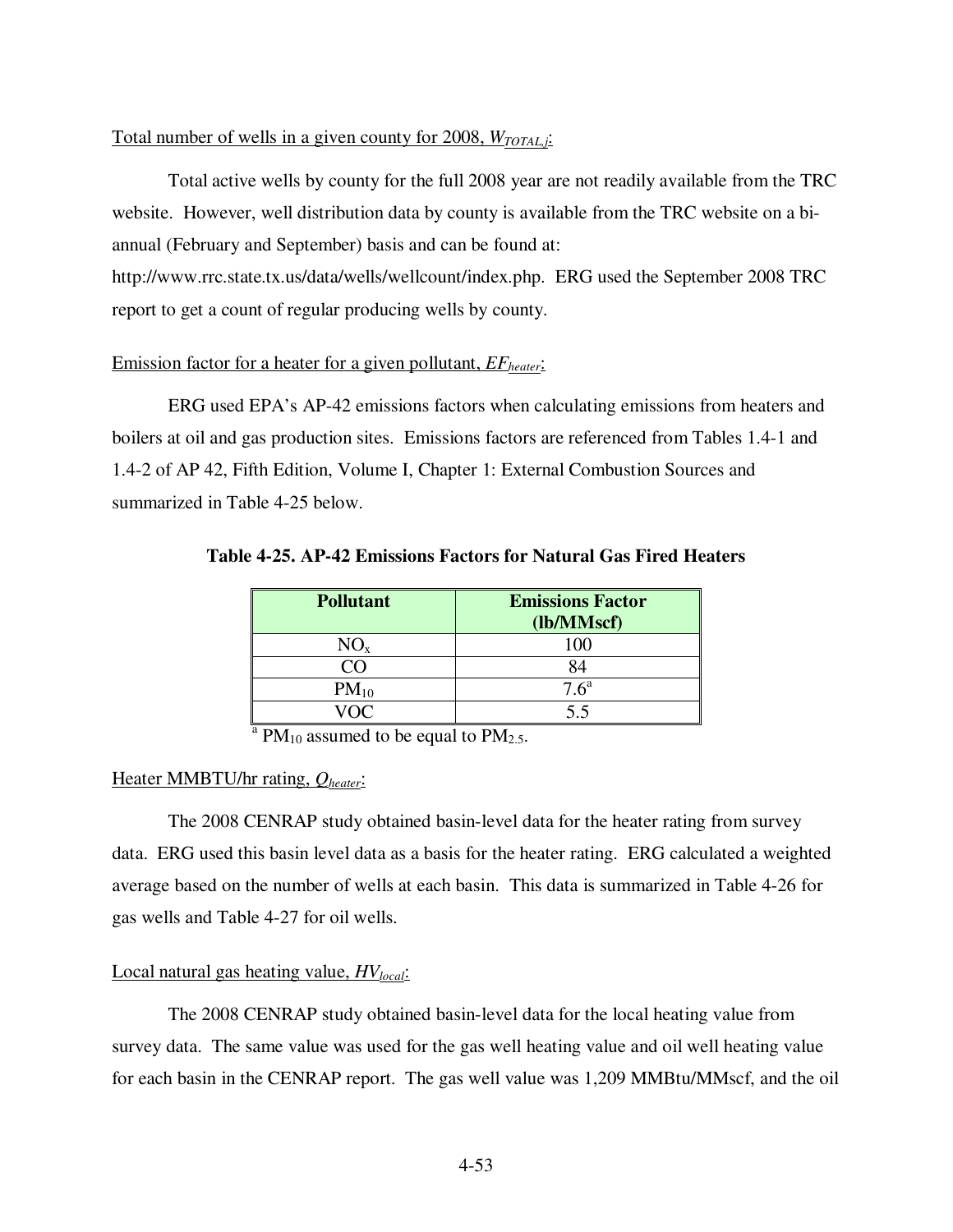Total number of wells in a given county for 2008, $W_{TOTAL,j}$:

Total active wells by county for the full 2008 year are not readily available from the TRC website. However, well distribution data by county is available from the TRC website on a bi-annual (February and September) basis and can be found at: http://www.rrc.state.tx.us/data/wells/wellcount/index.php. ERG used the September 2008 TRC report to get a count of regular producing wells by county.

Emission factor for a heater for a given pollutant, $EF_{heater}$:

ERG used EPA's AP-42 emissions factors when calculating emissions from heaters and boilers at oil and gas production sites. Emissions factors are referenced from Tables 1.4-1 and 1.4-2 of AP 42, Fifth Edition, Volume I, Chapter 1: External Combustion Sources and summarized in Table 4-25 below.

**Table 4-25. AP-42 Emissions Factors for Natural Gas Fired Heaters**

| Pollutant | Emissions Factor (lb/MMscf) |
|---|---|
| $NO_x$ | 100 |
| CO | 84 |
| $PM_{10}$ | 7.6[a] |
| VOC | 5.5 |

[a] $PM_{10}$ assumed to be equal to $PM_{2.5}$.

Heater MMBTU/hr rating, $Q_{heater}$:

The 2008 CENRAP study obtained basin-level data for the heater rating from survey data. ERG used this basin level data as a basis for the heater rating. ERG calculated a weighted average based on the number of wells at each basin. This data is summarized in Table 4-26 for gas wells and Table 4-27 for oil wells.

Local natural gas heating value, $HV_{local}$:

The 2008 CENRAP study obtained basin-level data for the local heating value from survey data. The same value was used for the gas well heating value and oil well heating value for each basin in the CENRAP report. The gas well value was 1,209 MMBtu/MMscf, and the oil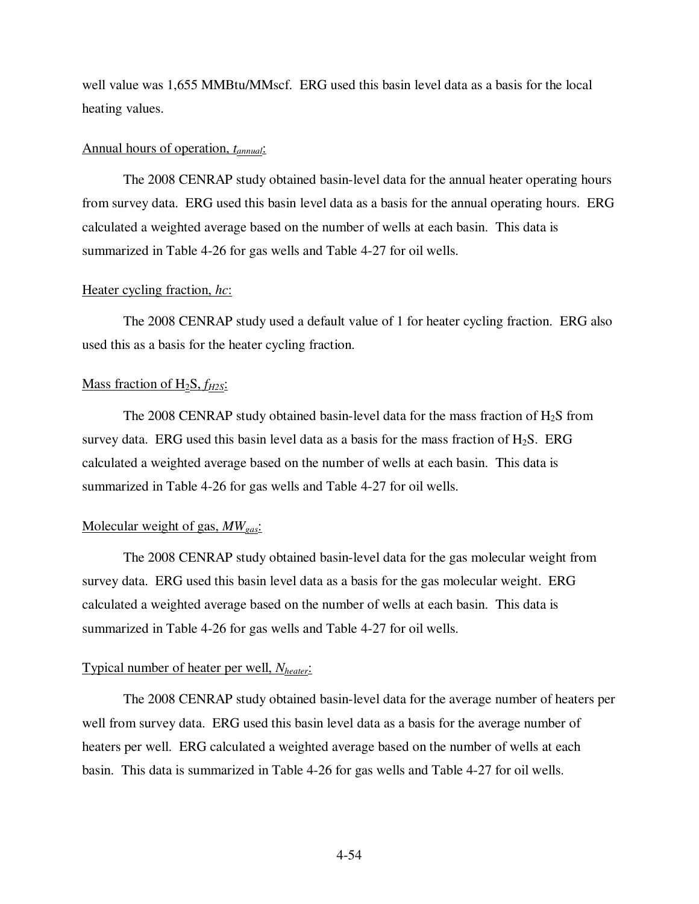well value was 1,655 MMBtu/MMscf. ERG used this basin level data as a basis for the local heating values.

Annual hours of operation, $t_{annual}$:

The 2008 CENRAP study obtained basin-level data for the annual heater operating hours from survey data. ERG used this basin level data as a basis for the annual operating hours. ERG calculated a weighted average based on the number of wells at each basin. This data is summarized in Table 4-26 for gas wells and Table 4-27 for oil wells.

Heater cycling fraction, *hc*:

The 2008 CENRAP study used a default value of 1 for heater cycling fraction. ERG also used this as a basis for the heater cycling fraction.

Mass fraction of $H_2S$, $f_{H2S}$:

The 2008 CENRAP study obtained basin-level data for the mass fraction of $H_2S$ from survey data. ERG used this basin level data as a basis for the mass fraction of $H_2S$. ERG calculated a weighted average based on the number of wells at each basin. This data is summarized in Table 4-26 for gas wells and Table 4-27 for oil wells.

Molecular weight of gas, $MW_{gas}$:

The 2008 CENRAP study obtained basin-level data for the gas molecular weight from survey data. ERG used this basin level data as a basis for the gas molecular weight. ERG calculated a weighted average based on the number of wells at each basin. This data is summarized in Table 4-26 for gas wells and Table 4-27 for oil wells.

Typical number of heater per well, $N_{heater}$:

The 2008 CENRAP study obtained basin-level data for the average number of heaters per well from survey data. ERG used this basin level data as a basis for the average number of heaters per well. ERG calculated a weighted average based on the number of wells at each basin. This data is summarized in Table 4-26 for gas wells and Table 4-27 for oil wells.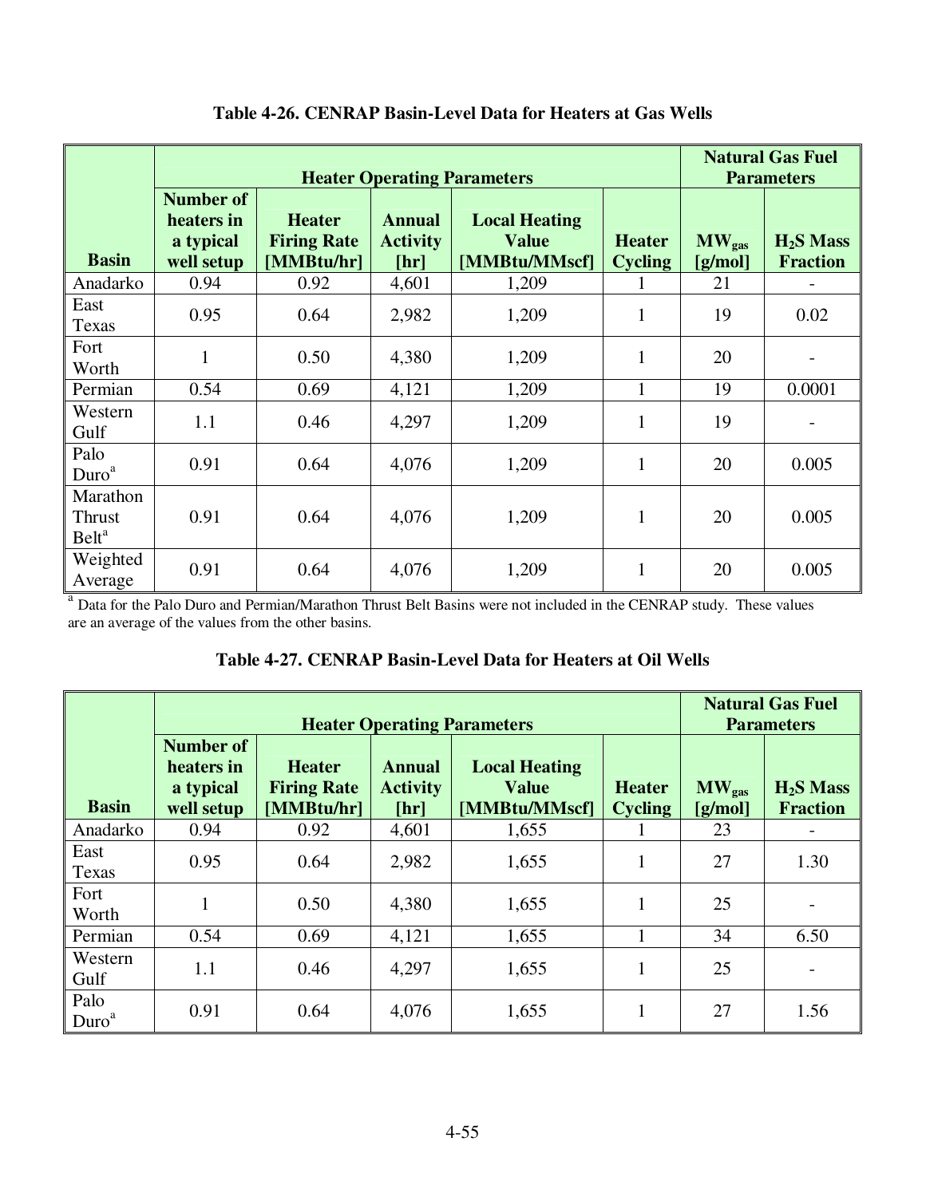**Table 4-26. CENRAP Basin-Level Data for Heaters at Gas Wells**

| | Heater Operating Parameters | | | | | Natural Gas Fuel Parameters | |
|---|---|---|---|---|---|---|---|
| Basin | Number of heaters in a typical well setup | Heater Firing Rate [MMBtu/hr] | Annual Activity [hr] | Local Heating Value [MMBtu/MMscf] | Heater Cycling | $MW_{gas}$ [g/mol] | $H_2S$ Mass Fraction |
| Anadarko | 0.94 | 0.92 | 4,601 | 1,209 | 1 | 21 | - |
| East Texas | 0.95 | 0.64 | 2,982 | 1,209 | 1 | 19 | 0.02 |
| Fort Worth | 1 | 0.50 | 4,380 | 1,209 | 1 | 20 | - |
| Permian | 0.54 | 0.69 | 4,121 | 1,209 | 1 | 19 | 0.0001 |
| Western Gulf | 1.1 | 0.46 | 4,297 | 1,209 | 1 | 19 | - |
| Palo Duro[a] | 0.91 | 0.64 | 4,076 | 1,209 | 1 | 20 | 0.005 |
| Marathon Thrust Belt[a] | 0.91 | 0.64 | 4,076 | 1,209 | 1 | 20 | 0.005 |
| Weighted Average | 0.91 | 0.64 | 4,076 | 1,209 | 1 | 20 | 0.005 |

[a] Data for the Palo Duro and Permian/Marathon Thrust Belt Basins were not included in the CENRAP study. These values are an average of the values from the other basins.

**Table 4-27. CENRAP Basin-Level Data for Heaters at Oil Wells**

| | Heater Operating Parameters | | | | | Natural Gas Fuel Parameters | |
|---|---|---|---|---|---|---|---|
| Basin | Number of heaters in a typical well setup | Heater Firing Rate [MMBtu/hr] | Annual Activity [hr] | Local Heating Value [MMBtu/MMscf] | Heater Cycling | $MW_{gas}$ [g/mol] | $H_2S$ Mass Fraction |
| Anadarko | 0.94 | 0.92 | 4,601 | 1,655 | 1 | 23 | - |
| East Texas | 0.95 | 0.64 | 2,982 | 1,655 | 1 | 27 | 1.30 |
| Fort Worth | 1 | 0.50 | 4,380 | 1,655 | 1 | 25 | - |
| Permian | 0.54 | 0.69 | 4,121 | 1,655 | 1 | 34 | 6.50 |
| Western Gulf | 1.1 | 0.46 | 4,297 | 1,655 | 1 | 25 | - |
| Palo Duro[a] | 0.91 | 0.64 | 4,076 | 1,655 | 1 | 27 | 1.56 |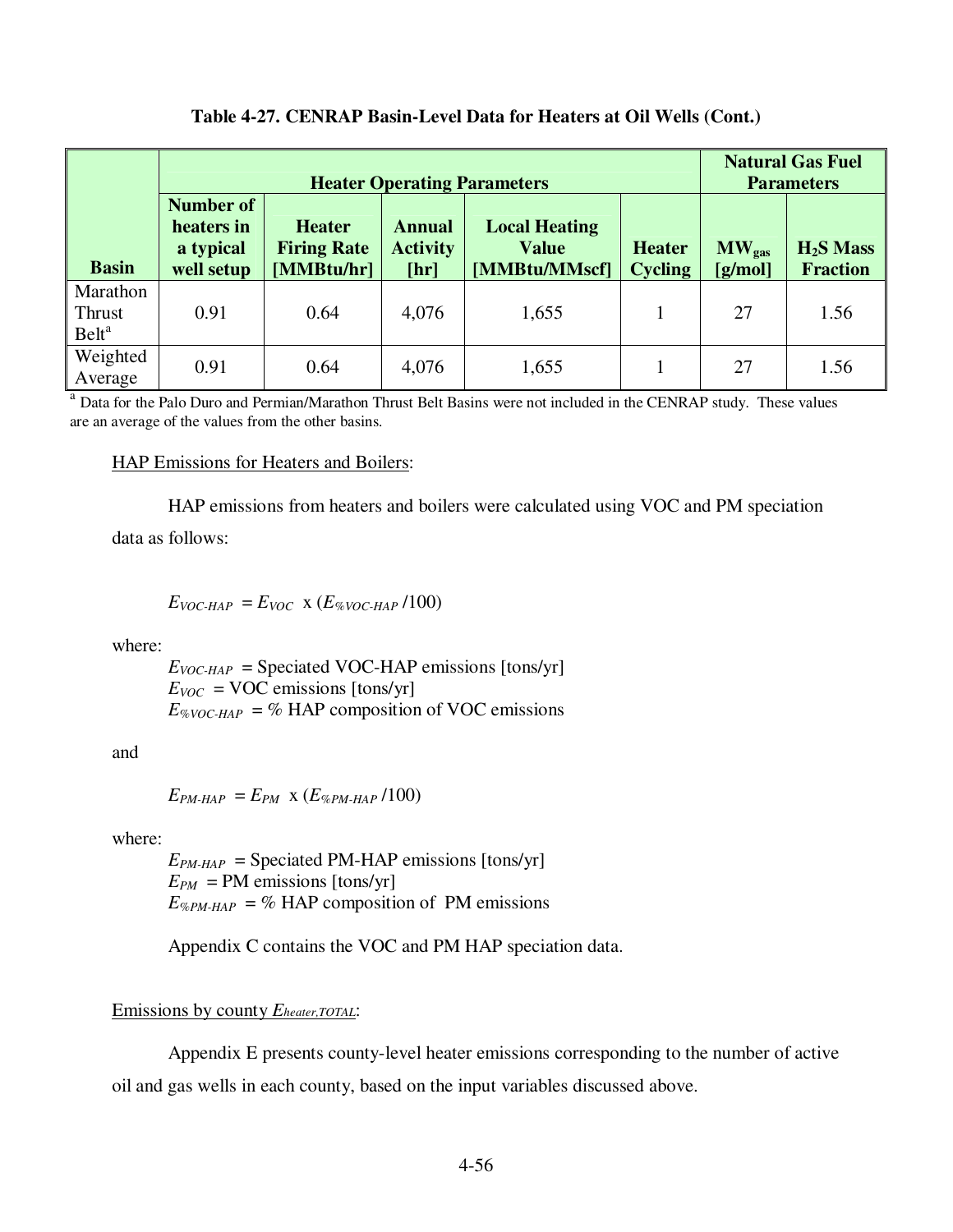**Table 4-27. CENRAP Basin-Level Data for Heaters at Oil Wells (Cont.)**

| Basin | Heater Operating Parameters | | | | | Natural Gas Fuel Parameters | |
|---|---|---|---|---|---|---|---|
| | Number of heaters in a typical well setup | Heater Firing Rate [MMBtu/hr] | Annual Activity [hr] | Local Heating Value [MMBtu/MMscf] | Heater Cycling | $MW_{gas}$ [g/mol] | $H_2S$ Mass Fraction |
| Marathon Thrust Belt[a] | 0.91 | 0.64 | 4,076 | 1,655 | 1 | 27 | 1.56 |
| Weighted Average | 0.91 | 0.64 | 4,076 | 1,655 | 1 | 27 | 1.56 |

[a] Data for the Palo Duro and Permian/Marathon Thrust Belt Basins were not included in the CENRAP study. These values are an average of the values from the other basins.

HAP Emissions for Heaters and Boilers:

HAP emissions from heaters and boilers were calculated using VOC and PM speciation data as follows:

$$E_{VOC\text{-}HAP} = E_{VOC} \text{ x } (E_{\%VOC\text{-}HAP}/100)$$

where:

$E_{VOC\text{-}HAP}$ = Speciated VOC-HAP emissions [tons/yr]
$E_{VOC}$ = VOC emissions [tons/yr]
$E_{\%VOC\text{-}HAP}$ = % HAP composition of VOC emissions

and

$$E_{PM\text{-}HAP} = E_{PM} \text{ x } (E_{\%PM\text{-}HAP}/100)$$

where:

$E_{PM\text{-}HAP}$ = Speciated PM-HAP emissions [tons/yr]
$E_{PM}$ = PM emissions [tons/yr]
$E_{\%PM\text{-}HAP}$ = % HAP composition of PM emissions

Appendix C contains the VOC and PM HAP speciation data.

Emissions by county $E_{heater,TOTAL}$:

Appendix E presents county-level heater emissions corresponding to the number of active oil and gas wells in each county, based on the input variables discussed above.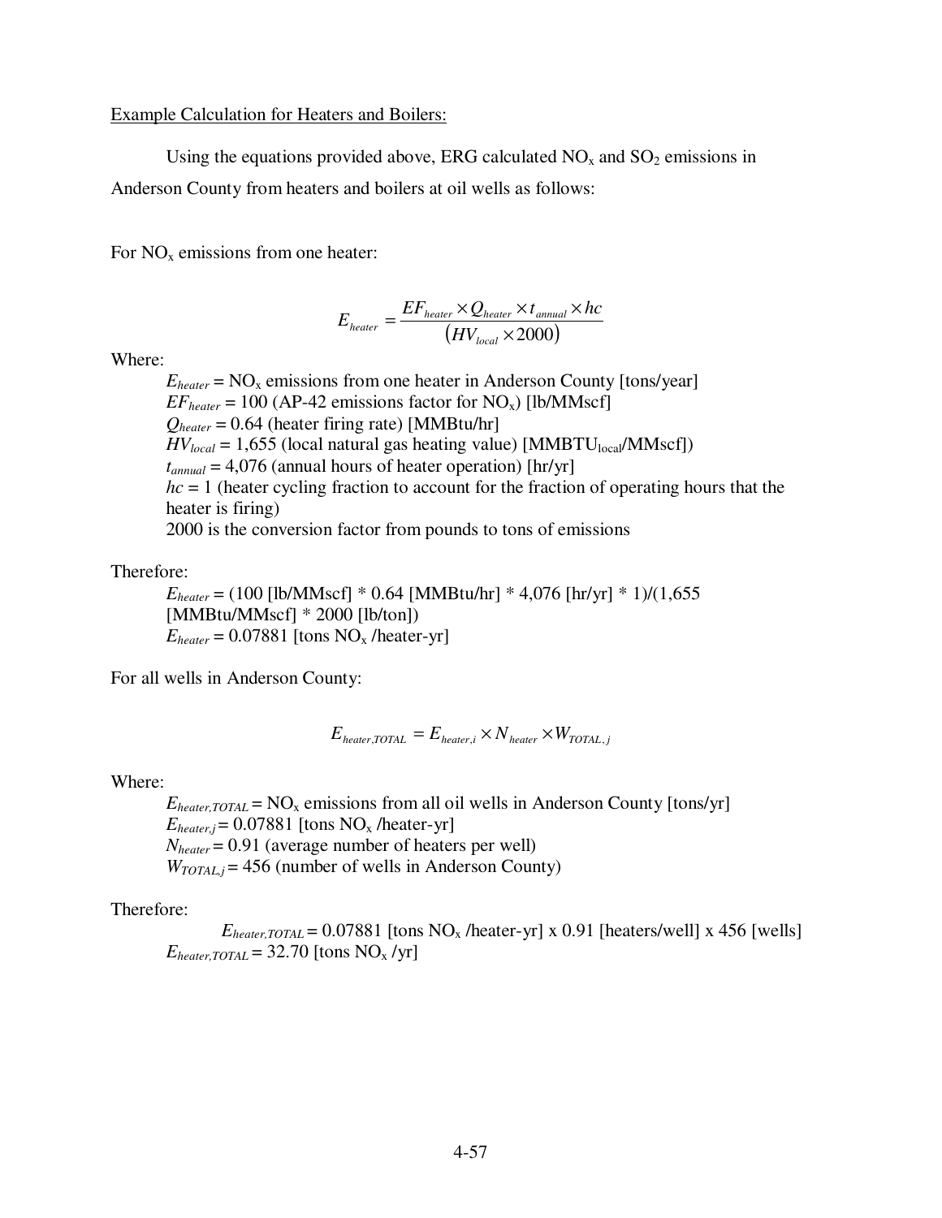Example Calculation for Heaters and Boilers:

Using the equations provided above, ERG calculated $NO_x$ and $SO_2$ emissions in Anderson County from heaters and boilers at oil wells as follows:

For $NO_x$ emissions from one heater:

$$E_{heater} = \frac{EF_{heater} \times Q_{heater} \times t_{annual} \times hc}{\left(HV_{local} \times 2000\right)}$$

Where:

$E_{heater}$ = $NO_x$ emissions from one heater in Anderson County [tons/year]
$EF_{heater}$ = 100 (AP-42 emissions factor for $NO_x$) [lb/MMscf]
$Q_{heater}$ = 0.64 (heater firing rate) [MMBtu/hr]
$HV_{local}$ = 1,655 (local natural gas heating value) [$MMBTU_{local}$/MMscf])
$t_{annual}$ = 4,076 (annual hours of heater operation) [hr/yr]
$hc$ = 1 (heater cycling fraction to account for the fraction of operating hours that the heater is firing)
2000 is the conversion factor from pounds to tons of emissions

Therefore:

$E_{heater}$ = (100 [lb/MMscf] * 0.64 [MMBtu/hr] * 4,076 [hr/yr] * 1)/(1,655 [MMBtu/MMscf] * 2000 [lb/ton])
$E_{heater}$ = 0.07881 [tons $NO_x$ /heater-yr]

For all wells in Anderson County:

$$E_{heater,TOTAL} = E_{heater,i} \times N_{heater} \times W_{TOTAL,j}$$

Where:

$E_{heater,TOTAL}$ = $NO_x$ emissions from all oil wells in Anderson County [tons/yr]
$E_{heater,j}$ = 0.07881 [tons $NO_x$ /heater-yr]
$N_{heater}$ = 0.91 (average number of heaters per well)
$W_{TOTAL,j}$ = 456 (number of wells in Anderson County)

Therefore:

$E_{heater,TOTAL}$ = 0.07881 [tons $NO_x$ /heater-yr] x 0.91 [heaters/well] x 456 [wells]
$E_{heater,TOTAL}$ = 32.70 [tons $NO_x$ /yr]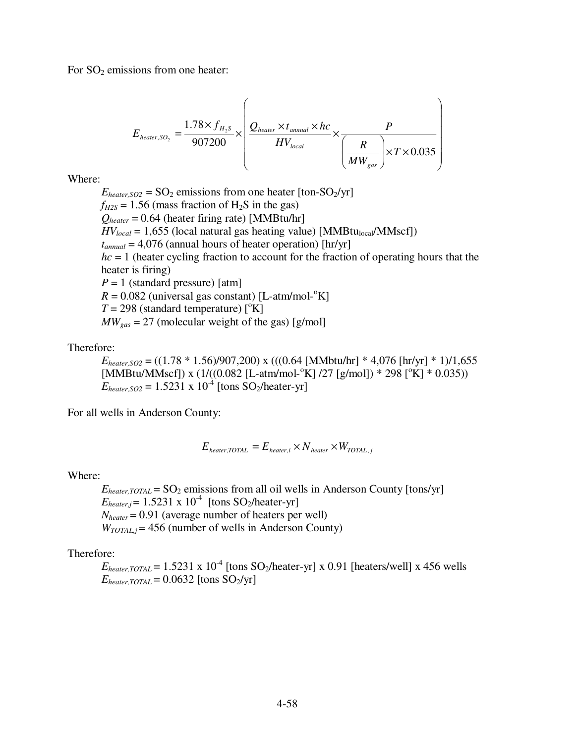For $SO_2$ emissions from one heater:

$$E_{heater,SO_2} = \frac{1.78 \times f_{H_2S}}{907200} \times \left( \frac{Q_{heater} \times t_{annual} \times hc}{HV_{local}} \times \frac{P}{\left(\frac{R}{MW_{gas}}\right) \times T \times 0.035} \right)$$

Where:

$E_{heater,SO2}$ = $SO_2$ emissions from one heater [ton-$SO_2$/yr]
$f_{H2S}$ = 1.56 (mass fraction of $H_2S$ in the gas)
$Q_{heater}$ = 0.64 (heater firing rate) [MMBtu/hr]
$HV_{local}$ = 1,655 (local natural gas heating value) [MMBtu$_{local}$/MMscf])
$t_{annual}$ = 4,076 (annual hours of heater operation) [hr/yr]
$hc$ = 1 (heater cycling fraction to account for the fraction of operating hours that the heater is firing)
$P$ = 1 (standard pressure) [atm]
$R$ = 0.082 (universal gas constant) [L-atm/mol-$^o$K]
$T$ = 298 (standard temperature) [$^o$K]
$MW_{gas}$ = 27 (molecular weight of the gas) [g/mol]

Therefore:

$E_{heater,SO2}$ = ((1.78 * 1.56)/907,200) x (((0.64 [MMbtu/hr] * 4,076 [hr/yr] * 1)/1,655 [MMBtu/MMscf]) x (1/((0.082 [L-atm/mol-$^o$K] /27 [g/mol]) * 298 [$^o$K] * 0.035))
$E_{heater,SO2}$ = 1.5231 x $10^{-4}$ [tons $SO_2$/heater-yr]

For all wells in Anderson County:

$$E_{heater,TOTAL} = E_{heater,i} \times N_{heater} \times W_{TOTAL,j}$$

Where:

$E_{heater,TOTAL}$ = $SO_2$ emissions from all oil wells in Anderson County [tons/yr]
$E_{heater,j}$ = 1.5231 x $10^{-4}$ [tons $SO_2$/heater-yr]
$N_{heater}$ = 0.91 (average number of heaters per well)
$W_{TOTAL,j}$ = 456 (number of wells in Anderson County)

Therefore:

$E_{heater,TOTAL}$ = 1.5231 x $10^{-4}$ [tons $SO_2$/heater-yr] x 0.91 [heaters/well] x 456 wells
$E_{heater,TOTAL}$ = 0.0632 [tons $SO_2$/yr]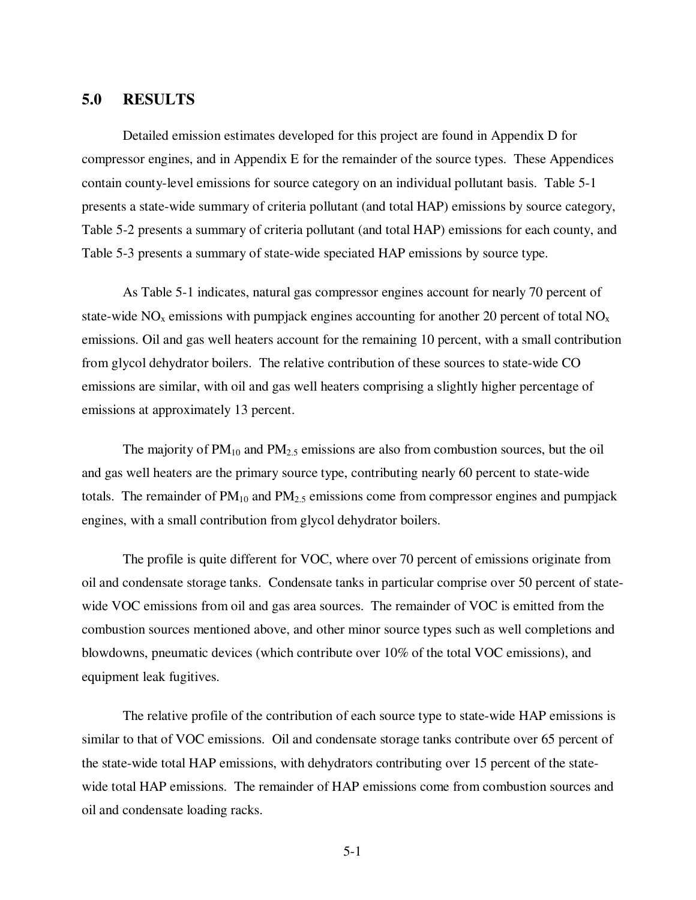## 5.0 RESULTS

Detailed emission estimates developed for this project are found in Appendix D for compressor engines, and in Appendix E for the remainder of the source types. These Appendices contain county-level emissions for source category on an individual pollutant basis. Table 5-1 presents a state-wide summary of criteria pollutant (and total HAP) emissions by source category, Table 5-2 presents a summary of criteria pollutant (and total HAP) emissions for each county, and Table 5-3 presents a summary of state-wide speciated HAP emissions by source type.

As Table 5-1 indicates, natural gas compressor engines account for nearly 70 percent of state-wide $NO_x$ emissions with pumpjack engines accounting for another 20 percent of total $NO_x$ emissions. Oil and gas well heaters account for the remaining 10 percent, with a small contribution from glycol dehydrator boilers. The relative contribution of these sources to state-wide CO emissions are similar, with oil and gas well heaters comprising a slightly higher percentage of emissions at approximately 13 percent.

The majority of $PM_{10}$ and $PM_{2.5}$ emissions are also from combustion sources, but the oil and gas well heaters are the primary source type, contributing nearly 60 percent to state-wide totals. The remainder of $PM_{10}$ and $PM_{2.5}$ emissions come from compressor engines and pumpjack engines, with a small contribution from glycol dehydrator boilers.

The profile is quite different for VOC, where over 70 percent of emissions originate from oil and condensate storage tanks. Condensate tanks in particular comprise over 50 percent of state-wide VOC emissions from oil and gas area sources. The remainder of VOC is emitted from the combustion sources mentioned above, and other minor source types such as well completions and blowdowns, pneumatic devices (which contribute over 10% of the total VOC emissions), and equipment leak fugitives.

The relative profile of the contribution of each source type to state-wide HAP emissions is similar to that of VOC emissions. Oil and condensate storage tanks contribute over 65 percent of the state-wide total HAP emissions, with dehydrators contributing over 15 percent of the state-wide total HAP emissions. The remainder of HAP emissions come from combustion sources and oil and condensate loading racks.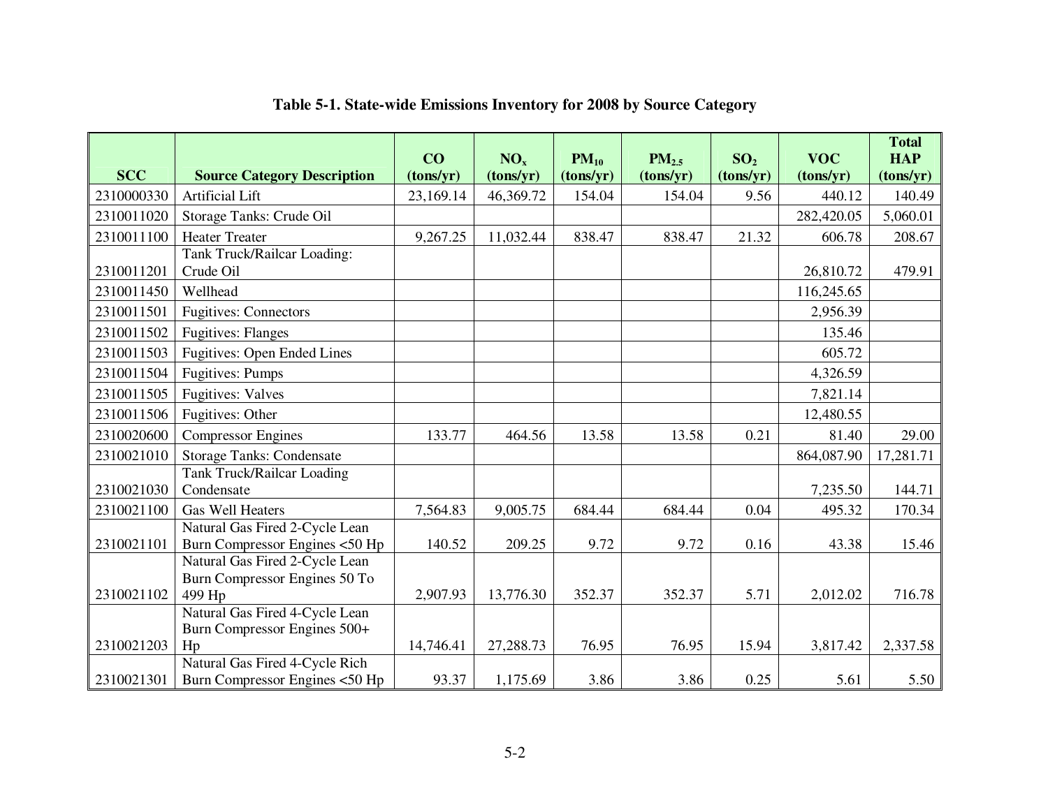**Table 5-1. State-wide Emissions Inventory for 2008 by Source Category**

| SCC | Source Category Description | CO (tons/yr) | $NO_x$ (tons/yr) | $PM_{10}$ (tons/yr) | $PM_{2.5}$ (tons/yr) | $SO_2$ (tons/yr) | VOC (tons/yr) | Total HAP (tons/yr) |
|---|---|---|---|---|---|---|---|---|
| 2310000330 | Artificial Lift | 23,169.14 | 46,369.72 | 154.04 | 154.04 | 9.56 | 440.12 | 140.49 |
| 2310011020 | Storage Tanks: Crude Oil | | | | | | 282,420.05 | 5,060.01 |
| 2310011100 | Heater Treater | 9,267.25 | 11,032.44 | 838.47 | 838.47 | 21.32 | 606.78 | 208.67 |
| 2310011201 | Tank Truck/Railcar Loading: Crude Oil | | | | | | 26,810.72 | 479.91 |
| 2310011450 | Wellhead | | | | | | 116,245.65 | |
| 2310011501 | Fugitives: Connectors | | | | | | 2,956.39 | |
| 2310011502 | Fugitives: Flanges | | | | | | 135.46 | |
| 2310011503 | Fugitives: Open Ended Lines | | | | | | 605.72 | |
| 2310011504 | Fugitives: Pumps | | | | | | 4,326.59 | |
| 2310011505 | Fugitives: Valves | | | | | | 7,821.14 | |
| 2310011506 | Fugitives: Other | | | | | | 12,480.55 | |
| 2310020600 | Compressor Engines | 133.77 | 464.56 | 13.58 | 13.58 | 0.21 | 81.40 | 29.00 |
| 2310021010 | Storage Tanks: Condensate | | | | | | 864,087.90 | 17,281.71 |
| 2310021030 | Tank Truck/Railcar Loading Condensate | | | | | | 7,235.50 | 144.71 |
| 2310021100 | Gas Well Heaters | 7,564.83 | 9,005.75 | 684.44 | 684.44 | 0.04 | 495.32 | 170.34 |
| 2310021101 | Natural Gas Fired 2-Cycle Lean Burn Compressor Engines <50 Hp | 140.52 | 209.25 | 9.72 | 9.72 | 0.16 | 43.38 | 15.46 |
| 2310021102 | Natural Gas Fired 2-Cycle Lean Burn Compressor Engines 50 To 499 Hp | 2,907.93 | 13,776.30 | 352.37 | 352.37 | 5.71 | 2,012.02 | 716.78 |
| 2310021203 | Natural Gas Fired 4-Cycle Lean Burn Compressor Engines 500+ Hp | 14,746.41 | 27,288.73 | 76.95 | 76.95 | 15.94 | 3,817.42 | 2,337.58 |
| 2310021301 | Natural Gas Fired 4-Cycle Rich Burn Compressor Engines <50 Hp | 93.37 | 1,175.69 | 3.86 | 3.86 | 0.25 | 5.61 | 5.50 |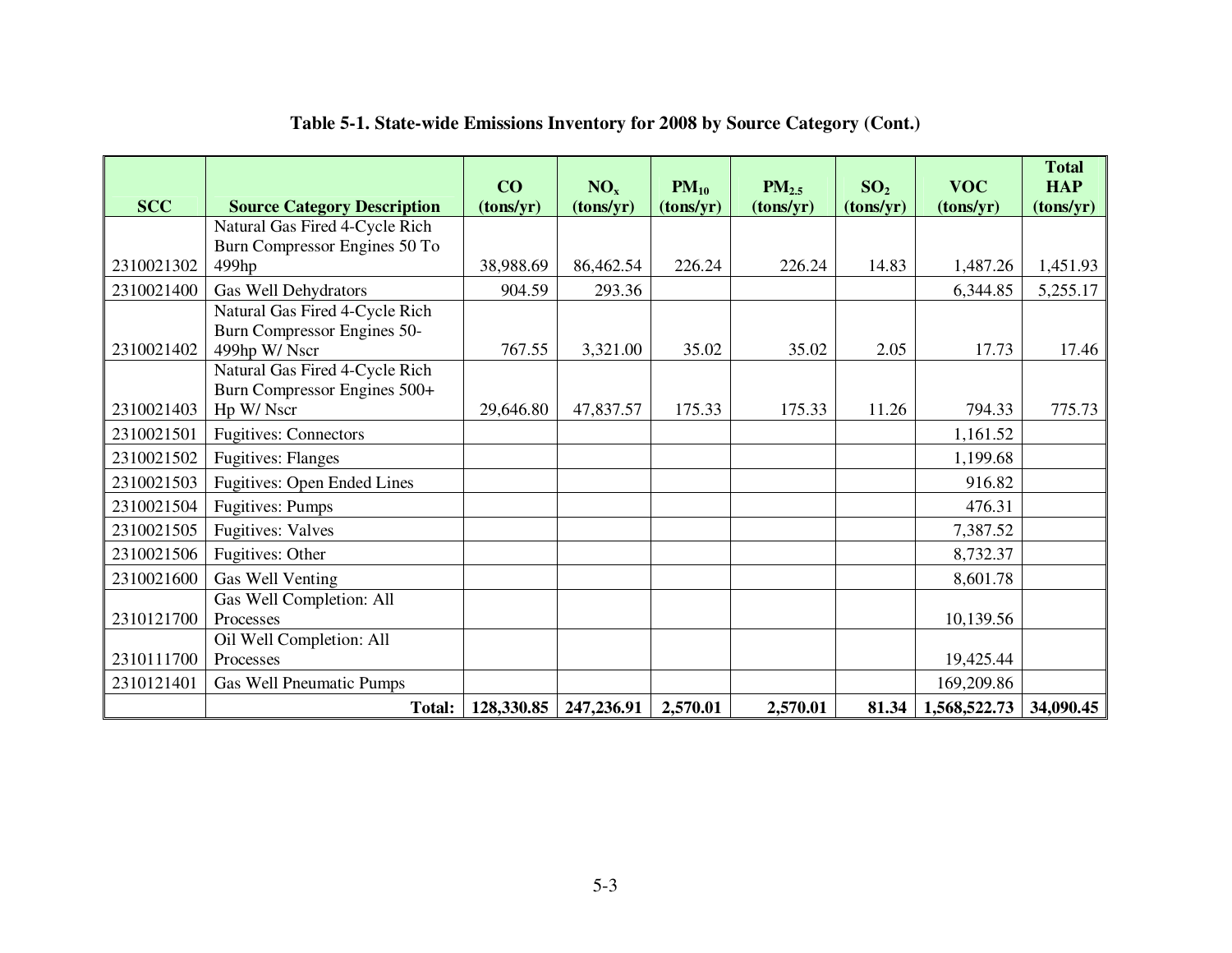**Table 5-1. State-wide Emissions Inventory for 2008 by Source Category (Cont.)**

| SCC | Source Category Description | CO (tons/yr) | $NO_x$ (tons/yr) | $PM_{10}$ (tons/yr) | $PM_{2.5}$ (tons/yr) | $SO_2$ (tons/yr) | VOC (tons/yr) | Total HAP (tons/yr) |
|---|---|---|---|---|---|---|---|---|
| 2310021302 | Natural Gas Fired 4-Cycle Rich Burn Compressor Engines 50 To 499hp | 38,988.69 | 86,462.54 | 226.24 | 226.24 | 14.83 | 1,487.26 | 1,451.93 |
| 2310021400 | Gas Well Dehydrators | 904.59 | 293.36 | | | | 6,344.85 | 5,255.17 |
| 2310021402 | Natural Gas Fired 4-Cycle Rich Burn Compressor Engines 50-499hp W/ Nscr | 767.55 | 3,321.00 | 35.02 | 35.02 | 2.05 | 17.73 | 17.46 |
| 2310021403 | Natural Gas Fired 4-Cycle Rich Burn Compressor Engines 500+ Hp W/ Nscr | 29,646.80 | 47,837.57 | 175.33 | 175.33 | 11.26 | 794.33 | 775.73 |
| 2310021501 | Fugitives: Connectors | | | | | | 1,161.52 | |
| 2310021502 | Fugitives: Flanges | | | | | | 1,199.68 | |
| 2310021503 | Fugitives: Open Ended Lines | | | | | | 916.82 | |
| 2310021504 | Fugitives: Pumps | | | | | | 476.31 | |
| 2310021505 | Fugitives: Valves | | | | | | 7,387.52 | |
| 2310021506 | Fugitives: Other | | | | | | 8,732.37 | |
| 2310021600 | Gas Well Venting | | | | | | 8,601.78 | |
| 2310121700 | Gas Well Completion: All Processes | | | | | | 10,139.56 | |
| 2310111700 | Oil Well Completion: All Processes | | | | | | 19,425.44 | |
| 2310121401 | Gas Well Pneumatic Pumps | | | | | | 169,209.86 | |
| | **Total:** | **128,330.85** | **247,236.91** | **2,570.01** | **2,570.01** | **81.34** | **1,568,522.73** | **34,090.45** |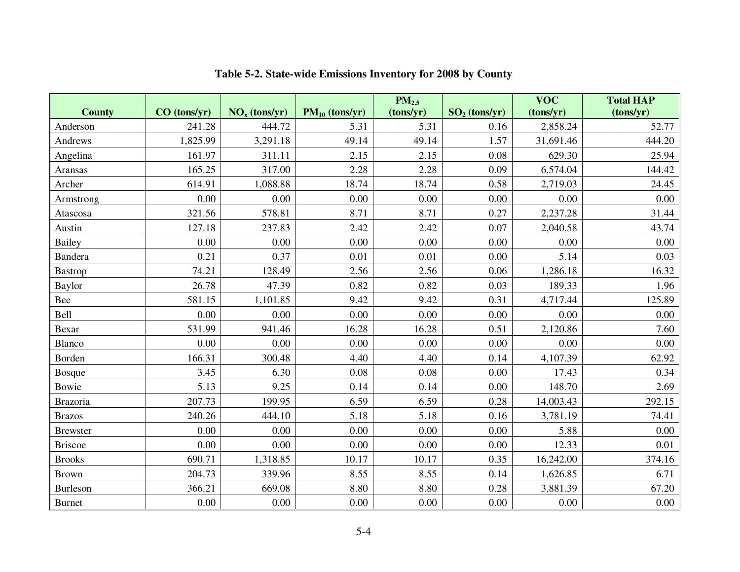**Table 5-2. State-wide Emissions Inventory for 2008 by County**

| County | CO (tons/yr) | $NO_x$ (tons/yr) | $PM_{10}$ (tons/yr) | $PM_{2.5}$ (tons/yr) | $SO_2$ (tons/yr) | VOC (tons/yr) | Total HAP (tons/yr) |
|---|---|---|---|---|---|---|---|
| Anderson | 241.28 | 444.72 | 5.31 | 5.31 | 0.16 | 2,858.24 | 52.77 |
| Andrews | 1,825.99 | 3,291.18 | 49.14 | 49.14 | 1.57 | 31,691.46 | 444.20 |
| Angelina | 161.97 | 311.11 | 2.15 | 2.15 | 0.08 | 629.30 | 25.94 |
| Aransas | 165.25 | 317.00 | 2.28 | 2.28 | 0.09 | 6,574.04 | 144.42 |
| Archer | 614.91 | 1,088.88 | 18.74 | 18.74 | 0.58 | 2,719.03 | 24.45 |
| Armstrong | 0.00 | 0.00 | 0.00 | 0.00 | 0.00 | 0.00 | 0.00 |
| Atascosa | 321.56 | 578.81 | 8.71 | 8.71 | 0.27 | 2,237.28 | 31.44 |
| Austin | 127.18 | 237.83 | 2.42 | 2.42 | 0.07 | 2,040.58 | 43.74 |
| Bailey | 0.00 | 0.00 | 0.00 | 0.00 | 0.00 | 0.00 | 0.00 |
| Bandera | 0.21 | 0.37 | 0.01 | 0.01 | 0.00 | 5.14 | 0.03 |
| Bastrop | 74.21 | 128.49 | 2.56 | 2.56 | 0.06 | 1,286.18 | 16.32 |
| Baylor | 26.78 | 47.39 | 0.82 | 0.82 | 0.03 | 189.33 | 1.96 |
| Bee | 581.15 | 1,101.85 | 9.42 | 9.42 | 0.31 | 4,717.44 | 125.89 |
| Bell | 0.00 | 0.00 | 0.00 | 0.00 | 0.00 | 0.00 | 0.00 |
| Bexar | 531.99 | 941.46 | 16.28 | 16.28 | 0.51 | 2,120.86 | 7.60 |
| Blanco | 0.00 | 0.00 | 0.00 | 0.00 | 0.00 | 0.00 | 0.00 |
| Borden | 166.31 | 300.48 | 4.40 | 4.40 | 0.14 | 4,107.39 | 62.92 |
| Bosque | 3.45 | 6.30 | 0.08 | 0.08 | 0.00 | 17.43 | 0.34 |
| Bowie | 5.13 | 9.25 | 0.14 | 0.14 | 0.00 | 148.70 | 2.69 |
| Brazoria | 207.73 | 199.95 | 6.59 | 6.59 | 0.28 | 14,003.43 | 292.15 |
| Brazos | 240.26 | 444.10 | 5.18 | 5.18 | 0.16 | 3,781.19 | 74.41 |
| Brewster | 0.00 | 0.00 | 0.00 | 0.00 | 0.00 | 5.88 | 0.00 |
| Briscoe | 0.00 | 0.00 | 0.00 | 0.00 | 0.00 | 12.33 | 0.01 |
| Brooks | 690.71 | 1,318.85 | 10.17 | 10.17 | 0.35 | 16,242.00 | 374.16 |
| Brown | 204.73 | 339.96 | 8.55 | 8.55 | 0.14 | 1,626.85 | 6.71 |
| Burleson | 366.21 | 669.08 | 8.80 | 8.80 | 0.28 | 3,881.39 | 67.20 |
| Burnet | 0.00 | 0.00 | 0.00 | 0.00 | 0.00 | 0.00 | 0.00 |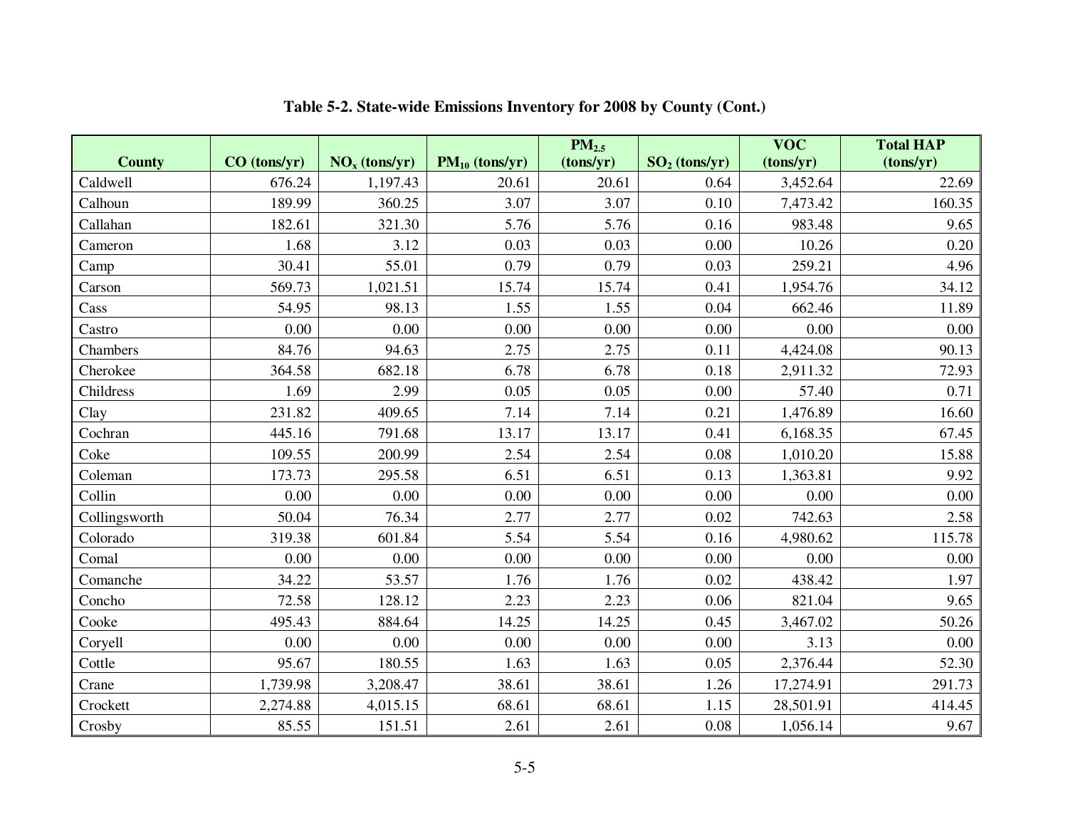**Table 5-2. State-wide Emissions Inventory for 2008 by County (Cont.)**

| County | CO (tons/yr) | $NO_x$ (tons/yr) | $PM_{10}$ (tons/yr) | $PM_{2.5}$ (tons/yr) | $SO_2$ (tons/yr) | VOC (tons/yr) | Total HAP (tons/yr) |
|---|---|---|---|---|---|---|---|
| Caldwell | 676.24 | 1,197.43 | 20.61 | 20.61 | 0.64 | 3,452.64 | 22.69 |
| Calhoun | 189.99 | 360.25 | 3.07 | 3.07 | 0.10 | 7,473.42 | 160.35 |
| Callahan | 182.61 | 321.30 | 5.76 | 5.76 | 0.16 | 983.48 | 9.65 |
| Cameron | 1.68 | 3.12 | 0.03 | 0.03 | 0.00 | 10.26 | 0.20 |
| Camp | 30.41 | 55.01 | 0.79 | 0.79 | 0.03 | 259.21 | 4.96 |
| Carson | 569.73 | 1,021.51 | 15.74 | 15.74 | 0.41 | 1,954.76 | 34.12 |
| Cass | 54.95 | 98.13 | 1.55 | 1.55 | 0.04 | 662.46 | 11.89 |
| Castro | 0.00 | 0.00 | 0.00 | 0.00 | 0.00 | 0.00 | 0.00 |
| Chambers | 84.76 | 94.63 | 2.75 | 2.75 | 0.11 | 4,424.08 | 90.13 |
| Cherokee | 364.58 | 682.18 | 6.78 | 6.78 | 0.18 | 2,911.32 | 72.93 |
| Childress | 1.69 | 2.99 | 0.05 | 0.05 | 0.00 | 57.40 | 0.71 |
| Clay | 231.82 | 409.65 | 7.14 | 7.14 | 0.21 | 1,476.89 | 16.60 |
| Cochran | 445.16 | 791.68 | 13.17 | 13.17 | 0.41 | 6,168.35 | 67.45 |
| Coke | 109.55 | 200.99 | 2.54 | 2.54 | 0.08 | 1,010.20 | 15.88 |
| Coleman | 173.73 | 295.58 | 6.51 | 6.51 | 0.13 | 1,363.81 | 9.92 |
| Collin | 0.00 | 0.00 | 0.00 | 0.00 | 0.00 | 0.00 | 0.00 |
| Collingsworth | 50.04 | 76.34 | 2.77 | 2.77 | 0.02 | 742.63 | 2.58 |
| Colorado | 319.38 | 601.84 | 5.54 | 5.54 | 0.16 | 4,980.62 | 115.78 |
| Comal | 0.00 | 0.00 | 0.00 | 0.00 | 0.00 | 0.00 | 0.00 |
| Comanche | 34.22 | 53.57 | 1.76 | 1.76 | 0.02 | 438.42 | 1.97 |
| Concho | 72.58 | 128.12 | 2.23 | 2.23 | 0.06 | 821.04 | 9.65 |
| Cooke | 495.43 | 884.64 | 14.25 | 14.25 | 0.45 | 3,467.02 | 50.26 |
| Coryell | 0.00 | 0.00 | 0.00 | 0.00 | 0.00 | 3.13 | 0.00 |
| Cottle | 95.67 | 180.55 | 1.63 | 1.63 | 0.05 | 2,376.44 | 52.30 |
| Crane | 1,739.98 | 3,208.47 | 38.61 | 38.61 | 1.26 | 17,274.91 | 291.73 |
| Crockett | 2,274.88 | 4,015.15 | 68.61 | 68.61 | 1.15 | 28,501.91 | 414.45 |
| Crosby | 85.55 | 151.51 | 2.61 | 2.61 | 0.08 | 1,056.14 | 9.67 |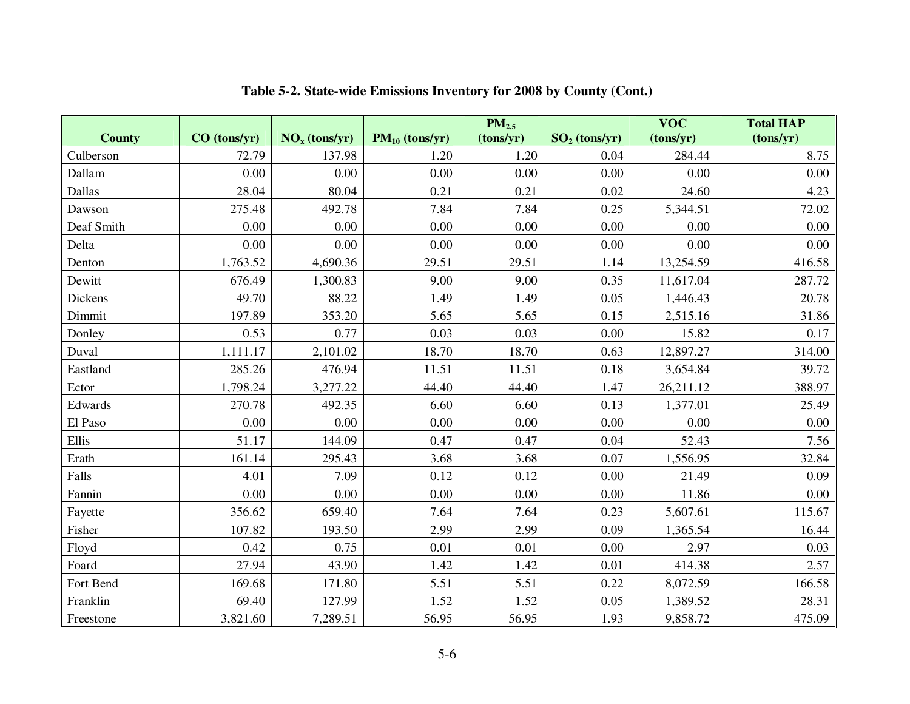**Table 5-2. State-wide Emissions Inventory for 2008 by County (Cont.)**

| County | CO (tons/yr) | $NO_x$ (tons/yr) | $PM_{10}$ (tons/yr) | $PM_{2.5}$ (tons/yr) | $SO_2$ (tons/yr) | VOC (tons/yr) | Total HAP (tons/yr) |
|---|---|---|---|---|---|---|---|
| Culberson | 72.79 | 137.98 | 1.20 | 1.20 | 0.04 | 284.44 | 8.75 |
| Dallam | 0.00 | 0.00 | 0.00 | 0.00 | 0.00 | 0.00 | 0.00 |
| Dallas | 28.04 | 80.04 | 0.21 | 0.21 | 0.02 | 24.60 | 4.23 |
| Dawson | 275.48 | 492.78 | 7.84 | 7.84 | 0.25 | 5,344.51 | 72.02 |
| Deaf Smith | 0.00 | 0.00 | 0.00 | 0.00 | 0.00 | 0.00 | 0.00 |
| Delta | 0.00 | 0.00 | 0.00 | 0.00 | 0.00 | 0.00 | 0.00 |
| Denton | 1,763.52 | 4,690.36 | 29.51 | 29.51 | 1.14 | 13,254.59 | 416.58 |
| Dewitt | 676.49 | 1,300.83 | 9.00 | 9.00 | 0.35 | 11,617.04 | 287.72 |
| Dickens | 49.70 | 88.22 | 1.49 | 1.49 | 0.05 | 1,446.43 | 20.78 |
| Dimmit | 197.89 | 353.20 | 5.65 | 5.65 | 0.15 | 2,515.16 | 31.86 |
| Donley | 0.53 | 0.77 | 0.03 | 0.03 | 0.00 | 15.82 | 0.17 |
| Duval | 1,111.17 | 2,101.02 | 18.70 | 18.70 | 0.63 | 12,897.27 | 314.00 |
| Eastland | 285.26 | 476.94 | 11.51 | 11.51 | 0.18 | 3,654.84 | 39.72 |
| Ector | 1,798.24 | 3,277.22 | 44.40 | 44.40 | 1.47 | 26,211.12 | 388.97 |
| Edwards | 270.78 | 492.35 | 6.60 | 6.60 | 0.13 | 1,377.01 | 25.49 |
| El Paso | 0.00 | 0.00 | 0.00 | 0.00 | 0.00 | 0.00 | 0.00 |
| Ellis | 51.17 | 144.09 | 0.47 | 0.47 | 0.04 | 52.43 | 7.56 |
| Erath | 161.14 | 295.43 | 3.68 | 3.68 | 0.07 | 1,556.95 | 32.84 |
| Falls | 4.01 | 7.09 | 0.12 | 0.12 | 0.00 | 21.49 | 0.09 |
| Fannin | 0.00 | 0.00 | 0.00 | 0.00 | 0.00 | 11.86 | 0.00 |
| Fayette | 356.62 | 659.40 | 7.64 | 7.64 | 0.23 | 5,607.61 | 115.67 |
| Fisher | 107.82 | 193.50 | 2.99 | 2.99 | 0.09 | 1,365.54 | 16.44 |
| Floyd | 0.42 | 0.75 | 0.01 | 0.01 | 0.00 | 2.97 | 0.03 |
| Foard | 27.94 | 43.90 | 1.42 | 1.42 | 0.01 | 414.38 | 2.57 |
| Fort Bend | 169.68 | 171.80 | 5.51 | 5.51 | 0.22 | 8,072.59 | 166.58 |
| Franklin | 69.40 | 127.99 | 1.52 | 1.52 | 0.05 | 1,389.52 | 28.31 |
| Freestone | 3,821.60 | 7,289.51 | 56.95 | 56.95 | 1.93 | 9,858.72 | 475.09 |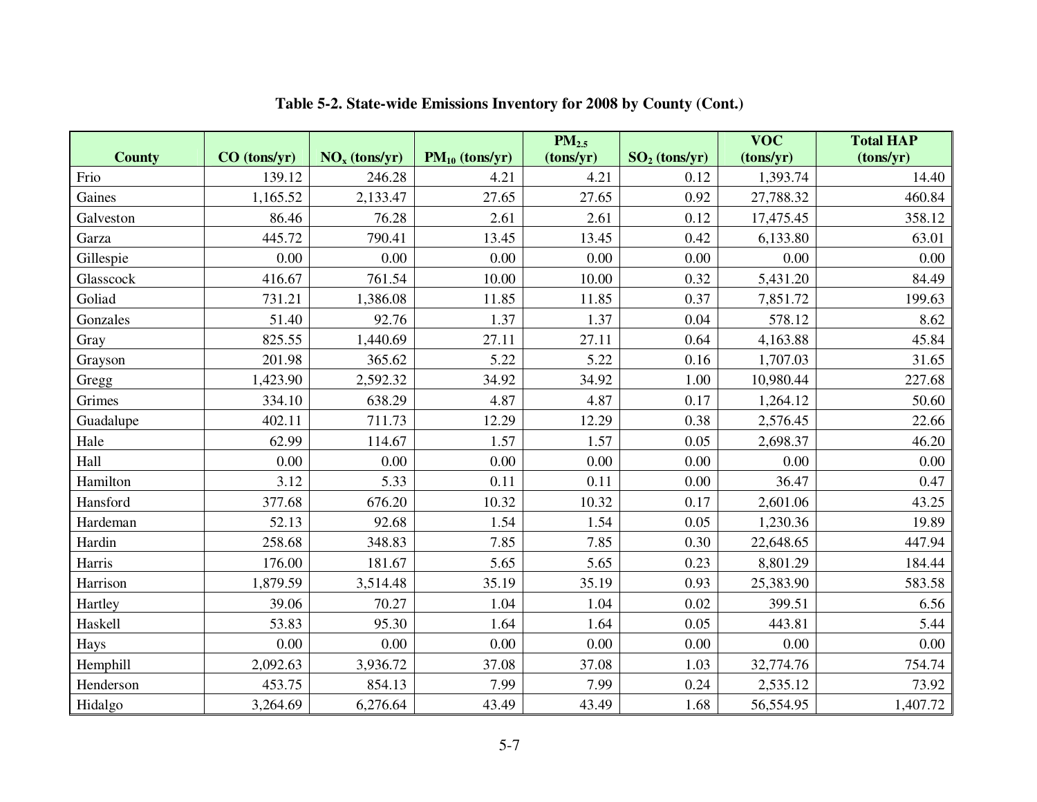**Table 5-2. State-wide Emissions Inventory for 2008 by County (Cont.)**

| County | CO (tons/yr) | $NO_x$ (tons/yr) | $PM_{10}$ (tons/yr) | $PM_{2.5}$ (tons/yr) | $SO_2$ (tons/yr) | VOC (tons/yr) | Total HAP (tons/yr) |
|---|---|---|---|---|---|---|---|
| Frio | 139.12 | 246.28 | 4.21 | 4.21 | 0.12 | 1,393.74 | 14.40 |
| Gaines | 1,165.52 | 2,133.47 | 27.65 | 27.65 | 0.92 | 27,788.32 | 460.84 |
| Galveston | 86.46 | 76.28 | 2.61 | 2.61 | 0.12 | 17,475.45 | 358.12 |
| Garza | 445.72 | 790.41 | 13.45 | 13.45 | 0.42 | 6,133.80 | 63.01 |
| Gillespie | 0.00 | 0.00 | 0.00 | 0.00 | 0.00 | 0.00 | 0.00 |
| Glasscock | 416.67 | 761.54 | 10.00 | 10.00 | 0.32 | 5,431.20 | 84.49 |
| Goliad | 731.21 | 1,386.08 | 11.85 | 11.85 | 0.37 | 7,851.72 | 199.63 |
| Gonzales | 51.40 | 92.76 | 1.37 | 1.37 | 0.04 | 578.12 | 8.62 |
| Gray | 825.55 | 1,440.69 | 27.11 | 27.11 | 0.64 | 4,163.88 | 45.84 |
| Grayson | 201.98 | 365.62 | 5.22 | 5.22 | 0.16 | 1,707.03 | 31.65 |
| Gregg | 1,423.90 | 2,592.32 | 34.92 | 34.92 | 1.00 | 10,980.44 | 227.68 |
| Grimes | 334.10 | 638.29 | 4.87 | 4.87 | 0.17 | 1,264.12 | 50.60 |
| Guadalupe | 402.11 | 711.73 | 12.29 | 12.29 | 0.38 | 2,576.45 | 22.66 |
| Hale | 62.99 | 114.67 | 1.57 | 1.57 | 0.05 | 2,698.37 | 46.20 |
| Hall | 0.00 | 0.00 | 0.00 | 0.00 | 0.00 | 0.00 | 0.00 |
| Hamilton | 3.12 | 5.33 | 0.11 | 0.11 | 0.00 | 36.47 | 0.47 |
| Hansford | 377.68 | 676.20 | 10.32 | 10.32 | 0.17 | 2,601.06 | 43.25 |
| Hardeman | 52.13 | 92.68 | 1.54 | 1.54 | 0.05 | 1,230.36 | 19.89 |
| Hardin | 258.68 | 348.83 | 7.85 | 7.85 | 0.30 | 22,648.65 | 447.94 |
| Harris | 176.00 | 181.67 | 5.65 | 5.65 | 0.23 | 8,801.29 | 184.44 |
| Harrison | 1,879.59 | 3,514.48 | 35.19 | 35.19 | 0.93 | 25,383.90 | 583.58 |
| Hartley | 39.06 | 70.27 | 1.04 | 1.04 | 0.02 | 399.51 | 6.56 |
| Haskell | 53.83 | 95.30 | 1.64 | 1.64 | 0.05 | 443.81 | 5.44 |
| Hays | 0.00 | 0.00 | 0.00 | 0.00 | 0.00 | 0.00 | 0.00 |
| Hemphill | 2,092.63 | 3,936.72 | 37.08 | 37.08 | 1.03 | 32,774.76 | 754.74 |
| Henderson | 453.75 | 854.13 | 7.99 | 7.99 | 0.24 | 2,535.12 | 73.92 |
| Hidalgo | 3,264.69 | 6,276.64 | 43.49 | 43.49 | 1.68 | 56,554.95 | 1,407.72 |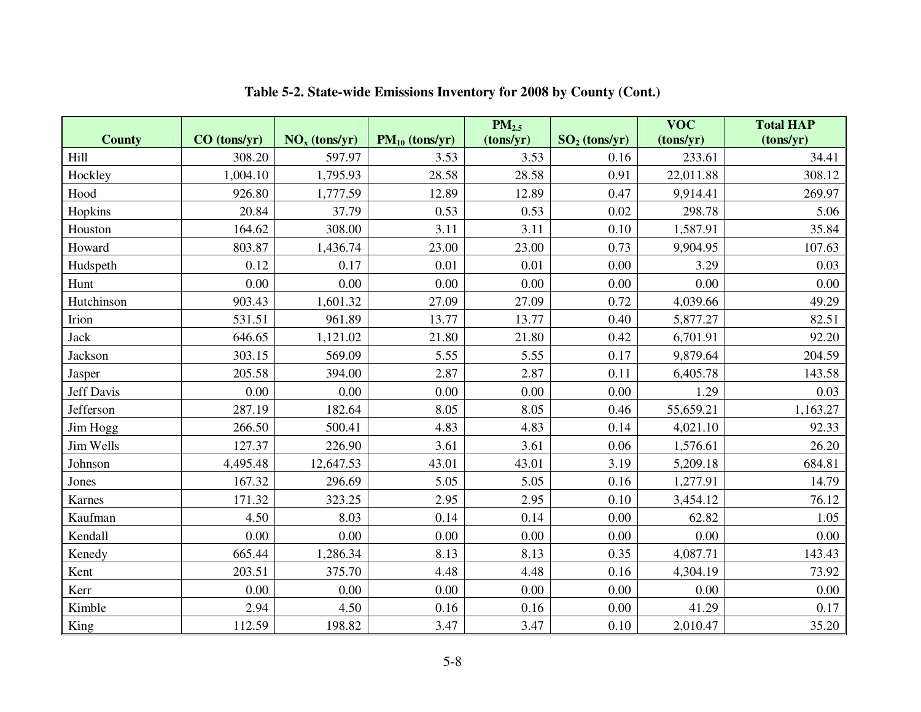**Table 5-2. State-wide Emissions Inventory for 2008 by County (Cont.)**

| County | CO (tons/yr) | $NO_x$ (tons/yr) | $PM_{10}$ (tons/yr) | $PM_{2.5}$ (tons/yr) | $SO_2$ (tons/yr) | VOC (tons/yr) | Total HAP (tons/yr) |
|---|---|---|---|---|---|---|---|
| Hill | 308.20 | 597.97 | 3.53 | 3.53 | 0.16 | 233.61 | 34.41 |
| Hockley | 1,004.10 | 1,795.93 | 28.58 | 28.58 | 0.91 | 22,011.88 | 308.12 |
| Hood | 926.80 | 1,777.59 | 12.89 | 12.89 | 0.47 | 9,914.41 | 269.97 |
| Hopkins | 20.84 | 37.79 | 0.53 | 0.53 | 0.02 | 298.78 | 5.06 |
| Houston | 164.62 | 308.00 | 3.11 | 3.11 | 0.10 | 1,587.91 | 35.84 |
| Howard | 803.87 | 1,436.74 | 23.00 | 23.00 | 0.73 | 9,904.95 | 107.63 |
| Hudspeth | 0.12 | 0.17 | 0.01 | 0.01 | 0.00 | 3.29 | 0.03 |
| Hunt | 0.00 | 0.00 | 0.00 | 0.00 | 0.00 | 0.00 | 0.00 |
| Hutchinson | 903.43 | 1,601.32 | 27.09 | 27.09 | 0.72 | 4,039.66 | 49.29 |
| Irion | 531.51 | 961.89 | 13.77 | 13.77 | 0.40 | 5,877.27 | 82.51 |
| Jack | 646.65 | 1,121.02 | 21.80 | 21.80 | 0.42 | 6,701.91 | 92.20 |
| Jackson | 303.15 | 569.09 | 5.55 | 5.55 | 0.17 | 9,879.64 | 204.59 |
| Jasper | 205.58 | 394.00 | 2.87 | 2.87 | 0.11 | 6,405.78 | 143.58 |
| Jeff Davis | 0.00 | 0.00 | 0.00 | 0.00 | 0.00 | 1.29 | 0.03 |
| Jefferson | 287.19 | 182.64 | 8.05 | 8.05 | 0.46 | 55,659.21 | 1,163.27 |
| Jim Hogg | 266.50 | 500.41 | 4.83 | 4.83 | 0.14 | 4,021.10 | 92.33 |
| Jim Wells | 127.37 | 226.90 | 3.61 | 3.61 | 0.06 | 1,576.61 | 26.20 |
| Johnson | 4,495.48 | 12,647.53 | 43.01 | 43.01 | 3.19 | 5,209.18 | 684.81 |
| Jones | 167.32 | 296.69 | 5.05 | 5.05 | 0.16 | 1,277.91 | 14.79 |
| Karnes | 171.32 | 323.25 | 2.95 | 2.95 | 0.10 | 3,454.12 | 76.12 |
| Kaufman | 4.50 | 8.03 | 0.14 | 0.14 | 0.00 | 62.82 | 1.05 |
| Kendall | 0.00 | 0.00 | 0.00 | 0.00 | 0.00 | 0.00 | 0.00 |
| Kenedy | 665.44 | 1,286.34 | 8.13 | 8.13 | 0.35 | 4,087.71 | 143.43 |
| Kent | 203.51 | 375.70 | 4.48 | 4.48 | 0.16 | 4,304.19 | 73.92 |
| Kerr | 0.00 | 0.00 | 0.00 | 0.00 | 0.00 | 0.00 | 0.00 |
| Kimble | 2.94 | 4.50 | 0.16 | 0.16 | 0.00 | 41.29 | 0.17 |
| King | 112.59 | 198.82 | 3.47 | 3.47 | 0.10 | 2,010.47 | 35.20 |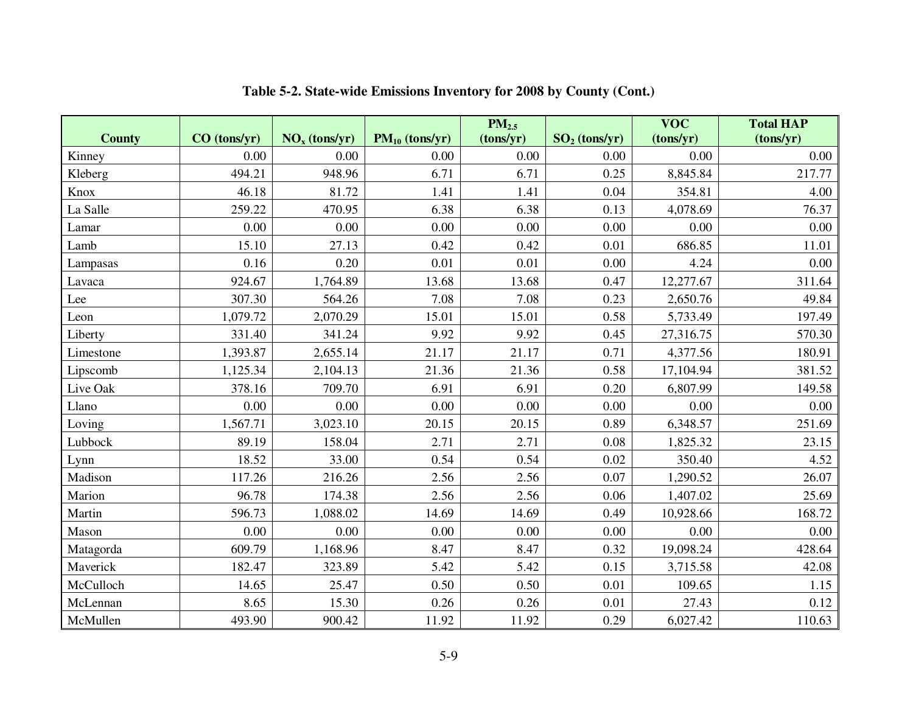**Table 5-2. State-wide Emissions Inventory for 2008 by County (Cont.)**

| County | CO (tons/yr) | $NO_x$ (tons/yr) | $PM_{10}$ (tons/yr) | $PM_{2.5}$ (tons/yr) | $SO_2$ (tons/yr) | VOC (tons/yr) | Total HAP (tons/yr) |
|---|---|---|---|---|---|---|---|
| Kinney | 0.00 | 0.00 | 0.00 | 0.00 | 0.00 | 0.00 | 0.00 |
| Kleberg | 494.21 | 948.96 | 6.71 | 6.71 | 0.25 | 8,845.84 | 217.77 |
| Knox | 46.18 | 81.72 | 1.41 | 1.41 | 0.04 | 354.81 | 4.00 |
| La Salle | 259.22 | 470.95 | 6.38 | 6.38 | 0.13 | 4,078.69 | 76.37 |
| Lamar | 0.00 | 0.00 | 0.00 | 0.00 | 0.00 | 0.00 | 0.00 |
| Lamb | 15.10 | 27.13 | 0.42 | 0.42 | 0.01 | 686.85 | 11.01 |
| Lampasas | 0.16 | 0.20 | 0.01 | 0.01 | 0.00 | 4.24 | 0.00 |
| Lavaca | 924.67 | 1,764.89 | 13.68 | 13.68 | 0.47 | 12,277.67 | 311.64 |
| Lee | 307.30 | 564.26 | 7.08 | 7.08 | 0.23 | 2,650.76 | 49.84 |
| Leon | 1,079.72 | 2,070.29 | 15.01 | 15.01 | 0.58 | 5,733.49 | 197.49 |
| Liberty | 331.40 | 341.24 | 9.92 | 9.92 | 0.45 | 27,316.75 | 570.30 |
| Limestone | 1,393.87 | 2,655.14 | 21.17 | 21.17 | 0.71 | 4,377.56 | 180.91 |
| Lipscomb | 1,125.34 | 2,104.13 | 21.36 | 21.36 | 0.58 | 17,104.94 | 381.52 |
| Live Oak | 378.16 | 709.70 | 6.91 | 6.91 | 0.20 | 6,807.99 | 149.58 |
| Llano | 0.00 | 0.00 | 0.00 | 0.00 | 0.00 | 0.00 | 0.00 |
| Loving | 1,567.71 | 3,023.10 | 20.15 | 20.15 | 0.89 | 6,348.57 | 251.69 |
| Lubbock | 89.19 | 158.04 | 2.71 | 2.71 | 0.08 | 1,825.32 | 23.15 |
| Lynn | 18.52 | 33.00 | 0.54 | 0.54 | 0.02 | 350.40 | 4.52 |
| Madison | 117.26 | 216.26 | 2.56 | 2.56 | 0.07 | 1,290.52 | 26.07 |
| Marion | 96.78 | 174.38 | 2.56 | 2.56 | 0.06 | 1,407.02 | 25.69 |
| Martin | 596.73 | 1,088.02 | 14.69 | 14.69 | 0.49 | 10,928.66 | 168.72 |
| Mason | 0.00 | 0.00 | 0.00 | 0.00 | 0.00 | 0.00 | 0.00 |
| Matagorda | 609.79 | 1,168.96 | 8.47 | 8.47 | 0.32 | 19,098.24 | 428.64 |
| Maverick | 182.47 | 323.89 | 5.42 | 5.42 | 0.15 | 3,715.58 | 42.08 |
| McCulloch | 14.65 | 25.47 | 0.50 | 0.50 | 0.01 | 109.65 | 1.15 |
| McLennan | 8.65 | 15.30 | 0.26 | 0.26 | 0.01 | 27.43 | 0.12 |
| McMullen | 493.90 | 900.42 | 11.92 | 11.92 | 0.29 | 6,027.42 | 110.63 |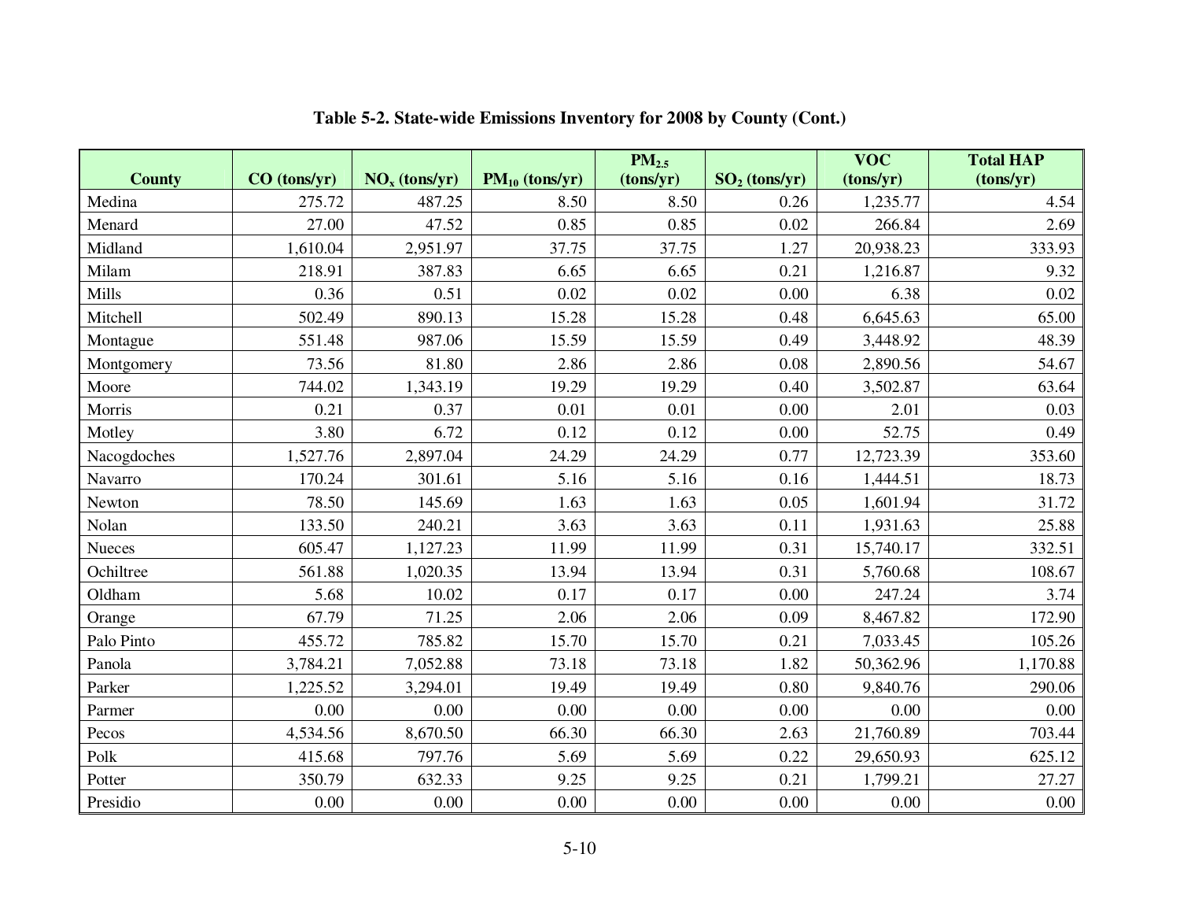**Table 5-2. State-wide Emissions Inventory for 2008 by County (Cont.)**

| County | CO (tons/yr) | $NO_x$ (tons/yr) | $PM_{10}$ (tons/yr) | $PM_{2.5}$ (tons/yr) | $SO_2$ (tons/yr) | VOC (tons/yr) | Total HAP (tons/yr) |
|---|---|---|---|---|---|---|---|
| Medina | 275.72 | 487.25 | 8.50 | 8.50 | 0.26 | 1,235.77 | 4.54 |
| Menard | 27.00 | 47.52 | 0.85 | 0.85 | 0.02 | 266.84 | 2.69 |
| Midland | 1,610.04 | 2,951.97 | 37.75 | 37.75 | 1.27 | 20,938.23 | 333.93 |
| Milam | 218.91 | 387.83 | 6.65 | 6.65 | 0.21 | 1,216.87 | 9.32 |
| Mills | 0.36 | 0.51 | 0.02 | 0.02 | 0.00 | 6.38 | 0.02 |
| Mitchell | 502.49 | 890.13 | 15.28 | 15.28 | 0.48 | 6,645.63 | 65.00 |
| Montague | 551.48 | 987.06 | 15.59 | 15.59 | 0.49 | 3,448.92 | 48.39 |
| Montgomery | 73.56 | 81.80 | 2.86 | 2.86 | 0.08 | 2,890.56 | 54.67 |
| Moore | 744.02 | 1,343.19 | 19.29 | 19.29 | 0.40 | 3,502.87 | 63.64 |
| Morris | 0.21 | 0.37 | 0.01 | 0.01 | 0.00 | 2.01 | 0.03 |
| Motley | 3.80 | 6.72 | 0.12 | 0.12 | 0.00 | 52.75 | 0.49 |
| Nacogdoches | 1,527.76 | 2,897.04 | 24.29 | 24.29 | 0.77 | 12,723.39 | 353.60 |
| Navarro | 170.24 | 301.61 | 5.16 | 5.16 | 0.16 | 1,444.51 | 18.73 |
| Newton | 78.50 | 145.69 | 1.63 | 1.63 | 0.05 | 1,601.94 | 31.72 |
| Nolan | 133.50 | 240.21 | 3.63 | 3.63 | 0.11 | 1,931.63 | 25.88 |
| Nueces | 605.47 | 1,127.23 | 11.99 | 11.99 | 0.31 | 15,740.17 | 332.51 |
| Ochiltree | 561.88 | 1,020.35 | 13.94 | 13.94 | 0.31 | 5,760.68 | 108.67 |
| Oldham | 5.68 | 10.02 | 0.17 | 0.17 | 0.00 | 247.24 | 3.74 |
| Orange | 67.79 | 71.25 | 2.06 | 2.06 | 0.09 | 8,467.82 | 172.90 |
| Palo Pinto | 455.72 | 785.82 | 15.70 | 15.70 | 0.21 | 7,033.45 | 105.26 |
| Panola | 3,784.21 | 7,052.88 | 73.18 | 73.18 | 1.82 | 50,362.96 | 1,170.88 |
| Parker | 1,225.52 | 3,294.01 | 19.49 | 19.49 | 0.80 | 9,840.76 | 290.06 |
| Parmer | 0.00 | 0.00 | 0.00 | 0.00 | 0.00 | 0.00 | 0.00 |
| Pecos | 4,534.56 | 8,670.50 | 66.30 | 66.30 | 2.63 | 21,760.89 | 703.44 |
| Polk | 415.68 | 797.76 | 5.69 | 5.69 | 0.22 | 29,650.93 | 625.12 |
| Potter | 350.79 | 632.33 | 9.25 | 9.25 | 0.21 | 1,799.21 | 27.27 |
| Presidio | 0.00 | 0.00 | 0.00 | 0.00 | 0.00 | 0.00 | 0.00 |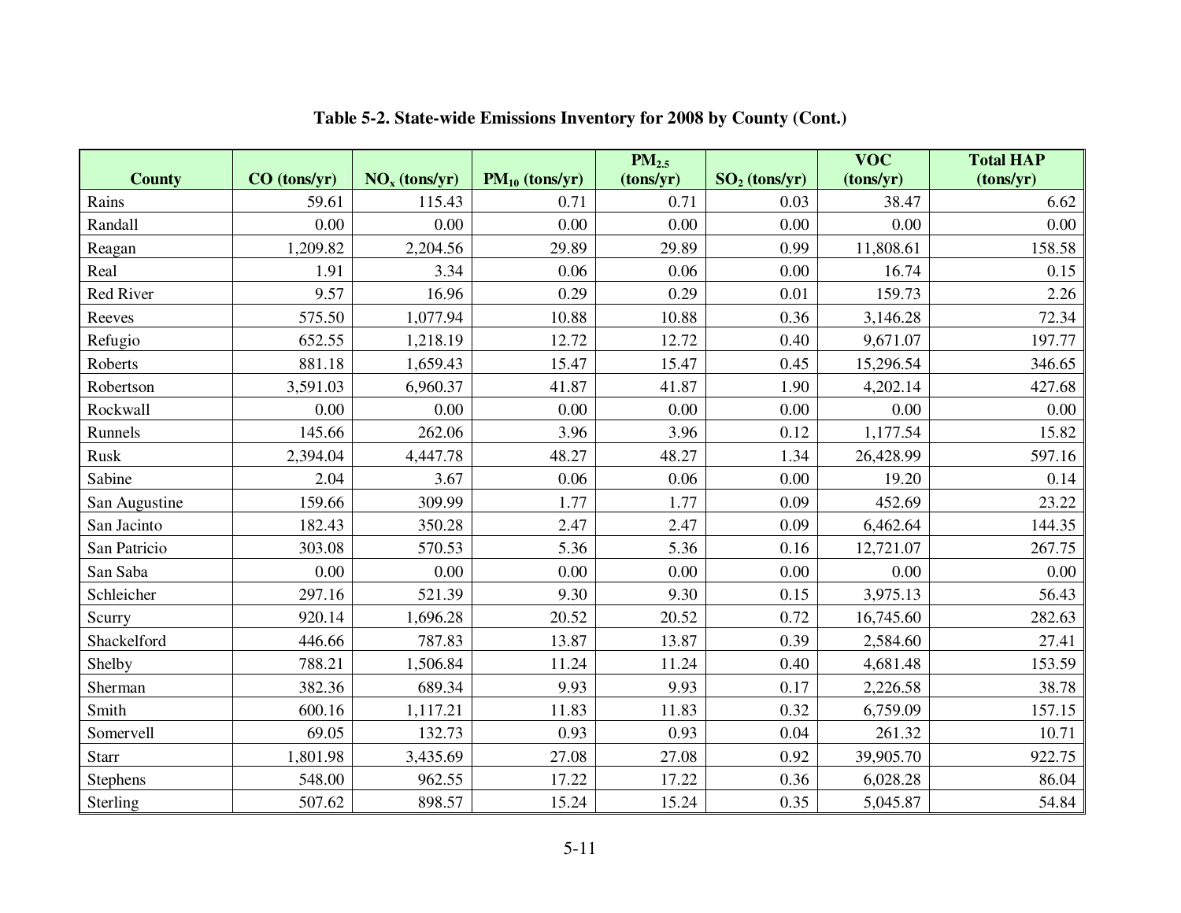**Table 5-2. State-wide Emissions Inventory for 2008 by County (Cont.)**

| County | CO (tons/yr) | $NO_x$ (tons/yr) | $PM_{10}$ (tons/yr) | $PM_{2.5}$ (tons/yr) | $SO_2$ (tons/yr) | VOC (tons/yr) | Total HAP (tons/yr) |
|---|---|---|---|---|---|---|---|
| Rains | 59.61 | 115.43 | 0.71 | 0.71 | 0.03 | 38.47 | 6.62 |
| Randall | 0.00 | 0.00 | 0.00 | 0.00 | 0.00 | 0.00 | 0.00 |
| Reagan | 1,209.82 | 2,204.56 | 29.89 | 29.89 | 0.99 | 11,808.61 | 158.58 |
| Real | 1.91 | 3.34 | 0.06 | 0.06 | 0.00 | 16.74 | 0.15 |
| Red River | 9.57 | 16.96 | 0.29 | 0.29 | 0.01 | 159.73 | 2.26 |
| Reeves | 575.50 | 1,077.94 | 10.88 | 10.88 | 0.36 | 3,146.28 | 72.34 |
| Refugio | 652.55 | 1,218.19 | 12.72 | 12.72 | 0.40 | 9,671.07 | 197.77 |
| Roberts | 881.18 | 1,659.43 | 15.47 | 15.47 | 0.45 | 15,296.54 | 346.65 |
| Robertson | 3,591.03 | 6,960.37 | 41.87 | 41.87 | 1.90 | 4,202.14 | 427.68 |
| Rockwall | 0.00 | 0.00 | 0.00 | 0.00 | 0.00 | 0.00 | 0.00 |
| Runnels | 145.66 | 262.06 | 3.96 | 3.96 | 0.12 | 1,177.54 | 15.82 |
| Rusk | 2,394.04 | 4,447.78 | 48.27 | 48.27 | 1.34 | 26,428.99 | 597.16 |
| Sabine | 2.04 | 3.67 | 0.06 | 0.06 | 0.00 | 19.20 | 0.14 |
| San Augustine | 159.66 | 309.99 | 1.77 | 1.77 | 0.09 | 452.69 | 23.22 |
| San Jacinto | 182.43 | 350.28 | 2.47 | 2.47 | 0.09 | 6,462.64 | 144.35 |
| San Patricio | 303.08 | 570.53 | 5.36 | 5.36 | 0.16 | 12,721.07 | 267.75 |
| San Saba | 0.00 | 0.00 | 0.00 | 0.00 | 0.00 | 0.00 | 0.00 |
| Schleicher | 297.16 | 521.39 | 9.30 | 9.30 | 0.15 | 3,975.13 | 56.43 |
| Scurry | 920.14 | 1,696.28 | 20.52 | 20.52 | 0.72 | 16,745.60 | 282.63 |
| Shackelford | 446.66 | 787.83 | 13.87 | 13.87 | 0.39 | 2,584.60 | 27.41 |
| Shelby | 788.21 | 1,506.84 | 11.24 | 11.24 | 0.40 | 4,681.48 | 153.59 |
| Sherman | 382.36 | 689.34 | 9.93 | 9.93 | 0.17 | 2,226.58 | 38.78 |
| Smith | 600.16 | 1,117.21 | 11.83 | 11.83 | 0.32 | 6,759.09 | 157.15 |
| Somervell | 69.05 | 132.73 | 0.93 | 0.93 | 0.04 | 261.32 | 10.71 |
| Starr | 1,801.98 | 3,435.69 | 27.08 | 27.08 | 0.92 | 39,905.70 | 922.75 |
| Stephens | 548.00 | 962.55 | 17.22 | 17.22 | 0.36 | 6,028.28 | 86.04 |
| Sterling | 507.62 | 898.57 | 15.24 | 15.24 | 0.35 | 5,045.87 | 54.84 |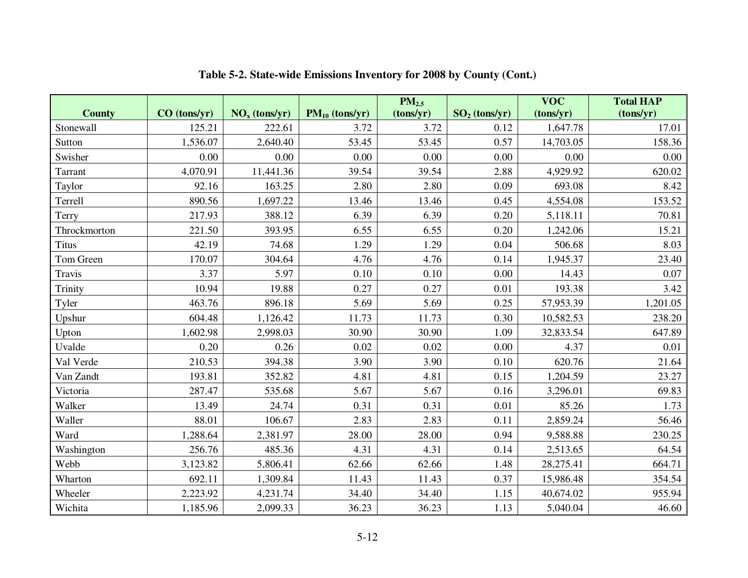**Table 5-2. State-wide Emissions Inventory for 2008 by County (Cont.)**

| County | CO (tons/yr) | $NO_x$ (tons/yr) | $PM_{10}$ (tons/yr) | $PM_{2.5}$ (tons/yr) | $SO_2$ (tons/yr) | VOC (tons/yr) | Total HAP (tons/yr) |
|---|---|---|---|---|---|---|---|
| Stonewall | 125.21 | 222.61 | 3.72 | 3.72 | 0.12 | 1,647.78 | 17.01 |
| Sutton | 1,536.07 | 2,640.40 | 53.45 | 53.45 | 0.57 | 14,703.05 | 158.36 |
| Swisher | 0.00 | 0.00 | 0.00 | 0.00 | 0.00 | 0.00 | 0.00 |
| Tarrant | 4,070.91 | 11,441.36 | 39.54 | 39.54 | 2.88 | 4,929.92 | 620.02 |
| Taylor | 92.16 | 163.25 | 2.80 | 2.80 | 0.09 | 693.08 | 8.42 |
| Terrell | 890.56 | 1,697.22 | 13.46 | 13.46 | 0.45 | 4,554.08 | 153.52 |
| Terry | 217.93 | 388.12 | 6.39 | 6.39 | 0.20 | 5,118.11 | 70.81 |
| Throckmorton | 221.50 | 393.95 | 6.55 | 6.55 | 0.20 | 1,242.06 | 15.21 |
| Titus | 42.19 | 74.68 | 1.29 | 1.29 | 0.04 | 506.68 | 8.03 |
| Tom Green | 170.07 | 304.64 | 4.76 | 4.76 | 0.14 | 1,945.37 | 23.40 |
| Travis | 3.37 | 5.97 | 0.10 | 0.10 | 0.00 | 14.43 | 0.07 |
| Trinity | 10.94 | 19.88 | 0.27 | 0.27 | 0.01 | 193.38 | 3.42 |
| Tyler | 463.76 | 896.18 | 5.69 | 5.69 | 0.25 | 57,953.39 | 1,201.05 |
| Upshur | 604.48 | 1,126.42 | 11.73 | 11.73 | 0.30 | 10,582.53 | 238.20 |
| Upton | 1,602.98 | 2,998.03 | 30.90 | 30.90 | 1.09 | 32,833.54 | 647.89 |
| Uvalde | 0.20 | 0.26 | 0.02 | 0.02 | 0.00 | 4.37 | 0.01 |
| Val Verde | 210.53 | 394.38 | 3.90 | 3.90 | 0.10 | 620.76 | 21.64 |
| Van Zandt | 193.81 | 352.82 | 4.81 | 4.81 | 0.15 | 1,204.59 | 23.27 |
| Victoria | 287.47 | 535.68 | 5.67 | 5.67 | 0.16 | 3,296.01 | 69.83 |
| Walker | 13.49 | 24.74 | 0.31 | 0.31 | 0.01 | 85.26 | 1.73 |
| Waller | 88.01 | 106.67 | 2.83 | 2.83 | 0.11 | 2,859.24 | 56.46 |
| Ward | 1,288.64 | 2,381.97 | 28.00 | 28.00 | 0.94 | 9,588.88 | 230.25 |
| Washington | 256.76 | 485.36 | 4.31 | 4.31 | 0.14 | 2,513.65 | 64.54 |
| Webb | 3,123.82 | 5,806.41 | 62.66 | 62.66 | 1.48 | 28,275.41 | 664.71 |
| Wharton | 692.11 | 1,309.84 | 11.43 | 11.43 | 0.37 | 15,986.48 | 354.54 |
| Wheeler | 2,223.92 | 4,231.74 | 34.40 | 34.40 | 1.15 | 40,674.02 | 955.94 |
| Wichita | 1,185.96 | 2,099.33 | 36.23 | 36.23 | 1.13 | 5,040.04 | 46.60 |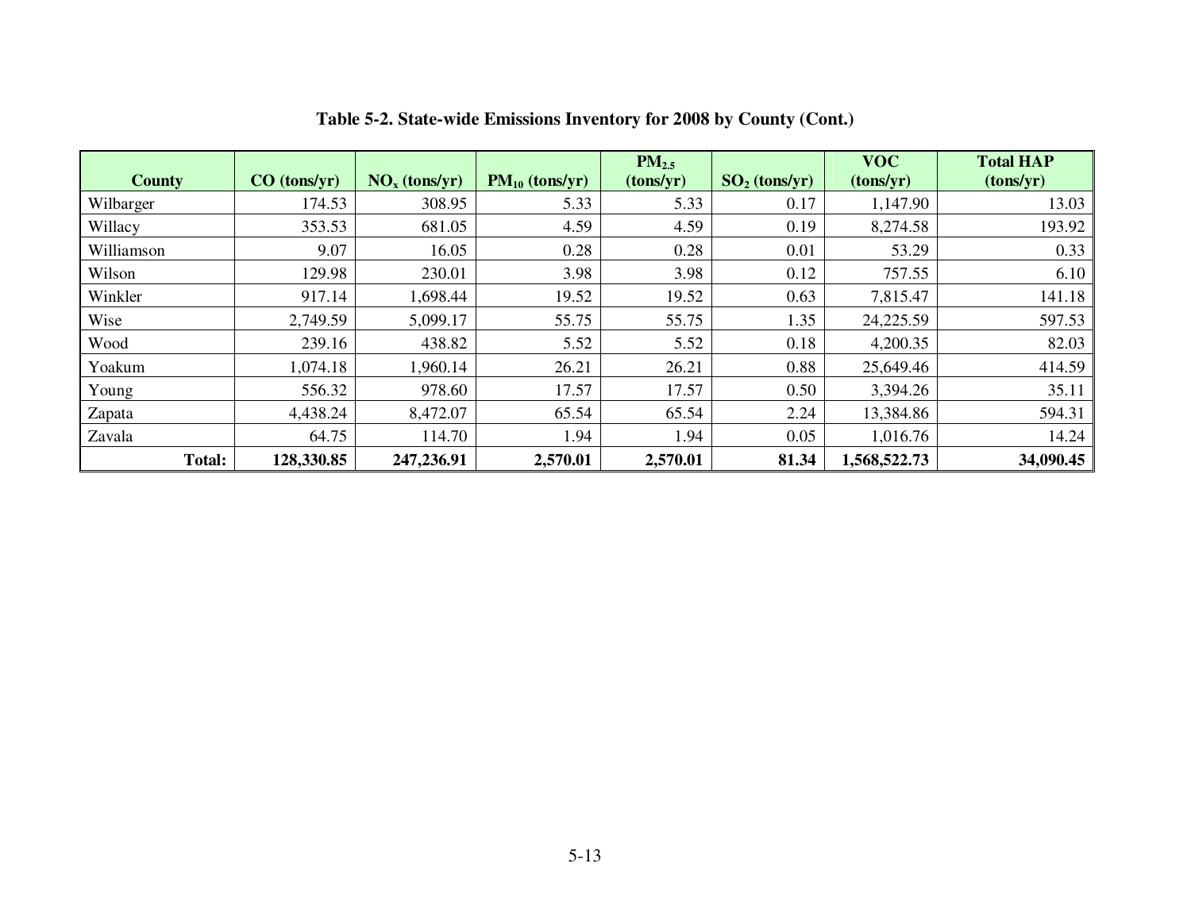**Table 5-2. State-wide Emissions Inventory for 2008 by County (Cont.)**

| County | CO (tons/yr) | $NO_x$ (tons/yr) | $PM_{10}$ (tons/yr) | $PM_{2.5}$ (tons/yr) | $SO_2$ (tons/yr) | VOC (tons/yr) | Total HAP (tons/yr) |
|---|---|---|---|---|---|---|---|
| Wilbarger | 174.53 | 308.95 | 5.33 | 5.33 | 0.17 | 1,147.90 | 13.03 |
| Willacy | 353.53 | 681.05 | 4.59 | 4.59 | 0.19 | 8,274.58 | 193.92 |
| Williamson | 9.07 | 16.05 | 0.28 | 0.28 | 0.01 | 53.29 | 0.33 |
| Wilson | 129.98 | 230.01 | 3.98 | 3.98 | 0.12 | 757.55 | 6.10 |
| Winkler | 917.14 | 1,698.44 | 19.52 | 19.52 | 0.63 | 7,815.47 | 141.18 |
| Wise | 2,749.59 | 5,099.17 | 55.75 | 55.75 | 1.35 | 24,225.59 | 597.53 |
| Wood | 239.16 | 438.82 | 5.52 | 5.52 | 0.18 | 4,200.35 | 82.03 |
| Yoakum | 1,074.18 | 1,960.14 | 26.21 | 26.21 | 0.88 | 25,649.46 | 414.59 |
| Young | 556.32 | 978.60 | 17.57 | 17.57 | 0.50 | 3,394.26 | 35.11 |
| Zapata | 4,438.24 | 8,472.07 | 65.54 | 65.54 | 2.24 | 13,384.86 | 594.31 |
| Zavala | 64.75 | 114.70 | 1.94 | 1.94 | 0.05 | 1,016.76 | 14.24 |
| **Total:** | **128,330.85** | **247,236.91** | **2,570.01** | **2,570.01** | **81.34** | **1,568,522.73** | **34,090.45** |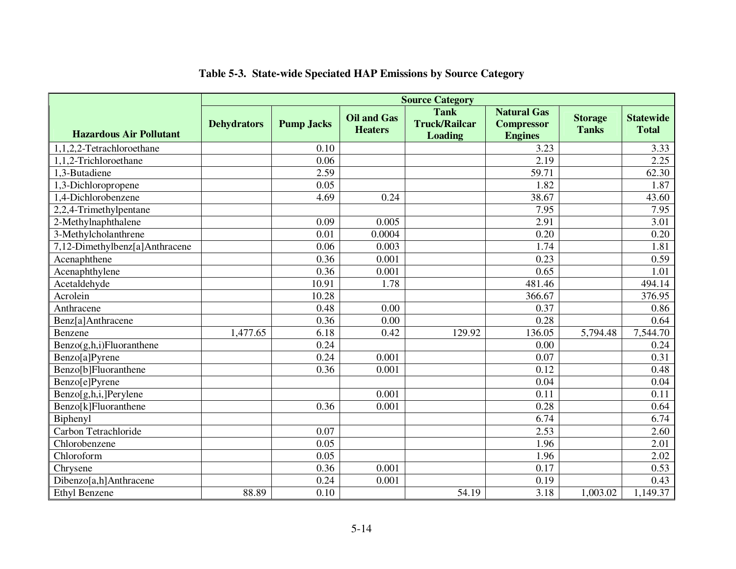**Table 5-3. State-wide Speciated HAP Emissions by Source Category**

| Hazardous Air Pollutant | Source Category | | | | | | |
|---|---|---|---|---|---|---|---|
| | Dehydrators | Pump Jacks | Oil and Gas Heaters | Tank Truck/Railcar Loading | Natural Gas Compressor Engines | Storage Tanks | Statewide Total |
| 1,1,2,2-Tetrachloroethane | | 0.10 | | | 3.23 | | 3.33 |
| 1,1,2-Trichloroethane | | 0.06 | | | 2.19 | | 2.25 |
| 1,3-Butadiene | | 2.59 | | | 59.71 | | 62.30 |
| 1,3-Dichloropropene | | 0.05 | | | 1.82 | | 1.87 |
| 1,4-Dichlorobenzene | | 4.69 | 0.24 | | 38.67 | | 43.60 |
| 2,2,4-Trimethylpentane | | | | | 7.95 | | 7.95 |
| 2-Methylnaphthalene | | 0.09 | 0.005 | | 2.91 | | 3.01 |
| 3-Methylcholanthrene | | 0.01 | 0.0004 | | 0.20 | | 0.20 |
| 7,12-Dimethylbenz[a]Anthracene | | 0.06 | 0.003 | | 1.74 | | 1.81 |
| Acenaphthene | | 0.36 | 0.001 | | 0.23 | | 0.59 |
| Acenaphthylene | | 0.36 | 0.001 | | 0.65 | | 1.01 |
| Acetaldehyde | | 10.91 | 1.78 | | 481.46 | | 494.14 |
| Acrolein | | 10.28 | | | 366.67 | | 376.95 |
| Anthracene | | 0.48 | 0.00 | | 0.37 | | 0.86 |
| Benz[a]Anthracene | | 0.36 | 0.00 | | 0.28 | | 0.64 |
| Benzene | 1,477.65 | 6.18 | 0.42 | 129.92 | 136.05 | 5,794.48 | 7,544.70 |
| Benzo(g,h,i)Fluoranthene | | 0.24 | | | 0.00 | | 0.24 |
| Benzo[a]Pyrene | | 0.24 | 0.001 | | 0.07 | | 0.31 |
| Benzo[b]Fluoranthene | | 0.36 | 0.001 | | 0.12 | | 0.48 |
| Benzo[e]Pyrene | | | | | 0.04 | | 0.04 |
| Benzo[g,h,i,]Perylene | | | 0.001 | | 0.11 | | 0.11 |
| Benzo[k]Fluoranthene | | 0.36 | 0.001 | | 0.28 | | 0.64 |
| Biphenyl | | | | | 6.74 | | 6.74 |
| Carbon Tetrachloride | | 0.07 | | | 2.53 | | 2.60 |
| Chlorobenzene | | 0.05 | | | 1.96 | | 2.01 |
| Chloroform | | 0.05 | | | 1.96 | | 2.02 |
| Chrysene | | 0.36 | 0.001 | | 0.17 | | 0.53 |
| Dibenzo[a,h]Anthracene | | 0.24 | 0.001 | | 0.19 | | 0.43 |
| Ethyl Benzene | 88.89 | 0.10 | | 54.19 | 3.18 | 1,003.02 | 1,149.37 |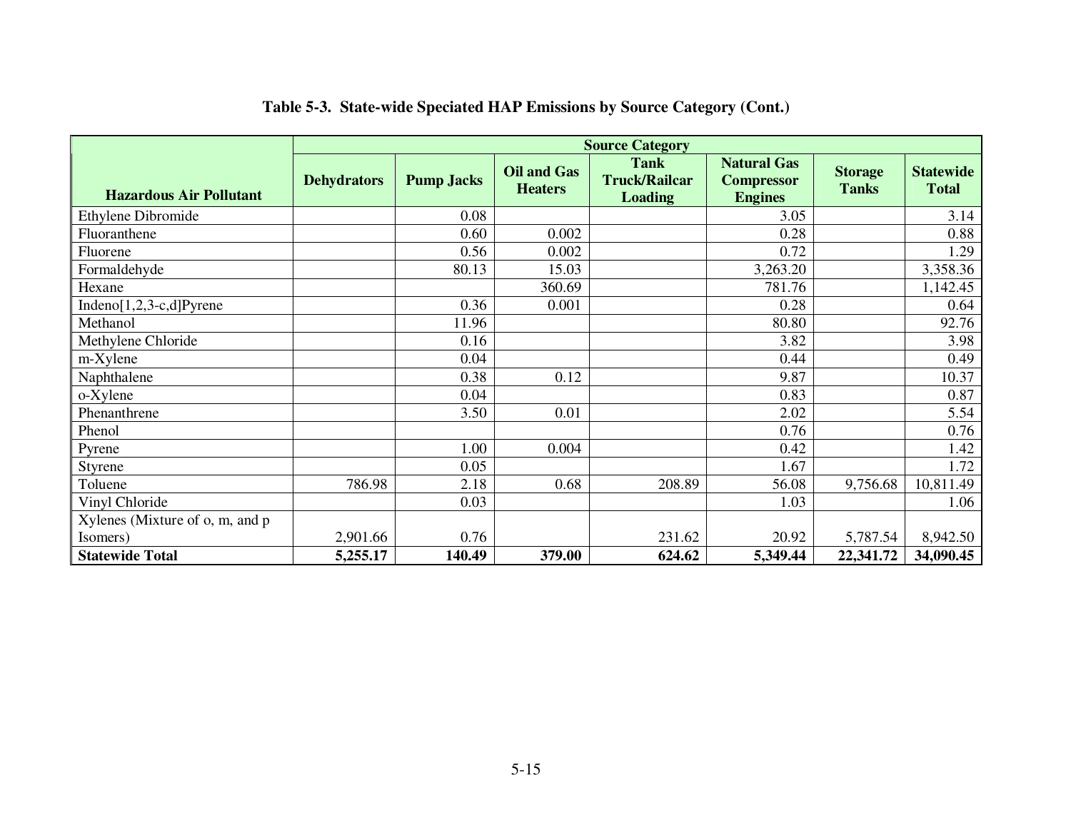**Table 5-3. State-wide Speciated HAP Emissions by Source Category (Cont.)**

| Hazardous Air Pollutant | Source Category | | | | | | |
|---|---|---|---|---|---|---|---|
| | Dehydrators | Pump Jacks | Oil and Gas Heaters | Tank Truck/Railcar Loading | Natural Gas Compressor Engines | Storage Tanks | Statewide Total |
| Ethylene Dibromide | | 0.08 | | | 3.05 | | 3.14 |
| Fluoranthene | | 0.60 | 0.002 | | 0.28 | | 0.88 |
| Fluorene | | 0.56 | 0.002 | | 0.72 | | 1.29 |
| Formaldehyde | | 80.13 | 15.03 | | 3,263.20 | | 3,358.36 |
| Hexane | | | 360.69 | | 781.76 | | 1,142.45 |
| Indeno[1,2,3-c,d]Pyrene | | 0.36 | 0.001 | | 0.28 | | 0.64 |
| Methanol | | 11.96 | | | 80.80 | | 92.76 |
| Methylene Chloride | | 0.16 | | | 3.82 | | 3.98 |
| m-Xylene | | 0.04 | | | 0.44 | | 0.49 |
| Naphthalene | | 0.38 | 0.12 | | 9.87 | | 10.37 |
| o-Xylene | | 0.04 | | | 0.83 | | 0.87 |
| Phenanthrene | | 3.50 | 0.01 | | 2.02 | | 5.54 |
| Phenol | | | | | 0.76 | | 0.76 |
| Pyrene | | 1.00 | 0.004 | | 0.42 | | 1.42 |
| Styrene | | 0.05 | | | 1.67 | | 1.72 |
| Toluene | 786.98 | 2.18 | 0.68 | 208.89 | 56.08 | 9,756.68 | 10,811.49 |
| Vinyl Chloride | | 0.03 | | | 1.03 | | 1.06 |
| Xylenes (Mixture of o, m, and p Isomers) | 2,901.66 | 0.76 | | 231.62 | 20.92 | 5,787.54 | 8,942.50 |
| **Statewide Total** | **5,255.17** | **140.49** | **379.00** | **624.62** | **5,349.44** | **22,341.72** | **34,090.45** |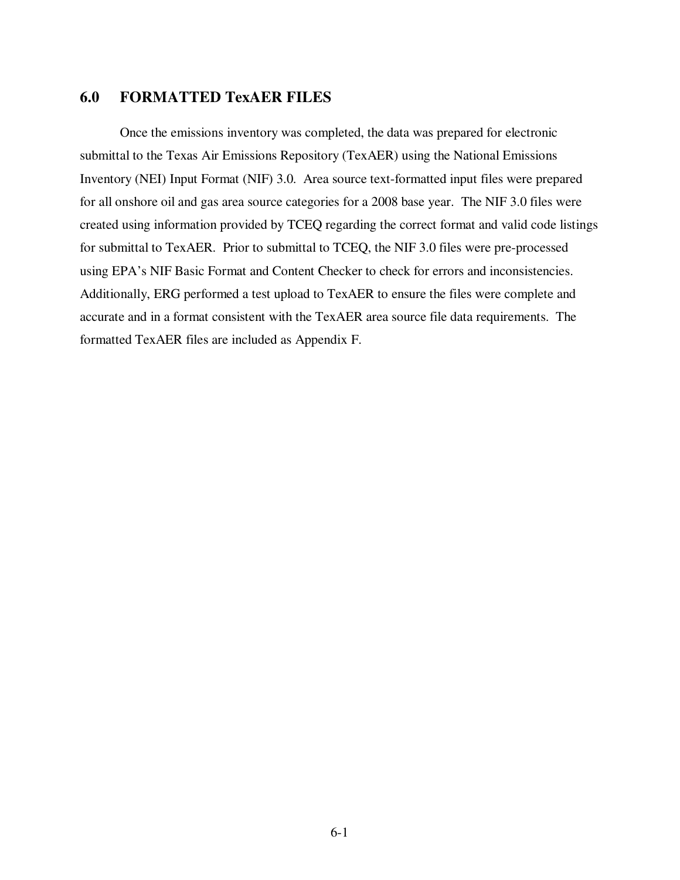## 6.0 FORMATTED TexAER FILES

Once the emissions inventory was completed, the data was prepared for electronic submittal to the Texas Air Emissions Repository (TexAER) using the National Emissions Inventory (NEI) Input Format (NIF) 3.0. Area source text-formatted input files were prepared for all onshore oil and gas area source categories for a 2008 base year. The NIF 3.0 files were created using information provided by TCEQ regarding the correct format and valid code listings for submittal to TexAER. Prior to submittal to TCEQ, the NIF 3.0 files were pre-processed using EPA's NIF Basic Format and Content Checker to check for errors and inconsistencies. Additionally, ERG performed a test upload to TexAER to ensure the files were complete and accurate and in a format consistent with the TexAER area source file data requirements. The formatted TexAER files are included as Appendix F.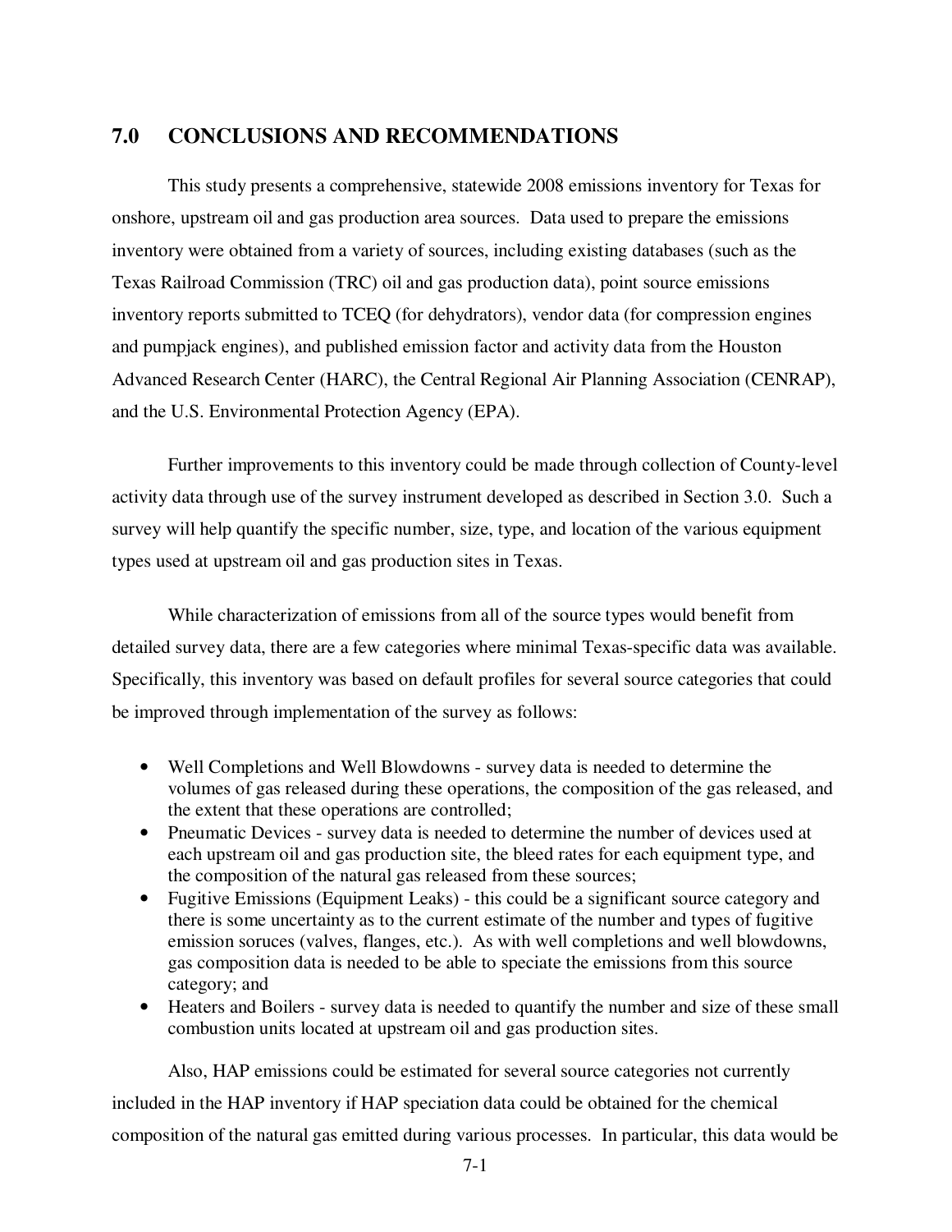## 7.0 CONCLUSIONS AND RECOMMENDATIONS

This study presents a comprehensive, statewide 2008 emissions inventory for Texas for onshore, upstream oil and gas production area sources. Data used to prepare the emissions inventory were obtained from a variety of sources, including existing databases (such as the Texas Railroad Commission (TRC) oil and gas production data), point source emissions inventory reports submitted to TCEQ (for dehydrators), vendor data (for compression engines and pumpjack engines), and published emission factor and activity data from the Houston Advanced Research Center (HARC), the Central Regional Air Planning Association (CENRAP), and the U.S. Environmental Protection Agency (EPA).

Further improvements to this inventory could be made through collection of County-level activity data through use of the survey instrument developed as described in Section 3.0. Such a survey will help quantify the specific number, size, type, and location of the various equipment types used at upstream oil and gas production sites in Texas.

While characterization of emissions from all of the source types would benefit from detailed survey data, there are a few categories where minimal Texas-specific data was available. Specifically, this inventory was based on default profiles for several source categories that could be improved through implementation of the survey as follows:

- Well Completions and Well Blowdowns - survey data is needed to determine the volumes of gas released during these operations, the composition of the gas released, and the extent that these operations are controlled;
- Pneumatic Devices - survey data is needed to determine the number of devices used at each upstream oil and gas production site, the bleed rates for each equipment type, and the composition of the natural gas released from these sources;
- Fugitive Emissions (Equipment Leaks) - this could be a significant source category and there is some uncertainty as to the current estimate of the number and types of fugitive emission soruces (valves, flanges, etc.). As with well completions and well blowdowns, gas composition data is needed to be able to speciate the emissions from this source category; and
- Heaters and Boilers - survey data is needed to quantify the number and size of these small combustion units located at upstream oil and gas production sites.

Also, HAP emissions could be estimated for several source categories not currently included in the HAP inventory if HAP speciation data could be obtained for the chemical composition of the natural gas emitted during various processes. In particular, this data would be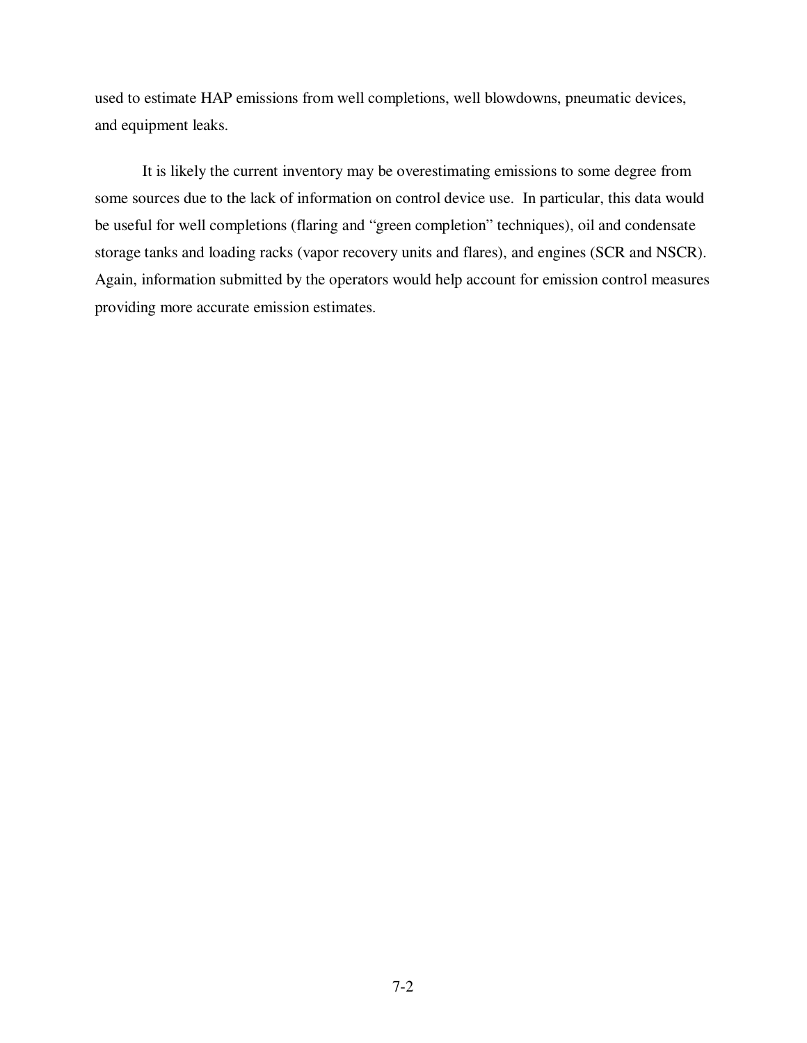used to estimate HAP emissions from well completions, well blowdowns, pneumatic devices, and equipment leaks.

It is likely the current inventory may be overestimating emissions to some degree from some sources due to the lack of information on control device use. In particular, this data would be useful for well completions (flaring and "green completion" techniques), oil and condensate storage tanks and loading racks (vapor recovery units and flares), and engines (SCR and NSCR). Again, information submitted by the operators would help account for emission control measures providing more accurate emission estimates.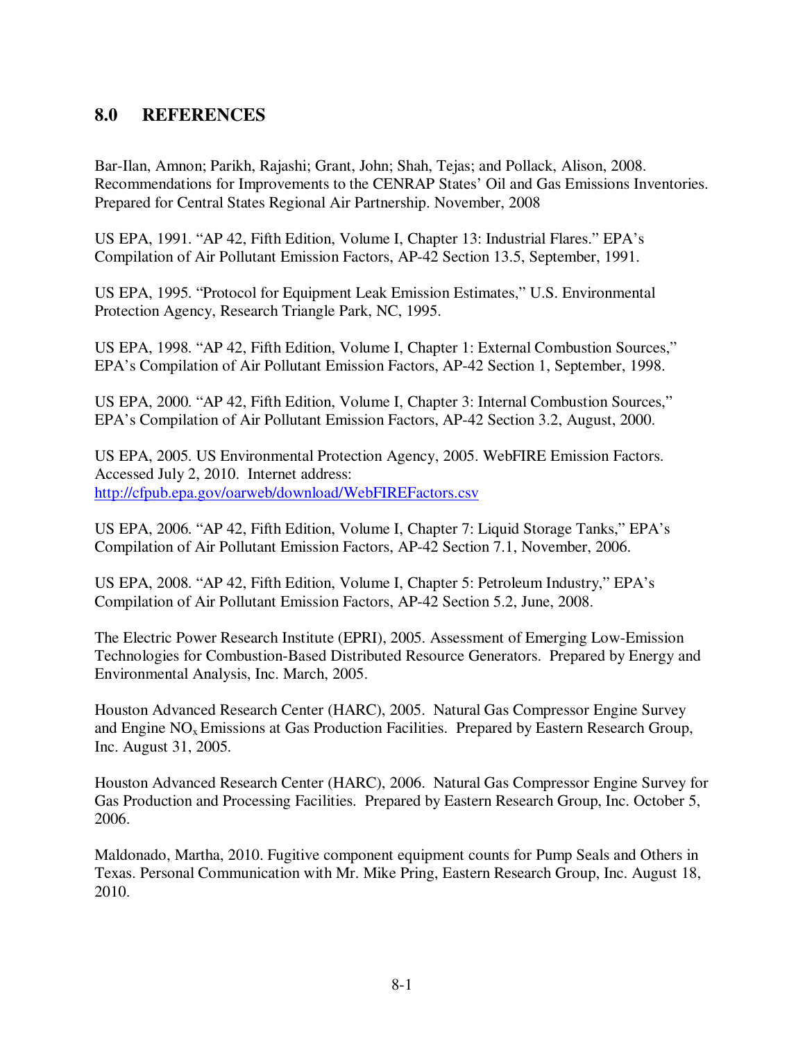## 8.0 REFERENCES

Bar-Ilan, Amnon; Parikh, Rajashi; Grant, John; Shah, Tejas; and Pollack, Alison, 2008. Recommendations for Improvements to the CENRAP States' Oil and Gas Emissions Inventories. Prepared for Central States Regional Air Partnership. November, 2008

US EPA, 1991. "AP 42, Fifth Edition, Volume I, Chapter 13: Industrial Flares." EPA's Compilation of Air Pollutant Emission Factors, AP-42 Section 13.5, September, 1991.

US EPA, 1995. "Protocol for Equipment Leak Emission Estimates," U.S. Environmental Protection Agency, Research Triangle Park, NC, 1995.

US EPA, 1998. "AP 42, Fifth Edition, Volume I, Chapter 1: External Combustion Sources," EPA's Compilation of Air Pollutant Emission Factors, AP-42 Section 1, September, 1998.

US EPA, 2000. "AP 42, Fifth Edition, Volume I, Chapter 3: Internal Combustion Sources," EPA's Compilation of Air Pollutant Emission Factors, AP-42 Section 3.2, August, 2000.

US EPA, 2005. US Environmental Protection Agency, 2005. WebFIRE Emission Factors. Accessed July 2, 2010. Internet address: http://cfpub.epa.gov/oarweb/download/WebFIREFactors.csv

US EPA, 2006. "AP 42, Fifth Edition, Volume I, Chapter 7: Liquid Storage Tanks," EPA's Compilation of Air Pollutant Emission Factors, AP-42 Section 7.1, November, 2006.

US EPA, 2008. "AP 42, Fifth Edition, Volume I, Chapter 5: Petroleum Industry," EPA's Compilation of Air Pollutant Emission Factors, AP-42 Section 5.2, June, 2008.

The Electric Power Research Institute (EPRI), 2005. Assessment of Emerging Low-Emission Technologies for Combustion-Based Distributed Resource Generators. Prepared by Energy and Environmental Analysis, Inc. March, 2005.

Houston Advanced Research Center (HARC), 2005. Natural Gas Compressor Engine Survey and Engine $NO_x$ Emissions at Gas Production Facilities. Prepared by Eastern Research Group, Inc. August 31, 2005.

Houston Advanced Research Center (HARC), 2006. Natural Gas Compressor Engine Survey for Gas Production and Processing Facilities. Prepared by Eastern Research Group, Inc. October 5, 2006.

Maldonado, Martha, 2010. Fugitive component equipment counts for Pump Seals and Others in Texas. Personal Communication with Mr. Mike Pring, Eastern Research Group, Inc. August 18, 2010.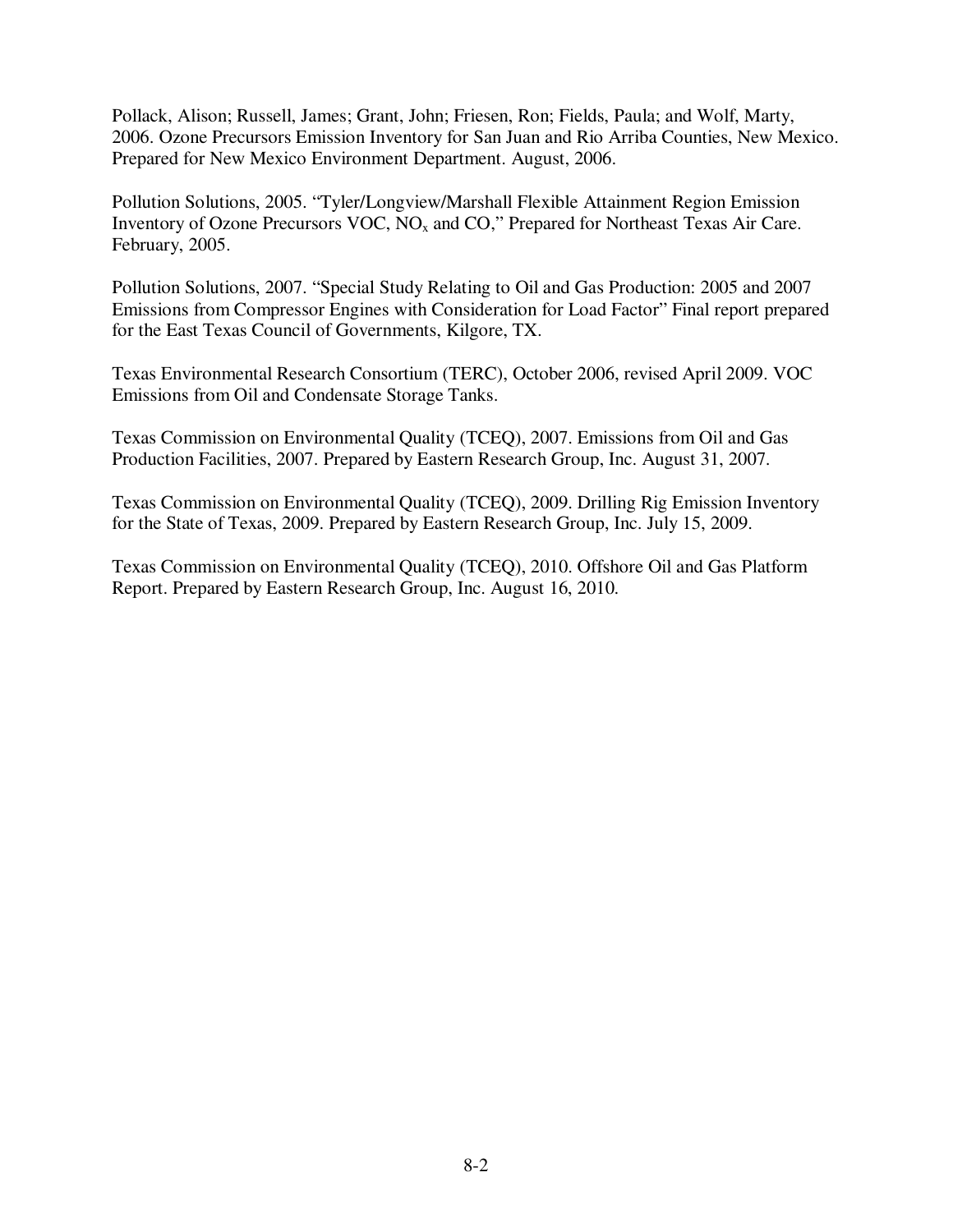Pollack, Alison; Russell, James; Grant, John; Friesen, Ron; Fields, Paula; and Wolf, Marty, 2006. Ozone Precursors Emission Inventory for San Juan and Rio Arriba Counties, New Mexico. Prepared for New Mexico Environment Department. August, 2006.

Pollution Solutions, 2005. "Tyler/Longview/Marshall Flexible Attainment Region Emission Inventory of Ozone Precursors VOC, $NO_x$ and CO," Prepared for Northeast Texas Air Care. February, 2005.

Pollution Solutions, 2007. "Special Study Relating to Oil and Gas Production: 2005 and 2007 Emissions from Compressor Engines with Consideration for Load Factor" Final report prepared for the East Texas Council of Governments, Kilgore, TX.

Texas Environmental Research Consortium (TERC), October 2006, revised April 2009. VOC Emissions from Oil and Condensate Storage Tanks.

Texas Commission on Environmental Quality (TCEQ), 2007. Emissions from Oil and Gas Production Facilities, 2007. Prepared by Eastern Research Group, Inc. August 31, 2007.

Texas Commission on Environmental Quality (TCEQ), 2009. Drilling Rig Emission Inventory for the State of Texas, 2009. Prepared by Eastern Research Group, Inc. July 15, 2009.

Texas Commission on Environmental Quality (TCEQ), 2010. Offshore Oil and Gas Platform Report. Prepared by Eastern Research Group, Inc. August 16, 2010.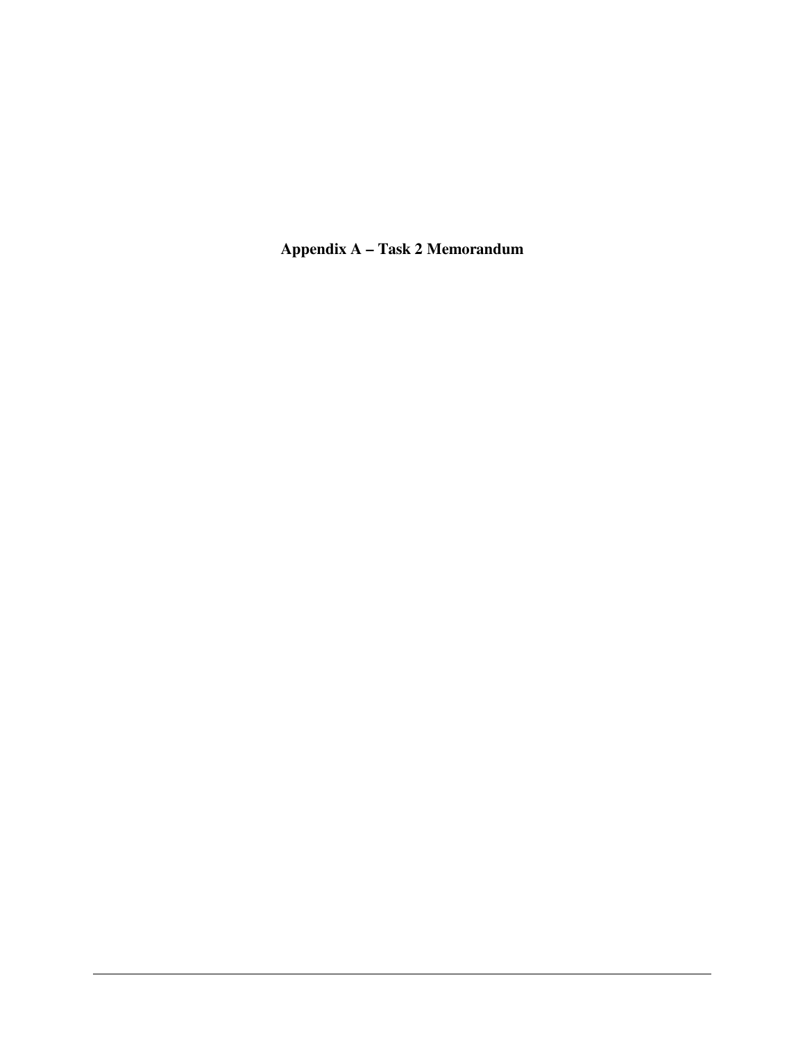# Appendix A – Task 2 Memorandum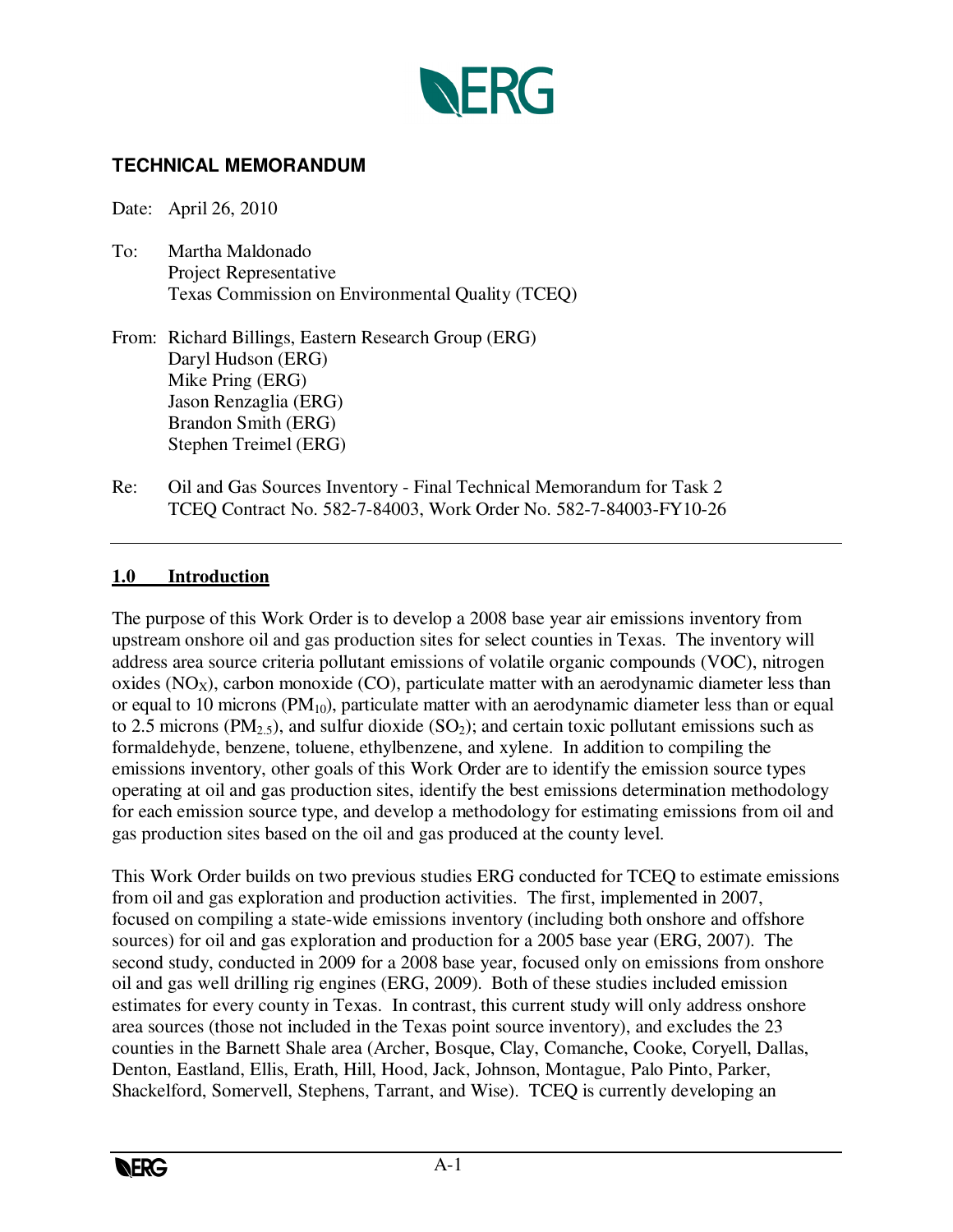## TECHNICAL MEMORANDUM

Date: April 26, 2010

To: Martha Maldonado
Project Representative
Texas Commission on Environmental Quality (TCEQ)

From: Richard Billings, Eastern Research Group (ERG)
Daryl Hudson (ERG)
Mike Pring (ERG)
Jason Renzaglia (ERG)
Brandon Smith (ERG)
Stephen Treimel (ERG)

Re: Oil and Gas Sources Inventory - Final Technical Memorandum for Task 2
TCEQ Contract No. 582-7-84003, Work Order No. 582-7-84003-FY10-26

---

### 1.0 Introduction

The purpose of this Work Order is to develop a 2008 base year air emissions inventory from upstream onshore oil and gas production sites for select counties in Texas. The inventory will address area source criteria pollutant emissions of volatile organic compounds (VOC), nitrogen oxides ($NO_X$), carbon monoxide (CO), particulate matter with an aerodynamic diameter less than or equal to 10 microns ($PM_{10}$), particulate matter with an aerodynamic diameter less than or equal to 2.5 microns ($PM_{2.5}$), and sulfur dioxide ($SO_2$); and certain toxic pollutant emissions such as formaldehyde, benzene, toluene, ethylbenzene, and xylene. In addition to compiling the emissions inventory, other goals of this Work Order are to identify the emission source types operating at oil and gas production sites, identify the best emissions determination methodology for each emission source type, and develop a methodology for estimating emissions from oil and gas production sites based on the oil and gas produced at the county level.

This Work Order builds on two previous studies ERG conducted for TCEQ to estimate emissions from oil and gas exploration and production activities. The first, implemented in 2007, focused on compiling a state-wide emissions inventory (including both onshore and offshore sources) for oil and gas exploration and production for a 2005 base year (ERG, 2007). The second study, conducted in 2009 for a 2008 base year, focused only on emissions from onshore oil and gas well drilling rig engines (ERG, 2009). Both of these studies included emission estimates for every county in Texas. In contrast, this current study will only address onshore area sources (those not included in the Texas point source inventory), and excludes the 23 counties in the Barnett Shale area (Archer, Bosque, Clay, Comanche, Cooke, Coryell, Dallas, Denton, Eastland, Ellis, Erath, Hill, Hood, Jack, Johnson, Montague, Palo Pinto, Parker, Shackelford, Somervell, Stephens, Tarrant, and Wise). TCEQ is currently developing an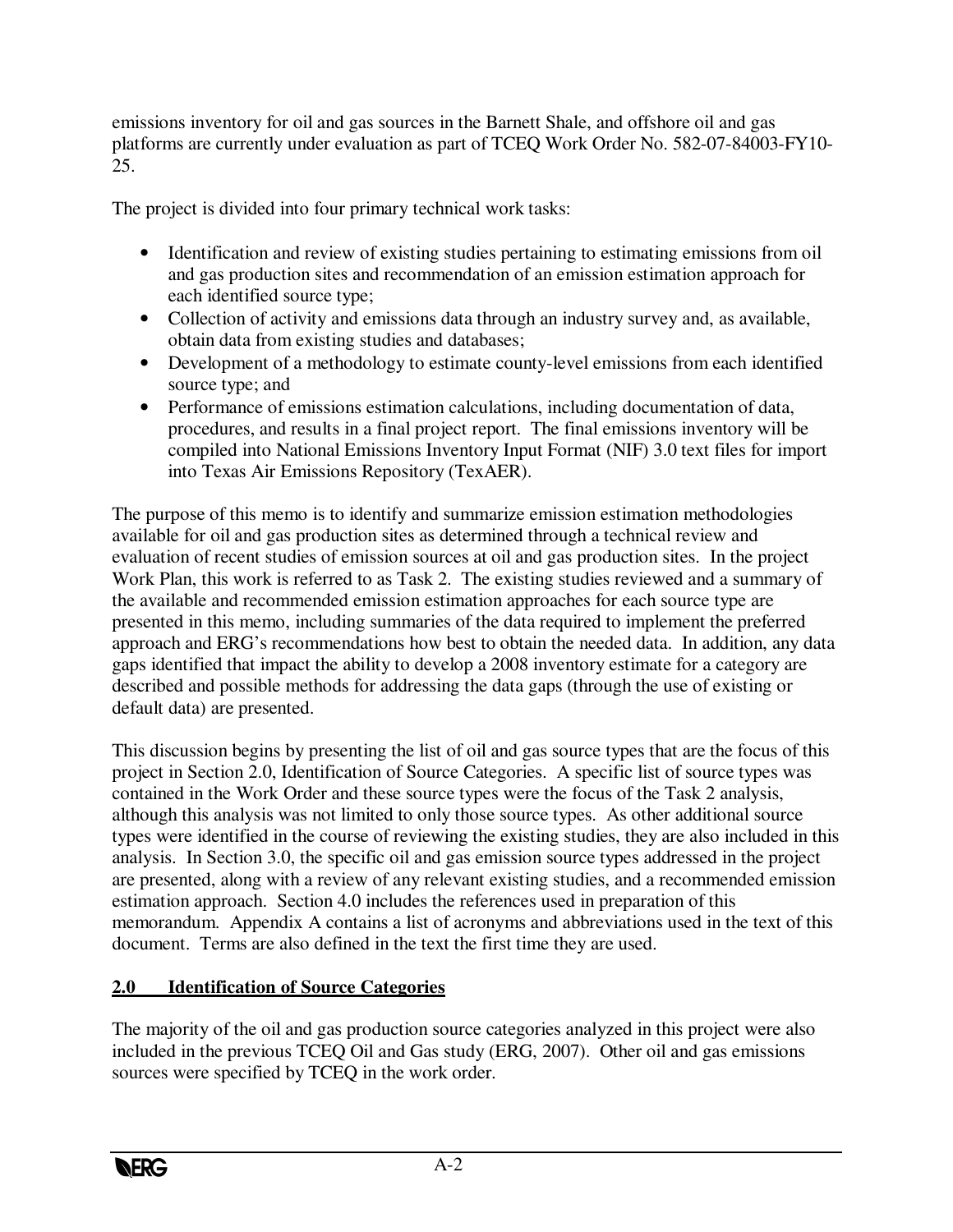emissions inventory for oil and gas sources in the Barnett Shale, and offshore oil and gas platforms are currently under evaluation as part of TCEQ Work Order No. 582-07-84003-FY10-25.

The project is divided into four primary technical work tasks:

- Identification and review of existing studies pertaining to estimating emissions from oil and gas production sites and recommendation of an emission estimation approach for each identified source type;
- Collection of activity and emissions data through an industry survey and, as available, obtain data from existing studies and databases;
- Development of a methodology to estimate county-level emissions from each identified source type; and
- Performance of emissions estimation calculations, including documentation of data, procedures, and results in a final project report. The final emissions inventory will be compiled into National Emissions Inventory Input Format (NIF) 3.0 text files for import into Texas Air Emissions Repository (TexAER).

The purpose of this memo is to identify and summarize emission estimation methodologies available for oil and gas production sites as determined through a technical review and evaluation of recent studies of emission sources at oil and gas production sites. In the project Work Plan, this work is referred to as Task 2. The existing studies reviewed and a summary of the available and recommended emission estimation approaches for each source type are presented in this memo, including summaries of the data required to implement the preferred approach and ERG's recommendations how best to obtain the needed data. In addition, any data gaps identified that impact the ability to develop a 2008 inventory estimate for a category are described and possible methods for addressing the data gaps (through the use of existing or default data) are presented.

This discussion begins by presenting the list of oil and gas source types that are the focus of this project in Section 2.0, Identification of Source Categories. A specific list of source types was contained in the Work Order and these source types were the focus of the Task 2 analysis, although this analysis was not limited to only those source types. As other additional source types were identified in the course of reviewing the existing studies, they are also included in this analysis. In Section 3.0, the specific oil and gas emission source types addressed in the project are presented, along with a review of any relevant existing studies, and a recommended emission estimation approach. Section 4.0 includes the references used in preparation of this memorandum. Appendix A contains a list of acronyms and abbreviations used in the text of this document. Terms are also defined in the text the first time they are used.

## 2.0 Identification of Source Categories

The majority of the oil and gas production source categories analyzed in this project were also included in the previous TCEQ Oil and Gas study (ERG, 2007). Other oil and gas emissions sources were specified by TCEQ in the work order.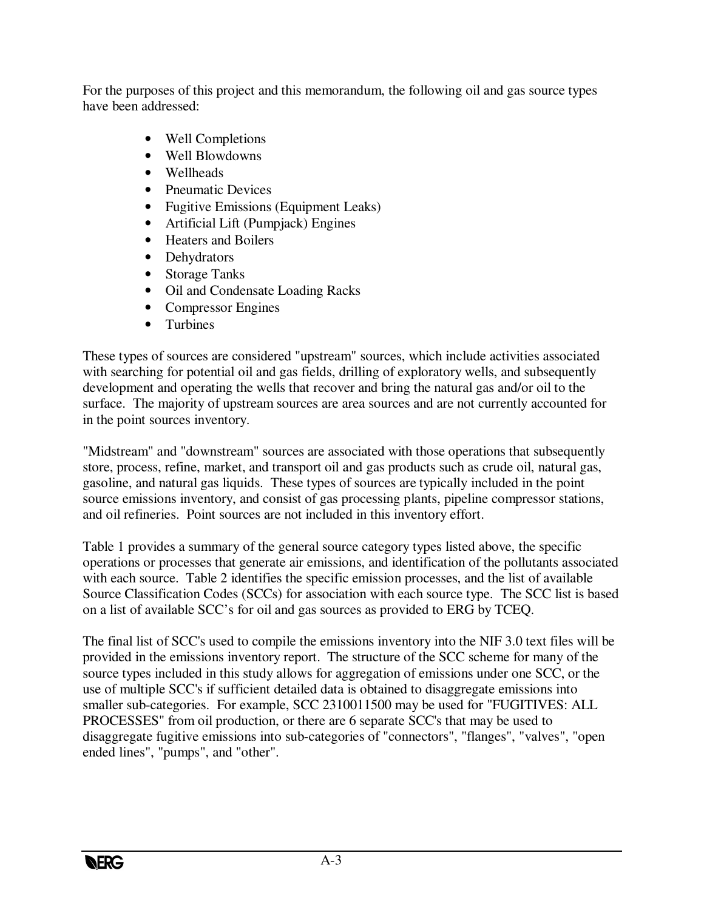For the purposes of this project and this memorandum, the following oil and gas source types have been addressed:

- Well Completions
- Well Blowdowns
- Wellheads
- Pneumatic Devices
- Fugitive Emissions (Equipment Leaks)
- Artificial Lift (Pumpjack) Engines
- Heaters and Boilers
- Dehydrators
- Storage Tanks
- Oil and Condensate Loading Racks
- Compressor Engines
- Turbines

These types of sources are considered "upstream" sources, which include activities associated with searching for potential oil and gas fields, drilling of exploratory wells, and subsequently development and operating the wells that recover and bring the natural gas and/or oil to the surface. The majority of upstream sources are area sources and are not currently accounted for in the point sources inventory.

"Midstream" and "downstream" sources are associated with those operations that subsequently store, process, refine, market, and transport oil and gas products such as crude oil, natural gas, gasoline, and natural gas liquids. These types of sources are typically included in the point source emissions inventory, and consist of gas processing plants, pipeline compressor stations, and oil refineries. Point sources are not included in this inventory effort.

Table 1 provides a summary of the general source category types listed above, the specific operations or processes that generate air emissions, and identification of the pollutants associated with each source. Table 2 identifies the specific emission processes, and the list of available Source Classification Codes (SCCs) for association with each source type. The SCC list is based on a list of available SCC's for oil and gas sources as provided to ERG by TCEQ.

The final list of SCC's used to compile the emissions inventory into the NIF 3.0 text files will be provided in the emissions inventory report. The structure of the SCC scheme for many of the source types included in this study allows for aggregation of emissions under one SCC, or the use of multiple SCC's if sufficient detailed data is obtained to disaggregate emissions into smaller sub-categories. For example, SCC 2310011500 may be used for "FUGITIVES: ALL PROCESSES" from oil production, or there are 6 separate SCC's that may be used to disaggregate fugitive emissions into sub-categories of "connectors", "flanges", "valves", "open ended lines", "pumps", and "other".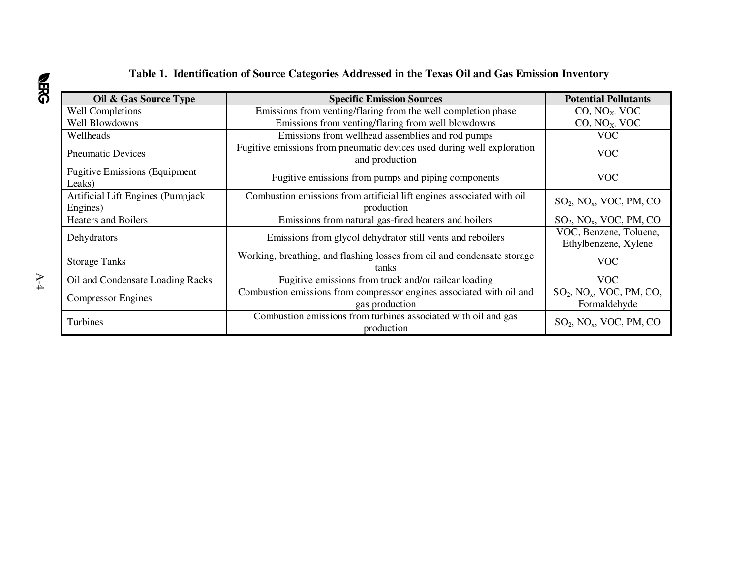**Table 1. Identification of Source Categories Addressed in the Texas Oil and Gas Emission Inventory**

| Oil & Gas Source Type | Specific Emission Sources | Potential Pollutants |
|---|---|---|
| Well Completions | Emissions from venting/flaring from the well completion phase | CO, $NO_X$, VOC |
| Well Blowdowns | Emissions from venting/flaring from well blowdowns | CO, $NO_X$, VOC |
| Wellheads | Emissions from wellhead assemblies and rod pumps | VOC |
| Pneumatic Devices | Fugitive emissions from pneumatic devices used during well exploration and production | VOC |
| Fugitive Emissions (Equipment Leaks) | Fugitive emissions from pumps and piping components | VOC |
| Artificial Lift Engines (Pumpjack Engines) | Combustion emissions from artificial lift engines associated with oil production | $SO_2$, $NO_x$, VOC, PM, CO |
| Heaters and Boilers | Emissions from natural gas-fired heaters and boilers | $SO_2$, $NO_x$, VOC, PM, CO |
| Dehydrators | Emissions from glycol dehydrator still vents and reboilers | VOC, Benzene, Toluene, Ethylbenzene, Xylene |
| Storage Tanks | Working, breathing, and flashing losses from oil and condensate storage tanks | VOC |
| Oil and Condensate Loading Racks | Fugitive emissions from truck and/or railcar loading | VOC |
| Compressor Engines | Combustion emissions from compressor engines associated with oil and gas production | $SO_2$, $NO_x$, VOC, PM, CO, Formaldehyde |
| Turbines | Combustion emissions from turbines associated with oil and gas production | $SO_2$, $NO_x$, VOC, PM, CO |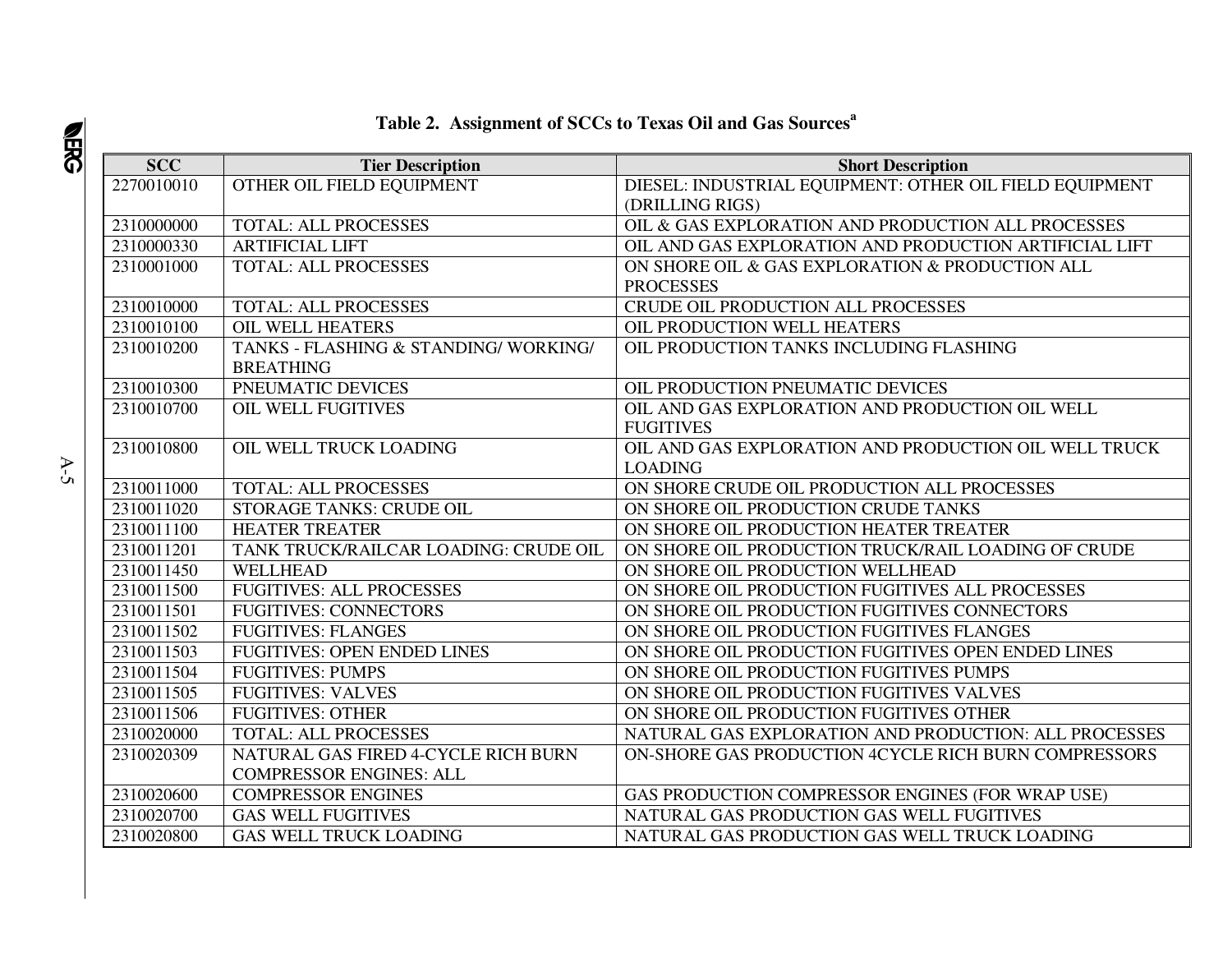**Table 2. Assignment of SCCs to Texas Oil and Gas Sources[a]**

| SCC | Tier Description | Short Description |
|---|---|---|
| 2270010010 | OTHER OIL FIELD EQUIPMENT | DIESEL: INDUSTRIAL EQUIPMENT: OTHER OIL FIELD EQUIPMENT (DRILLING RIGS) |
| 2310000000 | TOTAL: ALL PROCESSES | OIL & GAS EXPLORATION AND PRODUCTION ALL PROCESSES |
| 2310000330 | ARTIFICIAL LIFT | OIL AND GAS EXPLORATION AND PRODUCTION ARTIFICIAL LIFT |
| 2310001000 | TOTAL: ALL PROCESSES | ON SHORE OIL & GAS EXPLORATION & PRODUCTION ALL PROCESSES |
| 2310010000 | TOTAL: ALL PROCESSES | CRUDE OIL PRODUCTION ALL PROCESSES |
| 2310010100 | OIL WELL HEATERS | OIL PRODUCTION WELL HEATERS |
| 2310010200 | TANKS - FLASHING & STANDING/ WORKING/ BREATHING | OIL PRODUCTION TANKS INCLUDING FLASHING |
| 2310010300 | PNEUMATIC DEVICES | OIL PRODUCTION PNEUMATIC DEVICES |
| 2310010700 | OIL WELL FUGITIVES | OIL AND GAS EXPLORATION AND PRODUCTION OIL WELL FUGITIVES |
| 2310010800 | OIL WELL TRUCK LOADING | OIL AND GAS EXPLORATION AND PRODUCTION OIL WELL TRUCK LOADING |
| 2310011000 | TOTAL: ALL PROCESSES | ON SHORE CRUDE OIL PRODUCTION ALL PROCESSES |
| 2310011020 | STORAGE TANKS: CRUDE OIL | ON SHORE OIL PRODUCTION CRUDE TANKS |
| 2310011100 | HEATER TREATER | ON SHORE OIL PRODUCTION HEATER TREATER |
| 2310011201 | TANK TRUCK/RAILCAR LOADING: CRUDE OIL | ON SHORE OIL PRODUCTION TRUCK/RAIL LOADING OF CRUDE |
| 2310011450 | WELLHEAD | ON SHORE OIL PRODUCTION WELLHEAD |
| 2310011500 | FUGITIVES: ALL PROCESSES | ON SHORE OIL PRODUCTION FUGITIVES ALL PROCESSES |
| 2310011501 | FUGITIVES: CONNECTORS | ON SHORE OIL PRODUCTION FUGITIVES CONNECTORS |
| 2310011502 | FUGITIVES: FLANGES | ON SHORE OIL PRODUCTION FUGITIVES FLANGES |
| 2310011503 | FUGITIVES: OPEN ENDED LINES | ON SHORE OIL PRODUCTION FUGITIVES OPEN ENDED LINES |
| 2310011504 | FUGITIVES: PUMPS | ON SHORE OIL PRODUCTION FUGITIVES PUMPS |
| 2310011505 | FUGITIVES: VALVES | ON SHORE OIL PRODUCTION FUGITIVES VALVES |
| 2310011506 | FUGITIVES: OTHER | ON SHORE OIL PRODUCTION FUGITIVES OTHER |
| 2310020000 | TOTAL: ALL PROCESSES | NATURAL GAS EXPLORATION AND PRODUCTION: ALL PROCESSES |
| 2310020309 | NATURAL GAS FIRED 4-CYCLE RICH BURN COMPRESSOR ENGINES: ALL | ON-SHORE GAS PRODUCTION 4CYCLE RICH BURN COMPRESSORS |
| 2310020600 | COMPRESSOR ENGINES | GAS PRODUCTION COMPRESSOR ENGINES (FOR WRAP USE) |
| 2310020700 | GAS WELL FUGITIVES | NATURAL GAS PRODUCTION GAS WELL FUGITIVES |
| 2310020800 | GAS WELL TRUCK LOADING | NATURAL GAS PRODUCTION GAS WELL TRUCK LOADING |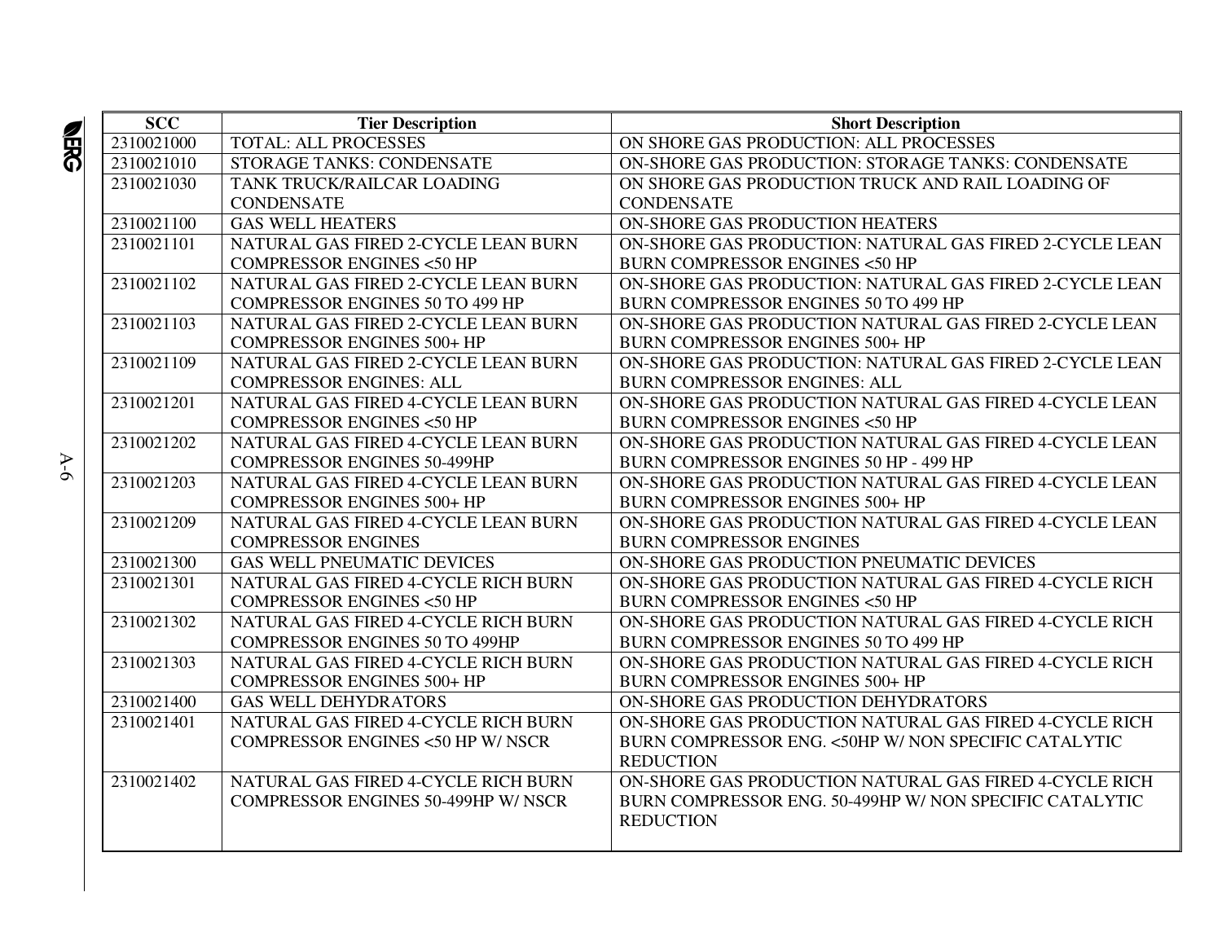| SCC | Tier Description | Short Description |
|---|---|---|
| 2310021000 | TOTAL: ALL PROCESSES | ON SHORE GAS PRODUCTION: ALL PROCESSES |
| 2310021010 | STORAGE TANKS: CONDENSATE | ON-SHORE GAS PRODUCTION: STORAGE TANKS: CONDENSATE |
| 2310021030 | TANK TRUCK/RAILCAR LOADING CONDENSATE | ON SHORE GAS PRODUCTION TRUCK AND RAIL LOADING OF CONDENSATE |
| 2310021100 | GAS WELL HEATERS | ON-SHORE GAS PRODUCTION HEATERS |
| 2310021101 | NATURAL GAS FIRED 2-CYCLE LEAN BURN COMPRESSOR ENGINES <50 HP | ON-SHORE GAS PRODUCTION: NATURAL GAS FIRED 2-CYCLE LEAN BURN COMPRESSOR ENGINES <50 HP |
| 2310021102 | NATURAL GAS FIRED 2-CYCLE LEAN BURN COMPRESSOR ENGINES 50 TO 499 HP | ON-SHORE GAS PRODUCTION: NATURAL GAS FIRED 2-CYCLE LEAN BURN COMPRESSOR ENGINES 50 TO 499 HP |
| 2310021103 | NATURAL GAS FIRED 2-CYCLE LEAN BURN COMPRESSOR ENGINES 500+ HP | ON-SHORE GAS PRODUCTION NATURAL GAS FIRED 2-CYCLE LEAN BURN COMPRESSOR ENGINES 500+ HP |
| 2310021109 | NATURAL GAS FIRED 2-CYCLE LEAN BURN COMPRESSOR ENGINES: ALL | ON-SHORE GAS PRODUCTION: NATURAL GAS FIRED 2-CYCLE LEAN BURN COMPRESSOR ENGINES: ALL |
| 2310021201 | NATURAL GAS FIRED 4-CYCLE LEAN BURN COMPRESSOR ENGINES <50 HP | ON-SHORE GAS PRODUCTION NATURAL GAS FIRED 4-CYCLE LEAN BURN COMPRESSOR ENGINES <50 HP |
| 2310021202 | NATURAL GAS FIRED 4-CYCLE LEAN BURN COMPRESSOR ENGINES 50-499HP | ON-SHORE GAS PRODUCTION NATURAL GAS FIRED 4-CYCLE LEAN BURN COMPRESSOR ENGINES 50 HP - 499 HP |
| 2310021203 | NATURAL GAS FIRED 4-CYCLE LEAN BURN COMPRESSOR ENGINES 500+ HP | ON-SHORE GAS PRODUCTION NATURAL GAS FIRED 4-CYCLE LEAN BURN COMPRESSOR ENGINES 500+ HP |
| 2310021209 | NATURAL GAS FIRED 4-CYCLE LEAN BURN COMPRESSOR ENGINES | ON-SHORE GAS PRODUCTION NATURAL GAS FIRED 4-CYCLE LEAN BURN COMPRESSOR ENGINES |
| 2310021300 | GAS WELL PNEUMATIC DEVICES | ON-SHORE GAS PRODUCTION PNEUMATIC DEVICES |
| 2310021301 | NATURAL GAS FIRED 4-CYCLE RICH BURN COMPRESSOR ENGINES <50 HP | ON-SHORE GAS PRODUCTION NATURAL GAS FIRED 4-CYCLE RICH BURN COMPRESSOR ENGINES <50 HP |
| 2310021302 | NATURAL GAS FIRED 4-CYCLE RICH BURN COMPRESSOR ENGINES 50 TO 499HP | ON-SHORE GAS PRODUCTION NATURAL GAS FIRED 4-CYCLE RICH BURN COMPRESSOR ENGINES 50 TO 499 HP |
| 2310021303 | NATURAL GAS FIRED 4-CYCLE RICH BURN COMPRESSOR ENGINES 500+ HP | ON-SHORE GAS PRODUCTION NATURAL GAS FIRED 4-CYCLE RICH BURN COMPRESSOR ENGINES 500+ HP |
| 2310021400 | GAS WELL DEHYDRATORS | ON-SHORE GAS PRODUCTION DEHYDRATORS |
| 2310021401 | NATURAL GAS FIRED 4-CYCLE RICH BURN COMPRESSOR ENGINES <50 HP W/ NSCR | ON-SHORE GAS PRODUCTION NATURAL GAS FIRED 4-CYCLE RICH BURN COMPRESSOR ENG. <50HP W/ NON SPECIFIC CATALYTIC REDUCTION |
| 2310021402 | NATURAL GAS FIRED 4-CYCLE RICH BURN COMPRESSOR ENGINES 50-499HP W/ NSCR | ON-SHORE GAS PRODUCTION NATURAL GAS FIRED 4-CYCLE RICH BURN COMPRESSOR ENG. 50-499HP W/ NON SPECIFIC CATALYTIC REDUCTION |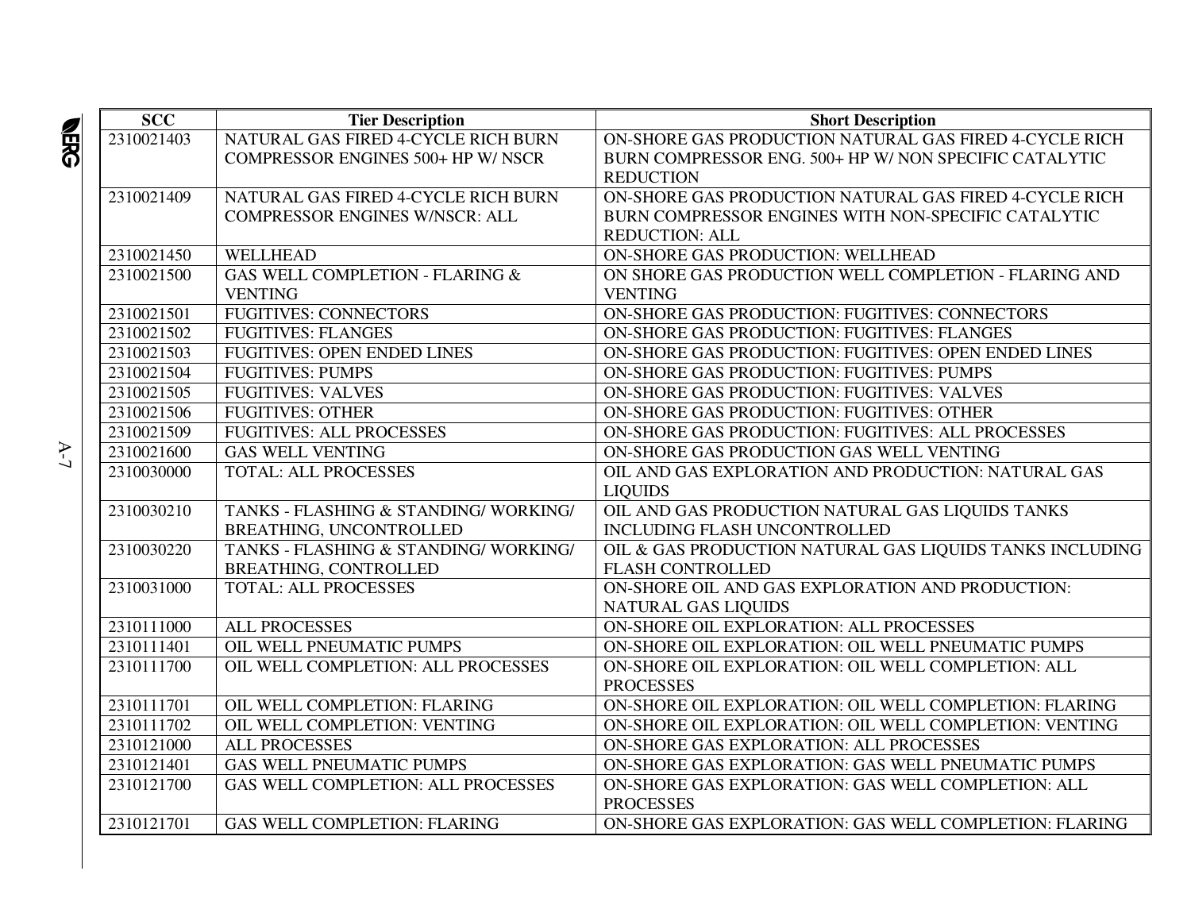| SCC | Tier Description | Short Description |
|---|---|---|
| 2310021403 | NATURAL GAS FIRED 4-CYCLE RICH BURN COMPRESSOR ENGINES 500+ HP W/ NSCR | ON-SHORE GAS PRODUCTION NATURAL GAS FIRED 4-CYCLE RICH BURN COMPRESSOR ENG. 500+ HP W/ NON SPECIFIC CATALYTIC REDUCTION |
| 2310021409 | NATURAL GAS FIRED 4-CYCLE RICH BURN COMPRESSOR ENGINES W/NSCR: ALL | ON-SHORE GAS PRODUCTION NATURAL GAS FIRED 4-CYCLE RICH BURN COMPRESSOR ENGINES WITH NON-SPECIFIC CATALYTIC REDUCTION: ALL |
| 2310021450 | WELLHEAD | ON-SHORE GAS PRODUCTION: WELLHEAD |
| 2310021500 | GAS WELL COMPLETION - FLARING & VENTING | ON SHORE GAS PRODUCTION WELL COMPLETION - FLARING AND VENTING |
| 2310021501 | FUGITIVES: CONNECTORS | ON-SHORE GAS PRODUCTION: FUGITIVES: CONNECTORS |
| 2310021502 | FUGITIVES: FLANGES | ON-SHORE GAS PRODUCTION: FUGITIVES: FLANGES |
| 2310021503 | FUGITIVES: OPEN ENDED LINES | ON-SHORE GAS PRODUCTION: FUGITIVES: OPEN ENDED LINES |
| 2310021504 | FUGITIVES: PUMPS | ON-SHORE GAS PRODUCTION: FUGITIVES: PUMPS |
| 2310021505 | FUGITIVES: VALVES | ON-SHORE GAS PRODUCTION: FUGITIVES: VALVES |
| 2310021506 | FUGITIVES: OTHER | ON-SHORE GAS PRODUCTION: FUGITIVES: OTHER |
| 2310021509 | FUGITIVES: ALL PROCESSES | ON-SHORE GAS PRODUCTION: FUGITIVES: ALL PROCESSES |
| 2310021600 | GAS WELL VENTING | ON-SHORE GAS PRODUCTION GAS WELL VENTING |
| 2310030000 | TOTAL: ALL PROCESSES | OIL AND GAS EXPLORATION AND PRODUCTION: NATURAL GAS LIQUIDS |
| 2310030210 | TANKS - FLASHING & STANDING/ WORKING/ BREATHING, UNCONTROLLED | OIL AND GAS PRODUCTION NATURAL GAS LIQUIDS TANKS INCLUDING FLASH UNCONTROLLED |
| 2310030220 | TANKS - FLASHING & STANDING/ WORKING/ BREATHING, CONTROLLED | OIL & GAS PRODUCTION NATURAL GAS LIQUIDS TANKS INCLUDING FLASH CONTROLLED |
| 2310031000 | TOTAL: ALL PROCESSES | ON-SHORE OIL AND GAS EXPLORATION AND PRODUCTION: NATURAL GAS LIQUIDS |
| 2310111000 | ALL PROCESSES | ON-SHORE OIL EXPLORATION: ALL PROCESSES |
| 2310111401 | OIL WELL PNEUMATIC PUMPS | ON-SHORE OIL EXPLORATION: OIL WELL PNEUMATIC PUMPS |
| 2310111700 | OIL WELL COMPLETION: ALL PROCESSES | ON-SHORE OIL EXPLORATION: OIL WELL COMPLETION: ALL PROCESSES |
| 2310111701 | OIL WELL COMPLETION: FLARING | ON-SHORE OIL EXPLORATION: OIL WELL COMPLETION: FLARING |
| 2310111702 | OIL WELL COMPLETION: VENTING | ON-SHORE OIL EXPLORATION: OIL WELL COMPLETION: VENTING |
| 2310121000 | ALL PROCESSES | ON-SHORE GAS EXPLORATION: ALL PROCESSES |
| 2310121401 | GAS WELL PNEUMATIC PUMPS | ON-SHORE GAS EXPLORATION: GAS WELL PNEUMATIC PUMPS |
| 2310121700 | GAS WELL COMPLETION: ALL PROCESSES | ON-SHORE GAS EXPLORATION: GAS WELL COMPLETION: ALL PROCESSES |
| 2310121701 | GAS WELL COMPLETION: FLARING | ON-SHORE GAS EXPLORATION: GAS WELL COMPLETION: FLARING |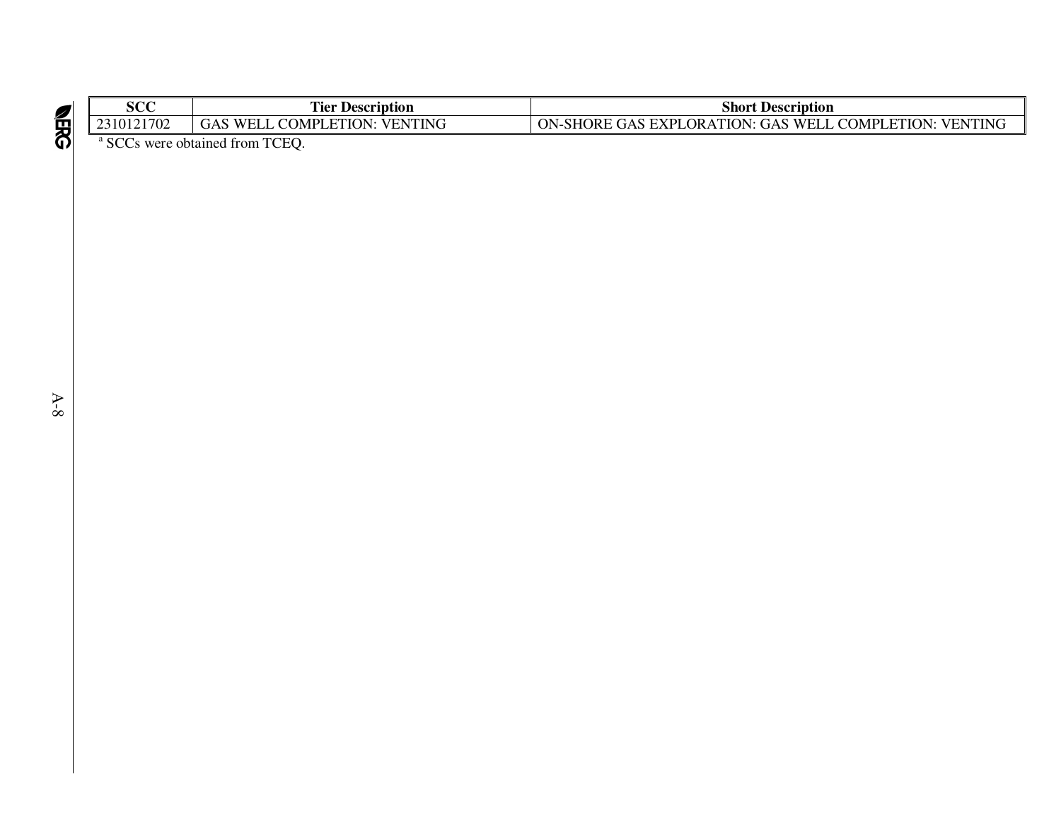| SCC | Tier Description | Short Description |
|---|---|---|
| 2310121702 | GAS WELL COMPLETION: VENTING | ON-SHORE GAS EXPLORATION: GAS WELL COMPLETION: VENTING |

[a] SCCs were obtained from TCEQ.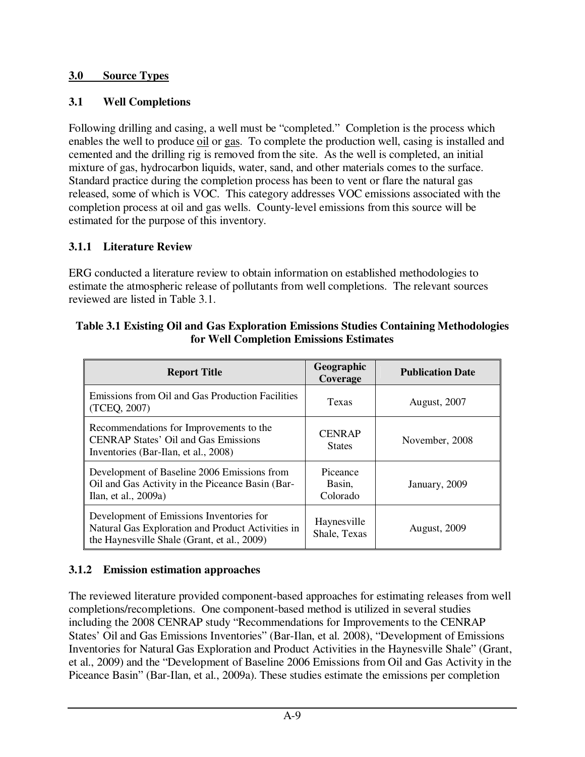## 3.0 Source Types

### 3.1 Well Completions

Following drilling and casing, a well must be "completed." Completion is the process which enables the well to produce oil or gas. To complete the production well, casing is installed and cemented and the drilling rig is removed from the site. As the well is completed, an initial mixture of gas, hydrocarbon liquids, water, sand, and other materials comes to the surface. Standard practice during the completion process has been to vent or flare the natural gas released, some of which is VOC. This category addresses VOC emissions associated with the completion process at oil and gas wells. County-level emissions from this source will be estimated for the purpose of this inventory.

#### 3.1.1 Literature Review

ERG conducted a literature review to obtain information on established methodologies to estimate the atmospheric release of pollutants from well completions. The relevant sources reviewed are listed in Table 3.1.

**Table 3.1 Existing Oil and Gas Exploration Emissions Studies Containing Methodologies for Well Completion Emissions Estimates**

| Report Title | Geographic Coverage | Publication Date |
|---|---|---|
| Emissions from Oil and Gas Production Facilities (TCEQ, 2007) | Texas | August, 2007 |
| Recommendations for Improvements to the CENRAP States' Oil and Gas Emissions Inventories (Bar-Ilan, et al., 2008) | CENRAP States | November, 2008 |
| Development of Baseline 2006 Emissions from Oil and Gas Activity in the Piceance Basin (Bar-Ilan, et al., 2009a) | Piceance Basin, Colorado | January, 2009 |
| Development of Emissions Inventories for Natural Gas Exploration and Product Activities in the Haynesville Shale (Grant, et al., 2009) | Haynesville Shale, Texas | August, 2009 |

#### 3.1.2 Emission estimation approaches

The reviewed literature provided component-based approaches for estimating releases from well completions/recompletions. One component-based method is utilized in several studies including the 2008 CENRAP study "Recommendations for Improvements to the CENRAP States' Oil and Gas Emissions Inventories" (Bar-Ilan, et al. 2008), "Development of Emissions Inventories for Natural Gas Exploration and Product Activities in the Haynesville Shale" (Grant, et al., 2009) and the "Development of Baseline 2006 Emissions from Oil and Gas Activity in the Piceance Basin" (Bar-Ilan, et al., 2009a). These studies estimate the emissions per completion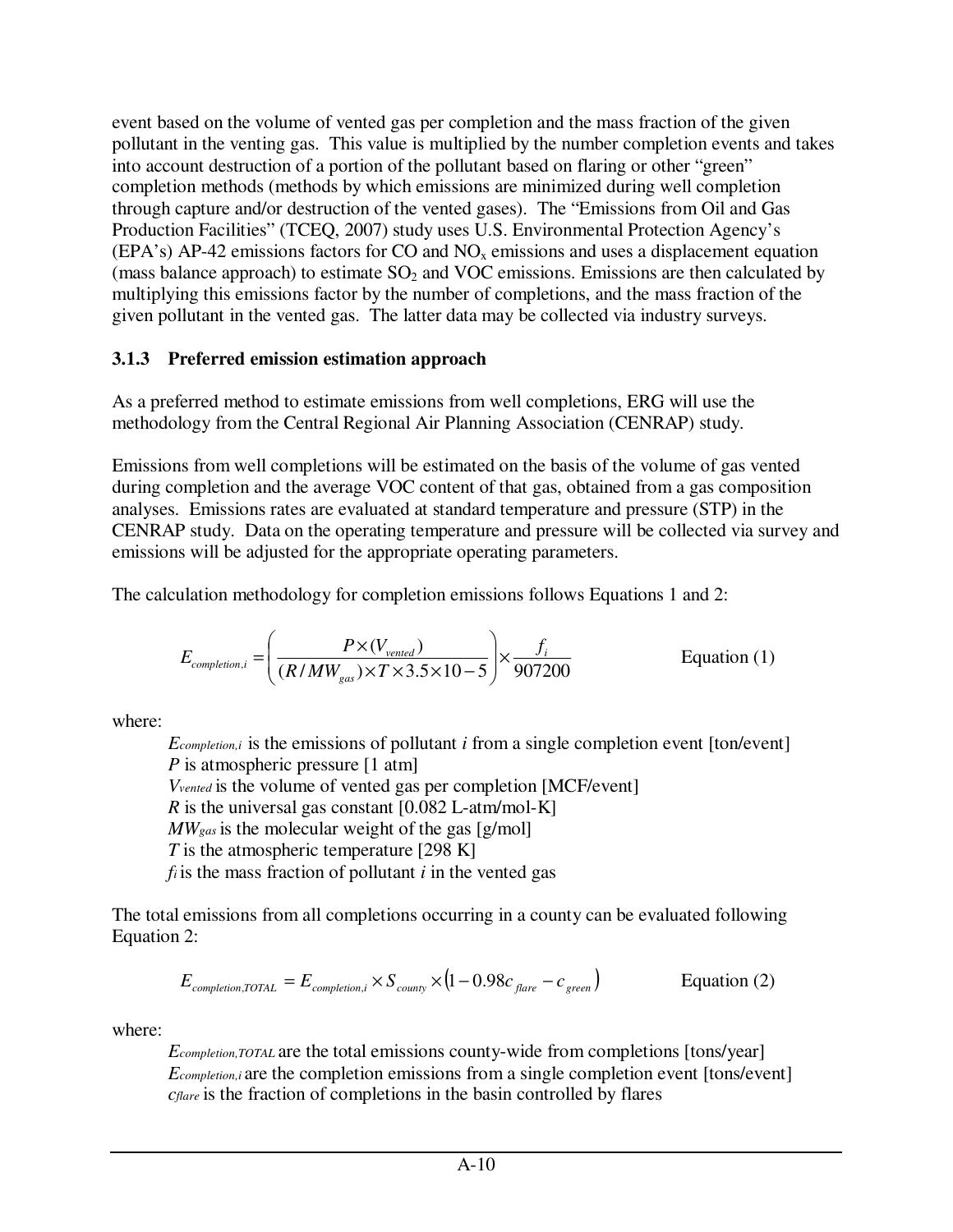event based on the volume of vented gas per completion and the mass fraction of the given pollutant in the venting gas. This value is multiplied by the number completion events and takes into account destruction of a portion of the pollutant based on flaring or other "green" completion methods (methods by which emissions are minimized during well completion through capture and/or destruction of the vented gases). The "Emissions from Oil and Gas Production Facilities" (TCEQ, 2007) study uses U.S. Environmental Protection Agency's (EPA's) AP-42 emissions factors for CO and $NO_x$ emissions and uses a displacement equation (mass balance approach) to estimate $SO_2$ and VOC emissions. Emissions are then calculated by multiplying this emissions factor by the number of completions, and the mass fraction of the given pollutant in the vented gas. The latter data may be collected via industry surveys.

### 3.1.3 Preferred emission estimation approach

As a preferred method to estimate emissions from well completions, ERG will use the methodology from the Central Regional Air Planning Association (CENRAP) study.

Emissions from well completions will be estimated on the basis of the volume of gas vented during completion and the average VOC content of that gas, obtained from a gas composition analyses. Emissions rates are evaluated at standard temperature and pressure (STP) in the CENRAP study. Data on the operating temperature and pressure will be collected via survey and emissions will be adjusted for the appropriate operating parameters.

The calculation methodology for completion emissions follows Equations 1 and 2:

$$E_{completion,i} = \left( \frac{P \times (V_{vented})}{(R / MW_{gas}) \times T \times 3.5 \times 10 - 5} \right) \times \frac{f_i}{907200} \qquad \text{Equation (1)}$$

where:

$E_{completion,i}$ is the emissions of pollutant *i* from a single completion event [ton/event]
$P$ is atmospheric pressure [1 atm]
$V_{vented}$ is the volume of vented gas per completion [MCF/event]
$R$ is the universal gas constant [0.082 L-atm/mol-K]
$MW_{gas}$ is the molecular weight of the gas [g/mol]
$T$ is the atmospheric temperature [298 K]
$f_i$ is the mass fraction of pollutant *i* in the vented gas

The total emissions from all completions occurring in a county can be evaluated following Equation 2:

$$E_{completion,TOTAL} = E_{completion,i} \times S_{county} \times \left(1 - 0.98 c_{flare} - c_{green}\right) \qquad \text{Equation (2)}$$

where:

$E_{completion,TOTAL}$ are the total emissions county-wide from completions [tons/year]
$E_{completion,i}$ are the completion emissions from a single completion event [tons/event]
$c_{flare}$ is the fraction of completions in the basin controlled by flares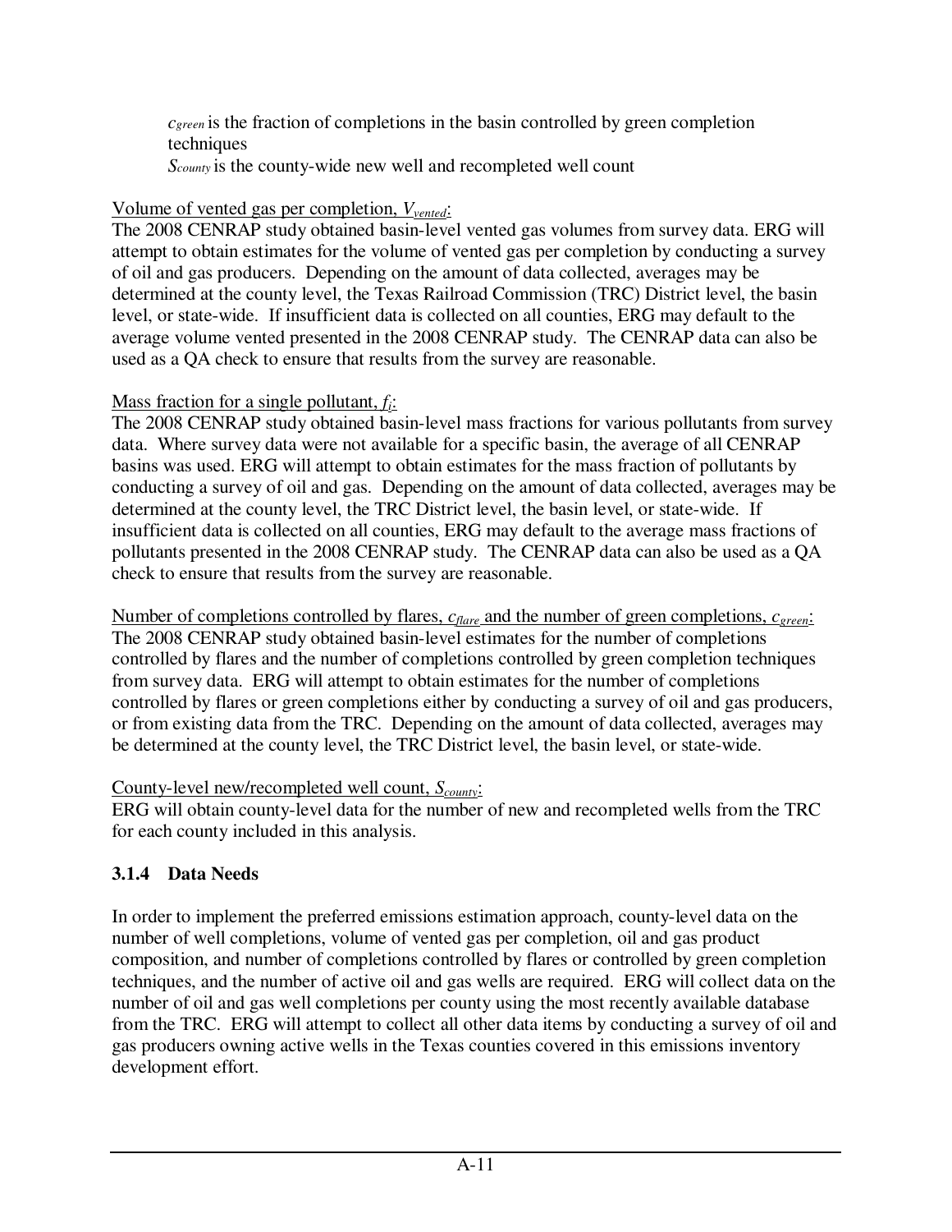$c_{green}$ is the fraction of completions in the basin controlled by green completion techniques

$S_{county}$ is the county-wide new well and recompleted well count

<u>Volume of vented gas per completion, $V_{vented}$:</u>

The 2008 CENRAP study obtained basin-level vented gas volumes from survey data. ERG will attempt to obtain estimates for the volume of vented gas per completion by conducting a survey of oil and gas producers. Depending on the amount of data collected, averages may be determined at the county level, the Texas Railroad Commission (TRC) District level, the basin level, or state-wide. If insufficient data is collected on all counties, ERG may default to the average volume vented presented in the 2008 CENRAP study. The CENRAP data can also be used as a QA check to ensure that results from the survey are reasonable.

<u>Mass fraction for a single pollutant, $f_i$:</u>

The 2008 CENRAP study obtained basin-level mass fractions for various pollutants from survey data. Where survey data were not available for a specific basin, the average of all CENRAP basins was used. ERG will attempt to obtain estimates for the mass fraction of pollutants by conducting a survey of oil and gas. Depending on the amount of data collected, averages may be determined at the county level, the TRC District level, the basin level, or state-wide. If insufficient data is collected on all counties, ERG may default to the average mass fractions of pollutants presented in the 2008 CENRAP study. The CENRAP data can also be used as a QA check to ensure that results from the survey are reasonable.

<u>Number of completions controlled by flares, $c_{flare}$ and the number of green completions, $c_{green}$:</u>

The 2008 CENRAP study obtained basin-level estimates for the number of completions controlled by flares and the number of completions controlled by green completion techniques from survey data. ERG will attempt to obtain estimates for the number of completions controlled by flares or green completions either by conducting a survey of oil and gas producers, or from existing data from the TRC. Depending on the amount of data collected, averages may be determined at the county level, the TRC District level, the basin level, or state-wide.

<u>County-level new/recompleted well count, $S_{county}$:</u>

ERG will obtain county-level data for the number of new and recompleted wells from the TRC for each county included in this analysis.

### 3.1.4 Data Needs

In order to implement the preferred emissions estimation approach, county-level data on the number of well completions, volume of vented gas per completion, oil and gas product composition, and number of completions controlled by flares or controlled by green completion techniques, and the number of active oil and gas wells are required. ERG will collect data on the number of oil and gas well completions per county using the most recently available database from the TRC. ERG will attempt to collect all other data items by conducting a survey of oil and gas producers owning active wells in the Texas counties covered in this emissions inventory development effort.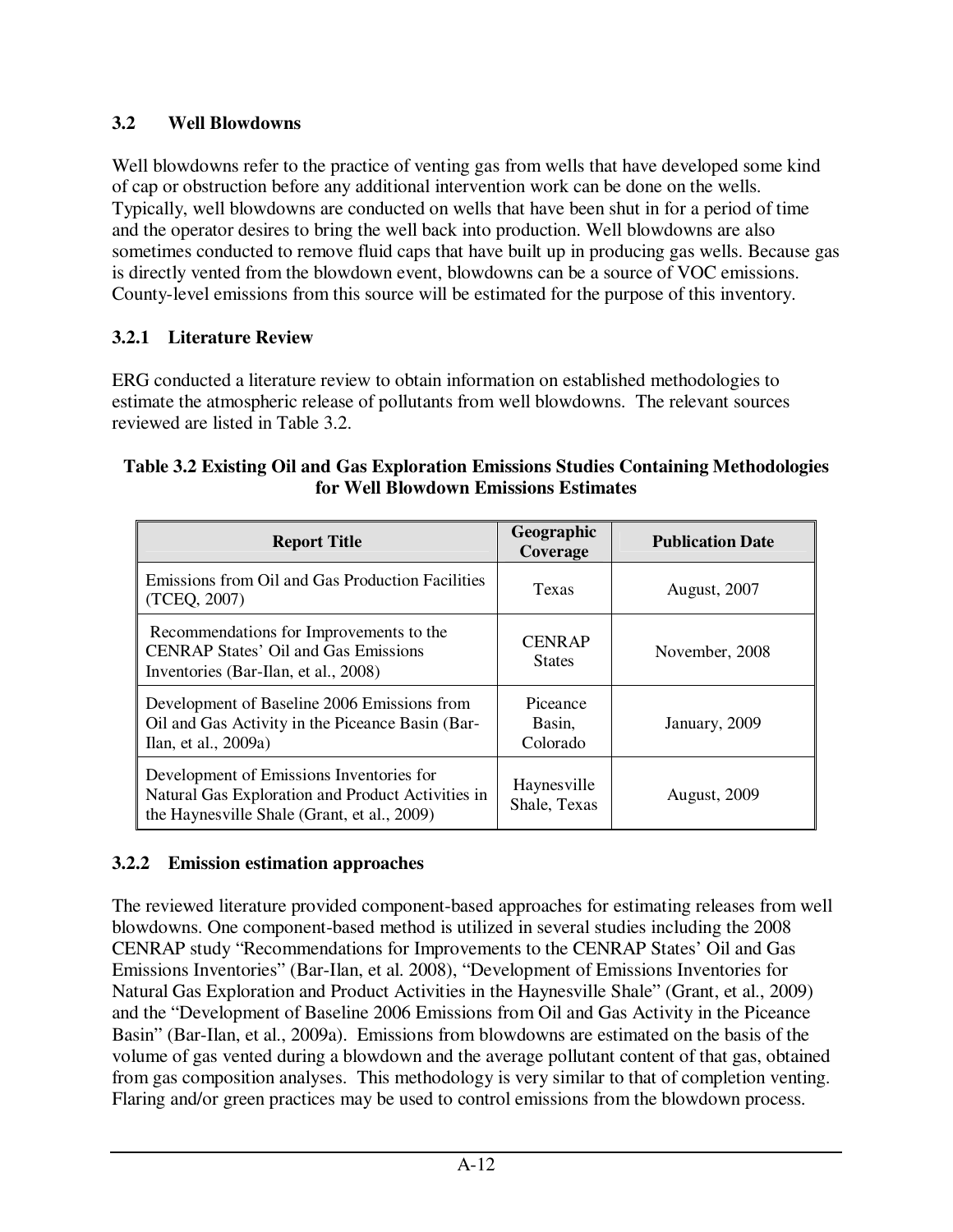### 3.2 Well Blowdowns

Well blowdowns refer to the practice of venting gas from wells that have developed some kind of cap or obstruction before any additional intervention work can be done on the wells. Typically, well blowdowns are conducted on wells that have been shut in for a period of time and the operator desires to bring the well back into production. Well blowdowns are also sometimes conducted to remove fluid caps that have built up in producing gas wells. Because gas is directly vented from the blowdown event, blowdowns can be a source of VOC emissions. County-level emissions from this source will be estimated for the purpose of this inventory.

#### 3.2.1 Literature Review

ERG conducted a literature review to obtain information on established methodologies to estimate the atmospheric release of pollutants from well blowdowns. The relevant sources reviewed are listed in Table 3.2.

**Table 3.2 Existing Oil and Gas Exploration Emissions Studies Containing Methodologies for Well Blowdown Emissions Estimates**

| Report Title | Geographic Coverage | Publication Date |
|---|---|---|
| Emissions from Oil and Gas Production Facilities (TCEQ, 2007) | Texas | August, 2007 |
| Recommendations for Improvements to the CENRAP States' Oil and Gas Emissions Inventories (Bar-Ilan, et al., 2008) | CENRAP States | November, 2008 |
| Development of Baseline 2006 Emissions from Oil and Gas Activity in the Piceance Basin (Bar-Ilan, et al., 2009a) | Piceance Basin, Colorado | January, 2009 |
| Development of Emissions Inventories for Natural Gas Exploration and Product Activities in the Haynesville Shale (Grant, et al., 2009) | Haynesville Shale, Texas | August, 2009 |

#### 3.2.2 Emission estimation approaches

The reviewed literature provided component-based approaches for estimating releases from well blowdowns. One component-based method is utilized in several studies including the 2008 CENRAP study "Recommendations for Improvements to the CENRAP States' Oil and Gas Emissions Inventories" (Bar-Ilan, et al. 2008), "Development of Emissions Inventories for Natural Gas Exploration and Product Activities in the Haynesville Shale" (Grant, et al., 2009) and the "Development of Baseline 2006 Emissions from Oil and Gas Activity in the Piceance Basin" (Bar-Ilan, et al., 2009a). Emissions from blowdowns are estimated on the basis of the volume of gas vented during a blowdown and the average pollutant content of that gas, obtained from gas composition analyses. This methodology is very similar to that of completion venting. Flaring and/or green practices may be used to control emissions from the blowdown process.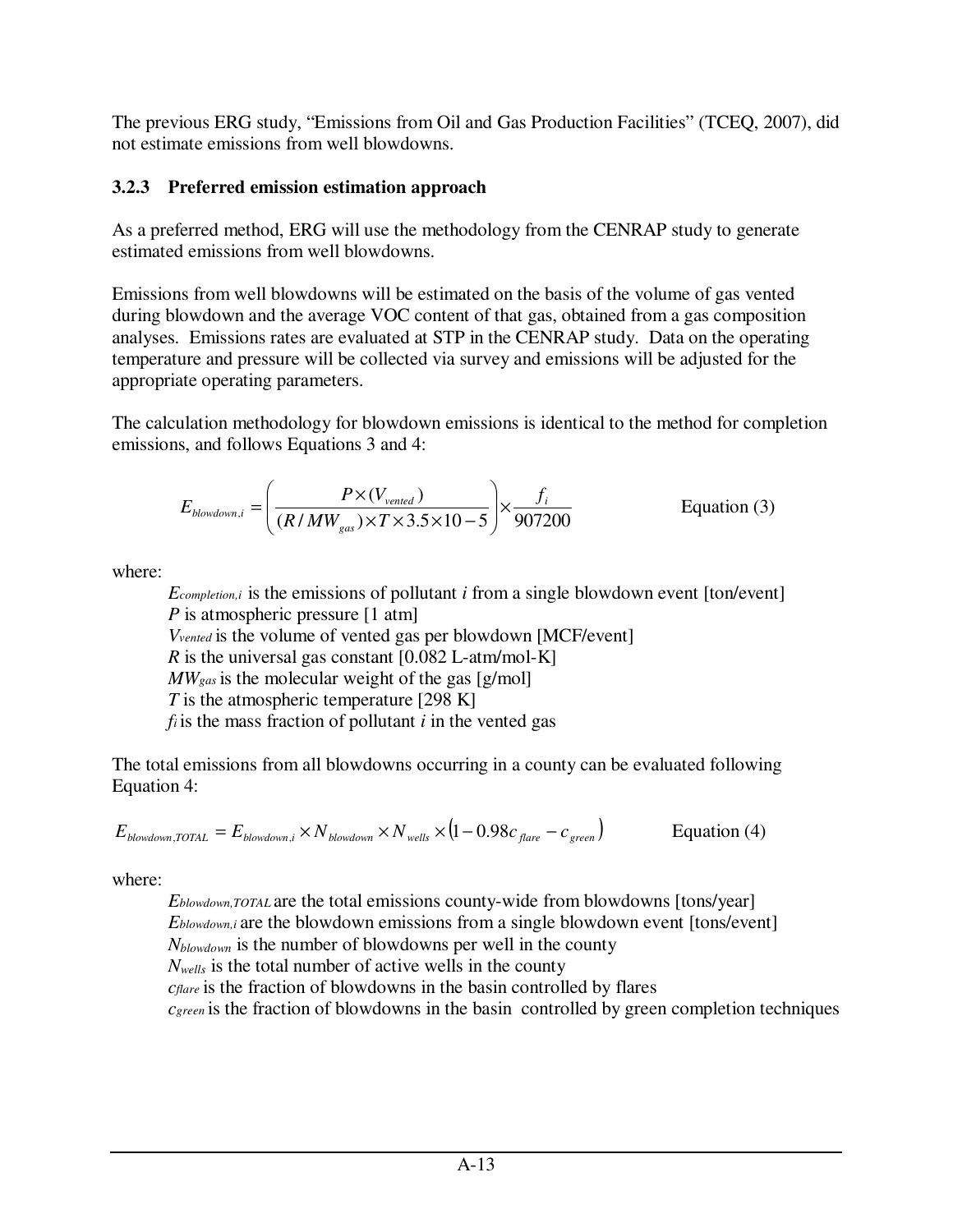The previous ERG study, "Emissions from Oil and Gas Production Facilities" (TCEQ, 2007), did not estimate emissions from well blowdowns.

### 3.2.3 Preferred emission estimation approach

As a preferred method, ERG will use the methodology from the CENRAP study to generate estimated emissions from well blowdowns.

Emissions from well blowdowns will be estimated on the basis of the volume of gas vented during blowdown and the average VOC content of that gas, obtained from a gas composition analyses. Emissions rates are evaluated at STP in the CENRAP study. Data on the operating temperature and pressure will be collected via survey and emissions will be adjusted for the appropriate operating parameters.

The calculation methodology for blowdown emissions is identical to the method for completion emissions, and follows Equations 3 and 4:

$$E_{blowdown,i} = \left( \frac{P \times (V_{vented})}{(R / MW_{gas}) \times T \times 3.5 \times 10 - 5} \right) \times \frac{f_i}{907200} \qquad \text{Equation (3)}$$

where:

- $E_{completion,i}$ is the emissions of pollutant *i* from a single blowdown event [ton/event]
- $P$ is atmospheric pressure [1 atm]
- $V_{vented}$ is the volume of vented gas per blowdown [MCF/event]
- $R$ is the universal gas constant [0.082 L-atm/mol-K]
- $MW_{gas}$ is the molecular weight of the gas [g/mol]
- $T$ is the atmospheric temperature [298 K]
- $f_i$ is the mass fraction of pollutant *i* in the vented gas

The total emissions from all blowdowns occurring in a county can be evaluated following Equation 4:

$$E_{blowdown,TOTAL} = E_{blowdown,i} \times N_{blowdown} \times N_{wells} \times (1 - 0.98c_{flare} - c_{green}) \qquad \text{Equation (4)}$$

where:

- $E_{blowdown,TOTAL}$ are the total emissions county-wide from blowdowns [tons/year]
- $E_{blowdown,i}$ are the blowdown emissions from a single blowdown event [tons/event]
- $N_{blowdown}$ is the number of blowdowns per well in the county
- $N_{wells}$ is the total number of active wells in the county
- $c_{flare}$ is the fraction of blowdowns in the basin controlled by flares
- $c_{green}$ is the fraction of blowdowns in the basin controlled by green completion techniques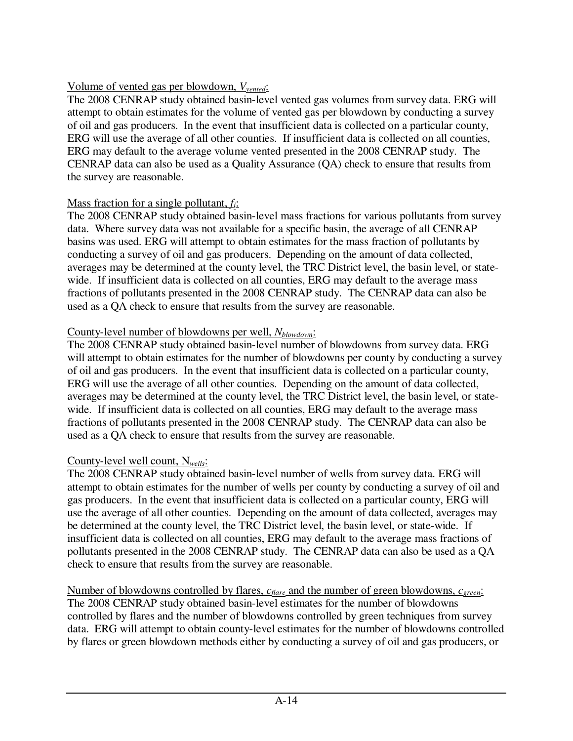Volume of vented gas per blowdown, $V_{vented}$:

The 2008 CENRAP study obtained basin-level vented gas volumes from survey data. ERG will attempt to obtain estimates for the volume of vented gas per blowdown by conducting a survey of oil and gas producers. In the event that insufficient data is collected on a particular county, ERG will use the average of all other counties. If insufficient data is collected on all counties, ERG may default to the average volume vented presented in the 2008 CENRAP study. The CENRAP data can also be used as a Quality Assurance (QA) check to ensure that results from the survey are reasonable.

Mass fraction for a single pollutant, $f_i$:

The 2008 CENRAP study obtained basin-level mass fractions for various pollutants from survey data. Where survey data was not available for a specific basin, the average of all CENRAP basins was used. ERG will attempt to obtain estimates for the mass fraction of pollutants by conducting a survey of oil and gas producers. Depending on the amount of data collected, averages may be determined at the county level, the TRC District level, the basin level, or state-wide. If insufficient data is collected on all counties, ERG may default to the average mass fractions of pollutants presented in the 2008 CENRAP study. The CENRAP data can also be used as a QA check to ensure that results from the survey are reasonable.

County-level number of blowdowns per well, $N_{blowdown}$:

The 2008 CENRAP study obtained basin-level number of blowdowns from survey data. ERG will attempt to obtain estimates for the number of blowdowns per county by conducting a survey of oil and gas producers. In the event that insufficient data is collected on a particular county, ERG will use the average of all other counties. Depending on the amount of data collected, averages may be determined at the county level, the TRC District level, the basin level, or state-wide. If insufficient data is collected on all counties, ERG may default to the average mass fractions of pollutants presented in the 2008 CENRAP study. The CENRAP data can also be used as a QA check to ensure that results from the survey are reasonable.

County-level well count, $N_{wells}$:

The 2008 CENRAP study obtained basin-level number of wells from survey data. ERG will attempt to obtain estimates for the number of wells per county by conducting a survey of oil and gas producers. In the event that insufficient data is collected on a particular county, ERG will use the average of all other counties. Depending on the amount of data collected, averages may be determined at the county level, the TRC District level, the basin level, or state-wide. If insufficient data is collected on all counties, ERG may default to the average mass fractions of pollutants presented in the 2008 CENRAP study. The CENRAP data can also be used as a QA check to ensure that results from the survey are reasonable.

Number of blowdowns controlled by flares, $c_{flare}$ and the number of green blowdowns, $c_{green}$:

The 2008 CENRAP study obtained basin-level estimates for the number of blowdowns controlled by flares and the number of blowdowns controlled by green techniques from survey data. ERG will attempt to obtain county-level estimates for the number of blowdowns controlled by flares or green blowdown methods either by conducting a survey of oil and gas producers, or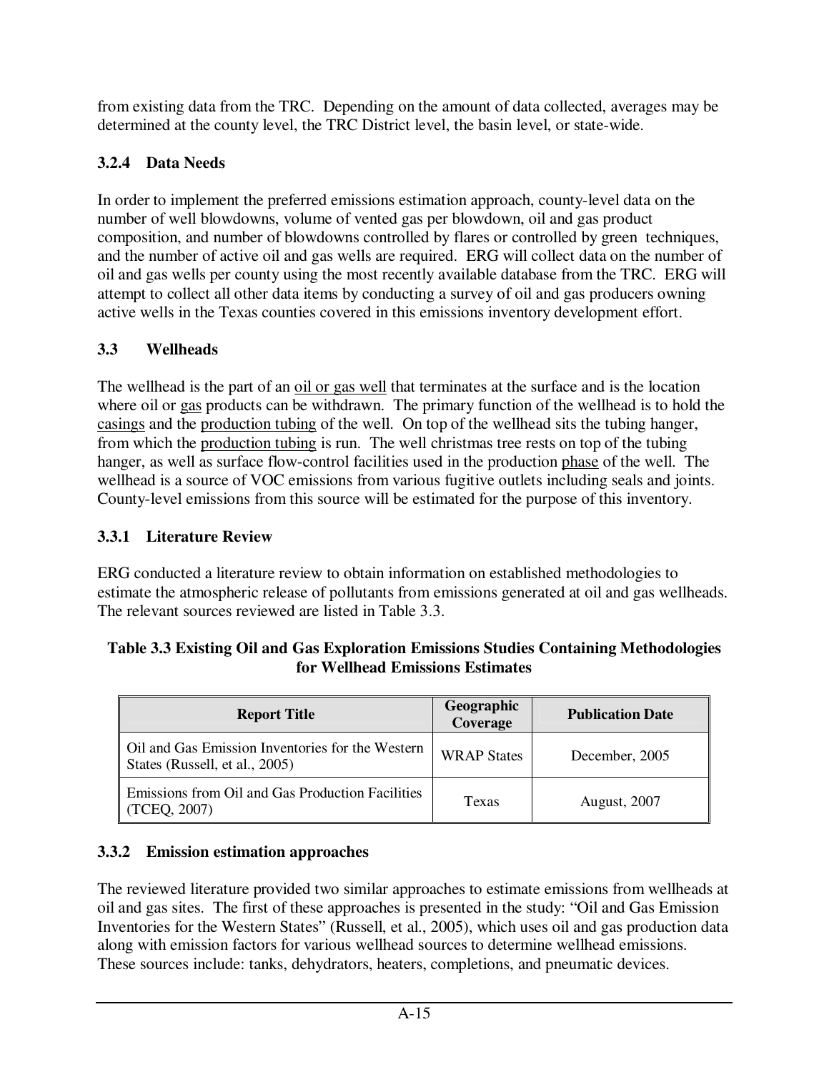from existing data from the TRC. Depending on the amount of data collected, averages may be determined at the county level, the TRC District level, the basin level, or state-wide.

### 3.2.4 Data Needs

In order to implement the preferred emissions estimation approach, county-level data on the number of well blowdowns, volume of vented gas per blowdown, oil and gas product composition, and number of blowdowns controlled by flares or controlled by green techniques, and the number of active oil and gas wells are required. ERG will collect data on the number of oil and gas wells per county using the most recently available database from the TRC. ERG will attempt to collect all other data items by conducting a survey of oil and gas producers owning active wells in the Texas counties covered in this emissions inventory development effort.

## 3.3 Wellheads

The wellhead is the part of an oil or gas well that terminates at the surface and is the location where oil or gas products can be withdrawn. The primary function of the wellhead is to hold the casings and the production tubing of the well. On top of the wellhead sits the tubing hanger, from which the production tubing is run. The well christmas tree rests on top of the tubing hanger, as well as surface flow-control facilities used in the production phase of the well. The wellhead is a source of VOC emissions from various fugitive outlets including seals and joints. County-level emissions from this source will be estimated for the purpose of this inventory.

### 3.3.1 Literature Review

ERG conducted a literature review to obtain information on established methodologies to estimate the atmospheric release of pollutants from emissions generated at oil and gas wellheads. The relevant sources reviewed are listed in Table 3.3.

**Table 3.3 Existing Oil and Gas Exploration Emissions Studies Containing Methodologies for Wellhead Emissions Estimates**

| Report Title | Geographic Coverage | Publication Date |
|---|---|---|
| Oil and Gas Emission Inventories for the Western States (Russell, et al., 2005) | WRAP States | December, 2005 |
| Emissions from Oil and Gas Production Facilities (TCEQ, 2007) | Texas | August, 2007 |

### 3.3.2 Emission estimation approaches

The reviewed literature provided two similar approaches to estimate emissions from wellheads at oil and gas sites. The first of these approaches is presented in the study: "Oil and Gas Emission Inventories for the Western States" (Russell, et al., 2005), which uses oil and gas production data along with emission factors for various wellhead sources to determine wellhead emissions. These sources include: tanks, dehydrators, heaters, completions, and pneumatic devices.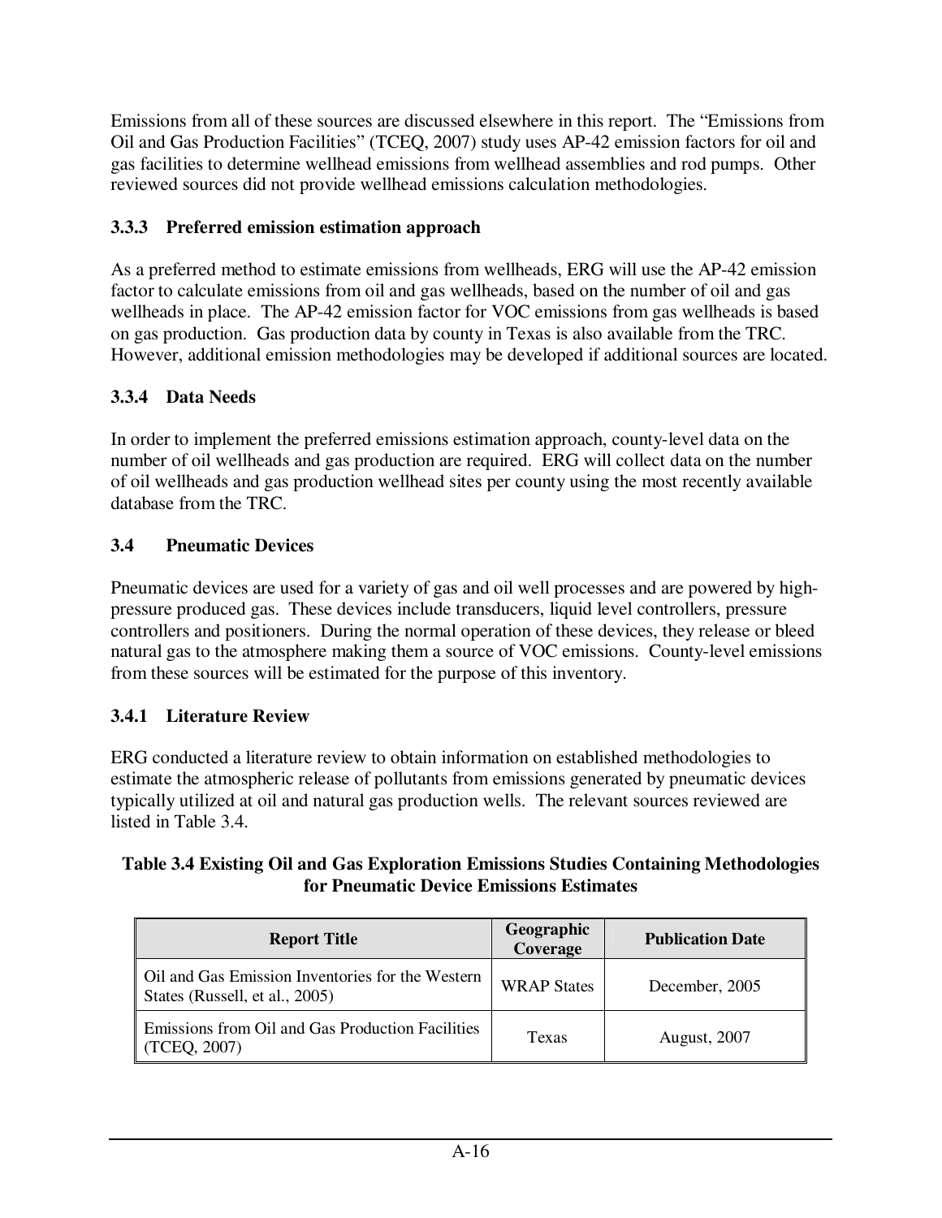Emissions from all of these sources are discussed elsewhere in this report. The "Emissions from Oil and Gas Production Facilities" (TCEQ, 2007) study uses AP-42 emission factors for oil and gas facilities to determine wellhead emissions from wellhead assemblies and rod pumps. Other reviewed sources did not provide wellhead emissions calculation methodologies.

### 3.3.3 Preferred emission estimation approach

As a preferred method to estimate emissions from wellheads, ERG will use the AP-42 emission factor to calculate emissions from oil and gas wellheads, based on the number of oil and gas wellheads in place. The AP-42 emission factor for VOC emissions from gas wellheads is based on gas production. Gas production data by county in Texas is also available from the TRC. However, additional emission methodologies may be developed if additional sources are located.

### 3.3.4 Data Needs

In order to implement the preferred emissions estimation approach, county-level data on the number of oil wellheads and gas production are required. ERG will collect data on the number of oil wellheads and gas production wellhead sites per county using the most recently available database from the TRC.

## 3.4 Pneumatic Devices

Pneumatic devices are used for a variety of gas and oil well processes and are powered by high-pressure produced gas. These devices include transducers, liquid level controllers, pressure controllers and positioners. During the normal operation of these devices, they release or bleed natural gas to the atmosphere making them a source of VOC emissions. County-level emissions from these sources will be estimated for the purpose of this inventory.

### 3.4.1 Literature Review

ERG conducted a literature review to obtain information on established methodologies to estimate the atmospheric release of pollutants from emissions generated by pneumatic devices typically utilized at oil and natural gas production wells. The relevant sources reviewed are listed in Table 3.4.

**Table 3.4 Existing Oil and Gas Exploration Emissions Studies Containing Methodologies for Pneumatic Device Emissions Estimates**

| Report Title | Geographic Coverage | Publication Date |
|---|---|---|
| Oil and Gas Emission Inventories for the Western States (Russell, et al., 2005) | WRAP States | December, 2005 |
| Emissions from Oil and Gas Production Facilities (TCEQ, 2007) | Texas | August, 2007 |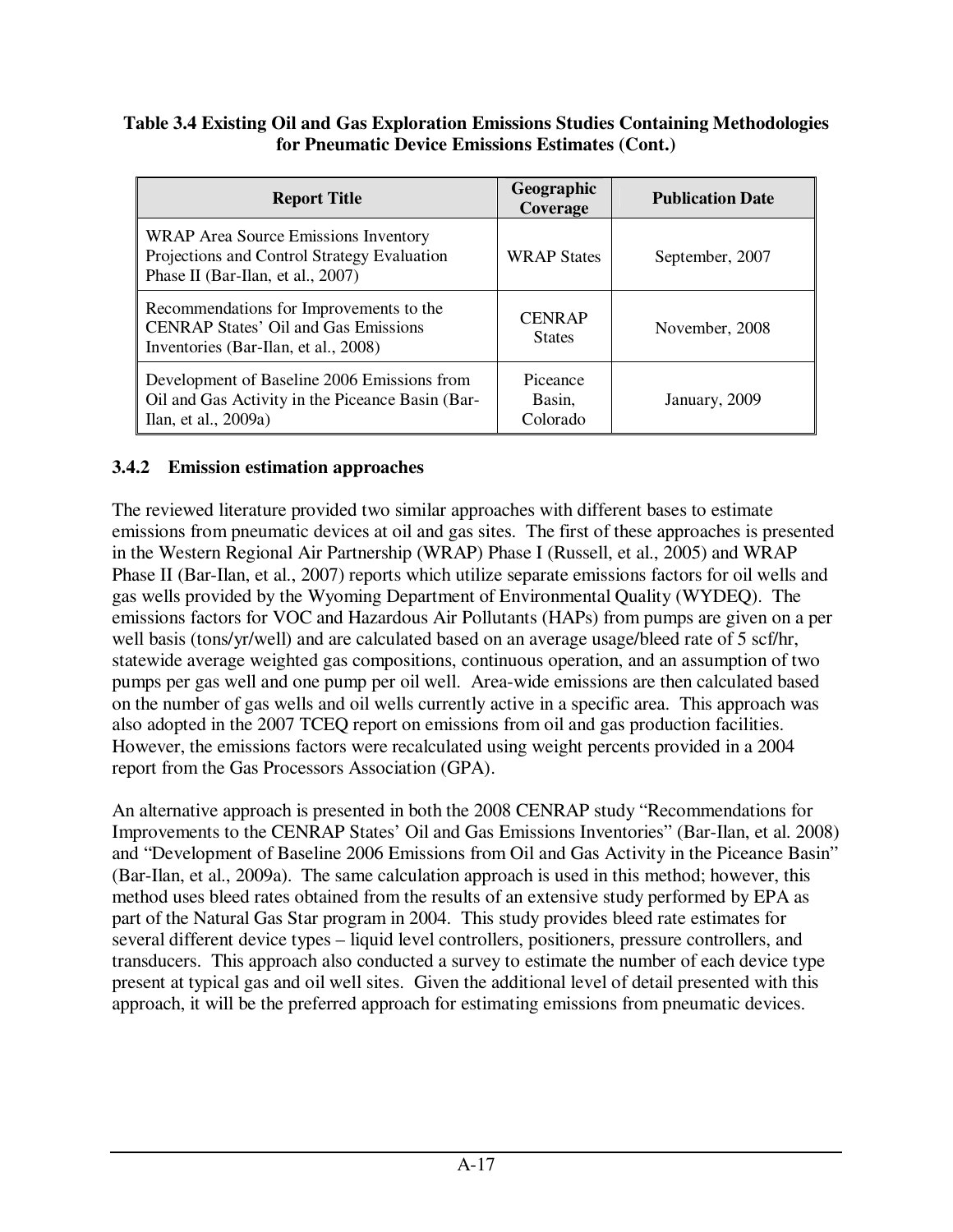**Table 3.4 Existing Oil and Gas Exploration Emissions Studies Containing Methodologies for Pneumatic Device Emissions Estimates (Cont.)**

| Report Title | Geographic Coverage | Publication Date |
|---|---|---|
| WRAP Area Source Emissions Inventory Projections and Control Strategy Evaluation Phase II (Bar-Ilan, et al., 2007) | WRAP States | September, 2007 |
| Recommendations for Improvements to the CENRAP States' Oil and Gas Emissions Inventories (Bar-Ilan, et al., 2008) | CENRAP States | November, 2008 |
| Development of Baseline 2006 Emissions from Oil and Gas Activity in the Piceance Basin (Bar-Ilan, et al., 2009a) | Piceance Basin, Colorado | January, 2009 |

### 3.4.2 Emission estimation approaches

The reviewed literature provided two similar approaches with different bases to estimate emissions from pneumatic devices at oil and gas sites. The first of these approaches is presented in the Western Regional Air Partnership (WRAP) Phase I (Russell, et al., 2005) and WRAP Phase II (Bar-Ilan, et al., 2007) reports which utilize separate emissions factors for oil wells and gas wells provided by the Wyoming Department of Environmental Quality (WYDEQ). The emissions factors for VOC and Hazardous Air Pollutants (HAPs) from pumps are given on a per well basis (tons/yr/well) and are calculated based on an average usage/bleed rate of 5 scf/hr, statewide average weighted gas compositions, continuous operation, and an assumption of two pumps per gas well and one pump per oil well. Area-wide emissions are then calculated based on the number of gas wells and oil wells currently active in a specific area. This approach was also adopted in the 2007 TCEQ report on emissions from oil and gas production facilities. However, the emissions factors were recalculated using weight percents provided in a 2004 report from the Gas Processors Association (GPA).

An alternative approach is presented in both the 2008 CENRAP study "Recommendations for Improvements to the CENRAP States' Oil and Gas Emissions Inventories" (Bar-Ilan, et al. 2008) and "Development of Baseline 2006 Emissions from Oil and Gas Activity in the Piceance Basin" (Bar-Ilan, et al., 2009a). The same calculation approach is used in this method; however, this method uses bleed rates obtained from the results of an extensive study performed by EPA as part of the Natural Gas Star program in 2004. This study provides bleed rate estimates for several different device types – liquid level controllers, positioners, pressure controllers, and transducers. This approach also conducted a survey to estimate the number of each device type present at typical gas and oil well sites. Given the additional level of detail presented with this approach, it will be the preferred approach for estimating emissions from pneumatic devices.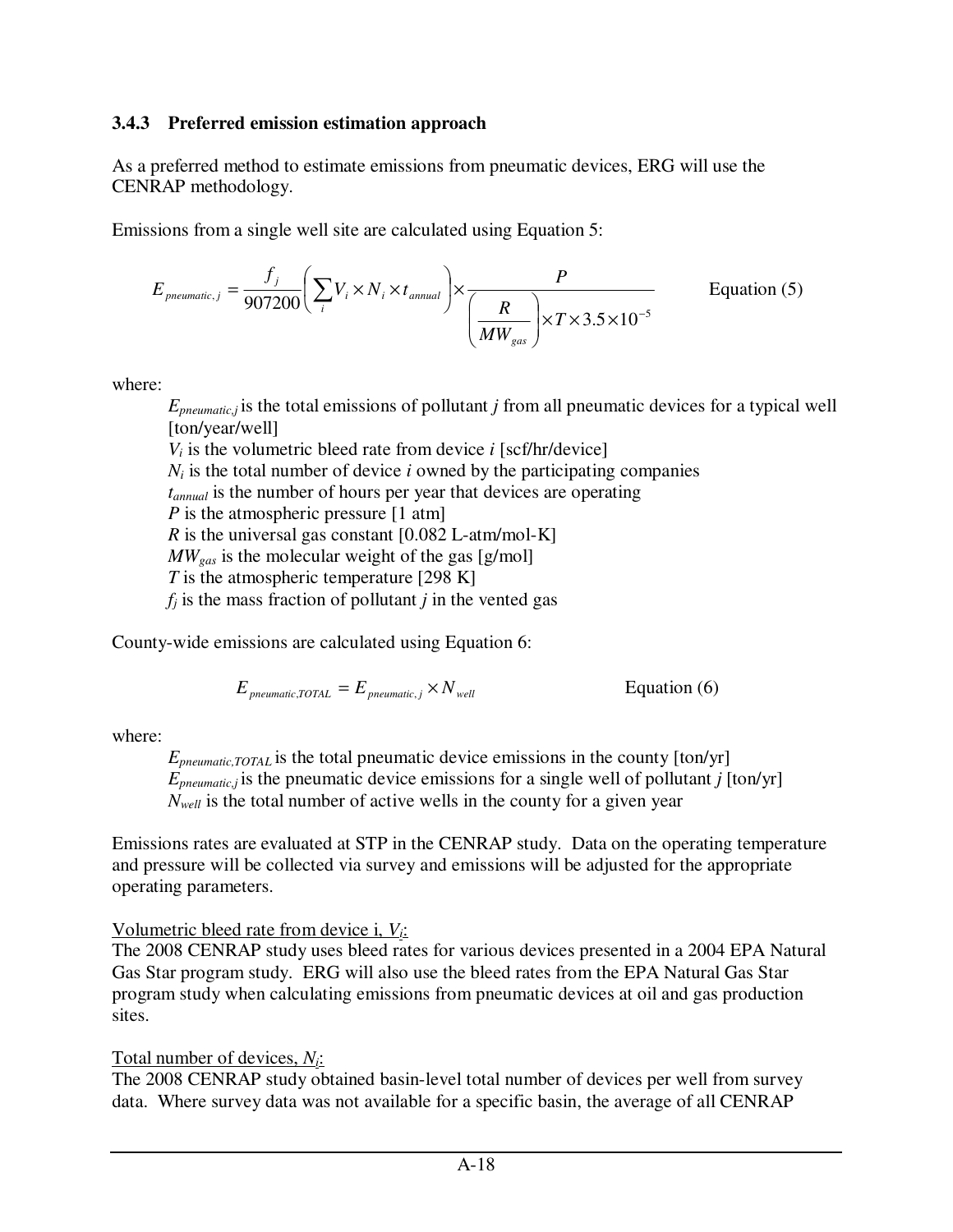### 3.4.3 Preferred emission estimation approach

As a preferred method to estimate emissions from pneumatic devices, ERG will use the CENRAP methodology.

Emissions from a single well site are calculated using Equation 5:

$$E_{pneumatic,j} = \frac{f_j}{907200}\left(\sum_i V_i \times N_i \times t_{annual}\right) \times \frac{P}{\left(\frac{R}{MW_{gas}}\right) \times T \times 3.5 \times 10^{-5}} \qquad \text{Equation (5)}$$

where:

- $E_{pneumatic,j}$ is the total emissions of pollutant $j$ from all pneumatic devices for a typical well [ton/year/well]
- $V_i$ is the volumetric bleed rate from device $i$ [scf/hr/device]
- $N_i$ is the total number of device $i$ owned by the participating companies
- $t_{annual}$ is the number of hours per year that devices are operating
- $P$ is the atmospheric pressure [1 atm]
- $R$ is the universal gas constant [0.082 L-atm/mol-K]
- $MW_{gas}$ is the molecular weight of the gas [g/mol]
- $T$ is the atmospheric temperature [298 K]
- $f_j$ is the mass fraction of pollutant $j$ in the vented gas

County-wide emissions are calculated using Equation 6:

$$E_{pneumatic,TOTAL} = E_{pneumatic,j} \times N_{well} \qquad \text{Equation (6)}$$

where:

- $E_{pneumatic,TOTAL}$ is the total pneumatic device emissions in the county [ton/yr]
- $E_{pneumatic,j}$ is the pneumatic device emissions for a single well of pollutant $j$ [ton/yr]
- $N_{well}$ is the total number of active wells in the county for a given year

Emissions rates are evaluated at STP in the CENRAP study. Data on the operating temperature and pressure will be collected via survey and emissions will be adjusted for the appropriate operating parameters.

Volumetric bleed rate from device i, $V_i$:

The 2008 CENRAP study uses bleed rates for various devices presented in a 2004 EPA Natural Gas Star program study. ERG will also use the bleed rates from the EPA Natural Gas Star program study when calculating emissions from pneumatic devices at oil and gas production sites.

Total number of devices, $N_i$:

The 2008 CENRAP study obtained basin-level total number of devices per well from survey data. Where survey data was not available for a specific basin, the average of all CENRAP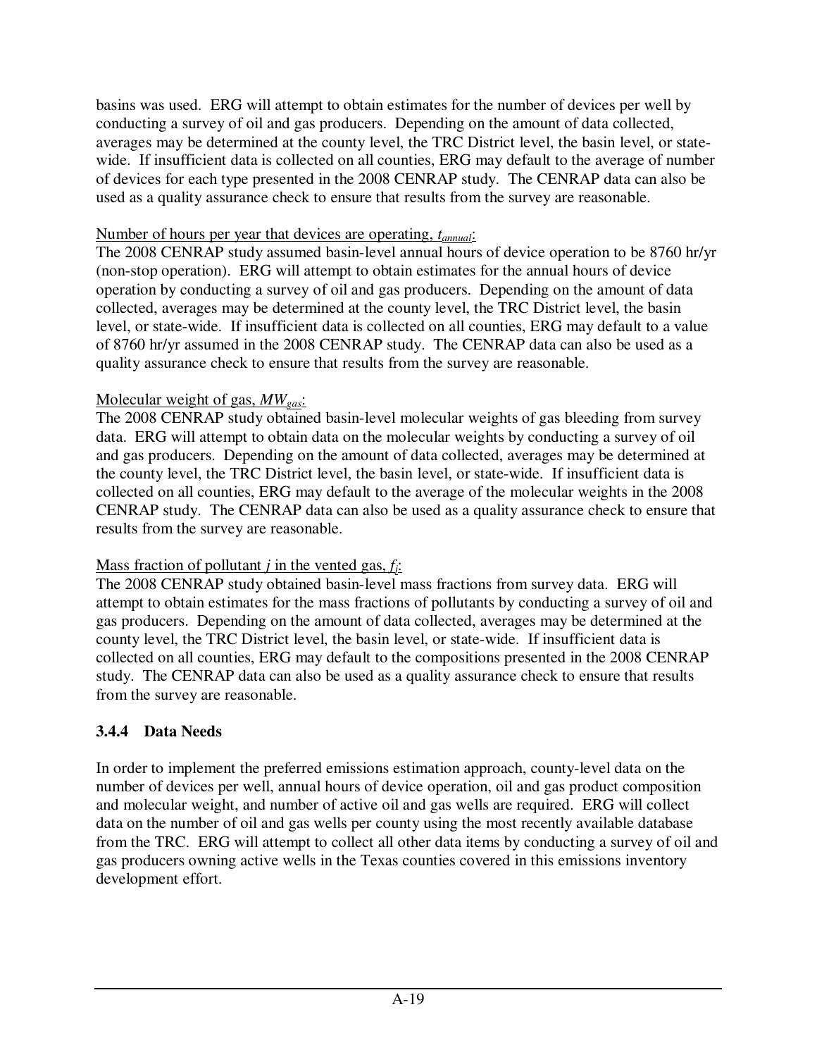basins was used. ERG will attempt to obtain estimates for the number of devices per well by conducting a survey of oil and gas producers. Depending on the amount of data collected, averages may be determined at the county level, the TRC District level, the basin level, or state-wide. If insufficient data is collected on all counties, ERG may default to the average of number of devices for each type presented in the 2008 CENRAP study. The CENRAP data can also be used as a quality assurance check to ensure that results from the survey are reasonable.

Number of hours per year that devices are operating, $t_{annual}$:
The 2008 CENRAP study assumed basin-level annual hours of device operation to be 8760 hr/yr (non-stop operation). ERG will attempt to obtain estimates for the annual hours of device operation by conducting a survey of oil and gas producers. Depending on the amount of data collected, averages may be determined at the county level, the TRC District level, the basin level, or state-wide. If insufficient data is collected on all counties, ERG may default to a value of 8760 hr/yr assumed in the 2008 CENRAP study. The CENRAP data can also be used as a quality assurance check to ensure that results from the survey are reasonable.

Molecular weight of gas, $MW_{gas}$:
The 2008 CENRAP study obtained basin-level molecular weights of gas bleeding from survey data. ERG will attempt to obtain data on the molecular weights by conducting a survey of oil and gas producers. Depending on the amount of data collected, averages may be determined at the county level, the TRC District level, the basin level, or state-wide. If insufficient data is collected on all counties, ERG may default to the average of the molecular weights in the 2008 CENRAP study. The CENRAP data can also be used as a quality assurance check to ensure that results from the survey are reasonable.

Mass fraction of pollutant $j$ in the vented gas, $f_j$:
The 2008 CENRAP study obtained basin-level mass fractions from survey data. ERG will attempt to obtain estimates for the mass fractions of pollutants by conducting a survey of oil and gas producers. Depending on the amount of data collected, averages may be determined at the county level, the TRC District level, the basin level, or state-wide. If insufficient data is collected on all counties, ERG may default to the compositions presented in the 2008 CENRAP study. The CENRAP data can also be used as a quality assurance check to ensure that results from the survey are reasonable.

### 3.4.4 Data Needs

In order to implement the preferred emissions estimation approach, county-level data on the number of devices per well, annual hours of device operation, oil and gas product composition and molecular weight, and number of active oil and gas wells are required. ERG will collect data on the number of oil and gas wells per county using the most recently available database from the TRC. ERG will attempt to collect all other data items by conducting a survey of oil and gas producers owning active wells in the Texas counties covered in this emissions inventory development effort.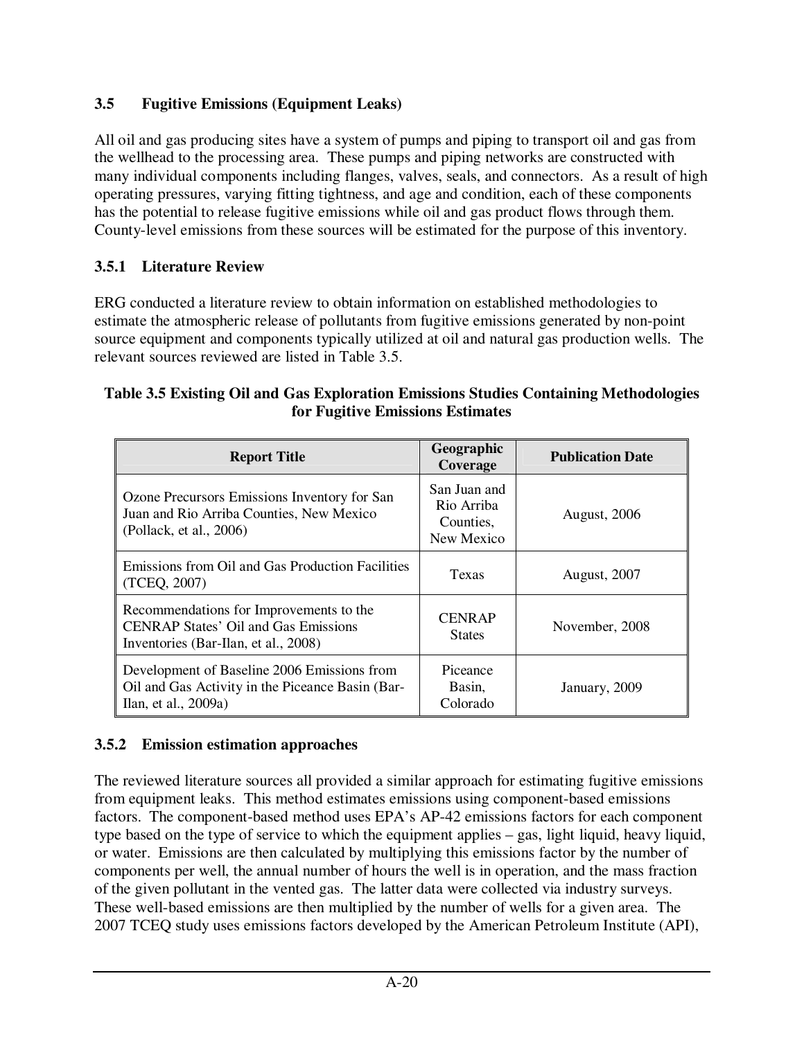## 3.5 Fugitive Emissions (Equipment Leaks)

All oil and gas producing sites have a system of pumps and piping to transport oil and gas from the wellhead to the processing area. These pumps and piping networks are constructed with many individual components including flanges, valves, seals, and connectors. As a result of high operating pressures, varying fitting tightness, and age and condition, each of these components has the potential to release fugitive emissions while oil and gas product flows through them. County-level emissions from these sources will be estimated for the purpose of this inventory.

### 3.5.1 Literature Review

ERG conducted a literature review to obtain information on established methodologies to estimate the atmospheric release of pollutants from fugitive emissions generated by non-point source equipment and components typically utilized at oil and natural gas production wells. The relevant sources reviewed are listed in Table 3.5.

**Table 3.5 Existing Oil and Gas Exploration Emissions Studies Containing Methodologies for Fugitive Emissions Estimates**

| Report Title | Geographic Coverage | Publication Date |
|---|---|---|
| Ozone Precursors Emissions Inventory for San Juan and Rio Arriba Counties, New Mexico (Pollack, et al., 2006) | San Juan and Rio Arriba Counties, New Mexico | August, 2006 |
| Emissions from Oil and Gas Production Facilities (TCEQ, 2007) | Texas | August, 2007 |
| Recommendations for Improvements to the CENRAP States' Oil and Gas Emissions Inventories (Bar-Ilan, et al., 2008) | CENRAP States | November, 2008 |
| Development of Baseline 2006 Emissions from Oil and Gas Activity in the Piceance Basin (Bar-Ilan, et al., 2009a) | Piceance Basin, Colorado | January, 2009 |

### 3.5.2 Emission estimation approaches

The reviewed literature sources all provided a similar approach for estimating fugitive emissions from equipment leaks. This method estimates emissions using component-based emissions factors. The component-based method uses EPA's AP-42 emissions factors for each component type based on the type of service to which the equipment applies – gas, light liquid, heavy liquid, or water. Emissions are then calculated by multiplying this emissions factor by the number of components per well, the annual number of hours the well is in operation, and the mass fraction of the given pollutant in the vented gas. The latter data were collected via industry surveys. These well-based emissions are then multiplied by the number of wells for a given area. The 2007 TCEQ study uses emissions factors developed by the American Petroleum Institute (API),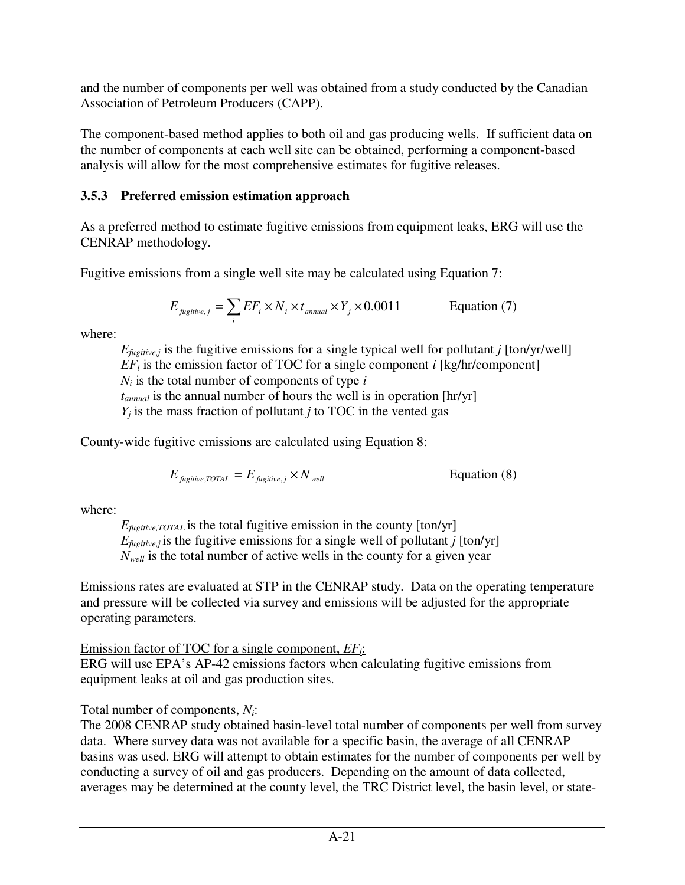and the number of components per well was obtained from a study conducted by the Canadian Association of Petroleum Producers (CAPP).

The component-based method applies to both oil and gas producing wells. If sufficient data on the number of components at each well site can be obtained, performing a component-based analysis will allow for the most comprehensive estimates for fugitive releases.

### 3.5.3 Preferred emission estimation approach

As a preferred method to estimate fugitive emissions from equipment leaks, ERG will use the CENRAP methodology.

Fugitive emissions from a single well site may be calculated using Equation 7:

$$E_{fugitive,j} = \sum_{i} EF_i \times N_i \times t_{annual} \times Y_j \times 0.0011 \qquad \text{Equation (7)}$$

where:

- $E_{fugitive,j}$ is the fugitive emissions for a single typical well for pollutant *j* [ton/yr/well]
- $EF_i$ is the emission factor of TOC for a single component *i* [kg/hr/component]
- $N_i$ is the total number of components of type *i*
- $t_{annual}$ is the annual number of hours the well is in operation [hr/yr]
- $Y_j$ is the mass fraction of pollutant *j* to TOC in the vented gas

County-wide fugitive emissions are calculated using Equation 8:

$$E_{fugitive,TOTAL} = E_{fugitive,j} \times N_{well} \qquad \text{Equation (8)}$$

where:

- $E_{fugitive,TOTAL}$ is the total fugitive emission in the county [ton/yr]
- $E_{fugitive,j}$ is the fugitive emissions for a single well of pollutant *j* [ton/yr]
- $N_{well}$ is the total number of active wells in the county for a given year

Emissions rates are evaluated at STP in the CENRAP study. Data on the operating temperature and pressure will be collected via survey and emissions will be adjusted for the appropriate operating parameters.

Emission factor of TOC for a single component, $EF_i$:
ERG will use EPA's AP-42 emissions factors when calculating fugitive emissions from equipment leaks at oil and gas production sites.

Total number of components, $N_i$:
The 2008 CENRAP study obtained basin-level total number of components per well from survey data. Where survey data was not available for a specific basin, the average of all CENRAP basins was used. ERG will attempt to obtain estimates for the number of components per well by conducting a survey of oil and gas producers. Depending on the amount of data collected, averages may be determined at the county level, the TRC District level, the basin level, or state-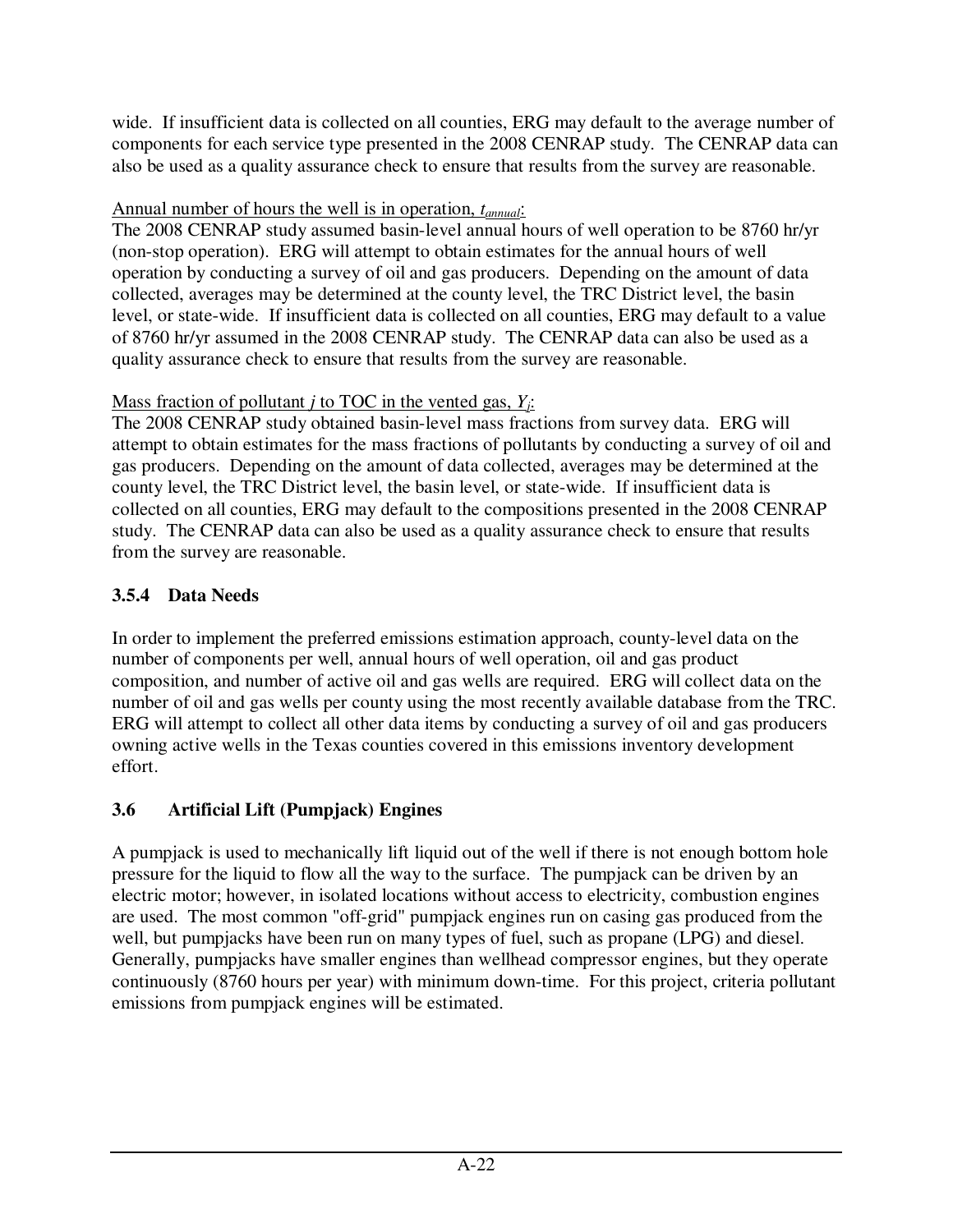wide. If insufficient data is collected on all counties, ERG may default to the average number of components for each service type presented in the 2008 CENRAP study. The CENRAP data can also be used as a quality assurance check to ensure that results from the survey are reasonable.

Annual number of hours the well is in operation, $t_{annual}$:
The 2008 CENRAP study assumed basin-level annual hours of well operation to be 8760 hr/yr (non-stop operation). ERG will attempt to obtain estimates for the annual hours of well operation by conducting a survey of oil and gas producers. Depending on the amount of data collected, averages may be determined at the county level, the TRC District level, the basin level, or state-wide. If insufficient data is collected on all counties, ERG may default to a value of 8760 hr/yr assumed in the 2008 CENRAP study. The CENRAP data can also be used as a quality assurance check to ensure that results from the survey are reasonable.

Mass fraction of pollutant $j$ to TOC in the vented gas, $Y_j$:
The 2008 CENRAP study obtained basin-level mass fractions from survey data. ERG will attempt to obtain estimates for the mass fractions of pollutants by conducting a survey of oil and gas producers. Depending on the amount of data collected, averages may be determined at the county level, the TRC District level, the basin level, or state-wide. If insufficient data is collected on all counties, ERG may default to the compositions presented in the 2008 CENRAP study. The CENRAP data can also be used as a quality assurance check to ensure that results from the survey are reasonable.

### 3.5.4 Data Needs

In order to implement the preferred emissions estimation approach, county-level data on the number of components per well, annual hours of well operation, oil and gas product composition, and number of active oil and gas wells are required. ERG will collect data on the number of oil and gas wells per county using the most recently available database from the TRC. ERG will attempt to collect all other data items by conducting a survey of oil and gas producers owning active wells in the Texas counties covered in this emissions inventory development effort.

## 3.6 Artificial Lift (Pumpjack) Engines

A pumpjack is used to mechanically lift liquid out of the well if there is not enough bottom hole pressure for the liquid to flow all the way to the surface. The pumpjack can be driven by an electric motor; however, in isolated locations without access to electricity, combustion engines are used. The most common "off-grid" pumpjack engines run on casing gas produced from the well, but pumpjacks have been run on many types of fuel, such as propane (LPG) and diesel. Generally, pumpjacks have smaller engines than wellhead compressor engines, but they operate continuously (8760 hours per year) with minimum down-time. For this project, criteria pollutant emissions from pumpjack engines will be estimated.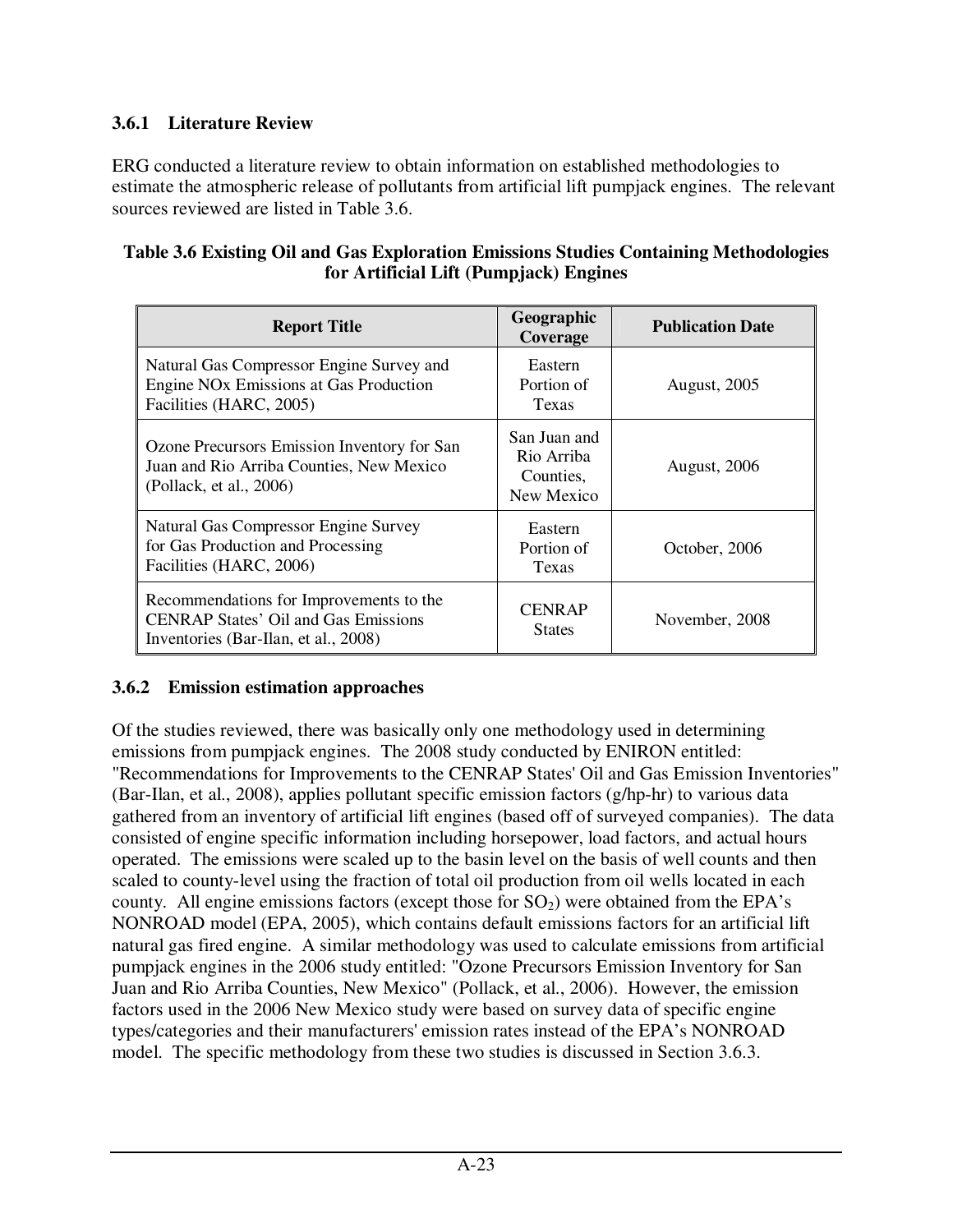### 3.6.1 Literature Review

ERG conducted a literature review to obtain information on established methodologies to estimate the atmospheric release of pollutants from artificial lift pumpjack engines. The relevant sources reviewed are listed in Table 3.6.

**Table 3.6 Existing Oil and Gas Exploration Emissions Studies Containing Methodologies for Artificial Lift (Pumpjack) Engines**

| Report Title | Geographic Coverage | Publication Date |
|---|---|---|
| Natural Gas Compressor Engine Survey and Engine NOx Emissions at Gas Production Facilities (HARC, 2005) | Eastern Portion of Texas | August, 2005 |
| Ozone Precursors Emission Inventory for San Juan and Rio Arriba Counties, New Mexico (Pollack, et al., 2006) | San Juan and Rio Arriba Counties, New Mexico | August, 2006 |
| Natural Gas Compressor Engine Survey for Gas Production and Processing Facilities (HARC, 2006) | Eastern Portion of Texas | October, 2006 |
| Recommendations for Improvements to the CENRAP States' Oil and Gas Emissions Inventories (Bar-Ilan, et al., 2008) | CENRAP States | November, 2008 |

### 3.6.2 Emission estimation approaches

Of the studies reviewed, there was basically only one methodology used in determining emissions from pumpjack engines. The 2008 study conducted by ENIRON entitled: "Recommendations for Improvements to the CENRAP States' Oil and Gas Emission Inventories" (Bar-Ilan, et al., 2008), applies pollutant specific emission factors (g/hp-hr) to various data gathered from an inventory of artificial lift engines (based off of surveyed companies). The data consisted of engine specific information including horsepower, load factors, and actual hours operated. The emissions were scaled up to the basin level on the basis of well counts and then scaled to county-level using the fraction of total oil production from oil wells located in each county. All engine emissions factors (except those for $SO_2$) were obtained from the EPA's NONROAD model (EPA, 2005), which contains default emissions factors for an artificial lift natural gas fired engine. A similar methodology was used to calculate emissions from artificial pumpjack engines in the 2006 study entitled: "Ozone Precursors Emission Inventory for San Juan and Rio Arriba Counties, New Mexico" (Pollack, et al., 2006). However, the emission factors used in the 2006 New Mexico study were based on survey data of specific engine types/categories and their manufacturers' emission rates instead of the EPA's NONROAD model. The specific methodology from these two studies is discussed in Section 3.6.3.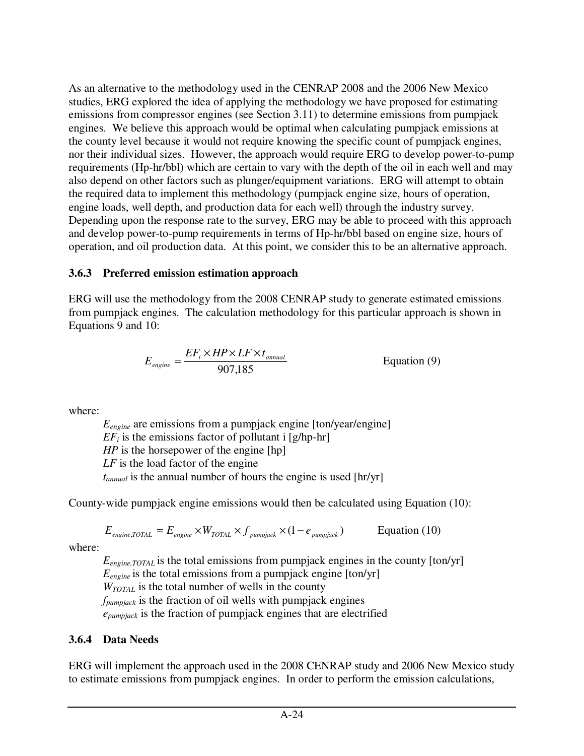As an alternative to the methodology used in the CENRAP 2008 and the 2006 New Mexico studies, ERG explored the idea of applying the methodology we have proposed for estimating emissions from compressor engines (see Section 3.11) to determine emissions from pumpjack engines. We believe this approach would be optimal when calculating pumpjack emissions at the county level because it would not require knowing the specific count of pumpjack engines, nor their individual sizes. However, the approach would require ERG to develop power-to-pump requirements (Hp-hr/bbl) which are certain to vary with the depth of the oil in each well and may also depend on other factors such as plunger/equipment variations. ERG will attempt to obtain the required data to implement this methodology (pumpjack engine size, hours of operation, engine loads, well depth, and production data for each well) through the industry survey. Depending upon the response rate to the survey, ERG may be able to proceed with this approach and develop power-to-pump requirements in terms of Hp-hr/bbl based on engine size, hours of operation, and oil production data. At this point, we consider this to be an alternative approach.

### 3.6.3 Preferred emission estimation approach

ERG will use the methodology from the 2008 CENRAP study to generate estimated emissions from pumpjack engines. The calculation methodology for this particular approach is shown in Equations 9 and 10:

$$E_{engine} = \frac{EF_i \times HP \times LF \times t_{annual}}{907{,}185} \qquad \text{Equation (9)}$$

where:

- $E_{engine}$ are emissions from a pumpjack engine [ton/year/engine]
- $EF_i$ is the emissions factor of pollutant i [g/hp-hr]
- $HP$ is the horsepower of the engine [hp]
- $LF$ is the load factor of the engine
- $t_{annual}$ is the annual number of hours the engine is used [hr/yr]

County-wide pumpjack engine emissions would then be calculated using Equation (10):

$$E_{engine,TOTAL} = E_{engine} \times W_{TOTAL} \times f_{pumpjack} \times (1 - e_{pumpjack}) \qquad \text{Equation (10)}$$

where:

- $E_{engine,TOTAL}$ is the total emissions from pumpjack engines in the county [ton/yr]
- $E_{engine}$ is the total emissions from a pumpjack engine [ton/yr]
- $W_{TOTAL}$ is the total number of wells in the county
- $f_{pumpjack}$ is the fraction of oil wells with pumpjack engines
- $e_{pumpjack}$ is the fraction of pumpjack engines that are electrified

### 3.6.4 Data Needs

ERG will implement the approach used in the 2008 CENRAP study and 2006 New Mexico study to estimate emissions from pumpjack engines. In order to perform the emission calculations,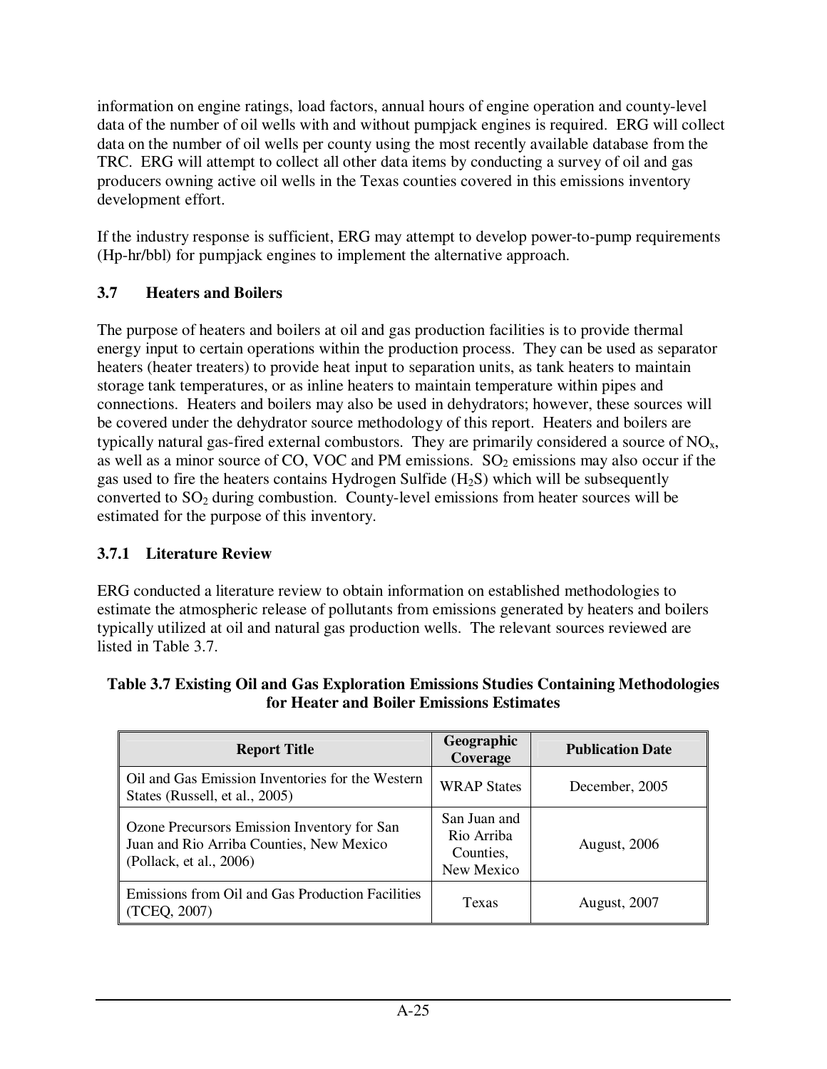information on engine ratings, load factors, annual hours of engine operation and county-level data of the number of oil wells with and without pumpjack engines is required. ERG will collect data on the number of oil wells per county using the most recently available database from the TRC. ERG will attempt to collect all other data items by conducting a survey of oil and gas producers owning active oil wells in the Texas counties covered in this emissions inventory development effort.

If the industry response is sufficient, ERG may attempt to develop power-to-pump requirements (Hp-hr/bbl) for pumpjack engines to implement the alternative approach.

### 3.7 Heaters and Boilers

The purpose of heaters and boilers at oil and gas production facilities is to provide thermal energy input to certain operations within the production process. They can be used as separator heaters (heater treaters) to provide heat input to separation units, as tank heaters to maintain storage tank temperatures, or as inline heaters to maintain temperature within pipes and connections. Heaters and boilers may also be used in dehydrators; however, these sources will be covered under the dehydrator source methodology of this report. Heaters and boilers are typically natural gas-fired external combustors. They are primarily considered a source of $NO_x$, as well as a minor source of CO, VOC and PM emissions. $SO_2$ emissions may also occur if the gas used to fire the heaters contains Hydrogen Sulfide ($H_2S$) which will be subsequently converted to $SO_2$ during combustion. County-level emissions from heater sources will be estimated for the purpose of this inventory.

#### 3.7.1 Literature Review

ERG conducted a literature review to obtain information on established methodologies to estimate the atmospheric release of pollutants from emissions generated by heaters and boilers typically utilized at oil and natural gas production wells. The relevant sources reviewed are listed in Table 3.7.

**Table 3.7 Existing Oil and Gas Exploration Emissions Studies Containing Methodologies for Heater and Boiler Emissions Estimates**

| Report Title | Geographic Coverage | Publication Date |
|---|---|---|
| Oil and Gas Emission Inventories for the Western States (Russell, et al., 2005) | WRAP States | December, 2005 |
| Ozone Precursors Emission Inventory for San Juan and Rio Arriba Counties, New Mexico (Pollack, et al., 2006) | San Juan and Rio Arriba Counties, New Mexico | August, 2006 |
| Emissions from Oil and Gas Production Facilities (TCEQ, 2007) | Texas | August, 2007 |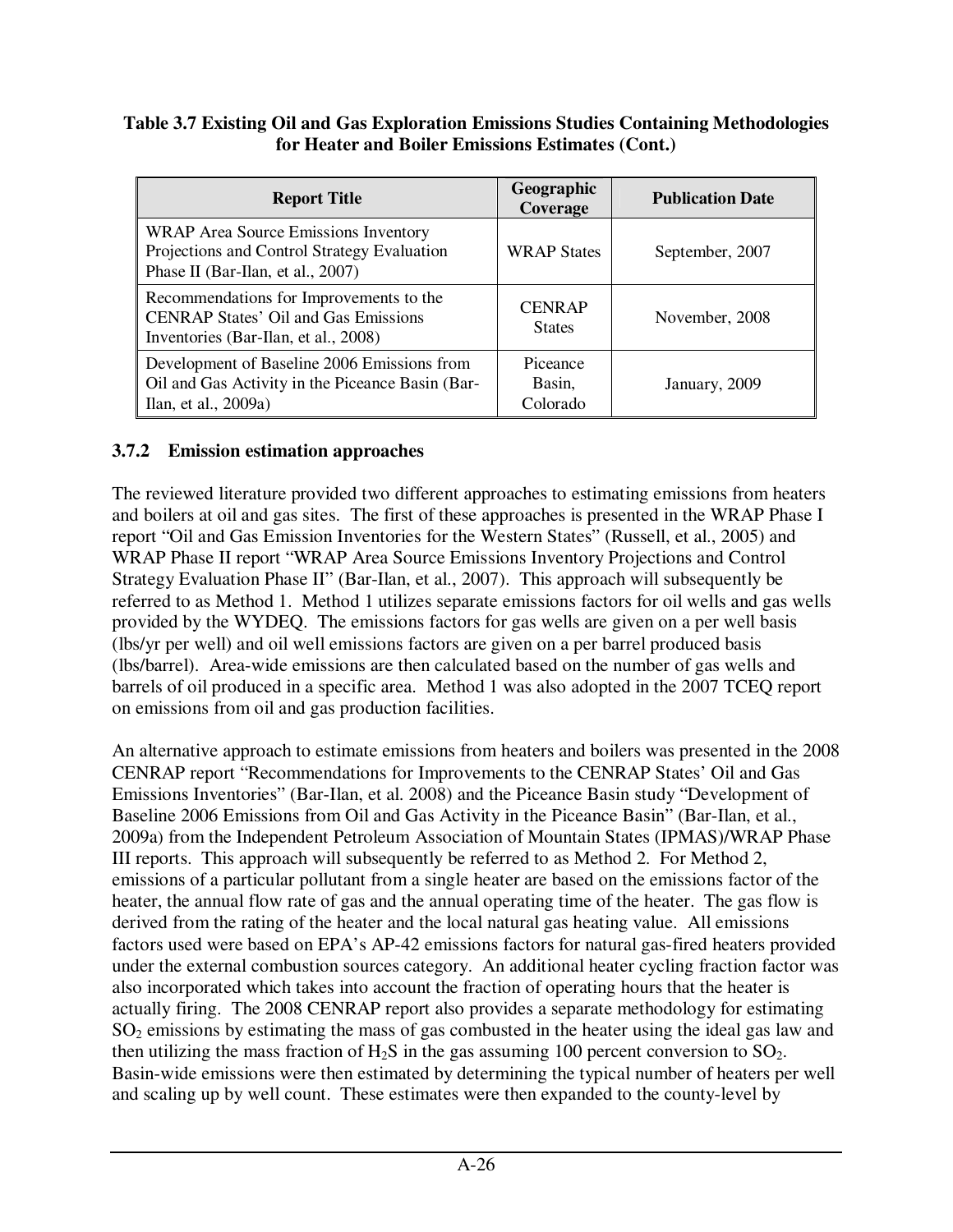**Table 3.7 Existing Oil and Gas Exploration Emissions Studies Containing Methodologies for Heater and Boiler Emissions Estimates (Cont.)**

| Report Title | Geographic Coverage | Publication Date |
|---|---|---|
| WRAP Area Source Emissions Inventory Projections and Control Strategy Evaluation Phase II (Bar-Ilan, et al., 2007) | WRAP States | September, 2007 |
| Recommendations for Improvements to the CENRAP States' Oil and Gas Emissions Inventories (Bar-Ilan, et al., 2008) | CENRAP States | November, 2008 |
| Development of Baseline 2006 Emissions from Oil and Gas Activity in the Piceance Basin (Bar-Ilan, et al., 2009a) | Piceance Basin, Colorado | January, 2009 |

### 3.7.2 Emission estimation approaches

The reviewed literature provided two different approaches to estimating emissions from heaters and boilers at oil and gas sites. The first of these approaches is presented in the WRAP Phase I report "Oil and Gas Emission Inventories for the Western States" (Russell, et al., 2005) and WRAP Phase II report "WRAP Area Source Emissions Inventory Projections and Control Strategy Evaluation Phase II" (Bar-Ilan, et al., 2007). This approach will subsequently be referred to as Method 1. Method 1 utilizes separate emissions factors for oil wells and gas wells provided by the WYDEQ. The emissions factors for gas wells are given on a per well basis (lbs/yr per well) and oil well emissions factors are given on a per barrel produced basis (lbs/barrel). Area-wide emissions are then calculated based on the number of gas wells and barrels of oil produced in a specific area. Method 1 was also adopted in the 2007 TCEQ report on emissions from oil and gas production facilities.

An alternative approach to estimate emissions from heaters and boilers was presented in the 2008 CENRAP report "Recommendations for Improvements to the CENRAP States' Oil and Gas Emissions Inventories" (Bar-Ilan, et al. 2008) and the Piceance Basin study "Development of Baseline 2006 Emissions from Oil and Gas Activity in the Piceance Basin" (Bar-Ilan, et al., 2009a) from the Independent Petroleum Association of Mountain States (IPMAS)/WRAP Phase III reports. This approach will subsequently be referred to as Method 2. For Method 2, emissions of a particular pollutant from a single heater are based on the emissions factor of the heater, the annual flow rate of gas and the annual operating time of the heater. The gas flow is derived from the rating of the heater and the local natural gas heating value. All emissions factors used were based on EPA's AP-42 emissions factors for natural gas-fired heaters provided under the external combustion sources category. An additional heater cycling fraction factor was also incorporated which takes into account the fraction of operating hours that the heater is actually firing. The 2008 CENRAP report also provides a separate methodology for estimating $SO_2$ emissions by estimating the mass of gas combusted in the heater using the ideal gas law and then utilizing the mass fraction of $H_2S$ in the gas assuming 100 percent conversion to $SO_2$. Basin-wide emissions were then estimated by determining the typical number of heaters per well and scaling up by well count. These estimates were then expanded to the county-level by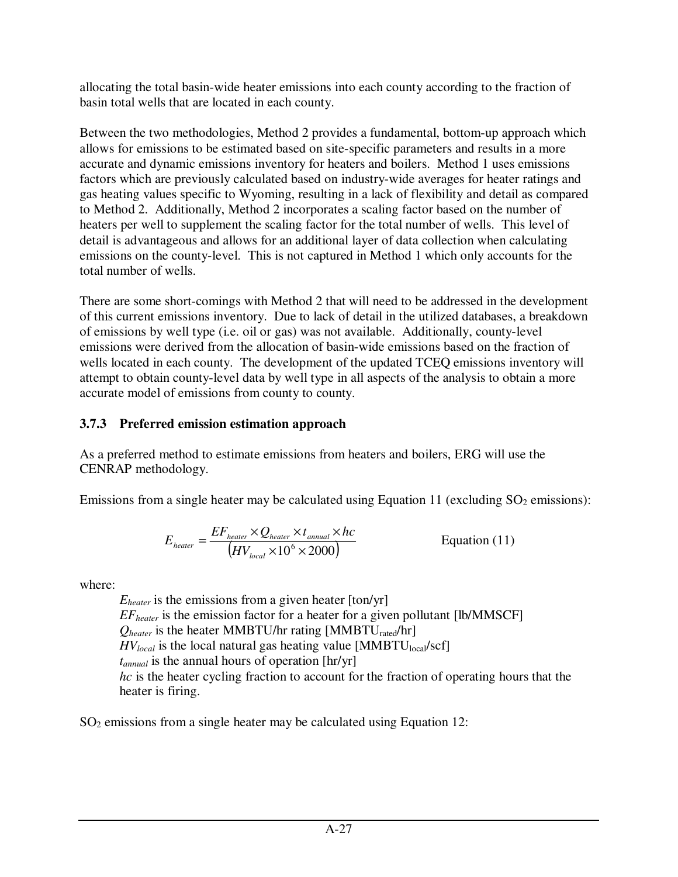allocating the total basin-wide heater emissions into each county according to the fraction of basin total wells that are located in each county.

Between the two methodologies, Method 2 provides a fundamental, bottom-up approach which allows for emissions to be estimated based on site-specific parameters and results in a more accurate and dynamic emissions inventory for heaters and boilers. Method 1 uses emissions factors which are previously calculated based on industry-wide averages for heater ratings and gas heating values specific to Wyoming, resulting in a lack of flexibility and detail as compared to Method 2. Additionally, Method 2 incorporates a scaling factor based on the number of heaters per well to supplement the scaling factor for the total number of wells. This level of detail is advantageous and allows for an additional layer of data collection when calculating emissions on the county-level. This is not captured in Method 1 which only accounts for the total number of wells.

There are some short-comings with Method 2 that will need to be addressed in the development of this current emissions inventory. Due to lack of detail in the utilized databases, a breakdown of emissions by well type (i.e. oil or gas) was not available. Additionally, county-level emissions were derived from the allocation of basin-wide emissions based on the fraction of wells located in each county. The development of the updated TCEQ emissions inventory will attempt to obtain county-level data by well type in all aspects of the analysis to obtain a more accurate model of emissions from county to county.

### 3.7.3 Preferred emission estimation approach

As a preferred method to estimate emissions from heaters and boilers, ERG will use the CENRAP methodology.

Emissions from a single heater may be calculated using Equation 11 (excluding $SO_2$ emissions):

$$E_{heater} = \frac{EF_{heater} \times Q_{heater} \times t_{annual} \times hc}{\left(HV_{local} \times 10^6 \times 2000\right)} \qquad \text{Equation (11)}$$

where:

- $E_{heater}$ is the emissions from a given heater [ton/yr]
- $EF_{heater}$ is the emission factor for a heater for a given pollutant [lb/MMSCF]
- $Q_{heater}$ is the heater MMBTU/hr rating [$MMBTU_{rated}$/hr]
- $HV_{local}$ is the local natural gas heating value [$MMBTU_{local}$/scf]
- $t_{annual}$ is the annual hours of operation [hr/yr]
- $hc$ is the heater cycling fraction to account for the fraction of operating hours that the heater is firing.

$SO_2$ emissions from a single heater may be calculated using Equation 12: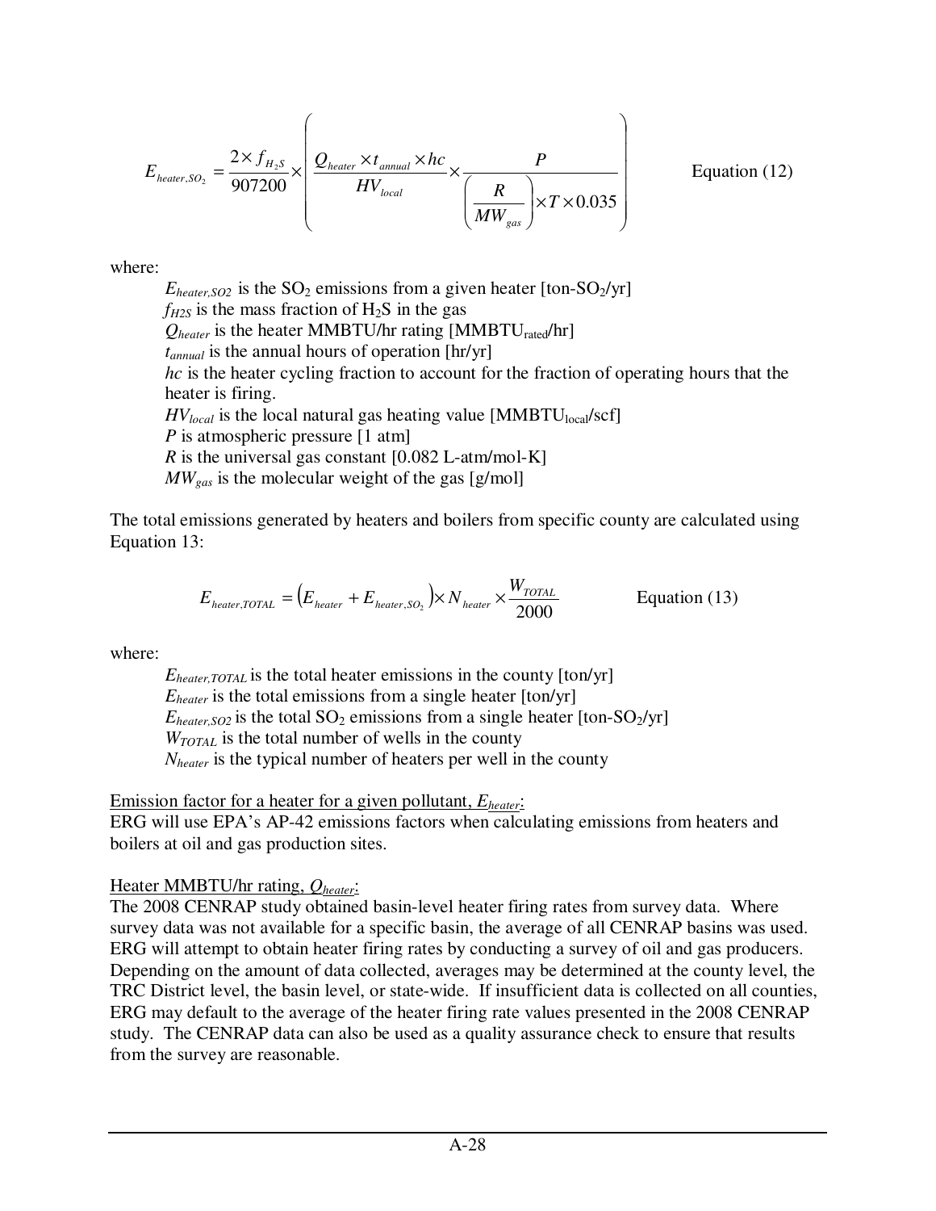$$E_{heater,SO_2} = \frac{2 \times f_{H_2S}}{907200} \times \left( \frac{Q_{heater} \times t_{annual} \times hc}{HV_{local}} \times \frac{P}{\left(\frac{R}{MW_{gas}}\right) \times T \times 0.035} \right) \qquad \text{Equation (12)}$$

where:

- $E_{heater,SO2}$ is the $SO_2$ emissions from a given heater [ton-$SO_2$/yr]
- $f_{H2S}$ is the mass fraction of $H_2S$ in the gas
- $Q_{heater}$ is the heater MMBTU/hr rating [$MMBTU_{rated}$/hr]
- $t_{annual}$ is the annual hours of operation [hr/yr]
- $hc$ is the heater cycling fraction to account for the fraction of operating hours that the heater is firing.
- $HV_{local}$ is the local natural gas heating value [$MMBTU_{local}$/scf]
- $P$ is atmospheric pressure [1 atm]
- $R$ is the universal gas constant [0.082 L-atm/mol-K]
- $MW_{gas}$ is the molecular weight of the gas [g/mol]

The total emissions generated by heaters and boilers from specific county are calculated using Equation 13:

$$E_{heater,TOTAL} = \left(E_{heater} + E_{heater,SO_2}\right) \times N_{heater} \times \frac{W_{TOTAL}}{2000} \qquad \text{Equation (13)}$$

where:

- $E_{heater,TOTAL}$ is the total heater emissions in the county [ton/yr]
- $E_{heater}$ is the total emissions from a single heater [ton/yr]
- $E_{heater,SO2}$ is the total $SO_2$ emissions from a single heater [ton-$SO_2$/yr]
- $W_{TOTAL}$ is the total number of wells in the county
- $N_{heater}$ is the typical number of heaters per well in the county

<u>Emission factor for a heater for a given pollutant, $E_{heater}$:</u>
ERG will use EPA's AP-42 emissions factors when calculating emissions from heaters and boilers at oil and gas production sites.

<u>Heater MMBTU/hr rating, $Q_{heater}$:</u>
The 2008 CENRAP study obtained basin-level heater firing rates from survey data. Where survey data was not available for a specific basin, the average of all CENRAP basins was used. ERG will attempt to obtain heater firing rates by conducting a survey of oil and gas producers. Depending on the amount of data collected, averages may be determined at the county level, the TRC District level, the basin level, or state-wide. If insufficient data is collected on all counties, ERG may default to the average of the heater firing rate values presented in the 2008 CENRAP study. The CENRAP data can also be used as a quality assurance check to ensure that results from the survey are reasonable.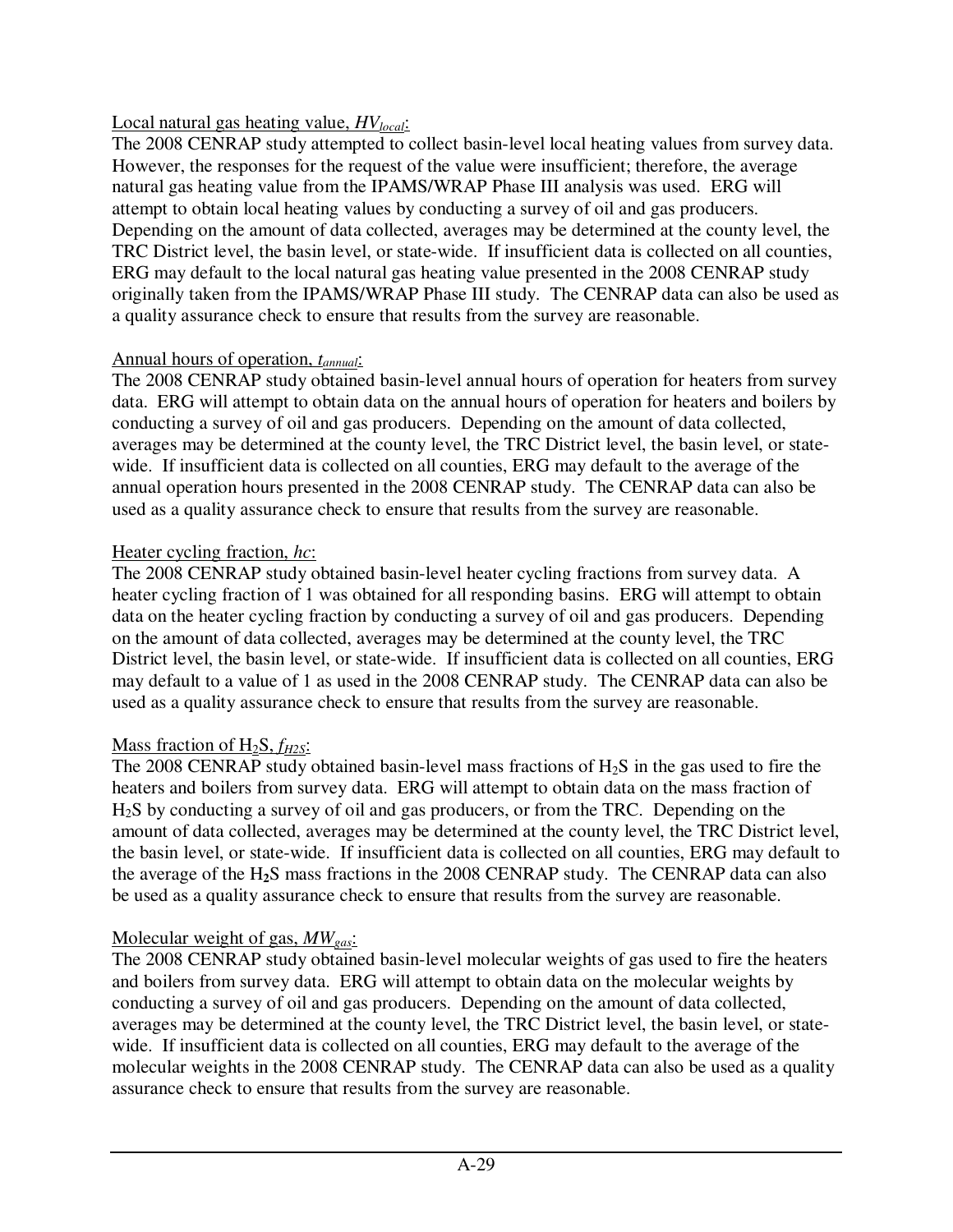Local natural gas heating value, $HV_{local}$:
The 2008 CENRAP study attempted to collect basin-level local heating values from survey data. However, the responses for the request of the value were insufficient; therefore, the average natural gas heating value from the IPAMS/WRAP Phase III analysis was used. ERG will attempt to obtain local heating values by conducting a survey of oil and gas producers. Depending on the amount of data collected, averages may be determined at the county level, the TRC District level, the basin level, or state-wide. If insufficient data is collected on all counties, ERG may default to the local natural gas heating value presented in the 2008 CENRAP study originally taken from the IPAMS/WRAP Phase III study. The CENRAP data can also be used as a quality assurance check to ensure that results from the survey are reasonable.

Annual hours of operation, $t_{annual}$:
The 2008 CENRAP study obtained basin-level annual hours of operation for heaters from survey data. ERG will attempt to obtain data on the annual hours of operation for heaters and boilers by conducting a survey of oil and gas producers. Depending on the amount of data collected, averages may be determined at the county level, the TRC District level, the basin level, or state-wide. If insufficient data is collected on all counties, ERG may default to the average of the annual operation hours presented in the 2008 CENRAP study. The CENRAP data can also be used as a quality assurance check to ensure that results from the survey are reasonable.

Heater cycling fraction, $hc$:
The 2008 CENRAP study obtained basin-level heater cycling fractions from survey data. A heater cycling fraction of 1 was obtained for all responding basins. ERG will attempt to obtain data on the heater cycling fraction by conducting a survey of oil and gas producers. Depending on the amount of data collected, averages may be determined at the county level, the TRC District level, the basin level, or state-wide. If insufficient data is collected on all counties, ERG may default to a value of 1 as used in the 2008 CENRAP study. The CENRAP data can also be used as a quality assurance check to ensure that results from the survey are reasonable.

Mass fraction of $H_2S$, $f_{H2S}$:
The 2008 CENRAP study obtained basin-level mass fractions of $H_2S$ in the gas used to fire the heaters and boilers from survey data. ERG will attempt to obtain data on the mass fraction of $H_2S$ by conducting a survey of oil and gas producers, or from the TRC. Depending on the amount of data collected, averages may be determined at the county level, the TRC District level, the basin level, or state-wide. If insufficient data is collected on all counties, ERG may default to the average of the $H_2S$ mass fractions in the 2008 CENRAP study. The CENRAP data can also be used as a quality assurance check to ensure that results from the survey are reasonable.

Molecular weight of gas, $MW_{gas}$:
The 2008 CENRAP study obtained basin-level molecular weights of gas used to fire the heaters and boilers from survey data. ERG will attempt to obtain data on the molecular weights by conducting a survey of oil and gas producers. Depending on the amount of data collected, averages may be determined at the county level, the TRC District level, the basin level, or state-wide. If insufficient data is collected on all counties, ERG may default to the average of the molecular weights in the 2008 CENRAP study. The CENRAP data can also be used as a quality assurance check to ensure that results from the survey are reasonable.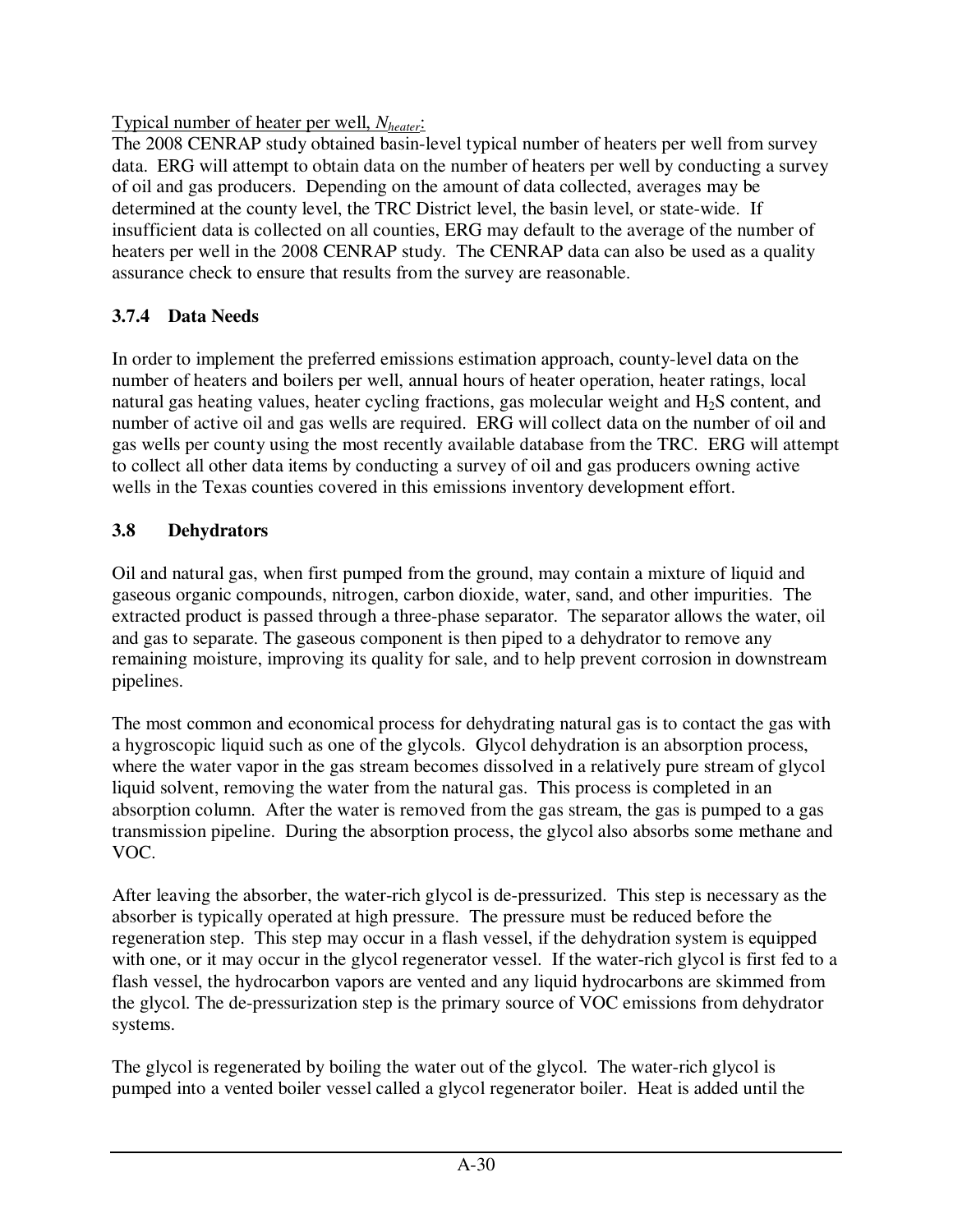Typical number of heater per well, $N_{heater}$:

The 2008 CENRAP study obtained basin-level typical number of heaters per well from survey data. ERG will attempt to obtain data on the number of heaters per well by conducting a survey of oil and gas producers. Depending on the amount of data collected, averages may be determined at the county level, the TRC District level, the basin level, or state-wide. If insufficient data is collected on all counties, ERG may default to the average of the number of heaters per well in the 2008 CENRAP study. The CENRAP data can also be used as a quality assurance check to ensure that results from the survey are reasonable.

### 3.7.4 Data Needs

In order to implement the preferred emissions estimation approach, county-level data on the number of heaters and boilers per well, annual hours of heater operation, heater ratings, local natural gas heating values, heater cycling fractions, gas molecular weight and $H_2S$ content, and number of active oil and gas wells are required. ERG will collect data on the number of oil and gas wells per county using the most recently available database from the TRC. ERG will attempt to collect all other data items by conducting a survey of oil and gas producers owning active wells in the Texas counties covered in this emissions inventory development effort.

## 3.8 Dehydrators

Oil and natural gas, when first pumped from the ground, may contain a mixture of liquid and gaseous organic compounds, nitrogen, carbon dioxide, water, sand, and other impurities. The extracted product is passed through a three-phase separator. The separator allows the water, oil and gas to separate. The gaseous component is then piped to a dehydrator to remove any remaining moisture, improving its quality for sale, and to help prevent corrosion in downstream pipelines.

The most common and economical process for dehydrating natural gas is to contact the gas with a hygroscopic liquid such as one of the glycols. Glycol dehydration is an absorption process, where the water vapor in the gas stream becomes dissolved in a relatively pure stream of glycol liquid solvent, removing the water from the natural gas. This process is completed in an absorption column. After the water is removed from the gas stream, the gas is pumped to a gas transmission pipeline. During the absorption process, the glycol also absorbs some methane and VOC.

After leaving the absorber, the water-rich glycol is de-pressurized. This step is necessary as the absorber is typically operated at high pressure. The pressure must be reduced before the regeneration step. This step may occur in a flash vessel, if the dehydration system is equipped with one, or it may occur in the glycol regenerator vessel. If the water-rich glycol is first fed to a flash vessel, the hydrocarbon vapors are vented and any liquid hydrocarbons are skimmed from the glycol. The de-pressurization step is the primary source of VOC emissions from dehydrator systems.

The glycol is regenerated by boiling the water out of the glycol. The water-rich glycol is pumped into a vented boiler vessel called a glycol regenerator boiler. Heat is added until the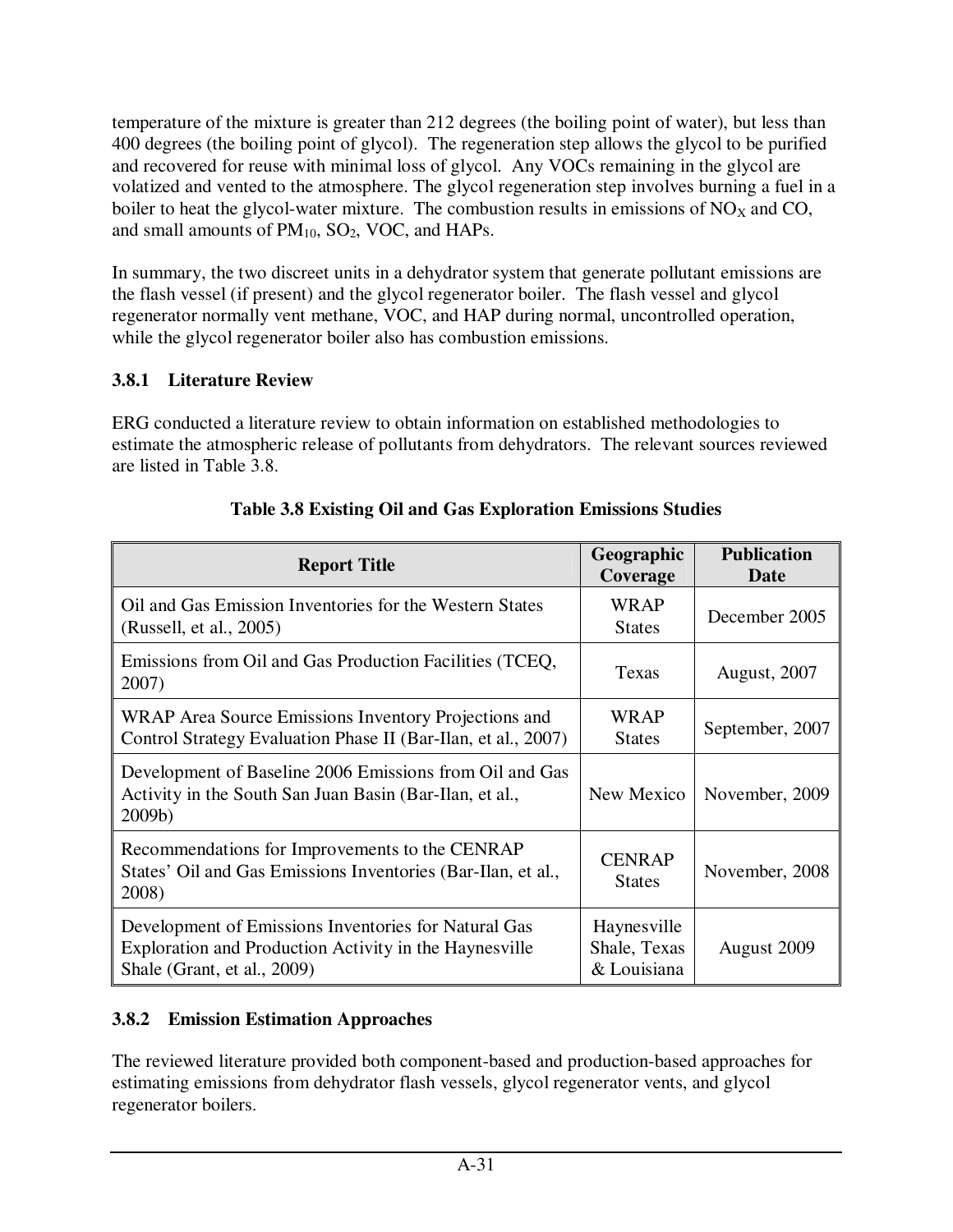temperature of the mixture is greater than 212 degrees (the boiling point of water), but less than 400 degrees (the boiling point of glycol). The regeneration step allows the glycol to be purified and recovered for reuse with minimal loss of glycol. Any VOCs remaining in the glycol are volatized and vented to the atmosphere. The glycol regeneration step involves burning a fuel in a boiler to heat the glycol-water mixture. The combustion results in emissions of $NO_X$ and CO, and small amounts of $PM_{10}$, $SO_2$, VOC, and HAPs.

In summary, the two discreet units in a dehydrator system that generate pollutant emissions are the flash vessel (if present) and the glycol regenerator boiler. The flash vessel and glycol regenerator normally vent methane, VOC, and HAP during normal, uncontrolled operation, while the glycol regenerator boiler also has combustion emissions.

### 3.8.1 Literature Review

ERG conducted a literature review to obtain information on established methodologies to estimate the atmospheric release of pollutants from dehydrators. The relevant sources reviewed are listed in Table 3.8.

**Table 3.8 Existing Oil and Gas Exploration Emissions Studies**

| Report Title | Geographic Coverage | Publication Date |
|---|---|---|
| Oil and Gas Emission Inventories for the Western States (Russell, et al., 2005) | WRAP States | December 2005 |
| Emissions from Oil and Gas Production Facilities (TCEQ, 2007) | Texas | August, 2007 |
| WRAP Area Source Emissions Inventory Projections and Control Strategy Evaluation Phase II (Bar-Ilan, et al., 2007) | WRAP States | September, 2007 |
| Development of Baseline 2006 Emissions from Oil and Gas Activity in the South San Juan Basin (Bar-Ilan, et al., 2009b) | New Mexico | November, 2009 |
| Recommendations for Improvements to the CENRAP States' Oil and Gas Emissions Inventories (Bar-Ilan, et al., 2008) | CENRAP States | November, 2008 |
| Development of Emissions Inventories for Natural Gas Exploration and Production Activity in the Haynesville Shale (Grant, et al., 2009) | Haynesville Shale, Texas & Louisiana | August 2009 |

### 3.8.2 Emission Estimation Approaches

The reviewed literature provided both component-based and production-based approaches for estimating emissions from dehydrator flash vessels, glycol regenerator vents, and glycol regenerator boilers.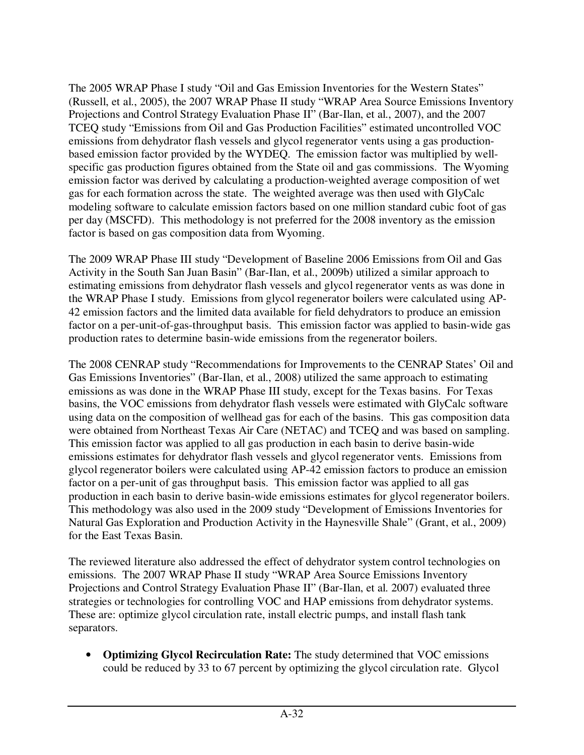The 2005 WRAP Phase I study "Oil and Gas Emission Inventories for the Western States" (Russell, et al., 2005), the 2007 WRAP Phase II study "WRAP Area Source Emissions Inventory Projections and Control Strategy Evaluation Phase II" (Bar-Ilan, et al., 2007), and the 2007 TCEQ study "Emissions from Oil and Gas Production Facilities" estimated uncontrolled VOC emissions from dehydrator flash vessels and glycol regenerator vents using a gas production-based emission factor provided by the WYDEQ. The emission factor was multiplied by well-specific gas production figures obtained from the State oil and gas commissions. The Wyoming emission factor was derived by calculating a production-weighted average composition of wet gas for each formation across the state. The weighted average was then used with GlyCalc modeling software to calculate emission factors based on one million standard cubic foot of gas per day (MSCFD). This methodology is not preferred for the 2008 inventory as the emission factor is based on gas composition data from Wyoming.

The 2009 WRAP Phase III study "Development of Baseline 2006 Emissions from Oil and Gas Activity in the South San Juan Basin" (Bar-Ilan, et al., 2009b) utilized a similar approach to estimating emissions from dehydrator flash vessels and glycol regenerator vents as was done in the WRAP Phase I study. Emissions from glycol regenerator boilers were calculated using AP-42 emission factors and the limited data available for field dehydrators to produce an emission factor on a per-unit-of-gas-throughput basis. This emission factor was applied to basin-wide gas production rates to determine basin-wide emissions from the regenerator boilers.

The 2008 CENRAP study "Recommendations for Improvements to the CENRAP States' Oil and Gas Emissions Inventories" (Bar-Ilan, et al., 2008) utilized the same approach to estimating emissions as was done in the WRAP Phase III study, except for the Texas basins. For Texas basins, the VOC emissions from dehydrator flash vessels were estimated with GlyCalc software using data on the composition of wellhead gas for each of the basins. This gas composition data were obtained from Northeast Texas Air Care (NETAC) and TCEQ and was based on sampling. This emission factor was applied to all gas production in each basin to derive basin-wide emissions estimates for dehydrator flash vessels and glycol regenerator vents. Emissions from glycol regenerator boilers were calculated using AP-42 emission factors to produce an emission factor on a per-unit of gas throughput basis. This emission factor was applied to all gas production in each basin to derive basin-wide emissions estimates for glycol regenerator boilers. This methodology was also used in the 2009 study "Development of Emissions Inventories for Natural Gas Exploration and Production Activity in the Haynesville Shale" (Grant, et al., 2009) for the East Texas Basin.

The reviewed literature also addressed the effect of dehydrator system control technologies on emissions. The 2007 WRAP Phase II study "WRAP Area Source Emissions Inventory Projections and Control Strategy Evaluation Phase II" (Bar-Ilan, et al. 2007) evaluated three strategies or technologies for controlling VOC and HAP emissions from dehydrator systems. These are: optimize glycol circulation rate, install electric pumps, and install flash tank separators.

- **Optimizing Glycol Recirculation Rate:** The study determined that VOC emissions could be reduced by 33 to 67 percent by optimizing the glycol circulation rate. Glycol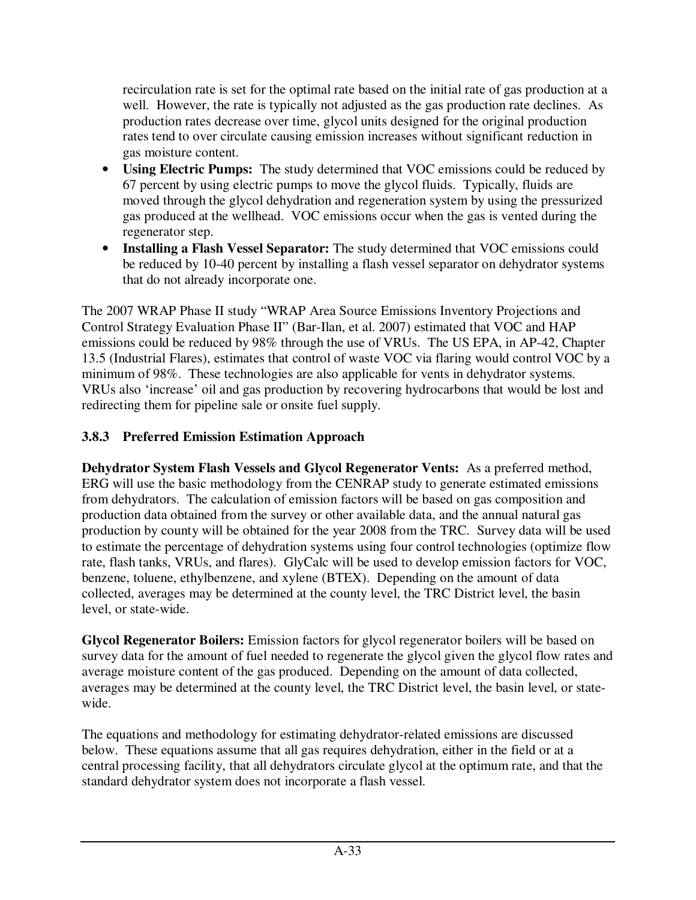recirculation rate is set for the optimal rate based on the initial rate of gas production at a well. However, the rate is typically not adjusted as the gas production rate declines. As production rates decrease over time, glycol units designed for the original production rates tend to over circulate causing emission increases without significant reduction in gas moisture content.

- **Using Electric Pumps:** The study determined that VOC emissions could be reduced by 67 percent by using electric pumps to move the glycol fluids. Typically, fluids are moved through the glycol dehydration and regeneration system by using the pressurized gas produced at the wellhead. VOC emissions occur when the gas is vented during the regenerator step.
- **Installing a Flash Vessel Separator:** The study determined that VOC emissions could be reduced by 10-40 percent by installing a flash vessel separator on dehydrator systems that do not already incorporate one.

The 2007 WRAP Phase II study "WRAP Area Source Emissions Inventory Projections and Control Strategy Evaluation Phase II" (Bar-Ilan, et al. 2007) estimated that VOC and HAP emissions could be reduced by 98% through the use of VRUs. The US EPA, in AP-42, Chapter 13.5 (Industrial Flares), estimates that control of waste VOC via flaring would control VOC by a minimum of 98%. These technologies are also applicable for vents in dehydrator systems. VRUs also 'increase' oil and gas production by recovering hydrocarbons that would be lost and redirecting them for pipeline sale or onsite fuel supply.

### 3.8.3 Preferred Emission Estimation Approach

**Dehydrator System Flash Vessels and Glycol Regenerator Vents:** As a preferred method, ERG will use the basic methodology from the CENRAP study to generate estimated emissions from dehydrators. The calculation of emission factors will be based on gas composition and production data obtained from the survey or other available data, and the annual natural gas production by county will be obtained for the year 2008 from the TRC. Survey data will be used to estimate the percentage of dehydration systems using four control technologies (optimize flow rate, flash tanks, VRUs, and flares). GlyCalc will be used to develop emission factors for VOC, benzene, toluene, ethylbenzene, and xylene (BTEX). Depending on the amount of data collected, averages may be determined at the county level, the TRC District level, the basin level, or state-wide.

**Glycol Regenerator Boilers:** Emission factors for glycol regenerator boilers will be based on survey data for the amount of fuel needed to regenerate the glycol given the glycol flow rates and average moisture content of the gas produced. Depending on the amount of data collected, averages may be determined at the county level, the TRC District level, the basin level, or state-wide.

The equations and methodology for estimating dehydrator-related emissions are discussed below. These equations assume that all gas requires dehydration, either in the field or at a central processing facility, that all dehydrators circulate glycol at the optimum rate, and that the standard dehydrator system does not incorporate a flash vessel.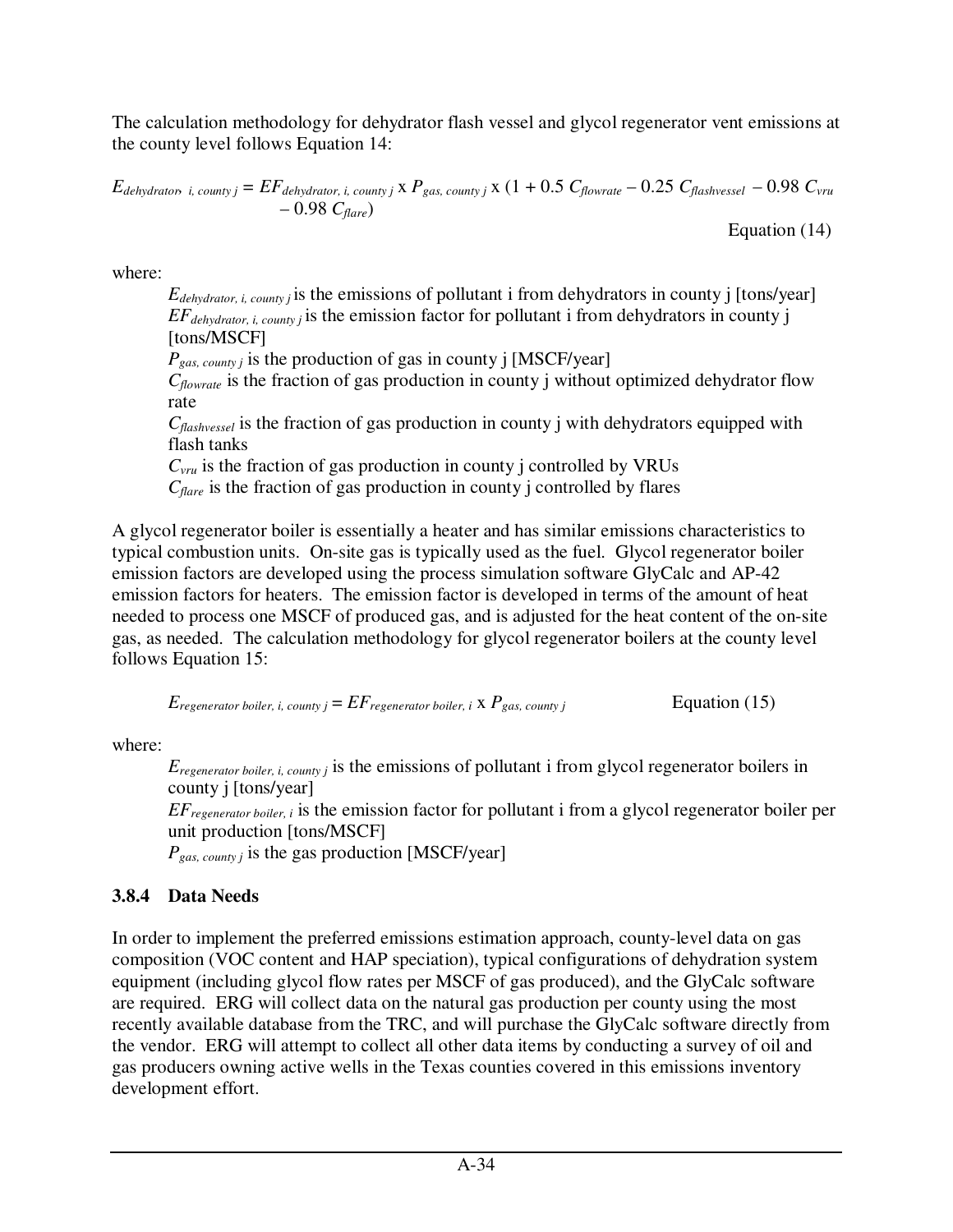The calculation methodology for dehydrator flash vessel and glycol regenerator vent emissions at the county level follows Equation 14:

$$E_{dehydrator, i, county j} = EF_{dehydrator, i, county j} \times P_{gas, county j} \times (1 + 0.5\ C_{flowrate} - 0.25\ C_{flashvessel} - 0.98\ C_{vru} - 0.98\ C_{flare}) \qquad \text{Equation (14)}$$

where:

- $E_{dehydrator, i, county j}$ is the emissions of pollutant i from dehydrators in county j [tons/year]
- $EF_{dehydrator, i, county j}$ is the emission factor for pollutant i from dehydrators in county j [tons/MSCF]
- $P_{gas, county j}$ is the production of gas in county j [MSCF/year]
- $C_{flowrate}$ is the fraction of gas production in county j without optimized dehydrator flow rate
- $C_{flashvessel}$ is the fraction of gas production in county j with dehydrators equipped with flash tanks
- $C_{vru}$ is the fraction of gas production in county j controlled by VRUs
- $C_{flare}$ is the fraction of gas production in county j controlled by flares

A glycol regenerator boiler is essentially a heater and has similar emissions characteristics to typical combustion units. On-site gas is typically used as the fuel. Glycol regenerator boiler emission factors are developed using the process simulation software GlyCalc and AP-42 emission factors for heaters. The emission factor is developed in terms of the amount of heat needed to process one MSCF of produced gas, and is adjusted for the heat content of the on-site gas, as needed. The calculation methodology for glycol regenerator boilers at the county level follows Equation 15:

$$E_{regenerator\ boiler, i, county j} = EF_{regenerator\ boiler, i} \times P_{gas, county j} \qquad \text{Equation (15)}$$

where:

- $E_{regenerator\ boiler, i, county j}$ is the emissions of pollutant i from glycol regenerator boilers in county j [tons/year]
- $EF_{regenerator\ boiler, i}$ is the emission factor for pollutant i from a glycol regenerator boiler per unit production [tons/MSCF]
- $P_{gas, county j}$ is the gas production [MSCF/year]

### 3.8.4 Data Needs

In order to implement the preferred emissions estimation approach, county-level data on gas composition (VOC content and HAP speciation), typical configurations of dehydration system equipment (including glycol flow rates per MSCF of gas produced), and the GlyCalc software are required. ERG will collect data on the natural gas production per county using the most recently available database from the TRC, and will purchase the GlyCalc software directly from the vendor. ERG will attempt to collect all other data items by conducting a survey of oil and gas producers owning active wells in the Texas counties covered in this emissions inventory development effort.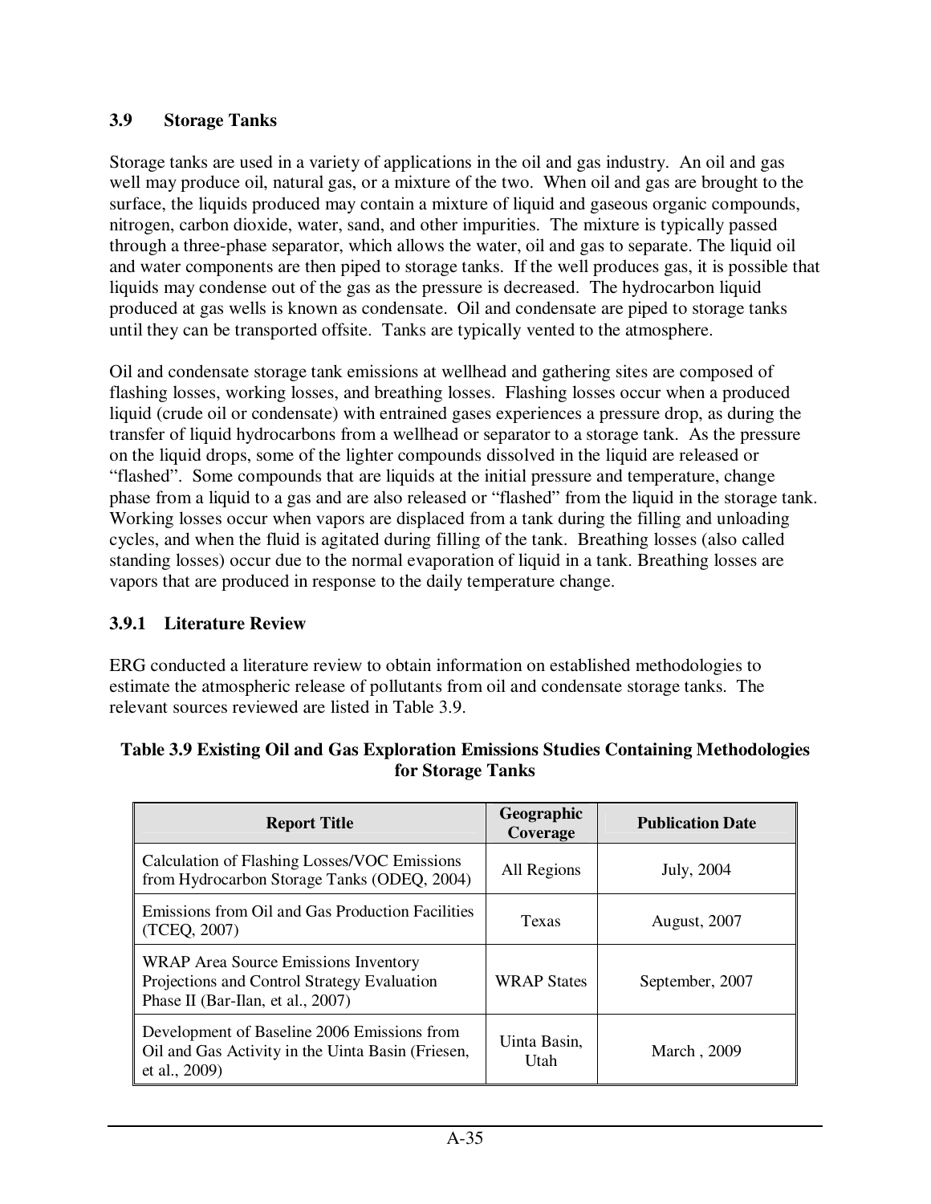### 3.9 Storage Tanks

Storage tanks are used in a variety of applications in the oil and gas industry. An oil and gas well may produce oil, natural gas, or a mixture of the two. When oil and gas are brought to the surface, the liquids produced may contain a mixture of liquid and gaseous organic compounds, nitrogen, carbon dioxide, water, sand, and other impurities. The mixture is typically passed through a three-phase separator, which allows the water, oil and gas to separate. The liquid oil and water components are then piped to storage tanks. If the well produces gas, it is possible that liquids may condense out of the gas as the pressure is decreased. The hydrocarbon liquid produced at gas wells is known as condensate. Oil and condensate are piped to storage tanks until they can be transported offsite. Tanks are typically vented to the atmosphere.

Oil and condensate storage tank emissions at wellhead and gathering sites are composed of flashing losses, working losses, and breathing losses. Flashing losses occur when a produced liquid (crude oil or condensate) with entrained gases experiences a pressure drop, as during the transfer of liquid hydrocarbons from a wellhead or separator to a storage tank. As the pressure on the liquid drops, some of the lighter compounds dissolved in the liquid are released or "flashed". Some compounds that are liquids at the initial pressure and temperature, change phase from a liquid to a gas and are also released or "flashed" from the liquid in the storage tank. Working losses occur when vapors are displaced from a tank during the filling and unloading cycles, and when the fluid is agitated during filling of the tank. Breathing losses (also called standing losses) occur due to the normal evaporation of liquid in a tank. Breathing losses are vapors that are produced in response to the daily temperature change.

#### 3.9.1 Literature Review

ERG conducted a literature review to obtain information on established methodologies to estimate the atmospheric release of pollutants from oil and condensate storage tanks. The relevant sources reviewed are listed in Table 3.9.

**Table 3.9 Existing Oil and Gas Exploration Emissions Studies Containing Methodologies for Storage Tanks**

| Report Title | Geographic Coverage | Publication Date |
|---|---|---|
| Calculation of Flashing Losses/VOC Emissions from Hydrocarbon Storage Tanks (ODEQ, 2004) | All Regions | July, 2004 |
| Emissions from Oil and Gas Production Facilities (TCEQ, 2007) | Texas | August, 2007 |
| WRAP Area Source Emissions Inventory Projections and Control Strategy Evaluation Phase II (Bar-Ilan, et al., 2007) | WRAP States | September, 2007 |
| Development of Baseline 2006 Emissions from Oil and Gas Activity in the Uinta Basin (Friesen, et al., 2009) | Uinta Basin, Utah | March , 2009 |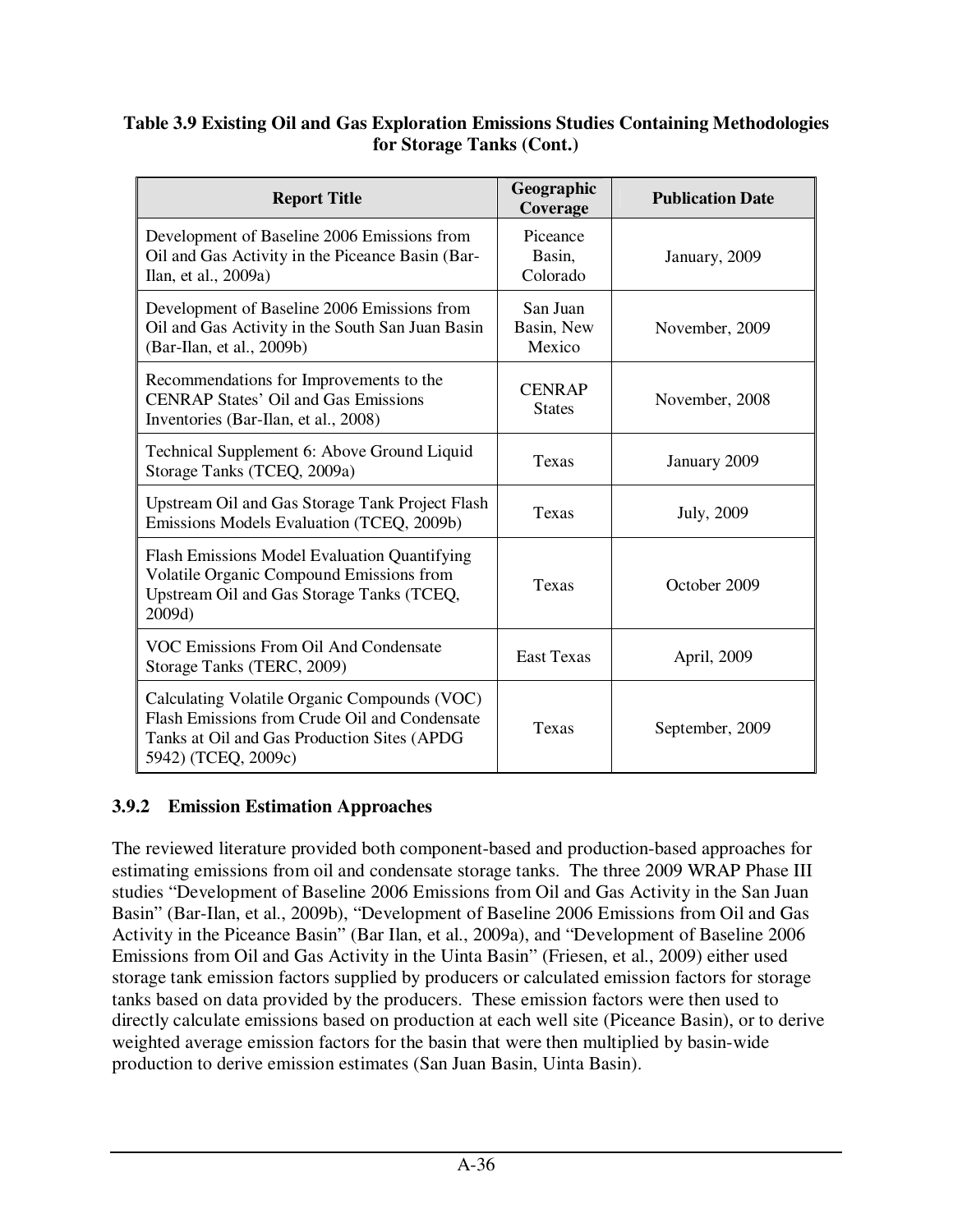**Table 3.9 Existing Oil and Gas Exploration Emissions Studies Containing Methodologies for Storage Tanks (Cont.)**

| Report Title | Geographic Coverage | Publication Date |
|---|---|---|
| Development of Baseline 2006 Emissions from Oil and Gas Activity in the Piceance Basin (Bar-Ilan, et al., 2009a) | Piceance Basin, Colorado | January, 2009 |
| Development of Baseline 2006 Emissions from Oil and Gas Activity in the South San Juan Basin (Bar-Ilan, et al., 2009b) | San Juan Basin, New Mexico | November, 2009 |
| Recommendations for Improvements to the CENRAP States' Oil and Gas Emissions Inventories (Bar-Ilan, et al., 2008) | CENRAP States | November, 2008 |
| Technical Supplement 6: Above Ground Liquid Storage Tanks (TCEQ, 2009a) | Texas | January 2009 |
| Upstream Oil and Gas Storage Tank Project Flash Emissions Models Evaluation (TCEQ, 2009b) | Texas | July, 2009 |
| Flash Emissions Model Evaluation Quantifying Volatile Organic Compound Emissions from Upstream Oil and Gas Storage Tanks (TCEQ, 2009d) | Texas | October 2009 |
| VOC Emissions From Oil And Condensate Storage Tanks (TERC, 2009) | East Texas | April, 2009 |
| Calculating Volatile Organic Compounds (VOC) Flash Emissions from Crude Oil and Condensate Tanks at Oil and Gas Production Sites (APDG 5942) (TCEQ, 2009c) | Texas | September, 2009 |

### 3.9.2 Emission Estimation Approaches

The reviewed literature provided both component-based and production-based approaches for estimating emissions from oil and condensate storage tanks. The three 2009 WRAP Phase III studies "Development of Baseline 2006 Emissions from Oil and Gas Activity in the San Juan Basin" (Bar-Ilan, et al., 2009b), "Development of Baseline 2006 Emissions from Oil and Gas Activity in the Piceance Basin" (Bar Ilan, et al., 2009a), and "Development of Baseline 2006 Emissions from Oil and Gas Activity in the Uinta Basin" (Friesen, et al., 2009) either used storage tank emission factors supplied by producers or calculated emission factors for storage tanks based on data provided by the producers. These emission factors were then used to directly calculate emissions based on production at each well site (Piceance Basin), or to derive weighted average emission factors for the basin that were then multiplied by basin-wide production to derive emission estimates (San Juan Basin, Uinta Basin).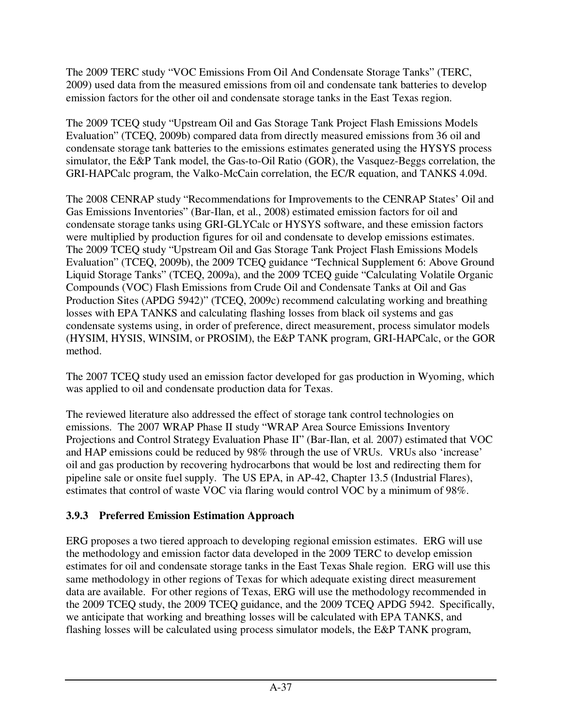The 2009 TERC study “VOC Emissions From Oil And Condensate Storage Tanks” (TERC, 2009) used data from the measured emissions from oil and condensate tank batteries to develop emission factors for the other oil and condensate storage tanks in the East Texas region.

The 2009 TCEQ study “Upstream Oil and Gas Storage Tank Project Flash Emissions Models Evaluation” (TCEQ, 2009b) compared data from directly measured emissions from 36 oil and condensate storage tank batteries to the emissions estimates generated using the HYSYS process simulator, the E&P Tank model, the Gas-to-Oil Ratio (GOR), the Vasquez-Beggs correlation, the GRI-HAPCalc program, the Valko-McCain correlation, the EC/R equation, and TANKS 4.09d.

The 2008 CENRAP study “Recommendations for Improvements to the CENRAP States’ Oil and Gas Emissions Inventories” (Bar-Ilan, et al., 2008) estimated emission factors for oil and condensate storage tanks using GRI-GLYCalc or HYSYS software, and these emission factors were multiplied by production figures for oil and condensate to develop emissions estimates. The 2009 TCEQ study “Upstream Oil and Gas Storage Tank Project Flash Emissions Models Evaluation” (TCEQ, 2009b), the 2009 TCEQ guidance “Technical Supplement 6: Above Ground Liquid Storage Tanks” (TCEQ, 2009a), and the 2009 TCEQ guide “Calculating Volatile Organic Compounds (VOC) Flash Emissions from Crude Oil and Condensate Tanks at Oil and Gas Production Sites (APDG 5942)” (TCEQ, 2009c) recommend calculating working and breathing losses with EPA TANKS and calculating flashing losses from black oil systems and gas condensate systems using, in order of preference, direct measurement, process simulator models (HYSIM, HYSIS, WINSIM, or PROSIM), the E&P TANK program, GRI-HAPCalc, or the GOR method.

The 2007 TCEQ study used an emission factor developed for gas production in Wyoming, which was applied to oil and condensate production data for Texas.

The reviewed literature also addressed the effect of storage tank control technologies on emissions. The 2007 WRAP Phase II study “WRAP Area Source Emissions Inventory Projections and Control Strategy Evaluation Phase II” (Bar-Ilan, et al. 2007) estimated that VOC and HAP emissions could be reduced by 98% through the use of VRUs. VRUs also ‘increase’ oil and gas production by recovering hydrocarbons that would be lost and redirecting them for pipeline sale or onsite fuel supply. The US EPA, in AP-42, Chapter 13.5 (Industrial Flares), estimates that control of waste VOC via flaring would control VOC by a minimum of 98%.

### 3.9.3 Preferred Emission Estimation Approach

ERG proposes a two tiered approach to developing regional emission estimates. ERG will use the methodology and emission factor data developed in the 2009 TERC to develop emission estimates for oil and condensate storage tanks in the East Texas Shale region. ERG will use this same methodology in other regions of Texas for which adequate existing direct measurement data are available. For other regions of Texas, ERG will use the methodology recommended in the 2009 TCEQ study, the 2009 TCEQ guidance, and the 2009 TCEQ APDG 5942. Specifically, we anticipate that working and breathing losses will be calculated with EPA TANKS, and flashing losses will be calculated using process simulator models, the E&P TANK program,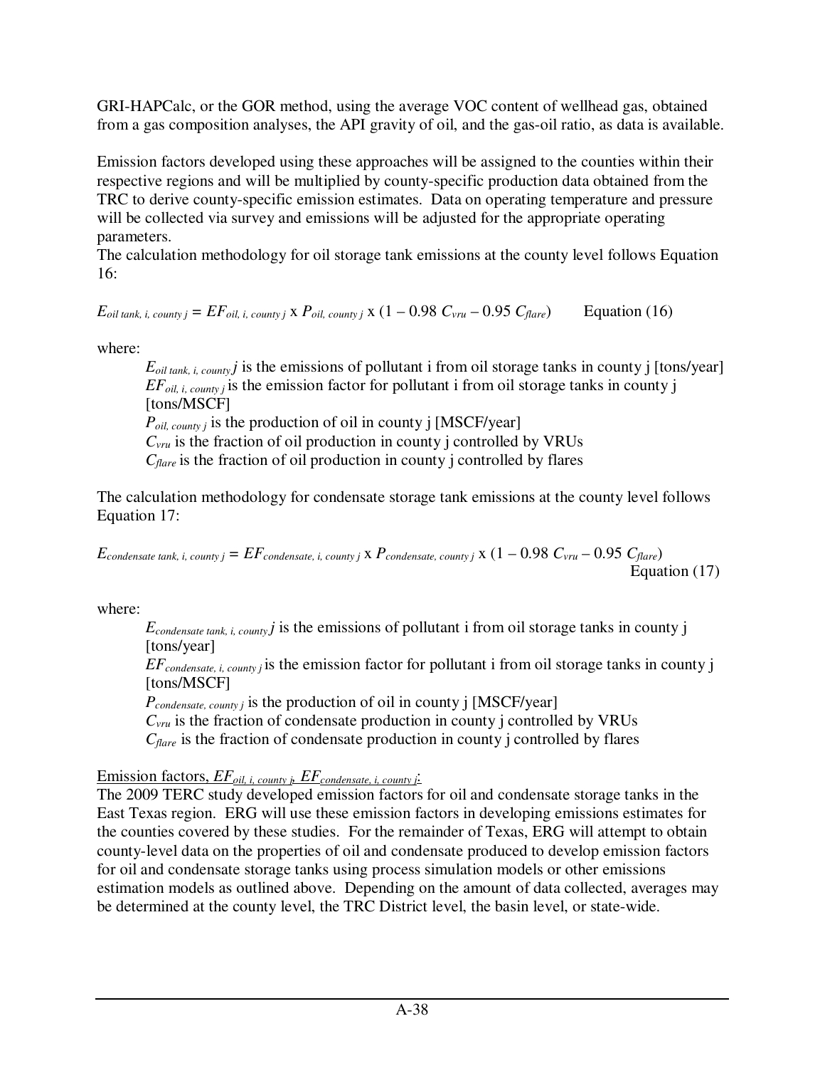GRI-HAPCalc, or the GOR method, using the average VOC content of wellhead gas, obtained from a gas composition analyses, the API gravity of oil, and the gas-oil ratio, as data is available.

Emission factors developed using these approaches will be assigned to the counties within their respective regions and will be multiplied by county-specific production data obtained from the TRC to derive county-specific emission estimates. Data on operating temperature and pressure will be collected via survey and emissions will be adjusted for the appropriate operating parameters.
The calculation methodology for oil storage tank emissions at the county level follows Equation 16:

$$E_{oil\ tank,\ i,\ county\ j} = EF_{oil,\ i,\ county\ j} \times P_{oil,\ county\ j} \times (1 - 0.98\ C_{vru} - 0.95\ C_{flare}) \qquad \text{Equation (16)}$$

where:

- $E_{oil\ tank,\ i,\ county}\ j$ is the emissions of pollutant i from oil storage tanks in county j [tons/year]
- $EF_{oil,\ i,\ county\ j}$ is the emission factor for pollutant i from oil storage tanks in county j [tons/MSCF]
- $P_{oil,\ county\ j}$ is the production of oil in county j [MSCF/year]
- $C_{vru}$ is the fraction of oil production in county j controlled by VRUs
- $C_{flare}$ is the fraction of oil production in county j controlled by flares

The calculation methodology for condensate storage tank emissions at the county level follows Equation 17:

$$E_{condensate\ tank,\ i,\ county\ j} = EF_{condensate,\ i,\ county\ j} \times P_{condensate,\ county\ j} \times (1 - 0.98\ C_{vru} - 0.95\ C_{flare}) \qquad \text{Equation (17)}$$

where:

- $E_{condensate\ tank,\ i,\ county}\ j$ is the emissions of pollutant i from oil storage tanks in county j [tons/year]
- $EF_{condensate,\ i,\ county\ j}$ is the emission factor for pollutant i from oil storage tanks in county j [tons/MSCF]
- $P_{condensate,\ county\ j}$ is the production of oil in county j [MSCF/year]
- $C_{vru}$ is the fraction of condensate production in county j controlled by VRUs
- $C_{flare}$ is the fraction of condensate production in county j controlled by flares

Emission factors, $EF_{oil,\ i,\ county\ j}$, $EF_{condensate,\ i,\ county\ j}$:
The 2009 TERC study developed emission factors for oil and condensate storage tanks in the East Texas region. ERG will use these emission factors in developing emissions estimates for the counties covered by these studies. For the remainder of Texas, ERG will attempt to obtain county-level data on the properties of oil and condensate produced to develop emission factors for oil and condensate storage tanks using process simulation models or other emissions estimation models as outlined above. Depending on the amount of data collected, averages may be determined at the county level, the TRC District level, the basin level, or state-wide.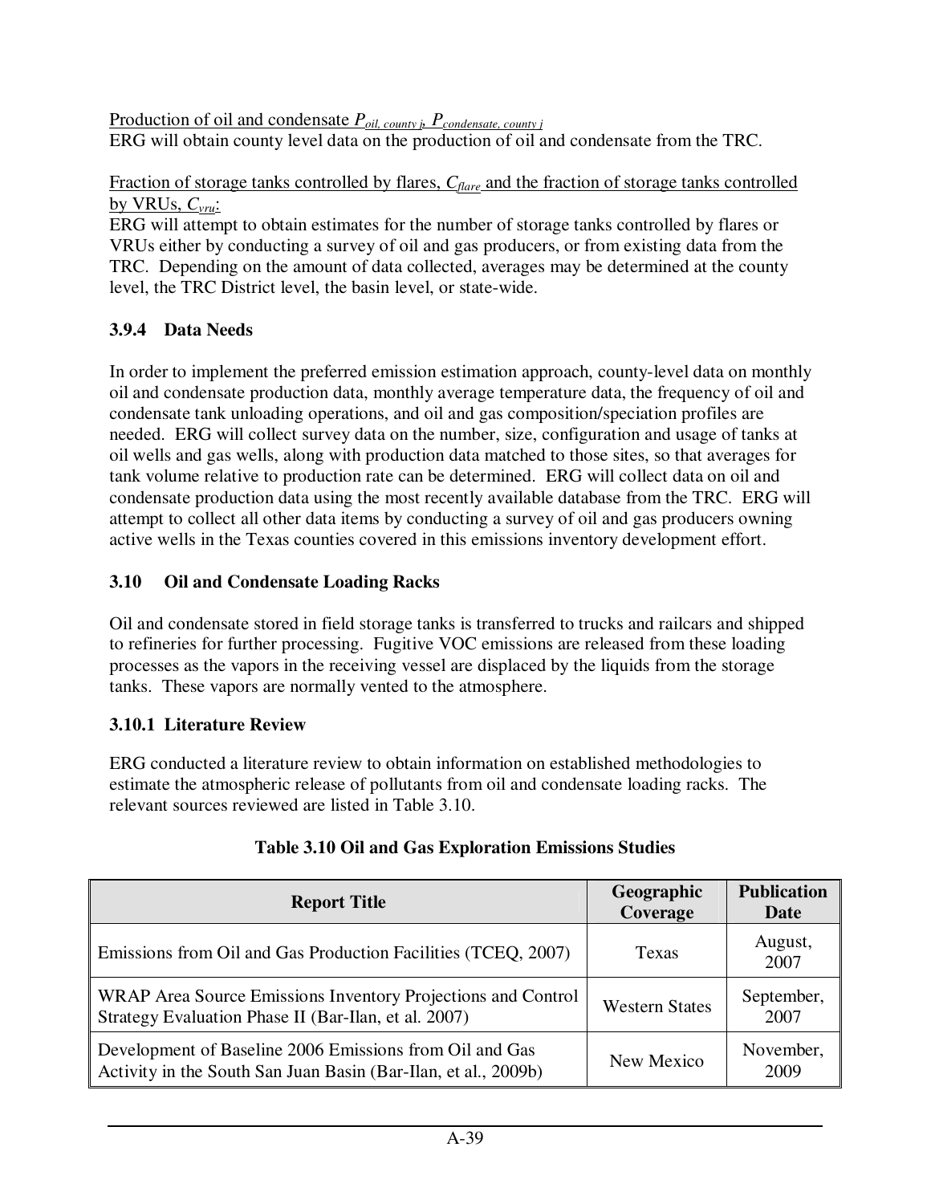Production of oil and condensate $P_{oil, county j}$, $P_{condensate, county j}$
ERG will obtain county level data on the production of oil and condensate from the TRC.

Fraction of storage tanks controlled by flares, $C_{flare}$ and the fraction of storage tanks controlled by VRUs, $C_{vru}$:
ERG will attempt to obtain estimates for the number of storage tanks controlled by flares or VRUs either by conducting a survey of oil and gas producers, or from existing data from the TRC. Depending on the amount of data collected, averages may be determined at the county level, the TRC District level, the basin level, or state-wide.

### 3.9.4 Data Needs

In order to implement the preferred emission estimation approach, county-level data on monthly oil and condensate production data, monthly average temperature data, the frequency of oil and condensate tank unloading operations, and oil and gas composition/speciation profiles are needed. ERG will collect survey data on the number, size, configuration and usage of tanks at oil wells and gas wells, along with production data matched to those sites, so that averages for tank volume relative to production rate can be determined. ERG will collect data on oil and condensate production data using the most recently available database from the TRC. ERG will attempt to collect all other data items by conducting a survey of oil and gas producers owning active wells in the Texas counties covered in this emissions inventory development effort.

## 3.10 Oil and Condensate Loading Racks

Oil and condensate stored in field storage tanks is transferred to trucks and railcars and shipped to refineries for further processing. Fugitive VOC emissions are released from these loading processes as the vapors in the receiving vessel are displaced by the liquids from the storage tanks. These vapors are normally vented to the atmosphere.

### 3.10.1 Literature Review

ERG conducted a literature review to obtain information on established methodologies to estimate the atmospheric release of pollutants from oil and condensate loading racks. The relevant sources reviewed are listed in Table 3.10.

**Table 3.10 Oil and Gas Exploration Emissions Studies**

| Report Title | Geographic Coverage | Publication Date |
|---|---|---|
| Emissions from Oil and Gas Production Facilities (TCEQ, 2007) | Texas | August, 2007 |
| WRAP Area Source Emissions Inventory Projections and Control Strategy Evaluation Phase II (Bar-Ilan, et al. 2007) | Western States | September, 2007 |
| Development of Baseline 2006 Emissions from Oil and Gas Activity in the South San Juan Basin (Bar-Ilan, et al., 2009b) | New Mexico | November, 2009 |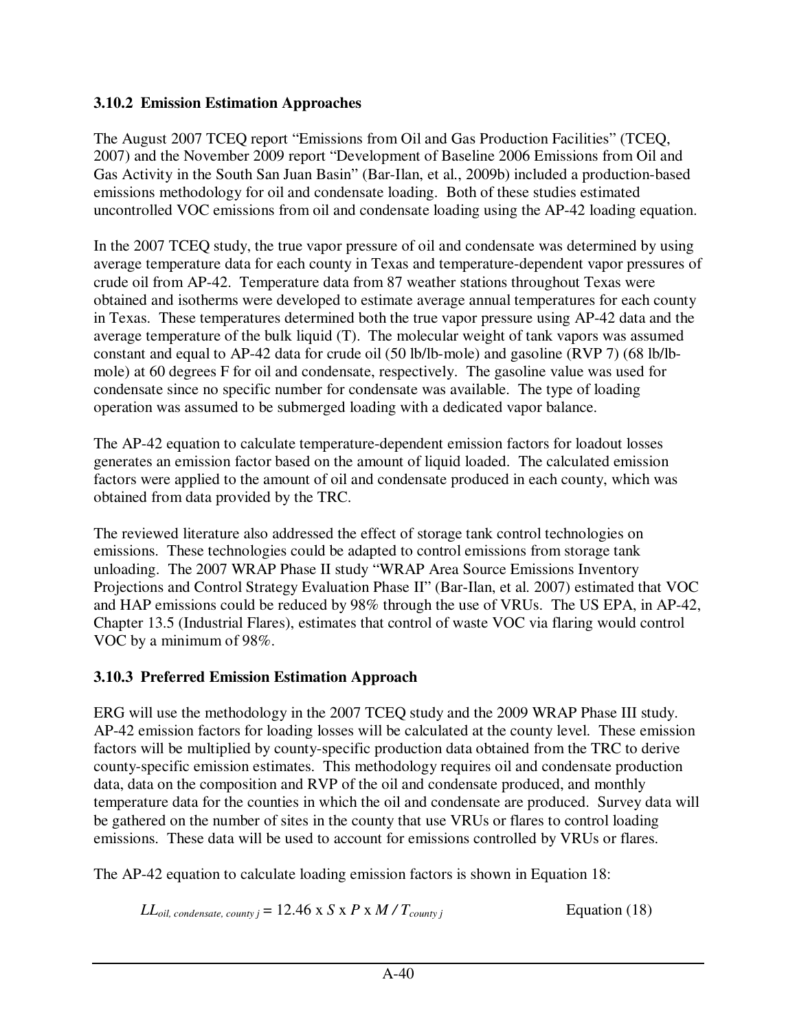### 3.10.2 Emission Estimation Approaches

The August 2007 TCEQ report "Emissions from Oil and Gas Production Facilities" (TCEQ, 2007) and the November 2009 report "Development of Baseline 2006 Emissions from Oil and Gas Activity in the South San Juan Basin" (Bar-Ilan, et al., 2009b) included a production-based emissions methodology for oil and condensate loading. Both of these studies estimated uncontrolled VOC emissions from oil and condensate loading using the AP-42 loading equation.

In the 2007 TCEQ study, the true vapor pressure of oil and condensate was determined by using average temperature data for each county in Texas and temperature-dependent vapor pressures of crude oil from AP-42. Temperature data from 87 weather stations throughout Texas were obtained and isotherms were developed to estimate average annual temperatures for each county in Texas. These temperatures determined both the true vapor pressure using AP-42 data and the average temperature of the bulk liquid (T). The molecular weight of tank vapors was assumed constant and equal to AP-42 data for crude oil (50 lb/lb-mole) and gasoline (RVP 7) (68 lb/lb-mole) at 60 degrees F for oil and condensate, respectively. The gasoline value was used for condensate since no specific number for condensate was available. The type of loading operation was assumed to be submerged loading with a dedicated vapor balance.

The AP-42 equation to calculate temperature-dependent emission factors for loadout losses generates an emission factor based on the amount of liquid loaded. The calculated emission factors were applied to the amount of oil and condensate produced in each county, which was obtained from data provided by the TRC.

The reviewed literature also addressed the effect of storage tank control technologies on emissions. These technologies could be adapted to control emissions from storage tank unloading. The 2007 WRAP Phase II study "WRAP Area Source Emissions Inventory Projections and Control Strategy Evaluation Phase II" (Bar-Ilan, et al. 2007) estimated that VOC and HAP emissions could be reduced by 98% through the use of VRUs. The US EPA, in AP-42, Chapter 13.5 (Industrial Flares), estimates that control of waste VOC via flaring would control VOC by a minimum of 98%.

### 3.10.3 Preferred Emission Estimation Approach

ERG will use the methodology in the 2007 TCEQ study and the 2009 WRAP Phase III study. AP-42 emission factors for loading losses will be calculated at the county level. These emission factors will be multiplied by county-specific production data obtained from the TRC to derive county-specific emission estimates. This methodology requires oil and condensate production data, data on the composition and RVP of the oil and condensate produced, and monthly temperature data for the counties in which the oil and condensate are produced. Survey data will be gathered on the number of sites in the county that use VRUs or flares to control loading emissions. These data will be used to account for emissions controlled by VRUs or flares.

The AP-42 equation to calculate loading emission factors is shown in Equation 18:

$$LL_{oil,\ condensate,\ county\ j} = 12.46 \times S \times P \times M / T_{county\ j} \qquad \text{Equation (18)}$$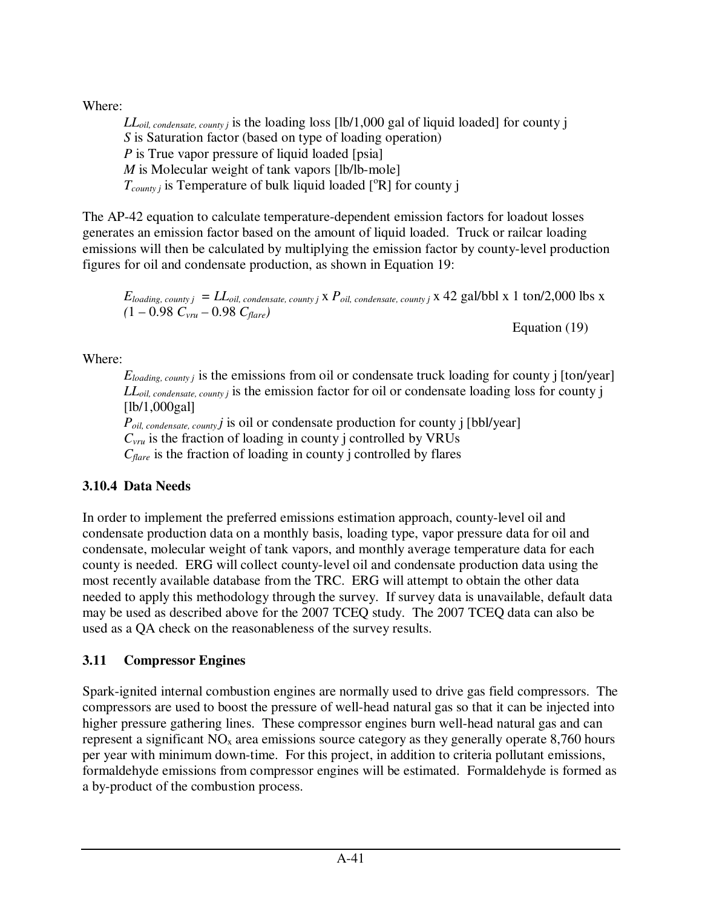Where:

$LL_{oil, condensate, county\ j}$ is the loading loss [lb/1,000 gal of liquid loaded] for county j
$S$ is Saturation factor (based on type of loading operation)
$P$ is True vapor pressure of liquid loaded [psia]
$M$ is Molecular weight of tank vapors [lb/lb-mole]
$T_{county\ j}$ is Temperature of bulk liquid loaded [$^{o}$R] for county j

The AP-42 equation to calculate temperature-dependent emission factors for loadout losses generates an emission factor based on the amount of liquid loaded. Truck or railcar loading emissions will then be calculated by multiplying the emission factor by county-level production figures for oil and condensate production, as shown in Equation 19:

$$E_{loading,\ county\ j} = LL_{oil,\ condensate,\ county\ j} \times P_{oil,\ condensate,\ county\ j} \times 42 \text{ gal/bbl} \times 1 \text{ ton/2,000 lbs} \times (1 - 0.98\ C_{vru} - 0.98\ C_{flare}) \quad \text{Equation (19)}$$

Where:

$E_{loading,\ county\ j}$ is the emissions from oil or condensate truck loading for county j [ton/year]
$LL_{oil,\ condensate,\ county\ j}$ is the emission factor for oil or condensate loading loss for county j [lb/1,000gal]
$P_{oil,\ condensate,\ county\ j}$ is oil or condensate production for county j [bbl/year]
$C_{vru}$ is the fraction of loading in county j controlled by VRUs
$C_{flare}$ is the fraction of loading in county j controlled by flares

### 3.10.4 Data Needs

In order to implement the preferred emissions estimation approach, county-level oil and condensate production data on a monthly basis, loading type, vapor pressure data for oil and condensate, molecular weight of tank vapors, and monthly average temperature data for each county is needed. ERG will collect county-level oil and condensate production data using the most recently available database from the TRC. ERG will attempt to obtain the other data needed to apply this methodology through the survey. If survey data is unavailable, default data may be used as described above for the 2007 TCEQ study. The 2007 TCEQ data can also be used as a QA check on the reasonableness of the survey results.

## 3.11 Compressor Engines

Spark-ignited internal combustion engines are normally used to drive gas field compressors. The compressors are used to boost the pressure of well-head natural gas so that it can be injected into higher pressure gathering lines. These compressor engines burn well-head natural gas and can represent a significant $NO_x$ area emissions source category as they generally operate 8,760 hours per year with minimum down-time. For this project, in addition to criteria pollutant emissions, formaldehyde emissions from compressor engines will be estimated. Formaldehyde is formed as a by-product of the combustion process.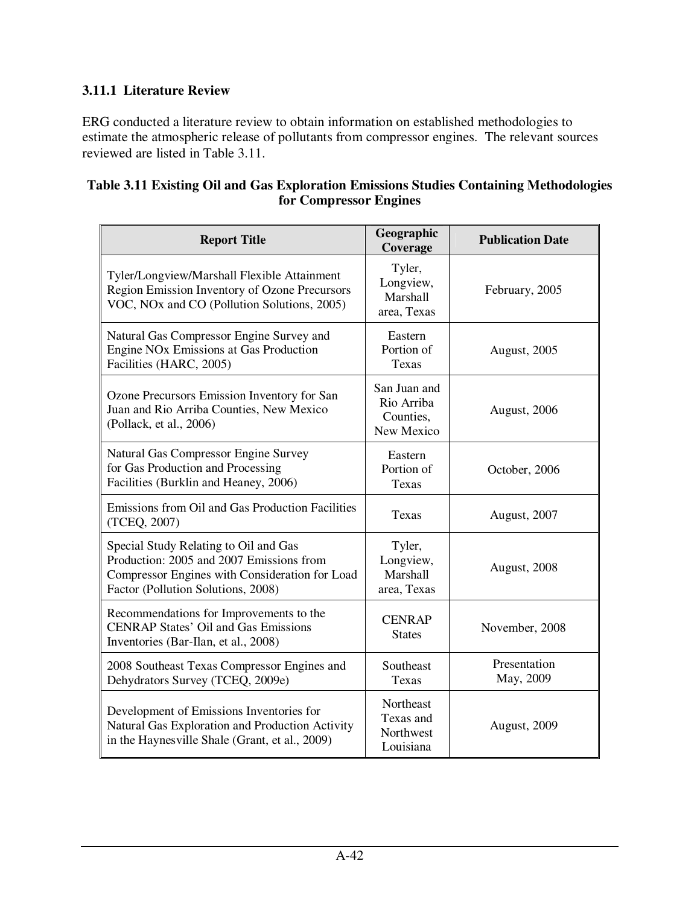### 3.11.1 Literature Review

ERG conducted a literature review to obtain information on established methodologies to estimate the atmospheric release of pollutants from compressor engines. The relevant sources reviewed are listed in Table 3.11.

**Table 3.11 Existing Oil and Gas Exploration Emissions Studies Containing Methodologies for Compressor Engines**

| Report Title | Geographic Coverage | Publication Date |
|---|---|---|
| Tyler/Longview/Marshall Flexible Attainment Region Emission Inventory of Ozone Precursors VOC, NOx and CO (Pollution Solutions, 2005) | Tyler, Longview, Marshall area, Texas | February, 2005 |
| Natural Gas Compressor Engine Survey and Engine NOx Emissions at Gas Production Facilities (HARC, 2005) | Eastern Portion of Texas | August, 2005 |
| Ozone Precursors Emission Inventory for San Juan and Rio Arriba Counties, New Mexico (Pollack, et al., 2006) | San Juan and Rio Arriba Counties, New Mexico | August, 2006 |
| Natural Gas Compressor Engine Survey for Gas Production and Processing Facilities (Burklin and Heaney, 2006) | Eastern Portion of Texas | October, 2006 |
| Emissions from Oil and Gas Production Facilities (TCEQ, 2007) | Texas | August, 2007 |
| Special Study Relating to Oil and Gas Production: 2005 and 2007 Emissions from Compressor Engines with Consideration for Load Factor (Pollution Solutions, 2008) | Tyler, Longview, Marshall area, Texas | August, 2008 |
| Recommendations for Improvements to the CENRAP States' Oil and Gas Emissions Inventories (Bar-Ilan, et al., 2008) | CENRAP States | November, 2008 |
| 2008 Southeast Texas Compressor Engines and Dehydrators Survey (TCEQ, 2009e) | Southeast Texas | Presentation May, 2009 |
| Development of Emissions Inventories for Natural Gas Exploration and Production Activity in the Haynesville Shale (Grant, et al., 2009) | Northeast Texas and Northwest Louisiana | August, 2009 |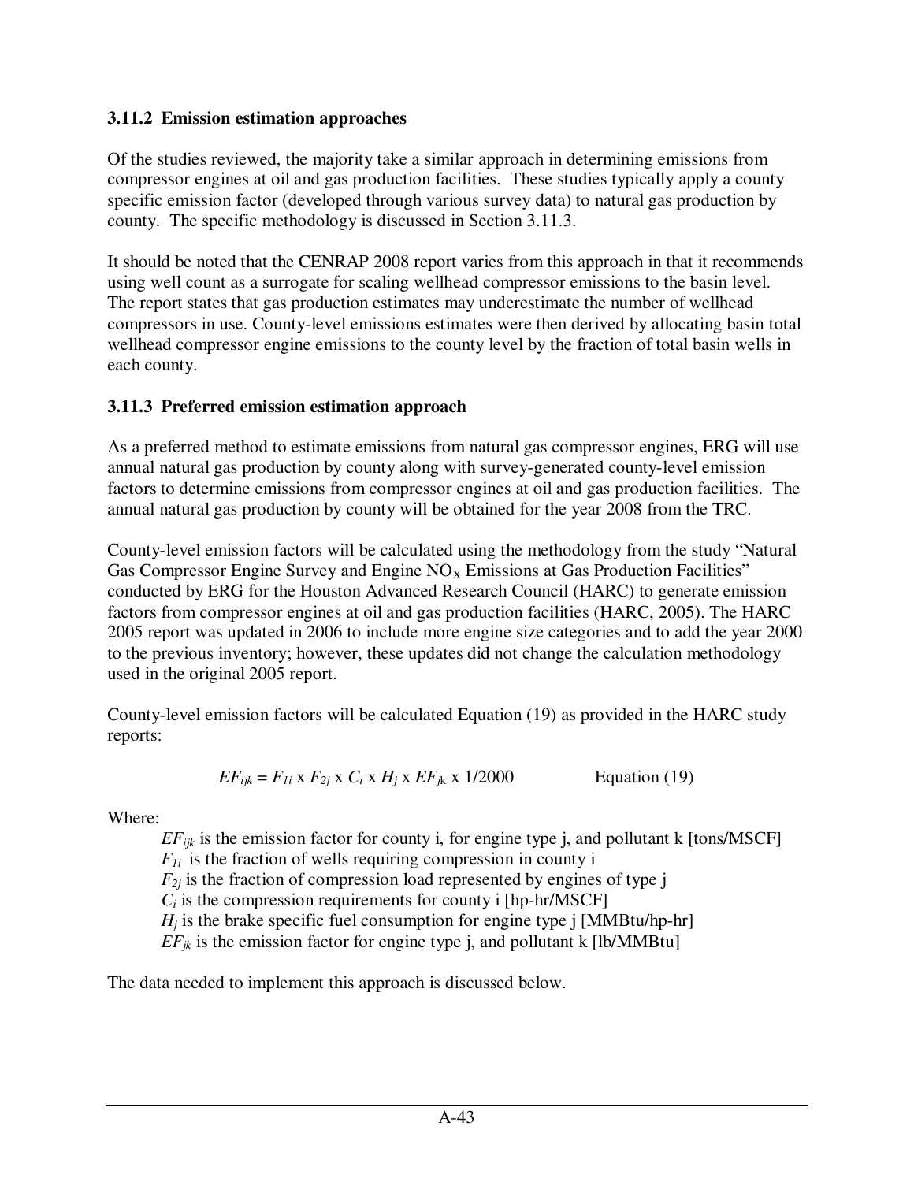### 3.11.2 Emission estimation approaches

Of the studies reviewed, the majority take a similar approach in determining emissions from compressor engines at oil and gas production facilities. These studies typically apply a county specific emission factor (developed through various survey data) to natural gas production by county. The specific methodology is discussed in Section 3.11.3.

It should be noted that the CENRAP 2008 report varies from this approach in that it recommends using well count as a surrogate for scaling wellhead compressor emissions to the basin level. The report states that gas production estimates may underestimate the number of wellhead compressors in use. County-level emissions estimates were then derived by allocating basin total wellhead compressor engine emissions to the county level by the fraction of total basin wells in each county.

### 3.11.3 Preferred emission estimation approach

As a preferred method to estimate emissions from natural gas compressor engines, ERG will use annual natural gas production by county along with survey-generated county-level emission factors to determine emissions from compressor engines at oil and gas production facilities. The annual natural gas production by county will be obtained for the year 2008 from the TRC.

County-level emission factors will be calculated using the methodology from the study "Natural Gas Compressor Engine Survey and Engine $NO_X$ Emissions at Gas Production Facilities" conducted by ERG for the Houston Advanced Research Council (HARC) to generate emission factors from compressor engines at oil and gas production facilities (HARC, 2005). The HARC 2005 report was updated in 2006 to include more engine size categories and to add the year 2000 to the previous inventory; however, these updates did not change the calculation methodology used in the original 2005 report.

County-level emission factors will be calculated Equation (19) as provided in the HARC study reports:

$$EF_{ijk} = F_{1i} \times F_{2j} \times C_i \times H_j \times EF_{jk} \times 1/2000 \qquad \text{Equation (19)}$$

Where:

- $EF_{ijk}$ is the emission factor for county i, for engine type j, and pollutant k [tons/MSCF]
- $F_{1i}$ is the fraction of wells requiring compression in county i
- $F_{2j}$ is the fraction of compression load represented by engines of type j
- $C_i$ is the compression requirements for county i [hp-hr/MSCF]
- $H_j$ is the brake specific fuel consumption for engine type j [MMBtu/hp-hr]
- $EF_{jk}$ is the emission factor for engine type j, and pollutant k [lb/MMBtu]

The data needed to implement this approach is discussed below.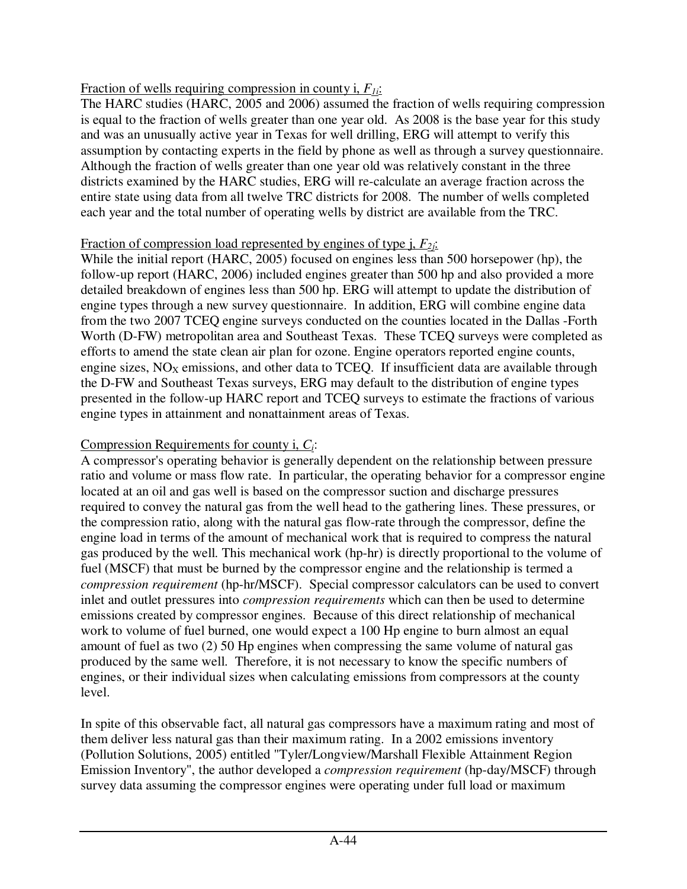<u>Fraction of wells requiring compression in county i, $F_{1i}$:</u>
The HARC studies (HARC, 2005 and 2006) assumed the fraction of wells requiring compression is equal to the fraction of wells greater than one year old. As 2008 is the base year for this study and was an unusually active year in Texas for well drilling, ERG will attempt to verify this assumption by contacting experts in the field by phone as well as through a survey questionnaire. Although the fraction of wells greater than one year old was relatively constant in the three districts examined by the HARC studies, ERG will re-calculate an average fraction across the entire state using data from all twelve TRC districts for 2008. The number of wells completed each year and the total number of operating wells by district are available from the TRC.

<u>Fraction of compression load represented by engines of type j, $F_{2j}$:</u>
While the initial report (HARC, 2005) focused on engines less than 500 horsepower (hp), the follow-up report (HARC, 2006) included engines greater than 500 hp and also provided a more detailed breakdown of engines less than 500 hp. ERG will attempt to update the distribution of engine types through a new survey questionnaire. In addition, ERG will combine engine data from the two 2007 TCEQ engine surveys conducted on the counties located in the Dallas -Forth Worth (D-FW) metropolitan area and Southeast Texas. These TCEQ surveys were completed as efforts to amend the state clean air plan for ozone. Engine operators reported engine counts, engine sizes, $NO_X$ emissions, and other data to TCEQ. If insufficient data are available through the D-FW and Southeast Texas surveys, ERG may default to the distribution of engine types presented in the follow-up HARC report and TCEQ surveys to estimate the fractions of various engine types in attainment and nonattainment areas of Texas.

<u>Compression Requirements for county i, $C_i$:</u>
A compressor's operating behavior is generally dependent on the relationship between pressure ratio and volume or mass flow rate. In particular, the operating behavior for a compressor engine located at an oil and gas well is based on the compressor suction and discharge pressures required to convey the natural gas from the well head to the gathering lines. These pressures, or the compression ratio, along with the natural gas flow-rate through the compressor, define the engine load in terms of the amount of mechanical work that is required to compress the natural gas produced by the well. This mechanical work (hp-hr) is directly proportional to the volume of fuel (MSCF) that must be burned by the compressor engine and the relationship is termed a *compression requirement* (hp-hr/MSCF). Special compressor calculators can be used to convert inlet and outlet pressures into *compression requirements* which can then be used to determine emissions created by compressor engines. Because of this direct relationship of mechanical work to volume of fuel burned, one would expect a 100 Hp engine to burn almost an equal amount of fuel as two (2) 50 Hp engines when compressing the same volume of natural gas produced by the same well. Therefore, it is not necessary to know the specific numbers of engines, or their individual sizes when calculating emissions from compressors at the county level.

In spite of this observable fact, all natural gas compressors have a maximum rating and most of them deliver less natural gas than their maximum rating. In a 2002 emissions inventory (Pollution Solutions, 2005) entitled "Tyler/Longview/Marshall Flexible Attainment Region Emission Inventory", the author developed a *compression requirement* (hp-day/MSCF) through survey data assuming the compressor engines were operating under full load or maximum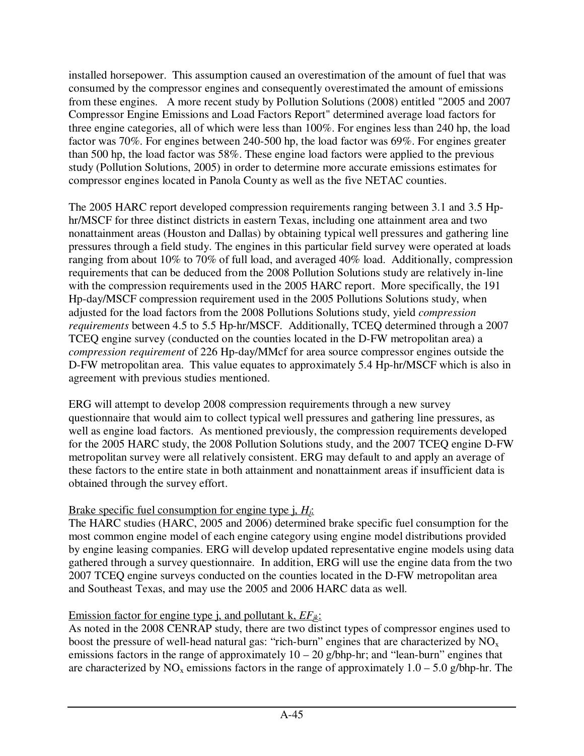installed horsepower. This assumption caused an overestimation of the amount of fuel that was consumed by the compressor engines and consequently overestimated the amount of emissions from these engines. A more recent study by Pollution Solutions (2008) entitled "2005 and 2007 Compressor Engine Emissions and Load Factors Report" determined average load factors for three engine categories, all of which were less than 100%. For engines less than 240 hp, the load factor was 70%. For engines between 240-500 hp, the load factor was 69%. For engines greater than 500 hp, the load factor was 58%. These engine load factors were applied to the previous study (Pollution Solutions, 2005) in order to determine more accurate emissions estimates for compressor engines located in Panola County as well as the five NETAC counties.

The 2005 HARC report developed compression requirements ranging between 3.1 and 3.5 Hp-hr/MSCF for three distinct districts in eastern Texas, including one attainment area and two nonattainment areas (Houston and Dallas) by obtaining typical well pressures and gathering line pressures through a field study. The engines in this particular field survey were operated at loads ranging from about 10% to 70% of full load, and averaged 40% load. Additionally, compression requirements that can be deduced from the 2008 Pollution Solutions study are relatively in-line with the compression requirements used in the 2005 HARC report. More specifically, the 191 Hp-day/MSCF compression requirement used in the 2005 Pollutions Solutions study, when adjusted for the load factors from the 2008 Pollutions Solutions study, yield *compression requirements* between 4.5 to 5.5 Hp-hr/MSCF. Additionally, TCEQ determined through a 2007 TCEQ engine survey (conducted on the counties located in the D-FW metropolitan area) a *compression requirement* of 226 Hp-day/MMcf for area source compressor engines outside the D-FW metropolitan area. This value equates to approximately 5.4 Hp-hr/MSCF which is also in agreement with previous studies mentioned.

ERG will attempt to develop 2008 compression requirements through a new survey questionnaire that would aim to collect typical well pressures and gathering line pressures, as well as engine load factors. As mentioned previously, the compression requirements developed for the 2005 HARC study, the 2008 Pollution Solutions study, and the 2007 TCEQ engine D-FW metropolitan survey were all relatively consistent. ERG may default to and apply an average of these factors to the entire state in both attainment and nonattainment areas if insufficient data is obtained through the survey effort.

<u>Brake specific fuel consumption for engine type j, $H_j$:</u>
The HARC studies (HARC, 2005 and 2006) determined brake specific fuel consumption for the most common engine model of each engine category using engine model distributions provided by engine leasing companies. ERG will develop updated representative engine models using data gathered through a survey questionnaire. In addition, ERG will use the engine data from the two 2007 TCEQ engine surveys conducted on the counties located in the D-FW metropolitan area and Southeast Texas, and may use the 2005 and 2006 HARC data as well.

<u>Emission factor for engine type j, and pollutant k, $EF_{jk}$:</u>
As noted in the 2008 CENRAP study, there are two distinct types of compressor engines used to boost the pressure of well-head natural gas: "rich-burn" engines that are characterized by $NO_x$ emissions factors in the range of approximately 10 – 20 g/bhp-hr; and "lean-burn" engines that are characterized by $NO_x$ emissions factors in the range of approximately 1.0 – 5.0 g/bhp-hr. The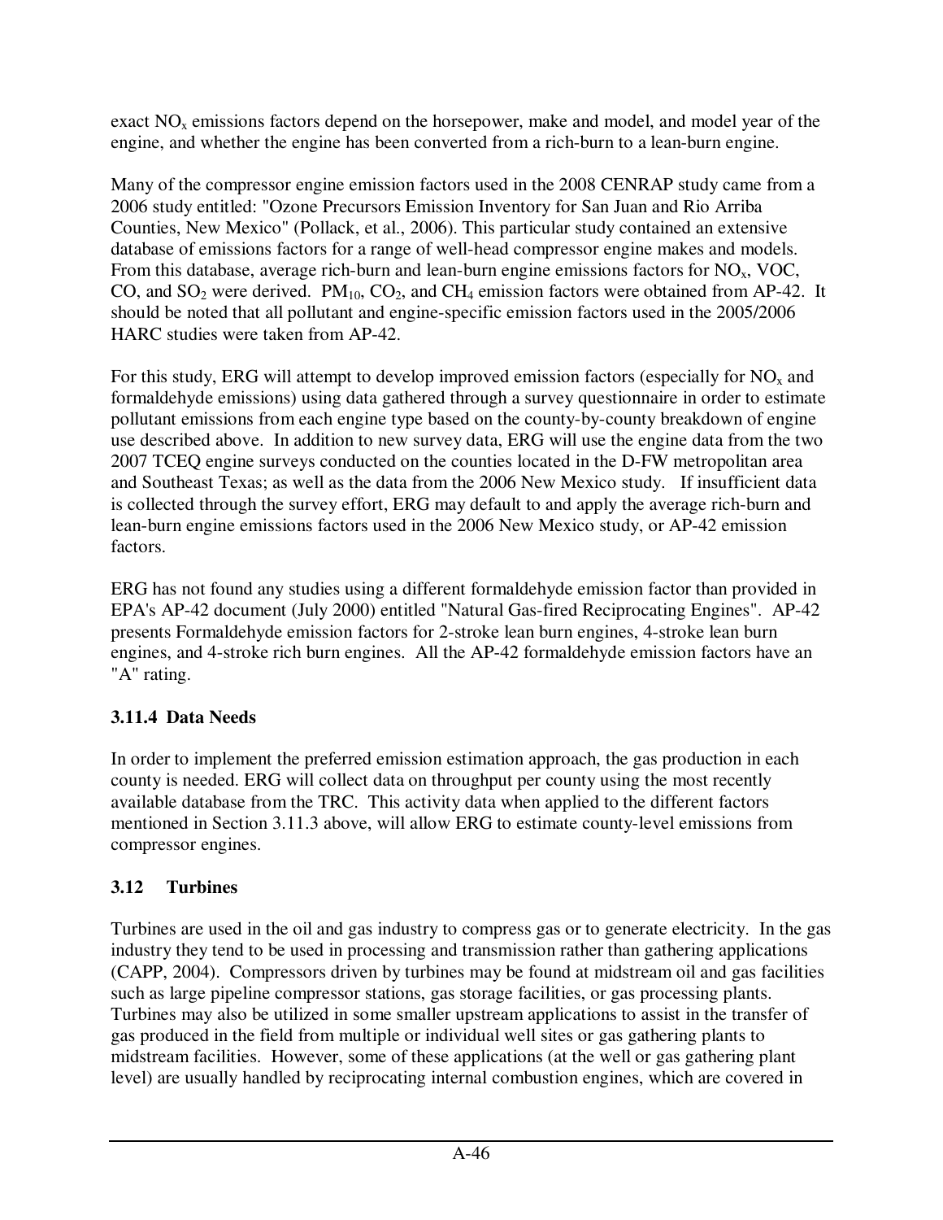exact $NO_x$ emissions factors depend on the horsepower, make and model, and model year of the engine, and whether the engine has been converted from a rich-burn to a lean-burn engine.

Many of the compressor engine emission factors used in the 2008 CENRAP study came from a 2006 study entitled: "Ozone Precursors Emission Inventory for San Juan and Rio Arriba Counties, New Mexico" (Pollack, et al., 2006). This particular study contained an extensive database of emissions factors for a range of well-head compressor engine makes and models. From this database, average rich-burn and lean-burn engine emissions factors for $NO_x$, VOC, CO, and $SO_2$ were derived. $PM_{10}$, $CO_2$, and $CH_4$ emission factors were obtained from AP-42. It should be noted that all pollutant and engine-specific emission factors used in the 2005/2006 HARC studies were taken from AP-42.

For this study, ERG will attempt to develop improved emission factors (especially for $NO_x$ and formaldehyde emissions) using data gathered through a survey questionnaire in order to estimate pollutant emissions from each engine type based on the county-by-county breakdown of engine use described above. In addition to new survey data, ERG will use the engine data from the two 2007 TCEQ engine surveys conducted on the counties located in the D-FW metropolitan area and Southeast Texas; as well as the data from the 2006 New Mexico study. If insufficient data is collected through the survey effort, ERG may default to and apply the average rich-burn and lean-burn engine emissions factors used in the 2006 New Mexico study, or AP-42 emission factors.

ERG has not found any studies using a different formaldehyde emission factor than provided in EPA's AP-42 document (July 2000) entitled "Natural Gas-fired Reciprocating Engines". AP-42 presents Formaldehyde emission factors for 2-stroke lean burn engines, 4-stroke lean burn engines, and 4-stroke rich burn engines. All the AP-42 formaldehyde emission factors have an "A" rating.

### 3.11.4 Data Needs

In order to implement the preferred emission estimation approach, the gas production in each county is needed. ERG will collect data on throughput per county using the most recently available database from the TRC. This activity data when applied to the different factors mentioned in Section 3.11.3 above, will allow ERG to estimate county-level emissions from compressor engines.

## 3.12 Turbines

Turbines are used in the oil and gas industry to compress gas or to generate electricity. In the gas industry they tend to be used in processing and transmission rather than gathering applications (CAPP, 2004). Compressors driven by turbines may be found at midstream oil and gas facilities such as large pipeline compressor stations, gas storage facilities, or gas processing plants. Turbines may also be utilized in some smaller upstream applications to assist in the transfer of gas produced in the field from multiple or individual well sites or gas gathering plants to midstream facilities. However, some of these applications (at the well or gas gathering plant level) are usually handled by reciprocating internal combustion engines, which are covered in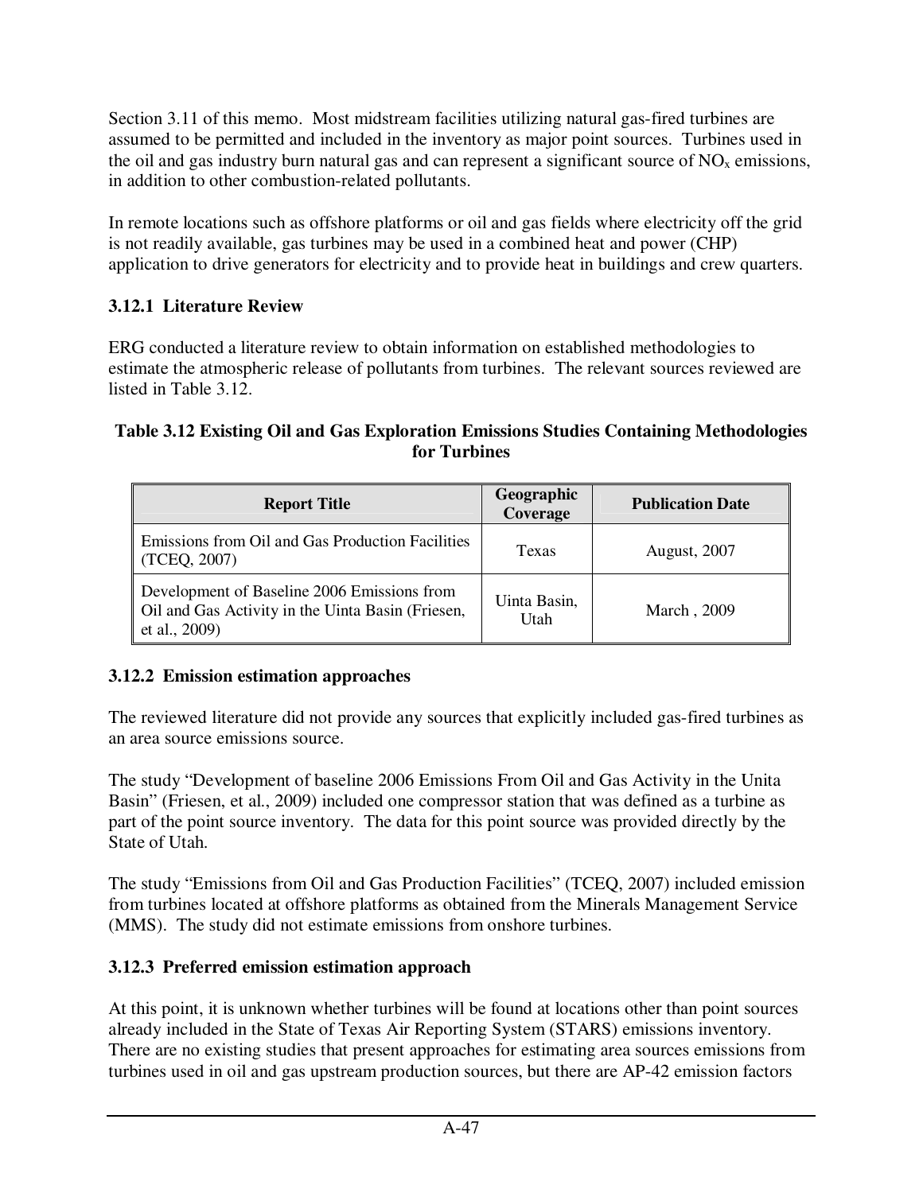Section 3.11 of this memo. Most midstream facilities utilizing natural gas-fired turbines are assumed to be permitted and included in the inventory as major point sources. Turbines used in the oil and gas industry burn natural gas and can represent a significant source of $NO_x$ emissions, in addition to other combustion-related pollutants.

In remote locations such as offshore platforms or oil and gas fields where electricity off the grid is not readily available, gas turbines may be used in a combined heat and power (CHP) application to drive generators for electricity and to provide heat in buildings and crew quarters.

### 3.12.1 Literature Review

ERG conducted a literature review to obtain information on established methodologies to estimate the atmospheric release of pollutants from turbines. The relevant sources reviewed are listed in Table 3.12.

**Table 3.12 Existing Oil and Gas Exploration Emissions Studies Containing Methodologies for Turbines**

| Report Title | Geographic Coverage | Publication Date |
|---|---|---|
| Emissions from Oil and Gas Production Facilities (TCEQ, 2007) | Texas | August, 2007 |
| Development of Baseline 2006 Emissions from Oil and Gas Activity in the Uinta Basin (Friesen, et al., 2009) | Uinta Basin, Utah | March , 2009 |

### 3.12.2 Emission estimation approaches

The reviewed literature did not provide any sources that explicitly included gas-fired turbines as an area source emissions source.

The study "Development of baseline 2006 Emissions From Oil and Gas Activity in the Unita Basin" (Friesen, et al., 2009) included one compressor station that was defined as a turbine as part of the point source inventory. The data for this point source was provided directly by the State of Utah.

The study "Emissions from Oil and Gas Production Facilities" (TCEQ, 2007) included emission from turbines located at offshore platforms as obtained from the Minerals Management Service (MMS). The study did not estimate emissions from onshore turbines.

### 3.12.3 Preferred emission estimation approach

At this point, it is unknown whether turbines will be found at locations other than point sources already included in the State of Texas Air Reporting System (STARS) emissions inventory. There are no existing studies that present approaches for estimating area sources emissions from turbines used in oil and gas upstream production sources, but there are AP-42 emission factors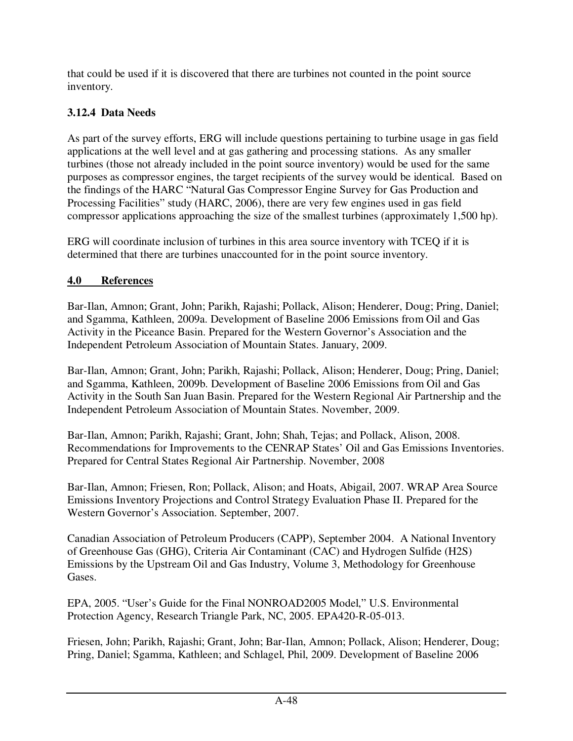that could be used if it is discovered that there are turbines not counted in the point source inventory.

### 3.12.4 Data Needs

As part of the survey efforts, ERG will include questions pertaining to turbine usage in gas field applications at the well level and at gas gathering and processing stations. As any smaller turbines (those not already included in the point source inventory) would be used for the same purposes as compressor engines, the target recipients of the survey would be identical. Based on the findings of the HARC "Natural Gas Compressor Engine Survey for Gas Production and Processing Facilities" study (HARC, 2006), there are very few engines used in gas field compressor applications approaching the size of the smallest turbines (approximately 1,500 hp).

ERG will coordinate inclusion of turbines in this area source inventory with TCEQ if it is determined that there are turbines unaccounted for in the point source inventory.

## 4.0 References

Bar-Ilan, Amnon; Grant, John; Parikh, Rajashi; Pollack, Alison; Henderer, Doug; Pring, Daniel; and Sgamma, Kathleen, 2009a. Development of Baseline 2006 Emissions from Oil and Gas Activity in the Piceance Basin. Prepared for the Western Governor's Association and the Independent Petroleum Association of Mountain States. January, 2009.

Bar-Ilan, Amnon; Grant, John; Parikh, Rajashi; Pollack, Alison; Henderer, Doug; Pring, Daniel; and Sgamma, Kathleen, 2009b. Development of Baseline 2006 Emissions from Oil and Gas Activity in the South San Juan Basin. Prepared for the Western Regional Air Partnership and the Independent Petroleum Association of Mountain States. November, 2009.

Bar-Ilan, Amnon; Parikh, Rajashi; Grant, John; Shah, Tejas; and Pollack, Alison, 2008. Recommendations for Improvements to the CENRAP States' Oil and Gas Emissions Inventories. Prepared for Central States Regional Air Partnership. November, 2008

Bar-Ilan, Amnon; Friesen, Ron; Pollack, Alison; and Hoats, Abigail, 2007. WRAP Area Source Emissions Inventory Projections and Control Strategy Evaluation Phase II. Prepared for the Western Governor's Association. September, 2007.

Canadian Association of Petroleum Producers (CAPP), September 2004. A National Inventory of Greenhouse Gas (GHG), Criteria Air Contaminant (CAC) and Hydrogen Sulfide ($H_2S$) Emissions by the Upstream Oil and Gas Industry, Volume 3, Methodology for Greenhouse Gases.

EPA, 2005. "User's Guide for the Final NONROAD2005 Model," U.S. Environmental Protection Agency, Research Triangle Park, NC, 2005. EPA420-R-05-013.

Friesen, John; Parikh, Rajashi; Grant, John; Bar-Ilan, Amnon; Pollack, Alison; Henderer, Doug; Pring, Daniel; Sgamma, Kathleen; and Schlagel, Phil, 2009. Development of Baseline 2006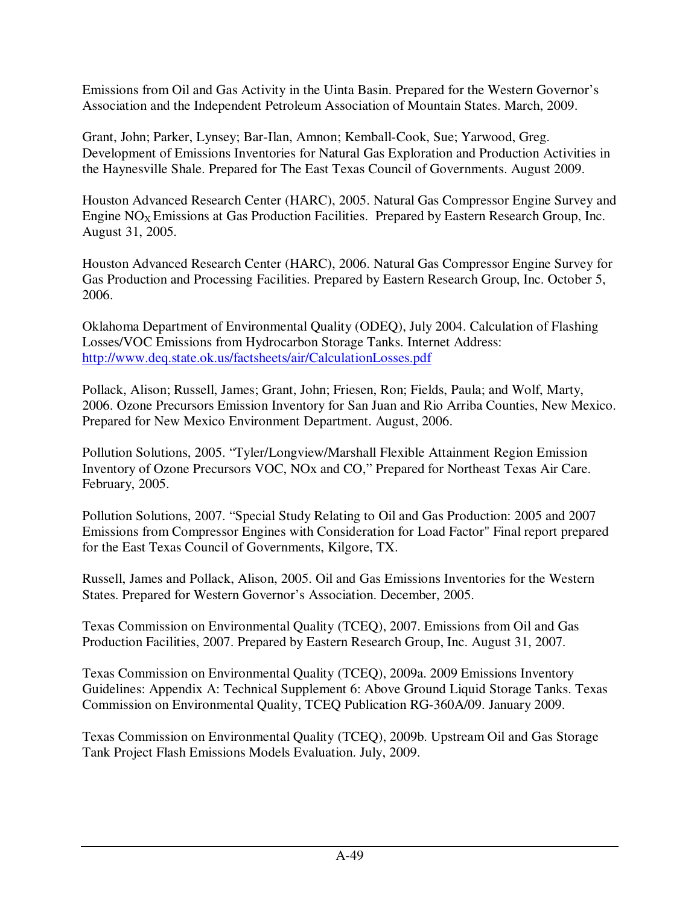Emissions from Oil and Gas Activity in the Uinta Basin. Prepared for the Western Governor's Association and the Independent Petroleum Association of Mountain States. March, 2009.

Grant, John; Parker, Lynsey; Bar-Ilan, Amnon; Kemball-Cook, Sue; Yarwood, Greg. Development of Emissions Inventories for Natural Gas Exploration and Production Activities in the Haynesville Shale. Prepared for The East Texas Council of Governments. August 2009.

Houston Advanced Research Center (HARC), 2005. Natural Gas Compressor Engine Survey and Engine $NO_X$ Emissions at Gas Production Facilities. Prepared by Eastern Research Group, Inc. August 31, 2005.

Houston Advanced Research Center (HARC), 2006. Natural Gas Compressor Engine Survey for Gas Production and Processing Facilities. Prepared by Eastern Research Group, Inc. October 5, 2006.

Oklahoma Department of Environmental Quality (ODEQ), July 2004. Calculation of Flashing Losses/VOC Emissions from Hydrocarbon Storage Tanks. Internet Address: http://www.deq.state.ok.us/factsheets/air/CalculationLosses.pdf

Pollack, Alison; Russell, James; Grant, John; Friesen, Ron; Fields, Paula; and Wolf, Marty, 2006. Ozone Precursors Emission Inventory for San Juan and Rio Arriba Counties, New Mexico. Prepared for New Mexico Environment Department. August, 2006.

Pollution Solutions, 2005. "Tyler/Longview/Marshall Flexible Attainment Region Emission Inventory of Ozone Precursors VOC, NOx and CO," Prepared for Northeast Texas Air Care. February, 2005.

Pollution Solutions, 2007. "Special Study Relating to Oil and Gas Production: 2005 and 2007 Emissions from Compressor Engines with Consideration for Load Factor" Final report prepared for the East Texas Council of Governments, Kilgore, TX.

Russell, James and Pollack, Alison, 2005. Oil and Gas Emissions Inventories for the Western States. Prepared for Western Governor's Association. December, 2005.

Texas Commission on Environmental Quality (TCEQ), 2007. Emissions from Oil and Gas Production Facilities, 2007. Prepared by Eastern Research Group, Inc. August 31, 2007.

Texas Commission on Environmental Quality (TCEQ), 2009a. 2009 Emissions Inventory Guidelines: Appendix A: Technical Supplement 6: Above Ground Liquid Storage Tanks. Texas Commission on Environmental Quality, TCEQ Publication RG-360A/09. January 2009.

Texas Commission on Environmental Quality (TCEQ), 2009b. Upstream Oil and Gas Storage Tank Project Flash Emissions Models Evaluation. July, 2009.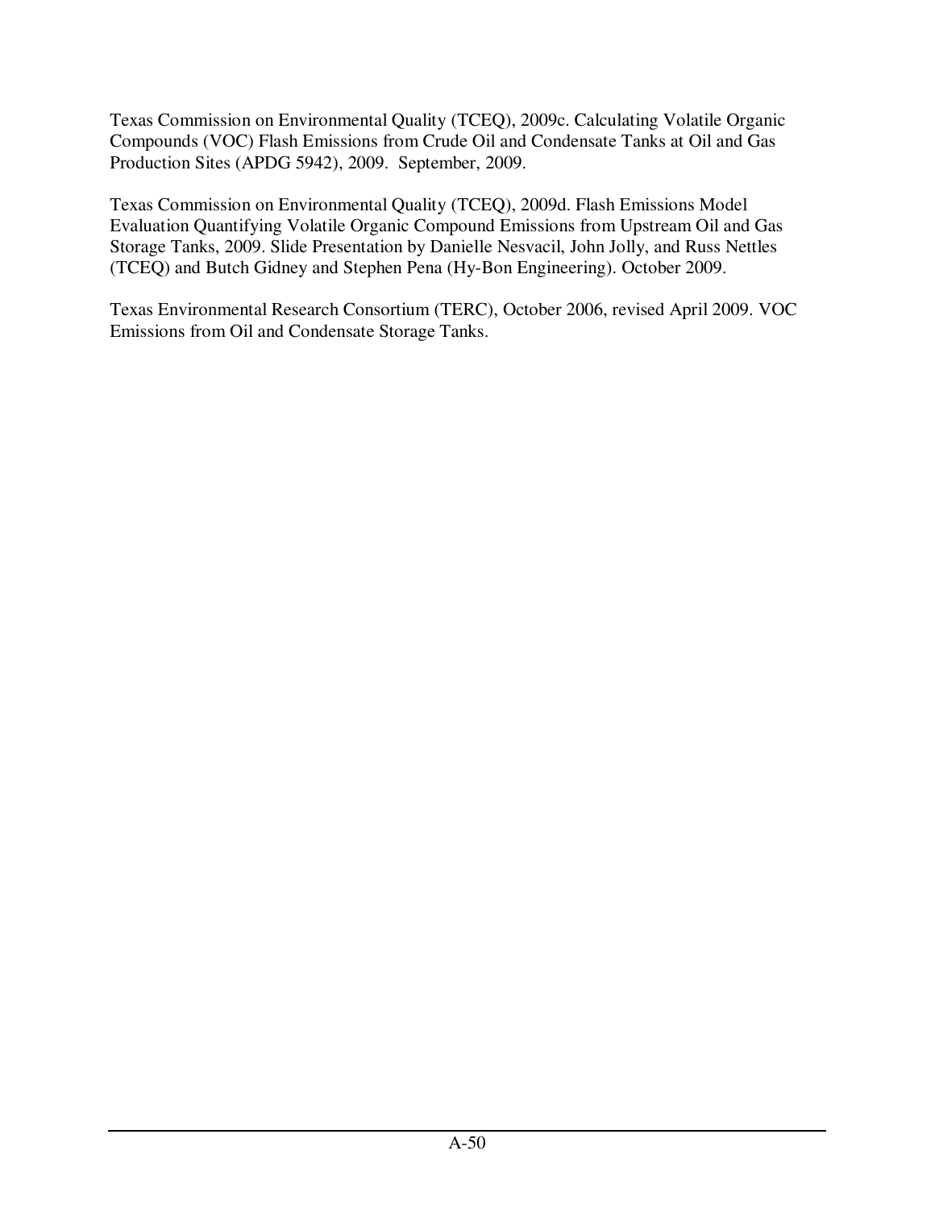Texas Commission on Environmental Quality (TCEQ), 2009c. Calculating Volatile Organic Compounds (VOC) Flash Emissions from Crude Oil and Condensate Tanks at Oil and Gas Production Sites (APDG 5942), 2009. September, 2009.

Texas Commission on Environmental Quality (TCEQ), 2009d. Flash Emissions Model Evaluation Quantifying Volatile Organic Compound Emissions from Upstream Oil and Gas Storage Tanks, 2009. Slide Presentation by Danielle Nesvacil, John Jolly, and Russ Nettles (TCEQ) and Butch Gidney and Stephen Pena (Hy-Bon Engineering). October 2009.

Texas Environmental Research Consortium (TERC), October 2006, revised April 2009. VOC Emissions from Oil and Condensate Storage Tanks.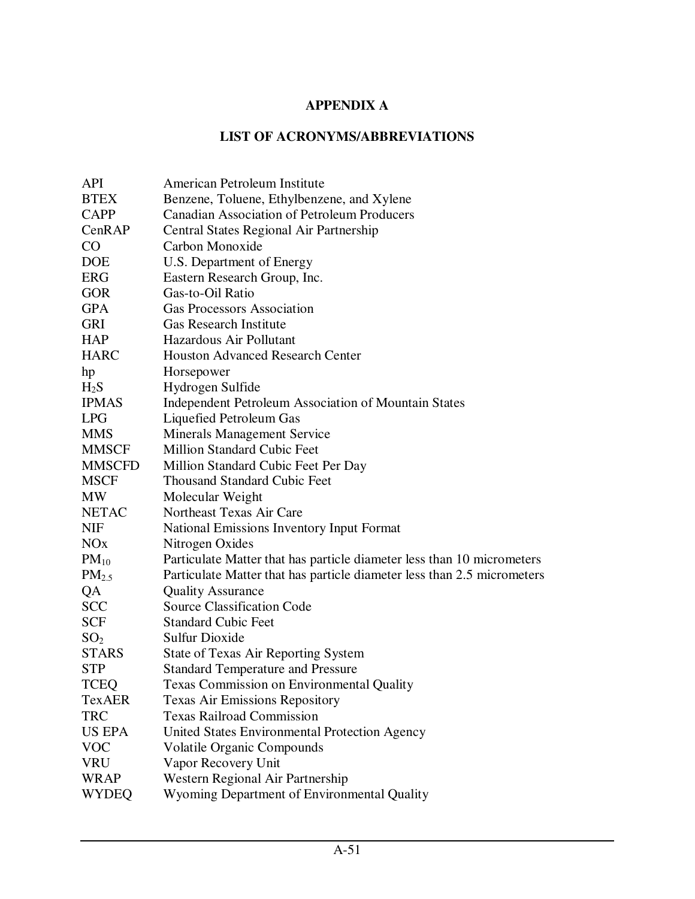# APPENDIX A

## LIST OF ACRONYMS/ABBREVIATIONS

| | |
|---|---|
| API | American Petroleum Institute |
| BTEX | Benzene, Toluene, Ethylbenzene, and Xylene |
| CAPP | Canadian Association of Petroleum Producers |
| CenRAP | Central States Regional Air Partnership |
| CO | Carbon Monoxide |
| DOE | U.S. Department of Energy |
| ERG | Eastern Research Group, Inc. |
| GOR | Gas-to-Oil Ratio |
| GPA | Gas Processors Association |
| GRI | Gas Research Institute |
| HAP | Hazardous Air Pollutant |
| HARC | Houston Advanced Research Center |
| hp | Horsepower |
| $H_2S$ | Hydrogen Sulfide |
| IPMAS | Independent Petroleum Association of Mountain States |
| LPG | Liquefied Petroleum Gas |
| MMS | Minerals Management Service |
| MMSCF | Million Standard Cubic Feet |
| MMSCFD | Million Standard Cubic Feet Per Day |
| MSCF | Thousand Standard Cubic Feet |
| MW | Molecular Weight |
| NETAC | Northeast Texas Air Care |
| NIF | National Emissions Inventory Input Format |
| NOx | Nitrogen Oxides |
| $PM_{10}$ | Particulate Matter that has particle diameter less than 10 micrometers |
| $PM_{2.5}$ | Particulate Matter that has particle diameter less than 2.5 micrometers |
| QA | Quality Assurance |
| SCC | Source Classification Code |
| SCF | Standard Cubic Feet |
| $SO_2$ | Sulfur Dioxide |
| STARS | State of Texas Air Reporting System |
| STP | Standard Temperature and Pressure |
| TCEQ | Texas Commission on Environmental Quality |
| TexAER | Texas Air Emissions Repository |
| TRC | Texas Railroad Commission |
| US EPA | United States Environmental Protection Agency |
| VOC | Volatile Organic Compounds |
| VRU | Vapor Recovery Unit |
| WRAP | Western Regional Air Partnership |
| WYDEQ | Wyoming Department of Environmental Quality |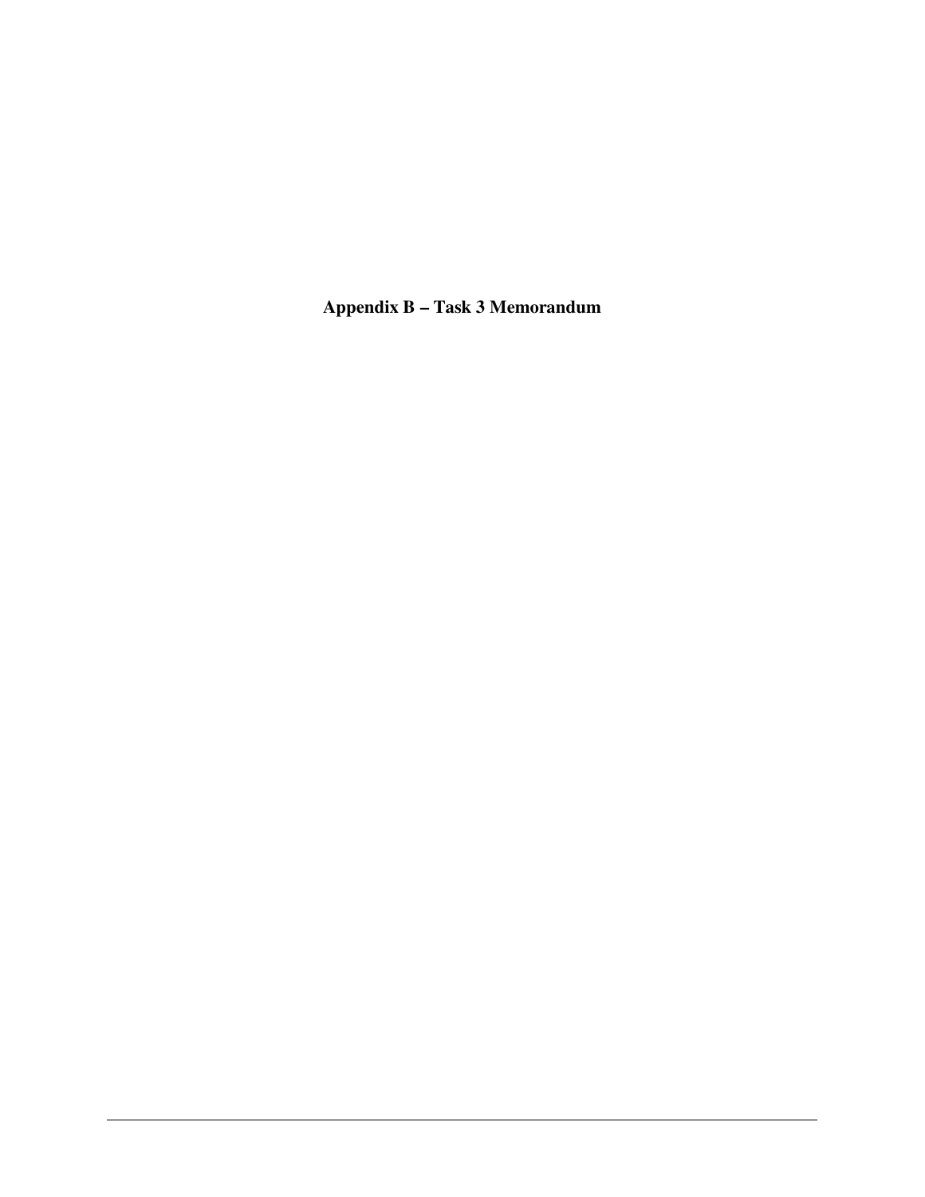# Appendix B – Task 3 Memorandum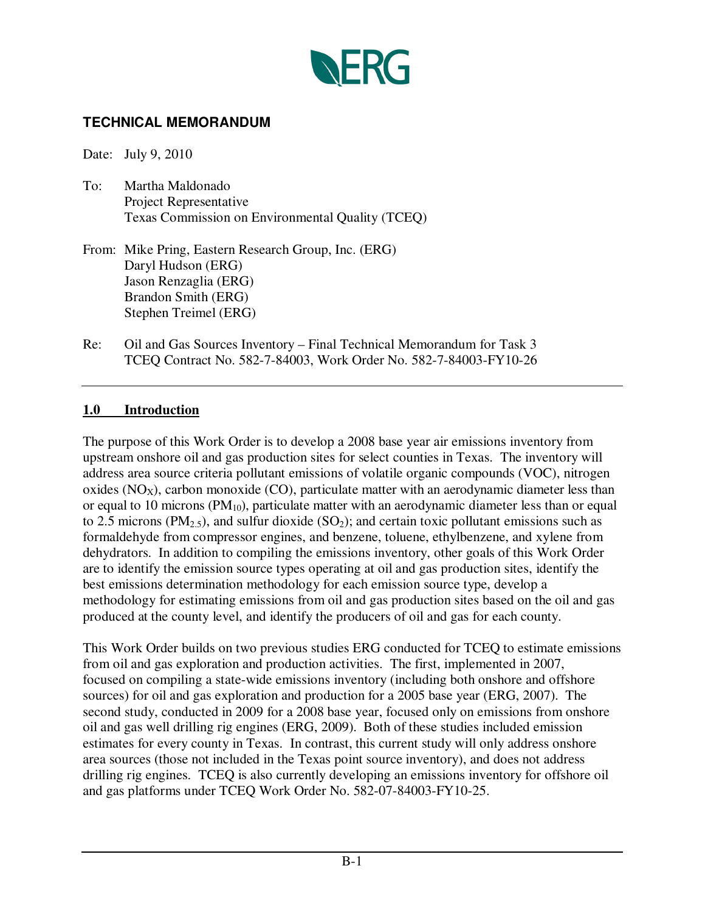**ERG**

**TECHNICAL MEMORANDUM**

Date: July 9, 2010

To: Martha Maldonado
Project Representative
Texas Commission on Environmental Quality (TCEQ)

From: Mike Pring, Eastern Research Group, Inc. (ERG)
Daryl Hudson (ERG)
Jason Renzaglia (ERG)
Brandon Smith (ERG)
Stephen Treimel (ERG)

Re: Oil and Gas Sources Inventory – Final Technical Memorandum for Task 3
TCEQ Contract No. 582-7-84003, Work Order No. 582-7-84003-FY10-26

---

## 1.0 Introduction

The purpose of this Work Order is to develop a 2008 base year air emissions inventory from upstream onshore oil and gas production sites for select counties in Texas. The inventory will address area source criteria pollutant emissions of volatile organic compounds (VOC), nitrogen oxides ($NO_X$), carbon monoxide (CO), particulate matter with an aerodynamic diameter less than or equal to 10 microns ($PM_{10}$), particulate matter with an aerodynamic diameter less than or equal to 2.5 microns ($PM_{2.5}$), and sulfur dioxide ($SO_2$); and certain toxic pollutant emissions such as formaldehyde from compressor engines, and benzene, toluene, ethylbenzene, and xylene from dehydrators. In addition to compiling the emissions inventory, other goals of this Work Order are to identify the emission source types operating at oil and gas production sites, identify the best emissions determination methodology for each emission source type, develop a methodology for estimating emissions from oil and gas production sites based on the oil and gas produced at the county level, and identify the producers of oil and gas for each county.

This Work Order builds on two previous studies ERG conducted for TCEQ to estimate emissions from oil and gas exploration and production activities. The first, implemented in 2007, focused on compiling a state-wide emissions inventory (including both onshore and offshore sources) for oil and gas exploration and production for a 2005 base year (ERG, 2007). The second study, conducted in 2009 for a 2008 base year, focused only on emissions from onshore oil and gas well drilling rig engines (ERG, 2009). Both of these studies included emission estimates for every county in Texas. In contrast, this current study will only address onshore area sources (those not included in the Texas point source inventory), and does not address drilling rig engines. TCEQ is also currently developing an emissions inventory for offshore oil and gas platforms under TCEQ Work Order No. 582-07-84003-FY10-25.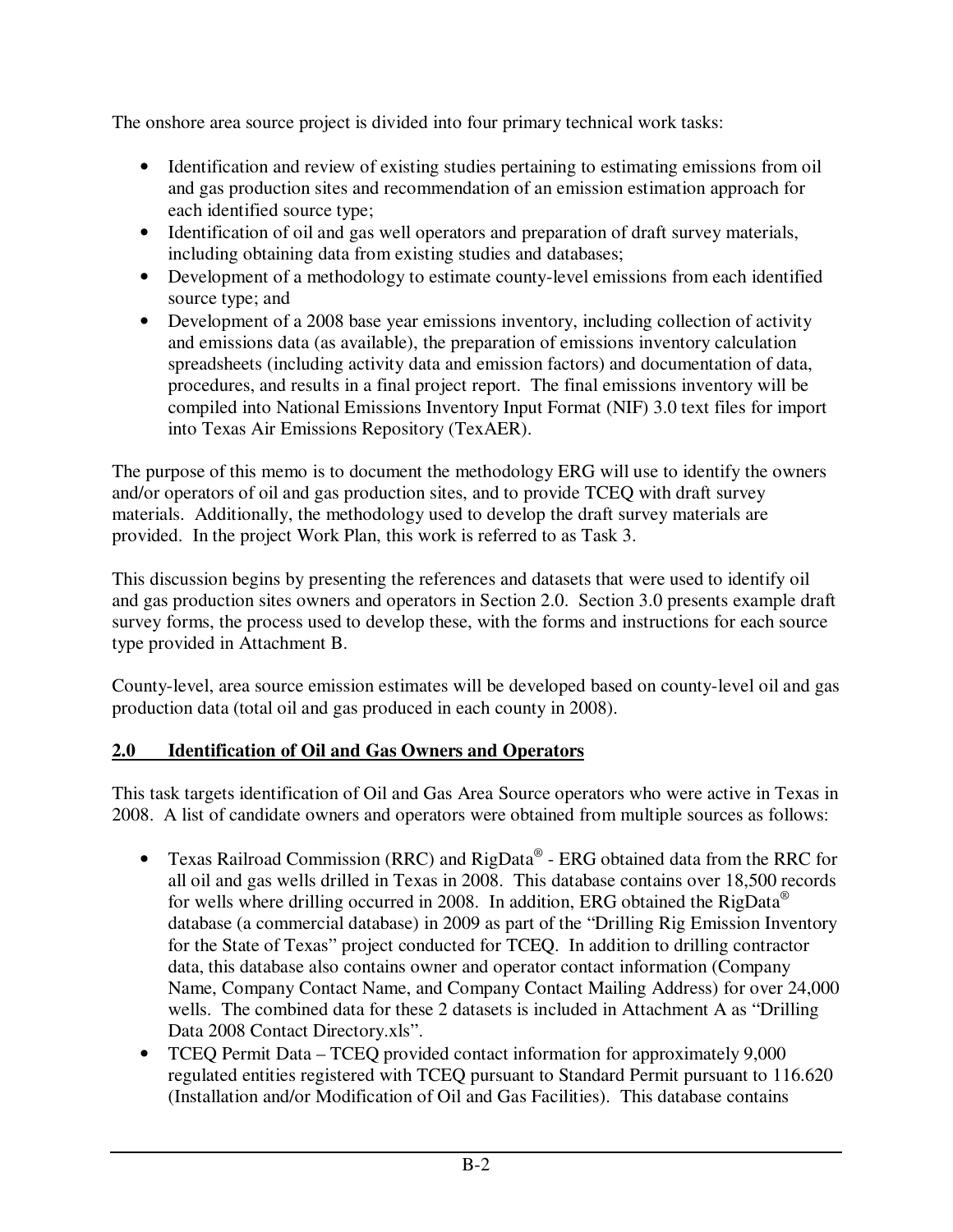The onshore area source project is divided into four primary technical work tasks:

- Identification and review of existing studies pertaining to estimating emissions from oil and gas production sites and recommendation of an emission estimation approach for each identified source type;
- Identification of oil and gas well operators and preparation of draft survey materials, including obtaining data from existing studies and databases;
- Development of a methodology to estimate county-level emissions from each identified source type; and
- Development of a 2008 base year emissions inventory, including collection of activity and emissions data (as available), the preparation of emissions inventory calculation spreadsheets (including activity data and emission factors) and documentation of data, procedures, and results in a final project report. The final emissions inventory will be compiled into National Emissions Inventory Input Format (NIF) 3.0 text files for import into Texas Air Emissions Repository (TexAER).

The purpose of this memo is to document the methodology ERG will use to identify the owners and/or operators of oil and gas production sites, and to provide TCEQ with draft survey materials. Additionally, the methodology used to develop the draft survey materials are provided. In the project Work Plan, this work is referred to as Task 3.

This discussion begins by presenting the references and datasets that were used to identify oil and gas production sites owners and operators in Section 2.0. Section 3.0 presents example draft survey forms, the process used to develop these, with the forms and instructions for each source type provided in Attachment B.

County-level, area source emission estimates will be developed based on county-level oil and gas production data (total oil and gas produced in each county in 2008).

## 2.0 Identification of Oil and Gas Owners and Operators

This task targets identification of Oil and Gas Area Source operators who were active in Texas in 2008. A list of candidate owners and operators were obtained from multiple sources as follows:

- Texas Railroad Commission (RRC) and RigData® - ERG obtained data from the RRC for all oil and gas wells drilled in Texas in 2008. This database contains over 18,500 records for wells where drilling occurred in 2008. In addition, ERG obtained the RigData® database (a commercial database) in 2009 as part of the "Drilling Rig Emission Inventory for the State of Texas" project conducted for TCEQ. In addition to drilling contractor data, this database also contains owner and operator contact information (Company Name, Company Contact Name, and Company Contact Mailing Address) for over 24,000 wells. The combined data for these 2 datasets is included in Attachment A as "Drilling Data 2008 Contact Directory.xls".
- TCEQ Permit Data – TCEQ provided contact information for approximately 9,000 regulated entities registered with TCEQ pursuant to Standard Permit pursuant to 116.620 (Installation and/or Modification of Oil and Gas Facilities). This database contains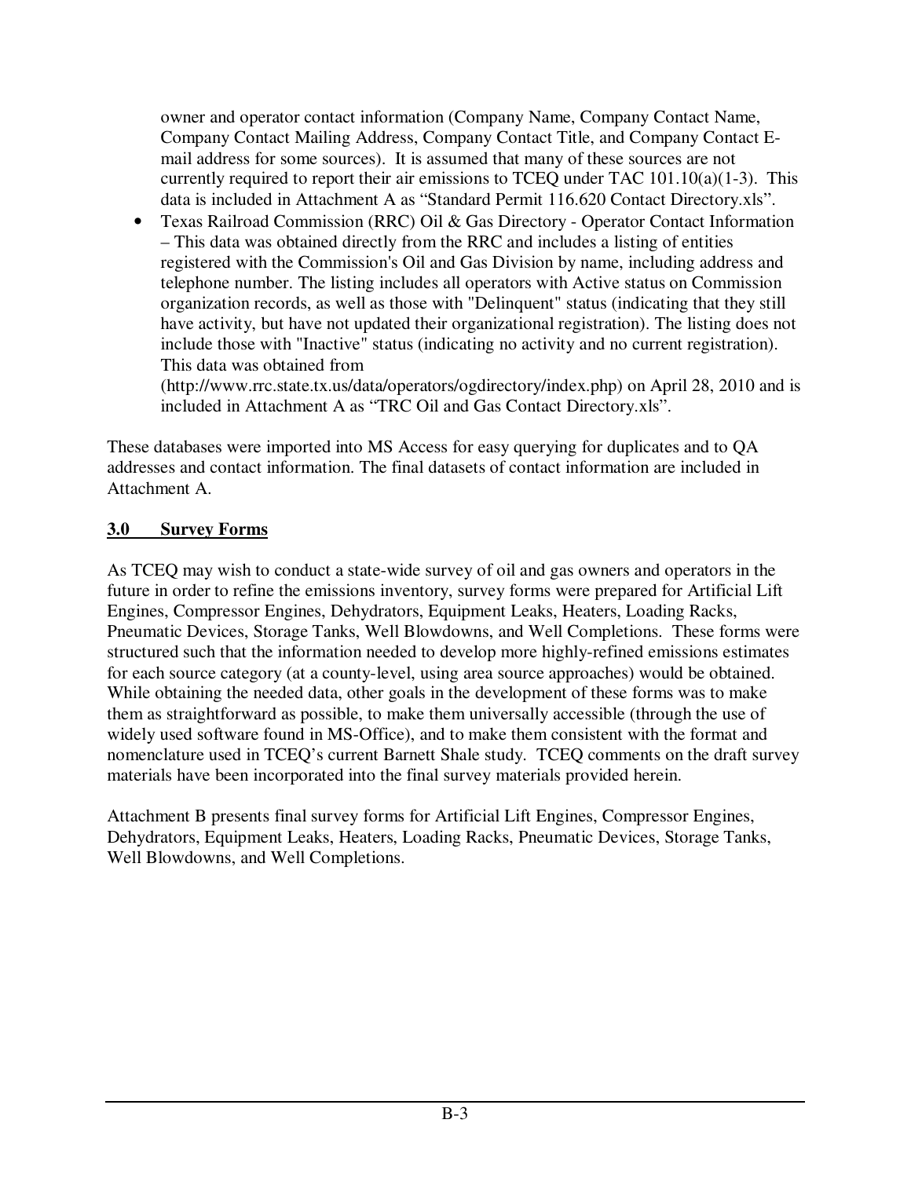owner and operator contact information (Company Name, Company Contact Name, Company Contact Mailing Address, Company Contact Title, and Company Contact E-mail address for some sources). It is assumed that many of these sources are not currently required to report their air emissions to TCEQ under TAC 101.10(a)(1-3). This data is included in Attachment A as "Standard Permit 116.620 Contact Directory.xls".

- Texas Railroad Commission (RRC) Oil & Gas Directory - Operator Contact Information – This data was obtained directly from the RRC and includes a listing of entities registered with the Commission's Oil and Gas Division by name, including address and telephone number. The listing includes all operators with Active status on Commission organization records, as well as those with "Delinquent" status (indicating that they still have activity, but have not updated their organizational registration). The listing does not include those with "Inactive" status (indicating no activity and no current registration). This data was obtained from (http://www.rrc.state.tx.us/data/operators/ogdirectory/index.php) on April 28, 2010 and is included in Attachment A as "TRC Oil and Gas Contact Directory.xls".

These databases were imported into MS Access for easy querying for duplicates and to QA addresses and contact information. The final datasets of contact information are included in Attachment A.

## 3.0 Survey Forms

As TCEQ may wish to conduct a state-wide survey of oil and gas owners and operators in the future in order to refine the emissions inventory, survey forms were prepared for Artificial Lift Engines, Compressor Engines, Dehydrators, Equipment Leaks, Heaters, Loading Racks, Pneumatic Devices, Storage Tanks, Well Blowdowns, and Well Completions. These forms were structured such that the information needed to develop more highly-refined emissions estimates for each source category (at a county-level, using area source approaches) would be obtained. While obtaining the needed data, other goals in the development of these forms was to make them as straightforward as possible, to make them universally accessible (through the use of widely used software found in MS-Office), and to make them consistent with the format and nomenclature used in TCEQ's current Barnett Shale study. TCEQ comments on the draft survey materials have been incorporated into the final survey materials provided herein.

Attachment B presents final survey forms for Artificial Lift Engines, Compressor Engines, Dehydrators, Equipment Leaks, Heaters, Loading Racks, Pneumatic Devices, Storage Tanks, Well Blowdowns, and Well Completions.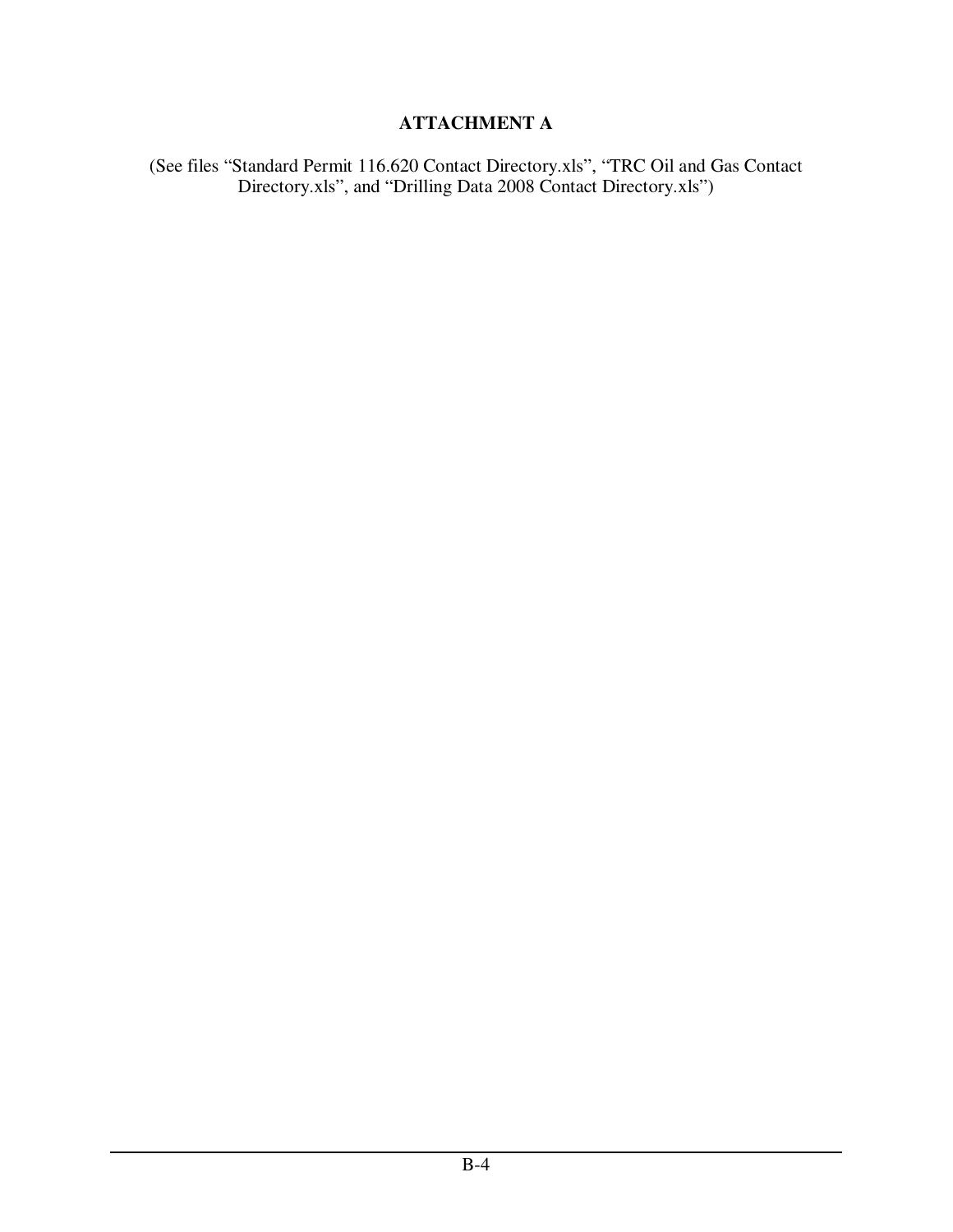# ATTACHMENT A

(See files "Standard Permit 116.620 Contact Directory.xls", "TRC Oil and Gas Contact Directory.xls", and "Drilling Data 2008 Contact Directory.xls")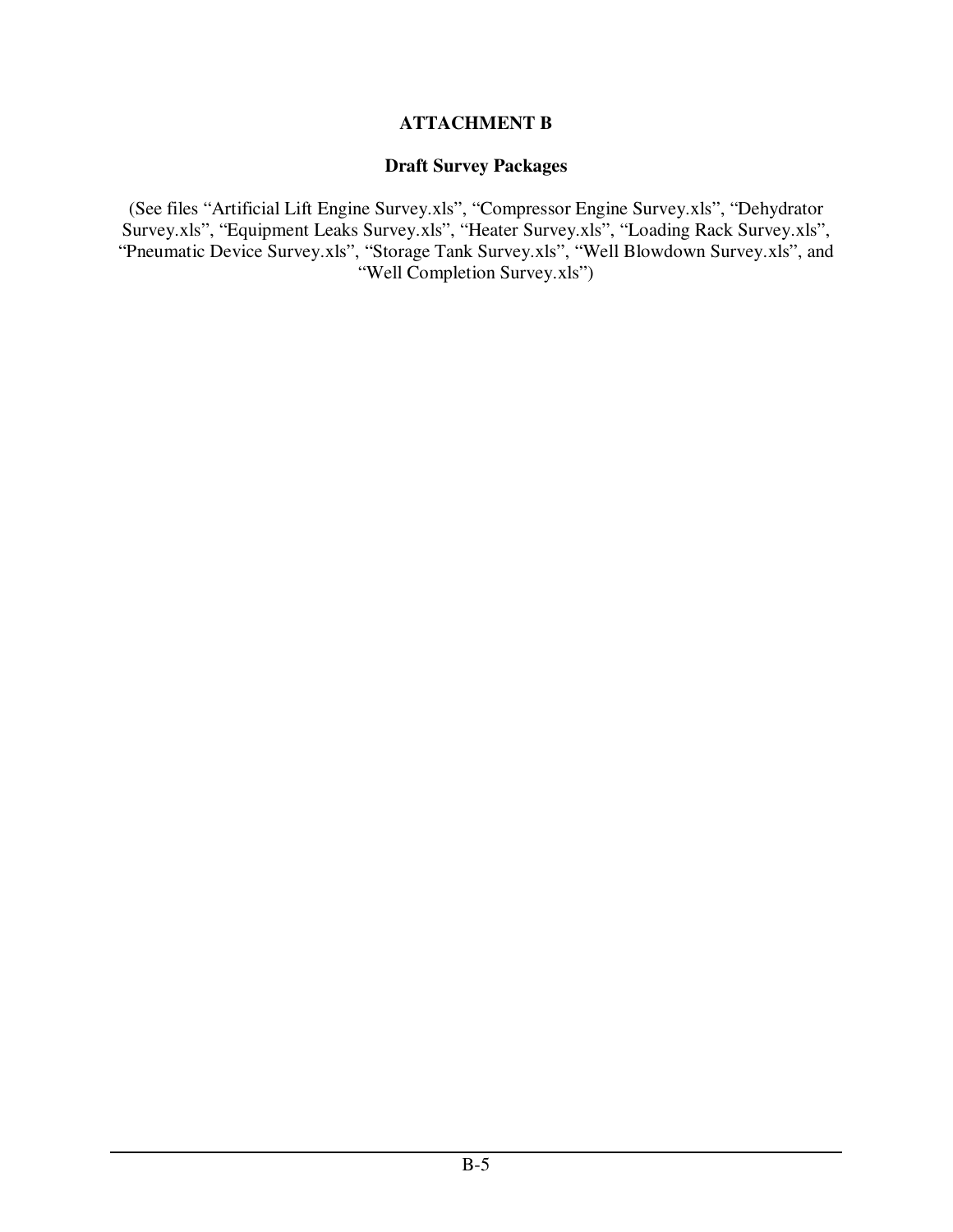## ATTACHMENT B

### Draft Survey Packages

(See files “Artificial Lift Engine Survey.xls”, “Compressor Engine Survey.xls”, “Dehydrator Survey.xls”, “Equipment Leaks Survey.xls”, “Heater Survey.xls”, “Loading Rack Survey.xls”, “Pneumatic Device Survey.xls”, “Storage Tank Survey.xls”, “Well Blowdown Survey.xls”, and “Well Completion Survey.xls”)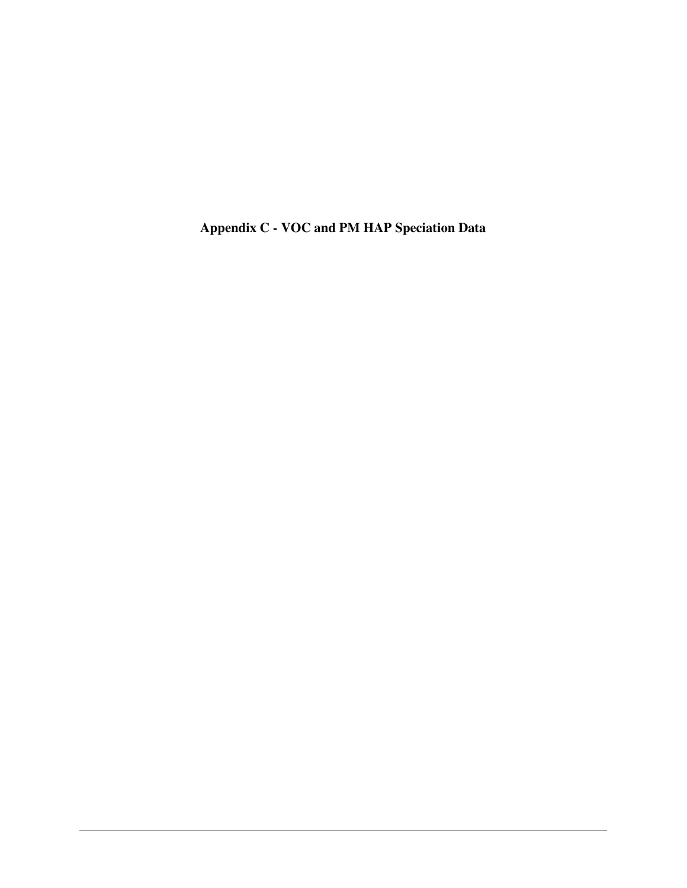# Appendix C - VOC and PM HAP Speciation Data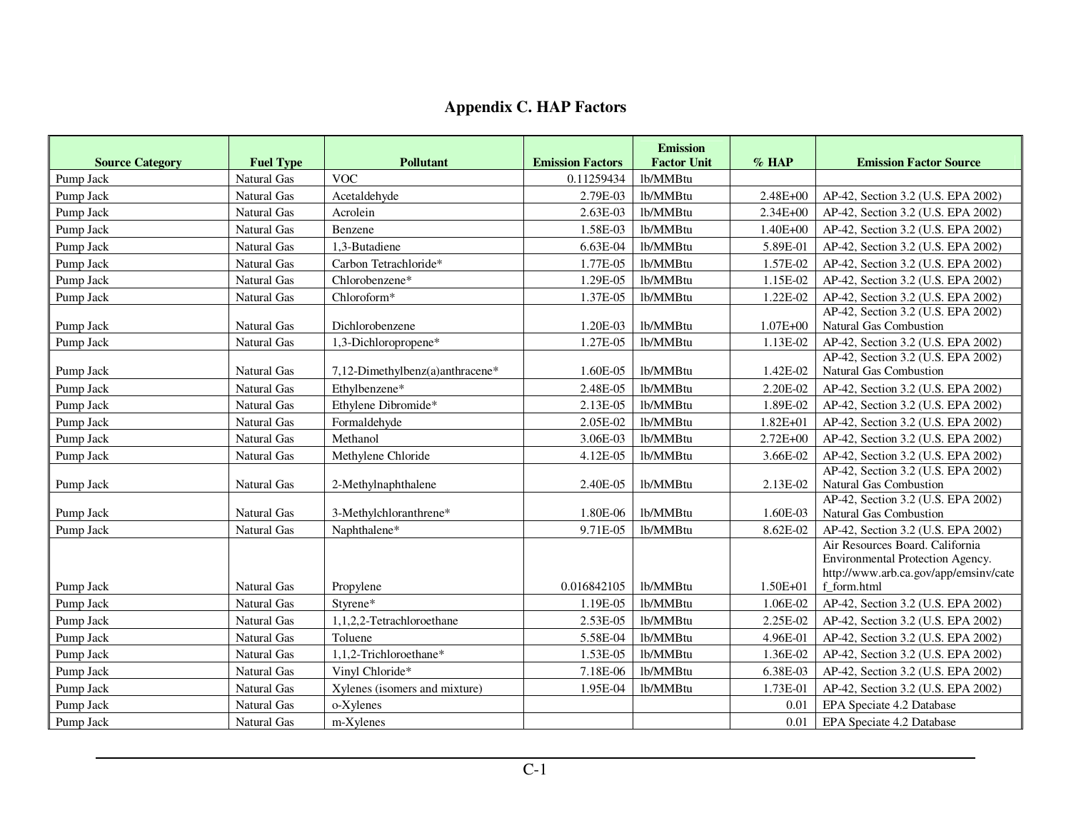# Appendix C. HAP Factors

| Source Category | Fuel Type | Pollutant | Emission Factors | Emission Factor Unit | % HAP | Emission Factor Source |
|---|---|---|---|---|---|---|
| Pump Jack | Natural Gas | VOC | 0.11259434 | lb/MMBtu | | |
| Pump Jack | Natural Gas | Acetaldehyde | 2.79E-03 | lb/MMBtu | 2.48E+00 | AP-42, Section 3.2 (U.S. EPA 2002) |
| Pump Jack | Natural Gas | Acrolein | 2.63E-03 | lb/MMBtu | 2.34E+00 | AP-42, Section 3.2 (U.S. EPA 2002) |
| Pump Jack | Natural Gas | Benzene | 1.58E-03 | lb/MMBtu | 1.40E+00 | AP-42, Section 3.2 (U.S. EPA 2002) |
| Pump Jack | Natural Gas | 1,3-Butadiene | 6.63E-04 | lb/MMBtu | 5.89E-01 | AP-42, Section 3.2 (U.S. EPA 2002) |
| Pump Jack | Natural Gas | Carbon Tetrachloride* | 1.77E-05 | lb/MMBtu | 1.57E-02 | AP-42, Section 3.2 (U.S. EPA 2002) |
| Pump Jack | Natural Gas | Chlorobenzene* | 1.29E-05 | lb/MMBtu | 1.15E-02 | AP-42, Section 3.2 (U.S. EPA 2002) |
| Pump Jack | Natural Gas | Chloroform* | 1.37E-05 | lb/MMBtu | 1.22E-02 | AP-42, Section 3.2 (U.S. EPA 2002) |
| Pump Jack | Natural Gas | Dichlorobenzene | 1.20E-03 | lb/MMBtu | 1.07E+00 | AP-42, Section 3.2 (U.S. EPA 2002) Natural Gas Combustion |
| Pump Jack | Natural Gas | 1,3-Dichloropropene* | 1.27E-05 | lb/MMBtu | 1.13E-02 | AP-42, Section 3.2 (U.S. EPA 2002) |
| Pump Jack | Natural Gas | 7,12-Dimethylbenz(a)anthracene* | 1.60E-05 | lb/MMBtu | 1.42E-02 | AP-42, Section 3.2 (U.S. EPA 2002) Natural Gas Combustion |
| Pump Jack | Natural Gas | Ethylbenzene* | 2.48E-05 | lb/MMBtu | 2.20E-02 | AP-42, Section 3.2 (U.S. EPA 2002) |
| Pump Jack | Natural Gas | Ethylene Dibromide* | 2.13E-05 | lb/MMBtu | 1.89E-02 | AP-42, Section 3.2 (U.S. EPA 2002) |
| Pump Jack | Natural Gas | Formaldehyde | 2.05E-02 | lb/MMBtu | 1.82E+01 | AP-42, Section 3.2 (U.S. EPA 2002) |
| Pump Jack | Natural Gas | Methanol | 3.06E-03 | lb/MMBtu | 2.72E+00 | AP-42, Section 3.2 (U.S. EPA 2002) |
| Pump Jack | Natural Gas | Methylene Chloride | 4.12E-05 | lb/MMBtu | 3.66E-02 | AP-42, Section 3.2 (U.S. EPA 2002) |
| Pump Jack | Natural Gas | 2-Methylnaphthalene | 2.40E-05 | lb/MMBtu | 2.13E-02 | AP-42, Section 3.2 (U.S. EPA 2002) Natural Gas Combustion |
| Pump Jack | Natural Gas | 3-Methylchloranthrene* | 1.80E-06 | lb/MMBtu | 1.60E-03 | AP-42, Section 3.2 (U.S. EPA 2002) Natural Gas Combustion |
| Pump Jack | Natural Gas | Naphthalene* | 9.71E-05 | lb/MMBtu | 8.62E-02 | AP-42, Section 3.2 (U.S. EPA 2002) |
| Pump Jack | Natural Gas | Propylene | 0.016842105 | lb/MMBtu | 1.50E+01 | Air Resources Board. California Environmental Protection Agency. http://www.arb.ca.gov/app/emsinv/catef_form.html |
| Pump Jack | Natural Gas | Styrene* | 1.19E-05 | lb/MMBtu | 1.06E-02 | AP-42, Section 3.2 (U.S. EPA 2002) |
| Pump Jack | Natural Gas | 1,1,2,2-Tetrachloroethane | 2.53E-05 | lb/MMBtu | 2.25E-02 | AP-42, Section 3.2 (U.S. EPA 2002) |
| Pump Jack | Natural Gas | Toluene | 5.58E-04 | lb/MMBtu | 4.96E-01 | AP-42, Section 3.2 (U.S. EPA 2002) |
| Pump Jack | Natural Gas | 1,1,2-Trichloroethane* | 1.53E-05 | lb/MMBtu | 1.36E-02 | AP-42, Section 3.2 (U.S. EPA 2002) |
| Pump Jack | Natural Gas | Vinyl Chloride* | 7.18E-06 | lb/MMBtu | 6.38E-03 | AP-42, Section 3.2 (U.S. EPA 2002) |
| Pump Jack | Natural Gas | Xylenes (isomers and mixture) | 1.95E-04 | lb/MMBtu | 1.73E-01 | AP-42, Section 3.2 (U.S. EPA 2002) |
| Pump Jack | Natural Gas | o-Xylenes | | | 0.01 | EPA Speciate 4.2 Database |
| Pump Jack | Natural Gas | m-Xylenes | | | 0.01 | EPA Speciate 4.2 Database |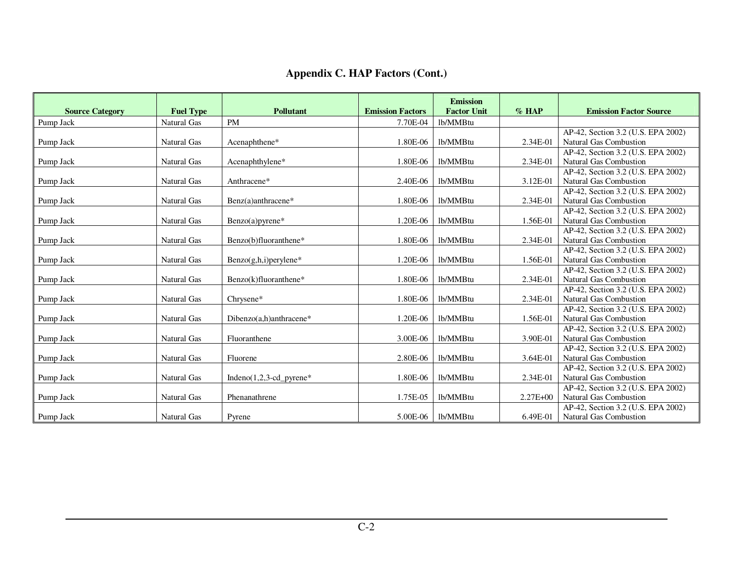## Appendix C. HAP Factors (Cont.)

| Source Category | Fuel Type | Pollutant | Emission Factors | Emission Factor Unit | % HAP | Emission Factor Source |
|---|---|---|---|---|---|---|
| Pump Jack | Natural Gas | PM | 7.70E-04 | lb/MMBtu | | |
| Pump Jack | Natural Gas | Acenaphthene* | 1.80E-06 | lb/MMBtu | 2.34E-01 | AP-42, Section 3.2 (U.S. EPA 2002) Natural Gas Combustion |
| Pump Jack | Natural Gas | Acenaphthylene* | 1.80E-06 | lb/MMBtu | 2.34E-01 | AP-42, Section 3.2 (U.S. EPA 2002) Natural Gas Combustion |
| Pump Jack | Natural Gas | Anthracene* | 2.40E-06 | lb/MMBtu | 3.12E-01 | AP-42, Section 3.2 (U.S. EPA 2002) Natural Gas Combustion |
| Pump Jack | Natural Gas | Benz(a)anthracene* | 1.80E-06 | lb/MMBtu | 2.34E-01 | AP-42, Section 3.2 (U.S. EPA 2002) Natural Gas Combustion |
| Pump Jack | Natural Gas | Benzo(a)pyrene* | 1.20E-06 | lb/MMBtu | 1.56E-01 | AP-42, Section 3.2 (U.S. EPA 2002) Natural Gas Combustion |
| Pump Jack | Natural Gas | Benzo(b)fluoranthene* | 1.80E-06 | lb/MMBtu | 2.34E-01 | AP-42, Section 3.2 (U.S. EPA 2002) Natural Gas Combustion |
| Pump Jack | Natural Gas | Benzo(g,h,i)perylene* | 1.20E-06 | lb/MMBtu | 1.56E-01 | AP-42, Section 3.2 (U.S. EPA 2002) Natural Gas Combustion |
| Pump Jack | Natural Gas | Benzo(k)fluoranthene* | 1.80E-06 | lb/MMBtu | 2.34E-01 | AP-42, Section 3.2 (U.S. EPA 2002) Natural Gas Combustion |
| Pump Jack | Natural Gas | Chrysene* | 1.80E-06 | lb/MMBtu | 2.34E-01 | AP-42, Section 3.2 (U.S. EPA 2002) Natural Gas Combustion |
| Pump Jack | Natural Gas | Dibenzo(a,h)anthracene* | 1.20E-06 | lb/MMBtu | 1.56E-01 | AP-42, Section 3.2 (U.S. EPA 2002) Natural Gas Combustion |
| Pump Jack | Natural Gas | Fluoranthene | 3.00E-06 | lb/MMBtu | 3.90E-01 | AP-42, Section 3.2 (U.S. EPA 2002) Natural Gas Combustion |
| Pump Jack | Natural Gas | Fluorene | 2.80E-06 | lb/MMBtu | 3.64E-01 | AP-42, Section 3.2 (U.S. EPA 2002) Natural Gas Combustion |
| Pump Jack | Natural Gas | Indeno(1,2,3-cd_pyrene* | 1.80E-06 | lb/MMBtu | 2.34E-01 | AP-42, Section 3.2 (U.S. EPA 2002) Natural Gas Combustion |
| Pump Jack | Natural Gas | Phenanathrene | 1.75E-05 | lb/MMBtu | 2.27E+00 | AP-42, Section 3.2 (U.S. EPA 2002) Natural Gas Combustion |
| Pump Jack | Natural Gas | Pyrene | 5.00E-06 | lb/MMBtu | 6.49E-01 | AP-42, Section 3.2 (U.S. EPA 2002) Natural Gas Combustion |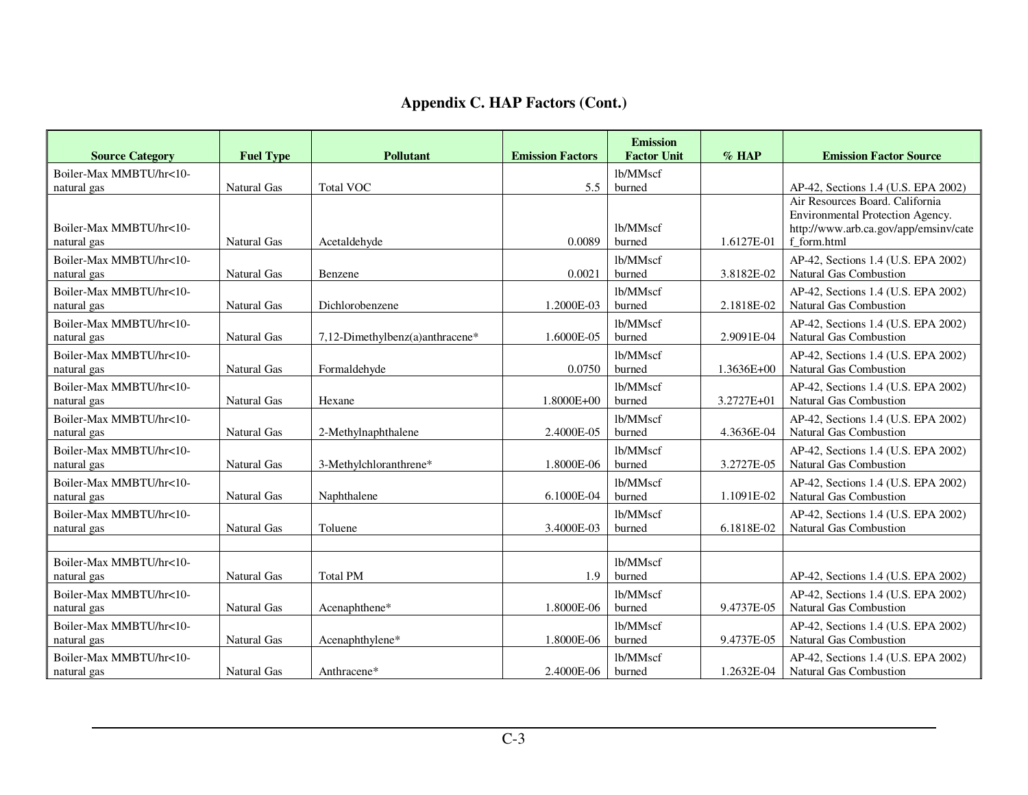# Appendix C. HAP Factors (Cont.)

| Source Category | Fuel Type | Pollutant | Emission Factors | Emission Factor Unit | % HAP | Emission Factor Source |
|---|---|---|---|---|---|---|
| Boiler-Max MMBTU/hr<10-natural gas | Natural Gas | Total VOC | 5.5 | lb/MMscf burned | | AP-42, Sections 1.4 (U.S. EPA 2002) |
| Boiler-Max MMBTU/hr<10-natural gas | Natural Gas | Acetaldehyde | 0.0089 | lb/MMscf burned | 1.6127E-01 | Air Resources Board. California Environmental Protection Agency. http://www.arb.ca.gov/app/emsinv/catef_form.html |
| Boiler-Max MMBTU/hr<10-natural gas | Natural Gas | Benzene | 0.0021 | lb/MMscf burned | 3.8182E-02 | AP-42, Sections 1.4 (U.S. EPA 2002) Natural Gas Combustion |
| Boiler-Max MMBTU/hr<10-natural gas | Natural Gas | Dichlorobenzene | 1.2000E-03 | lb/MMscf burned | 2.1818E-02 | AP-42, Sections 1.4 (U.S. EPA 2002) Natural Gas Combustion |
| Boiler-Max MMBTU/hr<10-natural gas | Natural Gas | 7,12-Dimethylbenz(a)anthracene* | 1.6000E-05 | lb/MMscf burned | 2.9091E-04 | AP-42, Sections 1.4 (U.S. EPA 2002) Natural Gas Combustion |
| Boiler-Max MMBTU/hr<10-natural gas | Natural Gas | Formaldehyde | 0.0750 | lb/MMscf burned | 1.3636E+00 | AP-42, Sections 1.4 (U.S. EPA 2002) Natural Gas Combustion |
| Boiler-Max MMBTU/hr<10-natural gas | Natural Gas | Hexane | 1.8000E+00 | lb/MMscf burned | 3.2727E+01 | AP-42, Sections 1.4 (U.S. EPA 2002) Natural Gas Combustion |
| Boiler-Max MMBTU/hr<10-natural gas | Natural Gas | 2-Methylnaphthalene | 2.4000E-05 | lb/MMscf burned | 4.3636E-04 | AP-42, Sections 1.4 (U.S. EPA 2002) Natural Gas Combustion |
| Boiler-Max MMBTU/hr<10-natural gas | Natural Gas | 3-Methylchloranthrene* | 1.8000E-06 | lb/MMscf burned | 3.2727E-05 | AP-42, Sections 1.4 (U.S. EPA 2002) Natural Gas Combustion |
| Boiler-Max MMBTU/hr<10-natural gas | Natural Gas | Naphthalene | 6.1000E-04 | lb/MMscf burned | 1.1091E-02 | AP-42, Sections 1.4 (U.S. EPA 2002) Natural Gas Combustion |
| Boiler-Max MMBTU/hr<10-natural gas | Natural Gas | Toluene | 3.4000E-03 | lb/MMscf burned | 6.1818E-02 | AP-42, Sections 1.4 (U.S. EPA 2002) Natural Gas Combustion |
| | | | | | | |
| Boiler-Max MMBTU/hr<10-natural gas | Natural Gas | Total PM | 1.9 | lb/MMscf burned | | AP-42, Sections 1.4 (U.S. EPA 2002) |
| Boiler-Max MMBTU/hr<10-natural gas | Natural Gas | Acenaphthene* | 1.8000E-06 | lb/MMscf burned | 9.4737E-05 | AP-42, Sections 1.4 (U.S. EPA 2002) Natural Gas Combustion |
| Boiler-Max MMBTU/hr<10-natural gas | Natural Gas | Acenaphthylene* | 1.8000E-06 | lb/MMscf burned | 9.4737E-05 | AP-42, Sections 1.4 (U.S. EPA 2002) Natural Gas Combustion |
| Boiler-Max MMBTU/hr<10-natural gas | Natural Gas | Anthracene* | 2.4000E-06 | lb/MMscf burned | 1.2632E-04 | AP-42, Sections 1.4 (U.S. EPA 2002) Natural Gas Combustion |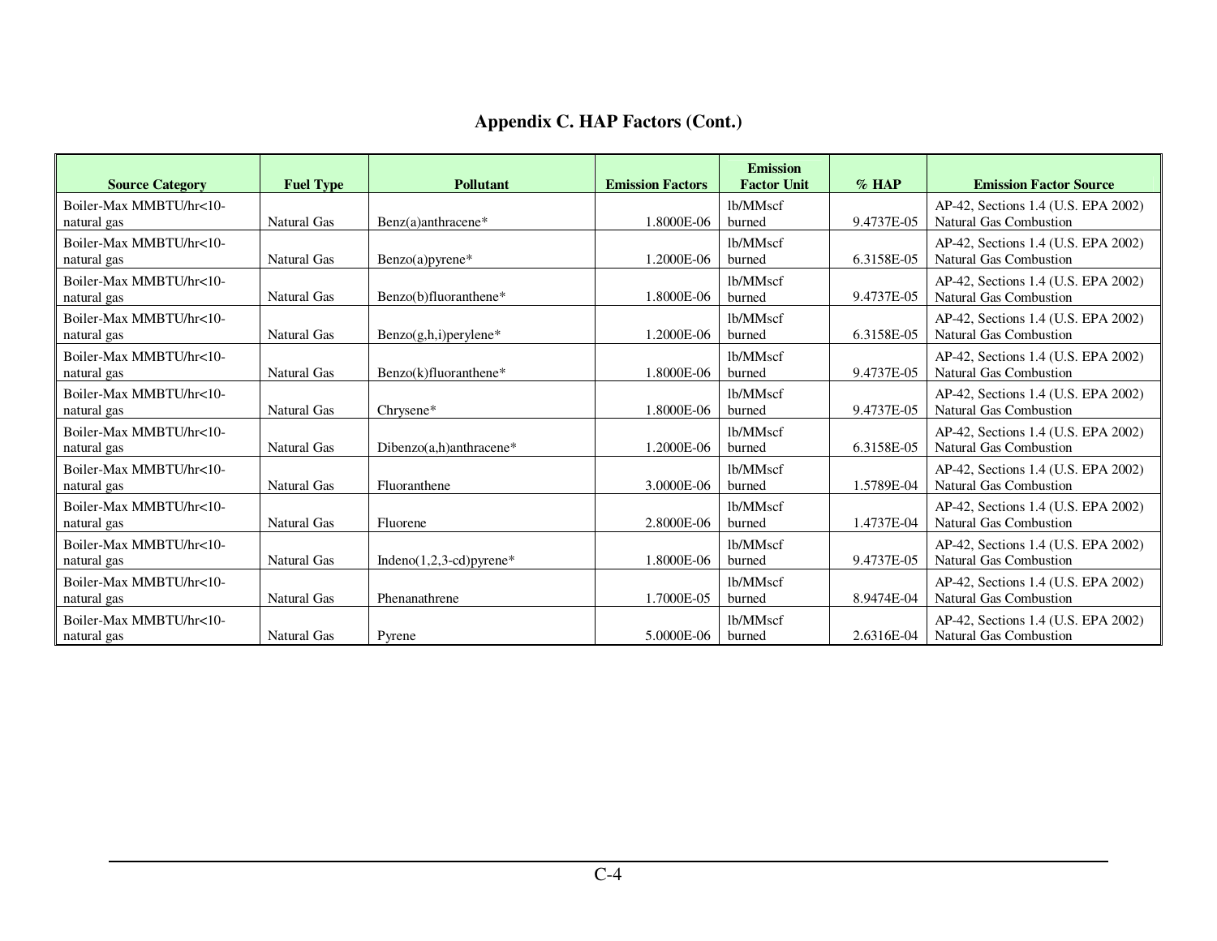# Appendix C. HAP Factors (Cont.)

| Source Category | Fuel Type | Pollutant | Emission Factors | Emission Factor Unit | % HAP | Emission Factor Source |
|---|---|---|---|---|---|---|
| Boiler-Max MMBTU/hr<10-natural gas | Natural Gas | Benz(a)anthracene* | 1.8000E-06 | lb/MMscf burned | 9.4737E-05 | AP-42, Sections 1.4 (U.S. EPA 2002) Natural Gas Combustion |
| Boiler-Max MMBTU/hr<10-natural gas | Natural Gas | Benzo(a)pyrene* | 1.2000E-06 | lb/MMscf burned | 6.3158E-05 | AP-42, Sections 1.4 (U.S. EPA 2002) Natural Gas Combustion |
| Boiler-Max MMBTU/hr<10-natural gas | Natural Gas | Benzo(b)fluoranthene* | 1.8000E-06 | lb/MMscf burned | 9.4737E-05 | AP-42, Sections 1.4 (U.S. EPA 2002) Natural Gas Combustion |
| Boiler-Max MMBTU/hr<10-natural gas | Natural Gas | Benzo(g,h,i)perylene* | 1.2000E-06 | lb/MMscf burned | 6.3158E-05 | AP-42, Sections 1.4 (U.S. EPA 2002) Natural Gas Combustion |
| Boiler-Max MMBTU/hr<10-natural gas | Natural Gas | Benzo(k)fluoranthene* | 1.8000E-06 | lb/MMscf burned | 9.4737E-05 | AP-42, Sections 1.4 (U.S. EPA 2002) Natural Gas Combustion |
| Boiler-Max MMBTU/hr<10-natural gas | Natural Gas | Chrysene* | 1.8000E-06 | lb/MMscf burned | 9.4737E-05 | AP-42, Sections 1.4 (U.S. EPA 2002) Natural Gas Combustion |
| Boiler-Max MMBTU/hr<10-natural gas | Natural Gas | Dibenzo(a,h)anthracene* | 1.2000E-06 | lb/MMscf burned | 6.3158E-05 | AP-42, Sections 1.4 (U.S. EPA 2002) Natural Gas Combustion |
| Boiler-Max MMBTU/hr<10-natural gas | Natural Gas | Fluoranthene | 3.0000E-06 | lb/MMscf burned | 1.5789E-04 | AP-42, Sections 1.4 (U.S. EPA 2002) Natural Gas Combustion |
| Boiler-Max MMBTU/hr<10-natural gas | Natural Gas | Fluorene | 2.8000E-06 | lb/MMscf burned | 1.4737E-04 | AP-42, Sections 1.4 (U.S. EPA 2002) Natural Gas Combustion |
| Boiler-Max MMBTU/hr<10-natural gas | Natural Gas | Indeno(1,2,3-cd)pyrene* | 1.8000E-06 | lb/MMscf burned | 9.4737E-05 | AP-42, Sections 1.4 (U.S. EPA 2002) Natural Gas Combustion |
| Boiler-Max MMBTU/hr<10-natural gas | Natural Gas | Phenanathrene | 1.7000E-05 | lb/MMscf burned | 8.9474E-04 | AP-42, Sections 1.4 (U.S. EPA 2002) Natural Gas Combustion |
| Boiler-Max MMBTU/hr<10-natural gas | Natural Gas | Pyrene | 5.0000E-06 | lb/MMscf burned | 2.6316E-04 | AP-42, Sections 1.4 (U.S. EPA 2002) Natural Gas Combustion |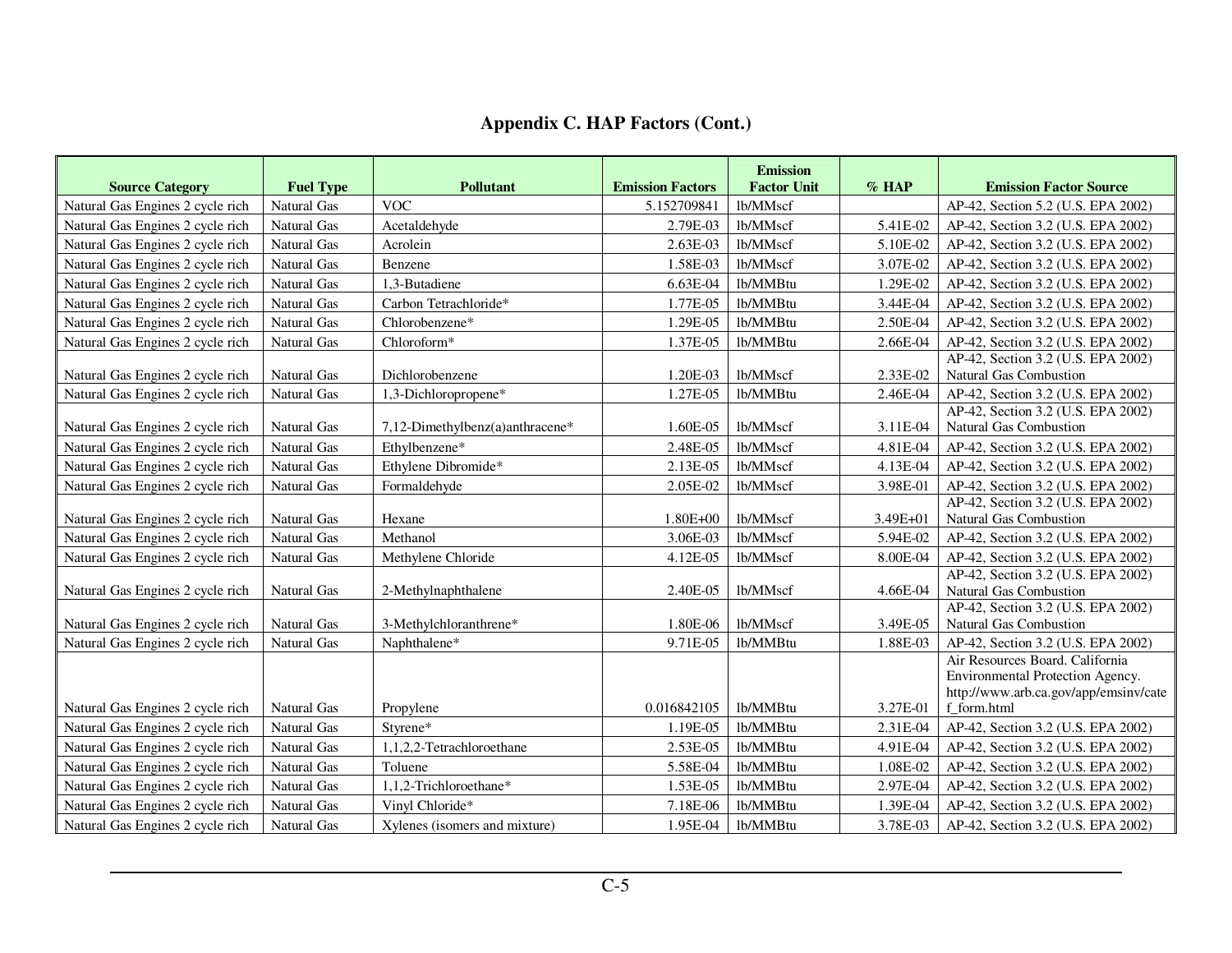# Appendix C. HAP Factors (Cont.)

| Source Category | Fuel Type | Pollutant | Emission Factors | Emission Factor Unit | % HAP | Emission Factor Source |
|---|---|---|---|---|---|---|
| Natural Gas Engines 2 cycle rich | Natural Gas | VOC | 5.152709841 | lb/MMscf | | AP-42, Section 5.2 (U.S. EPA 2002) |
| Natural Gas Engines 2 cycle rich | Natural Gas | Acetaldehyde | 2.79E-03 | lb/MMscf | 5.41E-02 | AP-42, Section 3.2 (U.S. EPA 2002) |
| Natural Gas Engines 2 cycle rich | Natural Gas | Acrolein | 2.63E-03 | lb/MMscf | 5.10E-02 | AP-42, Section 3.2 (U.S. EPA 2002) |
| Natural Gas Engines 2 cycle rich | Natural Gas | Benzene | 1.58E-03 | lb/MMscf | 3.07E-02 | AP-42, Section 3.2 (U.S. EPA 2002) |
| Natural Gas Engines 2 cycle rich | Natural Gas | 1,3-Butadiene | 6.63E-04 | lb/MMBtu | 1.29E-02 | AP-42, Section 3.2 (U.S. EPA 2002) |
| Natural Gas Engines 2 cycle rich | Natural Gas | Carbon Tetrachloride* | 1.77E-05 | lb/MMBtu | 3.44E-04 | AP-42, Section 3.2 (U.S. EPA 2002) |
| Natural Gas Engines 2 cycle rich | Natural Gas | Chlorobenzene* | 1.29E-05 | lb/MMBtu | 2.50E-04 | AP-42, Section 3.2 (U.S. EPA 2002) |
| Natural Gas Engines 2 cycle rich | Natural Gas | Chloroform* | 1.37E-05 | lb/MMBtu | 2.66E-04 | AP-42, Section 3.2 (U.S. EPA 2002) |
| Natural Gas Engines 2 cycle rich | Natural Gas | Dichlorobenzene | 1.20E-03 | lb/MMscf | 2.33E-02 | AP-42, Section 3.2 (U.S. EPA 2002) Natural Gas Combustion |
| Natural Gas Engines 2 cycle rich | Natural Gas | 1,3-Dichloropropene* | 1.27E-05 | lb/MMBtu | 2.46E-04 | AP-42, Section 3.2 (U.S. EPA 2002) |
| Natural Gas Engines 2 cycle rich | Natural Gas | 7,12-Dimethylbenz(a)anthracene* | 1.60E-05 | lb/MMscf | 3.11E-04 | AP-42, Section 3.2 (U.S. EPA 2002) Natural Gas Combustion |
| Natural Gas Engines 2 cycle rich | Natural Gas | Ethylbenzene* | 2.48E-05 | lb/MMscf | 4.81E-04 | AP-42, Section 3.2 (U.S. EPA 2002) |
| Natural Gas Engines 2 cycle rich | Natural Gas | Ethylene Dibromide* | 2.13E-05 | lb/MMscf | 4.13E-04 | AP-42, Section 3.2 (U.S. EPA 2002) |
| Natural Gas Engines 2 cycle rich | Natural Gas | Formaldehyde | 2.05E-02 | lb/MMscf | 3.98E-01 | AP-42, Section 3.2 (U.S. EPA 2002) |
| Natural Gas Engines 2 cycle rich | Natural Gas | Hexane | 1.80E+00 | lb/MMscf | 3.49E+01 | AP-42, Section 3.2 (U.S. EPA 2002) Natural Gas Combustion |
| Natural Gas Engines 2 cycle rich | Natural Gas | Methanol | 3.06E-03 | lb/MMscf | 5.94E-02 | AP-42, Section 3.2 (U.S. EPA 2002) |
| Natural Gas Engines 2 cycle rich | Natural Gas | Methylene Chloride | 4.12E-05 | lb/MMscf | 8.00E-04 | AP-42, Section 3.2 (U.S. EPA 2002) |
| Natural Gas Engines 2 cycle rich | Natural Gas | 2-Methylnaphthalene | 2.40E-05 | lb/MMscf | 4.66E-04 | AP-42, Section 3.2 (U.S. EPA 2002) Natural Gas Combustion |
| Natural Gas Engines 2 cycle rich | Natural Gas | 3-Methylchloranthrene* | 1.80E-06 | lb/MMscf | 3.49E-05 | AP-42, Section 3.2 (U.S. EPA 2002) Natural Gas Combustion |
| Natural Gas Engines 2 cycle rich | Natural Gas | Naphthalene* | 9.71E-05 | lb/MMBtu | 1.88E-03 | AP-42, Section 3.2 (U.S. EPA 2002) |
| Natural Gas Engines 2 cycle rich | Natural Gas | Propylene | 0.016842105 | lb/MMBtu | 3.27E-01 | Air Resources Board. California Environmental Protection Agency. http://www.arb.ca.gov/app/emsinv/catef_form.html |
| Natural Gas Engines 2 cycle rich | Natural Gas | Styrene* | 1.19E-05 | lb/MMBtu | 2.31E-04 | AP-42, Section 3.2 (U.S. EPA 2002) |
| Natural Gas Engines 2 cycle rich | Natural Gas | 1,1,2,2-Tetrachloroethane | 2.53E-05 | lb/MMBtu | 4.91E-04 | AP-42, Section 3.2 (U.S. EPA 2002) |
| Natural Gas Engines 2 cycle rich | Natural Gas | Toluene | 5.58E-04 | lb/MMBtu | 1.08E-02 | AP-42, Section 3.2 (U.S. EPA 2002) |
| Natural Gas Engines 2 cycle rich | Natural Gas | 1,1,2-Trichloroethane* | 1.53E-05 | lb/MMBtu | 2.97E-04 | AP-42, Section 3.2 (U.S. EPA 2002) |
| Natural Gas Engines 2 cycle rich | Natural Gas | Vinyl Chloride* | 7.18E-06 | lb/MMBtu | 1.39E-04 | AP-42, Section 3.2 (U.S. EPA 2002) |
| Natural Gas Engines 2 cycle rich | Natural Gas | Xylenes (isomers and mixture) | 1.95E-04 | lb/MMBtu | 3.78E-03 | AP-42, Section 3.2 (U.S. EPA 2002) |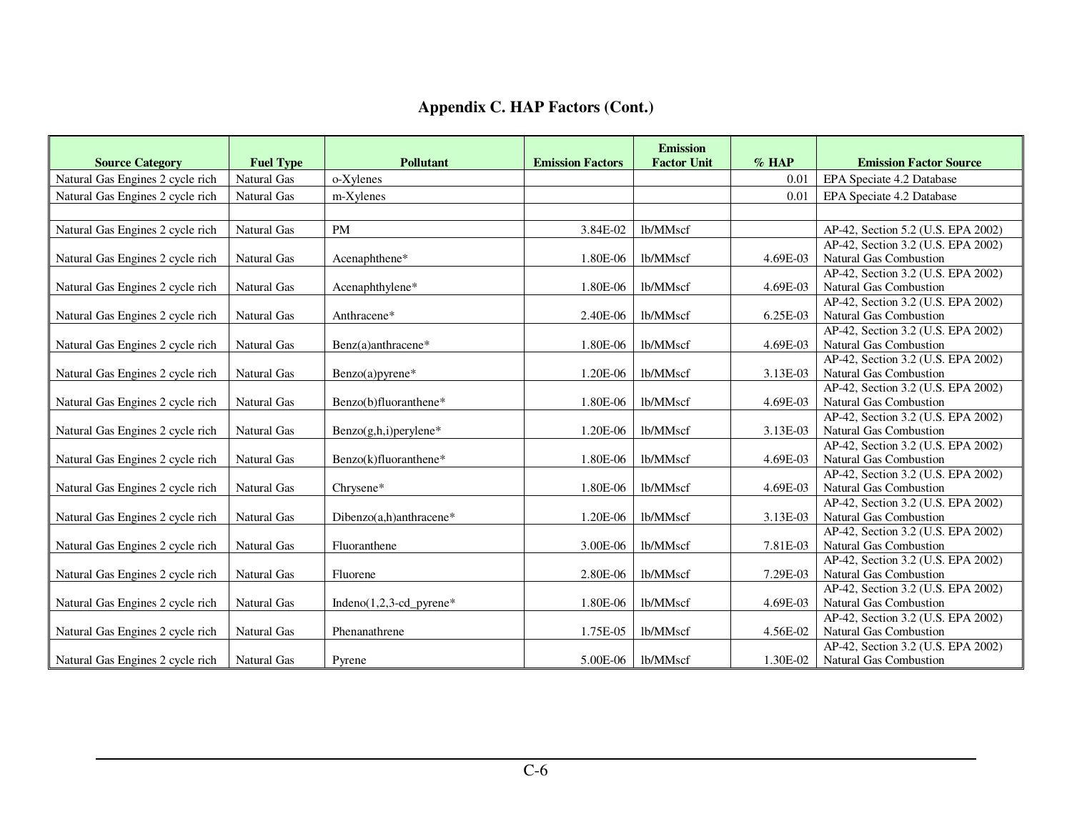## Appendix C. HAP Factors (Cont.)

| Source Category | Fuel Type | Pollutant | Emission Factors | Emission Factor Unit | % HAP | Emission Factor Source |
|---|---|---|---|---|---|---|
| Natural Gas Engines 2 cycle rich | Natural Gas | o-Xylenes | | | 0.01 | EPA Speciate 4.2 Database |
| Natural Gas Engines 2 cycle rich | Natural Gas | m-Xylenes | | | 0.01 | EPA Speciate 4.2 Database |
| | | | | | | |
| Natural Gas Engines 2 cycle rich | Natural Gas | PM | 3.84E-02 | lb/MMscf | | AP-42, Section 5.2 (U.S. EPA 2002) |
| Natural Gas Engines 2 cycle rich | Natural Gas | Acenaphthene* | 1.80E-06 | lb/MMscf | 4.69E-03 | AP-42, Section 3.2 (U.S. EPA 2002) Natural Gas Combustion |
| Natural Gas Engines 2 cycle rich | Natural Gas | Acenaphthylene* | 1.80E-06 | lb/MMscf | 4.69E-03 | AP-42, Section 3.2 (U.S. EPA 2002) Natural Gas Combustion |
| Natural Gas Engines 2 cycle rich | Natural Gas | Anthracene* | 2.40E-06 | lb/MMscf | 6.25E-03 | AP-42, Section 3.2 (U.S. EPA 2002) Natural Gas Combustion |
| Natural Gas Engines 2 cycle rich | Natural Gas | Benz(a)anthracene* | 1.80E-06 | lb/MMscf | 4.69E-03 | AP-42, Section 3.2 (U.S. EPA 2002) Natural Gas Combustion |
| Natural Gas Engines 2 cycle rich | Natural Gas | Benzo(a)pyrene* | 1.20E-06 | lb/MMscf | 3.13E-03 | AP-42, Section 3.2 (U.S. EPA 2002) Natural Gas Combustion |
| Natural Gas Engines 2 cycle rich | Natural Gas | Benzo(b)fluoranthene* | 1.80E-06 | lb/MMscf | 4.69E-03 | AP-42, Section 3.2 (U.S. EPA 2002) Natural Gas Combustion |
| Natural Gas Engines 2 cycle rich | Natural Gas | Benzo(g,h,i)perylene* | 1.20E-06 | lb/MMscf | 3.13E-03 | AP-42, Section 3.2 (U.S. EPA 2002) Natural Gas Combustion |
| Natural Gas Engines 2 cycle rich | Natural Gas | Benzo(k)fluoranthene* | 1.80E-06 | lb/MMscf | 4.69E-03 | AP-42, Section 3.2 (U.S. EPA 2002) Natural Gas Combustion |
| Natural Gas Engines 2 cycle rich | Natural Gas | Chrysene* | 1.80E-06 | lb/MMscf | 4.69E-03 | AP-42, Section 3.2 (U.S. EPA 2002) Natural Gas Combustion |
| Natural Gas Engines 2 cycle rich | Natural Gas | Dibenzo(a,h)anthracene* | 1.20E-06 | lb/MMscf | 3.13E-03 | AP-42, Section 3.2 (U.S. EPA 2002) Natural Gas Combustion |
| Natural Gas Engines 2 cycle rich | Natural Gas | Fluoranthene | 3.00E-06 | lb/MMscf | 7.81E-03 | AP-42, Section 3.2 (U.S. EPA 2002) Natural Gas Combustion |
| Natural Gas Engines 2 cycle rich | Natural Gas | Fluorene | 2.80E-06 | lb/MMscf | 7.29E-03 | AP-42, Section 3.2 (U.S. EPA 2002) Natural Gas Combustion |
| Natural Gas Engines 2 cycle rich | Natural Gas | Indeno(1,2,3-cd_pyrene* | 1.80E-06 | lb/MMscf | 4.69E-03 | AP-42, Section 3.2 (U.S. EPA 2002) Natural Gas Combustion |
| Natural Gas Engines 2 cycle rich | Natural Gas | Phenanathrene | 1.75E-05 | lb/MMscf | 4.56E-02 | AP-42, Section 3.2 (U.S. EPA 2002) Natural Gas Combustion |
| Natural Gas Engines 2 cycle rich | Natural Gas | Pyrene | 5.00E-06 | lb/MMscf | 1.30E-02 | AP-42, Section 3.2 (U.S. EPA 2002) Natural Gas Combustion |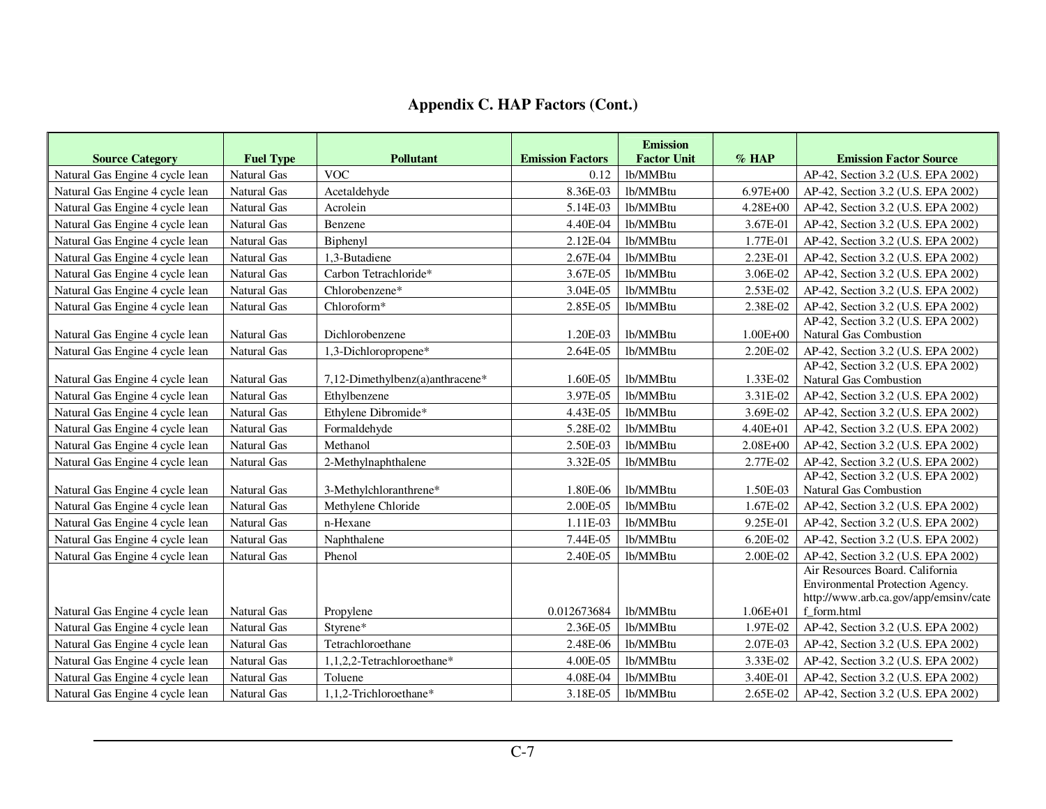## Appendix C. HAP Factors (Cont.)

| Source Category | Fuel Type | Pollutant | Emission Factors | Emission Factor Unit | % HAP | Emission Factor Source |
|---|---|---|---|---|---|---|
| Natural Gas Engine 4 cycle lean | Natural Gas | VOC | 0.12 | lb/MMBtu | | AP-42, Section 3.2 (U.S. EPA 2002) |
| Natural Gas Engine 4 cycle lean | Natural Gas | Acetaldehyde | 8.36E-03 | lb/MMBtu | 6.97E+00 | AP-42, Section 3.2 (U.S. EPA 2002) |
| Natural Gas Engine 4 cycle lean | Natural Gas | Acrolein | 5.14E-03 | lb/MMBtu | 4.28E+00 | AP-42, Section 3.2 (U.S. EPA 2002) |
| Natural Gas Engine 4 cycle lean | Natural Gas | Benzene | 4.40E-04 | lb/MMBtu | 3.67E-01 | AP-42, Section 3.2 (U.S. EPA 2002) |
| Natural Gas Engine 4 cycle lean | Natural Gas | Biphenyl | 2.12E-04 | lb/MMBtu | 1.77E-01 | AP-42, Section 3.2 (U.S. EPA 2002) |
| Natural Gas Engine 4 cycle lean | Natural Gas | 1,3-Butadiene | 2.67E-04 | lb/MMBtu | 2.23E-01 | AP-42, Section 3.2 (U.S. EPA 2002) |
| Natural Gas Engine 4 cycle lean | Natural Gas | Carbon Tetrachloride* | 3.67E-05 | lb/MMBtu | 3.06E-02 | AP-42, Section 3.2 (U.S. EPA 2002) |
| Natural Gas Engine 4 cycle lean | Natural Gas | Chlorobenzene* | 3.04E-05 | lb/MMBtu | 2.53E-02 | AP-42, Section 3.2 (U.S. EPA 2002) |
| Natural Gas Engine 4 cycle lean | Natural Gas | Chloroform* | 2.85E-05 | lb/MMBtu | 2.38E-02 | AP-42, Section 3.2 (U.S. EPA 2002) |
| Natural Gas Engine 4 cycle lean | Natural Gas | Dichlorobenzene | 1.20E-03 | lb/MMBtu | 1.00E+00 | AP-42, Section 3.2 (U.S. EPA 2002) Natural Gas Combustion |
| Natural Gas Engine 4 cycle lean | Natural Gas | 1,3-Dichloropropene* | 2.64E-05 | lb/MMBtu | 2.20E-02 | AP-42, Section 3.2 (U.S. EPA 2002) |
| Natural Gas Engine 4 cycle lean | Natural Gas | 7,12-Dimethylbenz(a)anthracene* | 1.60E-05 | lb/MMBtu | 1.33E-02 | AP-42, Section 3.2 (U.S. EPA 2002) Natural Gas Combustion |
| Natural Gas Engine 4 cycle lean | Natural Gas | Ethylbenzene | 3.97E-05 | lb/MMBtu | 3.31E-02 | AP-42, Section 3.2 (U.S. EPA 2002) |
| Natural Gas Engine 4 cycle lean | Natural Gas | Ethylene Dibromide* | 4.43E-05 | lb/MMBtu | 3.69E-02 | AP-42, Section 3.2 (U.S. EPA 2002) |
| Natural Gas Engine 4 cycle lean | Natural Gas | Formaldehyde | 5.28E-02 | lb/MMBtu | 4.40E+01 | AP-42, Section 3.2 (U.S. EPA 2002) |
| Natural Gas Engine 4 cycle lean | Natural Gas | Methanol | 2.50E-03 | lb/MMBtu | 2.08E+00 | AP-42, Section 3.2 (U.S. EPA 2002) |
| Natural Gas Engine 4 cycle lean | Natural Gas | 2-Methylnaphthalene | 3.32E-05 | lb/MMBtu | 2.77E-02 | AP-42, Section 3.2 (U.S. EPA 2002) |
| Natural Gas Engine 4 cycle lean | Natural Gas | 3-Methylchloranthrene* | 1.80E-06 | lb/MMBtu | 1.50E-03 | AP-42, Section 3.2 (U.S. EPA 2002) Natural Gas Combustion |
| Natural Gas Engine 4 cycle lean | Natural Gas | Methylene Chloride | 2.00E-05 | lb/MMBtu | 1.67E-02 | AP-42, Section 3.2 (U.S. EPA 2002) |
| Natural Gas Engine 4 cycle lean | Natural Gas | n-Hexane | 1.11E-03 | lb/MMBtu | 9.25E-01 | AP-42, Section 3.2 (U.S. EPA 2002) |
| Natural Gas Engine 4 cycle lean | Natural Gas | Naphthalene | 7.44E-05 | lb/MMBtu | 6.20E-02 | AP-42, Section 3.2 (U.S. EPA 2002) |
| Natural Gas Engine 4 cycle lean | Natural Gas | Phenol | 2.40E-05 | lb/MMBtu | 2.00E-02 | AP-42, Section 3.2 (U.S. EPA 2002) |
| Natural Gas Engine 4 cycle lean | Natural Gas | Propylene | 0.012673684 | lb/MMBtu | 1.06E+01 | Air Resources Board. California Environmental Protection Agency. http://www.arb.ca.gov/app/emsinv/catef_form.html |
| Natural Gas Engine 4 cycle lean | Natural Gas | Styrene* | 2.36E-05 | lb/MMBtu | 1.97E-02 | AP-42, Section 3.2 (U.S. EPA 2002) |
| Natural Gas Engine 4 cycle lean | Natural Gas | Tetrachloroethane | 2.48E-06 | lb/MMBtu | 2.07E-03 | AP-42, Section 3.2 (U.S. EPA 2002) |
| Natural Gas Engine 4 cycle lean | Natural Gas | 1,1,2,2-Tetrachloroethane* | 4.00E-05 | lb/MMBtu | 3.33E-02 | AP-42, Section 3.2 (U.S. EPA 2002) |
| Natural Gas Engine 4 cycle lean | Natural Gas | Toluene | 4.08E-04 | lb/MMBtu | 3.40E-01 | AP-42, Section 3.2 (U.S. EPA 2002) |
| Natural Gas Engine 4 cycle lean | Natural Gas | 1,1,2-Trichloroethane* | 3.18E-05 | lb/MMBtu | 2.65E-02 | AP-42, Section 3.2 (U.S. EPA 2002) |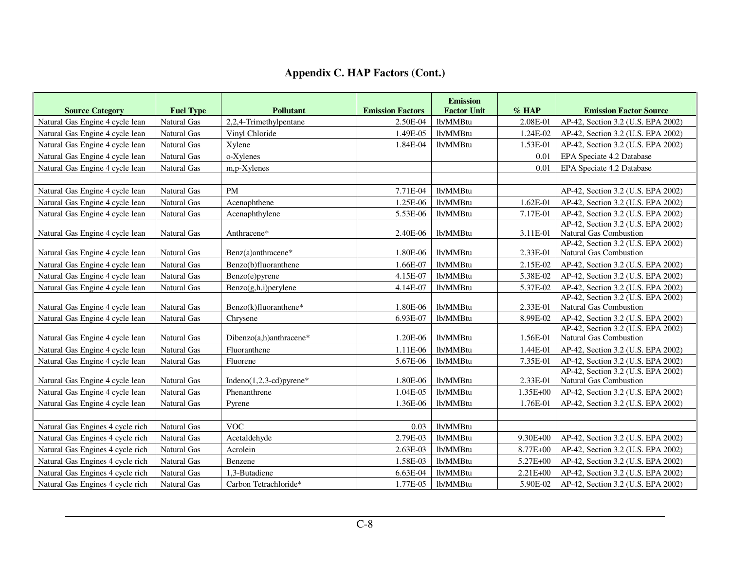## Appendix C. HAP Factors (Cont.)

| Source Category | Fuel Type | Pollutant | Emission Factors | Emission Factor Unit | % HAP | Emission Factor Source |
|---|---|---|---|---|---|---|
| Natural Gas Engine 4 cycle lean | Natural Gas | 2,2,4-Trimethylpentane | 2.50E-04 | lb/MMBtu | 2.08E-01 | AP-42, Section 3.2 (U.S. EPA 2002) |
| Natural Gas Engine 4 cycle lean | Natural Gas | Vinyl Chloride | 1.49E-05 | lb/MMBtu | 1.24E-02 | AP-42, Section 3.2 (U.S. EPA 2002) |
| Natural Gas Engine 4 cycle lean | Natural Gas | Xylene | 1.84E-04 | lb/MMBtu | 1.53E-01 | AP-42, Section 3.2 (U.S. EPA 2002) |
| Natural Gas Engine 4 cycle lean | Natural Gas | o-Xylenes | | | 0.01 | EPA Speciate 4.2 Database |
| Natural Gas Engine 4 cycle lean | Natural Gas | m,p-Xylenes | | | 0.01 | EPA Speciate 4.2 Database |
| | | | | | | |
| Natural Gas Engine 4 cycle lean | Natural Gas | PM | 7.71E-04 | lb/MMBtu | | AP-42, Section 3.2 (U.S. EPA 2002) |
| Natural Gas Engine 4 cycle lean | Natural Gas | Acenaphthene | 1.25E-06 | lb/MMBtu | 1.62E-01 | AP-42, Section 3.2 (U.S. EPA 2002) |
| Natural Gas Engine 4 cycle lean | Natural Gas | Acenaphthylene | 5.53E-06 | lb/MMBtu | 7.17E-01 | AP-42, Section 3.2 (U.S. EPA 2002) |
| Natural Gas Engine 4 cycle lean | Natural Gas | Anthracene* | 2.40E-06 | lb/MMBtu | 3.11E-01 | AP-42, Section 3.2 (U.S. EPA 2002) Natural Gas Combustion |
| Natural Gas Engine 4 cycle lean | Natural Gas | Benz(a)anthracene* | 1.80E-06 | lb/MMBtu | 2.33E-01 | AP-42, Section 3.2 (U.S. EPA 2002) Natural Gas Combustion |
| Natural Gas Engine 4 cycle lean | Natural Gas | Benzo(b)fluoranthene | 1.66E-07 | lb/MMBtu | 2.15E-02 | AP-42, Section 3.2 (U.S. EPA 2002) |
| Natural Gas Engine 4 cycle lean | Natural Gas | Benzo(e)pyrene | 4.15E-07 | lb/MMBtu | 5.38E-02 | AP-42, Section 3.2 (U.S. EPA 2002) |
| Natural Gas Engine 4 cycle lean | Natural Gas | Benzo(g,h,i)perylene | 4.14E-07 | lb/MMBtu | 5.37E-02 | AP-42, Section 3.2 (U.S. EPA 2002) |
| Natural Gas Engine 4 cycle lean | Natural Gas | Benzo(k)fluoranthene* | 1.80E-06 | lb/MMBtu | 2.33E-01 | AP-42, Section 3.2 (U.S. EPA 2002) Natural Gas Combustion |
| Natural Gas Engine 4 cycle lean | Natural Gas | Chrysene | 6.93E-07 | lb/MMBtu | 8.99E-02 | AP-42, Section 3.2 (U.S. EPA 2002) |
| Natural Gas Engine 4 cycle lean | Natural Gas | Dibenzo(a,h)anthracene* | 1.20E-06 | lb/MMBtu | 1.56E-01 | AP-42, Section 3.2 (U.S. EPA 2002) Natural Gas Combustion |
| Natural Gas Engine 4 cycle lean | Natural Gas | Fluoranthene | 1.11E-06 | lb/MMBtu | 1.44E-01 | AP-42, Section 3.2 (U.S. EPA 2002) |
| Natural Gas Engine 4 cycle lean | Natural Gas | Fluorene | 5.67E-06 | lb/MMBtu | 7.35E-01 | AP-42, Section 3.2 (U.S. EPA 2002) |
| Natural Gas Engine 4 cycle lean | Natural Gas | Indeno(1,2,3-cd)pyrene* | 1.80E-06 | lb/MMBtu | 2.33E-01 | AP-42, Section 3.2 (U.S. EPA 2002) Natural Gas Combustion |
| Natural Gas Engine 4 cycle lean | Natural Gas | Phenanthrene | 1.04E-05 | lb/MMBtu | 1.35E+00 | AP-42, Section 3.2 (U.S. EPA 2002) |
| Natural Gas Engine 4 cycle lean | Natural Gas | Pyrene | 1.36E-06 | lb/MMBtu | 1.76E-01 | AP-42, Section 3.2 (U.S. EPA 2002) |
| | | | | | | |
| Natural Gas Engines 4 cycle rich | Natural Gas | VOC | 0.03 | lb/MMBtu | | |
| Natural Gas Engines 4 cycle rich | Natural Gas | Acetaldehyde | 2.79E-03 | lb/MMBtu | 9.30E+00 | AP-42, Section 3.2 (U.S. EPA 2002) |
| Natural Gas Engines 4 cycle rich | Natural Gas | Acrolein | 2.63E-03 | lb/MMBtu | 8.77E+00 | AP-42, Section 3.2 (U.S. EPA 2002) |
| Natural Gas Engines 4 cycle rich | Natural Gas | Benzene | 1.58E-03 | lb/MMBtu | 5.27E+00 | AP-42, Section 3.2 (U.S. EPA 2002) |
| Natural Gas Engines 4 cycle rich | Natural Gas | 1,3-Butadiene | 6.63E-04 | lb/MMBtu | 2.21E+00 | AP-42, Section 3.2 (U.S. EPA 2002) |
| Natural Gas Engines 4 cycle rich | Natural Gas | Carbon Tetrachloride* | 1.77E-05 | lb/MMBtu | 5.90E-02 | AP-42, Section 3.2 (U.S. EPA 2002) |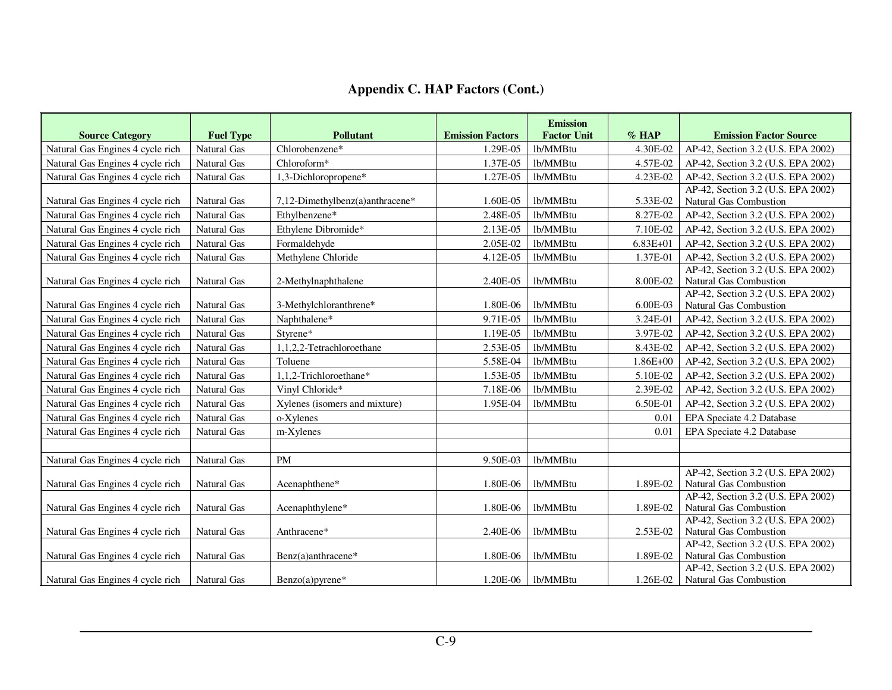## Appendix C. HAP Factors (Cont.)

| Source Category | Fuel Type | Pollutant | Emission Factors | Emission Factor Unit | % HAP | Emission Factor Source |
|---|---|---|---|---|---|---|
| Natural Gas Engines 4 cycle rich | Natural Gas | Chlorobenzene* | 1.29E-05 | lb/MMBtu | 4.30E-02 | AP-42, Section 3.2 (U.S. EPA 2002) |
| Natural Gas Engines 4 cycle rich | Natural Gas | Chloroform* | 1.37E-05 | lb/MMBtu | 4.57E-02 | AP-42, Section 3.2 (U.S. EPA 2002) |
| Natural Gas Engines 4 cycle rich | Natural Gas | 1,3-Dichloropropene* | 1.27E-05 | lb/MMBtu | 4.23E-02 | AP-42, Section 3.2 (U.S. EPA 2002) |
| Natural Gas Engines 4 cycle rich | Natural Gas | 7,12-Dimethylbenz(a)anthracene* | 1.60E-05 | lb/MMBtu | 5.33E-02 | AP-42, Section 3.2 (U.S. EPA 2002) Natural Gas Combustion |
| Natural Gas Engines 4 cycle rich | Natural Gas | Ethylbenzene* | 2.48E-05 | lb/MMBtu | 8.27E-02 | AP-42, Section 3.2 (U.S. EPA 2002) |
| Natural Gas Engines 4 cycle rich | Natural Gas | Ethylene Dibromide* | 2.13E-05 | lb/MMBtu | 7.10E-02 | AP-42, Section 3.2 (U.S. EPA 2002) |
| Natural Gas Engines 4 cycle rich | Natural Gas | Formaldehyde | 2.05E-02 | lb/MMBtu | 6.83E+01 | AP-42, Section 3.2 (U.S. EPA 2002) |
| Natural Gas Engines 4 cycle rich | Natural Gas | Methylene Chloride | 4.12E-05 | lb/MMBtu | 1.37E-01 | AP-42, Section 3.2 (U.S. EPA 2002) |
| Natural Gas Engines 4 cycle rich | Natural Gas | 2-Methylnaphthalene | 2.40E-05 | lb/MMBtu | 8.00E-02 | AP-42, Section 3.2 (U.S. EPA 2002) Natural Gas Combustion |
| Natural Gas Engines 4 cycle rich | Natural Gas | 3-Methylchloranthrene* | 1.80E-06 | lb/MMBtu | 6.00E-03 | AP-42, Section 3.2 (U.S. EPA 2002) Natural Gas Combustion |
| Natural Gas Engines 4 cycle rich | Natural Gas | Naphthalene* | 9.71E-05 | lb/MMBtu | 3.24E-01 | AP-42, Section 3.2 (U.S. EPA 2002) |
| Natural Gas Engines 4 cycle rich | Natural Gas | Styrene* | 1.19E-05 | lb/MMBtu | 3.97E-02 | AP-42, Section 3.2 (U.S. EPA 2002) |
| Natural Gas Engines 4 cycle rich | Natural Gas | 1,1,2,2-Tetrachloroethane | 2.53E-05 | lb/MMBtu | 8.43E-02 | AP-42, Section 3.2 (U.S. EPA 2002) |
| Natural Gas Engines 4 cycle rich | Natural Gas | Toluene | 5.58E-04 | lb/MMBtu | 1.86E+00 | AP-42, Section 3.2 (U.S. EPA 2002) |
| Natural Gas Engines 4 cycle rich | Natural Gas | 1,1,2-Trichloroethane* | 1.53E-05 | lb/MMBtu | 5.10E-02 | AP-42, Section 3.2 (U.S. EPA 2002) |
| Natural Gas Engines 4 cycle rich | Natural Gas | Vinyl Chloride* | 7.18E-06 | lb/MMBtu | 2.39E-02 | AP-42, Section 3.2 (U.S. EPA 2002) |
| Natural Gas Engines 4 cycle rich | Natural Gas | Xylenes (isomers and mixture) | 1.95E-04 | lb/MMBtu | 6.50E-01 | AP-42, Section 3.2 (U.S. EPA 2002) |
| Natural Gas Engines 4 cycle rich | Natural Gas | o-Xylenes | | | 0.01 | EPA Speciate 4.2 Database |
| Natural Gas Engines 4 cycle rich | Natural Gas | m-Xylenes | | | 0.01 | EPA Speciate 4.2 Database |
| | | | | | | |
| Natural Gas Engines 4 cycle rich | Natural Gas | PM | 9.50E-03 | lb/MMBtu | | |
| Natural Gas Engines 4 cycle rich | Natural Gas | Acenaphthene* | 1.80E-06 | lb/MMBtu | 1.89E-02 | AP-42, Section 3.2 (U.S. EPA 2002) Natural Gas Combustion |
| Natural Gas Engines 4 cycle rich | Natural Gas | Acenaphthylene* | 1.80E-06 | lb/MMBtu | 1.89E-02 | AP-42, Section 3.2 (U.S. EPA 2002) Natural Gas Combustion |
| Natural Gas Engines 4 cycle rich | Natural Gas | Anthracene* | 2.40E-06 | lb/MMBtu | 2.53E-02 | AP-42, Section 3.2 (U.S. EPA 2002) Natural Gas Combustion |
| Natural Gas Engines 4 cycle rich | Natural Gas | Benz(a)anthracene* | 1.80E-06 | lb/MMBtu | 1.89E-02 | AP-42, Section 3.2 (U.S. EPA 2002) Natural Gas Combustion |
| Natural Gas Engines 4 cycle rich | Natural Gas | Benzo(a)pyrene* | 1.20E-06 | lb/MMBtu | 1.26E-02 | AP-42, Section 3.2 (U.S. EPA 2002) Natural Gas Combustion |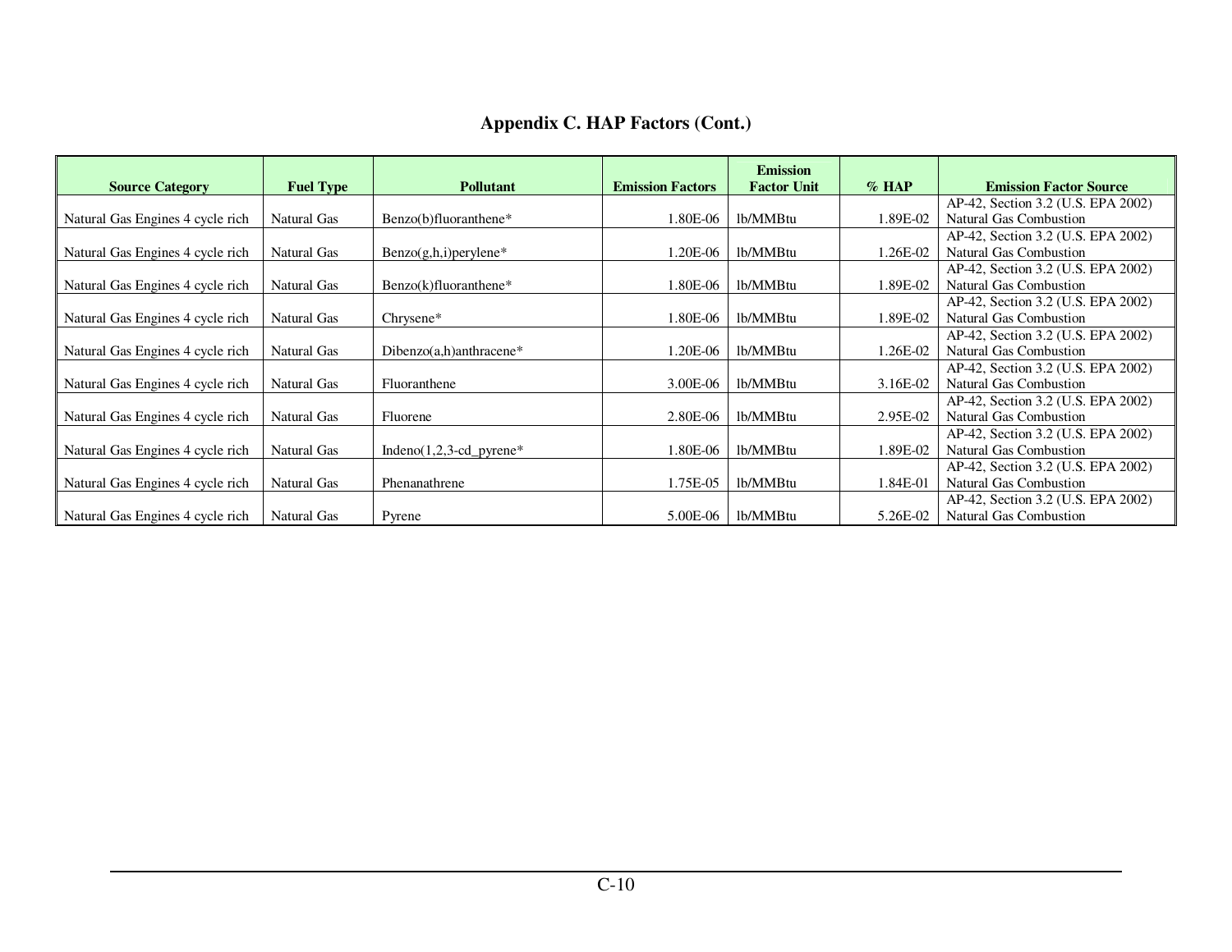## Appendix C. HAP Factors (Cont.)

| Source Category | Fuel Type | Pollutant | Emission Factors | Emission Factor Unit | % HAP | Emission Factor Source |
|---|---|---|---|---|---|---|
| Natural Gas Engines 4 cycle rich | Natural Gas | Benzo(b)fluoranthene* | 1.80E-06 | lb/MMBtu | 1.89E-02 | AP-42, Section 3.2 (U.S. EPA 2002) Natural Gas Combustion |
| Natural Gas Engines 4 cycle rich | Natural Gas | Benzo(g,h,i)perylene* | 1.20E-06 | lb/MMBtu | 1.26E-02 | AP-42, Section 3.2 (U.S. EPA 2002) Natural Gas Combustion |
| Natural Gas Engines 4 cycle rich | Natural Gas | Benzo(k)fluoranthene* | 1.80E-06 | lb/MMBtu | 1.89E-02 | AP-42, Section 3.2 (U.S. EPA 2002) Natural Gas Combustion |
| Natural Gas Engines 4 cycle rich | Natural Gas | Chrysene* | 1.80E-06 | lb/MMBtu | 1.89E-02 | AP-42, Section 3.2 (U.S. EPA 2002) Natural Gas Combustion |
| Natural Gas Engines 4 cycle rich | Natural Gas | Dibenzo(a,h)anthracene* | 1.20E-06 | lb/MMBtu | 1.26E-02 | AP-42, Section 3.2 (U.S. EPA 2002) Natural Gas Combustion |
| Natural Gas Engines 4 cycle rich | Natural Gas | Fluoranthene | 3.00E-06 | lb/MMBtu | 3.16E-02 | AP-42, Section 3.2 (U.S. EPA 2002) Natural Gas Combustion |
| Natural Gas Engines 4 cycle rich | Natural Gas | Fluorene | 2.80E-06 | lb/MMBtu | 2.95E-02 | AP-42, Section 3.2 (U.S. EPA 2002) Natural Gas Combustion |
| Natural Gas Engines 4 cycle rich | Natural Gas | Indeno(1,2,3-cd_pyrene* | 1.80E-06 | lb/MMBtu | 1.89E-02 | AP-42, Section 3.2 (U.S. EPA 2002) Natural Gas Combustion |
| Natural Gas Engines 4 cycle rich | Natural Gas | Phenanathrene | 1.75E-05 | lb/MMBtu | 1.84E-01 | AP-42, Section 3.2 (U.S. EPA 2002) Natural Gas Combustion |
| Natural Gas Engines 4 cycle rich | Natural Gas | Pyrene | 5.00E-06 | lb/MMBtu | 5.26E-02 | AP-42, Section 3.2 (U.S. EPA 2002) Natural Gas Combustion |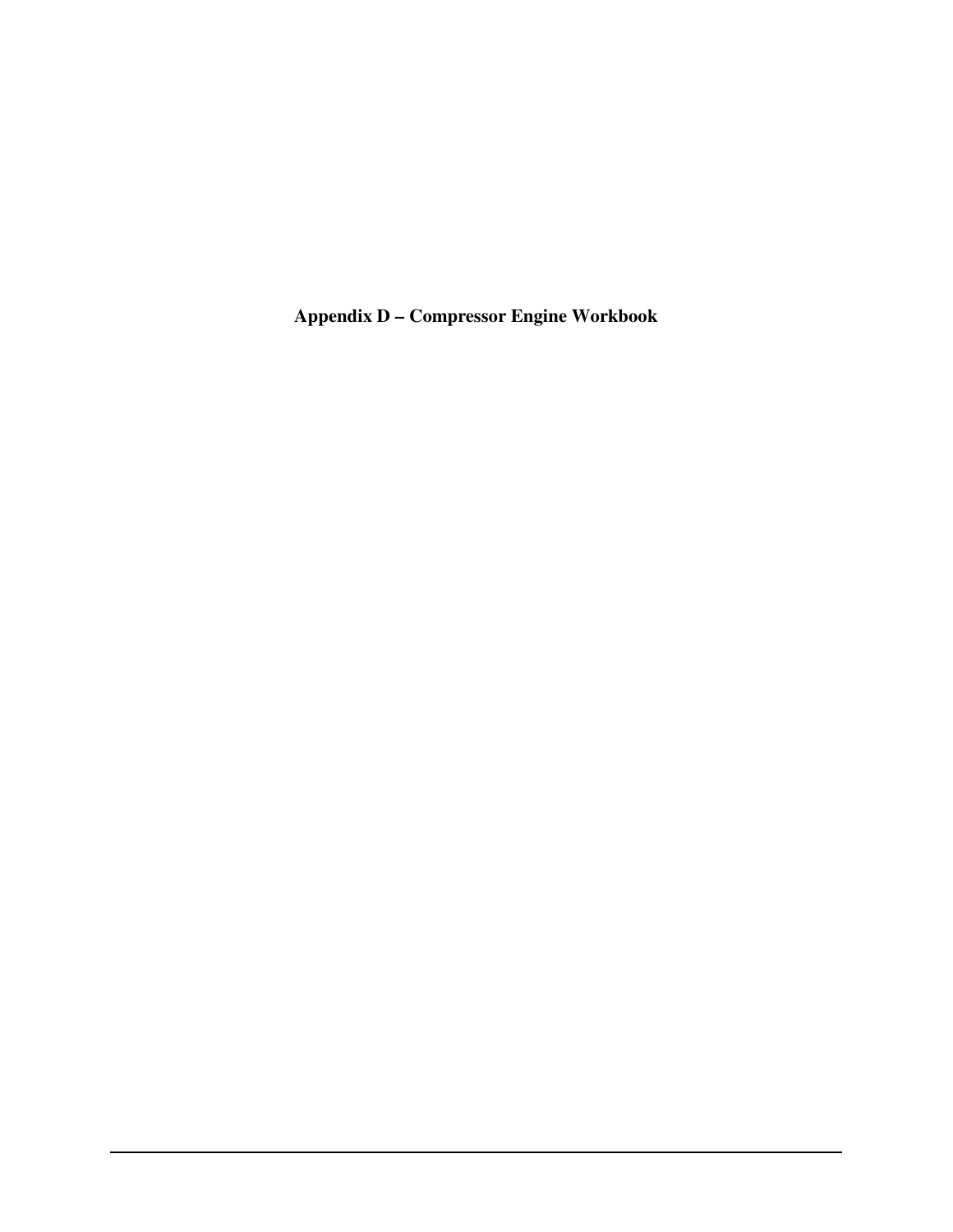# Appendix D – Compressor Engine Workbook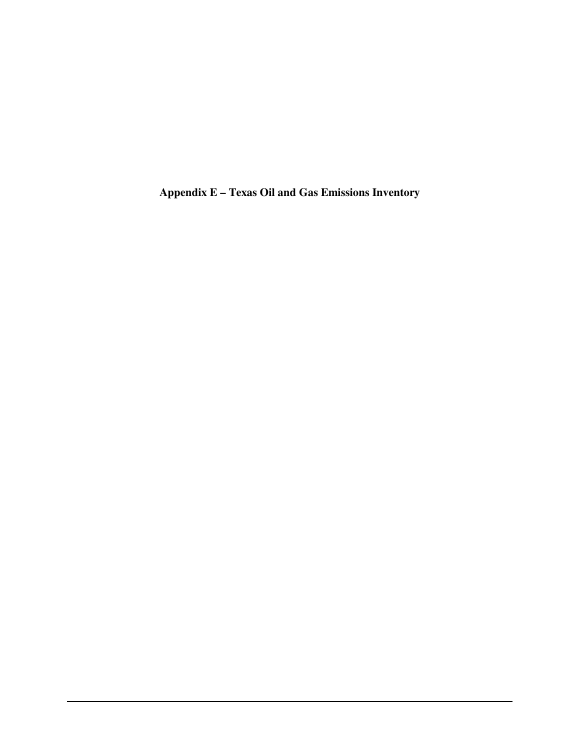# Appendix E – Texas Oil and Gas Emissions Inventory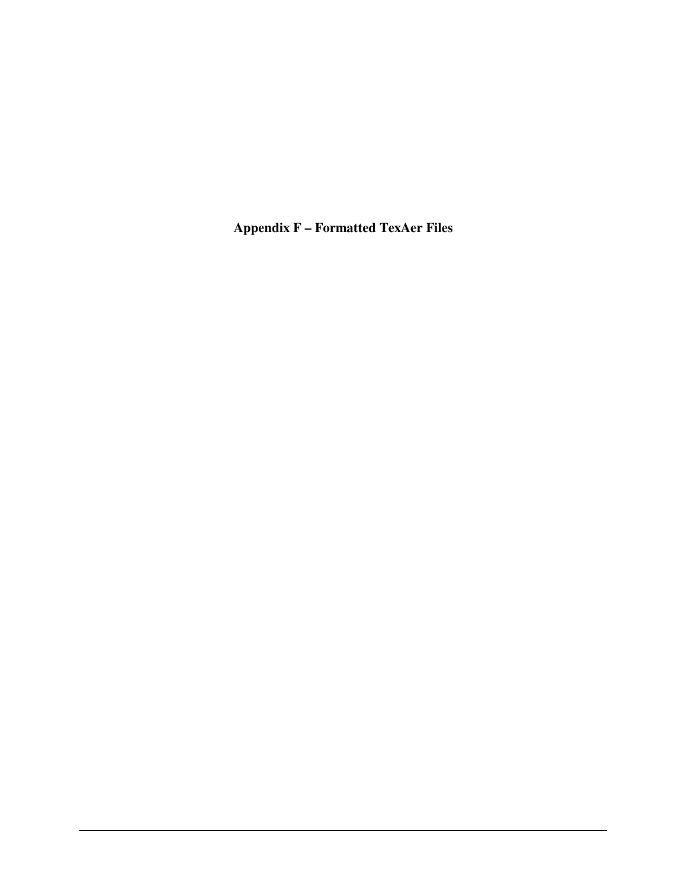**Appendix F – Formatted TexAer Files**